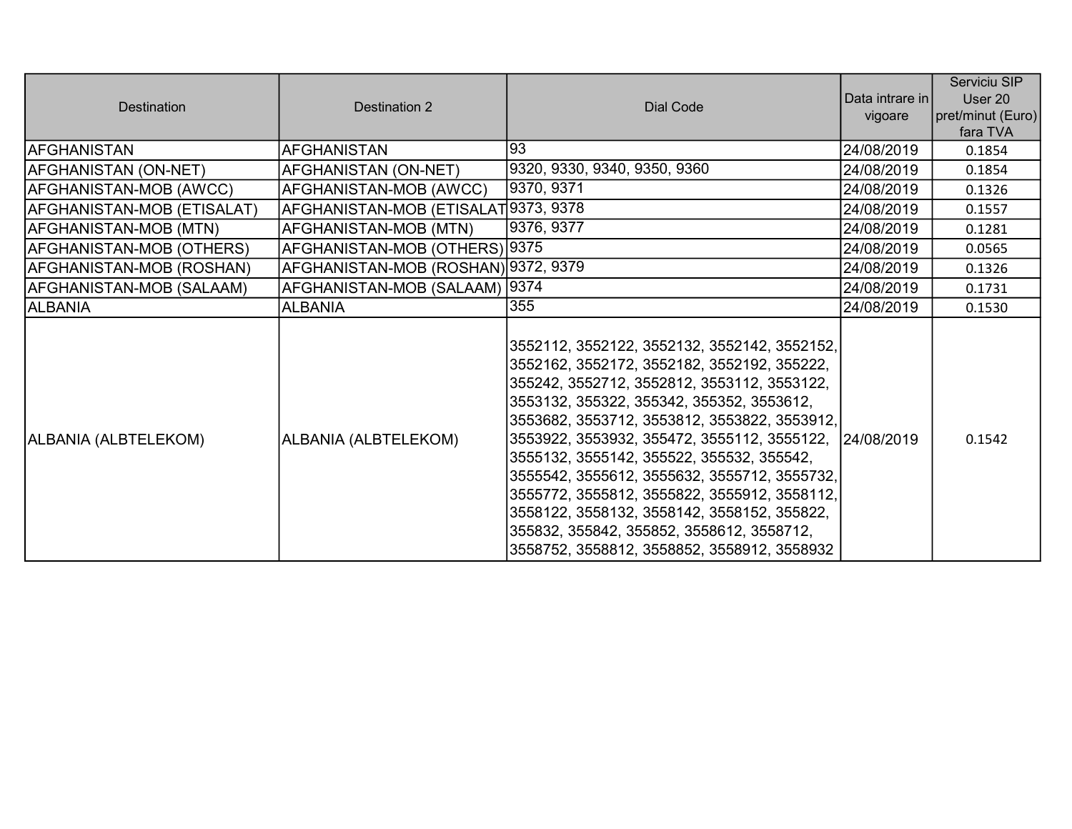| Destination | Destination 2 | Dial Code | Data intrare in vigoare | Serviciu SIP User 20 pret/minut (Euro) fara TVA |
|---|---|---|---|---|
| AFGHANISTAN | AFGHANISTAN | 93 | 24/08/2019 | 0.1854 |
| AFGHANISTAN (ON-NET) | AFGHANISTAN (ON-NET) | 9320, 9330, 9340, 9350, 9360 | 24/08/2019 | 0.1854 |
| AFGHANISTAN-MOB (AWCC) | AFGHANISTAN-MOB (AWCC) | 9370, 9371 | 24/08/2019 | 0.1326 |
| AFGHANISTAN-MOB (ETISALAT) | AFGHANISTAN-MOB (ETISALAT | 9373, 9378 | 24/08/2019 | 0.1557 |
| AFGHANISTAN-MOB (MTN) | AFGHANISTAN-MOB (MTN) | 9376, 9377 | 24/08/2019 | 0.1281 |
| AFGHANISTAN-MOB (OTHERS) | AFGHANISTAN-MOB (OTHERS) | 9375 | 24/08/2019 | 0.0565 |
| AFGHANISTAN-MOB (ROSHAN) | AFGHANISTAN-MOB (ROSHAN) | 9372, 9379 | 24/08/2019 | 0.1326 |
| AFGHANISTAN-MOB (SALAAM) | AFGHANISTAN-MOB (SALAAM) | 9374 | 24/08/2019 | 0.1731 |
| ALBANIA | ALBANIA | 355 | 24/08/2019 | 0.1530 |
| ALBANIA (ALBTELEKOM) | ALBANIA (ALBTELEKOM) | 3552112, 3552122, 3552132, 3552142, 3552152, 3552162, 3552172, 3552182, 3552192, 355222, 355242, 3552712, 3552812, 3553112, 3553122, 3553132, 355322, 355342, 355352, 3553612, 3553682, 3553712, 3553812, 3553822, 3553912, 3553922, 3553932, 355472, 3555112, 3555122, 3555132, 3555142, 355522, 355532, 355542, 3555542, 3555612, 3555632, 3555712, 3555732, 3555772, 3555812, 3555822, 3555912, 3558112, 3558122, 3558132, 3558142, 3558152, 355822, 355832, 355842, 355852, 3558612, 3558712, 3558752, 3558812, 3558852, 3558912, 3558932 | 24/08/2019 | 0.1542 |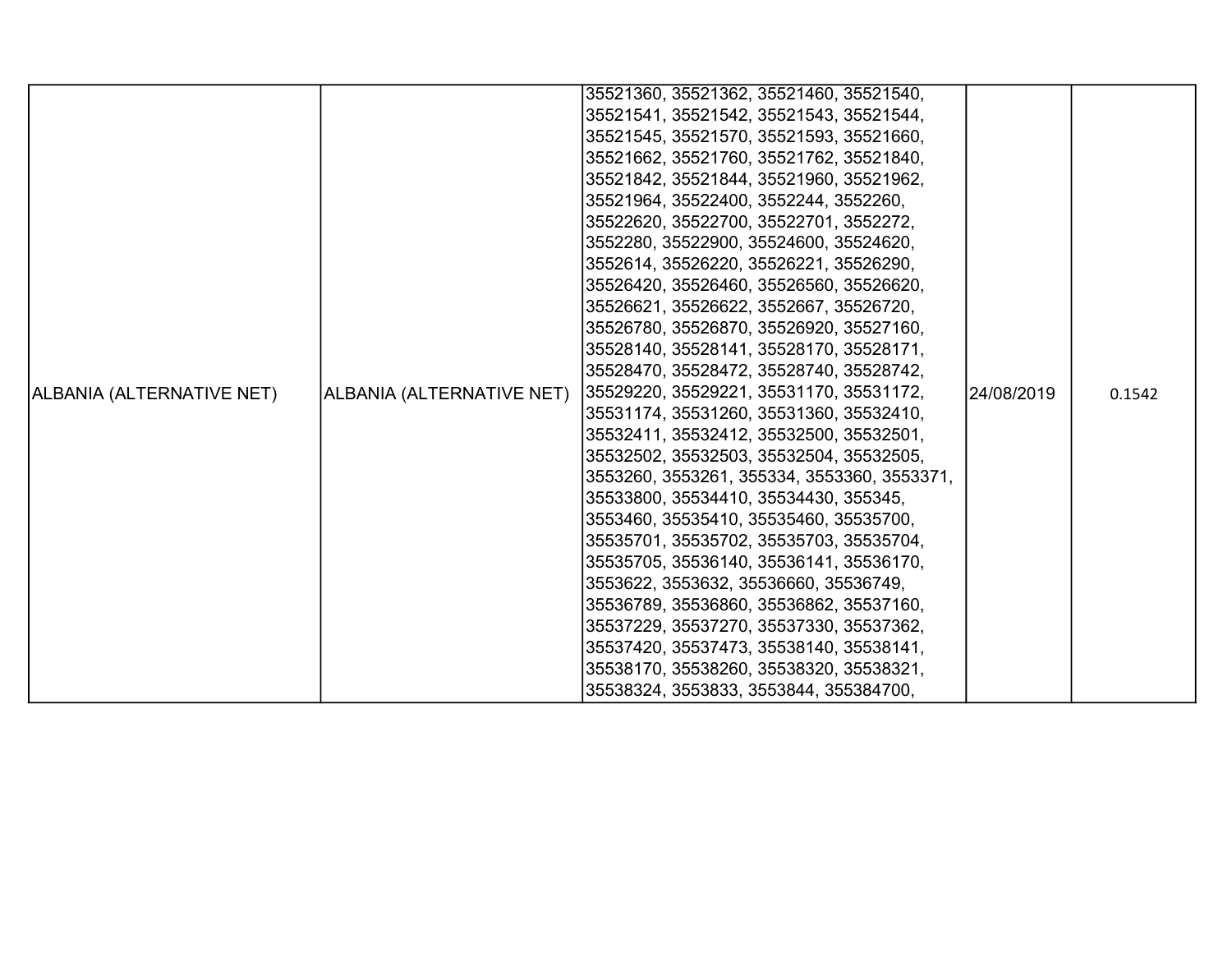| ALBANIA (ALTERNATIVE NET) | ALBANIA (ALTERNATIVE NET) | 35521360, 35521362, 35521460, 35521540, 35521541, 35521542, 35521543, 35521544, 35521545, 35521570, 35521593, 35521660, 35521662, 35521760, 35521762, 35521840, 35521842, 35521844, 35521960, 35521962, 35521964, 35522400, 3552244, 3552260, 35522620, 35522700, 35522701, 3552272, 3552280, 35522900, 35524600, 35524620, 3552614, 35526220, 35526221, 35526290, 35526420, 35526460, 35526560, 35526620, 35526621, 35526622, 3552667, 35526720, 35526780, 35526870, 35526920, 35527160, 35528140, 35528141, 35528170, 35528171, 35528470, 35528472, 35528740, 35528742, 35529220, 35529221, 35531170, 35531172, 35531174, 35531260, 35531360, 35532410, 35532411, 35532412, 35532500, 35532501, 35532502, 35532503, 35532504, 35532505, 3553260, 3553261, 355334, 3553360, 3553371, 35533800, 35534410, 35534430, 355345, 3553460, 35535410, 35535460, 35535700, 35535701, 35535702, 35535703, 35535704, 35535705, 35536140, 35536141, 35536170, 3553622, 3553632, 35536660, 35536749, 35536789, 35536860, 35536862, 35537160, 35537229, 35537270, 35537330, 35537362, 35537420, 35537473, 35538140, 35538141, 35538170, 35538260, 35538320, 35538321, 35538324, 3553833, 3553844, 355384700, | 24/08/2019 | 0.1542 |
|---|---|---|---|---|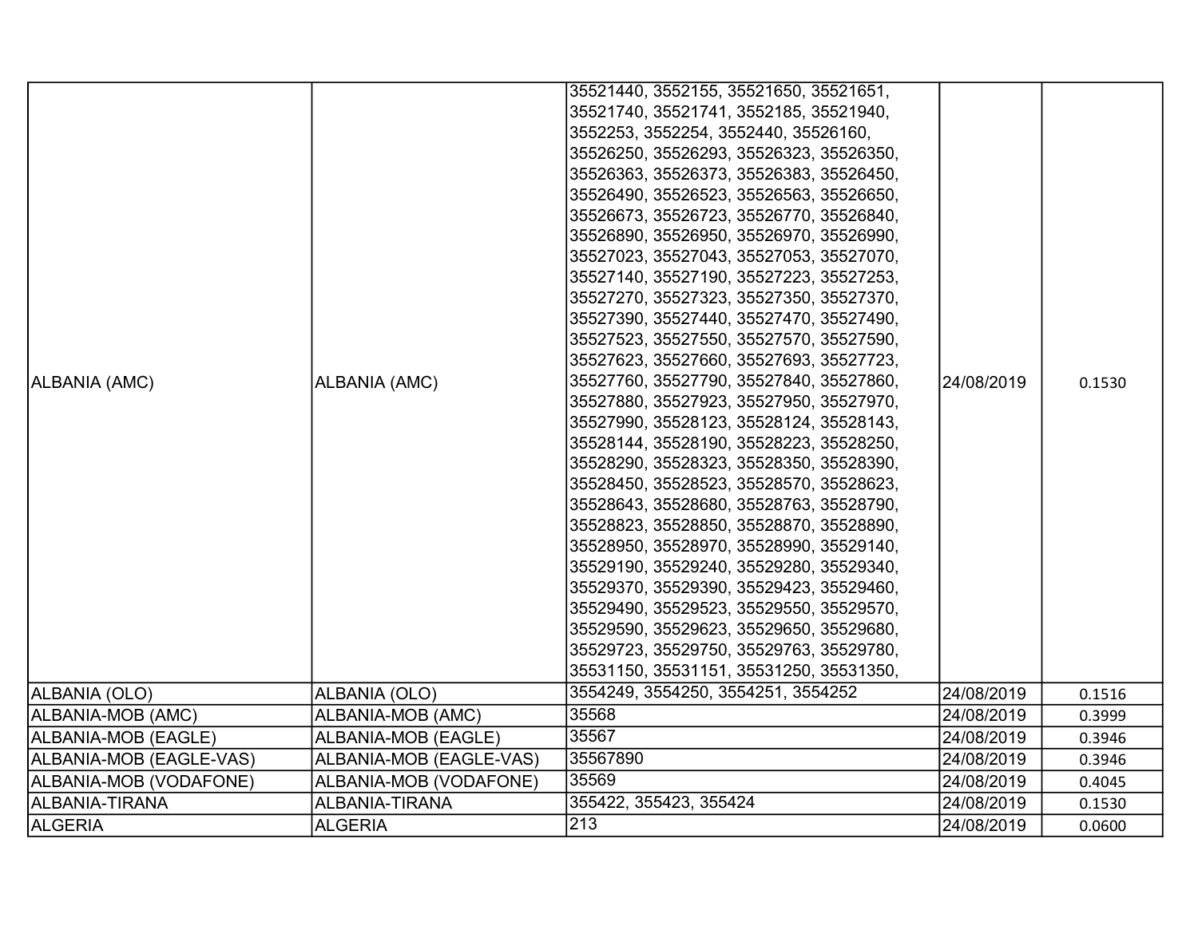| | | | | |
|---|---|---|---|---|
| ALBANIA (AMC) | ALBANIA (AMC) | 35521440, 3552155, 35521650, 35521651, 35521740, 35521741, 3552185, 35521940, 3552253, 3552254, 3552440, 35526160, 35526250, 35526293, 35526323, 35526350, 35526363, 35526373, 35526383, 35526450, 35526490, 35526523, 35526563, 35526650, 35526673, 35526723, 35526770, 35526840, 35526890, 35526950, 35526970, 35526990, 35527023, 35527043, 35527053, 35527070, 35527140, 35527190, 35527223, 35527253, 35527270, 35527323, 35527350, 35527370, 35527390, 35527440, 35527470, 35527490, 35527523, 35527550, 35527570, 35527590, 35527623, 35527660, 35527693, 35527723, 35527760, 35527790, 35527840, 35527860, 35527880, 35527923, 35527950, 35527970, 35527990, 35528123, 35528124, 35528143, 35528144, 35528190, 35528223, 35528250, 35528290, 35528323, 35528350, 35528390, 35528450, 35528523, 35528570, 35528623, 35528643, 35528680, 35528763, 35528790, 35528823, 35528850, 35528870, 35528890, 35528950, 35528970, 35528990, 35529140, 35529190, 35529240, 35529280, 35529340, 35529370, 35529390, 35529423, 35529460, 35529490, 35529523, 35529550, 35529570, 35529590, 35529623, 35529650, 35529680, 35529723, 35529750, 35529763, 35529780, 35531150, 35531151, 35531250, 35531350, | 24/08/2019 | 0.1530 |
| ALBANIA (OLO) | ALBANIA (OLO) | 3554249, 3554250, 3554251, 3554252 | 24/08/2019 | 0.1516 |
| ALBANIA-MOB (AMC) | ALBANIA-MOB (AMC) | 35568 | 24/08/2019 | 0.3999 |
| ALBANIA-MOB (EAGLE) | ALBANIA-MOB (EAGLE) | 35567 | 24/08/2019 | 0.3946 |
| ALBANIA-MOB (EAGLE-VAS) | ALBANIA-MOB (EAGLE-VAS) | 35567890 | 24/08/2019 | 0.3946 |
| ALBANIA-MOB (VODAFONE) | ALBANIA-MOB (VODAFONE) | 35569 | 24/08/2019 | 0.4045 |
| ALBANIA-TIRANA | ALBANIA-TIRANA | 355422, 355423, 355424 | 24/08/2019 | 0.1530 |
| ALGERIA | ALGERIA | 213 | 24/08/2019 | 0.0600 |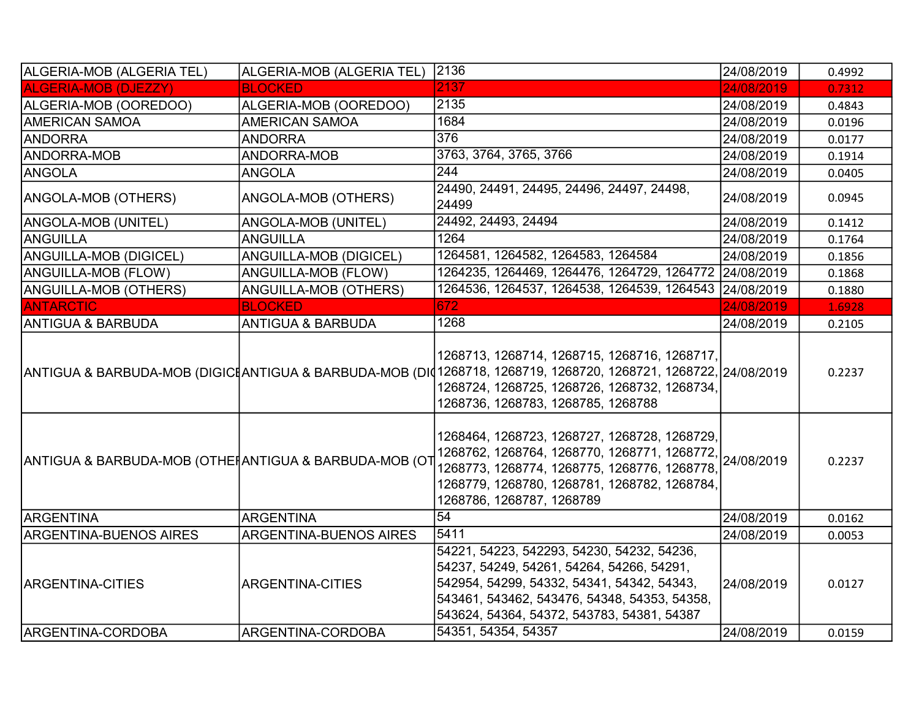| | | | | |
|---|---|---|---|---|
| ALGERIA-MOB (ALGERIA TEL) | ALGERIA-MOB (ALGERIA TEL) | 2136 | 24/08/2019 | 0.4992 |
| ALGERIA-MOB (DJEZZY) | BLOCKED | 2137 | 24/08/2019 | 0.7312 |
| ALGERIA-MOB (OOREDOO) | ALGERIA-MOB (OOREDOO) | 2135 | 24/08/2019 | 0.4843 |
| AMERICAN SAMOA | AMERICAN SAMOA | 1684 | 24/08/2019 | 0.0196 |
| ANDORRA | ANDORRA | 376 | 24/08/2019 | 0.0177 |
| ANDORRA-MOB | ANDORRA-MOB | 3763, 3764, 3765, 3766 | 24/08/2019 | 0.1914 |
| ANGOLA | ANGOLA | 244 | 24/08/2019 | 0.0405 |
| ANGOLA-MOB (OTHERS) | ANGOLA-MOB (OTHERS) | 24490, 24491, 24495, 24496, 24497, 24498, 24499 | 24/08/2019 | 0.0945 |
| ANGOLA-MOB (UNITEL) | ANGOLA-MOB (UNITEL) | 24492, 24493, 24494 | 24/08/2019 | 0.1412 |
| ANGUILLA | ANGUILLA | 1264 | 24/08/2019 | 0.1764 |
| ANGUILLA-MOB (DIGICEL) | ANGUILLA-MOB (DIGICEL) | 1264581, 1264582, 1264583, 1264584 | 24/08/2019 | 0.1856 |
| ANGUILLA-MOB (FLOW) | ANGUILLA-MOB (FLOW) | 1264235, 1264469, 1264476, 1264729, 1264772 | 24/08/2019 | 0.1868 |
| ANGUILLA-MOB (OTHERS) | ANGUILLA-MOB (OTHERS) | 1264536, 1264537, 1264538, 1264539, 1264543 | 24/08/2019 | 0.1880 |
| ANTARCTIC | BLOCKED | 672 | 24/08/2019 | 1.6928 |
| ANTIGUA & BARBUDA | ANTIGUA & BARBUDA | 1268 | 24/08/2019 | 0.2105 |
| ANTIGUA & BARBUDA-MOB (DIGICE | ANTIGUA & BARBUDA-MOB (DI | 1268713, 1268714, 1268715, 1268716, 1268717, 1268718, 1268719, 1268720, 1268721, 1268722, 1268724, 1268725, 1268726, 1268732, 1268734, 1268736, 1268783, 1268785, 1268788 | 24/08/2019 | 0.2237 |
| ANTIGUA & BARBUDA-MOB (OTHE | ANTIGUA & BARBUDA-MOB (OT | 1268464, 1268723, 1268727, 1268728, 1268729, 1268762, 1268764, 1268770, 1268771, 1268772, 1268773, 1268774, 1268775, 1268776, 1268778, 1268779, 1268780, 1268781, 1268782, 1268784, 1268786, 1268787, 1268789 | 24/08/2019 | 0.2237 |
| ARGENTINA | ARGENTINA | 54 | 24/08/2019 | 0.0162 |
| ARGENTINA-BUENOS AIRES | ARGENTINA-BUENOS AIRES | 5411 | 24/08/2019 | 0.0053 |
| ARGENTINA-CITIES | ARGENTINA-CITIES | 54221, 54223, 542293, 54230, 54232, 54236, 54237, 54249, 54261, 54264, 54266, 54291, 542954, 54299, 54332, 54341, 54342, 54343, 543461, 543462, 543476, 54348, 54353, 54358, 543624, 54364, 54372, 543783, 54381, 54387 | 24/08/2019 | 0.0127 |
| ARGENTINA-CORDOBA | ARGENTINA-CORDOBA | 54351, 54354, 54357 | 24/08/2019 | 0.0159 |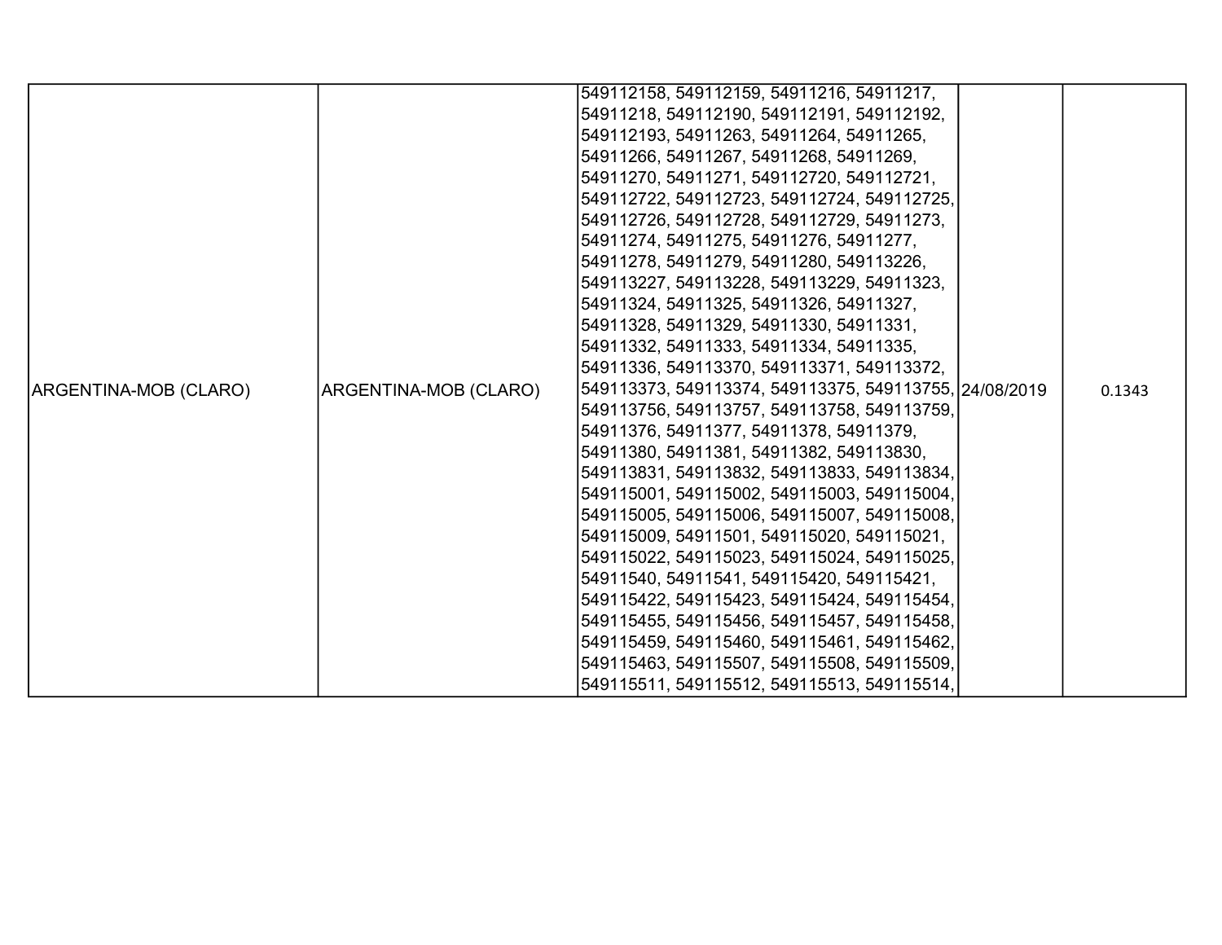| ARGENTINA-MOB (CLARO) | ARGENTINA-MOB (CLARO) | 549112158, 549112159, 54911216, 54911217, 54911218, 549112190, 549112191, 549112192, 549112193, 54911263, 54911264, 54911265, 54911266, 54911267, 54911268, 54911269, 54911270, 54911271, 549112720, 549112721, 549112722, 549112723, 549112724, 549112725, 549112726, 549112728, 549112729, 54911273, 54911274, 54911275, 54911276, 54911277, 54911278, 54911279, 54911280, 549113226, 549113227, 549113228, 549113229, 54911323, 54911324, 54911325, 54911326, 54911327, 54911328, 54911329, 54911330, 54911331, 54911332, 54911333, 54911334, 54911335, 54911336, 549113370, 549113371, 549113372, 549113373, 549113374, 549113375, 549113755, 549113756, 549113757, 549113758, 549113759, 54911376, 54911377, 54911378, 54911379, 54911380, 54911381, 54911382, 549113830, 549113831, 549113832, 549113833, 549113834, 549115001, 549115002, 549115003, 549115004, 549115005, 549115006, 549115007, 549115008, 549115009, 54911501, 549115020, 549115021, 549115022, 549115023, 549115024, 549115025, 54911540, 54911541, 549115420, 549115421, 549115422, 549115423, 549115424, 549115454, 549115455, 549115456, 549115457, 549115458, 549115459, 549115460, 549115461, 549115462, 549115463, 549115507, 549115508, 549115509, 549115511, 549115512, 549115513, 549115514, | 24/08/2019 | 0.1343 |
|---|---|---|---|---|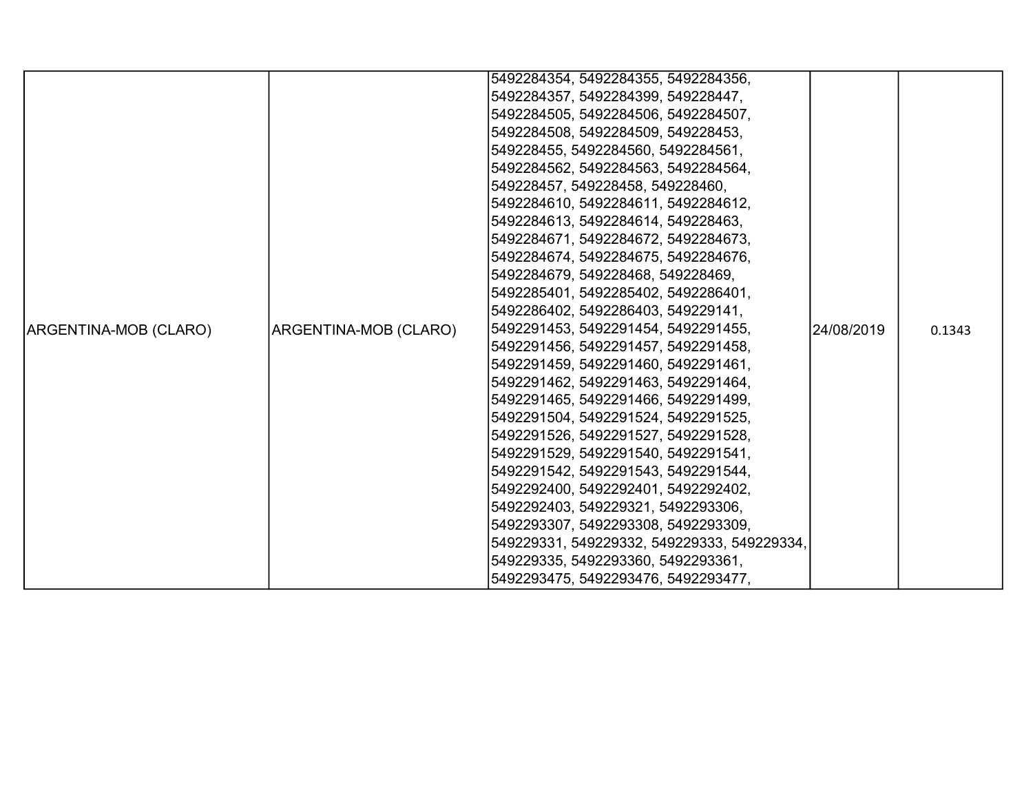| ARGENTINA-MOB (CLARO) | ARGENTINA-MOB (CLARO) | 5492284354, 5492284355, 5492284356, 5492284357, 5492284399, 549228447, 5492284505, 5492284506, 5492284507, 5492284508, 5492284509, 549228453, 549228455, 5492284560, 5492284561, 5492284562, 5492284563, 5492284564, 549228457, 549228458, 549228460, 5492284610, 5492284611, 5492284612, 5492284613, 5492284614, 549228463, 5492284671, 5492284672, 5492284673, 5492284674, 5492284675, 5492284676, 5492284679, 549228468, 549228469, 5492285401, 5492285402, 5492286401, 5492286402, 5492286403, 549229141, 5492291453, 5492291454, 5492291455, 5492291456, 5492291457, 5492291458, 5492291459, 5492291460, 5492291461, 5492291462, 5492291463, 5492291464, 5492291465, 5492291466, 5492291499, 5492291504, 5492291524, 5492291525, 5492291526, 5492291527, 5492291528, 5492291529, 5492291540, 5492291541, 5492291542, 5492291543, 5492291544, 5492292400, 5492292401, 5492292402, 5492292403, 549229321, 5492293306, 5492293307, 5492293308, 5492293309, 549229331, 549229332, 549229333, 549229334, 549229335, 5492293360, 5492293361, 5492293475, 5492293476, 5492293477, | 24/08/2019 | 0.1343 |
|---|---|---|---|---|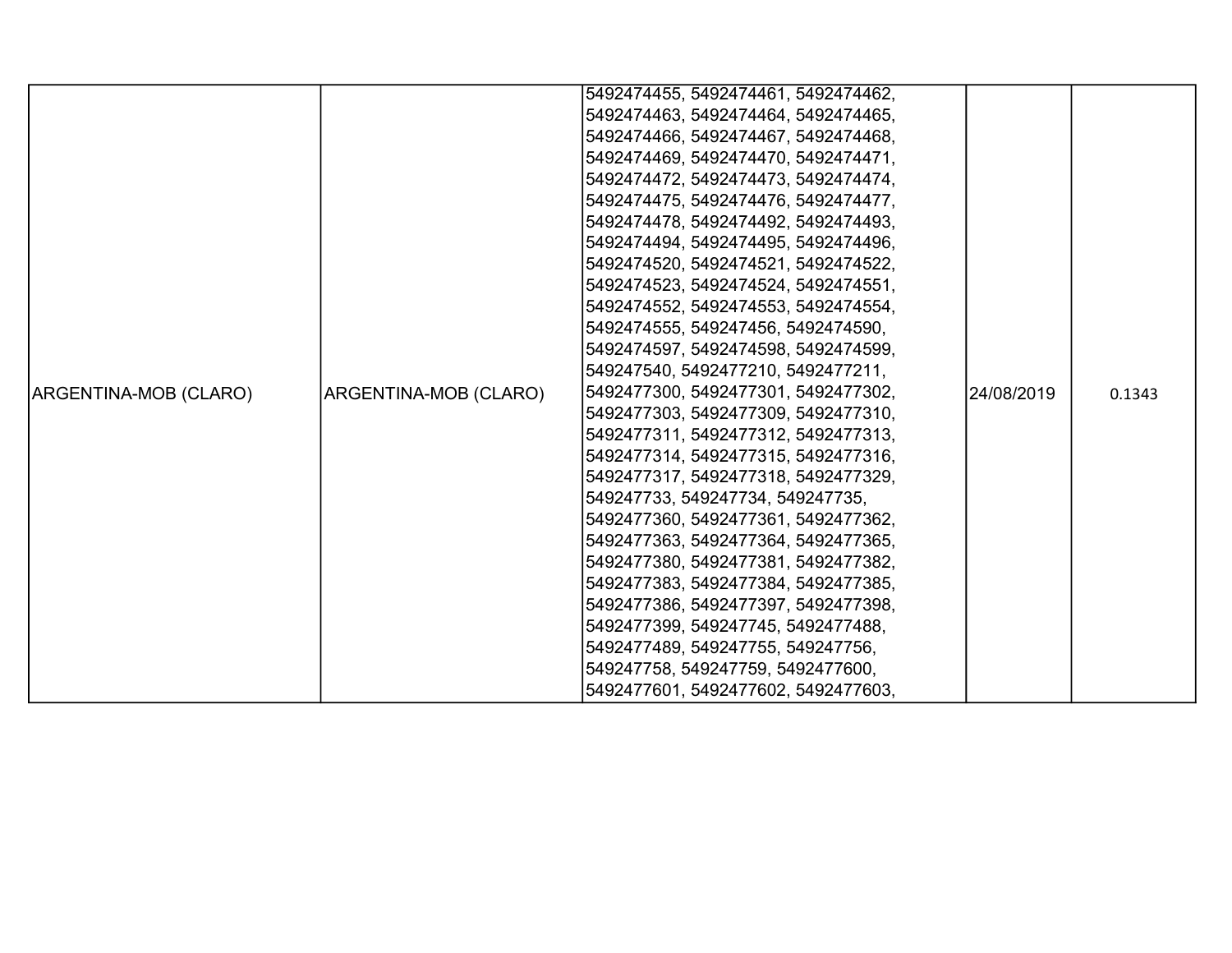| | | | | |
|---|---|---|---|---|
| ARGENTINA-MOB (CLARO) | ARGENTINA-MOB (CLARO) | 5492474455, 5492474461, 5492474462, 5492474463, 5492474464, 5492474465, 5492474466, 5492474467, 5492474468, 5492474469, 5492474470, 5492474471, 5492474472, 5492474473, 5492474474, 5492474475, 5492474476, 5492474477, 5492474478, 5492474492, 5492474493, 5492474494, 5492474495, 5492474496, 5492474520, 5492474521, 5492474522, 5492474523, 5492474524, 5492474551, 5492474552, 5492474553, 5492474554, 5492474555, 549247456, 5492474590, 5492474597, 5492474598, 5492474599, 549247540, 5492477210, 5492477211, 5492477300, 5492477301, 5492477302, 5492477303, 5492477309, 5492477310, 5492477311, 5492477312, 5492477313, 5492477314, 5492477315, 5492477316, 5492477317, 5492477318, 5492477329, 549247733, 549247734, 549247735, 5492477360, 5492477361, 5492477362, 5492477363, 5492477364, 5492477365, 5492477380, 5492477381, 5492477382, 5492477383, 5492477384, 5492477385, 5492477386, 5492477397, 5492477398, 5492477399, 549247745, 5492477488, 5492477489, 549247755, 549247756, 549247758, 549247759, 5492477600, 5492477601, 5492477602, 5492477603, | 24/08/2019 | 0.1343 |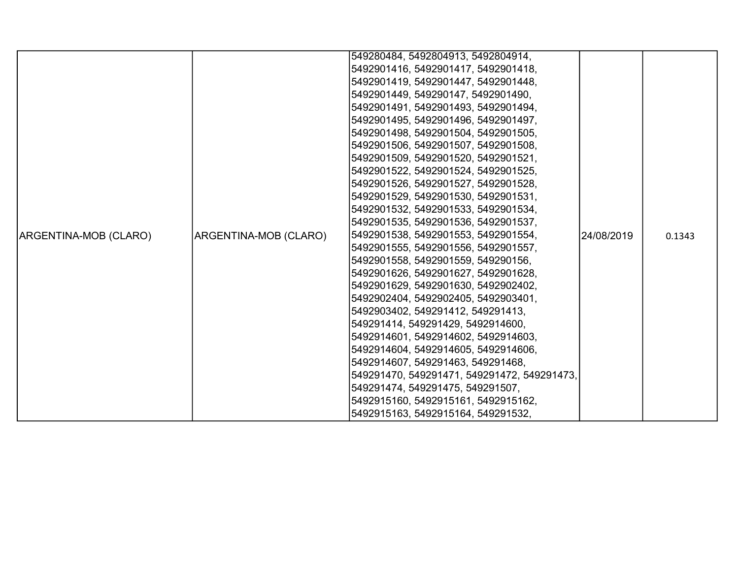| ARGENTINA-MOB (CLARO) | ARGENTINA-MOB (CLARO) | 549280484, 5492804913, 5492804914, 5492901416, 5492901417, 5492901418, 5492901419, 5492901447, 5492901448, 5492901449, 549290147, 5492901490, 5492901491, 5492901493, 5492901494, 5492901495, 5492901496, 5492901497, 5492901498, 5492901504, 5492901505, 5492901506, 5492901507, 5492901508, 5492901509, 5492901520, 5492901521, 5492901522, 5492901524, 5492901525, 5492901526, 5492901527, 5492901528, 5492901529, 5492901530, 5492901531, 5492901532, 5492901533, 5492901534, 5492901535, 5492901536, 5492901537, 5492901538, 5492901553, 5492901554, 5492901555, 5492901556, 5492901557, 5492901558, 5492901559, 549290156, 5492901626, 5492901627, 5492901628, 5492901629, 5492901630, 5492902402, 5492902404, 5492902405, 5492903401, 5492903402, 549291412, 549291413, 549291414, 549291429, 5492914600, 5492914601, 5492914602, 5492914603, 5492914604, 5492914605, 5492914606, 5492914607, 549291463, 549291468, 549291470, 549291471, 549291472, 549291473, 549291474, 549291475, 549291507, 5492915160, 5492915161, 5492915162, 5492915163, 5492915164, 549291532, | 24/08/2019 | 0.1343 |
|---|---|---|---|---|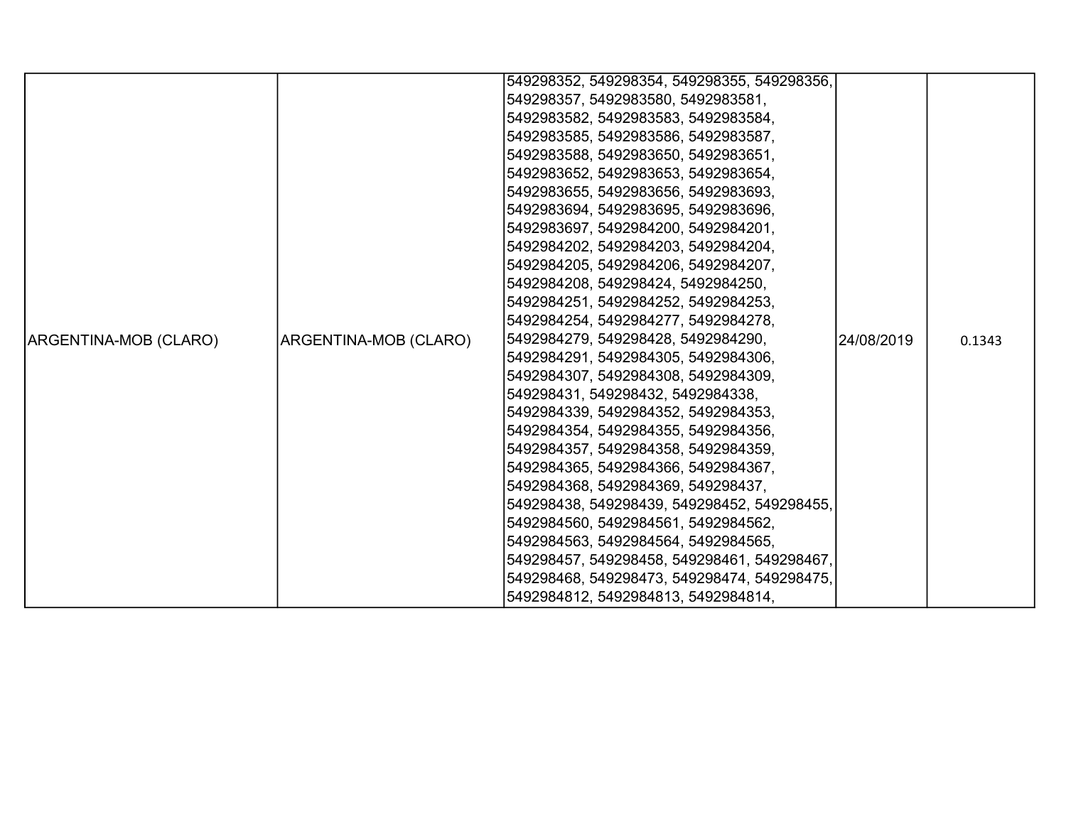| | | | | |
|---|---|---|---|---|
| ARGENTINA-MOB (CLARO) | ARGENTINA-MOB (CLARO) | 549298352, 549298354, 549298355, 549298356, 549298357, 5492983580, 5492983581, 5492983582, 5492983583, 5492983584, 5492983585, 5492983586, 5492983587, 5492983588, 5492983650, 5492983651, 5492983652, 5492983653, 5492983654, 5492983655, 5492983656, 5492983693, 5492983694, 5492983695, 5492983696, 5492983697, 5492984200, 5492984201, 5492984202, 5492984203, 5492984204, 5492984205, 5492984206, 5492984207, 5492984208, 549298424, 5492984250, 5492984251, 5492984252, 5492984253, 5492984254, 5492984277, 5492984278, 5492984279, 549298428, 5492984290, 5492984291, 5492984305, 5492984306, 5492984307, 5492984308, 5492984309, 549298431, 549298432, 5492984338, 5492984339, 5492984352, 5492984353, 5492984354, 5492984355, 5492984356, 5492984357, 5492984358, 5492984359, 5492984365, 5492984366, 5492984367, 5492984368, 5492984369, 549298437, 549298438, 549298439, 549298452, 549298455, 5492984560, 5492984561, 5492984562, 5492984563, 5492984564, 5492984565, 549298457, 549298458, 549298461, 549298467, 549298468, 549298473, 549298474, 549298475, 5492984812, 5492984813, 5492984814, | 24/08/2019 | 0.1343 |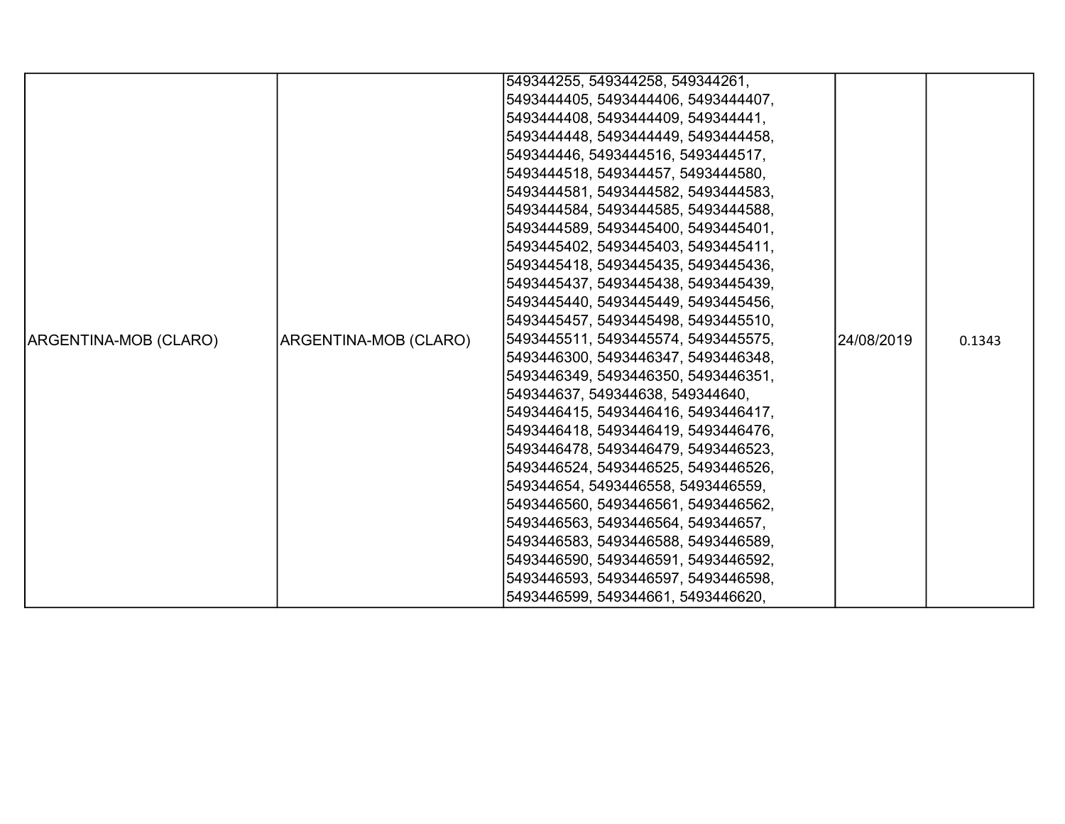| ARGENTINA-MOB (CLARO) | ARGENTINA-MOB (CLARO) | 549344255, 549344258, 549344261, 5493444405, 5493444406, 5493444407, 5493444408, 5493444409, 549344441, 5493444448, 5493444449, 5493444458, 549344446, 5493444516, 5493444517, 5493444518, 549344457, 5493444580, 5493444581, 5493444582, 5493444583, 5493444584, 5493444585, 5493444588, 5493444589, 5493445400, 5493445401, 5493445402, 5493445403, 5493445411, 5493445418, 5493445435, 5493445436, 5493445437, 5493445438, 5493445439, 5493445440, 5493445449, 5493445456, 5493445457, 5493445498, 5493445510, 5493445511, 5493445574, 5493445575, 5493446300, 5493446347, 5493446348, 5493446349, 5493446350, 5493446351, 549344637, 549344638, 549344640, 5493446415, 5493446416, 5493446417, 5493446418, 5493446419, 5493446476, 5493446478, 5493446479, 5493446523, 5493446524, 5493446525, 5493446526, 549344654, 5493446558, 5493446559, 5493446560, 5493446561, 5493446562, 5493446563, 5493446564, 549344657, 5493446583, 5493446588, 5493446589, 5493446590, 5493446591, 5493446592, 5493446593, 5493446597, 5493446598, 5493446599, 549344661, 5493446620, | 24/08/2019 | 0.1343 |
|---|---|---|---|---|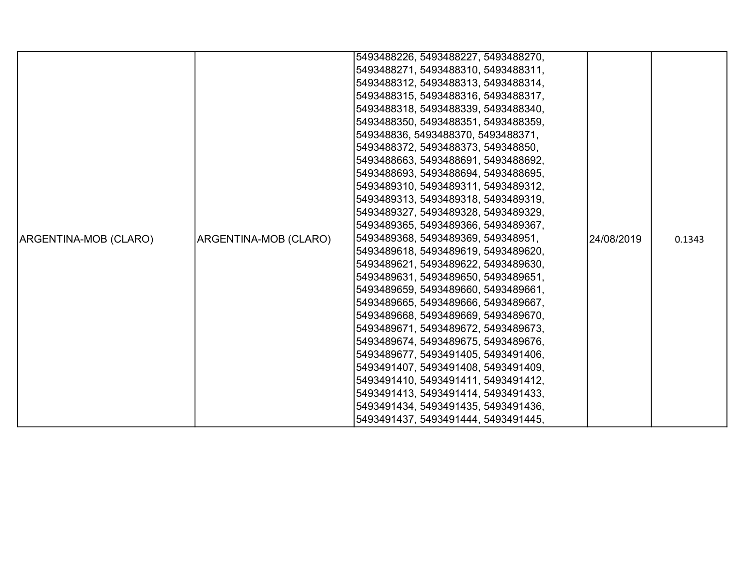| ARGENTINA-MOB (CLARO) | ARGENTINA-MOB (CLARO) | 5493488226, 5493488227, 5493488270, 5493488271, 5493488310, 5493488311, 5493488312, 5493488313, 5493488314, 5493488315, 5493488316, 5493488317, 5493488318, 5493488339, 5493488340, 5493488350, 5493488351, 5493488359, 549348836, 5493488370, 5493488371, 5493488372, 5493488373, 549348850, 5493488663, 5493488691, 5493488692, 5493488693, 5493488694, 5493488695, 5493489310, 5493489311, 5493489312, 5493489313, 5493489318, 5493489319, 5493489327, 5493489328, 5493489329, 5493489365, 5493489366, 5493489367, 5493489368, 5493489369, 549348951, 5493489618, 5493489619, 5493489620, 5493489621, 5493489622, 5493489630, 5493489631, 5493489650, 5493489651, 5493489659, 5493489660, 5493489661, 5493489665, 5493489666, 5493489667, 5493489668, 5493489669, 5493489670, 5493489671, 5493489672, 5493489673, 5493489674, 5493489675, 5493489676, 5493489677, 5493491405, 5493491406, 5493491407, 5493491408, 5493491409, 5493491410, 5493491411, 5493491412, 5493491413, 5493491414, 5493491433, 5493491434, 5493491435, 5493491436, 5493491437, 5493491444, 5493491445, | 24/08/2019 | 0.1343 |
|---|---|---|---|---|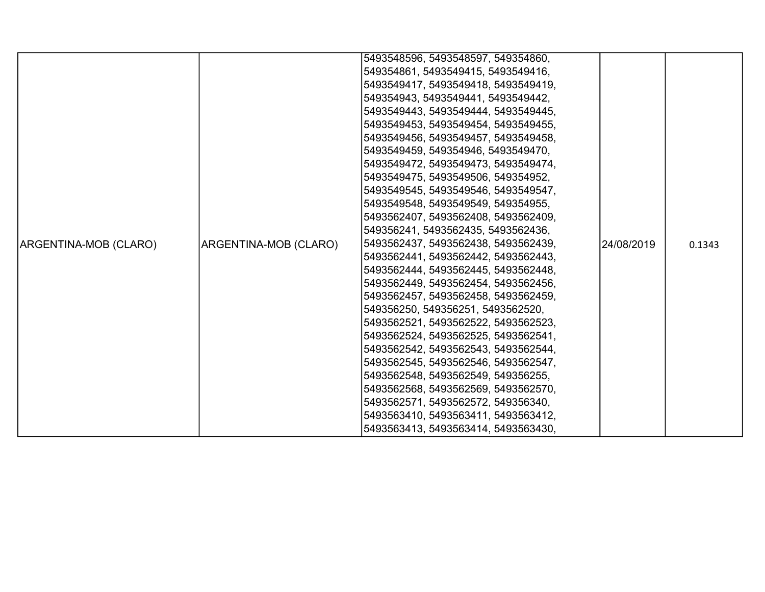| | | | | |
|---|---|---|---|---|
| ARGENTINA-MOB (CLARO) | ARGENTINA-MOB (CLARO) | 5493548596, 5493548597, 549354860, 549354861, 5493549415, 5493549416, 5493549417, 5493549418, 5493549419, 549354943, 5493549441, 5493549442, 5493549443, 5493549444, 5493549445, 5493549453, 5493549454, 5493549455, 5493549456, 5493549457, 5493549458, 5493549459, 549354946, 5493549470, 5493549472, 5493549473, 5493549474, 5493549475, 5493549506, 549354952, 5493549545, 5493549546, 5493549547, 5493549548, 5493549549, 549354955, 5493562407, 5493562408, 5493562409, 549356241, 5493562435, 5493562436, 5493562437, 5493562438, 5493562439, 5493562441, 5493562442, 5493562443, 5493562444, 5493562445, 5493562448, 5493562449, 5493562454, 5493562456, 5493562457, 5493562458, 5493562459, 549356250, 549356251, 5493562520, 5493562521, 5493562522, 5493562523, 5493562524, 5493562525, 5493562541, 5493562542, 5493562543, 5493562544, 5493562545, 5493562546, 5493562547, 5493562548, 5493562549, 549356255, 5493562568, 5493562569, 5493562570, 5493562571, 5493562572, 549356340, 5493563410, 5493563411, 5493563412, 5493563413, 5493563414, 5493563430, | 24/08/2019 | 0.1343 |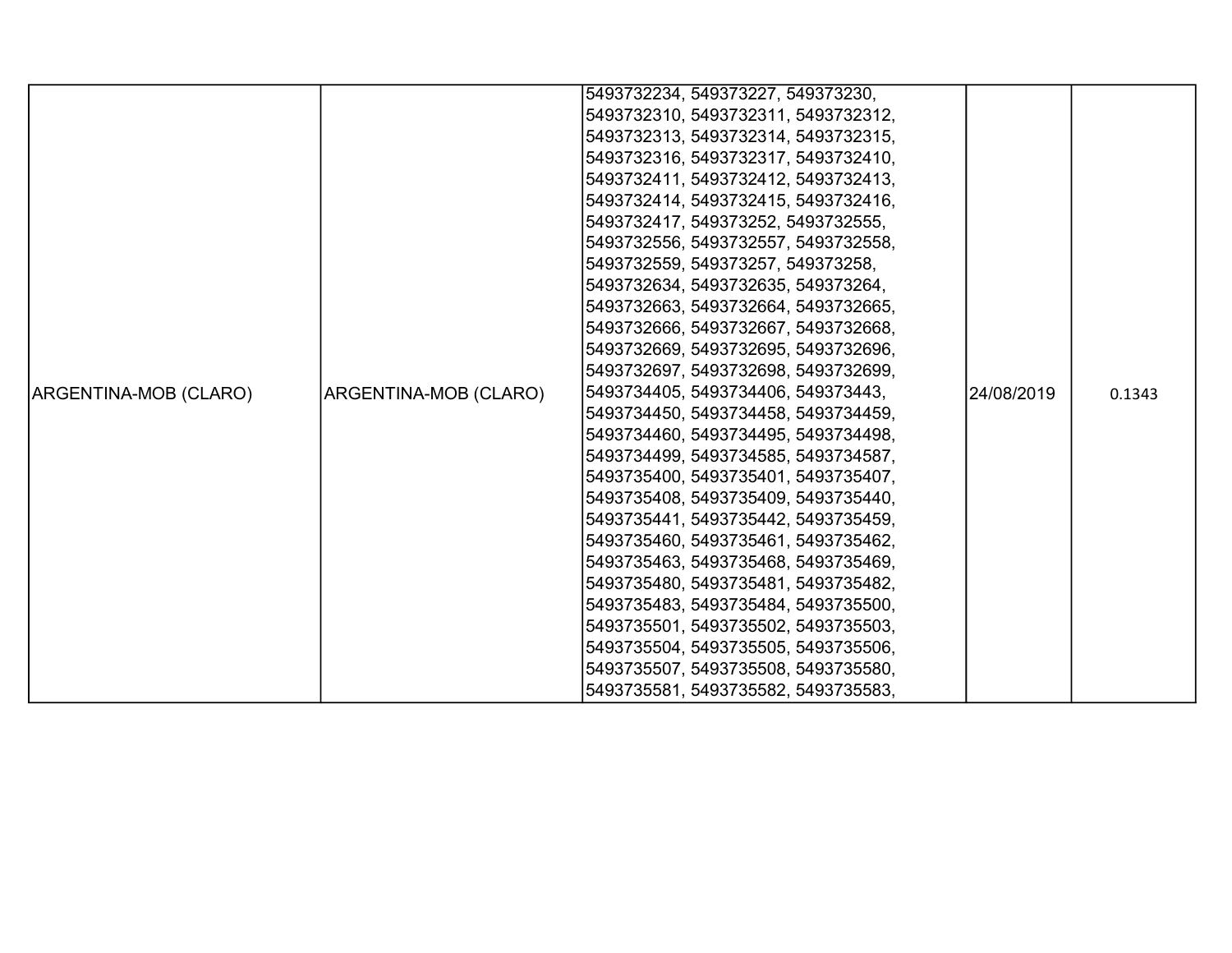| | | | | |
|---|---|---|---|---|
| ARGENTINA-MOB (CLARO) | ARGENTINA-MOB (CLARO) | 5493732234, 549373227, 549373230, 5493732310, 5493732311, 5493732312, 5493732313, 5493732314, 5493732315, 5493732316, 5493732317, 5493732410, 5493732411, 5493732412, 5493732413, 5493732414, 5493732415, 5493732416, 5493732417, 549373252, 5493732555, 5493732556, 5493732557, 5493732558, 5493732559, 549373257, 549373258, 5493732634, 5493732635, 549373264, 5493732663, 5493732664, 5493732665, 5493732666, 5493732667, 5493732668, 5493732669, 5493732695, 5493732696, 5493732697, 5493732698, 5493732699, 5493734405, 5493734406, 549373443, 5493734450, 5493734458, 5493734459, 5493734460, 5493734495, 5493734498, 5493734499, 5493734585, 5493734587, 5493735400, 5493735401, 5493735407, 5493735408, 5493735409, 5493735440, 5493735441, 5493735442, 5493735459, 5493735460, 5493735461, 5493735462, 5493735463, 5493735468, 5493735469, 5493735480, 5493735481, 5493735482, 5493735483, 5493735484, 5493735500, 5493735501, 5493735502, 5493735503, 5493735504, 5493735505, 5493735506, 5493735507, 5493735508, 5493735580, 5493735581, 5493735582, 5493735583, | 24/08/2019 | 0.1343 |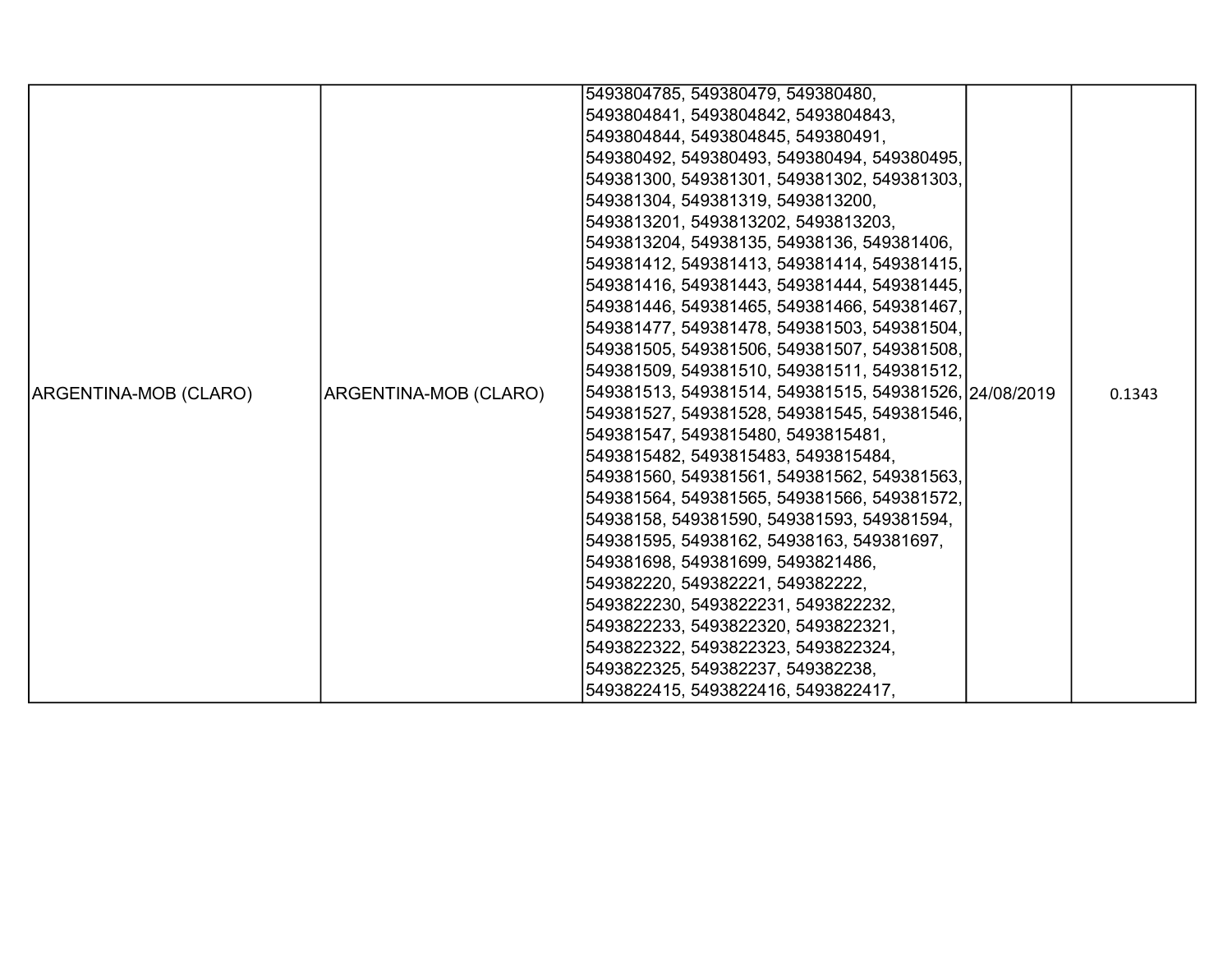| ARGENTINA-MOB (CLARO) | ARGENTINA-MOB (CLARO) | 5493804785, 549380479, 549380480, 5493804841, 5493804842, 5493804843, 5493804844, 5493804845, 549380491, 549380492, 549380493, 549380494, 549380495, 549381300, 549381301, 549381302, 549381303, 549381304, 549381319, 5493813200, 5493813201, 5493813202, 5493813203, 5493813204, 54938135, 54938136, 549381406, 549381412, 549381413, 549381414, 549381415, 549381416, 549381443, 549381444, 549381445, 549381446, 549381465, 549381466, 549381467, 549381477, 549381478, 549381503, 549381504, 549381505, 549381506, 549381507, 549381508, 549381509, 549381510, 549381511, 549381512, 549381513, 549381514, 549381515, 549381526, 549381527, 549381528, 549381545, 549381546, 549381547, 5493815480, 5493815481, 5493815482, 5493815483, 5493815484, 549381560, 549381561, 549381562, 549381563, 549381564, 549381565, 549381566, 549381572, 54938158, 549381590, 549381593, 549381594, 549381595, 54938162, 54938163, 549381697, 549381698, 549381699, 5493821486, 549382220, 549382221, 549382222, 5493822230, 5493822231, 5493822232, 5493822233, 5493822320, 5493822321, 5493822322, 5493822323, 5493822324, 5493822325, 549382237, 549382238, 5493822415, 5493822416, 5493822417, | 24/08/2019 | 0.1343 |
|---|---|---|---|---|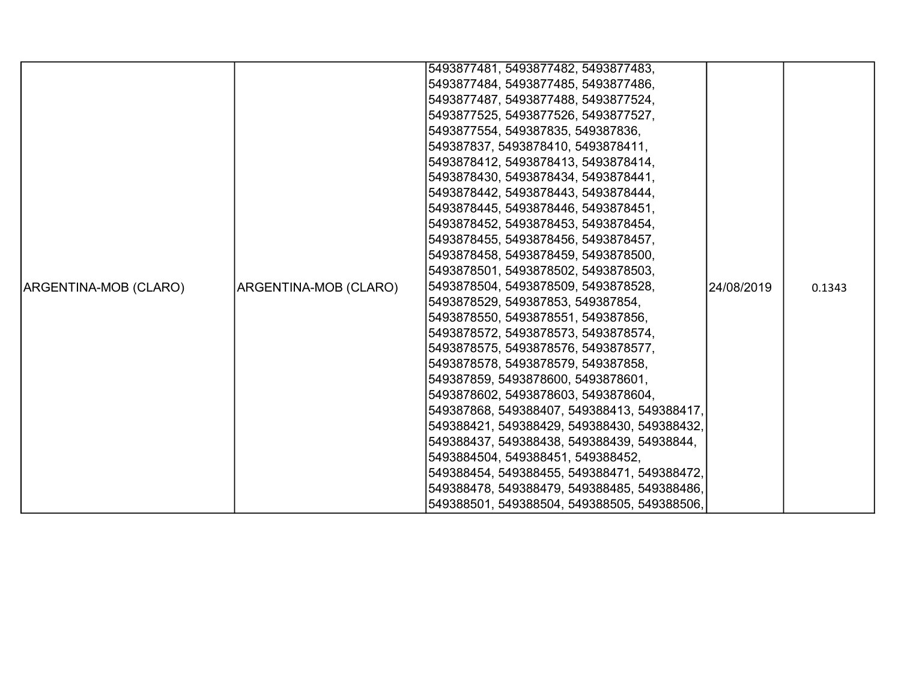| | | | | |
|---|---|---|---|---|
| ARGENTINA-MOB (CLARO) | ARGENTINA-MOB (CLARO) | 5493877481, 5493877482, 5493877483, 5493877484, 5493877485, 5493877486, 5493877487, 5493877488, 5493877524, 5493877525, 5493877526, 5493877527, 5493877554, 549387835, 549387836, 549387837, 5493878410, 5493878411, 5493878412, 5493878413, 5493878414, 5493878430, 5493878434, 5493878441, 5493878442, 5493878443, 5493878444, 5493878445, 5493878446, 5493878451, 5493878452, 5493878453, 5493878454, 5493878455, 5493878456, 5493878457, 5493878458, 5493878459, 5493878500, 5493878501, 5493878502, 5493878503, 5493878504, 5493878509, 5493878528, 5493878529, 549387853, 549387854, 5493878550, 5493878551, 549387856, 5493878572, 5493878573, 5493878574, 5493878575, 5493878576, 5493878577, 5493878578, 5493878579, 549387858, 549387859, 5493878600, 5493878601, 5493878602, 5493878603, 5493878604, 549387868, 549388407, 549388413, 549388417, 549388421, 549388429, 549388430, 549388432, 549388437, 549388438, 549388439, 54938844, 5493884504, 549388451, 549388452, 549388454, 549388455, 549388471, 549388472, 549388478, 549388479, 549388485, 549388486, 549388501, 549388504, 549388505, 549388506, | 24/08/2019 | 0.1343 |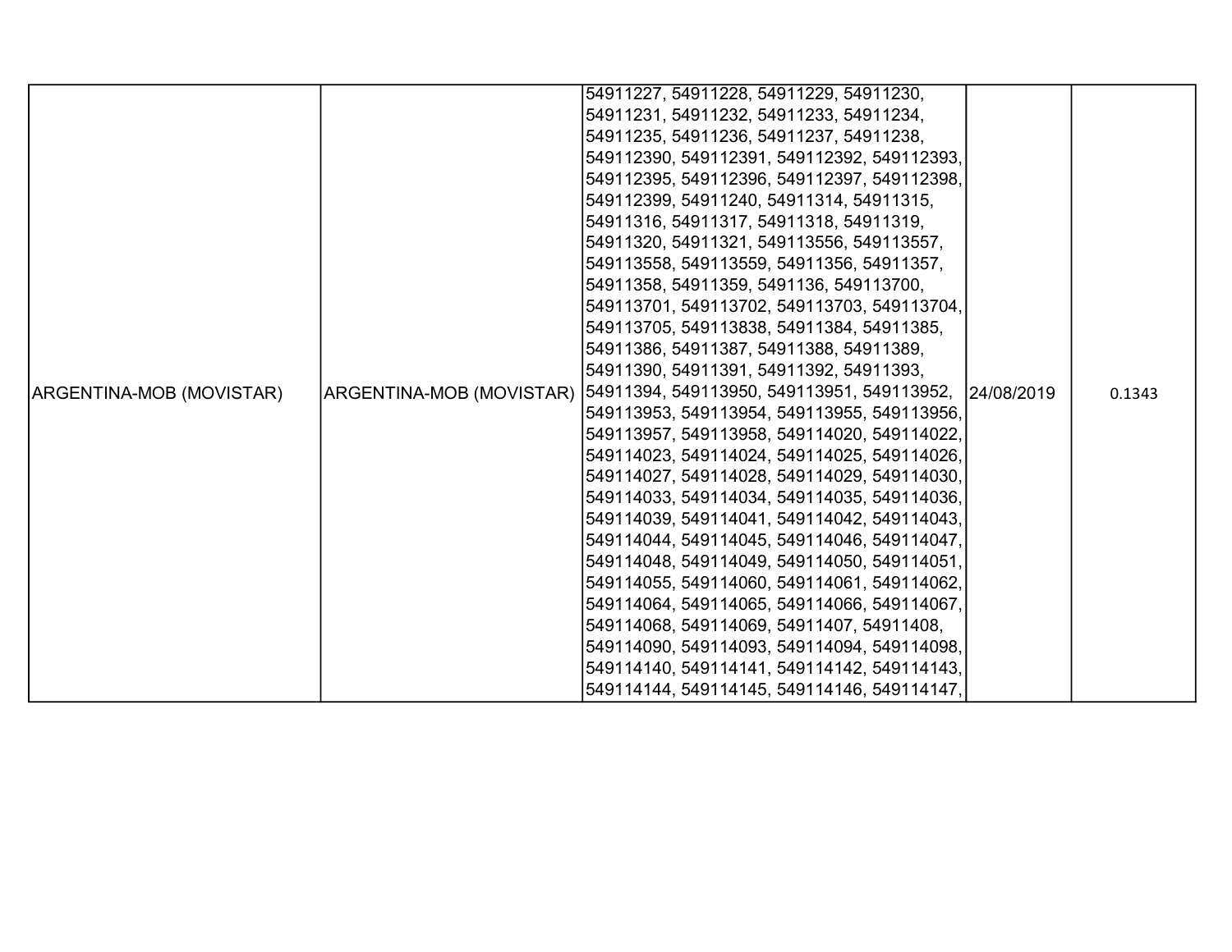| ARGENTINA-MOB (MOVISTAR) | ARGENTINA-MOB (MOVISTAR) | 54911227, 54911228, 54911229, 54911230, 54911231, 54911232, 54911233, 54911234, 54911235, 54911236, 54911237, 54911238, 549112390, 549112391, 549112392, 549112393, 549112395, 549112396, 549112397, 549112398, 549112399, 54911240, 54911314, 54911315, 54911316, 54911317, 54911318, 54911319, 54911320, 54911321, 549113556, 549113557, 549113558, 549113559, 54911356, 54911357, 54911358, 54911359, 5491136, 549113700, 549113701, 549113702, 549113703, 549113704, 549113705, 549113838, 54911384, 54911385, 54911386, 54911387, 54911388, 54911389, 54911390, 54911391, 54911392, 54911393, 54911394, 549113950, 549113951, 549113952, 549113953, 549113954, 549113955, 549113956, 549113957, 549113958, 549114020, 549114022, 549114023, 549114024, 549114025, 549114026, 549114027, 549114028, 549114029, 549114030, 549114033, 549114034, 549114035, 549114036, 549114039, 549114041, 549114042, 549114043, 549114044, 549114045, 549114046, 549114047, 549114048, 549114049, 549114050, 549114051, 549114055, 549114060, 549114061, 549114062, 549114064, 549114065, 549114066, 549114067, 549114068, 549114069, 54911407, 54911408, 549114090, 549114093, 549114094, 549114098, 549114140, 549114141, 549114142, 549114143, 549114144, 549114145, 549114146, 549114147, | 24/08/2019 | 0.1343 |
|---|---|---|---|---|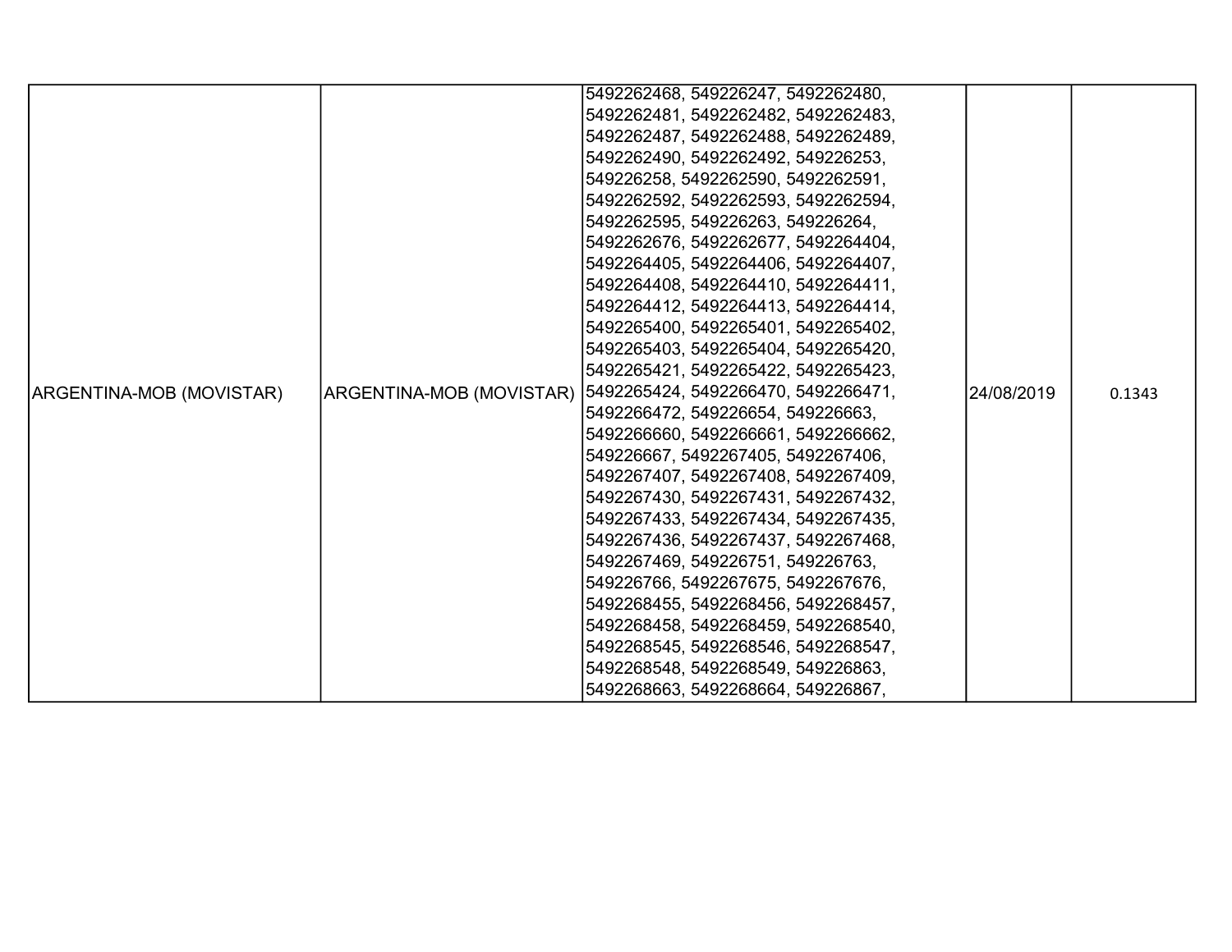| ARGENTINA-MOB (MOVISTAR) | ARGENTINA-MOB (MOVISTAR) | 5492262468, 549226247, 5492262480, 5492262481, 5492262482, 5492262483, 5492262487, 5492262488, 5492262489, 5492262490, 5492262492, 549226253, 549226258, 5492262590, 5492262591, 5492262592, 5492262593, 5492262594, 5492262595, 549226263, 549226264, 5492262676, 5492262677, 5492264404, 5492264405, 5492264406, 5492264407, 5492264408, 5492264410, 5492264411, 5492264412, 5492264413, 5492264414, 5492265400, 5492265401, 5492265402, 5492265403, 5492265404, 5492265420, 5492265421, 5492265422, 5492265423, 5492265424, 5492266470, 5492266471, 5492266472, 549226654, 549226663, 5492266660, 5492266661, 5492266662, 549226667, 5492267405, 5492267406, 5492267407, 5492267408, 5492267409, 5492267430, 5492267431, 5492267432, 5492267433, 5492267434, 5492267435, 5492267436, 5492267437, 5492267468, 5492267469, 549226751, 549226763, 549226766, 5492267675, 5492267676, 5492268455, 5492268456, 5492268457, 5492268458, 5492268459, 5492268540, 5492268545, 5492268546, 5492268547, 5492268548, 5492268549, 549226863, 5492268663, 5492268664, 549226867, | 24/08/2019 | 0.1343 |
|---|---|---|---|---|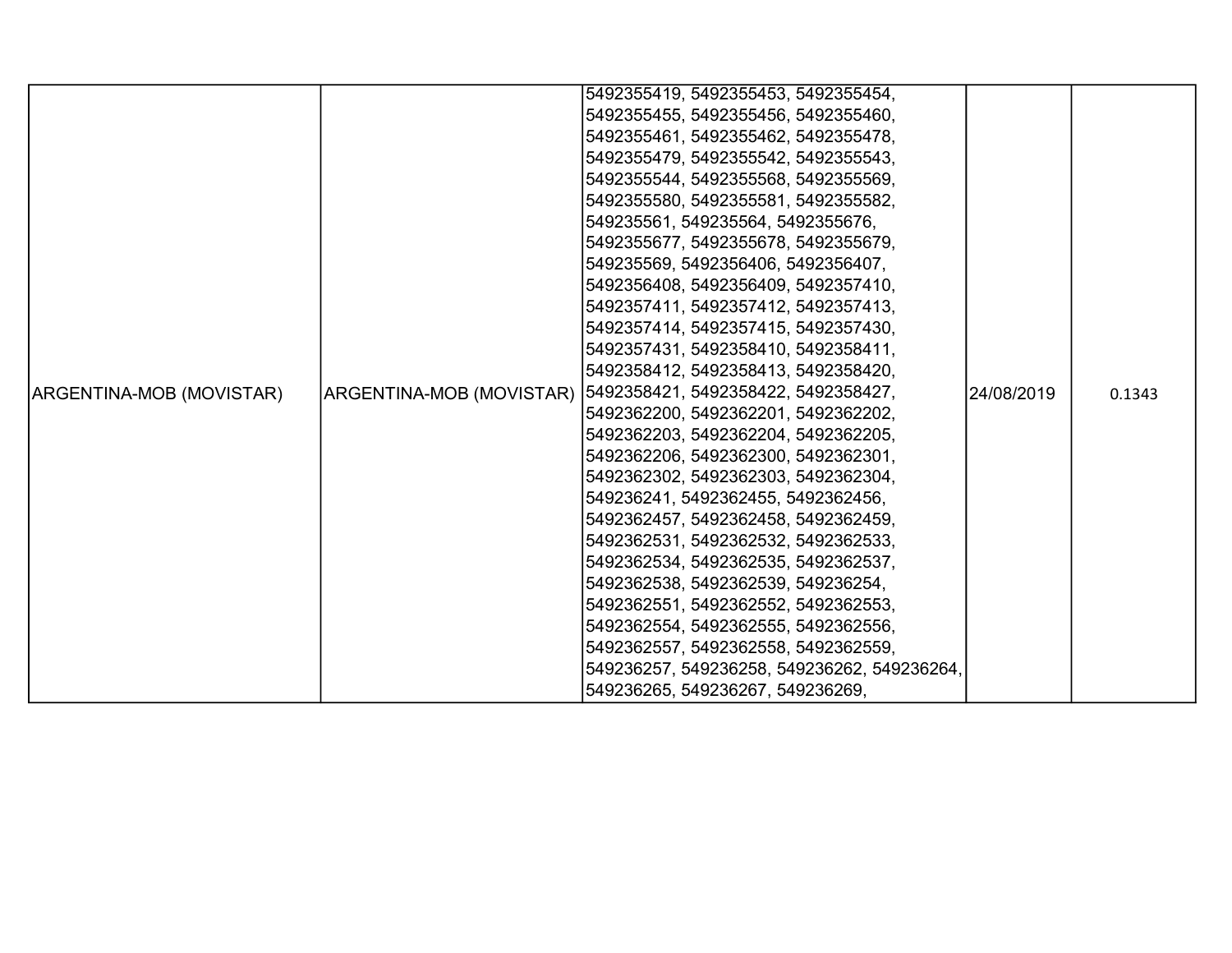| ARGENTINA-MOB (MOVISTAR) | ARGENTINA-MOB (MOVISTAR) | 5492355419, 5492355453, 5492355454, 5492355455, 5492355456, 5492355460, 5492355461, 5492355462, 5492355478, 5492355479, 5492355542, 5492355543, 5492355544, 5492355568, 5492355569, 5492355580, 5492355581, 5492355582, 549235561, 549235564, 5492355676, 5492355677, 5492355678, 5492355679, 549235569, 5492356406, 5492356407, 5492356408, 5492356409, 5492357410, 5492357411, 5492357412, 5492357413, 5492357414, 5492357415, 5492357430, 5492357431, 5492358410, 5492358411, 5492358412, 5492358413, 5492358420, 5492358421, 5492358422, 5492358427, 5492362200, 5492362201, 5492362202, 5492362203, 5492362204, 5492362205, 5492362206, 5492362300, 5492362301, 5492362302, 5492362303, 5492362304, 549236241, 5492362455, 5492362456, 5492362457, 5492362458, 5492362459, 5492362531, 5492362532, 5492362533, 5492362534, 5492362535, 5492362537, 5492362538, 5492362539, 549236254, 5492362551, 5492362552, 5492362553, 5492362554, 5492362555, 5492362556, 5492362557, 5492362558, 5492362559, 549236257, 549236258, 549236262, 549236264, 549236265, 549236267, 549236269, | 24/08/2019 | 0.1343 |
|---|---|---|---|---|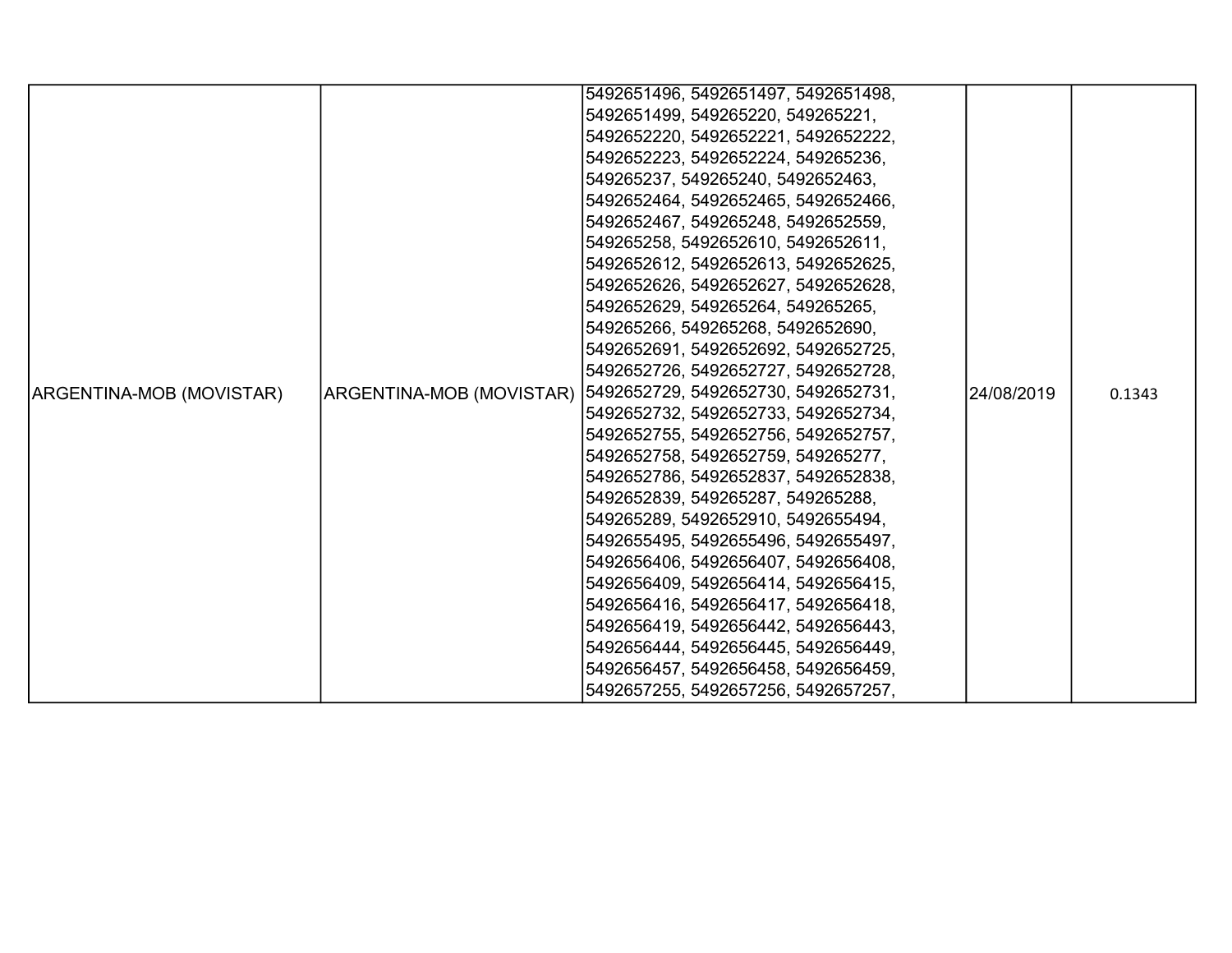| ARGENTINA-MOB (MOVISTAR) | ARGENTINA-MOB (MOVISTAR) | 5492651496, 5492651497, 5492651498, 5492651499, 549265220, 549265221, 5492652220, 5492652221, 5492652222, 5492652223, 5492652224, 549265236, 549265237, 549265240, 5492652463, 5492652464, 5492652465, 5492652466, 5492652467, 549265248, 5492652559, 549265258, 5492652610, 5492652611, 5492652612, 5492652613, 5492652625, 5492652626, 5492652627, 5492652628, 5492652629, 549265264, 549265265, 549265266, 549265268, 5492652690, 5492652691, 5492652692, 5492652725, 5492652726, 5492652727, 5492652728, 5492652729, 5492652730, 5492652731, 5492652732, 5492652733, 5492652734, 5492652755, 5492652756, 5492652757, 5492652758, 5492652759, 549265277, 5492652786, 5492652837, 5492652838, 5492652839, 549265287, 549265288, 549265289, 5492652910, 5492655494, 5492655495, 5492655496, 5492655497, 5492656406, 5492656407, 5492656408, 5492656409, 5492656414, 5492656415, 5492656416, 5492656417, 5492656418, 5492656419, 5492656442, 5492656443, 5492656444, 5492656445, 5492656449, 5492656457, 5492656458, 5492656459, 5492657255, 5492657256, 5492657257, | 24/08/2019 | 0.1343 |
|---|---|---|---|---|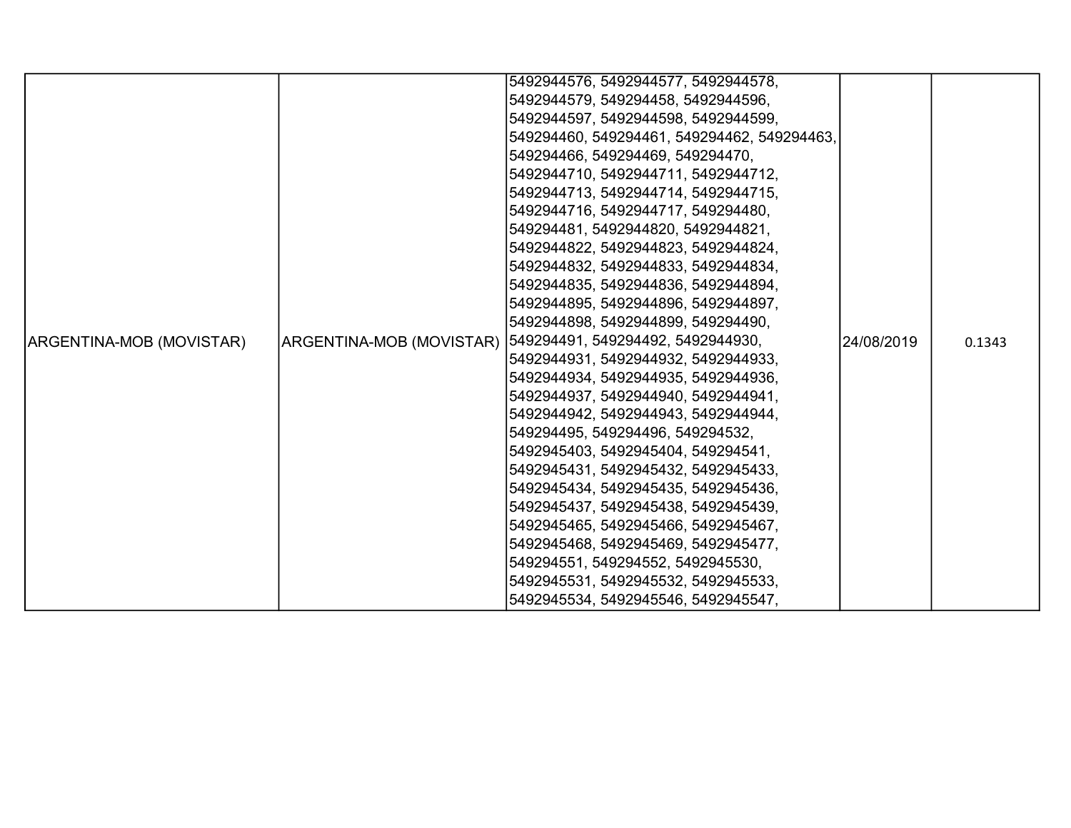| | | | | |
|---|---|---|---|---|
| ARGENTINA-MOB (MOVISTAR) | ARGENTINA-MOB (MOVISTAR) | 5492944576, 5492944577, 5492944578, 5492944579, 549294458, 5492944596, 5492944597, 5492944598, 5492944599, 549294460, 549294461, 549294462, 549294463, 549294466, 549294469, 549294470, 5492944710, 5492944711, 5492944712, 5492944713, 5492944714, 5492944715, 5492944716, 5492944717, 549294480, 549294481, 5492944820, 5492944821, 5492944822, 5492944823, 5492944824, 5492944832, 5492944833, 5492944834, 5492944835, 5492944836, 5492944894, 5492944895, 5492944896, 5492944897, 5492944898, 5492944899, 549294490, 549294491, 549294492, 5492944930, 5492944931, 5492944932, 5492944933, 5492944934, 5492944935, 5492944936, 5492944937, 5492944940, 5492944941, 5492944942, 5492944943, 5492944944, 549294495, 549294496, 549294532, 5492945403, 5492945404, 549294541, 5492945431, 5492945432, 5492945433, 5492945434, 5492945435, 5492945436, 5492945437, 5492945438, 5492945439, 5492945465, 5492945466, 5492945467, 5492945468, 5492945469, 5492945477, 549294551, 549294552, 5492945530, 5492945531, 5492945532, 5492945533, 5492945534, 5492945546, 5492945547, | 24/08/2019 | 0.1343 |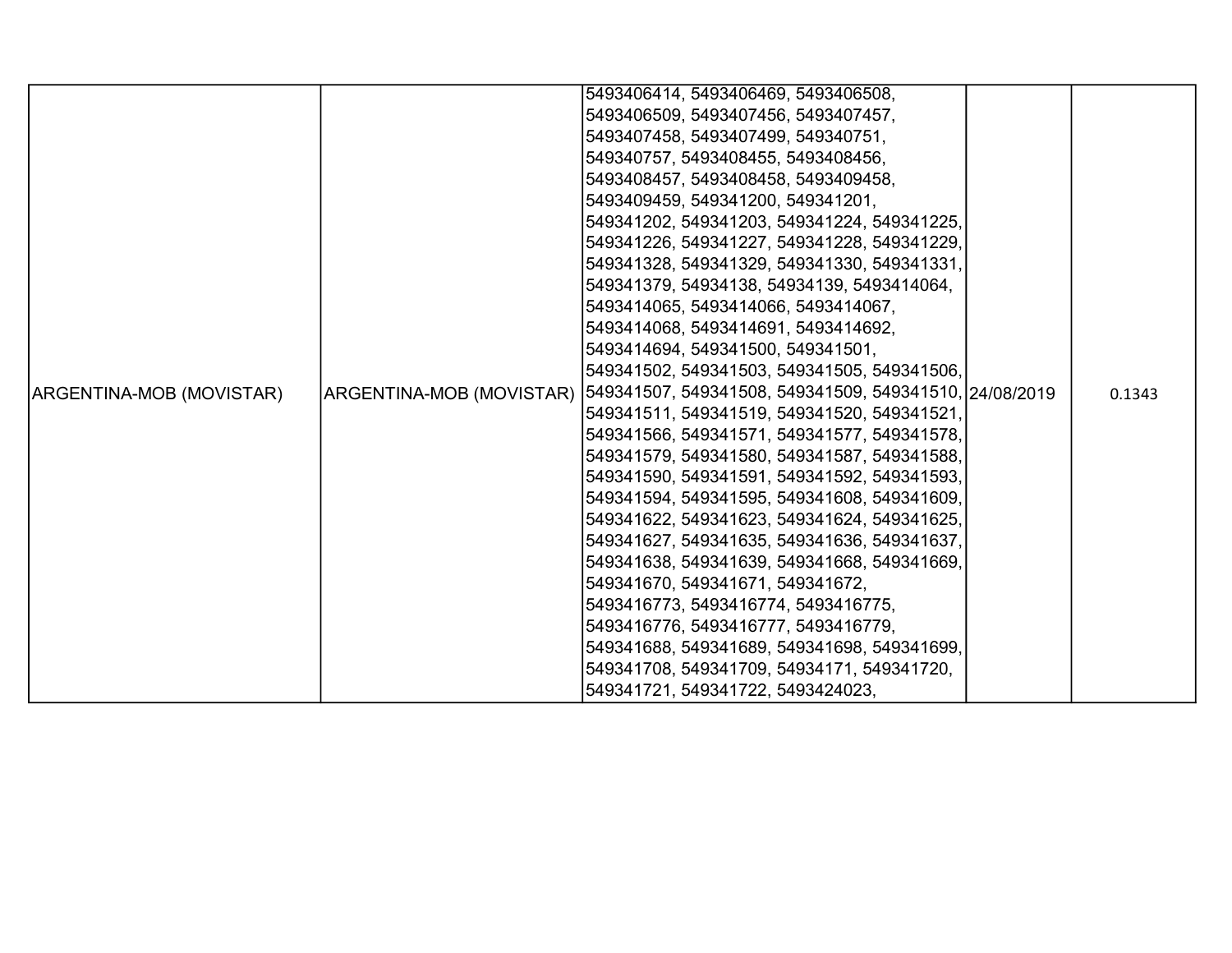| | | | | |
|---|---|---|---|---|
| ARGENTINA-MOB (MOVISTAR) | ARGENTINA-MOB (MOVISTAR) | 5493406414, 5493406469, 5493406508, 5493406509, 5493407456, 5493407457, 5493407458, 5493407499, 549340751, 549340757, 5493408455, 5493408456, 5493408457, 5493408458, 5493409458, 5493409459, 549341200, 549341201, 549341202, 549341203, 549341224, 549341225, 549341226, 549341227, 549341228, 549341229, 549341328, 549341329, 549341330, 549341331, 549341379, 54934138, 54934139, 5493414064, 5493414065, 5493414066, 5493414067, 5493414068, 5493414691, 5493414692, 5493414694, 549341500, 549341501, 549341502, 549341503, 549341505, 549341506, 549341507, 549341508, 549341509, 549341510, 549341511, 549341519, 549341520, 549341521, 549341566, 549341571, 549341577, 549341578, 549341579, 549341580, 549341587, 549341588, 549341590, 549341591, 549341592, 549341593, 549341594, 549341595, 549341608, 549341609, 549341622, 549341623, 549341624, 549341625, 549341627, 549341635, 549341636, 549341637, 549341638, 549341639, 549341668, 549341669, 549341670, 549341671, 549341672, 5493416773, 5493416774, 5493416775, 5493416776, 5493416777, 5493416779, 549341688, 549341689, 549341698, 549341699, 549341708, 549341709, 54934171, 549341720, 549341721, 549341722, 5493424023, | 24/08/2019 | 0.1343 |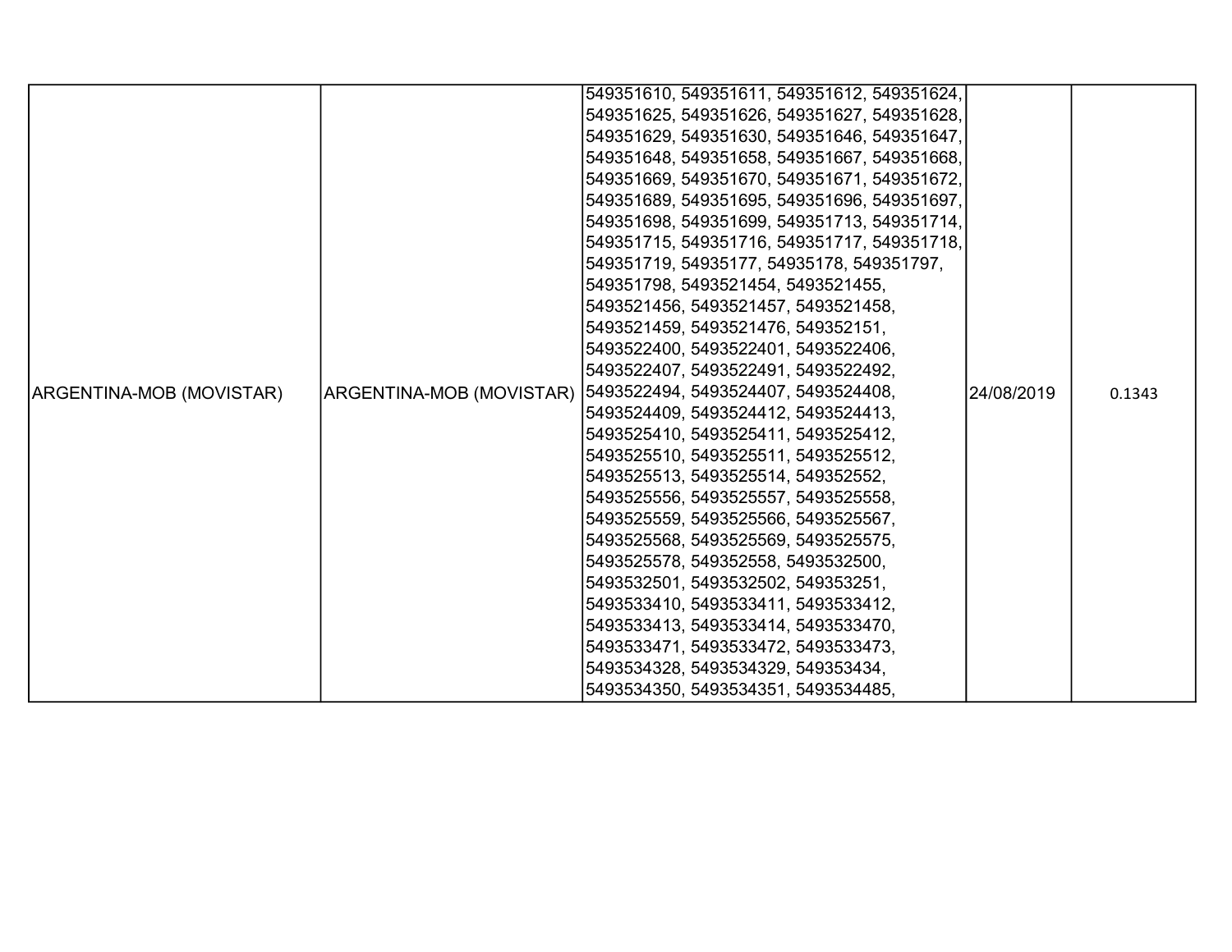| | | | | |
|---|---|---|---|---|
| ARGENTINA-MOB (MOVISTAR) | ARGENTINA-MOB (MOVISTAR) | 549351610, 549351611, 549351612, 549351624, 549351625, 549351626, 549351627, 549351628, 549351629, 549351630, 549351646, 549351647, 549351648, 549351658, 549351667, 549351668, 549351669, 549351670, 549351671, 549351672, 549351689, 549351695, 549351696, 549351697, 549351698, 549351699, 549351713, 549351714, 549351715, 549351716, 549351717, 549351718, 549351719, 54935177, 54935178, 549351797, 549351798, 5493521454, 5493521455, 5493521456, 5493521457, 5493521458, 5493521459, 5493521476, 549352151, 5493522400, 5493522401, 5493522406, 5493522407, 5493522491, 5493522492, 5493522494, 5493524407, 5493524408, 5493524409, 5493524412, 5493524413, 5493525410, 5493525411, 5493525412, 5493525510, 5493525511, 5493525512, 5493525513, 5493525514, 549352552, 5493525556, 5493525557, 5493525558, 5493525559, 5493525566, 5493525567, 5493525568, 5493525569, 5493525575, 5493525578, 549352558, 5493532500, 5493532501, 5493532502, 549353251, 5493533410, 5493533411, 5493533412, 5493533413, 5493533414, 5493533470, 5493533471, 5493533472, 5493533473, 5493534328, 5493534329, 549353434, 5493534350, 5493534351, 5493534485, | 24/08/2019 | 0.1343 |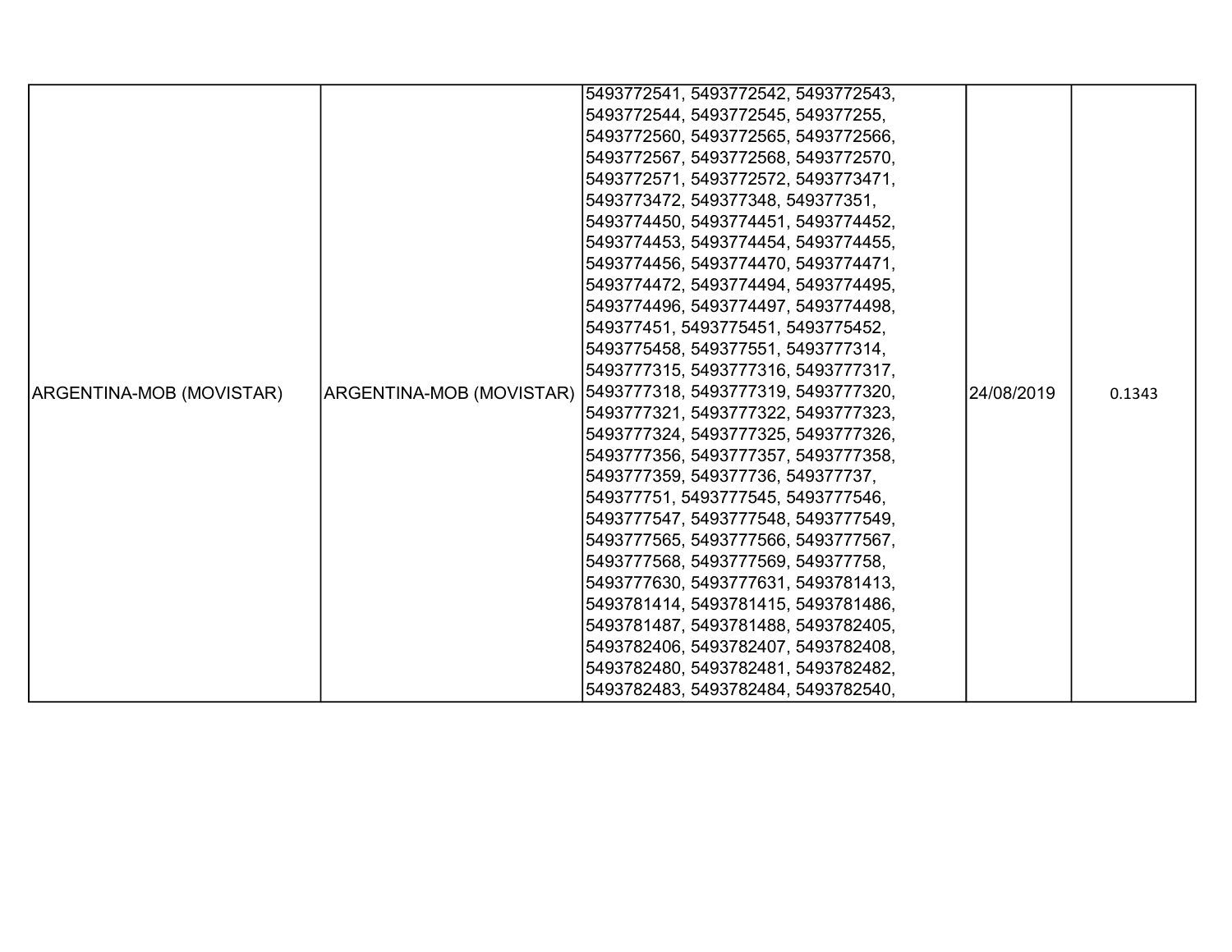| ARGENTINA-MOB (MOVISTAR) | ARGENTINA-MOB (MOVISTAR) | 5493772541, 5493772542, 5493772543, 5493772544, 5493772545, 549377255, 5493772560, 5493772565, 5493772566, 5493772567, 5493772568, 5493772570, 5493772571, 5493772572, 5493773471, 5493773472, 549377348, 549377351, 5493774450, 5493774451, 5493774452, 5493774453, 5493774454, 5493774455, 5493774456, 5493774470, 5493774471, 5493774472, 5493774494, 5493774495, 5493774496, 5493774497, 5493774498, 549377451, 5493775451, 5493775452, 5493775458, 549377551, 5493777314, 5493777315, 5493777316, 5493777317, 5493777318, 5493777319, 5493777320, 5493777321, 5493777322, 5493777323, 5493777324, 5493777325, 5493777326, 5493777356, 5493777357, 5493777358, 5493777359, 549377736, 549377737, 549377751, 5493777545, 5493777546, 5493777547, 5493777548, 5493777549, 5493777565, 5493777566, 5493777567, 5493777568, 5493777569, 549377758, 5493777630, 5493777631, 5493781413, 5493781414, 5493781415, 5493781486, 5493781487, 5493781488, 5493782405, 5493782406, 5493782407, 5493782408, 5493782480, 5493782481, 5493782482, 5493782483, 5493782484, 5493782540, | 24/08/2019 | 0.1343 |
|---|---|---|---|---|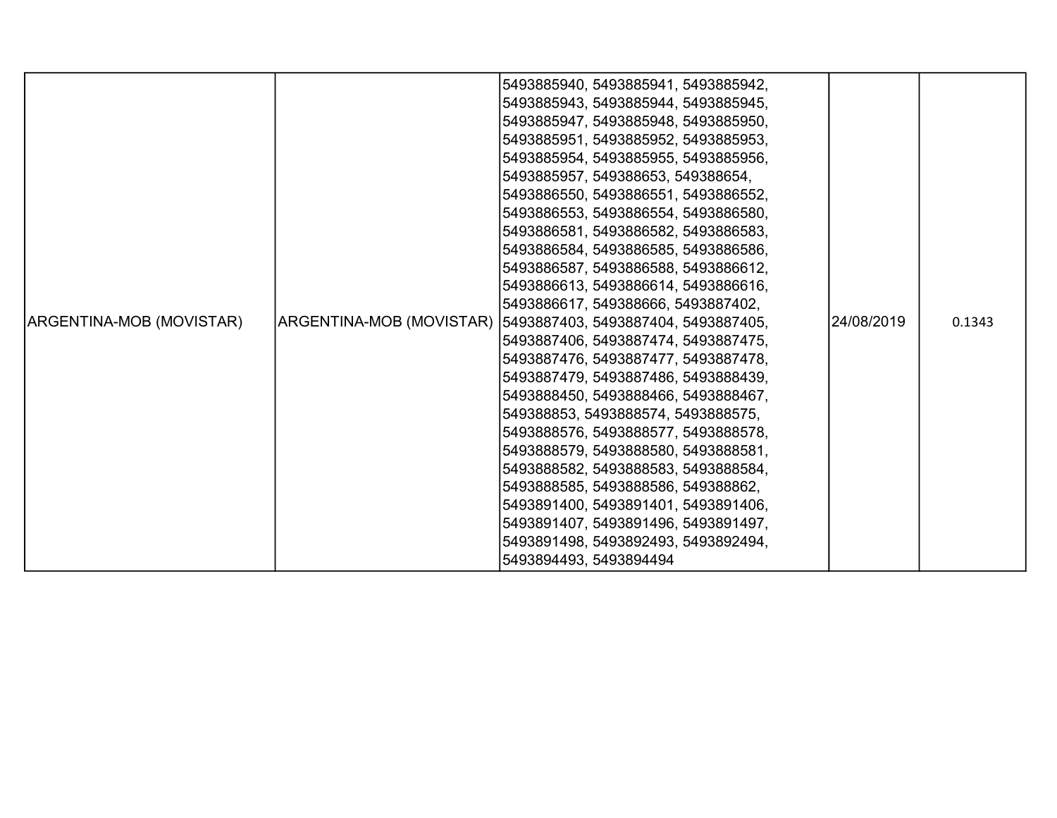| ARGENTINA-MOB (MOVISTAR) | ARGENTINA-MOB (MOVISTAR) | 5493885940, 5493885941, 5493885942, 5493885943, 5493885944, 5493885945, 5493885947, 5493885948, 5493885950, 5493885951, 5493885952, 5493885953, 5493885954, 5493885955, 5493885956, 5493885957, 549388653, 549388654, 5493886550, 5493886551, 5493886552, 5493886553, 5493886554, 5493886580, 5493886581, 5493886582, 5493886583, 5493886584, 5493886585, 5493886586, 5493886587, 5493886588, 5493886612, 5493886613, 5493886614, 5493886616, 5493886617, 549388666, 5493887402, 5493887403, 5493887404, 5493887405, 5493887406, 5493887474, 5493887475, 5493887476, 5493887477, 5493887478, 5493887479, 5493887486, 5493888439, 5493888450, 5493888466, 5493888467, 549388853, 5493888574, 5493888575, 5493888576, 5493888577, 5493888578, 5493888579, 5493888580, 5493888581, 5493888582, 5493888583, 5493888584, 5493888585, 5493888586, 549388862, 5493891400, 5493891401, 5493891406, 5493891407, 5493891496, 5493891497, 5493891498, 5493892493, 5493892494, 5493894493, 5493894494 | 24/08/2019 | 0.1343 |
|---|---|---|---|---|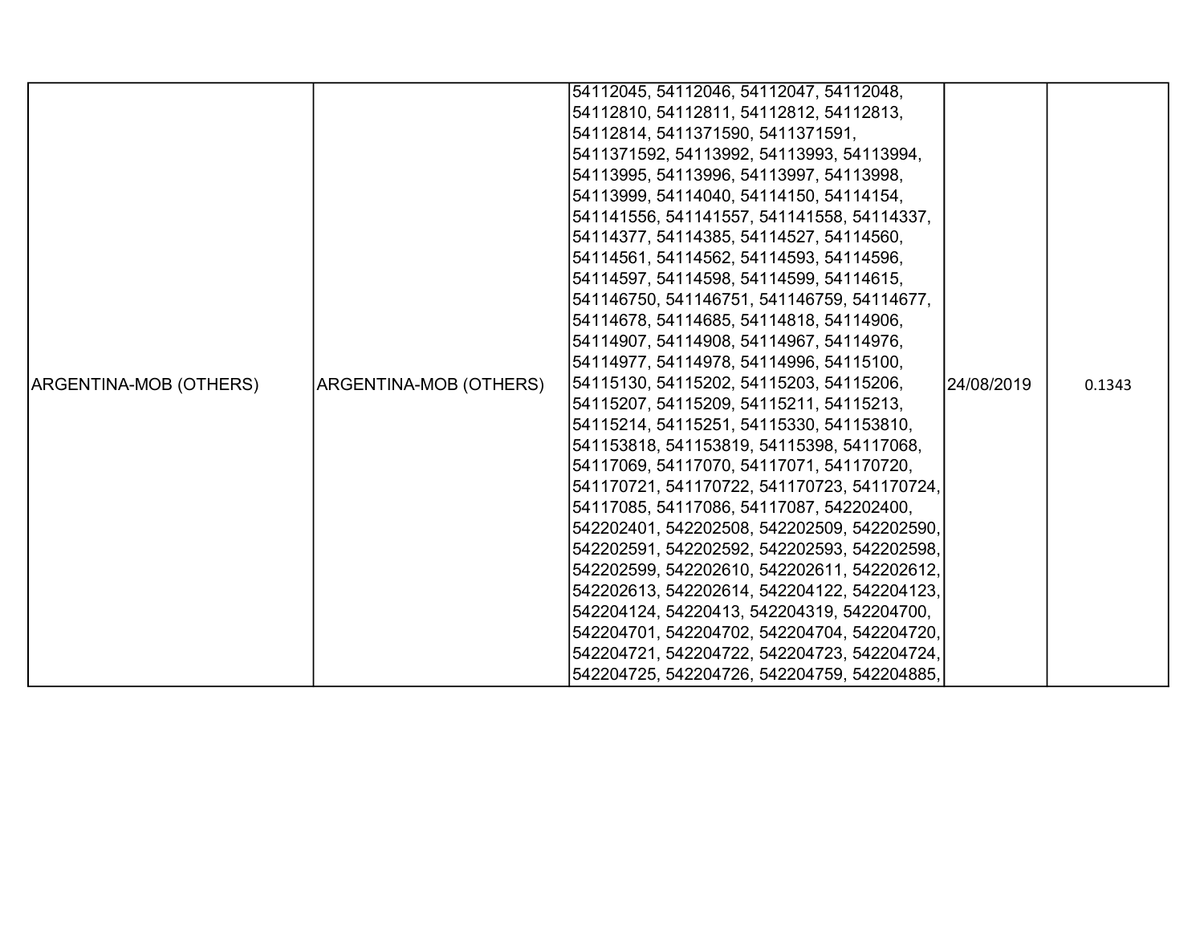| | | | | |
|---|---|---|---|---|
| ARGENTINA-MOB (OTHERS) | ARGENTINA-MOB (OTHERS) | 54112045, 54112046, 54112047, 54112048, 54112810, 54112811, 54112812, 54112813, 54112814, 5411371590, 5411371591, 5411371592, 54113992, 54113993, 54113994, 54113995, 54113996, 54113997, 54113998, 54113999, 54114040, 54114150, 54114154, 541141556, 541141557, 541141558, 54114337, 54114377, 54114385, 54114527, 54114560, 54114561, 54114562, 54114593, 54114596, 54114597, 54114598, 54114599, 54114615, 541146750, 541146751, 541146759, 54114677, 54114678, 54114685, 54114818, 54114906, 54114907, 54114908, 54114967, 54114976, 54114977, 54114978, 54114996, 54115100, 54115130, 54115202, 54115203, 54115206, 54115207, 54115209, 54115211, 54115213, 54115214, 54115251, 54115330, 541153810, 541153818, 541153819, 54115398, 54117068, 54117069, 54117070, 54117071, 541170720, 541170721, 541170722, 541170723, 541170724, 54117085, 54117086, 54117087, 542202400, 542202401, 542202508, 542202509, 542202590, 542202591, 542202592, 542202593, 542202598, 542202599, 542202610, 542202611, 542202612, 542202613, 542202614, 542204122, 542204123, 542204124, 54220413, 542204319, 542204700, 542204701, 542204702, 542204704, 542204720, 542204721, 542204722, 542204723, 542204724, 542204725, 542204726, 542204759, 542204885, | 24/08/2019 | 0.1343 |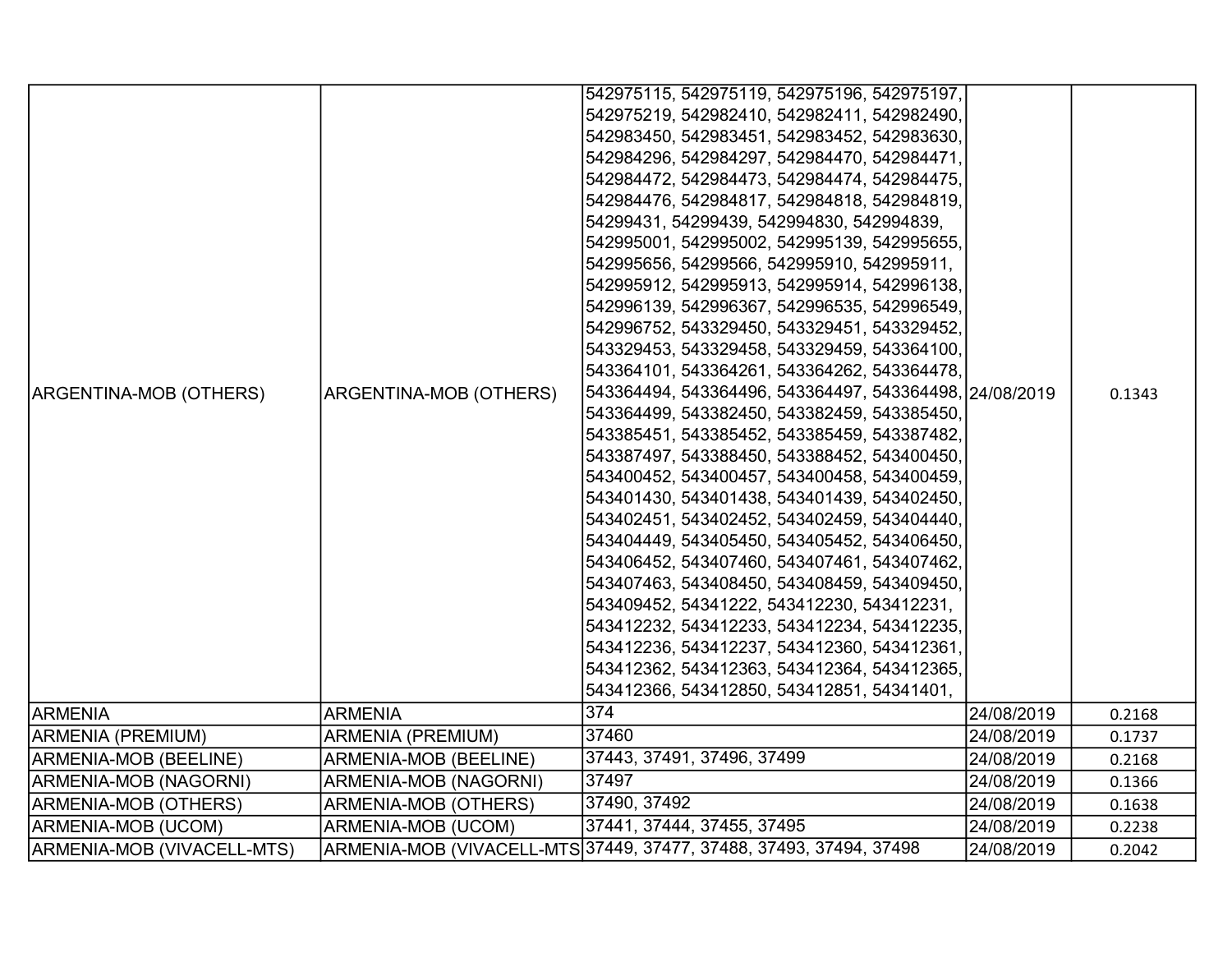| | | | | |
|---|---|---|---|---|
| ARGENTINA-MOB (OTHERS) | ARGENTINA-MOB (OTHERS) | 542975115, 542975119, 542975196, 542975197, 542975219, 542982410, 542982411, 542982490, 542983450, 542983451, 542983452, 542983630, 542984296, 542984297, 542984470, 542984471, 542984472, 542984473, 542984474, 542984475, 542984476, 542984817, 542984818, 542984819, 54299431, 54299439, 542994830, 542994839, 542995001, 542995002, 542995139, 542995655, 542995656, 54299566, 542995910, 542995911, 542995912, 542995913, 542995914, 542996138, 542996139, 542996367, 542996535, 542996549, 542996752, 543329450, 543329451, 543329452, 543329453, 543329458, 543329459, 543364100, 543364101, 543364261, 543364262, 543364478, 543364494, 543364496, 543364497, 543364498, 543364499, 543382450, 543382459, 543385450, 543385451, 543385452, 543385459, 543387482, 543387497, 543388450, 543388452, 543400450, 543400452, 543400457, 543400458, 543400459, 543401430, 543401438, 543401439, 543402450, 543402451, 543402452, 543402459, 543404440, 543404449, 543405450, 543405452, 543406450, 543406452, 543407460, 543407461, 543407462, 543407463, 543408450, 543408459, 543409450, 543409452, 54341222, 543412230, 543412231, 543412232, 543412233, 543412234, 543412235, 543412236, 543412237, 543412360, 543412361, 543412362, 543412363, 543412364, 543412365, 543412366, 543412850, 543412851, 54341401, | 24/08/2019 | 0.1343 |
| ARMENIA | ARMENIA | 374 | 24/08/2019 | 0.2168 |
| ARMENIA (PREMIUM) | ARMENIA (PREMIUM) | 37460 | 24/08/2019 | 0.1737 |
| ARMENIA-MOB (BEELINE) | ARMENIA-MOB (BEELINE) | 37443, 37491, 37496, 37499 | 24/08/2019 | 0.2168 |
| ARMENIA-MOB (NAGORNI) | ARMENIA-MOB (NAGORNI) | 37497 | 24/08/2019 | 0.1366 |
| ARMENIA-MOB (OTHERS) | ARMENIA-MOB (OTHERS) | 37490, 37492 | 24/08/2019 | 0.1638 |
| ARMENIA-MOB (UCOM) | ARMENIA-MOB (UCOM) | 37441, 37444, 37455, 37495 | 24/08/2019 | 0.2238 |
| ARMENIA-MOB (VIVACELL-MTS) | ARMENIA-MOB (VIVACELL-MTS | 37449, 37477, 37488, 37493, 37494, 37498 | 24/08/2019 | 0.2042 |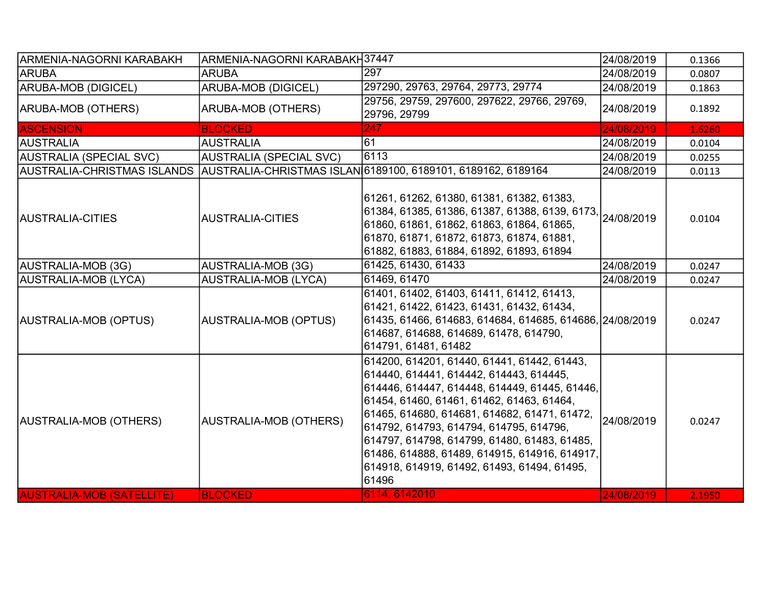| | | | | |
|---|---|---|---|---|
| ARMENIA-NAGORNI KARABAKH | ARMENIA-NAGORNI KARABAKH | 37447 | 24/08/2019 | 0.1366 |
| ARUBA | ARUBA | 297 | 24/08/2019 | 0.0807 |
| ARUBA-MOB (DIGICEL) | ARUBA-MOB (DIGICEL) | 297290, 29763, 29764, 29773, 29774 | 24/08/2019 | 0.1863 |
| ARUBA-MOB (OTHERS) | ARUBA-MOB (OTHERS) | 29756, 29759, 297600, 297622, 29766, 29769, 29796, 29799 | 24/08/2019 | 0.1892 |
| ASCENSION | BLOCKED | 247 | 24/08/2019 | 1.6260 |
| AUSTRALIA | AUSTRALIA | 61 | 24/08/2019 | 0.0104 |
| AUSTRALIA (SPECIAL SVC) | AUSTRALIA (SPECIAL SVC) | 6113 | 24/08/2019 | 0.0255 |
| AUSTRALIA-CHRISTMAS ISLANDS | AUSTRALIA-CHRISTMAS ISLANDS | 6189100, 6189101, 6189162, 6189164 | 24/08/2019 | 0.0113 |
| AUSTRALIA-CITIES | AUSTRALIA-CITIES | 61261, 61262, 61380, 61381, 61382, 61383, 61384, 61385, 61386, 61387, 61388, 6139, 6173, 61860, 61861, 61862, 61863, 61864, 61865, 61870, 61871, 61872, 61873, 61874, 61881, 61882, 61883, 61884, 61892, 61893, 61894 | 24/08/2019 | 0.0104 |
| AUSTRALIA-MOB (3G) | AUSTRALIA-MOB (3G) | 61425, 61430, 61433 | 24/08/2019 | 0.0247 |
| AUSTRALIA-MOB (LYCA) | AUSTRALIA-MOB (LYCA) | 61469, 61470 | 24/08/2019 | 0.0247 |
| AUSTRALIA-MOB (OPTUS) | AUSTRALIA-MOB (OPTUS) | 61401, 61402, 61403, 61411, 61412, 61413, 61421, 61422, 61423, 61431, 61432, 61434, 61435, 61466, 614683, 614684, 614685, 614686, 614687, 614688, 614689, 61478, 614790, 614791, 61481, 61482 | 24/08/2019 | 0.0247 |
| AUSTRALIA-MOB (OTHERS) | AUSTRALIA-MOB (OTHERS) | 614200, 614201, 61440, 61441, 61442, 61443, 614440, 614441, 614442, 614443, 614445, 614446, 614447, 614448, 614449, 61445, 61446, 61454, 61460, 61461, 61462, 61463, 61464, 61465, 614680, 614681, 614682, 61471, 61472, 614792, 614793, 614794, 614795, 614796, 614797, 614798, 614799, 61480, 61483, 61485, 61486, 614888, 61489, 614915, 614916, 614917, 614918, 614919, 61492, 61493, 61494, 61495, 61496 | 24/08/2019 | 0.0247 |
| AUSTRALIA-MOB (SATELLITE) | BLOCKED | 6114, 6142010 | 24/08/2019 | 2.1950 |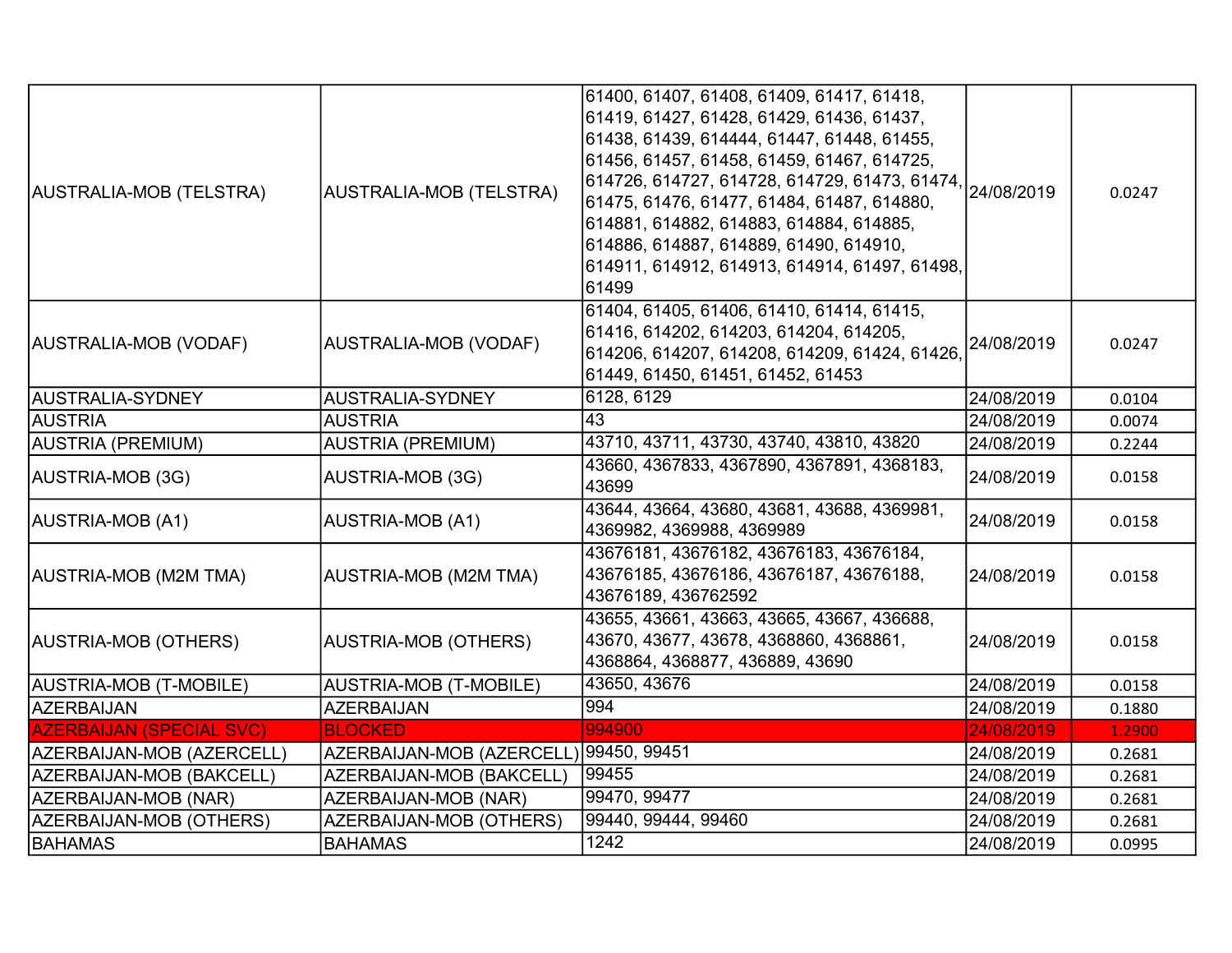| | | | | |
|---|---|---|---|---|
| AUSTRALIA-MOB (TELSTRA) | AUSTRALIA-MOB (TELSTRA) | 61400, 61407, 61408, 61409, 61417, 61418, 61419, 61427, 61428, 61429, 61436, 61437, 61438, 61439, 614444, 61447, 61448, 61455, 61456, 61457, 61458, 61459, 61467, 614725, 614726, 614727, 614728, 614729, 61473, 61474, 61475, 61476, 61477, 61484, 61487, 614880, 614881, 614882, 614883, 614884, 614885, 614886, 614887, 614889, 61490, 614910, 614911, 614912, 614913, 614914, 61497, 61498, 61499 | 24/08/2019 | 0.0247 |
| AUSTRALIA-MOB (VODAF) | AUSTRALIA-MOB (VODAF) | 61404, 61405, 61406, 61410, 61414, 61415, 61416, 614202, 614203, 614204, 614205, 614206, 614207, 614208, 614209, 61424, 61426, 61449, 61450, 61451, 61452, 61453 | 24/08/2019 | 0.0247 |
| AUSTRALIA-SYDNEY | AUSTRALIA-SYDNEY | 6128, 6129 | 24/08/2019 | 0.0104 |
| AUSTRIA | AUSTRIA | 43 | 24/08/2019 | 0.0074 |
| AUSTRIA (PREMIUM) | AUSTRIA (PREMIUM) | 43710, 43711, 43730, 43740, 43810, 43820 | 24/08/2019 | 0.2244 |
| AUSTRIA-MOB (3G) | AUSTRIA-MOB (3G) | 43660, 4367833, 4367890, 4367891, 4368183, 43699 | 24/08/2019 | 0.0158 |
| AUSTRIA-MOB (A1) | AUSTRIA-MOB (A1) | 43644, 43664, 43680, 43681, 43688, 4369981, 4369982, 4369988, 4369989 | 24/08/2019 | 0.0158 |
| AUSTRIA-MOB (M2M TMA) | AUSTRIA-MOB (M2M TMA) | 43676181, 43676182, 43676183, 43676184, 43676185, 43676186, 43676187, 43676188, 43676189, 436762592 | 24/08/2019 | 0.0158 |
| AUSTRIA-MOB (OTHERS) | AUSTRIA-MOB (OTHERS) | 43655, 43661, 43663, 43665, 43667, 436688, 43670, 43677, 43678, 4368860, 4368861, 4368864, 4368877, 436889, 43690 | 24/08/2019 | 0.0158 |
| AUSTRIA-MOB (T-MOBILE) | AUSTRIA-MOB (T-MOBILE) | 43650, 43676 | 24/08/2019 | 0.0158 |
| AZERBAIJAN | AZERBAIJAN | 994 | 24/08/2019 | 0.1880 |
| AZERBAIJAN (SPECIAL SVC) | BLOCKED | 994900 | 24/08/2019 | 1.2900 |
| AZERBAIJAN-MOB (AZERCELL) | AZERBAIJAN-MOB (AZERCELL) | 99450, 99451 | 24/08/2019 | 0.2681 |
| AZERBAIJAN-MOB (BAKCELL) | AZERBAIJAN-MOB (BAKCELL) | 99455 | 24/08/2019 | 0.2681 |
| AZERBAIJAN-MOB (NAR) | AZERBAIJAN-MOB (NAR) | 99470, 99477 | 24/08/2019 | 0.2681 |
| AZERBAIJAN-MOB (OTHERS) | AZERBAIJAN-MOB (OTHERS) | 99440, 99444, 99460 | 24/08/2019 | 0.2681 |
| BAHAMAS | BAHAMAS | 1242 | 24/08/2019 | 0.0995 |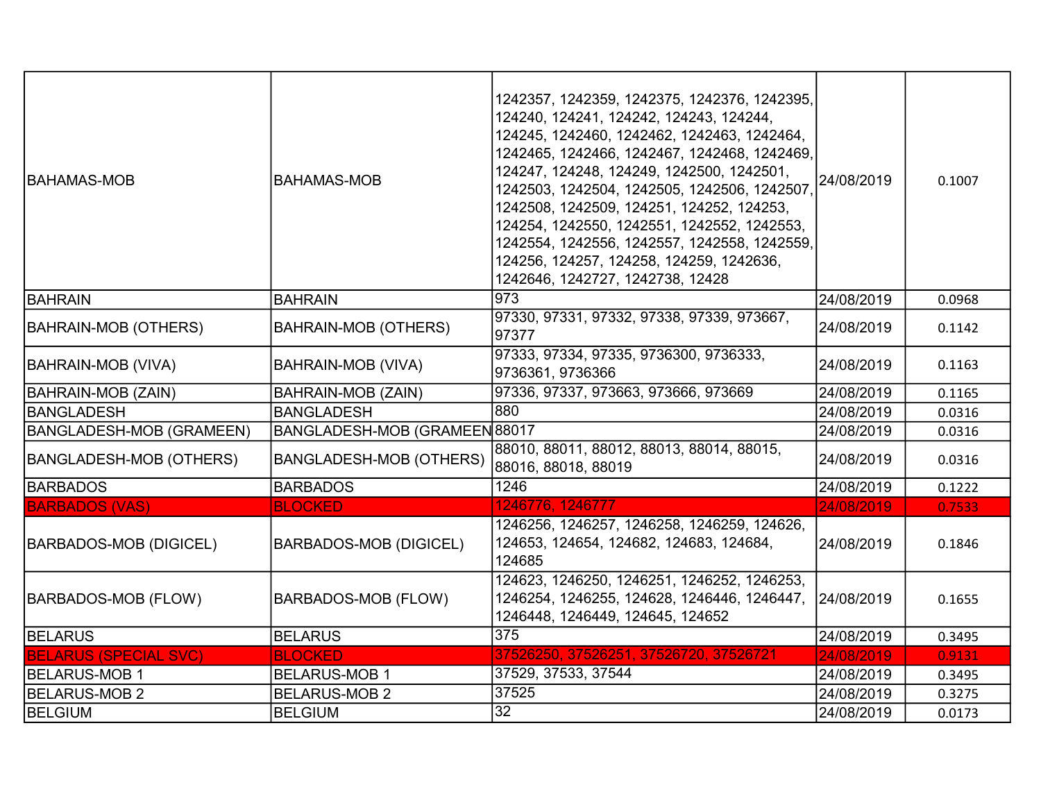| | | | | |
|---|---|---|---|---|
| BAHAMAS-MOB | BAHAMAS-MOB | 1242357, 1242359, 1242375, 1242376, 1242395, 124240, 124241, 124242, 124243, 124244, 124245, 1242460, 1242462, 1242463, 1242464, 1242465, 1242466, 1242467, 1242468, 1242469, 124247, 124248, 124249, 1242500, 1242501, 1242503, 1242504, 1242505, 1242506, 1242507, 1242508, 1242509, 124251, 124252, 124253, 124254, 1242550, 1242551, 1242552, 1242553, 1242554, 1242556, 1242557, 1242558, 1242559, 124256, 124257, 124258, 124259, 1242636, 1242646, 1242727, 1242738, 12428 | 24/08/2019 | 0.1007 |
| BAHRAIN | BAHRAIN | 973 | 24/08/2019 | 0.0968 |
| BAHRAIN-MOB (OTHERS) | BAHRAIN-MOB (OTHERS) | 97330, 97331, 97332, 97338, 97339, 973667, 97377 | 24/08/2019 | 0.1142 |
| BAHRAIN-MOB (VIVA) | BAHRAIN-MOB (VIVA) | 97333, 97334, 97335, 9736300, 9736333, 9736361, 9736366 | 24/08/2019 | 0.1163 |
| BAHRAIN-MOB (ZAIN) | BAHRAIN-MOB (ZAIN) | 97336, 97337, 973663, 973666, 973669 | 24/08/2019 | 0.1165 |
| BANGLADESH | BANGLADESH | 880 | 24/08/2019 | 0.0316 |
| BANGLADESH-MOB (GRAMEEN) | BANGLADESH-MOB (GRAMEEN | 88017 | 24/08/2019 | 0.0316 |
| BANGLADESH-MOB (OTHERS) | BANGLADESH-MOB (OTHERS) | 88010, 88011, 88012, 88013, 88014, 88015, 88016, 88018, 88019 | 24/08/2019 | 0.0316 |
| BARBADOS | BARBADOS | 1246 | 24/08/2019 | 0.1222 |
| BARBADOS (VAS) | BLOCKED | 1246776, 1246777 | 24/08/2019 | 0.7533 |
| BARBADOS-MOB (DIGICEL) | BARBADOS-MOB (DIGICEL) | 1246256, 1246257, 1246258, 1246259, 124626, 124653, 124654, 124682, 124683, 124684, 124685 | 24/08/2019 | 0.1846 |
| BARBADOS-MOB (FLOW) | BARBADOS-MOB (FLOW) | 124623, 1246250, 1246251, 1246252, 1246253, 1246254, 1246255, 124628, 1246446, 1246447, 1246448, 1246449, 124645, 124652 | 24/08/2019 | 0.1655 |
| BELARUS | BELARUS | 375 | 24/08/2019 | 0.3495 |
| BELARUS (SPECIAL SVC) | BLOCKED | 37526250, 37526251, 37526720, 37526721 | 24/08/2019 | 0.9131 |
| BELARUS-MOB 1 | BELARUS-MOB 1 | 37529, 37533, 37544 | 24/08/2019 | 0.3495 |
| BELARUS-MOB 2 | BELARUS-MOB 2 | 37525 | 24/08/2019 | 0.3275 |
| BELGIUM | BELGIUM | 32 | 24/08/2019 | 0.0173 |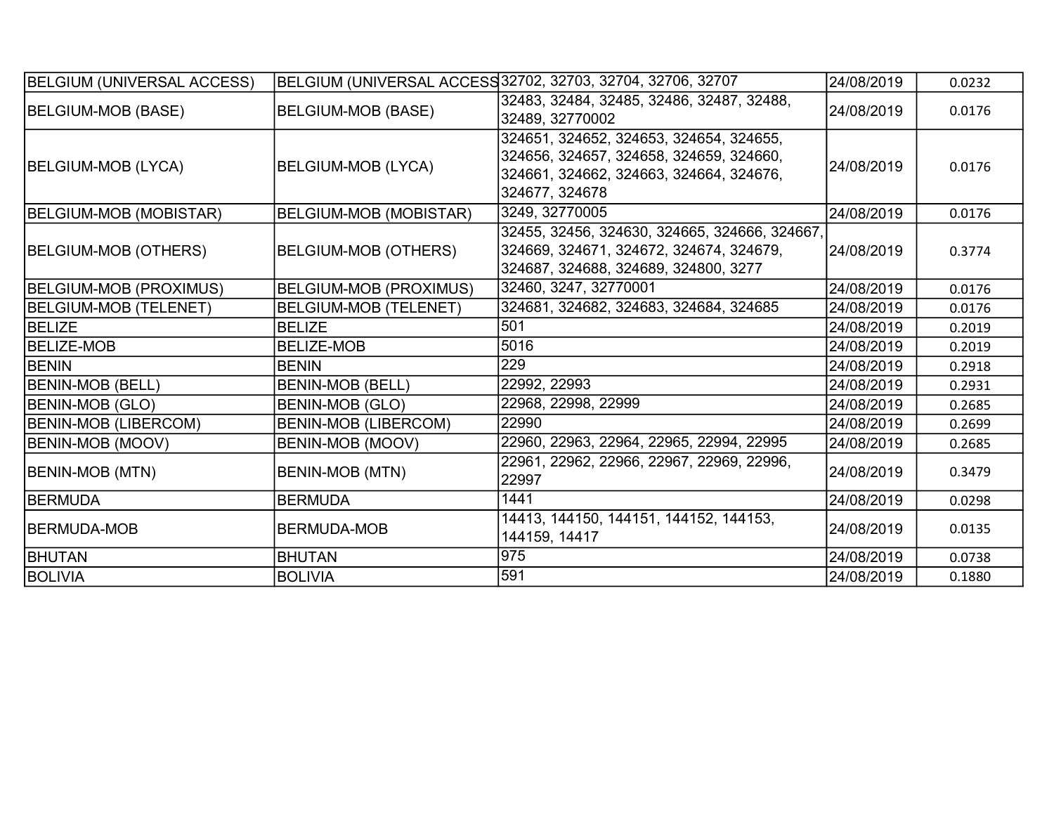| BELGIUM (UNIVERSAL ACCESS) | BELGIUM (UNIVERSAL ACCESS | 32702, 32703, 32704, 32706, 32707 | 24/08/2019 | 0.0232 |
|---|---|---|---|---|
| BELGIUM-MOB (BASE) | BELGIUM-MOB (BASE) | 32483, 32484, 32485, 32486, 32487, 32488, 32489, 32770002 | 24/08/2019 | 0.0176 |
| BELGIUM-MOB (LYCA) | BELGIUM-MOB (LYCA) | 324651, 324652, 324653, 324654, 324655, 324656, 324657, 324658, 324659, 324660, 324661, 324662, 324663, 324664, 324676, 324677, 324678 | 24/08/2019 | 0.0176 |
| BELGIUM-MOB (MOBISTAR) | BELGIUM-MOB (MOBISTAR) | 3249, 32770005 | 24/08/2019 | 0.0176 |
| BELGIUM-MOB (OTHERS) | BELGIUM-MOB (OTHERS) | 32455, 32456, 324630, 324665, 324666, 324667, 324669, 324671, 324672, 324674, 324679, 324687, 324688, 324689, 324800, 3277 | 24/08/2019 | 0.3774 |
| BELGIUM-MOB (PROXIMUS) | BELGIUM-MOB (PROXIMUS) | 32460, 3247, 32770001 | 24/08/2019 | 0.0176 |
| BELGIUM-MOB (TELENET) | BELGIUM-MOB (TELENET) | 324681, 324682, 324683, 324684, 324685 | 24/08/2019 | 0.0176 |
| BELIZE | BELIZE | 501 | 24/08/2019 | 0.2019 |
| BELIZE-MOB | BELIZE-MOB | 5016 | 24/08/2019 | 0.2019 |
| BENIN | BENIN | 229 | 24/08/2019 | 0.2918 |
| BENIN-MOB (BELL) | BENIN-MOB (BELL) | 22992, 22993 | 24/08/2019 | 0.2931 |
| BENIN-MOB (GLO) | BENIN-MOB (GLO) | 22968, 22998, 22999 | 24/08/2019 | 0.2685 |
| BENIN-MOB (LIBERCOM) | BENIN-MOB (LIBERCOM) | 22990 | 24/08/2019 | 0.2699 |
| BENIN-MOB (MOOV) | BENIN-MOB (MOOV) | 22960, 22963, 22964, 22965, 22994, 22995 | 24/08/2019 | 0.2685 |
| BENIN-MOB (MTN) | BENIN-MOB (MTN) | 22961, 22962, 22966, 22967, 22969, 22996, 22997 | 24/08/2019 | 0.3479 |
| BERMUDA | BERMUDA | 1441 | 24/08/2019 | 0.0298 |
| BERMUDA-MOB | BERMUDA-MOB | 14413, 144150, 144151, 144152, 144153, 144159, 14417 | 24/08/2019 | 0.0135 |
| BHUTAN | BHUTAN | 975 | 24/08/2019 | 0.0738 |
| BOLIVIA | BOLIVIA | 591 | 24/08/2019 | 0.1880 |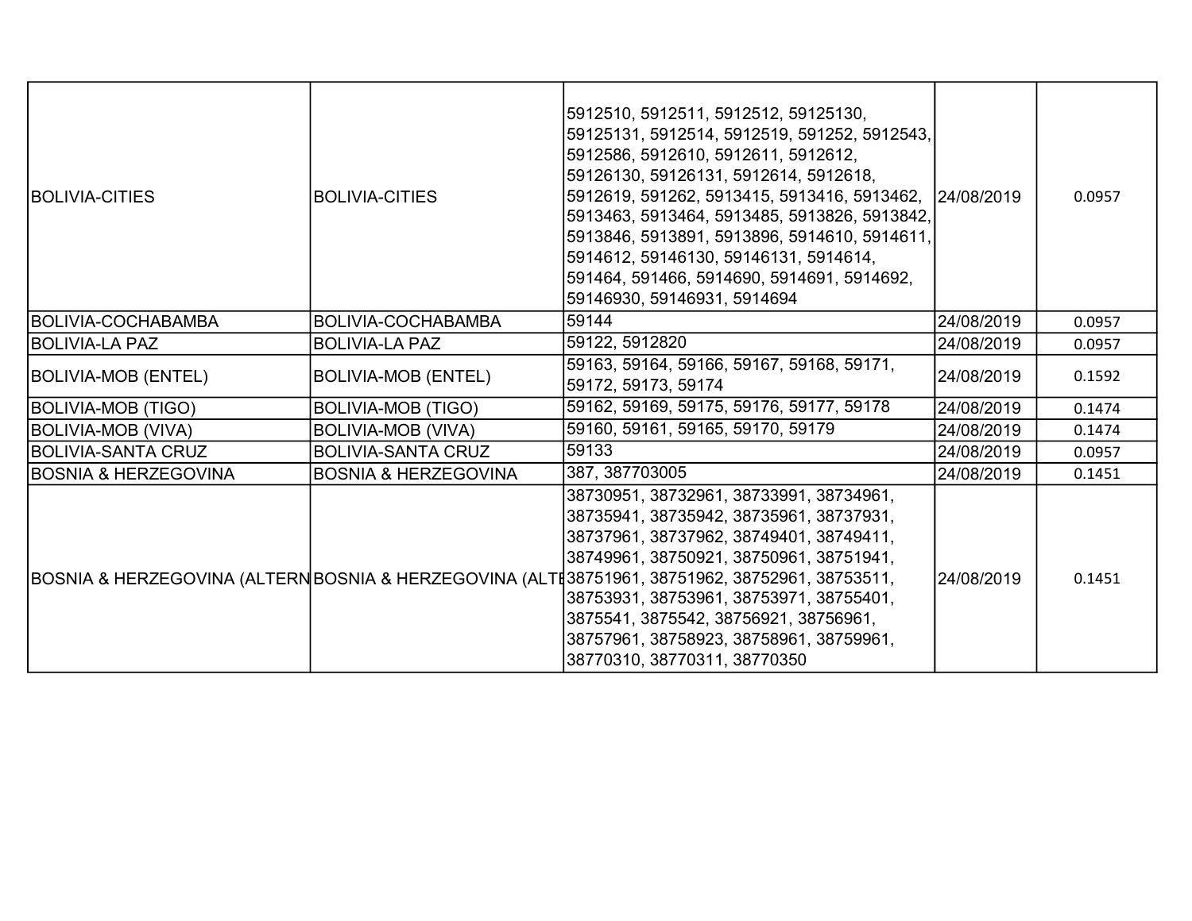| BOLIVIA-CITIES | BOLIVIA-CITIES | 5912510, 5912511, 5912512, 59125130, 59125131, 5912514, 5912519, 591252, 5912543, 5912586, 5912610, 5912611, 5912612, 59126130, 59126131, 5912614, 5912618, 5912619, 591262, 5913415, 5913416, 5913462, 5913463, 5913464, 5913485, 5913826, 5913842, 5913846, 5913891, 5913896, 5914610, 5914611, 5914612, 59146130, 59146131, 5914614, 591464, 591466, 5914690, 5914691, 5914692, 59146930, 59146931, 5914694 | 24/08/2019 | 0.0957 |
|---|---|---|---|---|
| BOLIVIA-COCHABAMBA | BOLIVIA-COCHABAMBA | 59144 | 24/08/2019 | 0.0957 |
| BOLIVIA-LA PAZ | BOLIVIA-LA PAZ | 59122, 5912820 | 24/08/2019 | 0.0957 |
| BOLIVIA-MOB (ENTEL) | BOLIVIA-MOB (ENTEL) | 59163, 59164, 59166, 59167, 59168, 59171, 59172, 59173, 59174 | 24/08/2019 | 0.1592 |
| BOLIVIA-MOB (TIGO) | BOLIVIA-MOB (TIGO) | 59162, 59169, 59175, 59176, 59177, 59178 | 24/08/2019 | 0.1474 |
| BOLIVIA-MOB (VIVA) | BOLIVIA-MOB (VIVA) | 59160, 59161, 59165, 59170, 59179 | 24/08/2019 | 0.1474 |
| BOLIVIA-SANTA CRUZ | BOLIVIA-SANTA CRUZ | 59133 | 24/08/2019 | 0.0957 |
| BOSNIA & HERZEGOVINA | BOSNIA & HERZEGOVINA | 387, 387703005 | 24/08/2019 | 0.1451 |
| BOSNIA & HERZEGOVINA (ALTERN | BOSNIA & HERZEGOVINA (ALTE | 38730951, 38732961, 38733991, 38734961, 38735941, 38735942, 38735961, 38737931, 38737961, 38737962, 38749401, 38749411, 38749961, 38750921, 38750961, 38751941, 38751961, 38751962, 38752961, 38753511, 38753931, 38753961, 38753971, 38755401, 3875541, 3875542, 38756921, 38756961, 38757961, 38758923, 38758961, 38759961, 38770310, 38770311, 38770350 | 24/08/2019 | 0.1451 |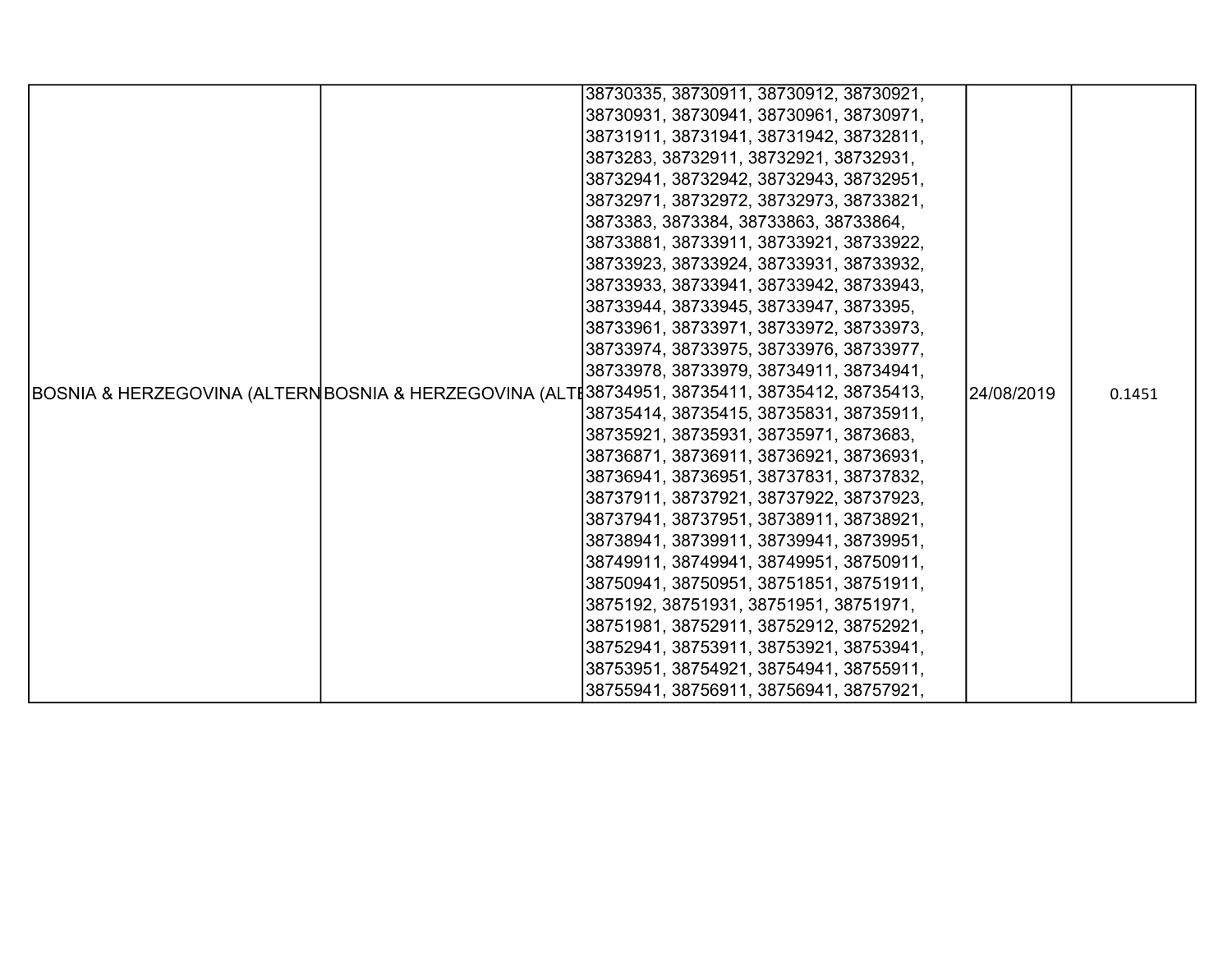| | | | | |
|---|---|---|---|---|
| BOSNIA & HERZEGOVINA (ALTERN | BOSNIA & HERZEGOVINA (ALTE | 38730335, 38730911, 38730912, 38730921, 38730931, 38730941, 38730961, 38730971, 38731911, 38731941, 38731942, 38732811, 3873283, 38732911, 38732921, 38732931, 38732941, 38732942, 38732943, 38732951, 38732971, 38732972, 38732973, 38733821, 3873383, 3873384, 38733863, 38733864, 38733881, 38733911, 38733921, 38733922, 38733923, 38733924, 38733931, 38733932, 38733933, 38733941, 38733942, 38733943, 38733944, 38733945, 38733947, 3873395, 38733961, 38733971, 38733972, 38733973, 38733974, 38733975, 38733976, 38733977, 38733978, 38733979, 38734911, 38734941, 38734951, 38735411, 38735412, 38735413, 38735414, 38735415, 38735831, 38735911, 38735921, 38735931, 38735971, 3873683, 38736871, 38736911, 38736921, 38736931, 38736941, 38736951, 38737831, 38737832, 38737911, 38737921, 38737922, 38737923, 38737941, 38737951, 38738911, 38738921, 38738941, 38739911, 38739941, 38739951, 38749911, 38749941, 38749951, 38750911, 38750941, 38750951, 38751851, 38751911, 3875192, 38751931, 38751951, 38751971, 38751981, 38752911, 38752912, 38752921, 38752941, 38753911, 38753921, 38753941, 38753951, 38754921, 38754941, 38755911, 38755941, 38756911, 38756941, 38757921, | 24/08/2019 | 0.1451 |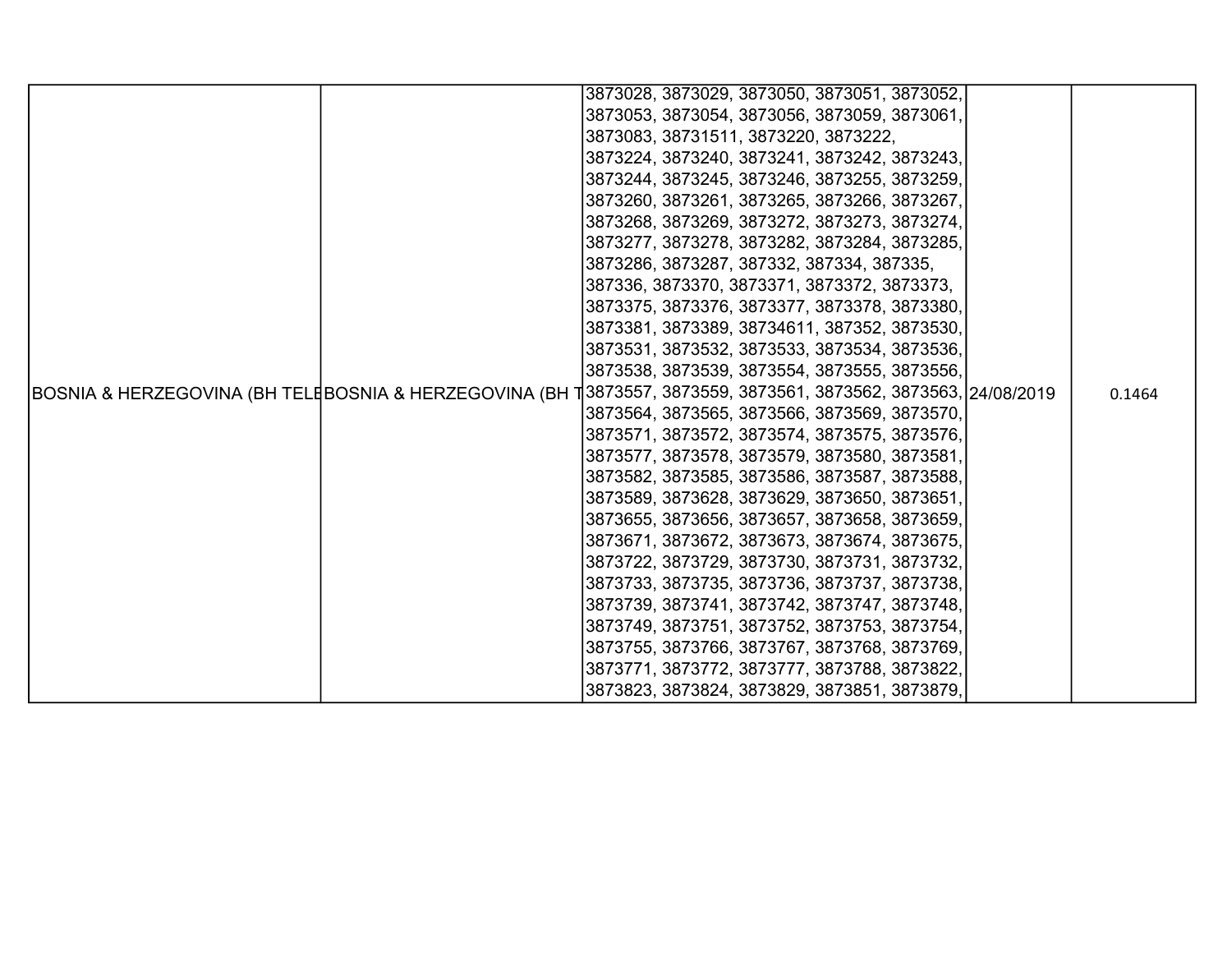| | | | | |
|---|---|---|---|---|
| BOSNIA & HERZEGOVINA (BH TELE | BOSNIA & HERZEGOVINA (BH T | 3873028, 3873029, 3873050, 3873051, 3873052, 3873053, 3873054, 3873056, 3873059, 3873061, 3873083, 38731511, 3873220, 3873222, 3873224, 3873240, 3873241, 3873242, 3873243, 3873244, 3873245, 3873246, 3873255, 3873259, 3873260, 3873261, 3873265, 3873266, 3873267, 3873268, 3873269, 3873272, 3873273, 3873274, 3873277, 3873278, 3873282, 3873284, 3873285, 3873286, 3873287, 387332, 387334, 387335, 387336, 3873370, 3873371, 3873372, 3873373, 3873375, 3873376, 3873377, 3873378, 3873380, 3873381, 3873389, 38734611, 387352, 3873530, 3873531, 3873532, 3873533, 3873534, 3873536, 3873538, 3873539, 3873554, 3873555, 3873556, 3873557, 3873559, 3873561, 3873562, 3873563, 3873564, 3873565, 3873566, 3873569, 3873570, 3873571, 3873572, 3873574, 3873575, 3873576, 3873577, 3873578, 3873579, 3873580, 3873581, 3873582, 3873585, 3873586, 3873587, 3873588, 3873589, 3873628, 3873629, 3873650, 3873651, 3873655, 3873656, 3873657, 3873658, 3873659, 3873671, 3873672, 3873673, 3873674, 3873675, 3873722, 3873729, 3873730, 3873731, 3873732, 3873733, 3873735, 3873736, 3873737, 3873738, 3873739, 3873741, 3873742, 3873747, 3873748, 3873749, 3873751, 3873752, 3873753, 3873754, 3873755, 3873766, 3873767, 3873768, 3873769, 3873771, 3873772, 3873777, 3873788, 3873822, 3873823, 3873824, 3873829, 3873851, 3873879, | 24/08/2019 | 0.1464 |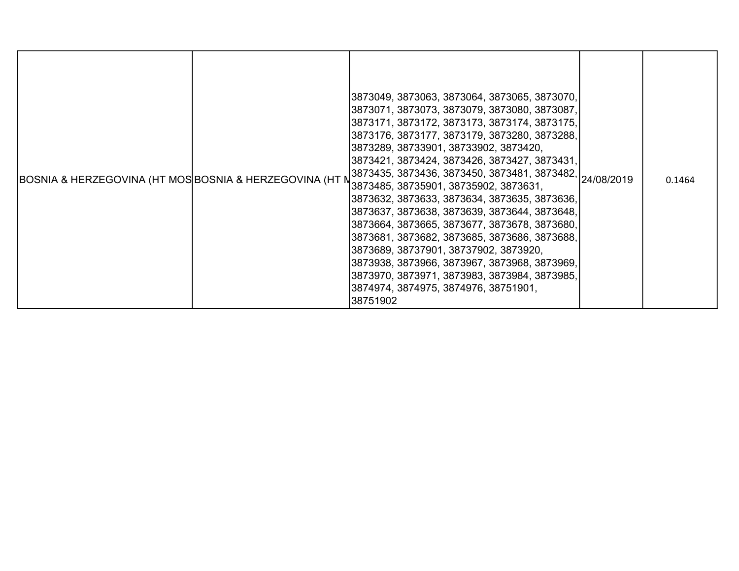| BOSNIA & HERZEGOVINA (HT MOS | BOSNIA & HERZEGOVINA (HT M | 3873049, 3873063, 3873064, 3873065, 3873070, 3873071, 3873073, 3873079, 3873080, 3873087, 3873171, 3873172, 3873173, 3873174, 3873175, 3873176, 3873177, 3873179, 3873280, 3873288, 3873289, 38733901, 38733902, 3873420, 3873421, 3873424, 3873426, 3873427, 3873431, 3873435, 3873436, 3873450, 3873481, 3873482, 3873485, 38735901, 38735902, 3873631, 3873632, 3873633, 3873634, 3873635, 3873636, 3873637, 3873638, 3873639, 3873644, 3873648, 3873664, 3873665, 3873677, 3873678, 3873680, 3873681, 3873682, 3873685, 3873686, 3873688, 3873689, 38737901, 38737902, 3873920, 3873938, 3873966, 3873967, 3873968, 3873969, 3873970, 3873971, 3873983, 3873984, 3873985, 3874974, 3874975, 3874976, 38751901, 38751902 | 24/08/2019 | 0.1464 |
|---|---|---|---|---|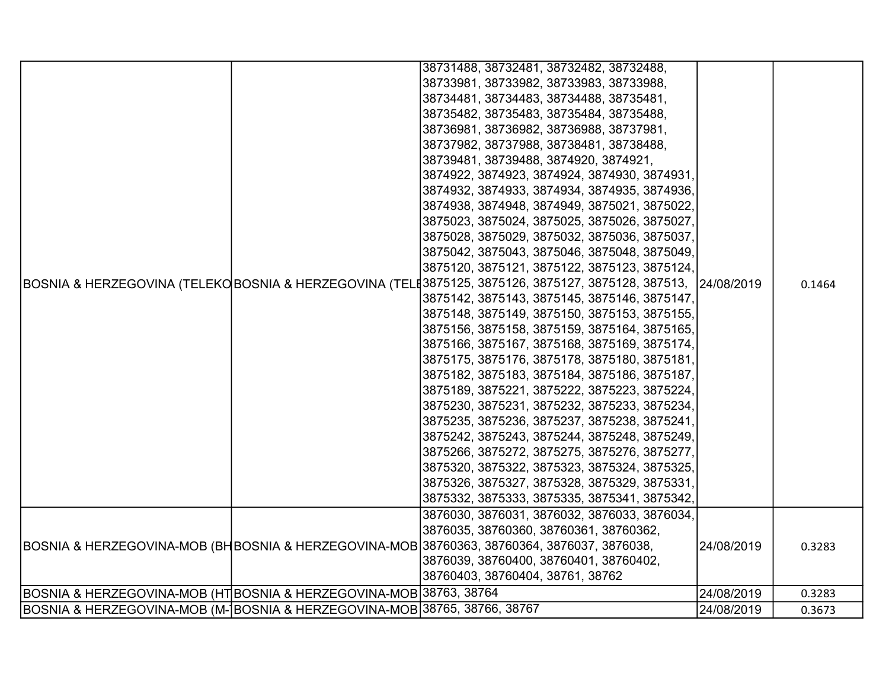| | | | | |
|---|---|---|---|---|
| BOSNIA & HERZEGOVINA (TELEKO | BOSNIA & HERZEGOVINA (TELE | 38731488, 38732481, 38732482, 38732488, 38733981, 38733982, 38733983, 38733988, 38734481, 38734483, 38734488, 38735481, 38735482, 38735483, 38735484, 38735488, 38736981, 38736982, 38736988, 38737981, 38737982, 38737988, 38738481, 38738488, 38739481, 38739488, 3874920, 3874921, 3874922, 3874923, 3874924, 3874930, 3874931, 3874932, 3874933, 3874934, 3874935, 3874936, 3874938, 3874948, 3874949, 3875021, 3875022, 3875023, 3875024, 3875025, 3875026, 3875027, 3875028, 3875029, 3875032, 3875036, 3875037, 3875042, 3875043, 3875046, 3875048, 3875049, 3875120, 3875121, 3875122, 3875123, 3875124, 3875125, 3875126, 3875127, 3875128, 387513, 3875142, 3875143, 3875145, 3875146, 3875147, 3875148, 3875149, 3875150, 3875153, 3875155, 3875156, 3875158, 3875159, 3875164, 3875165, 3875166, 3875167, 3875168, 3875169, 3875174, 3875175, 3875176, 3875178, 3875180, 3875181, 3875182, 3875183, 3875184, 3875186, 3875187, 3875189, 3875221, 3875222, 3875223, 3875224, 3875230, 3875231, 3875232, 3875233, 3875234, 3875235, 3875236, 3875237, 3875238, 3875241, 3875242, 3875243, 3875244, 3875248, 3875249, 3875266, 3875272, 3875275, 3875276, 3875277, 3875320, 3875322, 3875323, 3875324, 3875325, 3875326, 3875327, 3875328, 3875329, 3875331, 3875332, 3875333, 3875335, 3875341, 3875342, | 24/08/2019 | 0.1464 |
| BOSNIA & HERZEGOVINA-MOB (BH | BOSNIA & HERZEGOVINA-MOB | 3876030, 3876031, 3876032, 3876033, 3876034, 3876035, 38760360, 38760361, 38760362, 38760363, 38760364, 3876037, 3876038, 3876039, 38760400, 38760401, 38760402, 38760403, 38760404, 38761, 38762 | 24/08/2019 | 0.3283 |
| BOSNIA & HERZEGOVINA-MOB (HT | BOSNIA & HERZEGOVINA-MOB | 38763, 38764 | 24/08/2019 | 0.3283 |
| BOSNIA & HERZEGOVINA-MOB (M- | BOSNIA & HERZEGOVINA-MOB | 38765, 38766, 38767 | 24/08/2019 | 0.3673 |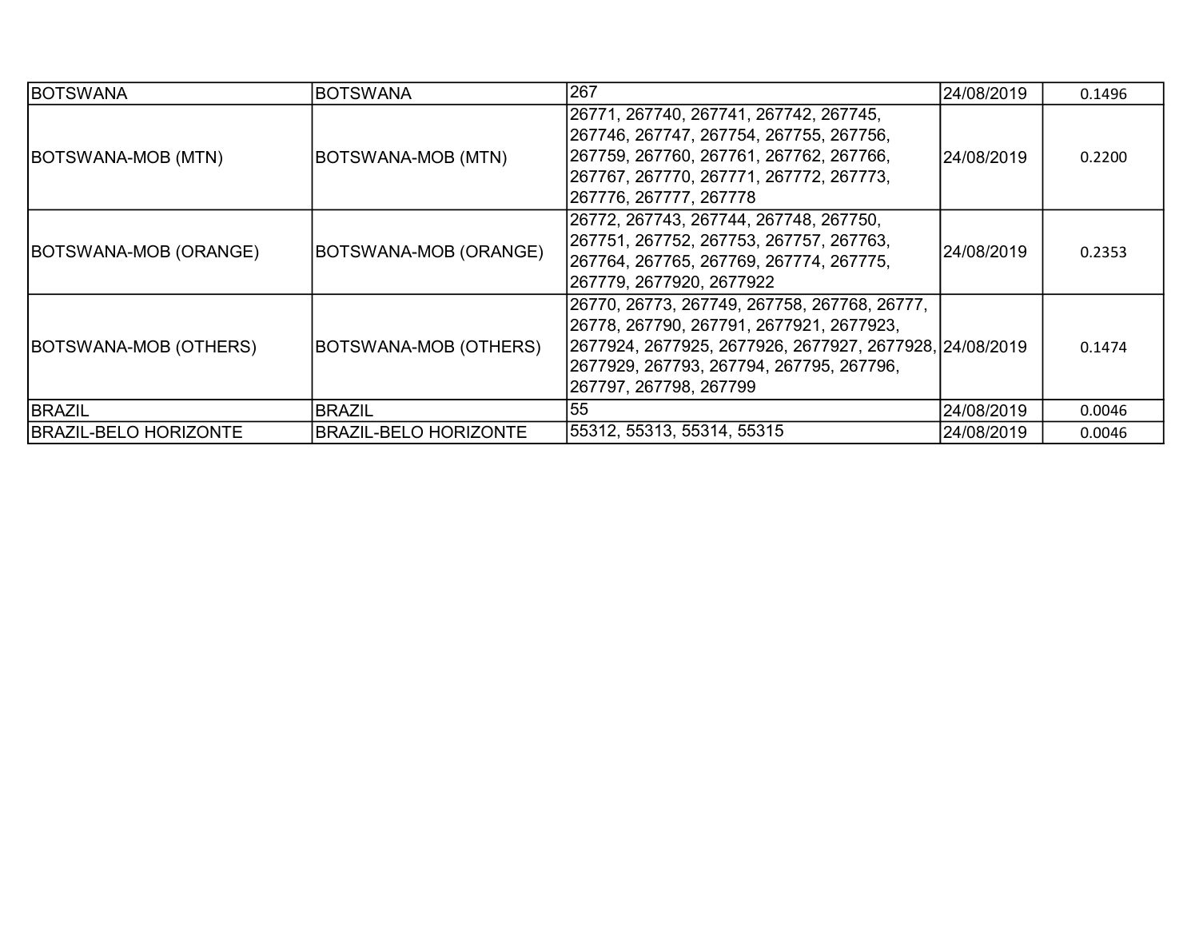| BOTSWANA | BOTSWANA | 267 | 24/08/2019 | 0.1496 |
|---|---|---|---|---|
| BOTSWANA-MOB (MTN) | BOTSWANA-MOB (MTN) | 26771, 267740, 267741, 267742, 267745, 267746, 267747, 267754, 267755, 267756, 267759, 267760, 267761, 267762, 267766, 267767, 267770, 267771, 267772, 267773, 267776, 267777, 267778 | 24/08/2019 | 0.2200 |
| BOTSWANA-MOB (ORANGE) | BOTSWANA-MOB (ORANGE) | 26772, 267743, 267744, 267748, 267750, 267751, 267752, 267753, 267757, 267763, 267764, 267765, 267769, 267774, 267775, 267779, 2677920, 2677922 | 24/08/2019 | 0.2353 |
| BOTSWANA-MOB (OTHERS) | BOTSWANA-MOB (OTHERS) | 26770, 26773, 267749, 267758, 267768, 26777, 26778, 267790, 267791, 2677921, 2677923, 2677924, 2677925, 2677926, 2677927, 2677928, 2677929, 267793, 267794, 267795, 267796, 267797, 267798, 267799 | 24/08/2019 | 0.1474 |
| BRAZIL | BRAZIL | 55 | 24/08/2019 | 0.0046 |
| BRAZIL-BELO HORIZONTE | BRAZIL-BELO HORIZONTE | 55312, 55313, 55314, 55315 | 24/08/2019 | 0.0046 |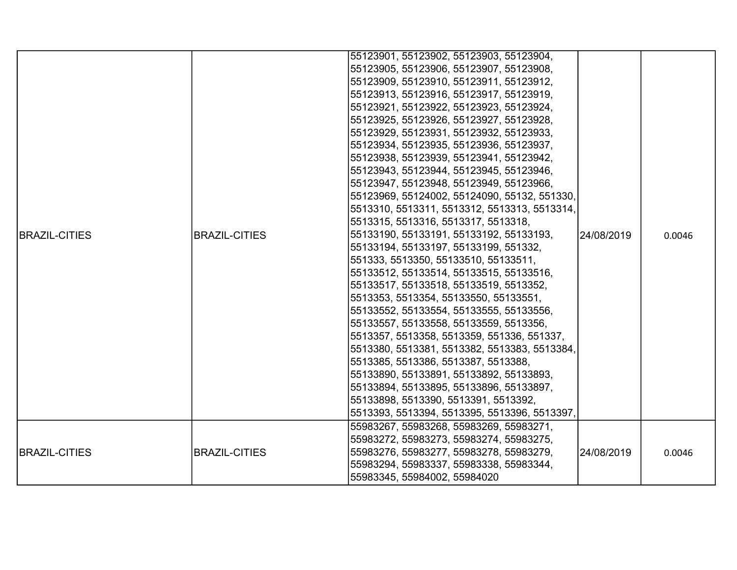| | | | | |
|---|---|---|---|---|
| BRAZIL-CITIES | BRAZIL-CITIES | 55123901, 55123902, 55123903, 55123904, 55123905, 55123906, 55123907, 55123908, 55123909, 55123910, 55123911, 55123912, 55123913, 55123916, 55123917, 55123919, 55123921, 55123922, 55123923, 55123924, 55123925, 55123926, 55123927, 55123928, 55123929, 55123931, 55123932, 55123933, 55123934, 55123935, 55123936, 55123937, 55123938, 55123939, 55123941, 55123942, 55123943, 55123944, 55123945, 55123946, 55123947, 55123948, 55123949, 55123966, 55123969, 55124002, 55124090, 55132, 551330, 5513310, 5513311, 5513312, 5513313, 5513314, 5513315, 5513316, 5513317, 5513318, 55133190, 55133191, 55133192, 55133193, 55133194, 55133197, 55133199, 551332, 551333, 5513350, 55133510, 55133511, 55133512, 55133514, 55133515, 55133516, 55133517, 55133518, 55133519, 5513352, 5513353, 5513354, 55133550, 55133551, 55133552, 55133554, 55133555, 55133556, 55133557, 55133558, 55133559, 5513356, 5513357, 5513358, 5513359, 551336, 551337, 5513380, 5513381, 5513382, 5513383, 5513384, 5513385, 5513386, 5513387, 5513388, 55133890, 55133891, 55133892, 55133893, 55133894, 55133895, 55133896, 55133897, 55133898, 5513390, 5513391, 5513392, 5513393, 5513394, 5513395, 5513396, 5513397, | 24/08/2019 | 0.0046 |
| BRAZIL-CITIES | BRAZIL-CITIES | 55983267, 55983268, 55983269, 55983271, 55983272, 55983273, 55983274, 55983275, 55983276, 55983277, 55983278, 55983279, 55983294, 55983337, 55983338, 55983344, 55983345, 55984002, 55984020 | 24/08/2019 | 0.0046 |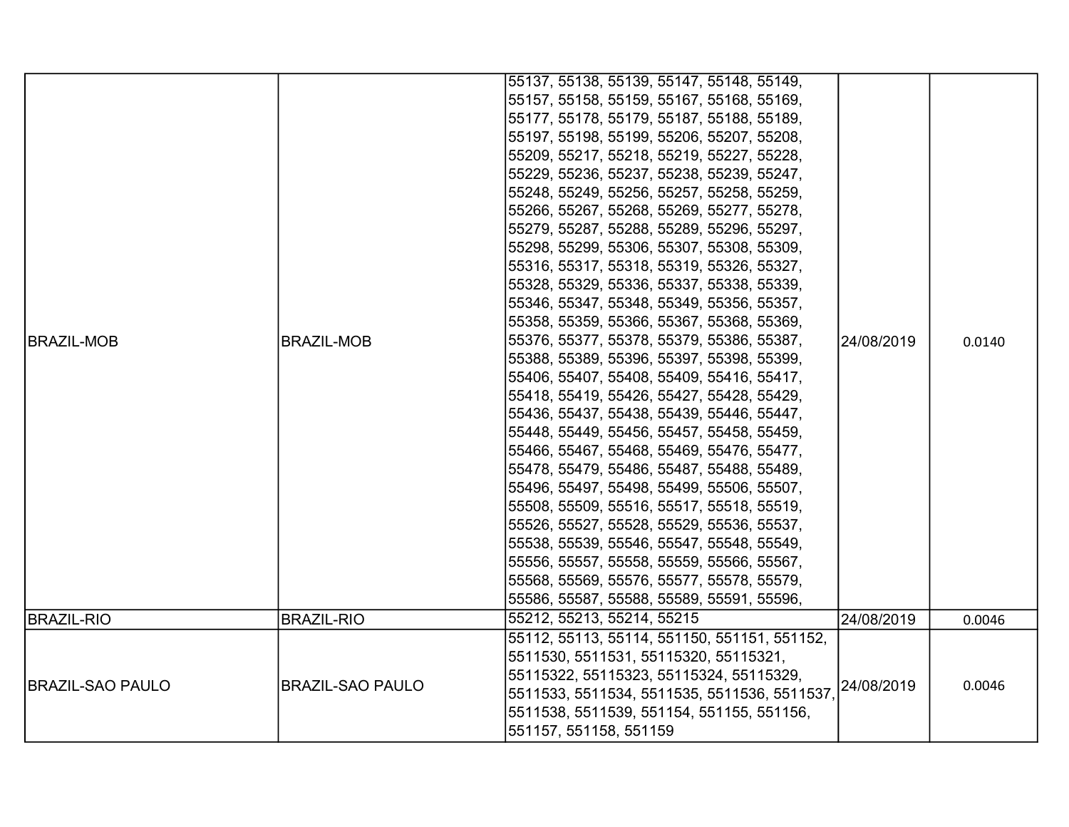| | | | | |
|---|---|---|---|---|
| BRAZIL-MOB | BRAZIL-MOB | 55137, 55138, 55139, 55147, 55148, 55149, 55157, 55158, 55159, 55167, 55168, 55169, 55177, 55178, 55179, 55187, 55188, 55189, 55197, 55198, 55199, 55206, 55207, 55208, 55209, 55217, 55218, 55219, 55227, 55228, 55229, 55236, 55237, 55238, 55239, 55247, 55248, 55249, 55256, 55257, 55258, 55259, 55266, 55267, 55268, 55269, 55277, 55278, 55279, 55287, 55288, 55289, 55296, 55297, 55298, 55299, 55306, 55307, 55308, 55309, 55316, 55317, 55318, 55319, 55326, 55327, 55328, 55329, 55336, 55337, 55338, 55339, 55346, 55347, 55348, 55349, 55356, 55357, 55358, 55359, 55366, 55367, 55368, 55369, 55376, 55377, 55378, 55379, 55386, 55387, 55388, 55389, 55396, 55397, 55398, 55399, 55406, 55407, 55408, 55409, 55416, 55417, 55418, 55419, 55426, 55427, 55428, 55429, 55436, 55437, 55438, 55439, 55446, 55447, 55448, 55449, 55456, 55457, 55458, 55459, 55466, 55467, 55468, 55469, 55476, 55477, 55478, 55479, 55486, 55487, 55488, 55489, 55496, 55497, 55498, 55499, 55506, 55507, 55508, 55509, 55516, 55517, 55518, 55519, 55526, 55527, 55528, 55529, 55536, 55537, 55538, 55539, 55546, 55547, 55548, 55549, 55556, 55557, 55558, 55559, 55566, 55567, 55568, 55569, 55576, 55577, 55578, 55579, 55586, 55587, 55588, 55589, 55591, 55596, | 24/08/2019 | 0.0140 |
| BRAZIL-RIO | BRAZIL-RIO | 55212, 55213, 55214, 55215 | 24/08/2019 | 0.0046 |
| BRAZIL-SAO PAULO | BRAZIL-SAO PAULO | 55112, 55113, 55114, 551150, 551151, 551152, 5511530, 5511531, 55115320, 55115321, 55115322, 55115323, 55115324, 55115329, 5511533, 5511534, 5511535, 5511536, 5511537, 5511538, 5511539, 551154, 551155, 551156, 551157, 551158, 551159 | 24/08/2019 | 0.0046 |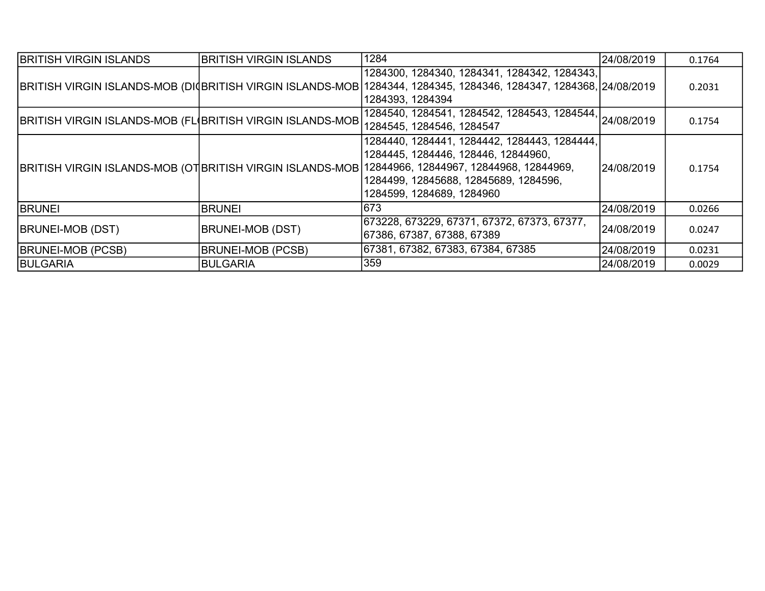| BRITISH VIRGIN ISLANDS | BRITISH VIRGIN ISLANDS | 1284 | 24/08/2019 | 0.1764 |
|---|---|---|---|---|
| BRITISH VIRGIN ISLANDS-MOB (DI | BRITISH VIRGIN ISLANDS-MOB | 1284300, 1284340, 1284341, 1284342, 1284343, 1284344, 1284345, 1284346, 1284347, 1284368, 1284393, 1284394 | 24/08/2019 | 0.2031 |
| BRITISH VIRGIN ISLANDS-MOB (FL | BRITISH VIRGIN ISLANDS-MOB | 1284540, 1284541, 1284542, 1284543, 1284544, 1284545, 1284546, 1284547 | 24/08/2019 | 0.1754 |
| BRITISH VIRGIN ISLANDS-MOB (OT | BRITISH VIRGIN ISLANDS-MOB | 1284440, 1284441, 1284442, 1284443, 1284444, 1284445, 1284446, 128446, 12844960, 12844966, 12844967, 12844968, 12844969, 1284499, 12845688, 12845689, 1284596, 1284599, 1284689, 1284960 | 24/08/2019 | 0.1754 |
| BRUNEI | BRUNEI | 673 | 24/08/2019 | 0.0266 |
| BRUNEI-MOB (DST) | BRUNEI-MOB (DST) | 673228, 673229, 67371, 67372, 67373, 67377, 67386, 67387, 67388, 67389 | 24/08/2019 | 0.0247 |
| BRUNEI-MOB (PCSB) | BRUNEI-MOB (PCSB) | 67381, 67382, 67383, 67384, 67385 | 24/08/2019 | 0.0231 |
| BULGARIA | BULGARIA | 359 | 24/08/2019 | 0.0029 |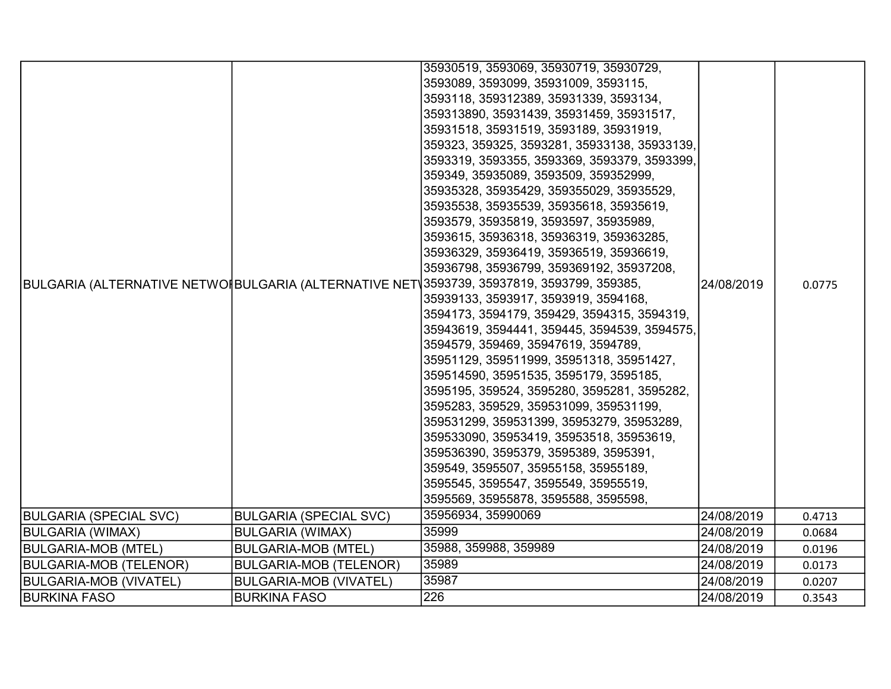| | | | | |
|---|---|---|---|---|
| BULGARIA (ALTERNATIVE NETWO | BULGARIA (ALTERNATIVE NET | 35930519, 3593069, 35930719, 35930729, 3593089, 3593099, 35931009, 3593115, 3593118, 359312389, 35931339, 3593134, 359313890, 35931439, 35931459, 35931517, 35931518, 35931519, 3593189, 35931919, 359323, 359325, 3593281, 35933138, 35933139, 3593319, 3593355, 3593369, 3593379, 3593399, 359349, 35935089, 3593509, 359352999, 35935328, 35935429, 359355029, 35935529, 35935538, 35935539, 35935618, 35935619, 3593579, 35935819, 3593597, 35935989, 3593615, 35936318, 35936319, 359363285, 35936329, 35936419, 35936519, 35936619, 35936798, 35936799, 359369192, 35937208, 3593739, 35937819, 3593799, 359385, 35939133, 3593917, 3593919, 3594168, 3594173, 3594179, 359429, 3594315, 3594319, 35943619, 3594441, 359445, 3594539, 3594575, 3594579, 359469, 35947619, 3594789, 35951129, 359511999, 35951318, 35951427, 359514590, 35951535, 3595179, 3595185, 3595195, 359524, 3595280, 3595281, 3595282, 3595283, 359529, 359531099, 359531199, 359531299, 359531399, 35953279, 35953289, 359533090, 35953419, 35953518, 35953619, 359536390, 3595379, 3595389, 3595391, 359549, 3595507, 35955158, 35955189, 3595545, 3595547, 3595549, 35955519, 3595569, 35955878, 3595588, 3595598, | 24/08/2019 | 0.0775 |
| BULGARIA (SPECIAL SVC) | BULGARIA (SPECIAL SVC) | 35956934, 35990069 | 24/08/2019 | 0.4713 |
| BULGARIA (WIMAX) | BULGARIA (WIMAX) | 35999 | 24/08/2019 | 0.0684 |
| BULGARIA-MOB (MTEL) | BULGARIA-MOB (MTEL) | 35988, 359988, 359989 | 24/08/2019 | 0.0196 |
| BULGARIA-MOB (TELENOR) | BULGARIA-MOB (TELENOR) | 35989 | 24/08/2019 | 0.0173 |
| BULGARIA-MOB (VIVATEL) | BULGARIA-MOB (VIVATEL) | 35987 | 24/08/2019 | 0.0207 |
| BURKINA FASO | BURKINA FASO | 226 | 24/08/2019 | 0.3543 |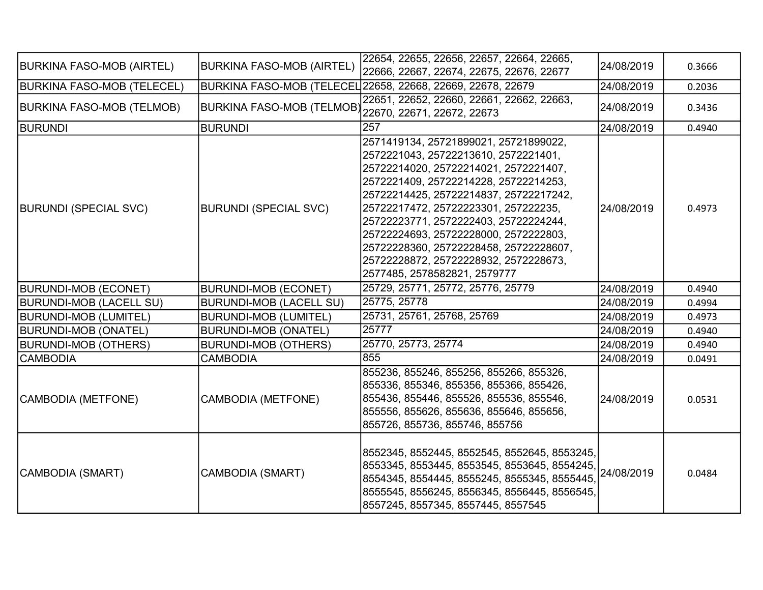| BURKINA FASO-MOB (AIRTEL) | BURKINA FASO-MOB (AIRTEL) | 22654, 22655, 22656, 22657, 22664, 22665, 22666, 22667, 22674, 22675, 22676, 22677 | 24/08/2019 | 0.3666 |
|---|---|---|---|---|
| BURKINA FASO-MOB (TELECEL) | BURKINA FASO-MOB (TELECEL | 22658, 22668, 22669, 22678, 22679 | 24/08/2019 | 0.2036 |
| BURKINA FASO-MOB (TELMOB) | BURKINA FASO-MOB (TELMOB) | 22651, 22652, 22660, 22661, 22662, 22663, 22670, 22671, 22672, 22673 | 24/08/2019 | 0.3436 |
| BURUNDI | BURUNDI | 257 | 24/08/2019 | 0.4940 |
| BURUNDI (SPECIAL SVC) | BURUNDI (SPECIAL SVC) | 2571419134, 25721899021, 25721899022, 2572221043, 25722213610, 2572221401, 25722214020, 25722214021, 2572221407, 2572221409, 25722214228, 25722214253, 25722214425, 25722214837, 25722217242, 25722217472, 25722223301, 257222235, 25722223771, 2572222403, 25722224244, 25722224693, 25722228000, 2572222803, 25722228360, 25722228458, 25722228607, 25722228872, 25722228932, 2572228673, 2577485, 2578582821, 2579777 | 24/08/2019 | 0.4973 |
| BURUNDI-MOB (ECONET) | BURUNDI-MOB (ECONET) | 25729, 25771, 25772, 25776, 25779 | 24/08/2019 | 0.4940 |
| BURUNDI-MOB (LACELL SU) | BURUNDI-MOB (LACELL SU) | 25775, 25778 | 24/08/2019 | 0.4994 |
| BURUNDI-MOB (LUMITEL) | BURUNDI-MOB (LUMITEL) | 25731, 25761, 25768, 25769 | 24/08/2019 | 0.4973 |
| BURUNDI-MOB (ONATEL) | BURUNDI-MOB (ONATEL) | 25777 | 24/08/2019 | 0.4940 |
| BURUNDI-MOB (OTHERS) | BURUNDI-MOB (OTHERS) | 25770, 25773, 25774 | 24/08/2019 | 0.4940 |
| CAMBODIA | CAMBODIA | 855 | 24/08/2019 | 0.0491 |
| CAMBODIA (METFONE) | CAMBODIA (METFONE) | 855236, 855246, 855256, 855266, 855326, 855336, 855346, 855356, 855366, 855426, 855436, 855446, 855526, 855536, 855546, 855556, 855626, 855636, 855646, 855656, 855726, 855736, 855746, 855756 | 24/08/2019 | 0.0531 |
| CAMBODIA (SMART) | CAMBODIA (SMART) | 8552345, 8552445, 8552545, 8552645, 8553245, 8553345, 8553445, 8553545, 8553645, 8554245, 8554345, 8554445, 8555245, 8555345, 8555445, 8555545, 8556245, 8556345, 8556445, 8556545, 8557245, 8557345, 8557445, 8557545 | 24/08/2019 | 0.0484 |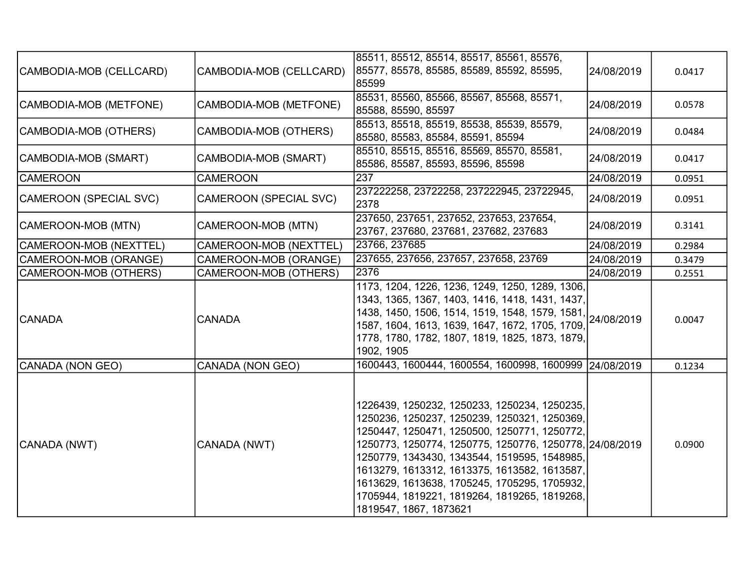| | | | | |
|---|---|---|---|---|
| CAMBODIA-MOB (CELLCARD) | CAMBODIA-MOB (CELLCARD) | 85511, 85512, 85514, 85517, 85561, 85576, 85577, 85578, 85585, 85589, 85592, 85595, 85599 | 24/08/2019 | 0.0417 |
| CAMBODIA-MOB (METFONE) | CAMBODIA-MOB (METFONE) | 85531, 85560, 85566, 85567, 85568, 85571, 85588, 85590, 85597 | 24/08/2019 | 0.0578 |
| CAMBODIA-MOB (OTHERS) | CAMBODIA-MOB (OTHERS) | 85513, 85518, 85519, 85538, 85539, 85579, 85580, 85583, 85584, 85591, 85594 | 24/08/2019 | 0.0484 |
| CAMBODIA-MOB (SMART) | CAMBODIA-MOB (SMART) | 85510, 85515, 85516, 85569, 85570, 85581, 85586, 85587, 85593, 85596, 85598 | 24/08/2019 | 0.0417 |
| CAMEROON | CAMEROON | 237 | 24/08/2019 | 0.0951 |
| CAMEROON (SPECIAL SVC) | CAMEROON (SPECIAL SVC) | 237222258, 23722258, 237222945, 23722945, 2378 | 24/08/2019 | 0.0951 |
| CAMEROON-MOB (MTN) | CAMEROON-MOB (MTN) | 237650, 237651, 237652, 237653, 237654, 23767, 237680, 237681, 237682, 237683 | 24/08/2019 | 0.3141 |
| CAMEROON-MOB (NEXTTEL) | CAMEROON-MOB (NEXTTEL) | 23766, 237685 | 24/08/2019 | 0.2984 |
| CAMEROON-MOB (ORANGE) | CAMEROON-MOB (ORANGE) | 237655, 237656, 237657, 237658, 23769 | 24/08/2019 | 0.3479 |
| CAMEROON-MOB (OTHERS) | CAMEROON-MOB (OTHERS) | 2376 | 24/08/2019 | 0.2551 |
| CANADA | CANADA | 1173, 1204, 1226, 1236, 1249, 1250, 1289, 1306, 1343, 1365, 1367, 1403, 1416, 1418, 1431, 1437, 1438, 1450, 1506, 1514, 1519, 1548, 1579, 1581, 1587, 1604, 1613, 1639, 1647, 1672, 1705, 1709, 1778, 1780, 1782, 1807, 1819, 1825, 1873, 1879, 1902, 1905 | 24/08/2019 | 0.0047 |
| CANADA (NON GEO) | CANADA (NON GEO) | 1600443, 1600444, 1600554, 1600998, 1600999 | 24/08/2019 | 0.1234 |
| CANADA (NWT) | CANADA (NWT) | 1226439, 1250232, 1250233, 1250234, 1250235, 1250236, 1250237, 1250239, 1250321, 1250369, 1250447, 1250471, 1250500, 1250771, 1250772, 1250773, 1250774, 1250775, 1250776, 1250778, 1250779, 1343430, 1343544, 1519595, 1548985, 1613279, 1613312, 1613375, 1613582, 1613587, 1613629, 1613638, 1705245, 1705295, 1705932, 1705944, 1819221, 1819264, 1819265, 1819268, 1819547, 1867, 1873621 | 24/08/2019 | 0.0900 |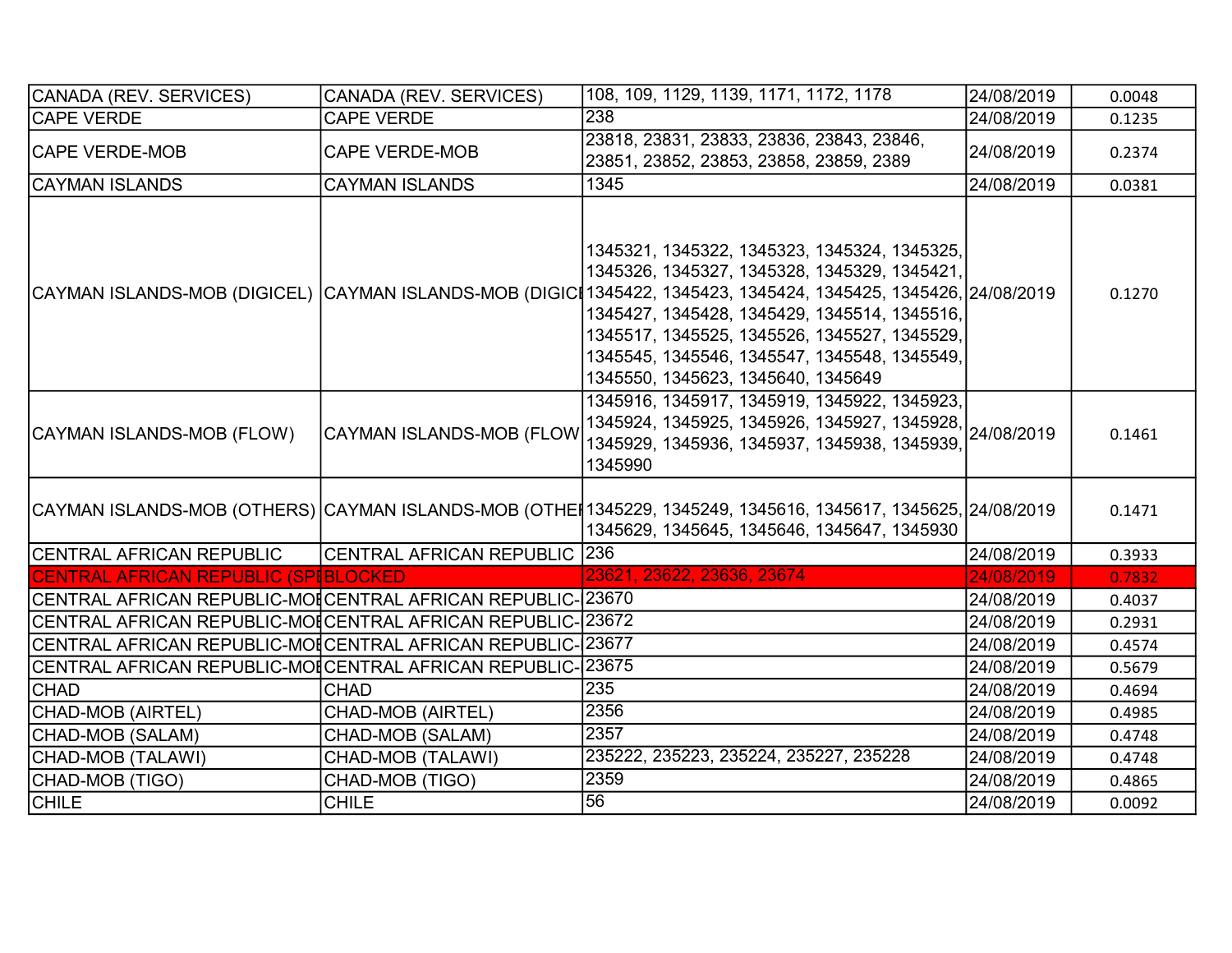| | | | | |
|---|---|---|---|---|
| CANADA (REV. SERVICES) | CANADA (REV. SERVICES) | 108, 109, 1129, 1139, 1171, 1172, 1178 | 24/08/2019 | 0.0048 |
| CAPE VERDE | CAPE VERDE | 238 | 24/08/2019 | 0.1235 |
| CAPE VERDE-MOB | CAPE VERDE-MOB | 23818, 23831, 23833, 23836, 23843, 23846, 23851, 23852, 23853, 23858, 23859, 2389 | 24/08/2019 | 0.2374 |
| CAYMAN ISLANDS | CAYMAN ISLANDS | 1345 | 24/08/2019 | 0.0381 |
| CAYMAN ISLANDS-MOB (DIGICEL) | CAYMAN ISLANDS-MOB (DIGICE | 1345321, 1345322, 1345323, 1345324, 1345325, 1345326, 1345327, 1345328, 1345329, 1345421, 1345422, 1345423, 1345424, 1345425, 1345426, 1345427, 1345428, 1345429, 1345514, 1345516, 1345517, 1345525, 1345526, 1345527, 1345529, 1345545, 1345546, 1345547, 1345548, 1345549, 1345550, 1345623, 1345640, 1345649 | 24/08/2019 | 0.1270 |
| CAYMAN ISLANDS-MOB (FLOW) | CAYMAN ISLANDS-MOB (FLOW | 1345916, 1345917, 1345919, 1345922, 1345923, 1345924, 1345925, 1345926, 1345927, 1345928, 1345929, 1345936, 1345937, 1345938, 1345939, 1345990 | 24/08/2019 | 0.1461 |
| CAYMAN ISLANDS-MOB (OTHERS) | CAYMAN ISLANDS-MOB (OTHEI | 1345229, 1345249, 1345616, 1345617, 1345625, 1345629, 1345645, 1345646, 1345647, 1345930 | 24/08/2019 | 0.1471 |
| CENTRAL AFRICAN REPUBLIC | CENTRAL AFRICAN REPUBLIC | 236 | 24/08/2019 | 0.3933 |
| CENTRAL AFRICAN REPUBLIC (SPI | BLOCKED | 23621, 23622, 23636, 23674 | 24/08/2019 | 0.7832 |
| CENTRAL AFRICAN REPUBLIC-MOI | CENTRAL AFRICAN REPUBLIC- | 23670 | 24/08/2019 | 0.4037 |
| CENTRAL AFRICAN REPUBLIC-MOI | CENTRAL AFRICAN REPUBLIC- | 23672 | 24/08/2019 | 0.2931 |
| CENTRAL AFRICAN REPUBLIC-MOI | CENTRAL AFRICAN REPUBLIC- | 23677 | 24/08/2019 | 0.4574 |
| CENTRAL AFRICAN REPUBLIC-MOI | CENTRAL AFRICAN REPUBLIC- | 23675 | 24/08/2019 | 0.5679 |
| CHAD | CHAD | 235 | 24/08/2019 | 0.4694 |
| CHAD-MOB (AIRTEL) | CHAD-MOB (AIRTEL) | 2356 | 24/08/2019 | 0.4985 |
| CHAD-MOB (SALAM) | CHAD-MOB (SALAM) | 2357 | 24/08/2019 | 0.4748 |
| CHAD-MOB (TALAWI) | CHAD-MOB (TALAWI) | 235222, 235223, 235224, 235227, 235228 | 24/08/2019 | 0.4748 |
| CHAD-MOB (TIGO) | CHAD-MOB (TIGO) | 2359 | 24/08/2019 | 0.4865 |
| CHILE | CHILE | 56 | 24/08/2019 | 0.0092 |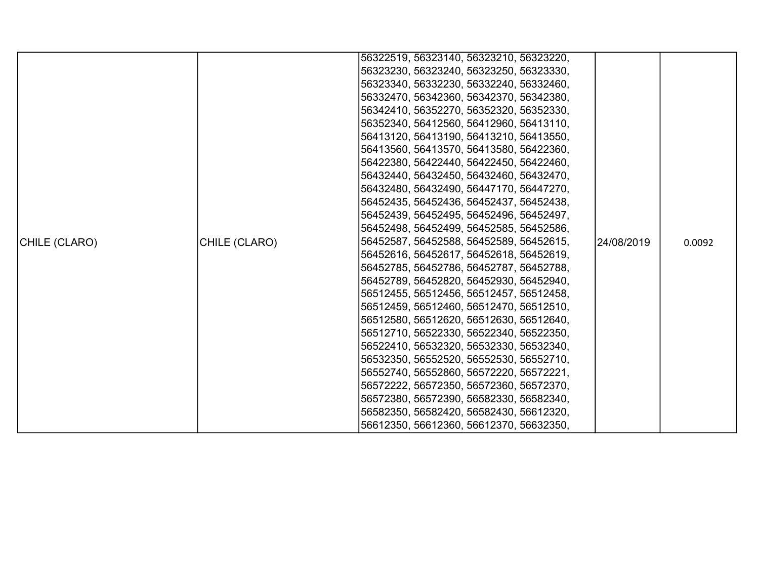| CHILE (CLARO) | CHILE (CLARO) | 56322519, 56323140, 56323210, 56323220, 56323230, 56323240, 56323250, 56323330, 56323340, 56332230, 56332240, 56332460, 56332470, 56342360, 56342370, 56342380, 56342410, 56352270, 56352320, 56352330, 56352340, 56412560, 56412960, 56413110, 56413120, 56413190, 56413210, 56413550, 56413560, 56413570, 56413580, 56422360, 56422380, 56422440, 56422450, 56422460, 56432440, 56432450, 56432460, 56432470, 56432480, 56432490, 56447170, 56447270, 56452435, 56452436, 56452437, 56452438, 56452439, 56452495, 56452496, 56452497, 56452498, 56452499, 56452585, 56452586, 56452587, 56452588, 56452589, 56452615, 56452616, 56452617, 56452618, 56452619, 56452785, 56452786, 56452787, 56452788, 56452789, 56452820, 56452930, 56452940, 56512455, 56512456, 56512457, 56512458, 56512459, 56512460, 56512470, 56512510, 56512580, 56512620, 56512630, 56512640, 56512710, 56522330, 56522340, 56522350, 56522410, 56532320, 56532330, 56532340, 56532350, 56552520, 56552530, 56552710, 56552740, 56552860, 56572220, 56572221, 56572222, 56572350, 56572360, 56572370, 56572380, 56572390, 56582330, 56582340, 56582350, 56582420, 56582430, 56612320, 56612350, 56612360, 56612370, 56632350, | 24/08/2019 | 0.0092 |
|---|---|---|---|---|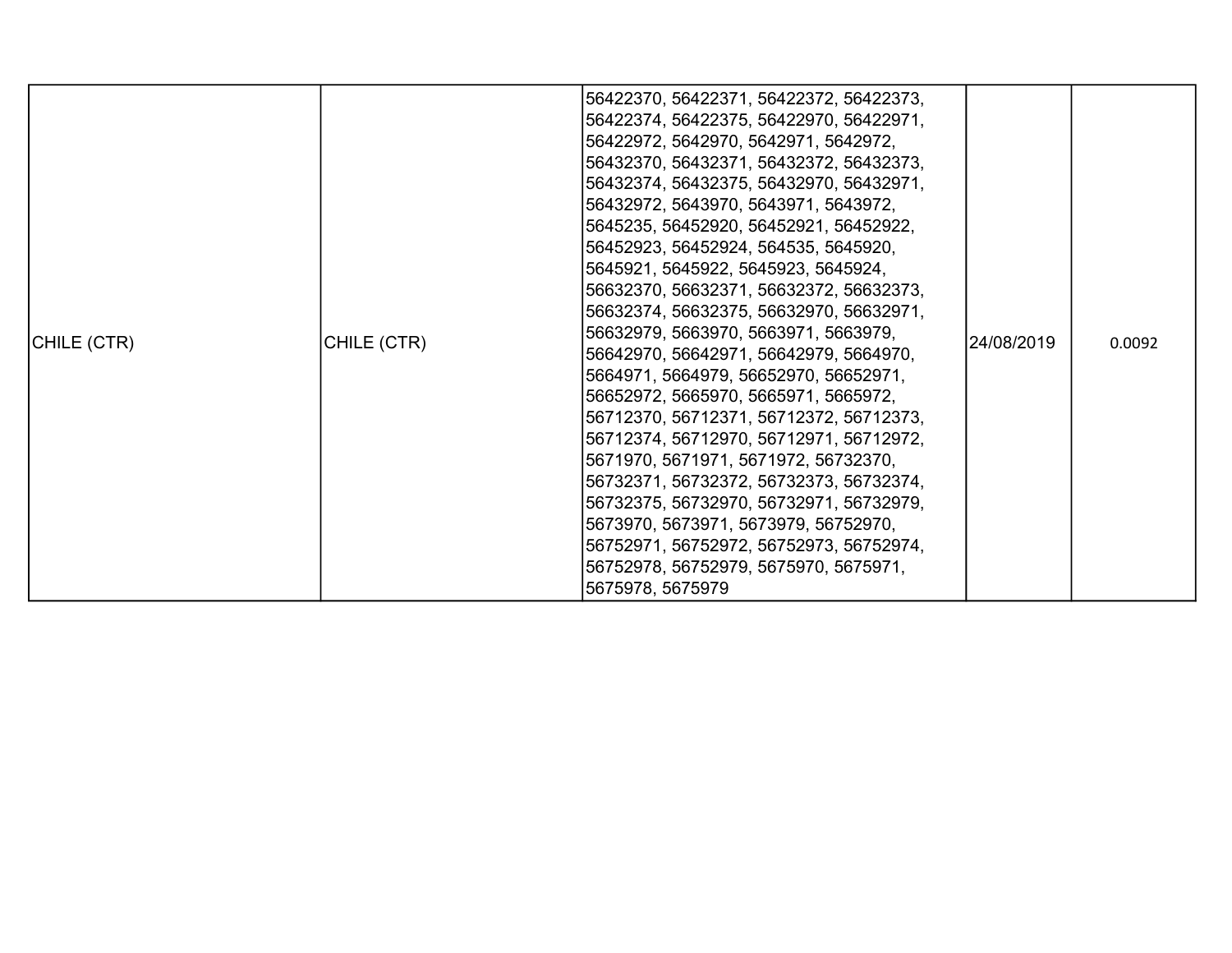| | | | | |
|---|---|---|---|---|
| CHILE (CTR) | CHILE (CTR) | 56422370, 56422371, 56422372, 56422373, 56422374, 56422375, 56422970, 56422971, 56422972, 5642970, 5642971, 5642972, 56432370, 56432371, 56432372, 56432373, 56432374, 56432375, 56432970, 56432971, 56432972, 5643970, 5643971, 5643972, 5645235, 56452920, 56452921, 56452922, 56452923, 56452924, 564535, 5645920, 5645921, 5645922, 5645923, 5645924, 56632370, 56632371, 56632372, 56632373, 56632374, 56632375, 56632970, 56632971, 56632979, 5663970, 5663971, 5663979, 56642970, 56642971, 56642979, 5664970, 5664971, 5664979, 56652970, 56652971, 56652972, 5665970, 5665971, 5665972, 56712370, 56712371, 56712372, 56712373, 56712374, 56712970, 56712971, 56712972, 5671970, 5671971, 5671972, 56732370, 56732371, 56732372, 56732373, 56732374, 56732375, 56732970, 56732971, 56732979, 5673970, 5673971, 5673979, 56752970, 56752971, 56752972, 56752973, 56752974, 56752978, 56752979, 5675970, 5675971, 5675978, 5675979 | 24/08/2019 | 0.0092 |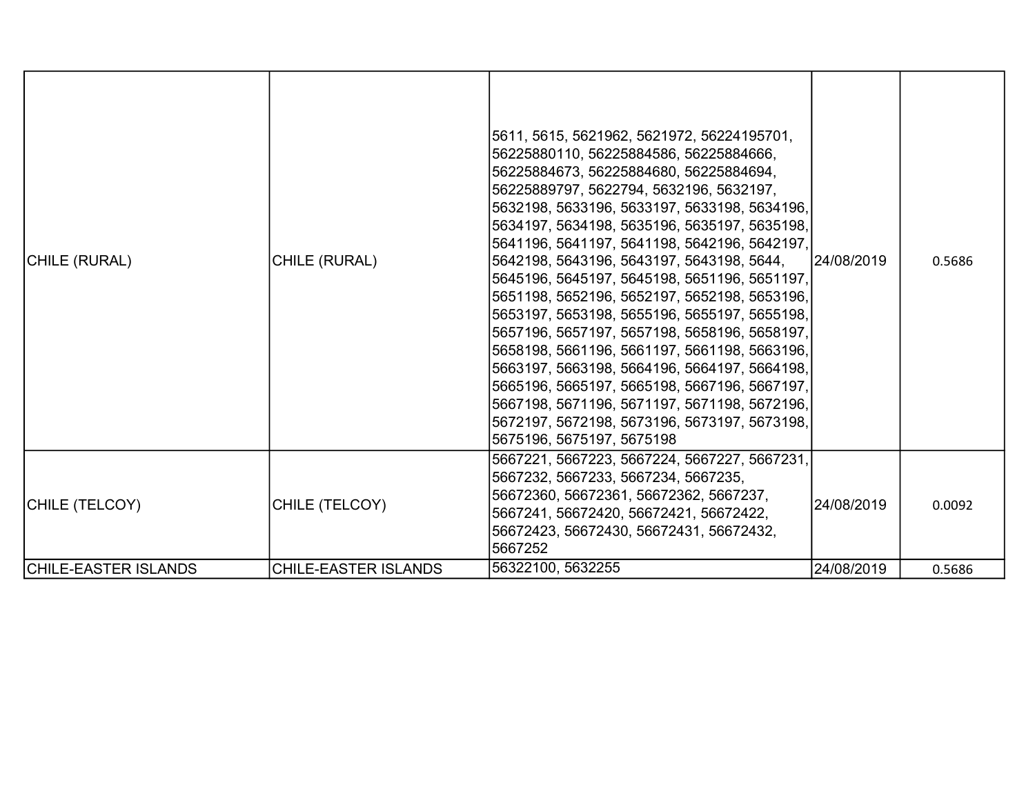| CHILE (RURAL) | CHILE (RURAL) | 5611, 5615, 5621962, 5621972, 56224195701, 56225880110, 56225884586, 56225884666, 56225884673, 56225884680, 56225884694, 56225889797, 5622794, 5632196, 5632197, 5632198, 5633196, 5633197, 5633198, 5634196, 5634197, 5634198, 5635196, 5635197, 5635198, 5641196, 5641197, 5641198, 5642196, 5642197, 5642198, 5643196, 5643197, 5643198, 5644, 5645196, 5645197, 5645198, 5651196, 5651197, 5651198, 5652196, 5652197, 5652198, 5653196, 5653197, 5653198, 5655196, 5655197, 5655198, 5657196, 5657197, 5657198, 5658196, 5658197, 5658198, 5661196, 5661197, 5661198, 5663196, 5663197, 5663198, 5664196, 5664197, 5664198, 5665196, 5665197, 5665198, 5667196, 5667197, 5667198, 5671196, 5671197, 5671198, 5672196, 5672197, 5672198, 5673196, 5673197, 5673198, 5675196, 5675197, 5675198 | 24/08/2019 | 0.5686 |
|---|---|---|---|---|
| CHILE (TELCOY) | CHILE (TELCOY) | 5667221, 5667223, 5667224, 5667227, 5667231, 5667232, 5667233, 5667234, 5667235, 56672360, 56672361, 56672362, 5667237, 5667241, 56672420, 56672421, 56672422, 56672423, 56672430, 56672431, 56672432, 5667252 | 24/08/2019 | 0.0092 |
| CHILE-EASTER ISLANDS | CHILE-EASTER ISLANDS | 56322100, 5632255 | 24/08/2019 | 0.5686 |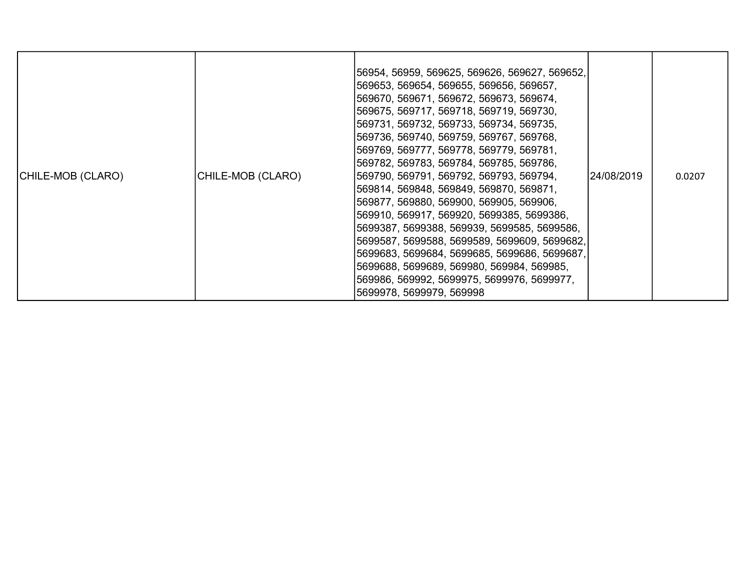| | | | | |
|---|---|---|---|---|
| CHILE-MOB (CLARO) | CHILE-MOB (CLARO) | 56954, 56959, 569625, 569626, 569627, 569652, 569653, 569654, 569655, 569656, 569657, 569670, 569671, 569672, 569673, 569674, 569675, 569717, 569718, 569719, 569730, 569731, 569732, 569733, 569734, 569735, 569736, 569740, 569759, 569767, 569768, 569769, 569777, 569778, 569779, 569781, 569782, 569783, 569784, 569785, 569786, 569790, 569791, 569792, 569793, 569794, 569814, 569848, 569849, 569870, 569871, 569877, 569880, 569900, 569905, 569906, 569910, 569917, 569920, 5699385, 5699386, 5699387, 5699388, 569939, 5699585, 5699586, 5699587, 5699588, 5699589, 5699609, 5699682, 5699683, 5699684, 5699685, 5699686, 5699687, 5699688, 5699689, 569980, 569984, 569985, 569986, 569992, 5699975, 5699976, 5699977, 5699978, 5699979, 569998 | 24/08/2019 | 0.0207 |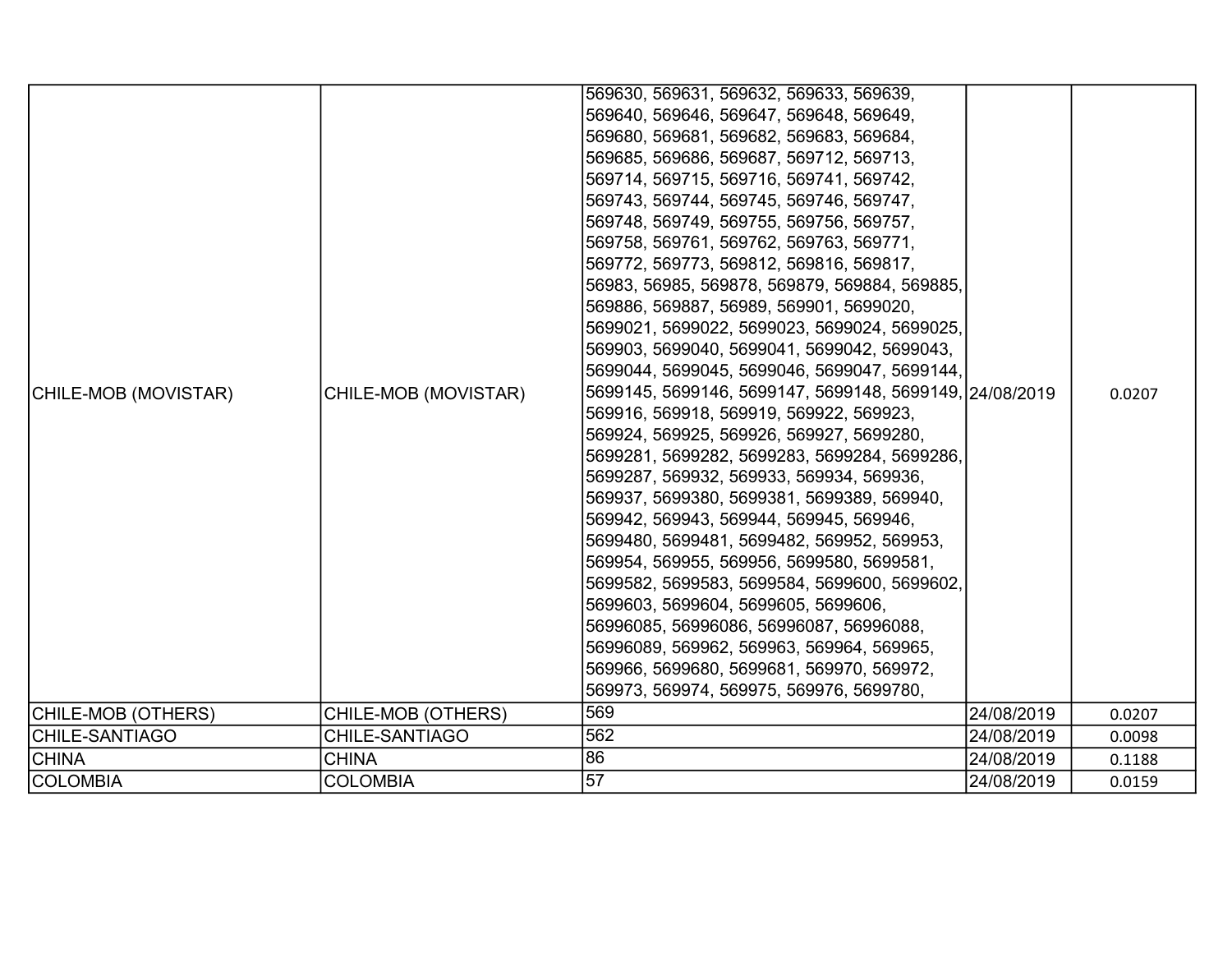| | | | | |
|---|---|---|---|---|
| CHILE-MOB (MOVISTAR) | CHILE-MOB (MOVISTAR) | 569630, 569631, 569632, 569633, 569639, 569640, 569646, 569647, 569648, 569649, 569680, 569681, 569682, 569683, 569684, 569685, 569686, 569687, 569712, 569713, 569714, 569715, 569716, 569741, 569742, 569743, 569744, 569745, 569746, 569747, 569748, 569749, 569755, 569756, 569757, 569758, 569761, 569762, 569763, 569771, 569772, 569773, 569812, 569816, 569817, 56983, 56985, 569878, 569879, 569884, 569885, 569886, 569887, 56989, 569901, 5699020, 5699021, 5699022, 5699023, 5699024, 5699025, 569903, 5699040, 5699041, 5699042, 5699043, 5699044, 5699045, 5699046, 5699047, 5699144, 5699145, 5699146, 5699147, 5699148, 5699149, 569916, 569918, 569919, 569922, 569923, 569924, 569925, 569926, 569927, 5699280, 5699281, 5699282, 5699283, 5699284, 5699286, 5699287, 569932, 569933, 569934, 569936, 569937, 5699380, 5699381, 5699389, 569940, 569942, 569943, 569944, 569945, 569946, 5699480, 5699481, 5699482, 569952, 569953, 569954, 569955, 569956, 5699580, 5699581, 5699582, 5699583, 5699584, 5699600, 5699602, 5699603, 5699604, 5699605, 5699606, 56996085, 56996086, 56996087, 56996088, 56996089, 569962, 569963, 569964, 569965, 569966, 5699680, 5699681, 569970, 569972, 569973, 569974, 569975, 569976, 5699780, | 24/08/2019 | 0.0207 |
| CHILE-MOB (OTHERS) | CHILE-MOB (OTHERS) | 569 | 24/08/2019 | 0.0207 |
| CHILE-SANTIAGO | CHILE-SANTIAGO | 562 | 24/08/2019 | 0.0098 |
| CHINA | CHINA | 86 | 24/08/2019 | 0.1188 |
| COLOMBIA | COLOMBIA | 57 | 24/08/2019 | 0.0159 |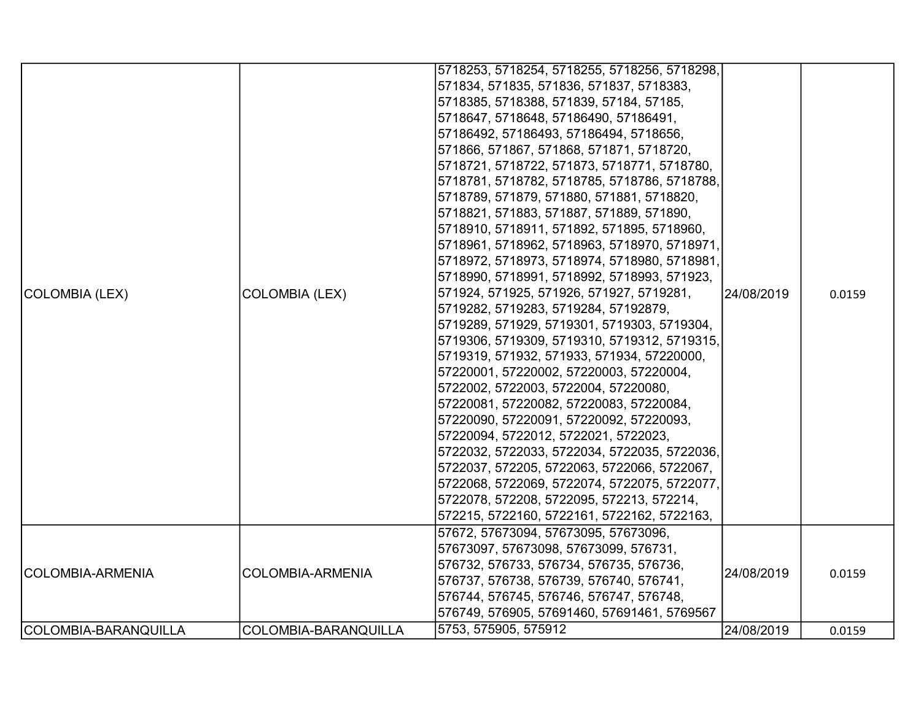| COLOMBIA (LEX) | COLOMBIA (LEX) | 5718253, 5718254, 5718255, 5718256, 5718298, 571834, 571835, 571836, 571837, 5718383, 5718385, 5718388, 571839, 57184, 57185, 5718647, 5718648, 57186490, 57186491, 57186492, 57186493, 57186494, 5718656, 571866, 571867, 571868, 571871, 5718720, 5718721, 5718722, 571873, 5718771, 5718780, 5718781, 5718782, 5718785, 5718786, 5718788, 5718789, 571879, 571880, 571881, 5718820, 5718821, 571883, 571887, 571889, 571890, 5718910, 5718911, 571892, 571895, 5718960, 5718961, 5718962, 5718963, 5718970, 5718971, 5718972, 5718973, 5718974, 5718980, 5718981, 5718990, 5718991, 5718992, 5718993, 571923, 571924, 571925, 571926, 571927, 5719281, 5719282, 5719283, 5719284, 57192879, 5719289, 571929, 5719301, 5719303, 5719304, 5719306, 5719309, 5719310, 5719312, 5719315, 5719319, 571932, 571933, 571934, 57220000, 57220001, 57220002, 57220003, 57220004, 5722002, 5722003, 5722004, 57220080, 57220081, 57220082, 57220083, 57220084, 57220090, 57220091, 57220092, 57220093, 57220094, 5722012, 5722021, 5722023, 5722032, 5722033, 5722034, 5722035, 5722036, 5722037, 572205, 5722063, 5722066, 5722067, 5722068, 5722069, 5722074, 5722075, 5722077, 5722078, 572208, 5722095, 572213, 572214, 572215, 5722160, 5722161, 5722162, 5722163, | 24/08/2019 | 0.0159 |
|---|---|---|---|---|
| COLOMBIA-ARMENIA | COLOMBIA-ARMENIA | 57672, 57673094, 57673095, 57673096, 57673097, 57673098, 57673099, 576731, 576732, 576733, 576734, 576735, 576736, 576737, 576738, 576739, 576740, 576741, 576744, 576745, 576746, 576747, 576748, 576749, 576905, 57691460, 57691461, 5769567 | 24/08/2019 | 0.0159 |
| COLOMBIA-BARANQUILLA | COLOMBIA-BARANQUILLA | 5753, 575905, 575912 | 24/08/2019 | 0.0159 |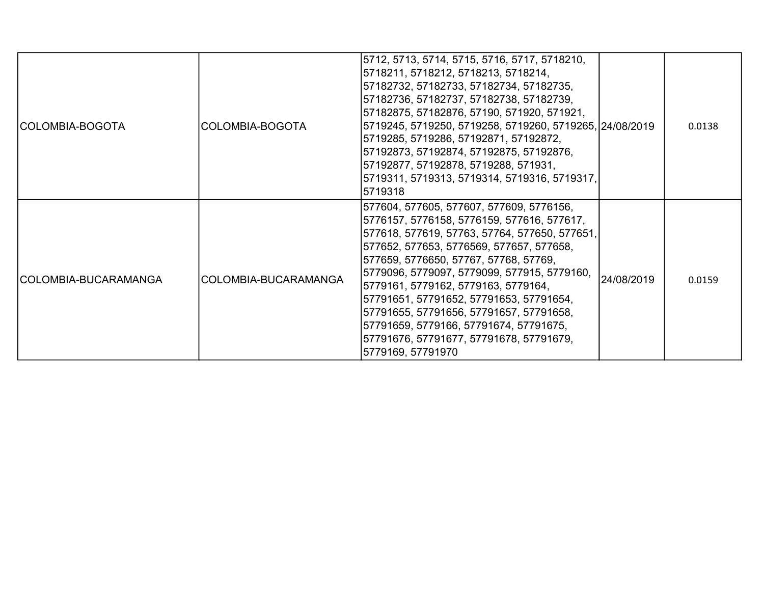| | | | | |
|---|---|---|---|---|
| COLOMBIA-BOGOTA | COLOMBIA-BOGOTA | 5712, 5713, 5714, 5715, 5716, 5717, 5718210, 5718211, 5718212, 5718213, 5718214, 57182732, 57182733, 57182734, 57182735, 57182736, 57182737, 57182738, 57182739, 57182875, 57182876, 57190, 571920, 571921, 5719245, 5719250, 5719258, 5719260, 5719265, 5719285, 5719286, 57192871, 57192872, 57192873, 57192874, 57192875, 57192876, 57192877, 57192878, 5719288, 571931, 5719311, 5719313, 5719314, 5719316, 5719317, 5719318 | 24/08/2019 | 0.0138 |
| COLOMBIA-BUCARAMANGA | COLOMBIA-BUCARAMANGA | 577604, 577605, 577607, 577609, 5776156, 5776157, 5776158, 5776159, 577616, 577617, 577618, 577619, 57763, 57764, 577650, 577651, 577652, 577653, 5776569, 577657, 577658, 577659, 5776650, 57767, 57768, 57769, 5779096, 5779097, 5779099, 577915, 5779160, 5779161, 5779162, 5779163, 5779164, 57791651, 57791652, 57791653, 57791654, 57791655, 57791656, 57791657, 57791658, 57791659, 5779166, 57791674, 57791675, 57791676, 57791677, 57791678, 57791679, 5779169, 57791970 | 24/08/2019 | 0.0159 |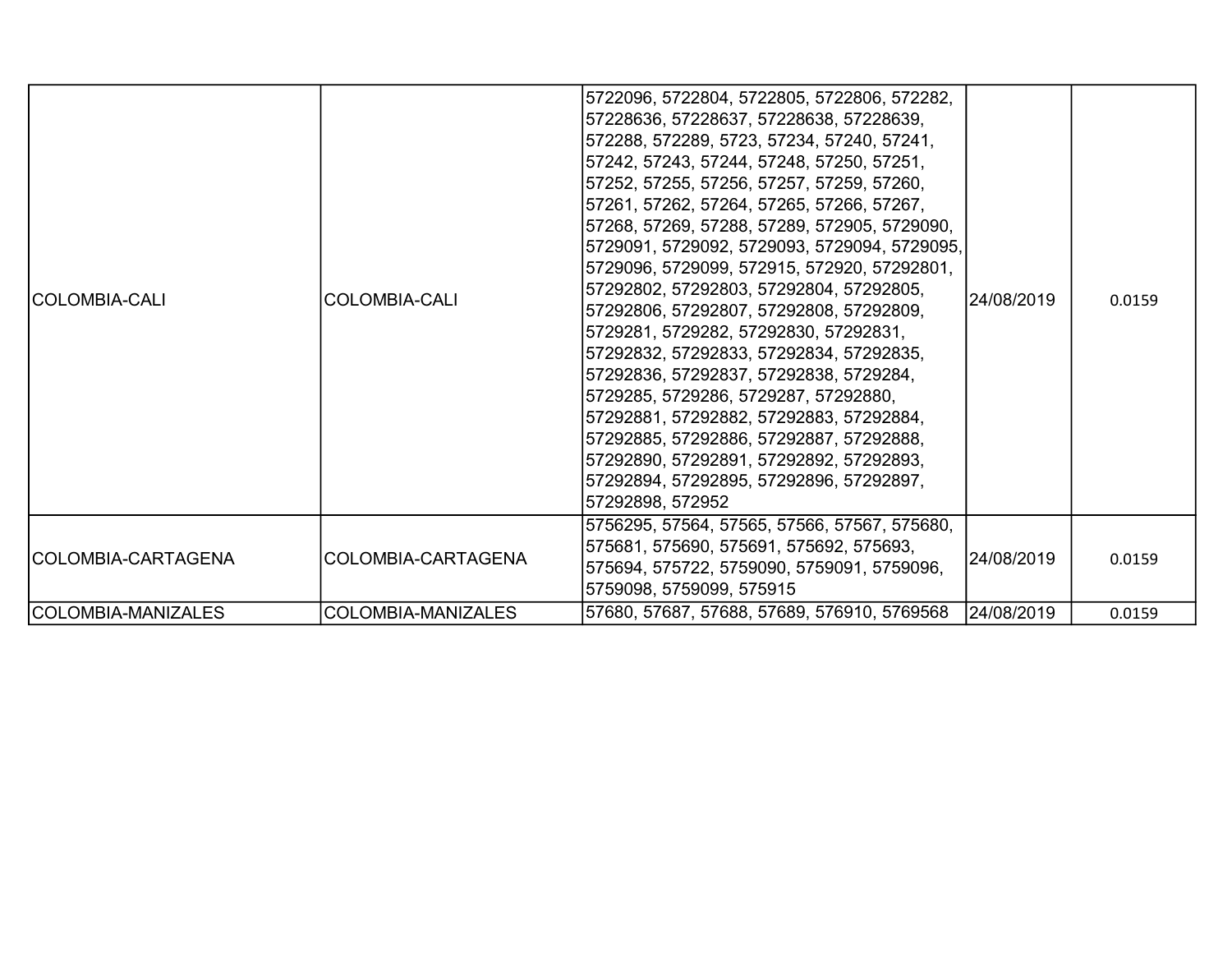| | | | | |
|---|---|---|---|---|
| COLOMBIA-CALI | COLOMBIA-CALI | 5722096, 5722804, 5722805, 5722806, 572282, 57228636, 57228637, 57228638, 57228639, 572288, 572289, 5723, 57234, 57240, 57241, 57242, 57243, 57244, 57248, 57250, 57251, 57252, 57255, 57256, 57257, 57259, 57260, 57261, 57262, 57264, 57265, 57266, 57267, 57268, 57269, 57288, 57289, 572905, 5729090, 5729091, 5729092, 5729093, 5729094, 5729095, 5729096, 5729099, 572915, 572920, 57292801, 57292802, 57292803, 57292804, 57292805, 57292806, 57292807, 57292808, 57292809, 5729281, 5729282, 57292830, 57292831, 57292832, 57292833, 57292834, 57292835, 57292836, 57292837, 57292838, 5729284, 5729285, 5729286, 5729287, 57292880, 57292881, 57292882, 57292883, 57292884, 57292885, 57292886, 57292887, 57292888, 57292890, 57292891, 57292892, 57292893, 57292894, 57292895, 57292896, 57292897, 57292898, 572952 | 24/08/2019 | 0.0159 |
| COLOMBIA-CARTAGENA | COLOMBIA-CARTAGENA | 5756295, 57564, 57565, 57566, 57567, 575680, 575681, 575690, 575691, 575692, 575693, 575694, 575722, 5759090, 5759091, 5759096, 5759098, 5759099, 575915 | 24/08/2019 | 0.0159 |
| COLOMBIA-MANIZALES | COLOMBIA-MANIZALES | 57680, 57687, 57688, 57689, 576910, 5769568 | 24/08/2019 | 0.0159 |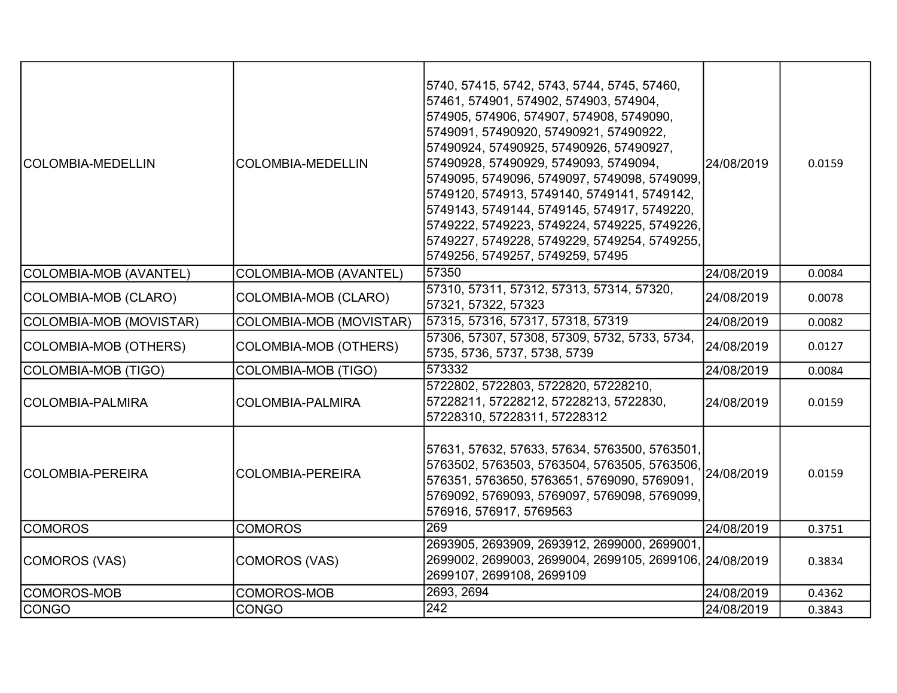| COLOMBIA-MEDELLIN | COLOMBIA-MEDELLIN | 5740, 57415, 5742, 5743, 5744, 5745, 57460, 57461, 574901, 574902, 574903, 574904, 574905, 574906, 574907, 574908, 5749090, 5749091, 57490920, 57490921, 57490922, 57490924, 57490925, 57490926, 57490927, 57490928, 57490929, 5749093, 5749094, 5749095, 5749096, 5749097, 5749098, 5749099, 5749120, 574913, 5749140, 5749141, 5749142, 5749143, 5749144, 5749145, 574917, 5749220, 5749222, 5749223, 5749224, 5749225, 5749226, 5749227, 5749228, 5749229, 5749254, 5749255, 5749256, 5749257, 5749259, 57495 | 24/08/2019 | 0.0159 |
|---|---|---|---|---|
| COLOMBIA-MOB (AVANTEL) | COLOMBIA-MOB (AVANTEL) | 57350 | 24/08/2019 | 0.0084 |
| COLOMBIA-MOB (CLARO) | COLOMBIA-MOB (CLARO) | 57310, 57311, 57312, 57313, 57314, 57320, 57321, 57322, 57323 | 24/08/2019 | 0.0078 |
| COLOMBIA-MOB (MOVISTAR) | COLOMBIA-MOB (MOVISTAR) | 57315, 57316, 57317, 57318, 57319 | 24/08/2019 | 0.0082 |
| COLOMBIA-MOB (OTHERS) | COLOMBIA-MOB (OTHERS) | 57306, 57307, 57308, 57309, 5732, 5733, 5734, 5735, 5736, 5737, 5738, 5739 | 24/08/2019 | 0.0127 |
| COLOMBIA-MOB (TIGO) | COLOMBIA-MOB (TIGO) | 573332 | 24/08/2019 | 0.0084 |
| COLOMBIA-PALMIRA | COLOMBIA-PALMIRA | 5722802, 5722803, 5722820, 57228210, 57228211, 57228212, 57228213, 5722830, 57228310, 57228311, 57228312 | 24/08/2019 | 0.0159 |
| COLOMBIA-PEREIRA | COLOMBIA-PEREIRA | 57631, 57632, 57633, 57634, 5763500, 5763501, 5763502, 5763503, 5763504, 5763505, 5763506, 576351, 5763650, 5763651, 5769090, 5769091, 5769092, 5769093, 5769097, 5769098, 5769099, 576916, 576917, 5769563 | 24/08/2019 | 0.0159 |
| COMOROS | COMOROS | 269 | 24/08/2019 | 0.3751 |
| COMOROS (VAS) | COMOROS (VAS) | 2693905, 2693909, 2693912, 2699000, 2699001, 2699002, 2699003, 2699004, 2699105, 2699106, 2699107, 2699108, 2699109 | 24/08/2019 | 0.3834 |
| COMOROS-MOB | COMOROS-MOB | 2693, 2694 | 24/08/2019 | 0.4362 |
| CONGO | CONGO | 242 | 24/08/2019 | 0.3843 |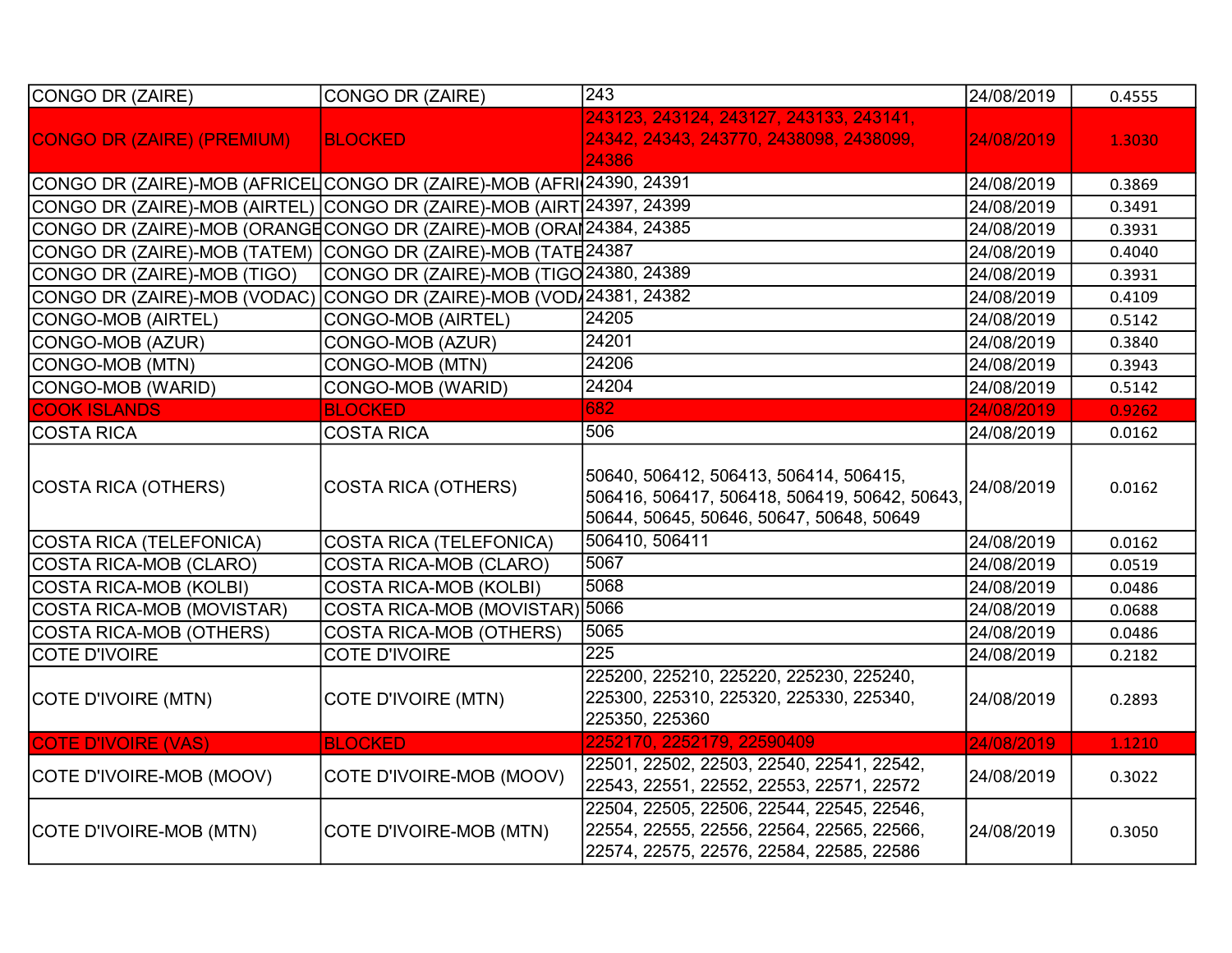| CONGO DR (ZAIRE) | CONGO DR (ZAIRE) | 243 | 24/08/2019 | 0.4555 |
|---|---|---|---|---|
| CONGO DR (ZAIRE) (PREMIUM) | BLOCKED | 243123, 243124, 243127, 243133, 243141, 24342, 24343, 243770, 2438098, 2438099, 24386 | 24/08/2019 | 1.3030 |
| CONGO DR (ZAIRE)-MOB (AFRICEL | CONGO DR (ZAIRE)-MOB (AFRI | 24390, 24391 | 24/08/2019 | 0.3869 |
| CONGO DR (ZAIRE)-MOB (AIRTEL) | CONGO DR (ZAIRE)-MOB (AIRT | 24397, 24399 | 24/08/2019 | 0.3491 |
| CONGO DR (ZAIRE)-MOB (ORANGE | CONGO DR (ZAIRE)-MOB (ORAN | 24384, 24385 | 24/08/2019 | 0.3931 |
| CONGO DR (ZAIRE)-MOB (TATEM) | CONGO DR (ZAIRE)-MOB (TATE | 24387 | 24/08/2019 | 0.4040 |
| CONGO DR (ZAIRE)-MOB (TIGO) | CONGO DR (ZAIRE)-MOB (TIGO | 24380, 24389 | 24/08/2019 | 0.3931 |
| CONGO DR (ZAIRE)-MOB (VODAC) | CONGO DR (ZAIRE)-MOB (VOD/ | 24381, 24382 | 24/08/2019 | 0.4109 |
| CONGO-MOB (AIRTEL) | CONGO-MOB (AIRTEL) | 24205 | 24/08/2019 | 0.5142 |
| CONGO-MOB (AZUR) | CONGO-MOB (AZUR) | 24201 | 24/08/2019 | 0.3840 |
| CONGO-MOB (MTN) | CONGO-MOB (MTN) | 24206 | 24/08/2019 | 0.3943 |
| CONGO-MOB (WARID) | CONGO-MOB (WARID) | 24204 | 24/08/2019 | 0.5142 |
| COOK ISLANDS | BLOCKED | 682 | 24/08/2019 | 0.9262 |
| COSTA RICA | COSTA RICA | 506 | 24/08/2019 | 0.0162 |
| COSTA RICA (OTHERS) | COSTA RICA (OTHERS) | 50640, 506412, 506413, 506414, 506415, 506416, 506417, 506418, 506419, 50642, 50643, 50644, 50645, 50646, 50647, 50648, 50649 | 24/08/2019 | 0.0162 |
| COSTA RICA (TELEFONICA) | COSTA RICA (TELEFONICA) | 506410, 506411 | 24/08/2019 | 0.0162 |
| COSTA RICA-MOB (CLARO) | COSTA RICA-MOB (CLARO) | 5067 | 24/08/2019 | 0.0519 |
| COSTA RICA-MOB (KOLBI) | COSTA RICA-MOB (KOLBI) | 5068 | 24/08/2019 | 0.0486 |
| COSTA RICA-MOB (MOVISTAR) | COSTA RICA-MOB (MOVISTAR) | 5066 | 24/08/2019 | 0.0688 |
| COSTA RICA-MOB (OTHERS) | COSTA RICA-MOB (OTHERS) | 5065 | 24/08/2019 | 0.0486 |
| COTE D'IVOIRE | COTE D'IVOIRE | 225 | 24/08/2019 | 0.2182 |
| COTE D'IVOIRE (MTN) | COTE D'IVOIRE (MTN) | 225200, 225210, 225220, 225230, 225240, 225300, 225310, 225320, 225330, 225340, 225350, 225360 | 24/08/2019 | 0.2893 |
| COTE D'IVOIRE (VAS) | BLOCKED | 2252170, 2252179, 22590409 | 24/08/2019 | 1.1210 |
| COTE D'IVOIRE-MOB (MOOV) | COTE D'IVOIRE-MOB (MOOV) | 22501, 22502, 22503, 22540, 22541, 22542, 22543, 22551, 22552, 22553, 22571, 22572 | 24/08/2019 | 0.3022 |
| COTE D'IVOIRE-MOB (MTN) | COTE D'IVOIRE-MOB (MTN) | 22504, 22505, 22506, 22544, 22545, 22546, 22554, 22555, 22556, 22564, 22565, 22566, 22574, 22575, 22576, 22584, 22585, 22586 | 24/08/2019 | 0.3050 |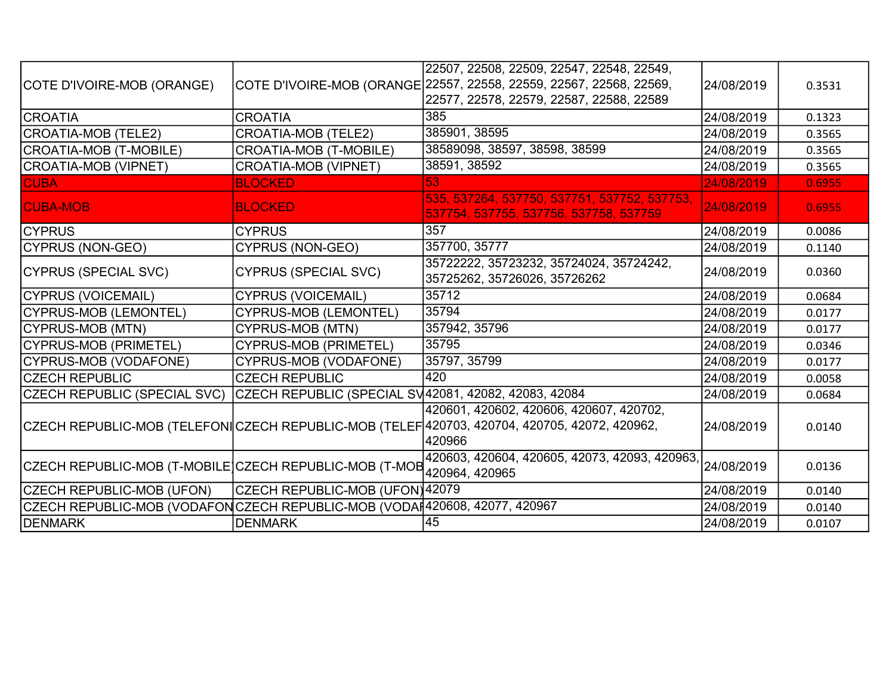| | | | | |
|---|---|---|---|---|
| COTE D'IVOIRE-MOB (ORANGE) | COTE D'IVOIRE-MOB (ORANGE | 22507, 22508, 22509, 22547, 22548, 22549, 22557, 22558, 22559, 22567, 22568, 22569, 22577, 22578, 22579, 22587, 22588, 22589 | 24/08/2019 | 0.3531 |
| CROATIA | CROATIA | 385 | 24/08/2019 | 0.1323 |
| CROATIA-MOB (TELE2) | CROATIA-MOB (TELE2) | 385901, 38595 | 24/08/2019 | 0.3565 |
| CROATIA-MOB (T-MOBILE) | CROATIA-MOB (T-MOBILE) | 38589098, 38597, 38598, 38599 | 24/08/2019 | 0.3565 |
| CROATIA-MOB (VIPNET) | CROATIA-MOB (VIPNET) | 38591, 38592 | 24/08/2019 | 0.3565 |
| CUBA | BLOCKED | 53 | 24/08/2019 | 0.6955 |
| CUBA-MOB | BLOCKED | 535, 537264, 537750, 537751, 537752, 537753, 537754, 537755, 537756, 537758, 537759 | 24/08/2019 | 0.6955 |
| CYPRUS | CYPRUS | 357 | 24/08/2019 | 0.0086 |
| CYPRUS (NON-GEO) | CYPRUS (NON-GEO) | 357700, 35777 | 24/08/2019 | 0.1140 |
| CYPRUS (SPECIAL SVC) | CYPRUS (SPECIAL SVC) | 35722222, 35723232, 35724024, 35724242, 35725262, 35726026, 35726262 | 24/08/2019 | 0.0360 |
| CYPRUS (VOICEMAIL) | CYPRUS (VOICEMAIL) | 35712 | 24/08/2019 | 0.0684 |
| CYPRUS-MOB (LEMONTEL) | CYPRUS-MOB (LEMONTEL) | 35794 | 24/08/2019 | 0.0177 |
| CYPRUS-MOB (MTN) | CYPRUS-MOB (MTN) | 357942, 35796 | 24/08/2019 | 0.0177 |
| CYPRUS-MOB (PRIMETEL) | CYPRUS-MOB (PRIMETEL) | 35795 | 24/08/2019 | 0.0346 |
| CYPRUS-MOB (VODAFONE) | CYPRUS-MOB (VODAFONE) | 35797, 35799 | 24/08/2019 | 0.0177 |
| CZECH REPUBLIC | CZECH REPUBLIC | 420 | 24/08/2019 | 0.0058 |
| CZECH REPUBLIC (SPECIAL SVC) | CZECH REPUBLIC (SPECIAL SV | 42081, 42082, 42083, 42084 | 24/08/2019 | 0.0684 |
| CZECH REPUBLIC-MOB (TELEFONI | CZECH REPUBLIC-MOB (TELEF | 420601, 420602, 420606, 420607, 420702, 420703, 420704, 420705, 42072, 420962, 420966 | 24/08/2019 | 0.0140 |
| CZECH REPUBLIC-MOB (T-MOBILE) | CZECH REPUBLIC-MOB (T-MOB | 420603, 420604, 420605, 42073, 42093, 420963, 420964, 420965 | 24/08/2019 | 0.0136 |
| CZECH REPUBLIC-MOB (UFON) | CZECH REPUBLIC-MOB (UFON) | 42079 | 24/08/2019 | 0.0140 |
| CZECH REPUBLIC-MOB (VODAFON | CZECH REPUBLIC-MOB (VODAF | 420608, 42077, 420967 | 24/08/2019 | 0.0140 |
| DENMARK | DENMARK | 45 | 24/08/2019 | 0.0107 |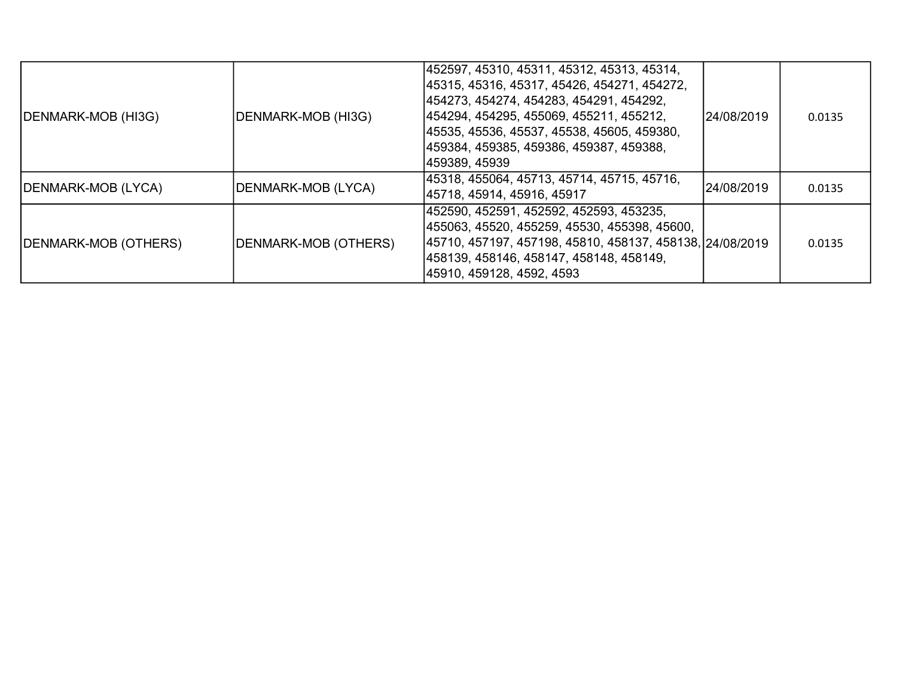| | | | | |
|---|---|---|---|---|
| DENMARK-MOB (HI3G) | DENMARK-MOB (HI3G) | 452597, 45310, 45311, 45312, 45313, 45314, 45315, 45316, 45317, 45426, 454271, 454272, 454273, 454274, 454283, 454291, 454292, 454294, 454295, 455069, 455211, 455212, 45535, 45536, 45537, 45538, 45605, 459380, 459384, 459385, 459386, 459387, 459388, 459389, 45939 | 24/08/2019 | 0.0135 |
| DENMARK-MOB (LYCA) | DENMARK-MOB (LYCA) | 45318, 455064, 45713, 45714, 45715, 45716, 45718, 45914, 45916, 45917 | 24/08/2019 | 0.0135 |
| DENMARK-MOB (OTHERS) | DENMARK-MOB (OTHERS) | 452590, 452591, 452592, 452593, 453235, 455063, 45520, 455259, 45530, 455398, 45600, 45710, 457197, 457198, 45810, 458137, 458138, 458139, 458146, 458147, 458148, 458149, 45910, 459128, 4592, 4593 | 24/08/2019 | 0.0135 |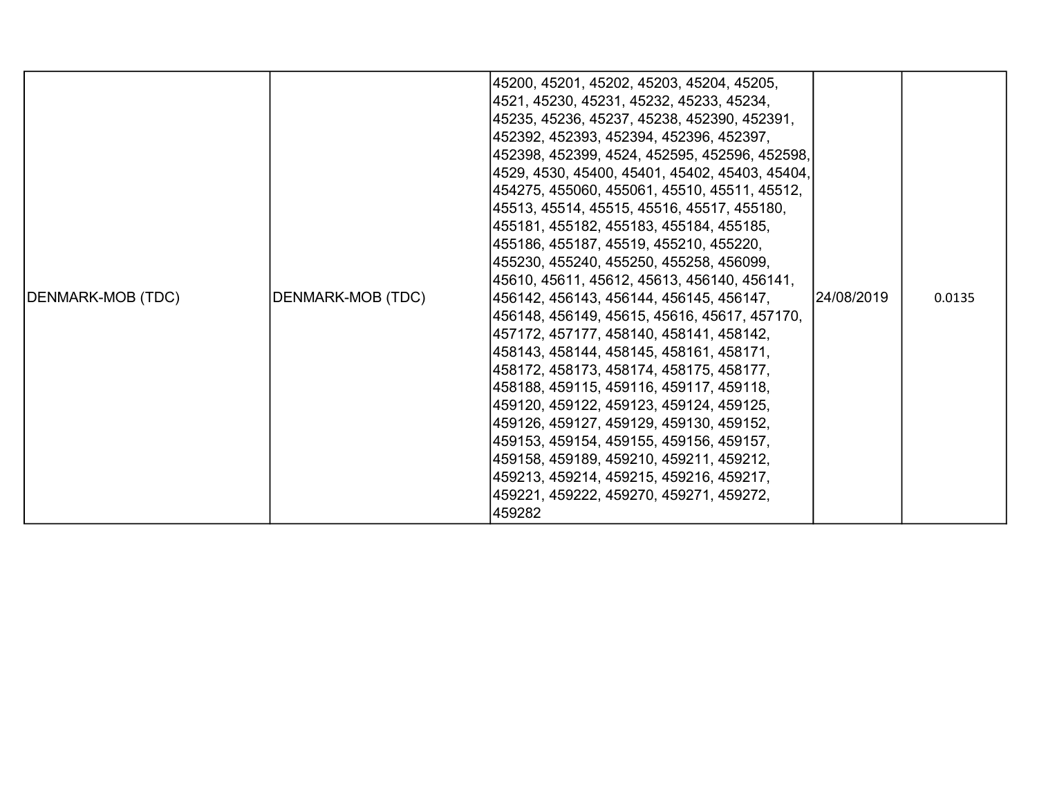| | | | | |
|---|---|---|---|---|
| DENMARK-MOB (TDC) | DENMARK-MOB (TDC) | 45200, 45201, 45202, 45203, 45204, 45205, 4521, 45230, 45231, 45232, 45233, 45234, 45235, 45236, 45237, 45238, 452390, 452391, 452392, 452393, 452394, 452396, 452397, 452398, 452399, 4524, 452595, 452596, 452598, 4529, 4530, 45400, 45401, 45402, 45403, 45404, 454275, 455060, 455061, 45510, 45511, 45512, 45513, 45514, 45515, 45516, 45517, 455180, 455181, 455182, 455183, 455184, 455185, 455186, 455187, 45519, 455210, 455220, 455230, 455240, 455250, 455258, 456099, 45610, 45611, 45612, 45613, 456140, 456141, 456142, 456143, 456144, 456145, 456147, 456148, 456149, 45615, 45616, 45617, 457170, 457172, 457177, 458140, 458141, 458142, 458143, 458144, 458145, 458161, 458171, 458172, 458173, 458174, 458175, 458177, 458188, 459115, 459116, 459117, 459118, 459120, 459122, 459123, 459124, 459125, 459126, 459127, 459129, 459130, 459152, 459153, 459154, 459155, 459156, 459157, 459158, 459189, 459210, 459211, 459212, 459213, 459214, 459215, 459216, 459217, 459221, 459222, 459270, 459271, 459272, 459282 | 24/08/2019 | 0.0135 |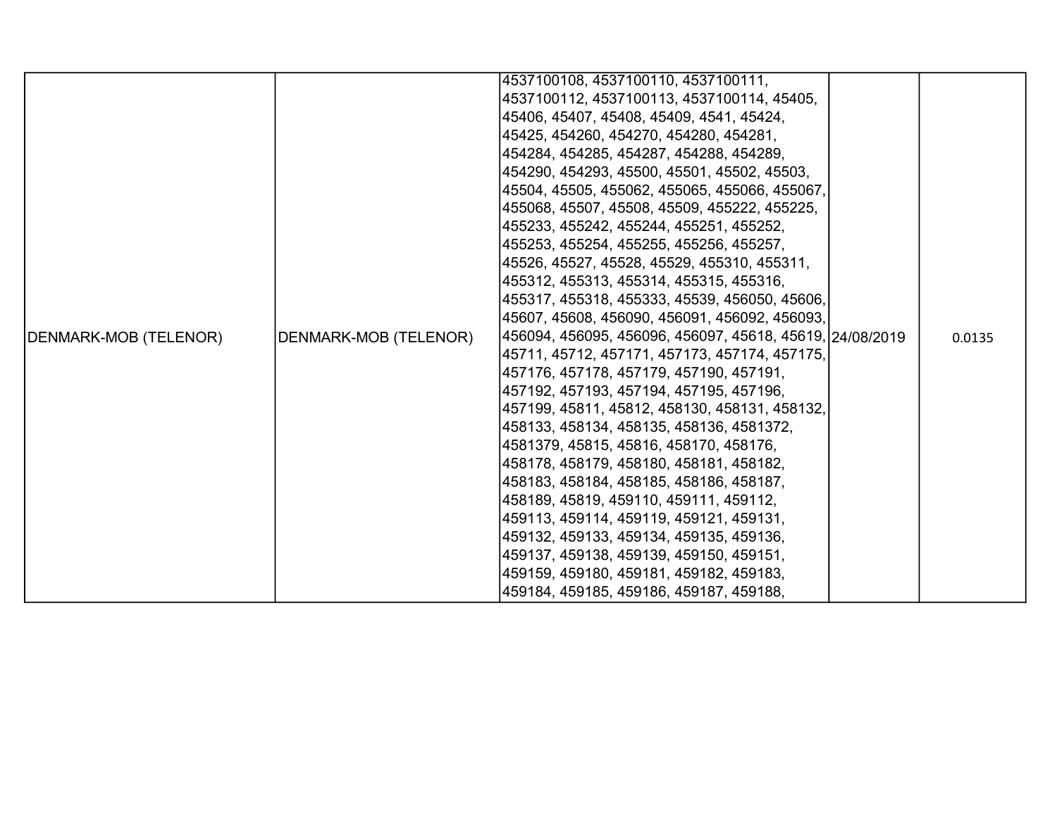| DENMARK-MOB (TELENOR) | DENMARK-MOB (TELENOR) | 4537100108, 4537100110, 4537100111, 4537100112, 4537100113, 4537100114, 45405, 45406, 45407, 45408, 45409, 4541, 45424, 45425, 454260, 454270, 454280, 454281, 454284, 454285, 454287, 454288, 454289, 454290, 454293, 45500, 45501, 45502, 45503, 45504, 45505, 455062, 455065, 455066, 455067, 455068, 45507, 45508, 45509, 455222, 455225, 455233, 455242, 455244, 455251, 455252, 455253, 455254, 455255, 455256, 455257, 45526, 45527, 45528, 45529, 455310, 455311, 455312, 455313, 455314, 455315, 455316, 455317, 455318, 455333, 45539, 456050, 45606, 45607, 45608, 456090, 456091, 456092, 456093, 456094, 456095, 456096, 456097, 45618, 45619, 45711, 45712, 457171, 457173, 457174, 457175, 457176, 457178, 457179, 457190, 457191, 457192, 457193, 457194, 457195, 457196, 457199, 45811, 45812, 458130, 458131, 458132, 458133, 458134, 458135, 458136, 4581372, 4581379, 45815, 45816, 458170, 458176, 458178, 458179, 458180, 458181, 458182, 458183, 458184, 458185, 458186, 458187, 458189, 45819, 459110, 459111, 459112, 459113, 459114, 459119, 459121, 459131, 459132, 459133, 459134, 459135, 459136, 459137, 459138, 459139, 459150, 459151, 459159, 459180, 459181, 459182, 459183, 459184, 459185, 459186, 459187, 459188, | 24/08/2019 | 0.0135 |
|---|---|---|---|---|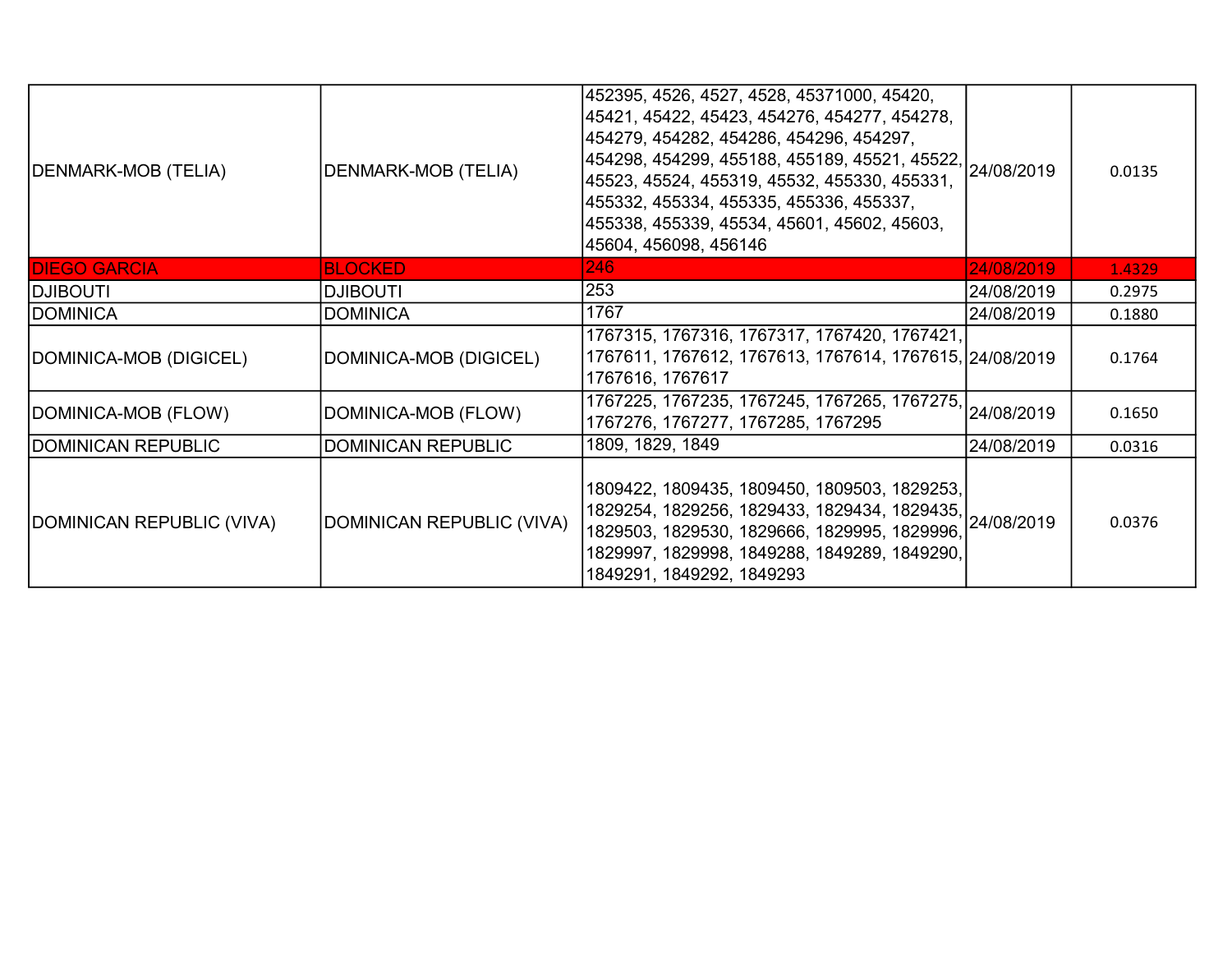| | | | | |
|---|---|---|---|---|
| DENMARK-MOB (TELIA) | DENMARK-MOB (TELIA) | 452395, 4526, 4527, 4528, 45371000, 45420, 45421, 45422, 45423, 454276, 454277, 454278, 454279, 454282, 454286, 454296, 454297, 454298, 454299, 455188, 455189, 45521, 45522, 45523, 45524, 455319, 45532, 455330, 455331, 455332, 455334, 455335, 455336, 455337, 455338, 455339, 45534, 45601, 45602, 45603, 45604, 456098, 456146 | 24/08/2019 | 0.0135 |
| DIEGO GARCIA | BLOCKED | 246 | 24/08/2019 | 1.4329 |
| DJIBOUTI | DJIBOUTI | 253 | 24/08/2019 | 0.2975 |
| DOMINICA | DOMINICA | 1767 | 24/08/2019 | 0.1880 |
| DOMINICA-MOB (DIGICEL) | DOMINICA-MOB (DIGICEL) | 1767315, 1767316, 1767317, 1767420, 1767421, 1767611, 1767612, 1767613, 1767614, 1767615, 1767616, 1767617 | 24/08/2019 | 0.1764 |
| DOMINICA-MOB (FLOW) | DOMINICA-MOB (FLOW) | 1767225, 1767235, 1767245, 1767265, 1767275, 1767276, 1767277, 1767285, 1767295 | 24/08/2019 | 0.1650 |
| DOMINICAN REPUBLIC | DOMINICAN REPUBLIC | 1809, 1829, 1849 | 24/08/2019 | 0.0316 |
| DOMINICAN REPUBLIC (VIVA) | DOMINICAN REPUBLIC (VIVA) | 1809422, 1809435, 1809450, 1809503, 1829253, 1829254, 1829256, 1829433, 1829434, 1829435, 1829503, 1829530, 1829666, 1829995, 1829996, 1829997, 1829998, 1849288, 1849289, 1849290, 1849291, 1849292, 1849293 | 24/08/2019 | 0.0376 |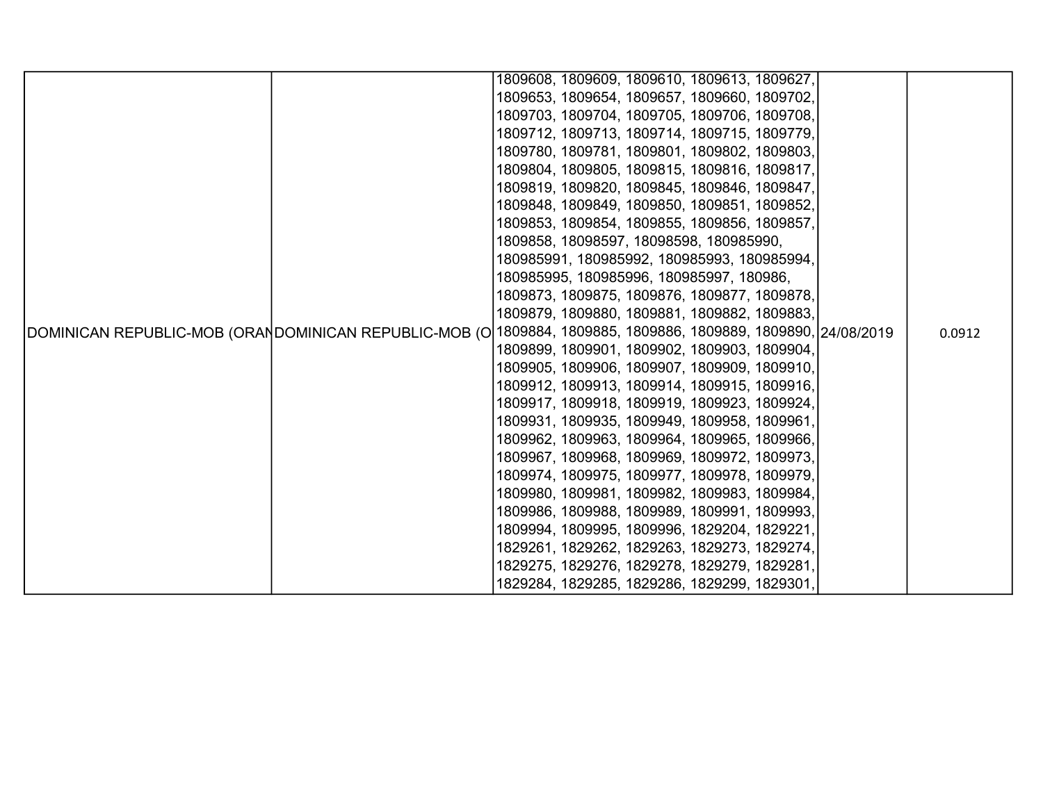| DOMINICAN REPUBLIC-MOB (ORAN | DOMINICAN REPUBLIC-MOB (O | 1809608, 1809609, 1809610, 1809613, 1809627, 1809653, 1809654, 1809657, 1809660, 1809702, 1809703, 1809704, 1809705, 1809706, 1809708, 1809712, 1809713, 1809714, 1809715, 1809779, 1809780, 1809781, 1809801, 1809802, 1809803, 1809804, 1809805, 1809815, 1809816, 1809817, 1809819, 1809820, 1809845, 1809846, 1809847, 1809848, 1809849, 1809850, 1809851, 1809852, 1809853, 1809854, 1809855, 1809856, 1809857, 1809858, 18098597, 18098598, 180985990, 180985991, 180985992, 180985993, 180985994, 180985995, 180985996, 180985997, 180986, 1809873, 1809875, 1809876, 1809877, 1809878, 1809879, 1809880, 1809881, 1809882, 1809883, 1809884, 1809885, 1809886, 1809889, 1809890, 1809899, 1809901, 1809902, 1809903, 1809904, 1809905, 1809906, 1809907, 1809909, 1809910, 1809912, 1809913, 1809914, 1809915, 1809916, 1809917, 1809918, 1809919, 1809923, 1809924, 1809931, 1809935, 1809949, 1809958, 1809961, 1809962, 1809963, 1809964, 1809965, 1809966, 1809967, 1809968, 1809969, 1809972, 1809973, 1809974, 1809975, 1809977, 1809978, 1809979, 1809980, 1809981, 1809982, 1809983, 1809984, 1809986, 1809988, 1809989, 1809991, 1809993, 1809994, 1809995, 1809996, 1829204, 1829221, 1829261, 1829262, 1829263, 1829273, 1829274, 1829275, 1829276, 1829278, 1829279, 1829281, 1829284, 1829285, 1829286, 1829299, 1829301, | 24/08/2019 | 0.0912 |
|---|---|---|---|---|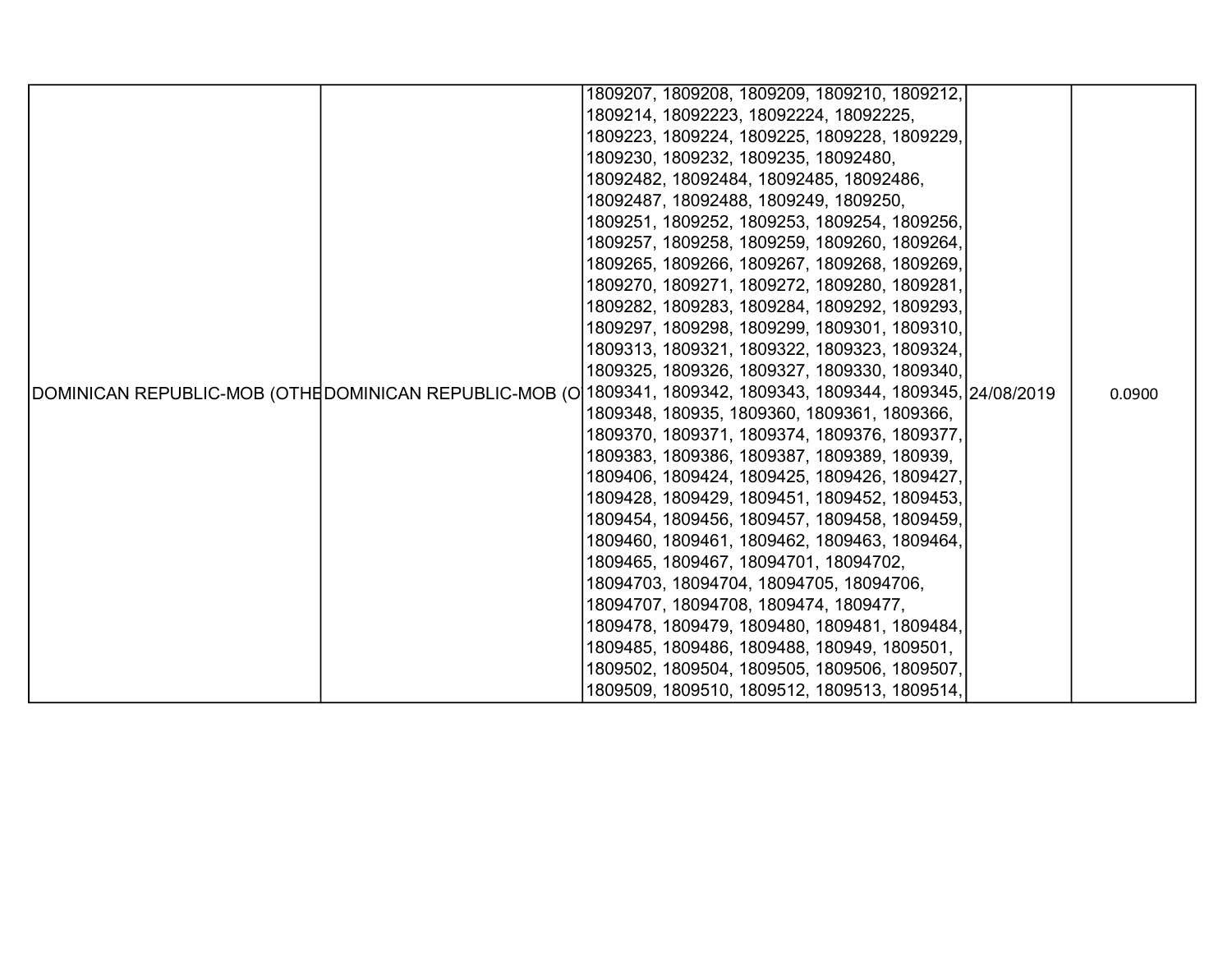| | | | | |
|---|---|---|---|---|
| DOMINICAN REPUBLIC-MOB (OTHE | DOMINICAN REPUBLIC-MOB (O | 1809207, 1809208, 1809209, 1809210, 1809212, 1809214, 18092223, 18092224, 18092225, 1809223, 1809224, 1809225, 1809228, 1809229, 1809230, 1809232, 1809235, 18092480, 18092482, 18092484, 18092485, 18092486, 18092487, 18092488, 1809249, 1809250, 1809251, 1809252, 1809253, 1809254, 1809256, 1809257, 1809258, 1809259, 1809260, 1809264, 1809265, 1809266, 1809267, 1809268, 1809269, 1809270, 1809271, 1809272, 1809280, 1809281, 1809282, 1809283, 1809284, 1809292, 1809293, 1809297, 1809298, 1809299, 1809301, 1809310, 1809313, 1809321, 1809322, 1809323, 1809324, 1809325, 1809326, 1809327, 1809330, 1809340, 1809341, 1809342, 1809343, 1809344, 1809345, 1809348, 180935, 1809360, 1809361, 1809366, 1809370, 1809371, 1809374, 1809376, 1809377, 1809383, 1809386, 1809387, 1809389, 180939, 1809406, 1809424, 1809425, 1809426, 1809427, 1809428, 1809429, 1809451, 1809452, 1809453, 1809454, 1809456, 1809457, 1809458, 1809459, 1809460, 1809461, 1809462, 1809463, 1809464, 1809465, 1809467, 18094701, 18094702, 18094703, 18094704, 18094705, 18094706, 18094707, 18094708, 1809474, 1809477, 1809478, 1809479, 1809480, 1809481, 1809484, 1809485, 1809486, 1809488, 180949, 1809501, 1809502, 1809504, 1809505, 1809506, 1809507, 1809509, 1809510, 1809512, 1809513, 1809514, | 24/08/2019 | 0.0900 |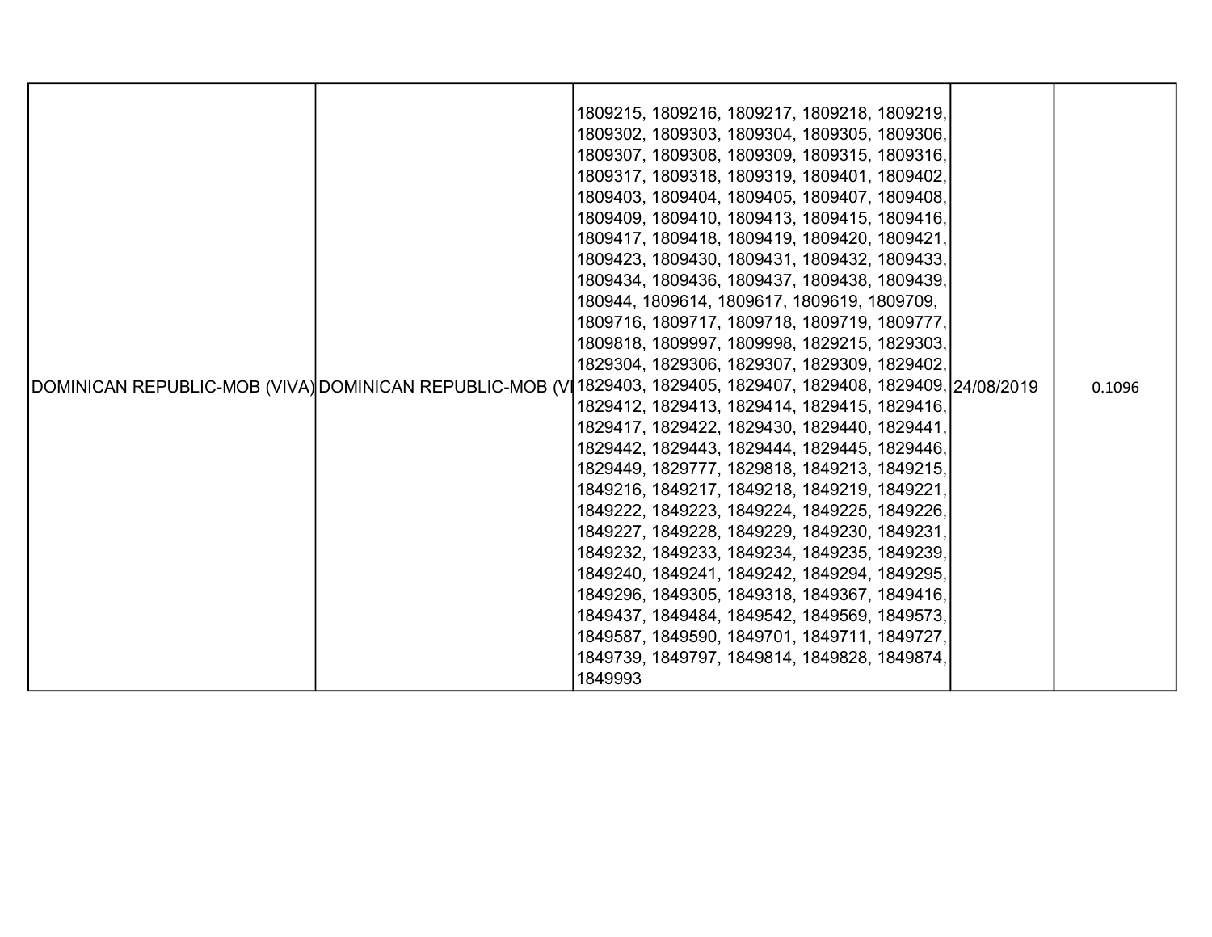| | | | | |
|---|---|---|---|---|
| DOMINICAN REPUBLIC-MOB (VIVA) | DOMINICAN REPUBLIC-MOB (VI | 1809215, 1809216, 1809217, 1809218, 1809219, 1809302, 1809303, 1809304, 1809305, 1809306, 1809307, 1809308, 1809309, 1809315, 1809316, 1809317, 1809318, 1809319, 1809401, 1809402, 1809403, 1809404, 1809405, 1809407, 1809408, 1809409, 1809410, 1809413, 1809415, 1809416, 1809417, 1809418, 1809419, 1809420, 1809421, 1809423, 1809430, 1809431, 1809432, 1809433, 1809434, 1809436, 1809437, 1809438, 1809439, 180944, 1809614, 1809617, 1809619, 1809709, 1809716, 1809717, 1809718, 1809719, 1809777, 1809818, 1809997, 1809998, 1829215, 1829303, 1829304, 1829306, 1829307, 1829309, 1829402, 1829403, 1829405, 1829407, 1829408, 1829409, 1829412, 1829413, 1829414, 1829415, 1829416, 1829417, 1829422, 1829430, 1829440, 1829441, 1829442, 1829443, 1829444, 1829445, 1829446, 1829449, 1829777, 1829818, 1849213, 1849215, 1849216, 1849217, 1849218, 1849219, 1849221, 1849222, 1849223, 1849224, 1849225, 1849226, 1849227, 1849228, 1849229, 1849230, 1849231, 1849232, 1849233, 1849234, 1849235, 1849239, 1849240, 1849241, 1849242, 1849294, 1849295, 1849296, 1849305, 1849318, 1849367, 1849416, 1849437, 1849484, 1849542, 1849569, 1849573, 1849587, 1849590, 1849701, 1849711, 1849727, 1849739, 1849797, 1849814, 1849828, 1849874, 1849993 | 24/08/2019 | 0.1096 |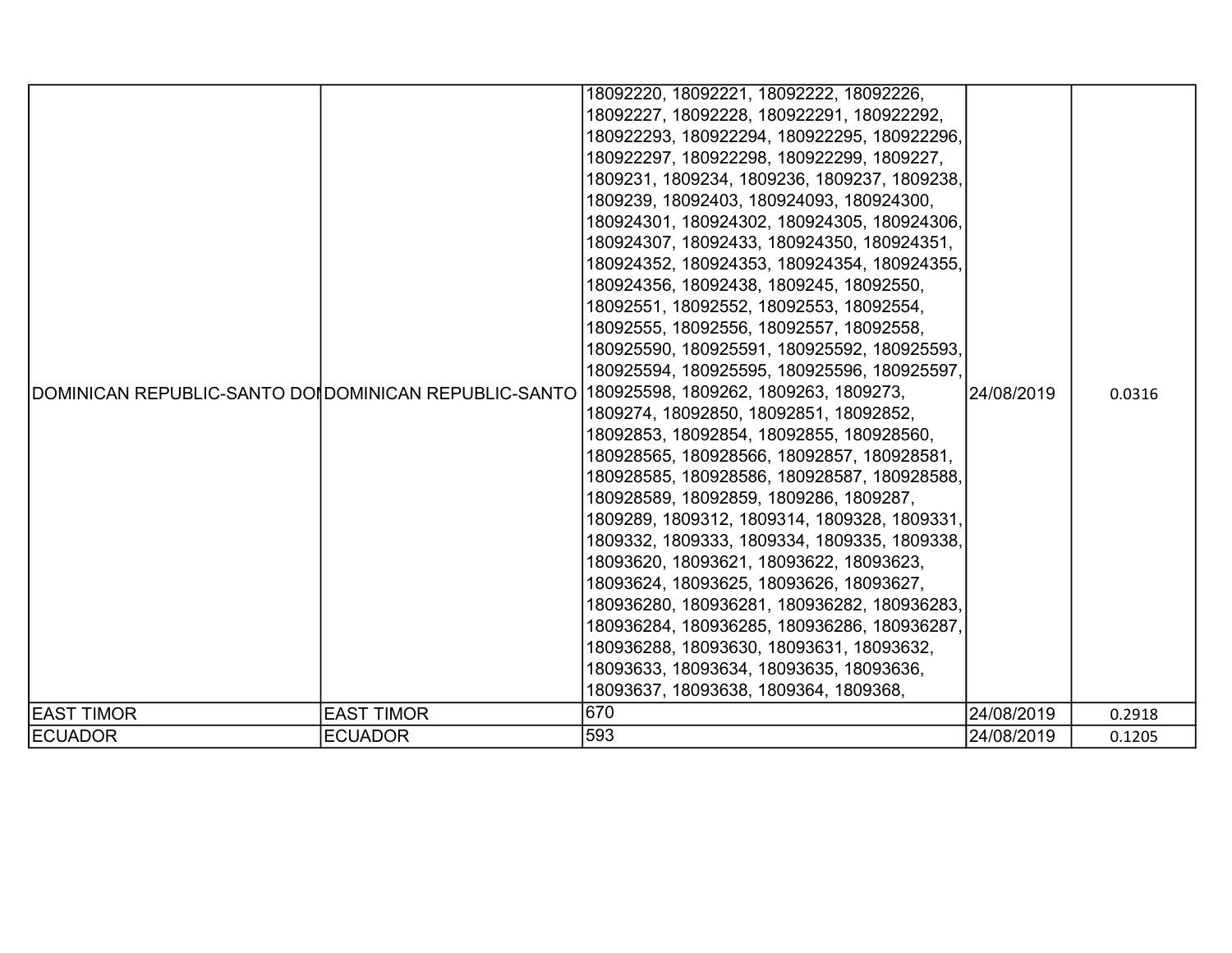| DOMINICAN REPUBLIC-SANTO DOI | DOMINICAN REPUBLIC-SANTO | 18092220, 18092221, 18092222, 18092226, 18092227, 18092228, 180922291, 180922292, 180922293, 180922294, 180922295, 180922296, 180922297, 180922298, 180922299, 1809227, 1809231, 1809234, 1809236, 1809237, 1809238, 1809239, 18092403, 180924093, 180924300, 180924301, 180924302, 180924305, 180924306, 180924307, 18092433, 180924350, 180924351, 180924352, 180924353, 180924354, 180924355, 180924356, 18092438, 1809245, 18092550, 18092551, 18092552, 18092553, 18092554, 18092555, 18092556, 18092557, 18092558, 180925590, 180925591, 180925592, 180925593, 180925594, 180925595, 180925596, 180925597, 180925598, 1809262, 1809263, 1809273, 1809274, 18092850, 18092851, 18092852, 18092853, 18092854, 18092855, 180928560, 180928565, 180928566, 18092857, 180928581, 180928585, 180928586, 180928587, 180928588, 180928589, 18092859, 1809286, 1809287, 1809289, 1809312, 1809314, 1809328, 1809331, 1809332, 1809333, 1809334, 1809335, 1809338, 18093620, 18093621, 18093622, 18093623, 18093624, 18093625, 18093626, 18093627, 180936280, 180936281, 180936282, 180936283, 180936284, 180936285, 180936286, 180936287, 180936288, 18093630, 18093631, 18093632, 18093633, 18093634, 18093635, 18093636, 18093637, 18093638, 1809364, 1809368, | 24/08/2019 | 0.0316 |
|---|---|---|---|---|
| EAST TIMOR | EAST TIMOR | 670 | 24/08/2019 | 0.2918 |
| ECUADOR | ECUADOR | 593 | 24/08/2019 | 0.1205 |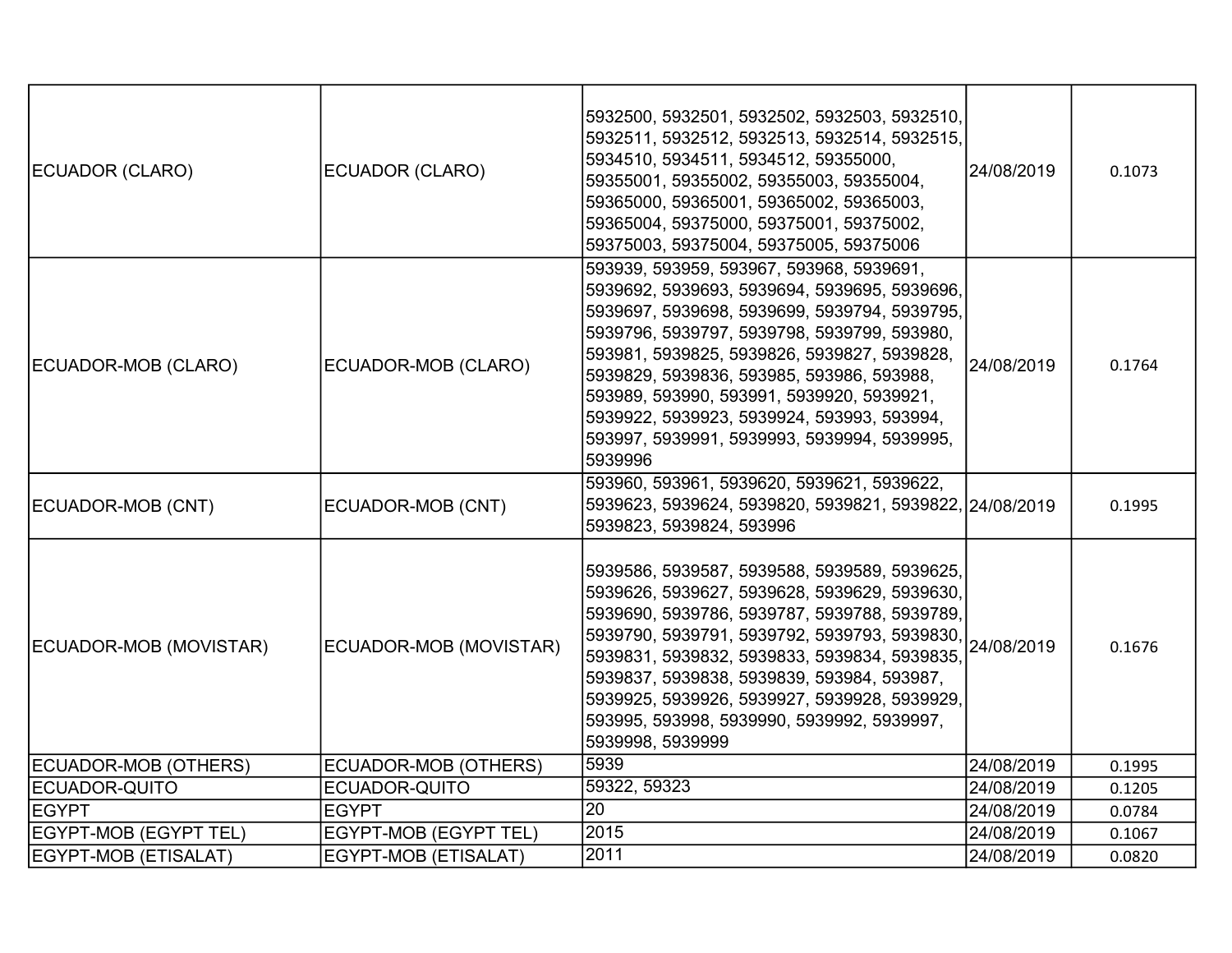| ECUADOR (CLARO) | ECUADOR (CLARO) | 5932500, 5932501, 5932502, 5932503, 5932510, 5932511, 5932512, 5932513, 5932514, 5932515, 5934510, 5934511, 5934512, 59355000, 59355001, 59355002, 59355003, 59355004, 59365000, 59365001, 59365002, 59365003, 59365004, 59375000, 59375001, 59375002, 59375003, 59375004, 59375005, 59375006 | 24/08/2019 | 0.1073 |
|---|---|---|---|---|
| ECUADOR-MOB (CLARO) | ECUADOR-MOB (CLARO) | 593939, 593959, 593967, 593968, 5939691, 5939692, 5939693, 5939694, 5939695, 5939696, 5939697, 5939698, 5939699, 5939794, 5939795, 5939796, 5939797, 5939798, 5939799, 593980, 593981, 5939825, 5939826, 5939827, 5939828, 5939829, 5939836, 593985, 593986, 593988, 593989, 593990, 593991, 5939920, 5939921, 5939922, 5939923, 5939924, 593993, 593994, 593997, 5939991, 5939993, 5939994, 5939995, 5939996 | 24/08/2019 | 0.1764 |
| ECUADOR-MOB (CNT) | ECUADOR-MOB (CNT) | 593960, 593961, 5939620, 5939621, 5939622, 5939623, 5939624, 5939820, 5939821, 5939822, 5939823, 5939824, 593996 | 24/08/2019 | 0.1995 |
| ECUADOR-MOB (MOVISTAR) | ECUADOR-MOB (MOVISTAR) | 5939586, 5939587, 5939588, 5939589, 5939625, 5939626, 5939627, 5939628, 5939629, 5939630, 5939690, 5939786, 5939787, 5939788, 5939789, 5939790, 5939791, 5939792, 5939793, 5939830, 5939831, 5939832, 5939833, 5939834, 5939835, 5939837, 5939838, 5939839, 593984, 593987, 5939925, 5939926, 5939927, 5939928, 5939929, 593995, 593998, 5939990, 5939992, 5939997, 5939998, 5939999 | 24/08/2019 | 0.1676 |
| ECUADOR-MOB (OTHERS) | ECUADOR-MOB (OTHERS) | 5939 | 24/08/2019 | 0.1995 |
| ECUADOR-QUITO | ECUADOR-QUITO | 59322, 59323 | 24/08/2019 | 0.1205 |
| EGYPT | EGYPT | 20 | 24/08/2019 | 0.0784 |
| EGYPT-MOB (EGYPT TEL) | EGYPT-MOB (EGYPT TEL) | 2015 | 24/08/2019 | 0.1067 |
| EGYPT-MOB (ETISALAT) | EGYPT-MOB (ETISALAT) | 2011 | 24/08/2019 | 0.0820 |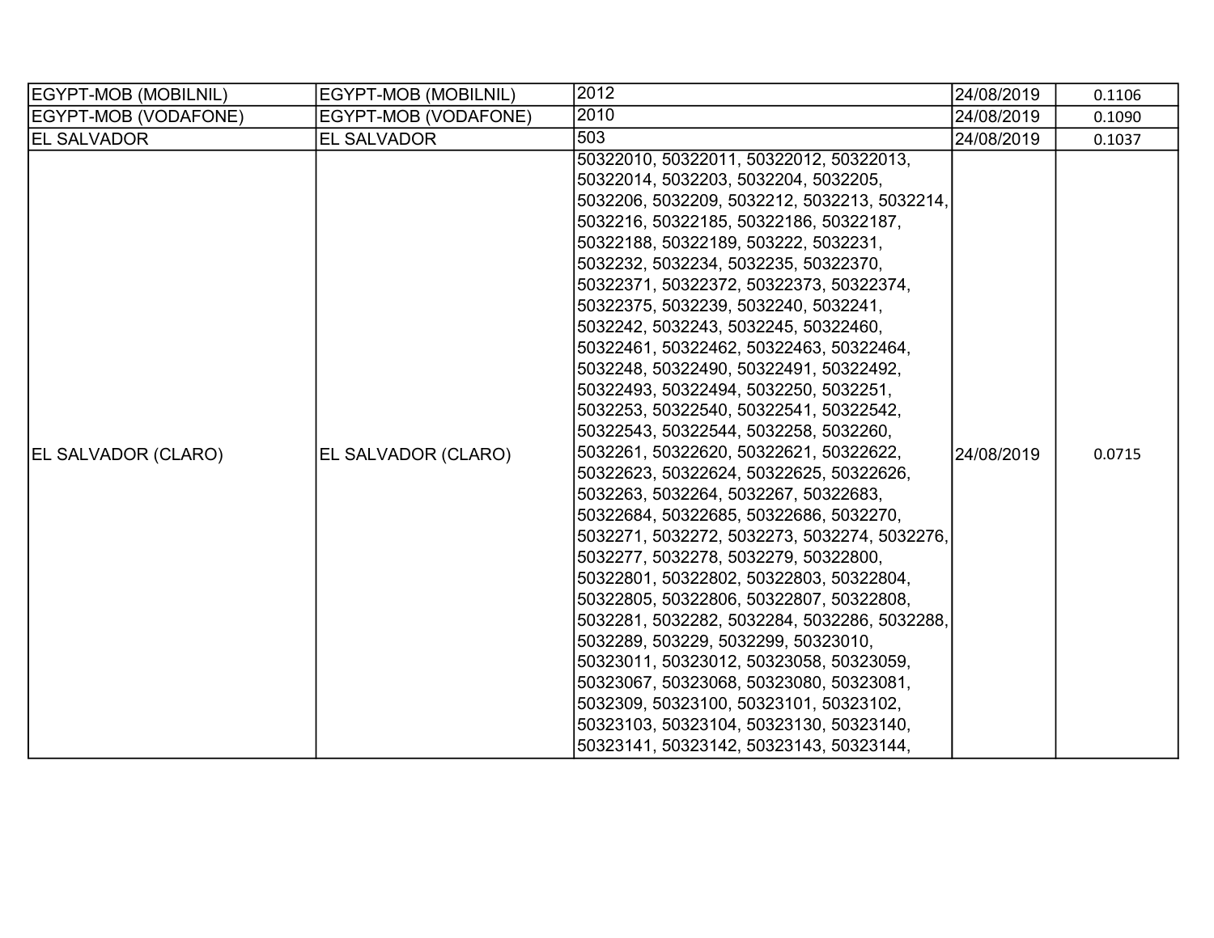| | | | | |
|---|---|---|---|---|
| EGYPT-MOB (MOBILNIL) | EGYPT-MOB (MOBILNIL) | 2012 | 24/08/2019 | 0.1106 |
| EGYPT-MOB (VODAFONE) | EGYPT-MOB (VODAFONE) | 2010 | 24/08/2019 | 0.1090 |
| EL SALVADOR | EL SALVADOR | 503 | 24/08/2019 | 0.1037 |
| EL SALVADOR (CLARO) | EL SALVADOR (CLARO) | 50322010, 50322011, 50322012, 50322013, 50322014, 5032203, 5032204, 5032205, 5032206, 5032209, 5032212, 5032213, 5032214, 5032216, 50322185, 50322186, 50322187, 50322188, 50322189, 503222, 5032231, 5032232, 5032234, 5032235, 50322370, 50322371, 50322372, 50322373, 50322374, 50322375, 5032239, 5032240, 5032241, 5032242, 5032243, 5032245, 50322460, 50322461, 50322462, 50322463, 50322464, 5032248, 50322490, 50322491, 50322492, 50322493, 50322494, 5032250, 5032251, 5032253, 50322540, 50322541, 50322542, 50322543, 50322544, 5032258, 5032260, 5032261, 50322620, 50322621, 50322622, 50322623, 50322624, 50322625, 50322626, 5032263, 5032264, 5032267, 50322683, 50322684, 50322685, 50322686, 5032270, 5032271, 5032272, 5032273, 5032274, 5032276, 5032277, 5032278, 5032279, 50322800, 50322801, 50322802, 50322803, 50322804, 50322805, 50322806, 50322807, 50322808, 5032281, 5032282, 5032284, 5032286, 5032288, 5032289, 503229, 5032299, 50323010, 50323011, 50323012, 50323058, 50323059, 50323067, 50323068, 50323080, 50323081, 5032309, 50323100, 50323101, 50323102, 50323103, 50323104, 50323130, 50323140, 50323141, 50323142, 50323143, 50323144, | 24/08/2019 | 0.0715 |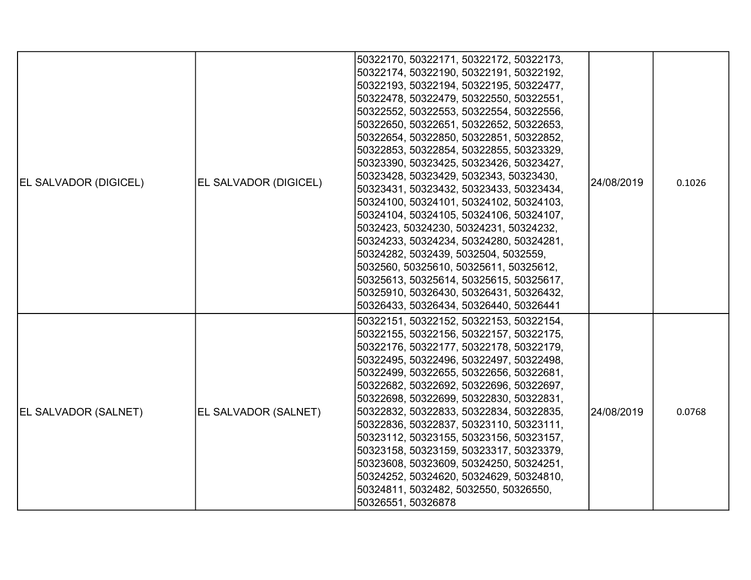| | | | | |
|---|---|---|---|---|
| EL SALVADOR (DIGICEL) | EL SALVADOR (DIGICEL) | 50322170, 50322171, 50322172, 50322173, 50322174, 50322190, 50322191, 50322192, 50322193, 50322194, 50322195, 50322477, 50322478, 50322479, 50322550, 50322551, 50322552, 50322553, 50322554, 50322556, 50322650, 50322651, 50322652, 50322653, 50322654, 50322850, 50322851, 50322852, 50322853, 50322854, 50322855, 50323329, 50323390, 50323425, 50323426, 50323427, 50323428, 50323429, 5032343, 50323430, 50323431, 50323432, 50323433, 50323434, 50324100, 50324101, 50324102, 50324103, 50324104, 50324105, 50324106, 50324107, 5032423, 50324230, 50324231, 50324232, 50324233, 50324234, 50324280, 50324281, 50324282, 5032439, 5032504, 5032559, 5032560, 50325610, 50325611, 50325612, 50325613, 50325614, 50325615, 50325617, 50325910, 50326430, 50326431, 50326432, 50326433, 50326434, 50326440, 50326441 | 24/08/2019 | 0.1026 |
| EL SALVADOR (SALNET) | EL SALVADOR (SALNET) | 50322151, 50322152, 50322153, 50322154, 50322155, 50322156, 50322157, 50322175, 50322176, 50322177, 50322178, 50322179, 50322495, 50322496, 50322497, 50322498, 50322499, 50322655, 50322656, 50322681, 50322682, 50322692, 50322696, 50322697, 50322698, 50322699, 50322830, 50322831, 50322832, 50322833, 50322834, 50322835, 50322836, 50322837, 50323110, 50323111, 50323112, 50323155, 50323156, 50323157, 50323158, 50323159, 50323317, 50323379, 50323608, 50323609, 50324250, 50324251, 50324252, 50324620, 50324629, 50324810, 50324811, 5032482, 5032550, 50326550, 50326551, 50326878 | 24/08/2019 | 0.0768 |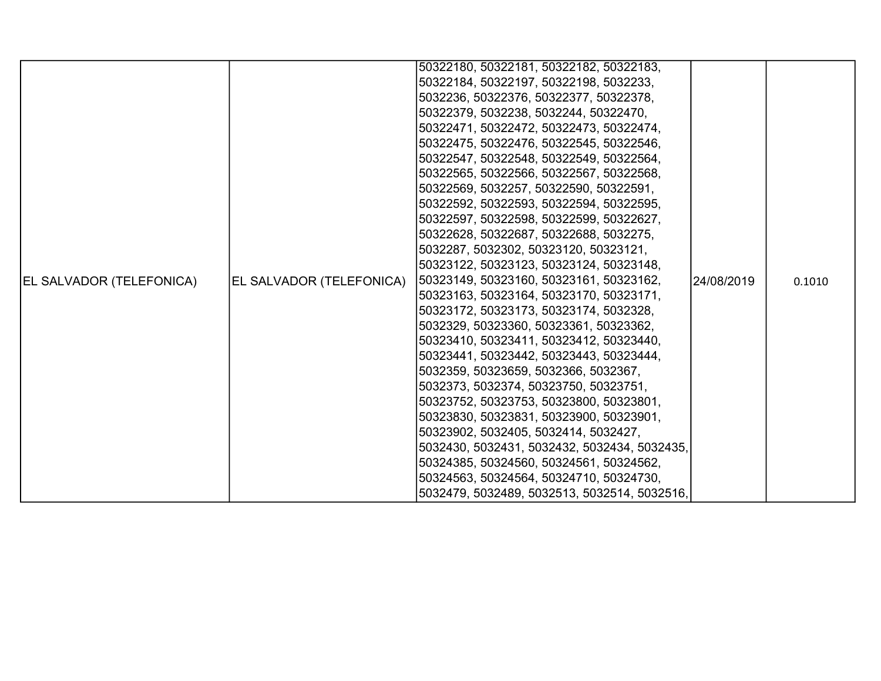| EL SALVADOR (TELEFONICA) | EL SALVADOR (TELEFONICA) | 50322180, 50322181, 50322182, 50322183, 50322184, 50322197, 50322198, 5032233, 5032236, 50322376, 50322377, 50322378, 50322379, 5032238, 5032244, 50322470, 50322471, 50322472, 50322473, 50322474, 50322475, 50322476, 50322545, 50322546, 50322547, 50322548, 50322549, 50322564, 50322565, 50322566, 50322567, 50322568, 50322569, 5032257, 50322590, 50322591, 50322592, 50322593, 50322594, 50322595, 50322597, 50322598, 50322599, 50322627, 50322628, 50322687, 50322688, 5032275, 5032287, 5032302, 50323120, 50323121, 50323122, 50323123, 50323124, 50323148, 50323149, 50323160, 50323161, 50323162, 50323163, 50323164, 50323170, 50323171, 50323172, 50323173, 50323174, 5032328, 5032329, 50323360, 50323361, 50323362, 50323410, 50323411, 50323412, 50323440, 50323441, 50323442, 50323443, 50323444, 5032359, 50323659, 5032366, 5032367, 5032373, 5032374, 50323750, 50323751, 50323752, 50323753, 50323800, 50323801, 50323830, 50323831, 50323900, 50323901, 50323902, 5032405, 5032414, 5032427, 5032430, 5032431, 5032432, 5032434, 5032435, 50324385, 50324560, 50324561, 50324562, 50324563, 50324564, 50324710, 50324730, 5032479, 5032489, 5032513, 5032514, 5032516, | 24/08/2019 | 0.1010 |
|---|---|---|---|---|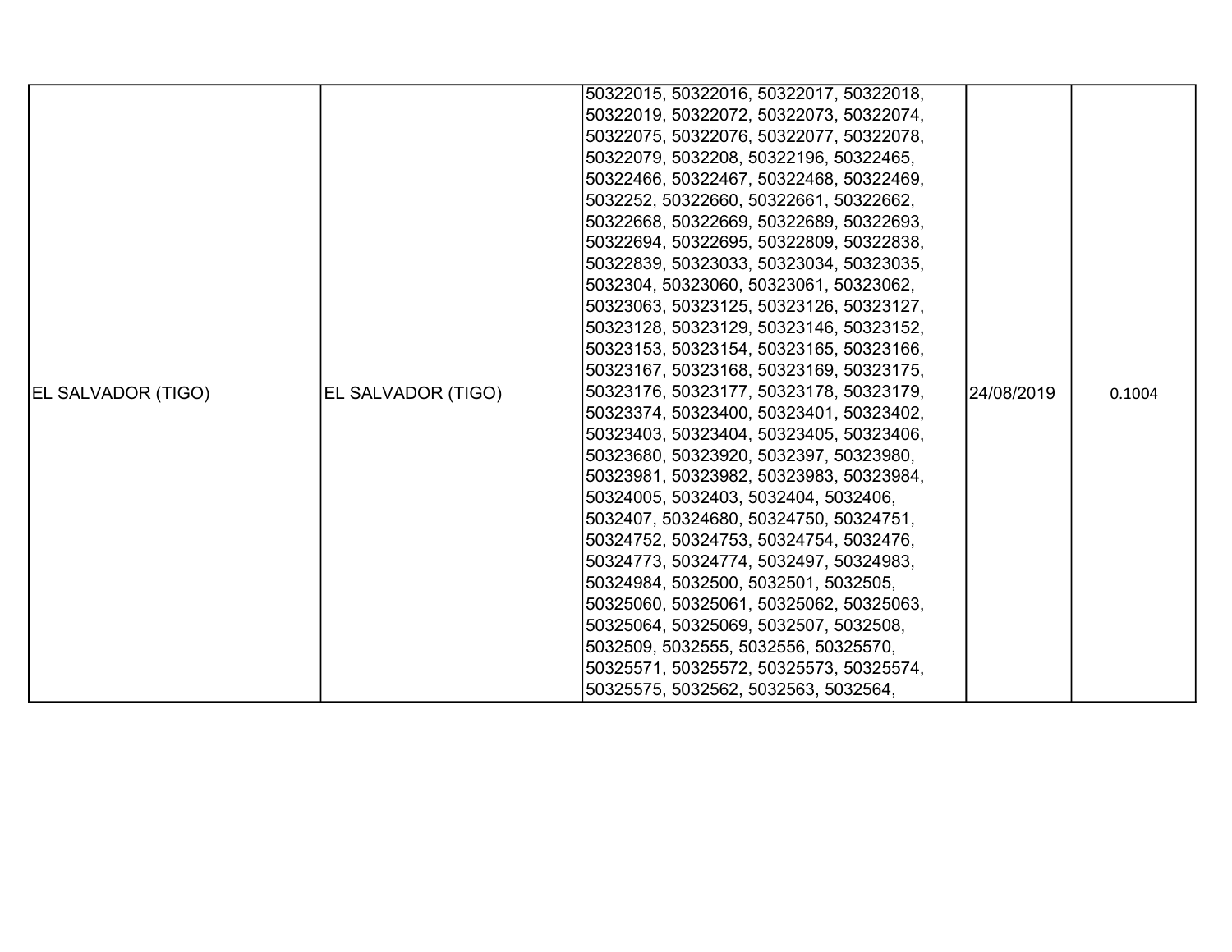| | | | | |
|---|---|---|---|---|
| EL SALVADOR (TIGO) | EL SALVADOR (TIGO) | 50322015, 50322016, 50322017, 50322018, 50322019, 50322072, 50322073, 50322074, 50322075, 50322076, 50322077, 50322078, 50322079, 5032208, 50322196, 50322465, 50322466, 50322467, 50322468, 50322469, 5032252, 50322660, 50322661, 50322662, 50322668, 50322669, 50322689, 50322693, 50322694, 50322695, 50322809, 50322838, 50322839, 50323033, 50323034, 50323035, 5032304, 50323060, 50323061, 50323062, 50323063, 50323125, 50323126, 50323127, 50323128, 50323129, 50323146, 50323152, 50323153, 50323154, 50323165, 50323166, 50323167, 50323168, 50323169, 50323175, 50323176, 50323177, 50323178, 50323179, 50323374, 50323400, 50323401, 50323402, 50323403, 50323404, 50323405, 50323406, 50323680, 50323920, 5032397, 50323980, 50323981, 50323982, 50323983, 50323984, 50324005, 5032403, 5032404, 5032406, 5032407, 50324680, 50324750, 50324751, 50324752, 50324753, 50324754, 5032476, 50324773, 50324774, 5032497, 50324983, 50324984, 5032500, 5032501, 5032505, 50325060, 50325061, 50325062, 50325063, 50325064, 50325069, 5032507, 5032508, 5032509, 5032555, 5032556, 50325570, 50325571, 50325572, 50325573, 50325574, 50325575, 5032562, 5032563, 5032564, | 24/08/2019 | 0.1004 |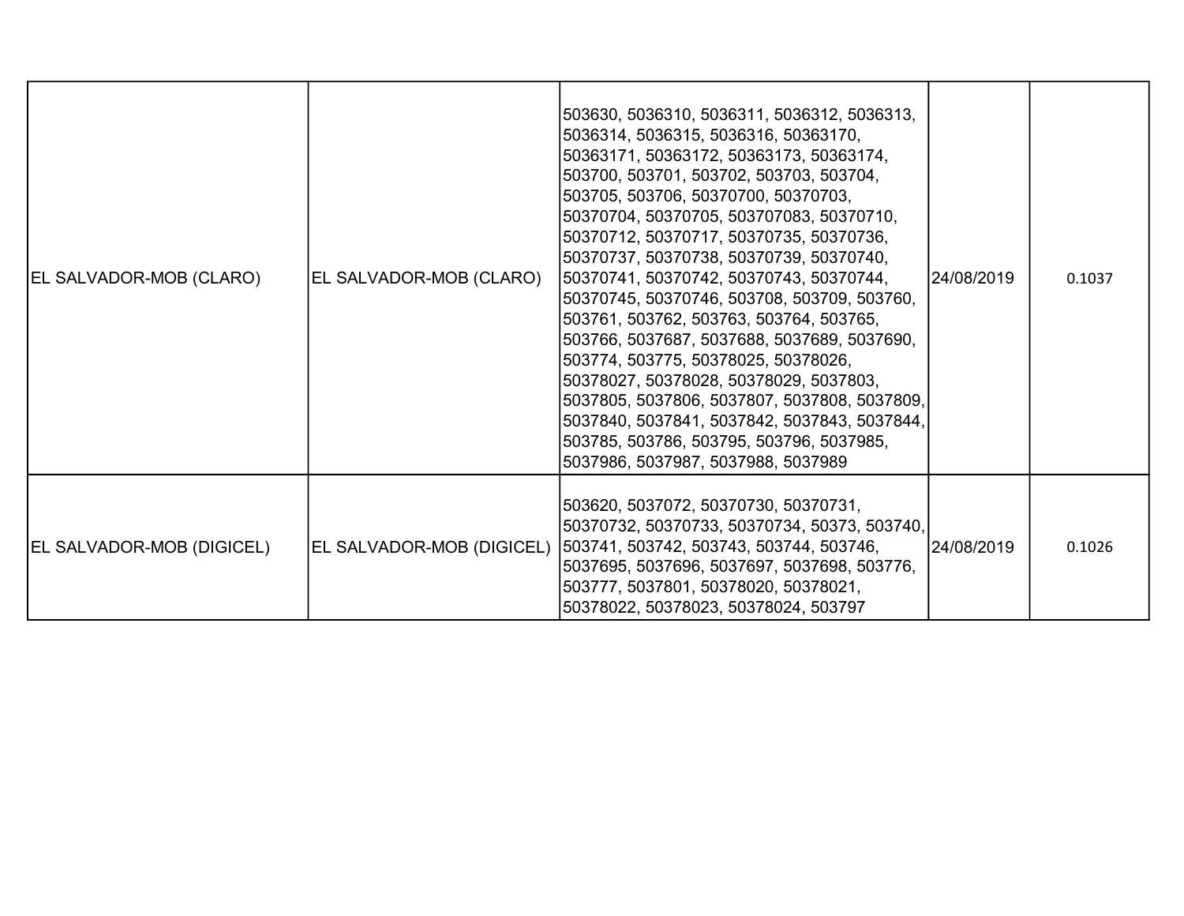| | | | | |
|---|---|---|---|---|
| EL SALVADOR-MOB (CLARO) | EL SALVADOR-MOB (CLARO) | 503630, 5036310, 5036311, 5036312, 5036313, 5036314, 5036315, 5036316, 50363170, 50363171, 50363172, 50363173, 50363174, 503700, 503701, 503702, 503703, 503704, 503705, 503706, 50370700, 50370703, 50370704, 50370705, 503707083, 50370710, 50370712, 50370717, 50370735, 50370736, 50370737, 50370738, 50370739, 50370740, 50370741, 50370742, 50370743, 50370744, 50370745, 50370746, 503708, 503709, 503760, 503761, 503762, 503763, 503764, 503765, 503766, 5037687, 5037688, 5037689, 5037690, 503774, 503775, 50378025, 50378026, 50378027, 50378028, 50378029, 5037803, 5037805, 5037806, 5037807, 5037808, 5037809, 5037840, 5037841, 5037842, 5037843, 5037844, 503785, 503786, 503795, 503796, 5037985, 5037986, 5037987, 5037988, 5037989 | 24/08/2019 | 0.1037 |
| EL SALVADOR-MOB (DIGICEL) | EL SALVADOR-MOB (DIGICEL) | 503620, 5037072, 50370730, 50370731, 50370732, 50370733, 50370734, 50373, 503740, 503741, 503742, 503743, 503744, 503746, 5037695, 5037696, 5037697, 5037698, 503776, 503777, 5037801, 50378020, 50378021, 50378022, 50378023, 50378024, 503797 | 24/08/2019 | 0.1026 |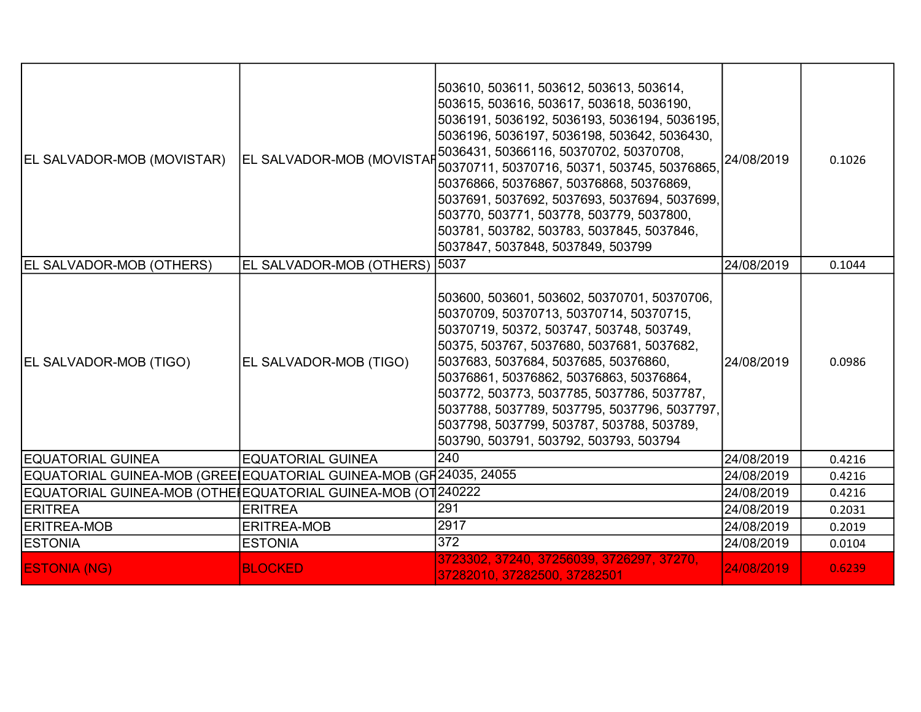| | | | | |
|---|---|---|---|---|
| EL SALVADOR-MOB (MOVISTAR) | EL SALVADOR-MOB (MOVISTAR | 503610, 503611, 503612, 503613, 503614, 503615, 503616, 503617, 503618, 5036190, 5036191, 5036192, 5036193, 5036194, 5036195, 5036196, 5036197, 5036198, 503642, 5036430, 5036431, 50366116, 50370702, 50370708, 50370711, 50370716, 50371, 503745, 50376865, 50376866, 50376867, 50376868, 50376869, 5037691, 5037692, 5037693, 5037694, 5037699, 503770, 503771, 503778, 503779, 5037800, 503781, 503782, 503783, 5037845, 5037846, 5037847, 5037848, 5037849, 503799 | 24/08/2019 | 0.1026 |
| EL SALVADOR-MOB (OTHERS) | EL SALVADOR-MOB (OTHERS) | 5037 | 24/08/2019 | 0.1044 |
| EL SALVADOR-MOB (TIGO) | EL SALVADOR-MOB (TIGO) | 503600, 503601, 503602, 50370701, 50370706, 50370709, 50370713, 50370714, 50370715, 50370719, 50372, 503747, 503748, 503749, 50375, 503767, 5037680, 5037681, 5037682, 5037683, 5037684, 5037685, 50376860, 50376861, 50376862, 50376863, 50376864, 503772, 503773, 5037785, 5037786, 5037787, 5037788, 5037789, 5037795, 5037796, 5037797, 5037798, 5037799, 503787, 503788, 503789, 503790, 503791, 503792, 503793, 503794 | 24/08/2019 | 0.0986 |
| EQUATORIAL GUINEA | EQUATORIAL GUINEA | 240 | 24/08/2019 | 0.4216 |
| EQUATORIAL GUINEA-MOB (GREE | EQUATORIAL GUINEA-MOB (GR | 24035, 24055 | 24/08/2019 | 0.4216 |
| EQUATORIAL GUINEA-MOB (OTHE | EQUATORIAL GUINEA-MOB (OT | 240222 | 24/08/2019 | 0.4216 |
| ERITREA | ERITREA | 291 | 24/08/2019 | 0.2031 |
| ERITREA-MOB | ERITREA-MOB | 2917 | 24/08/2019 | 0.2019 |
| ESTONIA | ESTONIA | 372 | 24/08/2019 | 0.0104 |
| ESTONIA (NG) | BLOCKED | 3723302, 37240, 37256039, 3726297, 37270, 37282010, 37282500, 37282501 | 24/08/2019 | 0.6239 |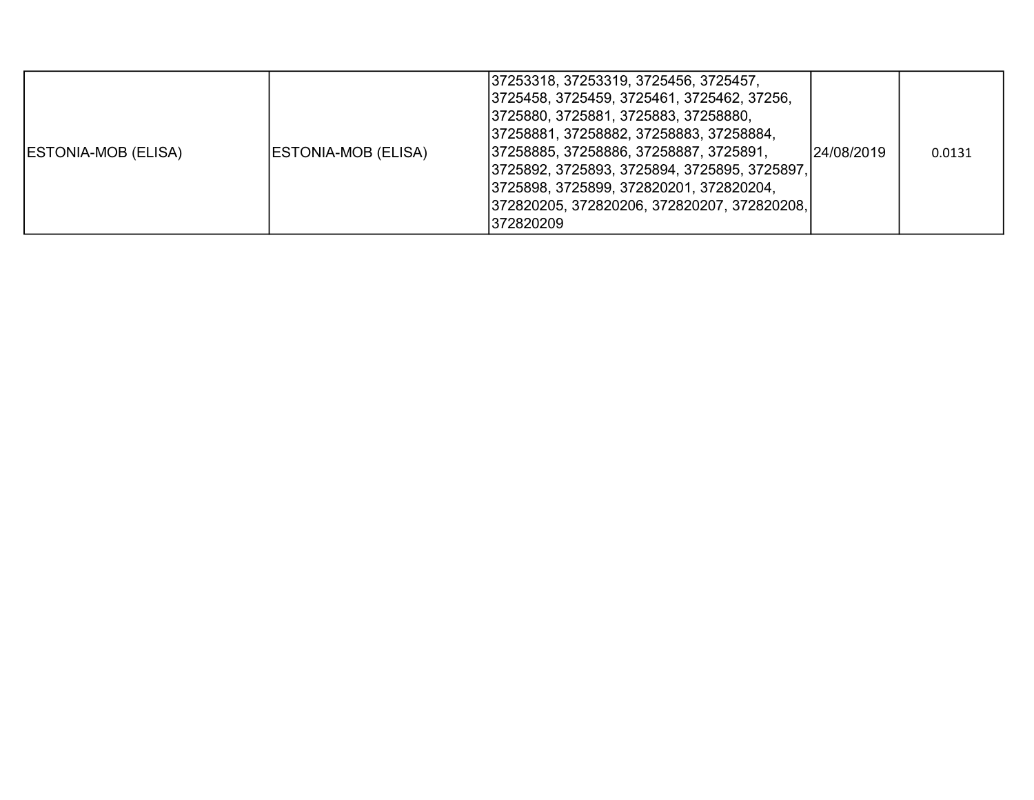| | | | | |
|---|---|---|---|---|
| ESTONIA-MOB (ELISA) | ESTONIA-MOB (ELISA) | 37253318, 37253319, 3725456, 3725457, 3725458, 3725459, 3725461, 3725462, 37256, 3725880, 3725881, 3725883, 37258880, 37258881, 37258882, 37258883, 37258884, 37258885, 37258886, 37258887, 3725891, 3725892, 3725893, 3725894, 3725895, 3725897, 3725898, 3725899, 372820201, 372820204, 372820205, 372820206, 372820207, 372820208, 372820209 | 24/08/2019 | 0.0131 |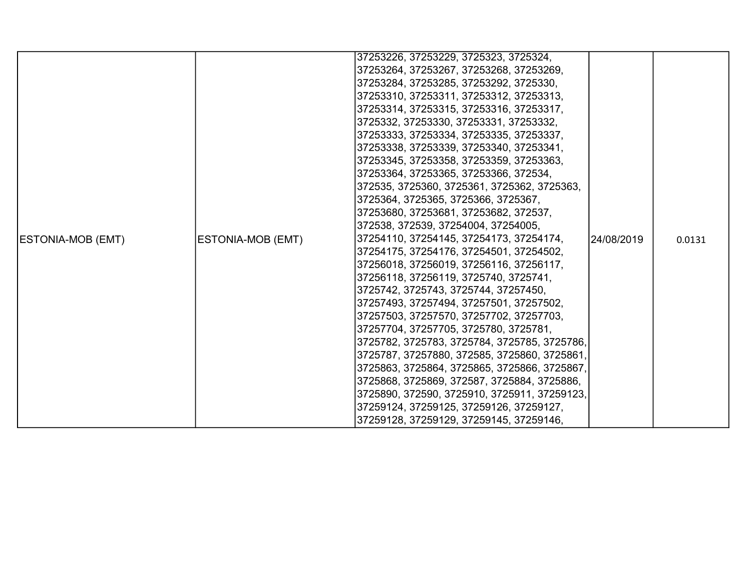| | | | | |
|---|---|---|---|---|
| ESTONIA-MOB (EMT) | ESTONIA-MOB (EMT) | 37253226, 37253229, 3725323, 3725324, 37253264, 37253267, 37253268, 37253269, 37253284, 37253285, 37253292, 3725330, 37253310, 37253311, 37253312, 37253313, 37253314, 37253315, 37253316, 37253317, 3725332, 37253330, 37253331, 37253332, 37253333, 37253334, 37253335, 37253337, 37253338, 37253339, 37253340, 37253341, 37253345, 37253358, 37253359, 37253363, 37253364, 37253365, 37253366, 372534, 372535, 3725360, 3725361, 3725362, 3725363, 3725364, 3725365, 3725366, 3725367, 37253680, 37253681, 37253682, 372537, 372538, 372539, 37254004, 37254005, 37254110, 37254145, 37254173, 37254174, 37254175, 37254176, 37254501, 37254502, 37256018, 37256019, 37256116, 37256117, 37256118, 37256119, 3725740, 3725741, 3725742, 3725743, 3725744, 37257450, 37257493, 37257494, 37257501, 37257502, 37257503, 37257570, 37257702, 37257703, 37257704, 37257705, 3725780, 3725781, 3725782, 3725783, 3725784, 3725785, 3725786, 3725787, 37257880, 372585, 3725860, 3725861, 3725863, 3725864, 3725865, 3725866, 3725867, 3725868, 3725869, 372587, 3725884, 3725886, 3725890, 372590, 3725910, 3725911, 37259123, 37259124, 37259125, 37259126, 37259127, 37259128, 37259129, 37259145, 37259146, | 24/08/2019 | 0.0131 |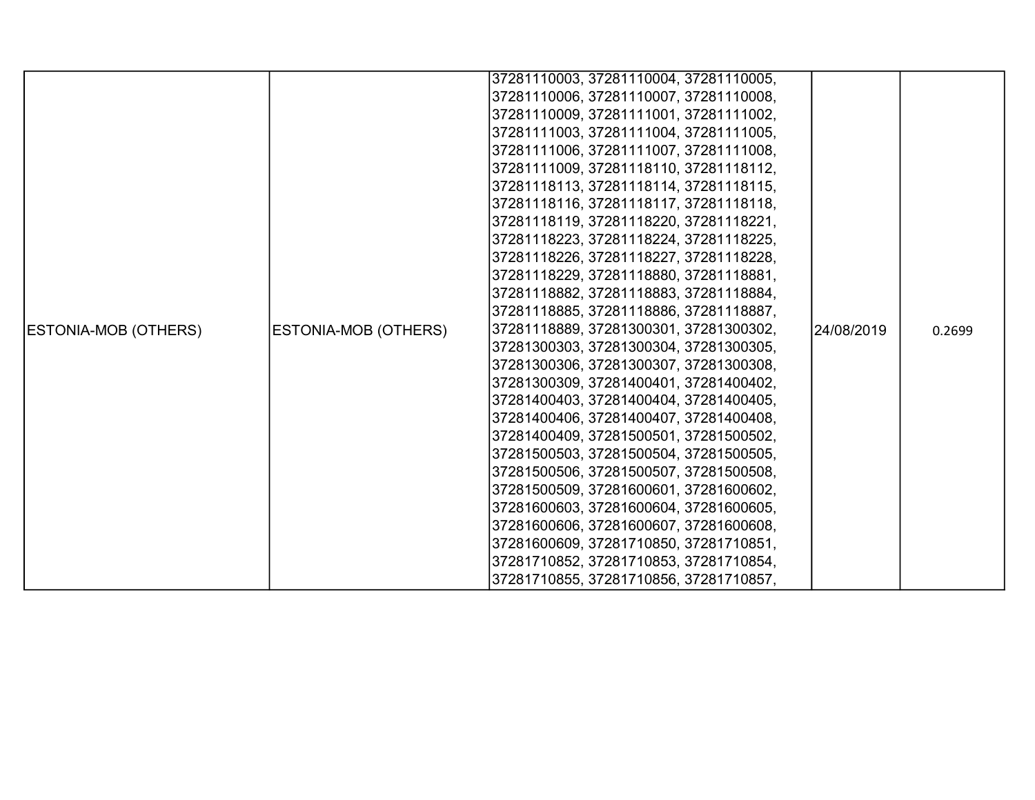| ESTONIA-MOB (OTHERS) | ESTONIA-MOB (OTHERS) | 37281110003, 37281110004, 37281110005, 37281110006, 37281110007, 37281110008, 37281110009, 37281111001, 37281111002, 37281111003, 37281111004, 37281111005, 37281111006, 37281111007, 37281111008, 37281111009, 37281118110, 37281118112, 37281118113, 37281118114, 37281118115, 37281118116, 37281118117, 37281118118, 37281118119, 37281118220, 37281118221, 37281118223, 37281118224, 37281118225, 37281118226, 37281118227, 37281118228, 37281118229, 37281118880, 37281118881, 37281118882, 37281118883, 37281118884, 37281118885, 37281118886, 37281118887, 37281118889, 37281300301, 37281300302, 37281300303, 37281300304, 37281300305, 37281300306, 37281300307, 37281300308, 37281300309, 37281400401, 37281400402, 37281400403, 37281400404, 37281400405, 37281400406, 37281400407, 37281400408, 37281400409, 37281500501, 37281500502, 37281500503, 37281500504, 37281500505, 37281500506, 37281500507, 37281500508, 37281500509, 37281600601, 37281600602, 37281600603, 37281600604, 37281600605, 37281600606, 37281600607, 37281600608, 37281600609, 37281710850, 37281710851, 37281710852, 37281710853, 37281710854, 37281710855, 37281710856, 37281710857, | 24/08/2019 | 0.2699 |
|---|---|---|---|---|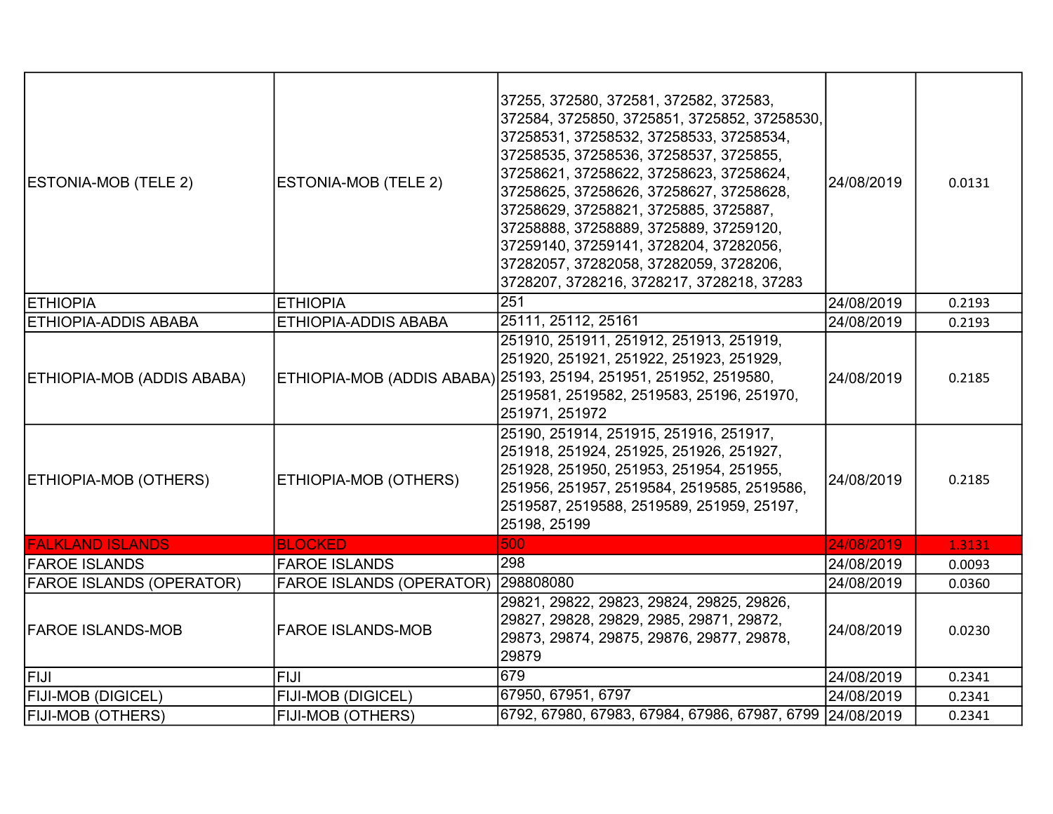| ESTONIA-MOB (TELE 2) | ESTONIA-MOB (TELE 2) | 37255, 372580, 372581, 372582, 372583, 372584, 3725850, 3725851, 3725852, 37258530, 37258531, 37258532, 37258533, 37258534, 37258535, 37258536, 37258537, 3725855, 37258621, 37258622, 37258623, 37258624, 37258625, 37258626, 37258627, 37258628, 37258629, 37258821, 3725885, 3725887, 37258888, 37258889, 3725889, 37259120, 37259140, 37259141, 3728204, 37282056, 37282057, 37282058, 37282059, 3728206, 3728207, 3728216, 3728217, 3728218, 37283 | 24/08/2019 | 0.0131 |
|---|---|---|---|---|
| ETHIOPIA | ETHIOPIA | 251 | 24/08/2019 | 0.2193 |
| ETHIOPIA-ADDIS ABABA | ETHIOPIA-ADDIS ABABA | 25111, 25112, 25161 | 24/08/2019 | 0.2193 |
| ETHIOPIA-MOB (ADDIS ABABA) | ETHIOPIA-MOB (ADDIS ABABA) | 251910, 251911, 251912, 251913, 251919, 251920, 251921, 251922, 251923, 251929, 25193, 25194, 251951, 251952, 2519580, 2519581, 2519582, 2519583, 25196, 251970, 251971, 251972 | 24/08/2019 | 0.2185 |
| ETHIOPIA-MOB (OTHERS) | ETHIOPIA-MOB (OTHERS) | 25190, 251914, 251915, 251916, 251917, 251918, 251924, 251925, 251926, 251927, 251928, 251950, 251953, 251954, 251955, 251956, 251957, 2519584, 2519585, 2519586, 2519587, 2519588, 2519589, 251959, 25197, 25198, 25199 | 24/08/2019 | 0.2185 |
| FALKLAND ISLANDS | BLOCKED | 500 | 24/08/2019 | 1.3131 |
| FAROE ISLANDS | FAROE ISLANDS | 298 | 24/08/2019 | 0.0093 |
| FAROE ISLANDS (OPERATOR) | FAROE ISLANDS (OPERATOR) | 298808080 | 24/08/2019 | 0.0360 |
| FAROE ISLANDS-MOB | FAROE ISLANDS-MOB | 29821, 29822, 29823, 29824, 29825, 29826, 29827, 29828, 29829, 2985, 29871, 29872, 29873, 29874, 29875, 29876, 29877, 29878, 29879 | 24/08/2019 | 0.0230 |
| FIJI | FIJI | 679 | 24/08/2019 | 0.2341 |
| FIJI-MOB (DIGICEL) | FIJI-MOB (DIGICEL) | 67950, 67951, 6797 | 24/08/2019 | 0.2341 |
| FIJI-MOB (OTHERS) | FIJI-MOB (OTHERS) | 6792, 67980, 67983, 67984, 67986, 67987, 6799 | 24/08/2019 | 0.2341 |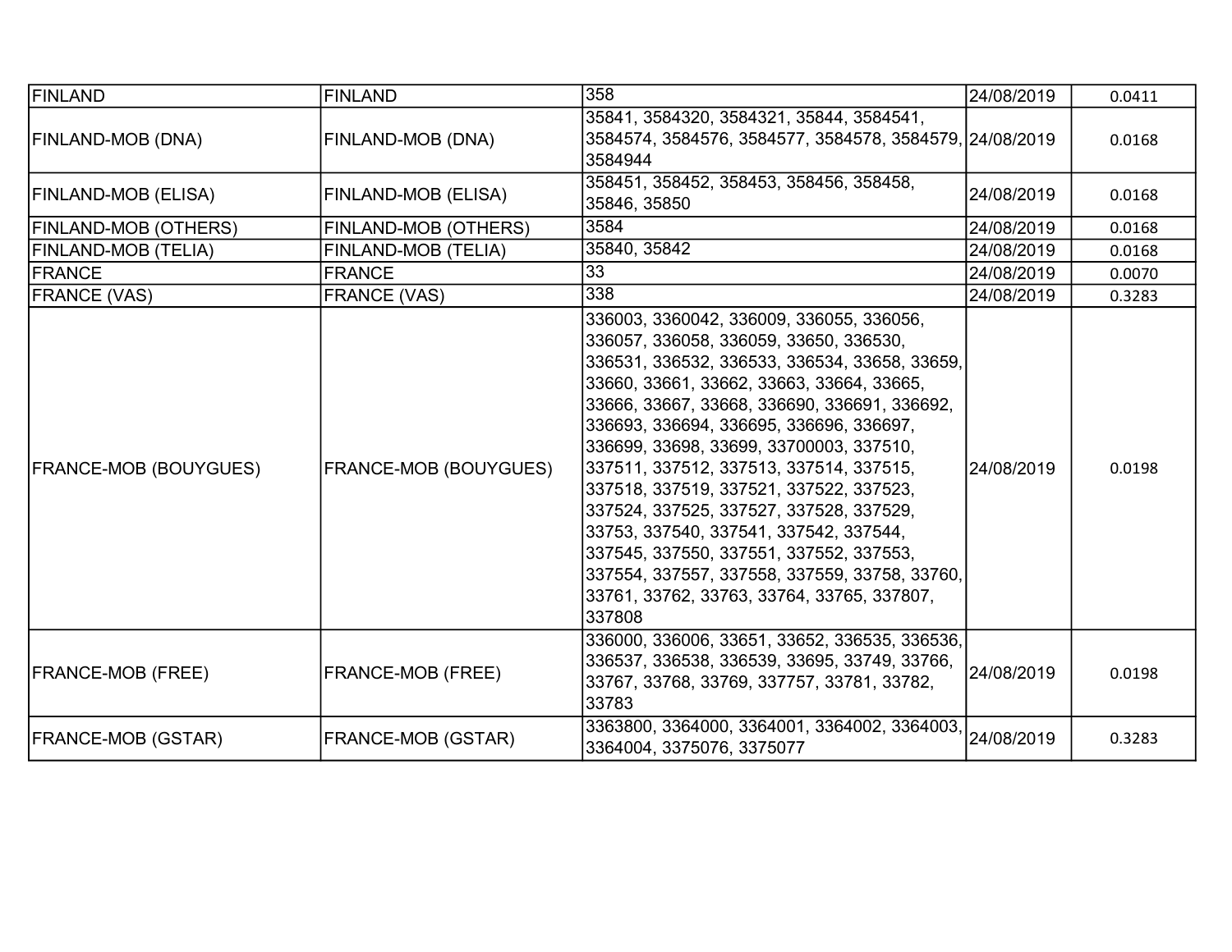| FINLAND | FINLAND | 358 | 24/08/2019 | 0.0411 |
|---|---|---|---|---|
| FINLAND-MOB (DNA) | FINLAND-MOB (DNA) | 35841, 3584320, 3584321, 35844, 3584541, 3584574, 3584576, 3584577, 3584578, 3584579, 3584944 | 24/08/2019 | 0.0168 |
| FINLAND-MOB (ELISA) | FINLAND-MOB (ELISA) | 358451, 358452, 358453, 358456, 358458, 35846, 35850 | 24/08/2019 | 0.0168 |
| FINLAND-MOB (OTHERS) | FINLAND-MOB (OTHERS) | 3584 | 24/08/2019 | 0.0168 |
| FINLAND-MOB (TELIA) | FINLAND-MOB (TELIA) | 35840, 35842 | 24/08/2019 | 0.0168 |
| FRANCE | FRANCE | 33 | 24/08/2019 | 0.0070 |
| FRANCE (VAS) | FRANCE (VAS) | 338 | 24/08/2019 | 0.3283 |
| FRANCE-MOB (BOUYGUES) | FRANCE-MOB (BOUYGUES) | 336003, 3360042, 336009, 336055, 336056, 336057, 336058, 336059, 33650, 336530, 336531, 336532, 336533, 336534, 33658, 33659, 33660, 33661, 33662, 33663, 33664, 33665, 33666, 33667, 33668, 336690, 336691, 336692, 336693, 336694, 336695, 336696, 336697, 336699, 33698, 33699, 33700003, 337510, 337511, 337512, 337513, 337514, 337515, 337518, 337519, 337521, 337522, 337523, 337524, 337525, 337527, 337528, 337529, 33753, 337540, 337541, 337542, 337544, 337545, 337550, 337551, 337552, 337553, 337554, 337557, 337558, 337559, 33758, 33760, 33761, 33762, 33763, 33764, 33765, 337807, 337808 | 24/08/2019 | 0.0198 |
| FRANCE-MOB (FREE) | FRANCE-MOB (FREE) | 336000, 336006, 33651, 33652, 336535, 336536, 336537, 336538, 336539, 33695, 33749, 33766, 33767, 33768, 33769, 337757, 33781, 33782, 33783 | 24/08/2019 | 0.0198 |
| FRANCE-MOB (GSTAR) | FRANCE-MOB (GSTAR) | 3363800, 3364000, 3364001, 3364002, 3364003, 3364004, 3375076, 3375077 | 24/08/2019 | 0.3283 |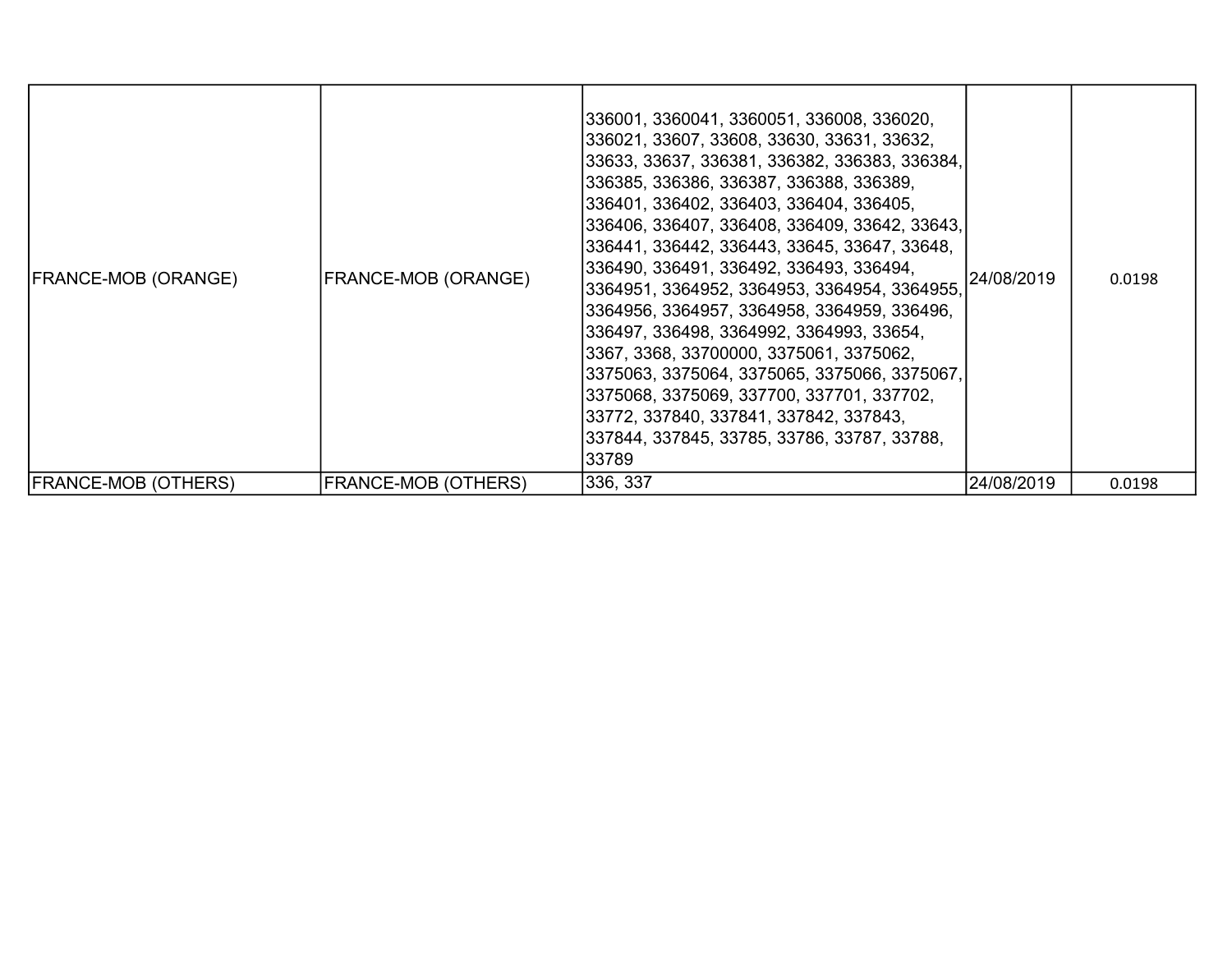| FRANCE-MOB (ORANGE) | FRANCE-MOB (ORANGE) | 336001, 3360041, 3360051, 336008, 336020, 336021, 33607, 33608, 33630, 33631, 33632, 33633, 33637, 336381, 336382, 336383, 336384, 336385, 336386, 336387, 336388, 336389, 336401, 336402, 336403, 336404, 336405, 336406, 336407, 336408, 336409, 33642, 33643, 336441, 336442, 336443, 33645, 33647, 33648, 336490, 336491, 336492, 336493, 336494, 3364951, 3364952, 3364953, 3364954, 3364955, 3364956, 3364957, 3364958, 3364959, 336496, 336497, 336498, 3364992, 3364993, 33654, 3367, 3368, 33700000, 3375061, 3375062, 3375063, 3375064, 3375065, 3375066, 3375067, 3375068, 3375069, 337700, 337701, 337702, 33772, 337840, 337841, 337842, 337843, 337844, 337845, 33785, 33786, 33787, 33788, 33789 | 24/08/2019 | 0.0198 |
|---|---|---|---|---|
| FRANCE-MOB (OTHERS) | FRANCE-MOB (OTHERS) | 336, 337 | 24/08/2019 | 0.0198 |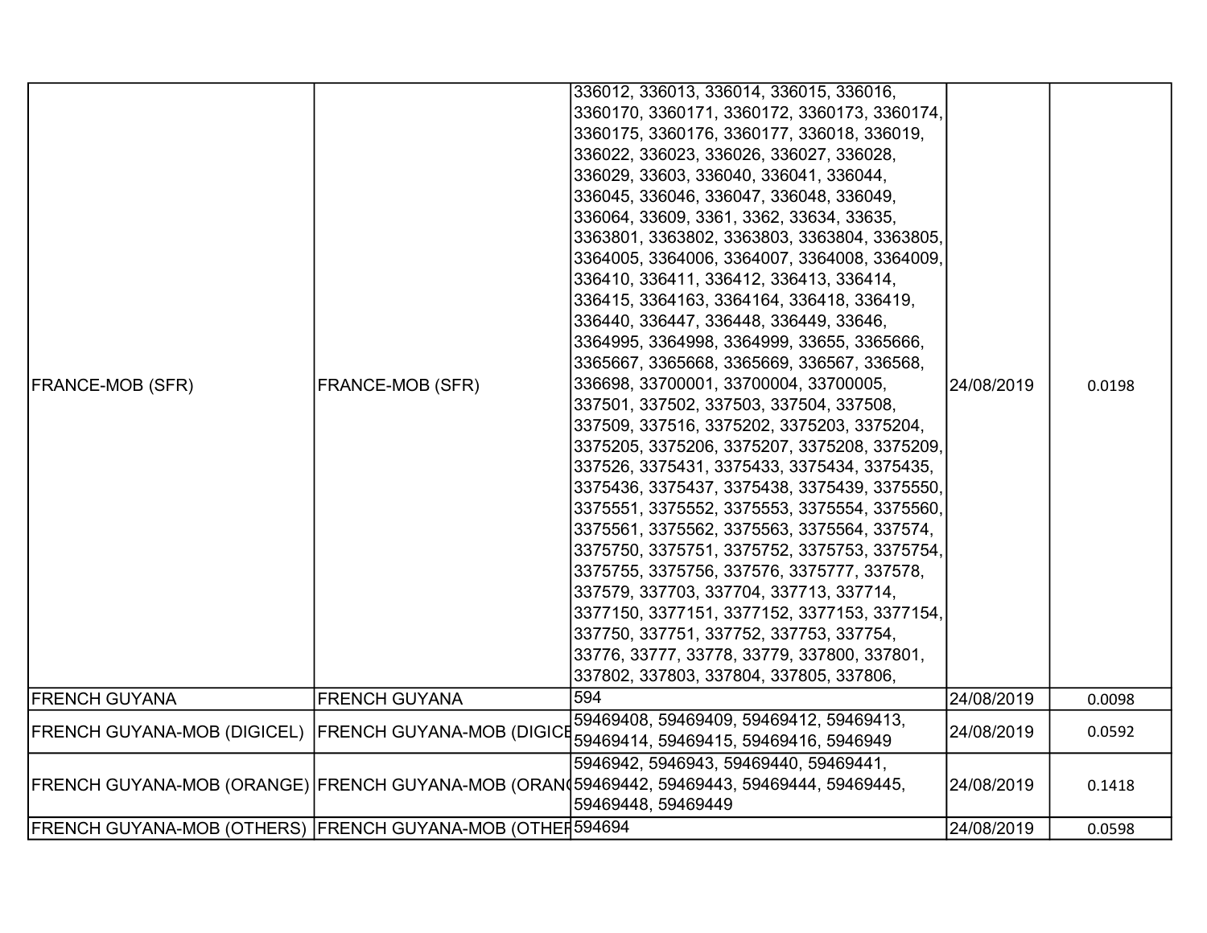| | | | | |
|---|---|---|---|---|
| FRANCE-MOB (SFR) | FRANCE-MOB (SFR) | 336012, 336013, 336014, 336015, 336016, 3360170, 3360171, 3360172, 3360173, 3360174, 3360175, 3360176, 3360177, 336018, 336019, 336022, 336023, 336026, 336027, 336028, 336029, 33603, 336040, 336041, 336044, 336045, 336046, 336047, 336048, 336049, 336064, 33609, 3361, 3362, 33634, 33635, 3363801, 3363802, 3363803, 3363804, 3363805, 3364005, 3364006, 3364007, 3364008, 3364009, 336410, 336411, 336412, 336413, 336414, 336415, 3364163, 3364164, 336418, 336419, 336440, 336447, 336448, 336449, 33646, 3364995, 3364998, 3364999, 33655, 3365666, 3365667, 3365668, 3365669, 336567, 336568, 336698, 33700001, 33700004, 33700005, 337501, 337502, 337503, 337504, 337508, 337509, 337516, 3375202, 3375203, 3375204, 3375205, 3375206, 3375207, 3375208, 3375209, 337526, 3375431, 3375433, 3375434, 3375435, 3375436, 3375437, 3375438, 3375439, 3375550, 3375551, 3375552, 3375553, 3375554, 3375560, 3375561, 3375562, 3375563, 3375564, 337574, 3375750, 3375751, 3375752, 3375753, 3375754, 3375755, 3375756, 337576, 3375777, 337578, 337579, 337703, 337704, 337713, 337714, 3377150, 3377151, 3377152, 3377153, 3377154, 337750, 337751, 337752, 337753, 337754, 33776, 33777, 33778, 33779, 337800, 337801, 337802, 337803, 337804, 337805, 337806, | 24/08/2019 | 0.0198 |
| FRENCH GUYANA | FRENCH GUYANA | 594 | 24/08/2019 | 0.0098 |
| FRENCH GUYANA-MOB (DIGICEL) | FRENCH GUYANA-MOB (DIGICE | 59469408, 59469409, 59469412, 59469413, 59469414, 59469415, 59469416, 5946949 | 24/08/2019 | 0.0592 |
| FRENCH GUYANA-MOB (ORANGE) | FRENCH GUYANA-MOB (ORAN( | 5946942, 5946943, 59469440, 59469441, 59469442, 59469443, 59469444, 59469445, 59469448, 59469449 | 24/08/2019 | 0.1418 |
| FRENCH GUYANA-MOB (OTHERS) | FRENCH GUYANA-MOB (OTHEF | 594694 | 24/08/2019 | 0.0598 |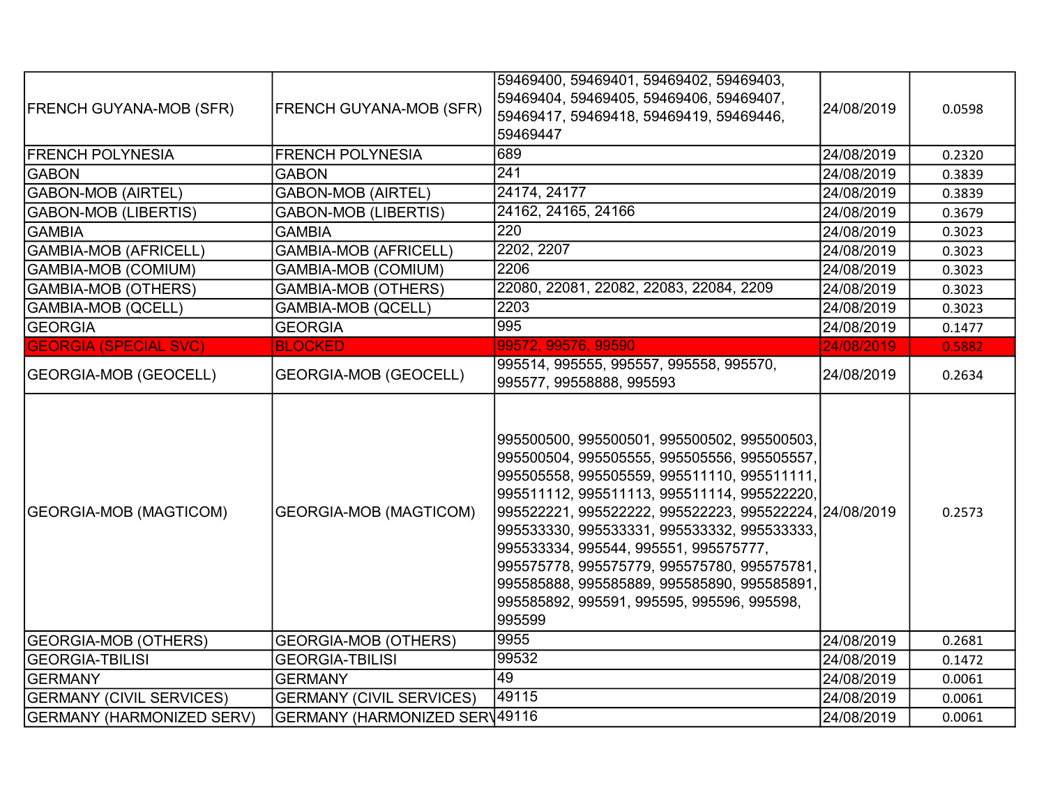| | | | | |
|---|---|---|---|---|
| FRENCH GUYANA-MOB (SFR) | FRENCH GUYANA-MOB (SFR) | 59469400, 59469401, 59469402, 59469403, 59469404, 59469405, 59469406, 59469407, 59469417, 59469418, 59469419, 59469446, 59469447 | 24/08/2019 | 0.0598 |
| FRENCH POLYNESIA | FRENCH POLYNESIA | 689 | 24/08/2019 | 0.2320 |
| GABON | GABON | 241 | 24/08/2019 | 0.3839 |
| GABON-MOB (AIRTEL) | GABON-MOB (AIRTEL) | 24174, 24177 | 24/08/2019 | 0.3839 |
| GABON-MOB (LIBERTIS) | GABON-MOB (LIBERTIS) | 24162, 24165, 24166 | 24/08/2019 | 0.3679 |
| GAMBIA | GAMBIA | 220 | 24/08/2019 | 0.3023 |
| GAMBIA-MOB (AFRICELL) | GAMBIA-MOB (AFRICELL) | 2202, 2207 | 24/08/2019 | 0.3023 |
| GAMBIA-MOB (COMIUM) | GAMBIA-MOB (COMIUM) | 2206 | 24/08/2019 | 0.3023 |
| GAMBIA-MOB (OTHERS) | GAMBIA-MOB (OTHERS) | 22080, 22081, 22082, 22083, 22084, 2209 | 24/08/2019 | 0.3023 |
| GAMBIA-MOB (QCELL) | GAMBIA-MOB (QCELL) | 2203 | 24/08/2019 | 0.3023 |
| GEORGIA | GEORGIA | 995 | 24/08/2019 | 0.1477 |
| GEORGIA (SPECIAL SVC) | BLOCKED | 99572, 99576, 99590 | 24/08/2019 | 0.5882 |
| GEORGIA-MOB (GEOCELL) | GEORGIA-MOB (GEOCELL) | 995514, 995555, 995557, 995558, 995570, 995577, 99558888, 995593 | 24/08/2019 | 0.2634 |
| GEORGIA-MOB (MAGTICOM) | GEORGIA-MOB (MAGTICOM) | 995500500, 995500501, 995500502, 995500503, 995500504, 995505555, 995505556, 995505557, 995505558, 995505559, 995511110, 995511111, 995511112, 995511113, 995511114, 995522220, 995522221, 995522222, 995522223, 995522224, 995533330, 995533331, 995533332, 995533333, 995533334, 995544, 995551, 995575777, 995575778, 995575779, 995575780, 995575781, 995585888, 995585889, 995585890, 995585891, 995585892, 995591, 995595, 995596, 995598, 995599 | 24/08/2019 | 0.2573 |
| GEORGIA-MOB (OTHERS) | GEORGIA-MOB (OTHERS) | 9955 | 24/08/2019 | 0.2681 |
| GEORGIA-TBILISI | GEORGIA-TBILISI | 99532 | 24/08/2019 | 0.1472 |
| GERMANY | GERMANY | 49 | 24/08/2019 | 0.0061 |
| GERMANY (CIVIL SERVICES) | GERMANY (CIVIL SERVICES) | 49115 | 24/08/2019 | 0.0061 |
| GERMANY (HARMONIZED SERV) | GERMANY (HARMONIZED SERV | 49116 | 24/08/2019 | 0.0061 |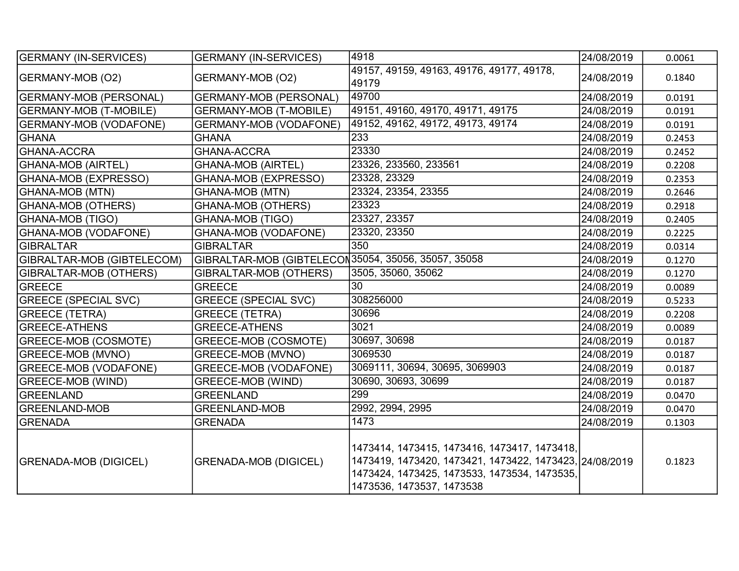| GERMANY (IN-SERVICES) | GERMANY (IN-SERVICES) | 4918 | 24/08/2019 | 0.0061 |
|---|---|---|---|---|
| GERMANY-MOB (O2) | GERMANY-MOB (O2) | 49157, 49159, 49163, 49176, 49177, 49178, 49179 | 24/08/2019 | 0.1840 |
| GERMANY-MOB (PERSONAL) | GERMANY-MOB (PERSONAL) | 49700 | 24/08/2019 | 0.0191 |
| GERMANY-MOB (T-MOBILE) | GERMANY-MOB (T-MOBILE) | 49151, 49160, 49170, 49171, 49175 | 24/08/2019 | 0.0191 |
| GERMANY-MOB (VODAFONE) | GERMANY-MOB (VODAFONE) | 49152, 49162, 49172, 49173, 49174 | 24/08/2019 | 0.0191 |
| GHANA | GHANA | 233 | 24/08/2019 | 0.2453 |
| GHANA-ACCRA | GHANA-ACCRA | 23330 | 24/08/2019 | 0.2452 |
| GHANA-MOB (AIRTEL) | GHANA-MOB (AIRTEL) | 23326, 233560, 233561 | 24/08/2019 | 0.2208 |
| GHANA-MOB (EXPRESSO) | GHANA-MOB (EXPRESSO) | 23328, 23329 | 24/08/2019 | 0.2353 |
| GHANA-MOB (MTN) | GHANA-MOB (MTN) | 23324, 23354, 23355 | 24/08/2019 | 0.2646 |
| GHANA-MOB (OTHERS) | GHANA-MOB (OTHERS) | 23323 | 24/08/2019 | 0.2918 |
| GHANA-MOB (TIGO) | GHANA-MOB (TIGO) | 23327, 23357 | 24/08/2019 | 0.2405 |
| GHANA-MOB (VODAFONE) | GHANA-MOB (VODAFONE) | 23320, 23350 | 24/08/2019 | 0.2225 |
| GIBRALTAR | GIBRALTAR | 350 | 24/08/2019 | 0.0314 |
| GIBRALTAR-MOB (GIBTELECOM) | GIBRALTAR-MOB (GIBTELECOM | 35054, 35056, 35057, 35058 | 24/08/2019 | 0.1270 |
| GIBRALTAR-MOB (OTHERS) | GIBRALTAR-MOB (OTHERS) | 3505, 35060, 35062 | 24/08/2019 | 0.1270 |
| GREECE | GREECE | 30 | 24/08/2019 | 0.0089 |
| GREECE (SPECIAL SVC) | GREECE (SPECIAL SVC) | 308256000 | 24/08/2019 | 0.5233 |
| GREECE (TETRA) | GREECE (TETRA) | 30696 | 24/08/2019 | 0.2208 |
| GREECE-ATHENS | GREECE-ATHENS | 3021 | 24/08/2019 | 0.0089 |
| GREECE-MOB (COSMOTE) | GREECE-MOB (COSMOTE) | 30697, 30698 | 24/08/2019 | 0.0187 |
| GREECE-MOB (MVNO) | GREECE-MOB (MVNO) | 3069530 | 24/08/2019 | 0.0187 |
| GREECE-MOB (VODAFONE) | GREECE-MOB (VODAFONE) | 3069111, 30694, 30695, 3069903 | 24/08/2019 | 0.0187 |
| GREECE-MOB (WIND) | GREECE-MOB (WIND) | 30690, 30693, 30699 | 24/08/2019 | 0.0187 |
| GREENLAND | GREENLAND | 299 | 24/08/2019 | 0.0470 |
| GREENLAND-MOB | GREENLAND-MOB | 2992, 2994, 2995 | 24/08/2019 | 0.0470 |
| GRENADA | GRENADA | 1473 | 24/08/2019 | 0.1303 |
| GRENADA-MOB (DIGICEL) | GRENADA-MOB (DIGICEL) | 1473414, 1473415, 1473416, 1473417, 1473418, 1473419, 1473420, 1473421, 1473422, 1473423, 1473424, 1473425, 1473533, 1473534, 1473535, 1473536, 1473537, 1473538 | 24/08/2019 | 0.1823 |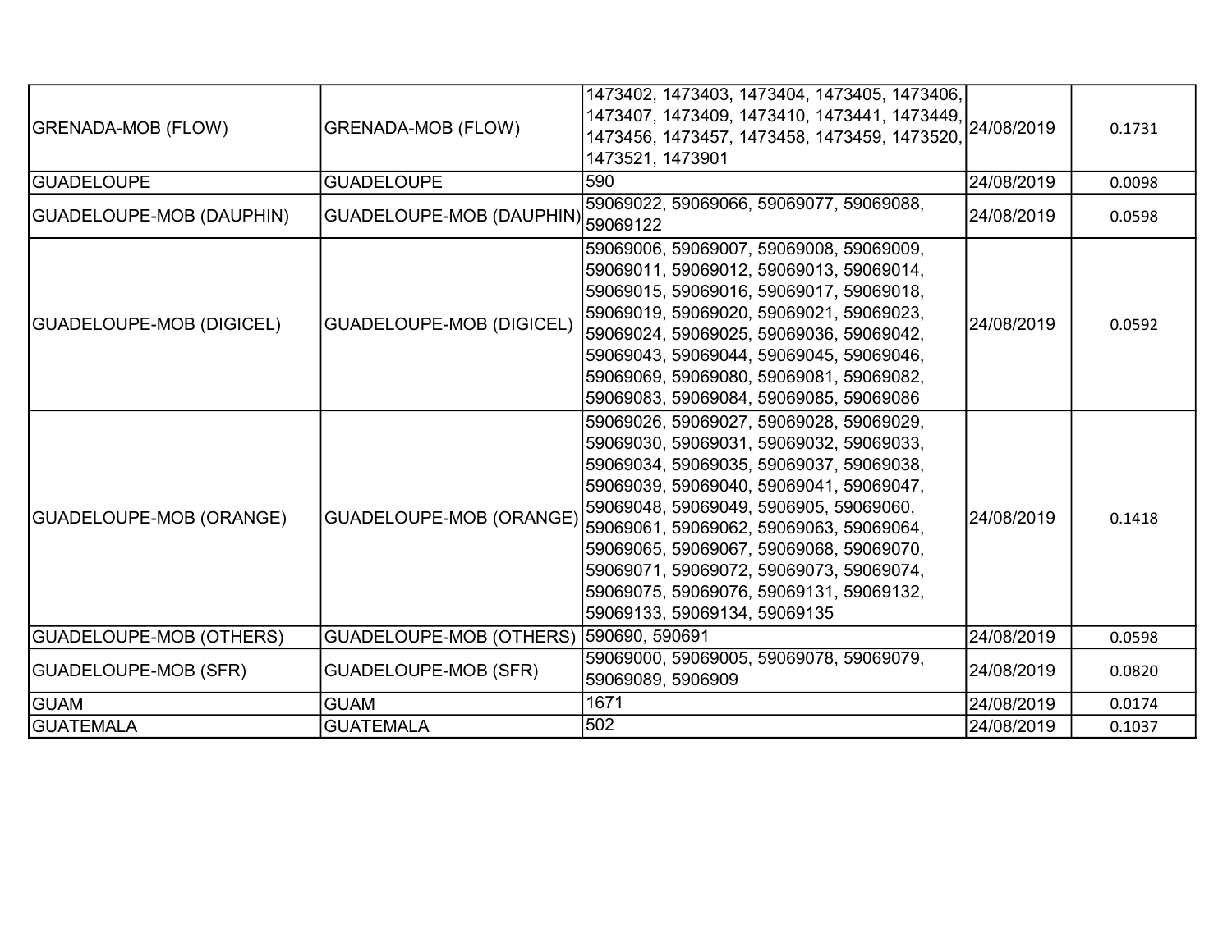| GRENADA-MOB (FLOW) | GRENADA-MOB (FLOW) | 1473402, 1473403, 1473404, 1473405, 1473406, 1473407, 1473409, 1473410, 1473441, 1473449, 1473456, 1473457, 1473458, 1473459, 1473520, 1473521, 1473901 | 24/08/2019 | 0.1731 |
|---|---|---|---|---|
| GUADELOUPE | GUADELOUPE | 590 | 24/08/2019 | 0.0098 |
| GUADELOUPE-MOB (DAUPHIN) | GUADELOUPE-MOB (DAUPHIN) | 59069022, 59069066, 59069077, 59069088, 59069122 | 24/08/2019 | 0.0598 |
| GUADELOUPE-MOB (DIGICEL) | GUADELOUPE-MOB (DIGICEL) | 59069006, 59069007, 59069008, 59069009, 59069011, 59069012, 59069013, 59069014, 59069015, 59069016, 59069017, 59069018, 59069019, 59069020, 59069021, 59069023, 59069024, 59069025, 59069036, 59069042, 59069043, 59069044, 59069045, 59069046, 59069069, 59069080, 59069081, 59069082, 59069083, 59069084, 59069085, 59069086 | 24/08/2019 | 0.0592 |
| GUADELOUPE-MOB (ORANGE) | GUADELOUPE-MOB (ORANGE) | 59069026, 59069027, 59069028, 59069029, 59069030, 59069031, 59069032, 59069033, 59069034, 59069035, 59069037, 59069038, 59069039, 59069040, 59069041, 59069047, 59069048, 59069049, 5906905, 59069060, 59069061, 59069062, 59069063, 59069064, 59069065, 59069067, 59069068, 59069070, 59069071, 59069072, 59069073, 59069074, 59069075, 59069076, 59069131, 59069132, 59069133, 59069134, 59069135 | 24/08/2019 | 0.1418 |
| GUADELOUPE-MOB (OTHERS) | GUADELOUPE-MOB (OTHERS) | 590690, 590691 | 24/08/2019 | 0.0598 |
| GUADELOUPE-MOB (SFR) | GUADELOUPE-MOB (SFR) | 59069000, 59069005, 59069078, 59069079, 59069089, 5906909 | 24/08/2019 | 0.0820 |
| GUAM | GUAM | 1671 | 24/08/2019 | 0.0174 |
| GUATEMALA | GUATEMALA | 502 | 24/08/2019 | 0.1037 |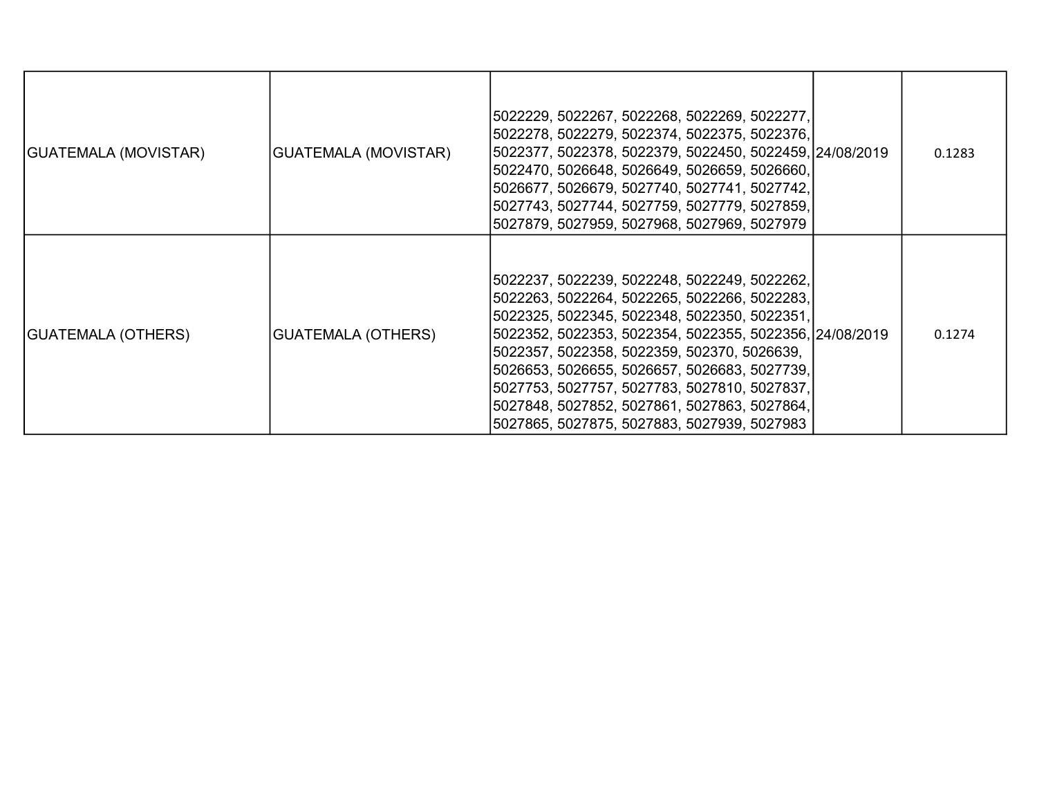| | | | | |
|---|---|---|---|---|
| GUATEMALA (MOVISTAR) | GUATEMALA (MOVISTAR) | 5022229, 5022267, 5022268, 5022269, 5022277, 5022278, 5022279, 5022374, 5022375, 5022376, 5022377, 5022378, 5022379, 5022450, 5022459, 5022470, 5026648, 5026649, 5026659, 5026660, 5026677, 5026679, 5027740, 5027741, 5027742, 5027743, 5027744, 5027759, 5027779, 5027859, 5027879, 5027959, 5027968, 5027969, 5027979 | 24/08/2019 | 0.1283 |
| GUATEMALA (OTHERS) | GUATEMALA (OTHERS) | 5022237, 5022239, 5022248, 5022249, 5022262, 5022263, 5022264, 5022265, 5022266, 5022283, 5022325, 5022345, 5022348, 5022350, 5022351, 5022352, 5022353, 5022354, 5022355, 5022356, 5022357, 5022358, 5022359, 502370, 5026639, 5026653, 5026655, 5026657, 5026683, 5027739, 5027753, 5027757, 5027783, 5027810, 5027837, 5027848, 5027852, 5027861, 5027863, 5027864, 5027865, 5027875, 5027883, 5027939, 5027983 | 24/08/2019 | 0.1274 |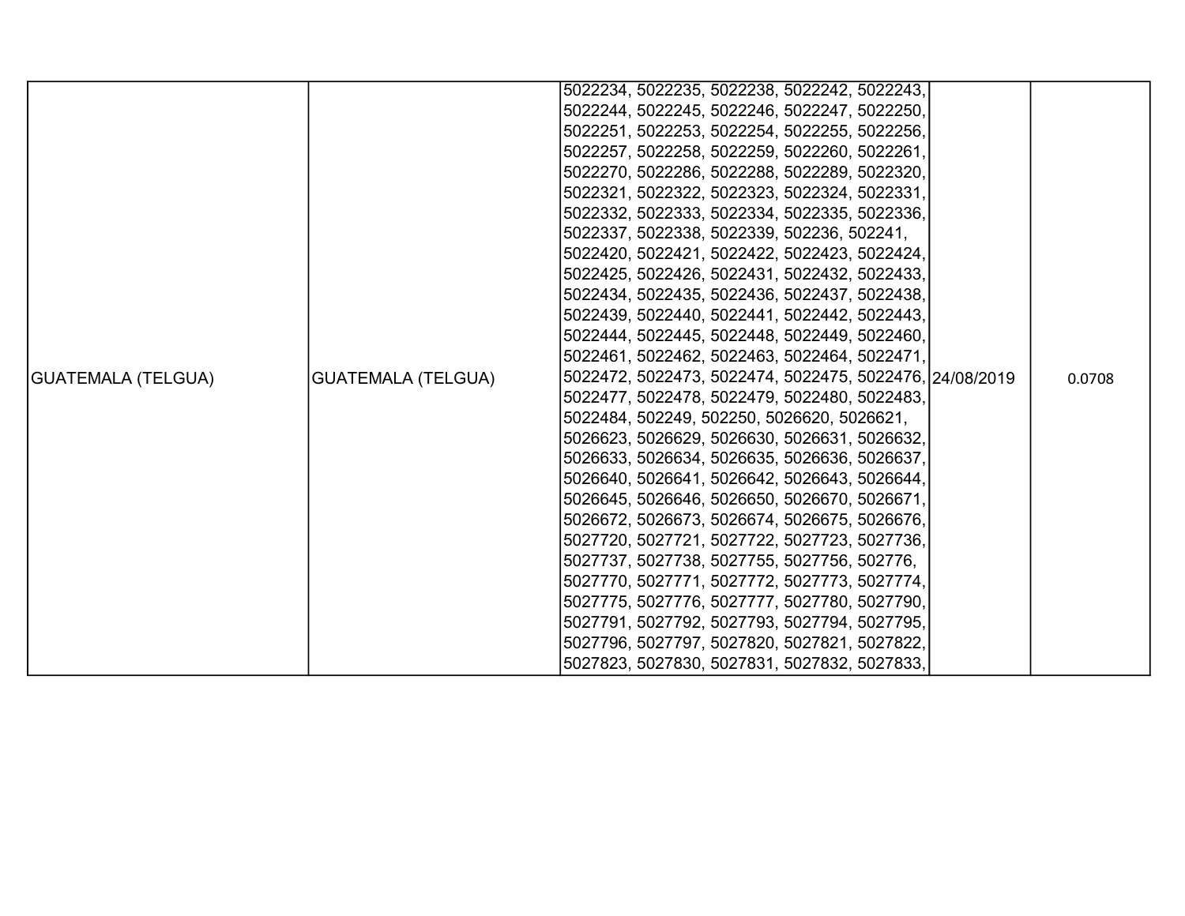| | | | | |
|---|---|---|---|---|
| GUATEMALA (TELGUA) | GUATEMALA (TELGUA) | 5022234, 5022235, 5022238, 5022242, 5022243, 5022244, 5022245, 5022246, 5022247, 5022250, 5022251, 5022253, 5022254, 5022255, 5022256, 5022257, 5022258, 5022259, 5022260, 5022261, 5022270, 5022286, 5022288, 5022289, 5022320, 5022321, 5022322, 5022323, 5022324, 5022331, 5022332, 5022333, 5022334, 5022335, 5022336, 5022337, 5022338, 5022339, 502236, 502241, 5022420, 5022421, 5022422, 5022423, 5022424, 5022425, 5022426, 5022431, 5022432, 5022433, 5022434, 5022435, 5022436, 5022437, 5022438, 5022439, 5022440, 5022441, 5022442, 5022443, 5022444, 5022445, 5022448, 5022449, 5022460, 5022461, 5022462, 5022463, 5022464, 5022471, 5022472, 5022473, 5022474, 5022475, 5022476, 5022477, 5022478, 5022479, 5022480, 5022483, 5022484, 502249, 502250, 5026620, 5026621, 5026623, 5026629, 5026630, 5026631, 5026632, 5026633, 5026634, 5026635, 5026636, 5026637, 5026640, 5026641, 5026642, 5026643, 5026644, 5026645, 5026646, 5026650, 5026670, 5026671, 5026672, 5026673, 5026674, 5026675, 5026676, 5027720, 5027721, 5027722, 5027723, 5027736, 5027737, 5027738, 5027755, 5027756, 502776, 5027770, 5027771, 5027772, 5027773, 5027774, 5027775, 5027776, 5027777, 5027780, 5027790, 5027791, 5027792, 5027793, 5027794, 5027795, 5027796, 5027797, 5027820, 5027821, 5027822, 5027823, 5027830, 5027831, 5027832, 5027833, | 24/08/2019 | 0.0708 |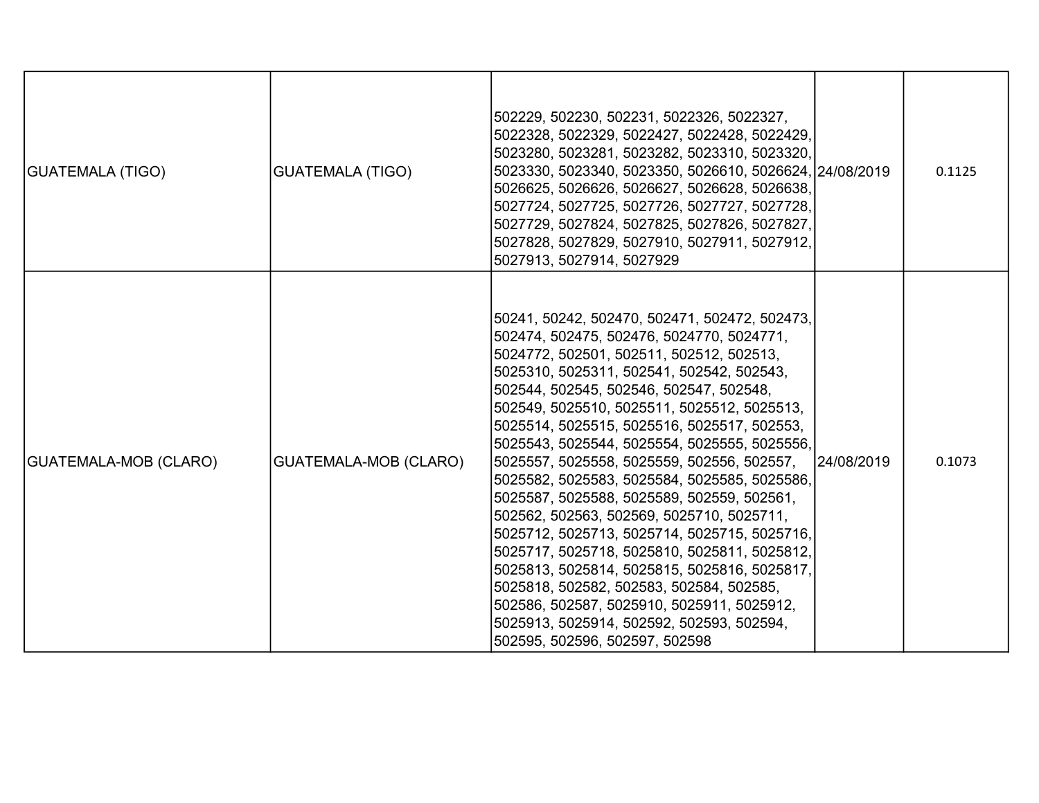| | | | | |
|---|---|---|---|---|
| GUATEMALA (TIGO) | GUATEMALA (TIGO) | 502229, 502230, 502231, 5022326, 5022327, 5022328, 5022329, 5022427, 5022428, 5022429, 5023280, 5023281, 5023282, 5023310, 5023320, 5023330, 5023340, 5023350, 5026610, 5026624, 5026625, 5026626, 5026627, 5026628, 5026638, 5027724, 5027725, 5027726, 5027727, 5027728, 5027729, 5027824, 5027825, 5027826, 5027827, 5027828, 5027829, 5027910, 5027911, 5027912, 5027913, 5027914, 5027929 | 24/08/2019 | 0.1125 |
| GUATEMALA-MOB (CLARO) | GUATEMALA-MOB (CLARO) | 50241, 50242, 502470, 502471, 502472, 502473, 502474, 502475, 502476, 5024770, 5024771, 5024772, 502501, 502511, 502512, 502513, 5025310, 5025311, 502541, 502542, 502543, 502544, 502545, 502546, 502547, 502548, 502549, 5025510, 5025511, 5025512, 5025513, 5025514, 5025515, 5025516, 5025517, 502553, 5025543, 5025544, 5025554, 5025555, 5025556, 5025557, 5025558, 5025559, 502556, 502557, 5025582, 5025583, 5025584, 5025585, 5025586, 5025587, 5025588, 5025589, 502559, 502561, 502562, 502563, 502569, 5025710, 5025711, 5025712, 5025713, 5025714, 5025715, 5025716, 5025717, 5025718, 5025810, 5025811, 5025812, 5025813, 5025814, 5025815, 5025816, 5025817, 5025818, 502582, 502583, 502584, 502585, 502586, 502587, 5025910, 5025911, 5025912, 5025913, 5025914, 502592, 502593, 502594, 502595, 502596, 502597, 502598 | 24/08/2019 | 0.1073 |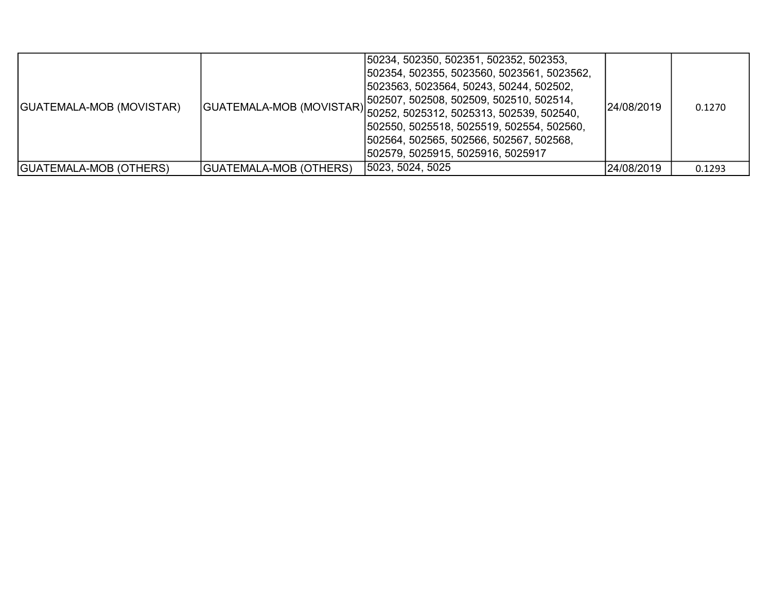| GUATEMALA-MOB (MOVISTAR) | GUATEMALA-MOB (MOVISTAR) | 50234, 502350, 502351, 502352, 502353, 502354, 502355, 5023560, 5023561, 5023562, 5023563, 5023564, 50243, 50244, 502502, 502507, 502508, 502509, 502510, 502514, 50252, 5025312, 5025313, 502539, 502540, 502550, 5025518, 5025519, 502554, 502560, 502564, 502565, 502566, 502567, 502568, 502579, 5025915, 5025916, 5025917 | 24/08/2019 | 0.1270 |
|---|---|---|---|---|
| GUATEMALA-MOB (OTHERS) | GUATEMALA-MOB (OTHERS) | 5023, 5024, 5025 | 24/08/2019 | 0.1293 |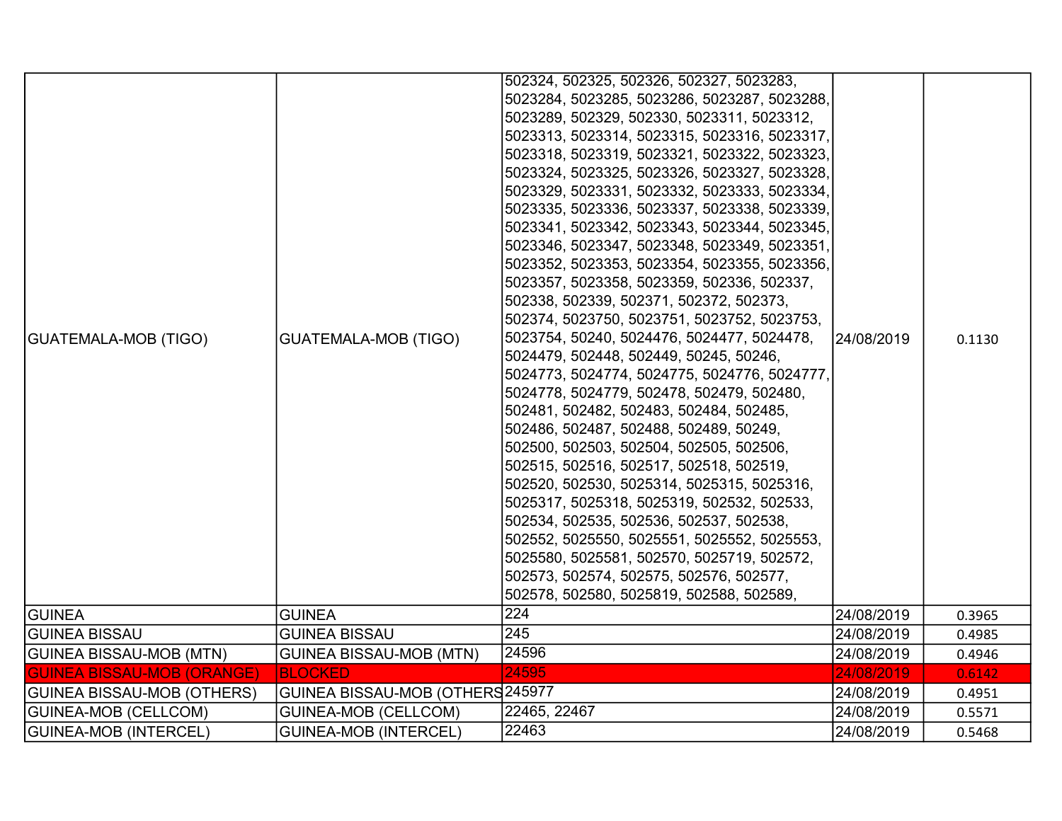| | | | | |
|---|---|---|---|---|
| GUATEMALA-MOB (TIGO) | GUATEMALA-MOB (TIGO) | 502324, 502325, 502326, 502327, 5023283, 5023284, 5023285, 5023286, 5023287, 5023288, 5023289, 502329, 502330, 5023311, 5023312, 5023313, 5023314, 5023315, 5023316, 5023317, 5023318, 5023319, 5023321, 5023322, 5023323, 5023324, 5023325, 5023326, 5023327, 5023328, 5023329, 5023331, 5023332, 5023333, 5023334, 5023335, 5023336, 5023337, 5023338, 5023339, 5023341, 5023342, 5023343, 5023344, 5023345, 5023346, 5023347, 5023348, 5023349, 5023351, 5023352, 5023353, 5023354, 5023355, 5023356, 5023357, 5023358, 5023359, 502336, 502337, 502338, 502339, 502371, 502372, 502373, 502374, 5023750, 5023751, 5023752, 5023753, 5023754, 50240, 5024476, 5024477, 5024478, 5024479, 502448, 502449, 50245, 50246, 5024773, 5024774, 5024775, 5024776, 5024777, 5024778, 5024779, 502478, 502479, 502480, 502481, 502482, 502483, 502484, 502485, 502486, 502487, 502488, 502489, 50249, 502500, 502503, 502504, 502505, 502506, 502515, 502516, 502517, 502518, 502519, 502520, 502530, 5025314, 5025315, 5025316, 5025317, 5025318, 5025319, 502532, 502533, 502534, 502535, 502536, 502537, 502538, 502552, 5025550, 5025551, 5025552, 5025553, 5025580, 5025581, 502570, 5025719, 502572, 502573, 502574, 502575, 502576, 502577, 502578, 502580, 5025819, 502588, 502589, | 24/08/2019 | 0.1130 |
| GUINEA | GUINEA | 224 | 24/08/2019 | 0.3965 |
| GUINEA BISSAU | GUINEA BISSAU | 245 | 24/08/2019 | 0.4985 |
| GUINEA BISSAU-MOB (MTN) | GUINEA BISSAU-MOB (MTN) | 24596 | 24/08/2019 | 0.4946 |
| GUINEA BISSAU-MOB (ORANGE) | BLOCKED | 24595 | 24/08/2019 | 0.6142 |
| GUINEA BISSAU-MOB (OTHERS) | GUINEA BISSAU-MOB (OTHERS | 245977 | 24/08/2019 | 0.4951 |
| GUINEA-MOB (CELLCOM) | GUINEA-MOB (CELLCOM) | 22465, 22467 | 24/08/2019 | 0.5571 |
| GUINEA-MOB (INTERCEL) | GUINEA-MOB (INTERCEL) | 22463 | 24/08/2019 | 0.5468 |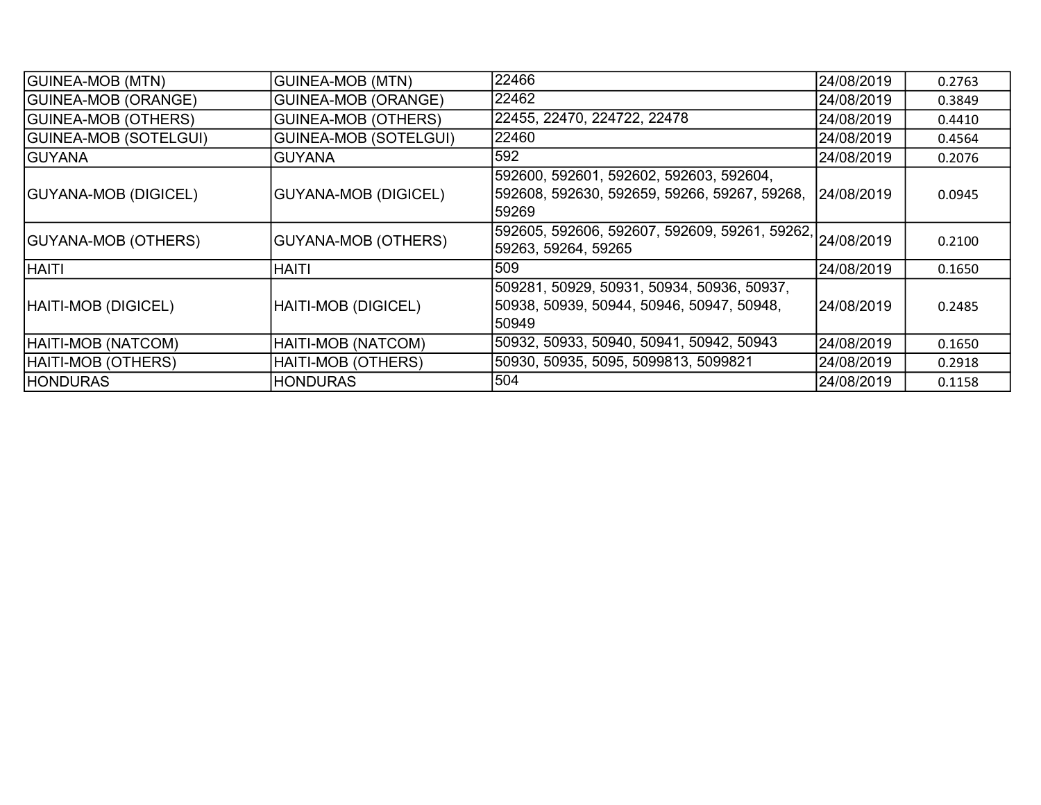| | | | | |
|---|---|---|---|---|
| GUINEA-MOB (MTN) | GUINEA-MOB (MTN) | 22466 | 24/08/2019 | 0.2763 |
| GUINEA-MOB (ORANGE) | GUINEA-MOB (ORANGE) | 22462 | 24/08/2019 | 0.3849 |
| GUINEA-MOB (OTHERS) | GUINEA-MOB (OTHERS) | 22455, 22470, 224722, 22478 | 24/08/2019 | 0.4410 |
| GUINEA-MOB (SOTELGUI) | GUINEA-MOB (SOTELGUI) | 22460 | 24/08/2019 | 0.4564 |
| GUYANA | GUYANA | 592 | 24/08/2019 | 0.2076 |
| GUYANA-MOB (DIGICEL) | GUYANA-MOB (DIGICEL) | 592600, 592601, 592602, 592603, 592604, 592608, 592630, 592659, 59266, 59267, 59268, 59269 | 24/08/2019 | 0.0945 |
| GUYANA-MOB (OTHERS) | GUYANA-MOB (OTHERS) | 592605, 592606, 592607, 592609, 59261, 59262, 59263, 59264, 59265 | 24/08/2019 | 0.2100 |
| HAITI | HAITI | 509 | 24/08/2019 | 0.1650 |
| HAITI-MOB (DIGICEL) | HAITI-MOB (DIGICEL) | 509281, 50929, 50931, 50934, 50936, 50937, 50938, 50939, 50944, 50946, 50947, 50948, 50949 | 24/08/2019 | 0.2485 |
| HAITI-MOB (NATCOM) | HAITI-MOB (NATCOM) | 50932, 50933, 50940, 50941, 50942, 50943 | 24/08/2019 | 0.1650 |
| HAITI-MOB (OTHERS) | HAITI-MOB (OTHERS) | 50930, 50935, 5095, 5099813, 5099821 | 24/08/2019 | 0.2918 |
| HONDURAS | HONDURAS | 504 | 24/08/2019 | 0.1158 |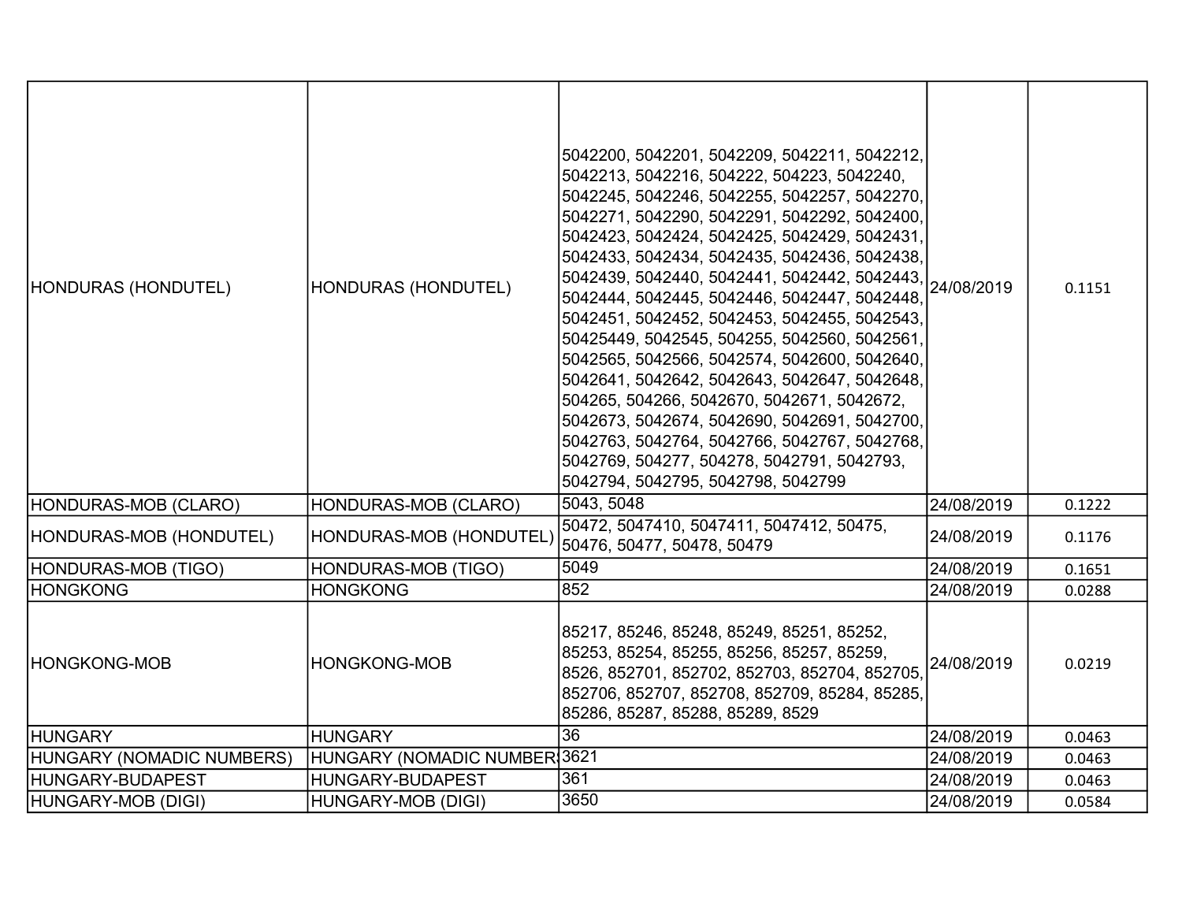| HONDURAS (HONDUTEL) | HONDURAS (HONDUTEL) | 5042200, 5042201, 5042209, 5042211, 5042212, 5042213, 5042216, 504222, 504223, 5042240, 5042245, 5042246, 5042255, 5042257, 5042270, 5042271, 5042290, 5042291, 5042292, 5042400, 5042423, 5042424, 5042425, 5042429, 5042431, 5042433, 5042434, 5042435, 5042436, 5042438, 5042439, 5042440, 5042441, 5042442, 5042443, 5042444, 5042445, 5042446, 5042447, 5042448, 5042451, 5042452, 5042453, 5042455, 5042543, 50425449, 5042545, 504255, 5042560, 5042561, 5042565, 5042566, 5042574, 5042600, 5042640, 5042641, 5042642, 5042643, 5042647, 5042648, 504265, 504266, 5042670, 5042671, 5042672, 5042673, 5042674, 5042690, 5042691, 5042700, 5042763, 5042764, 5042766, 5042767, 5042768, 5042769, 504277, 504278, 5042791, 5042793, 5042794, 5042795, 5042798, 5042799 | 24/08/2019 | 0.1151 |
|---|---|---|---|---|
| HONDURAS-MOB (CLARO) | HONDURAS-MOB (CLARO) | 5043, 5048 | 24/08/2019 | 0.1222 |
| HONDURAS-MOB (HONDUTEL) | HONDURAS-MOB (HONDUTEL) | 50472, 5047410, 5047411, 5047412, 50475, 50476, 50477, 50478, 50479 | 24/08/2019 | 0.1176 |
| HONDURAS-MOB (TIGO) | HONDURAS-MOB (TIGO) | 5049 | 24/08/2019 | 0.1651 |
| HONGKONG | HONGKONG | 852 | 24/08/2019 | 0.0288 |
| HONGKONG-MOB | HONGKONG-MOB | 85217, 85246, 85248, 85249, 85251, 85252, 85253, 85254, 85255, 85256, 85257, 85259, 8526, 852701, 852702, 852703, 852704, 852705, 852706, 852707, 852708, 852709, 85284, 85285, 85286, 85287, 85288, 85289, 8529 | 24/08/2019 | 0.0219 |
| HUNGARY | HUNGARY | 36 | 24/08/2019 | 0.0463 |
| HUNGARY (NOMADIC NUMBERS) | HUNGARY (NOMADIC NUMBERS | 3621 | 24/08/2019 | 0.0463 |
| HUNGARY-BUDAPEST | HUNGARY-BUDAPEST | 361 | 24/08/2019 | 0.0463 |
| HUNGARY-MOB (DIGI) | HUNGARY-MOB (DIGI) | 3650 | 24/08/2019 | 0.0584 |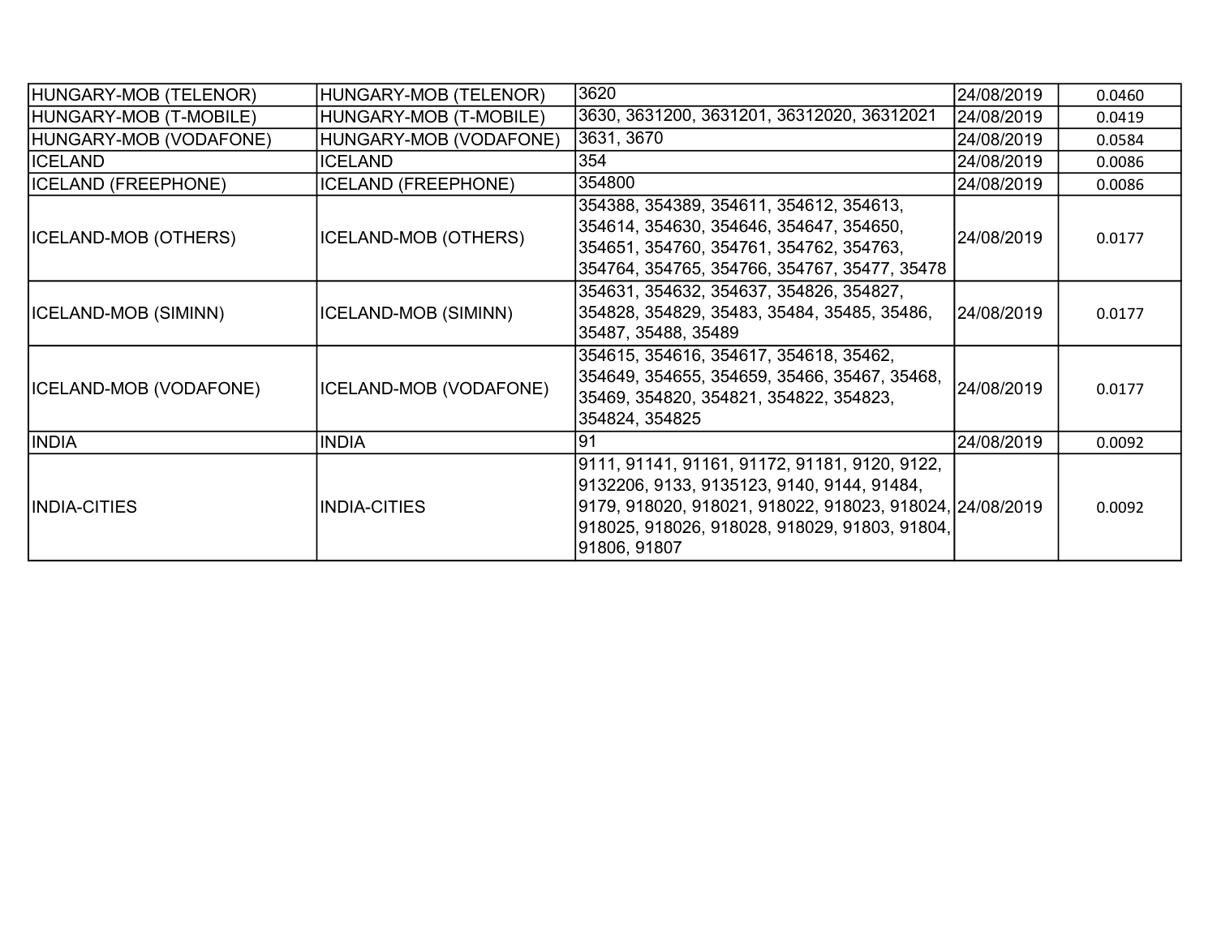| HUNGARY-MOB (TELENOR) | HUNGARY-MOB (TELENOR) | 3620 | 24/08/2019 | 0.0460 |
|---|---|---|---|---|
| HUNGARY-MOB (T-MOBILE) | HUNGARY-MOB (T-MOBILE) | 3630, 3631200, 3631201, 36312020, 36312021 | 24/08/2019 | 0.0419 |
| HUNGARY-MOB (VODAFONE) | HUNGARY-MOB (VODAFONE) | 3631, 3670 | 24/08/2019 | 0.0584 |
| ICELAND | ICELAND | 354 | 24/08/2019 | 0.0086 |
| ICELAND (FREEPHONE) | ICELAND (FREEPHONE) | 354800 | 24/08/2019 | 0.0086 |
| ICELAND-MOB (OTHERS) | ICELAND-MOB (OTHERS) | 354388, 354389, 354611, 354612, 354613, 354614, 354630, 354646, 354647, 354650, 354651, 354760, 354761, 354762, 354763, 354764, 354765, 354766, 354767, 35477, 35478 | 24/08/2019 | 0.0177 |
| ICELAND-MOB (SIMINN) | ICELAND-MOB (SIMINN) | 354631, 354632, 354637, 354826, 354827, 354828, 354829, 35483, 35484, 35485, 35486, 35487, 35488, 35489 | 24/08/2019 | 0.0177 |
| ICELAND-MOB (VODAFONE) | ICELAND-MOB (VODAFONE) | 354615, 354616, 354617, 354618, 35462, 354649, 354655, 354659, 35466, 35467, 35468, 35469, 354820, 354821, 354822, 354823, 354824, 354825 | 24/08/2019 | 0.0177 |
| INDIA | INDIA | 91 | 24/08/2019 | 0.0092 |
| INDIA-CITIES | INDIA-CITIES | 9111, 91141, 91161, 91172, 91181, 9120, 9122, 9132206, 9133, 9135123, 9140, 9144, 91484, 9179, 918020, 918021, 918022, 918023, 918024, 918025, 918026, 918028, 918029, 91803, 91804, 91806, 91807 | 24/08/2019 | 0.0092 |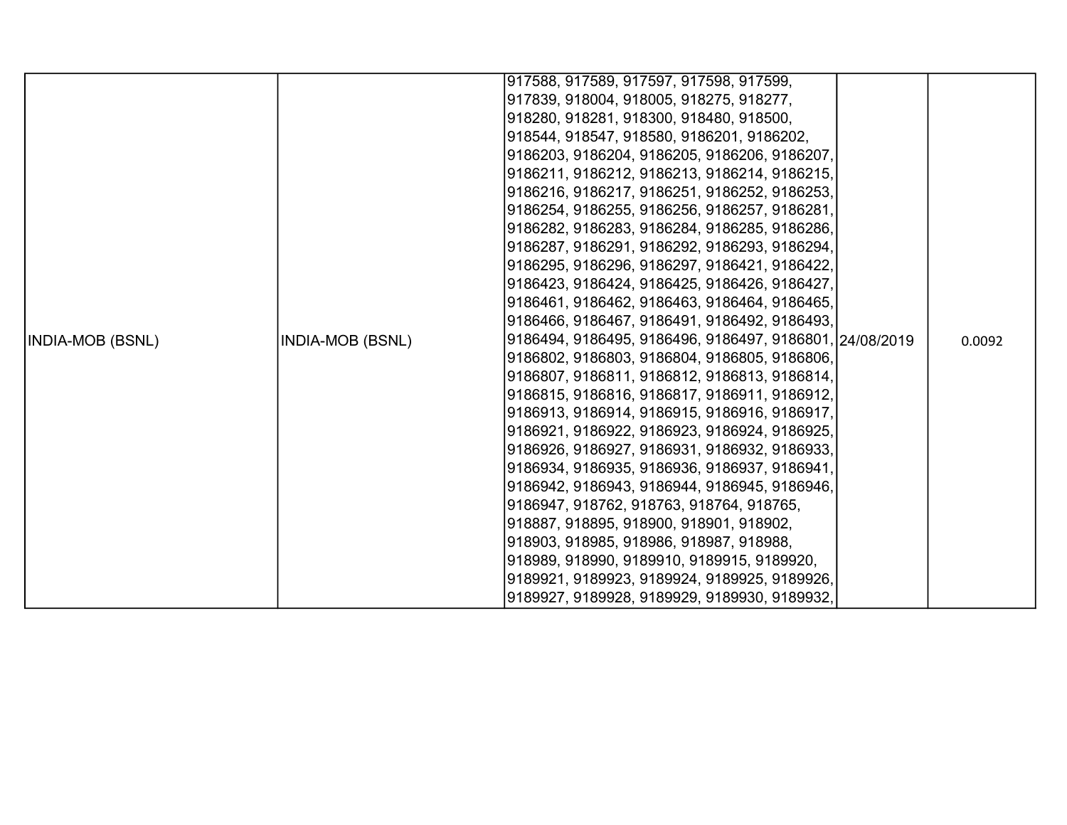| | | | | |
|---|---|---|---|---|
| INDIA-MOB (BSNL) | INDIA-MOB (BSNL) | 917588, 917589, 917597, 917598, 917599, 917839, 918004, 918005, 918275, 918277, 918280, 918281, 918300, 918480, 918500, 918544, 918547, 918580, 9186201, 9186202, 9186203, 9186204, 9186205, 9186206, 9186207, 9186211, 9186212, 9186213, 9186214, 9186215, 9186216, 9186217, 9186251, 9186252, 9186253, 9186254, 9186255, 9186256, 9186257, 9186281, 9186282, 9186283, 9186284, 9186285, 9186286, 9186287, 9186291, 9186292, 9186293, 9186294, 9186295, 9186296, 9186297, 9186421, 9186422, 9186423, 9186424, 9186425, 9186426, 9186427, 9186461, 9186462, 9186463, 9186464, 9186465, 9186466, 9186467, 9186491, 9186492, 9186493, 9186494, 9186495, 9186496, 9186497, 9186801, 9186802, 9186803, 9186804, 9186805, 9186806, 9186807, 9186811, 9186812, 9186813, 9186814, 9186815, 9186816, 9186817, 9186911, 9186912, 9186913, 9186914, 9186915, 9186916, 9186917, 9186921, 9186922, 9186923, 9186924, 9186925, 9186926, 9186927, 9186931, 9186932, 9186933, 9186934, 9186935, 9186936, 9186937, 9186941, 9186942, 9186943, 9186944, 9186945, 9186946, 9186947, 918762, 918763, 918764, 918765, 918887, 918895, 918900, 918901, 918902, 918903, 918985, 918986, 918987, 918988, 918989, 918990, 9189910, 9189915, 9189920, 9189921, 9189923, 9189924, 9189925, 9189926, 9189927, 9189928, 9189929, 9189930, 9189932, | 24/08/2019 | 0.0092 |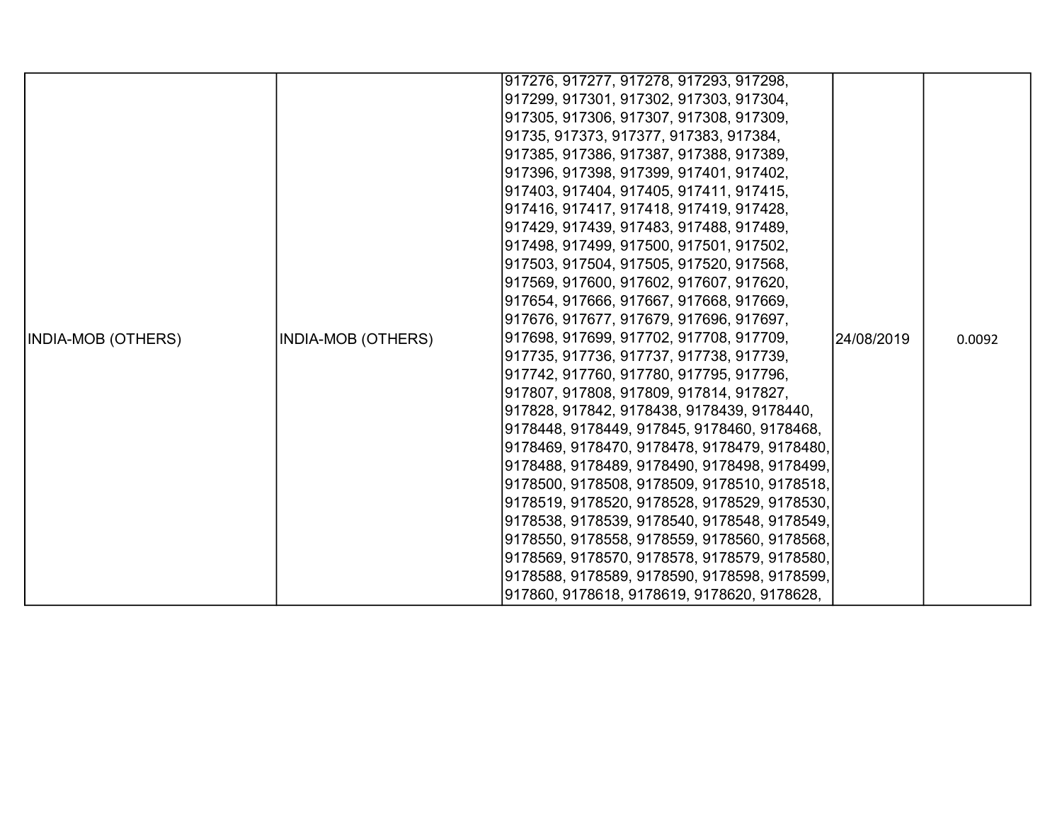| INDIA-MOB (OTHERS) | INDIA-MOB (OTHERS) | 917276, 917277, 917278, 917293, 917298, 917299, 917301, 917302, 917303, 917304, 917305, 917306, 917307, 917308, 917309, 91735, 917373, 917377, 917383, 917384, 917385, 917386, 917387, 917388, 917389, 917396, 917398, 917399, 917401, 917402, 917403, 917404, 917405, 917411, 917415, 917416, 917417, 917418, 917419, 917428, 917429, 917439, 917483, 917488, 917489, 917498, 917499, 917500, 917501, 917502, 917503, 917504, 917505, 917520, 917568, 917569, 917600, 917602, 917607, 917620, 917654, 917666, 917667, 917668, 917669, 917676, 917677, 917679, 917696, 917697, 917698, 917699, 917702, 917708, 917709, 917735, 917736, 917737, 917738, 917739, 917742, 917760, 917780, 917795, 917796, 917807, 917808, 917809, 917814, 917827, 917828, 917842, 9178438, 9178439, 9178440, 9178448, 9178449, 917845, 9178460, 9178468, 9178469, 9178470, 9178478, 9178479, 9178480, 9178488, 9178489, 9178490, 9178498, 9178499, 9178500, 9178508, 9178509, 9178510, 9178518, 9178519, 9178520, 9178528, 9178529, 9178530, 9178538, 9178539, 9178540, 9178548, 9178549, 9178550, 9178558, 9178559, 9178560, 9178568, 9178569, 9178570, 9178578, 9178579, 9178580, 9178588, 9178589, 9178590, 9178598, 9178599, 917860, 9178618, 9178619, 9178620, 9178628, | 24/08/2019 | 0.0092 |
|---|---|---|---|---|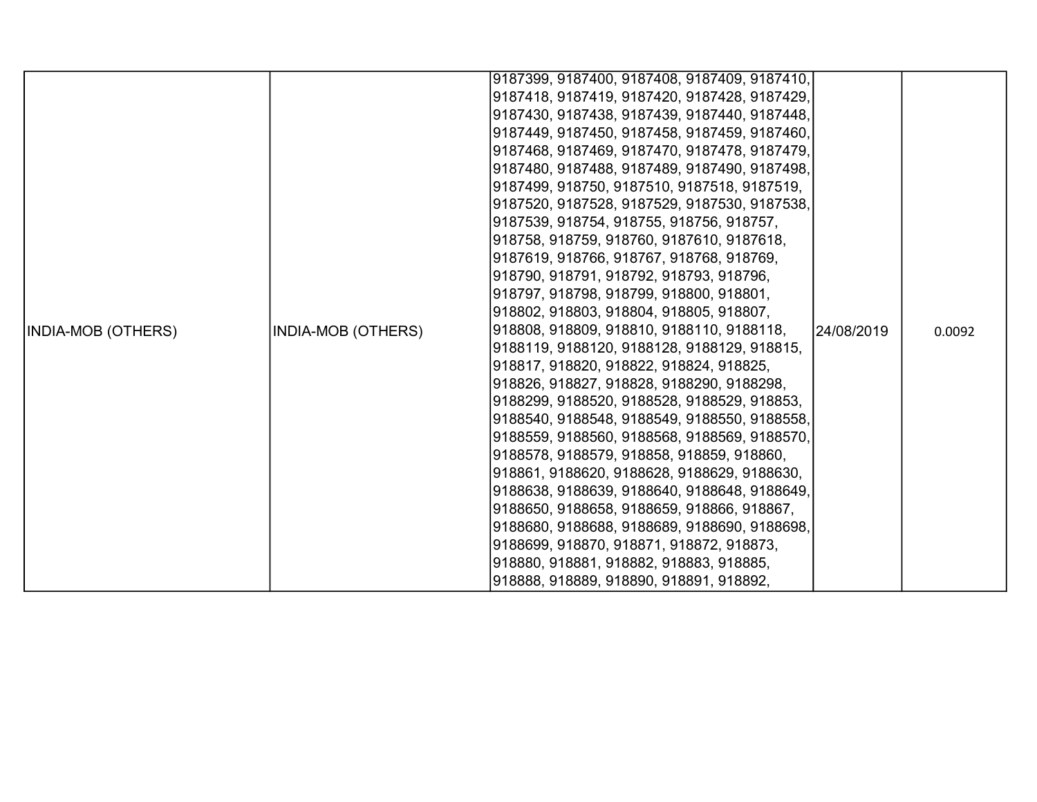| INDIA-MOB (OTHERS) | INDIA-MOB (OTHERS) | 9187399, 9187400, 9187408, 9187409, 9187410, 9187418, 9187419, 9187420, 9187428, 9187429, 9187430, 9187438, 9187439, 9187440, 9187448, 9187449, 9187450, 9187458, 9187459, 9187460, 9187468, 9187469, 9187470, 9187478, 9187479, 9187480, 9187488, 9187489, 9187490, 9187498, 9187499, 918750, 9187510, 9187518, 9187519, 9187520, 9187528, 9187529, 9187530, 9187538, 9187539, 918754, 918755, 918756, 918757, 918758, 918759, 918760, 9187610, 9187618, 9187619, 918766, 918767, 918768, 918769, 918790, 918791, 918792, 918793, 918796, 918797, 918798, 918799, 918800, 918801, 918802, 918803, 918804, 918805, 918807, 918808, 918809, 918810, 9188110, 9188118, 9188119, 9188120, 9188128, 9188129, 918815, 918817, 918820, 918822, 918824, 918825, 918826, 918827, 918828, 9188290, 9188298, 9188299, 9188520, 9188528, 9188529, 918853, 9188540, 9188548, 9188549, 9188550, 9188558, 9188559, 9188560, 9188568, 9188569, 9188570, 9188578, 9188579, 918858, 918859, 918860, 918861, 9188620, 9188628, 9188629, 9188630, 9188638, 9188639, 9188640, 9188648, 9188649, 9188650, 9188658, 9188659, 918866, 918867, 9188680, 9188688, 9188689, 9188690, 9188698, 9188699, 918870, 918871, 918872, 918873, 918880, 918881, 918882, 918883, 918885, 918888, 918889, 918890, 918891, 918892, | 24/08/2019 | 0.0092 |
|---|---|---|---|---|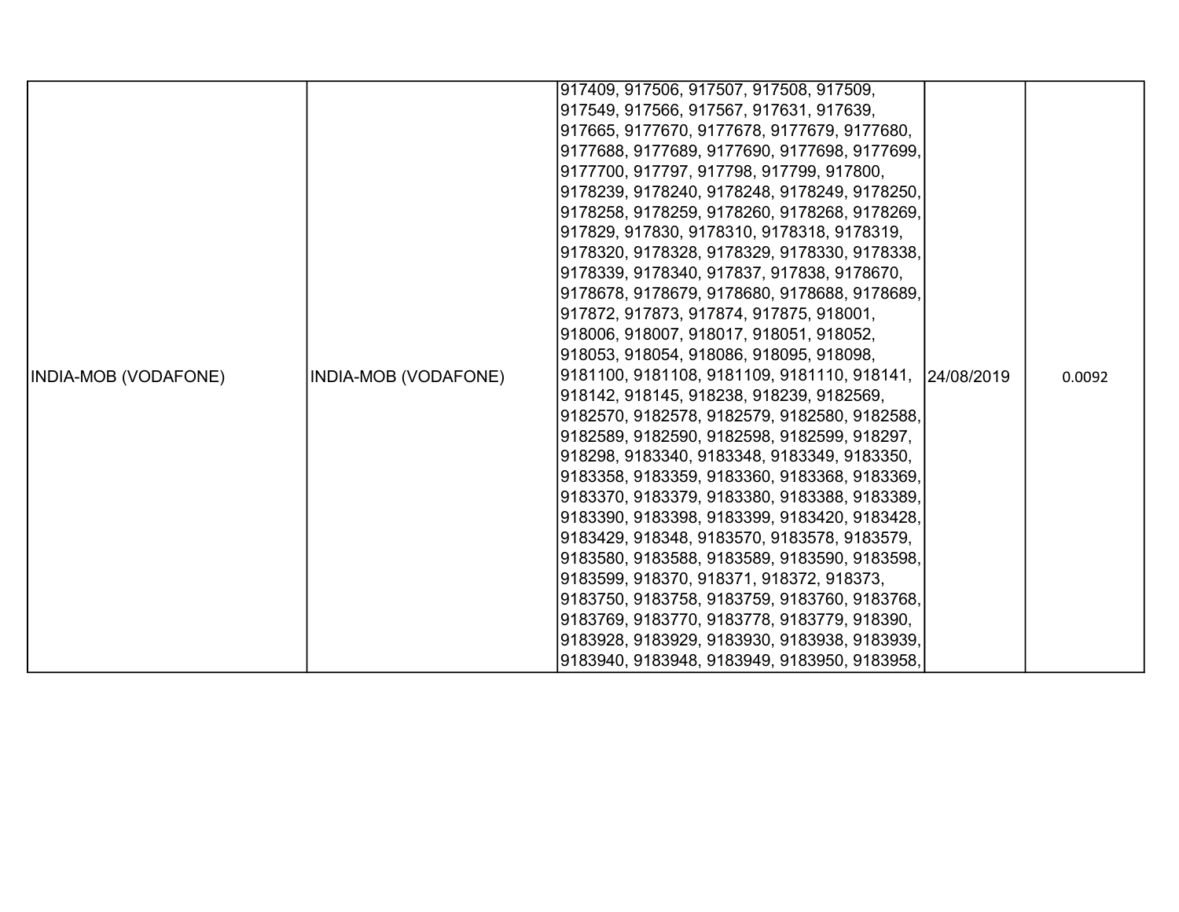| | | | | |
|---|---|---|---|---|
| INDIA-MOB (VODAFONE) | INDIA-MOB (VODAFONE) | 917409, 917506, 917507, 917508, 917509, 917549, 917566, 917567, 917631, 917639, 917665, 9177670, 9177678, 9177679, 9177680, 9177688, 9177689, 9177690, 9177698, 9177699, 9177700, 917797, 917798, 917799, 917800, 9178239, 9178240, 9178248, 9178249, 9178250, 9178258, 9178259, 9178260, 9178268, 9178269, 917829, 917830, 9178310, 9178318, 9178319, 9178320, 9178328, 9178329, 9178330, 9178338, 9178339, 9178340, 917837, 917838, 9178670, 9178678, 9178679, 9178680, 9178688, 9178689, 917872, 917873, 917874, 917875, 918001, 918006, 918007, 918017, 918051, 918052, 918053, 918054, 918086, 918095, 918098, 9181100, 9181108, 9181109, 9181110, 918141, 918142, 918145, 918238, 918239, 9182569, 9182570, 9182578, 9182579, 9182580, 9182588, 9182589, 9182590, 9182598, 9182599, 918297, 918298, 9183340, 9183348, 9183349, 9183350, 9183358, 9183359, 9183360, 9183368, 9183369, 9183370, 9183379, 9183380, 9183388, 9183389, 9183390, 9183398, 9183399, 9183420, 9183428, 9183429, 918348, 9183570, 9183578, 9183579, 9183580, 9183588, 9183589, 9183590, 9183598, 9183599, 918370, 918371, 918372, 918373, 9183750, 9183758, 9183759, 9183760, 9183768, 9183769, 9183770, 9183778, 9183779, 918390, 9183928, 9183929, 9183930, 9183938, 9183939, 9183940, 9183948, 9183949, 9183950, 9183958, | 24/08/2019 | 0.0092 |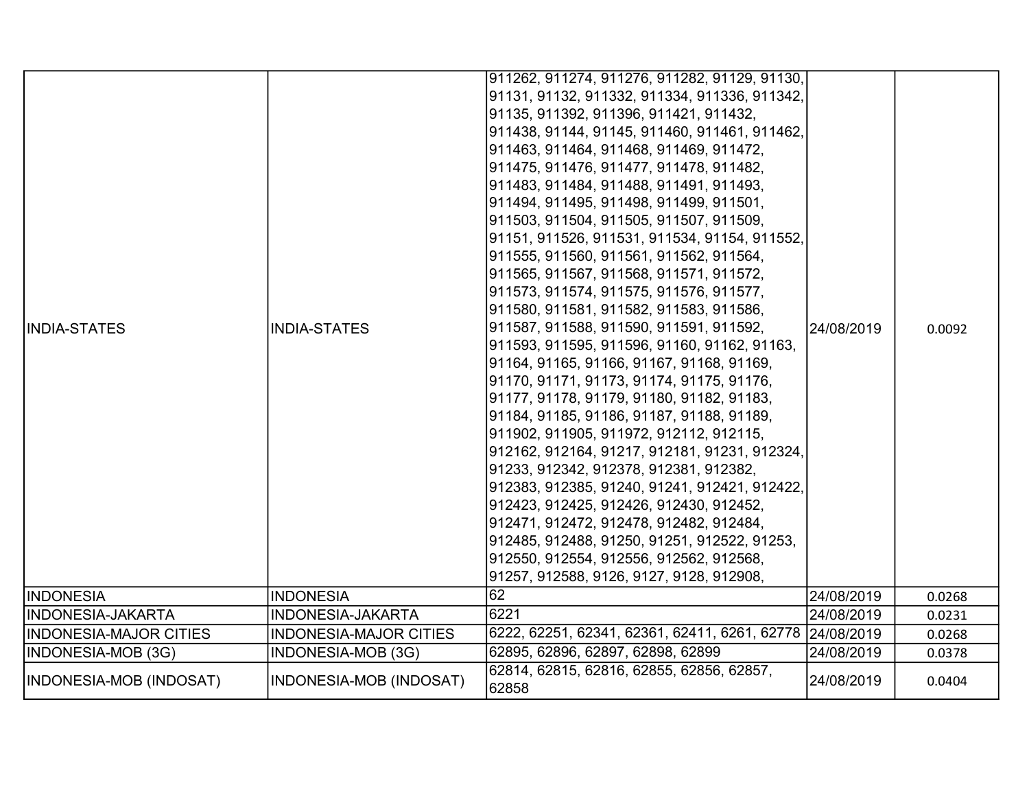| | | | | |
|---|---|---|---|---|
| INDIA-STATES | INDIA-STATES | 911262, 911274, 911276, 911282, 91129, 91130, 91131, 91132, 911332, 911334, 911336, 911342, 91135, 911392, 911396, 911421, 911432, 911438, 91144, 91145, 911460, 911461, 911462, 911463, 911464, 911468, 911469, 911472, 911475, 911476, 911477, 911478, 911482, 911483, 911484, 911488, 911491, 911493, 911494, 911495, 911498, 911499, 911501, 911503, 911504, 911505, 911507, 911509, 91151, 911526, 911531, 911534, 91154, 911552, 911555, 911560, 911561, 911562, 911564, 911565, 911567, 911568, 911571, 911572, 911573, 911574, 911575, 911576, 911577, 911580, 911581, 911582, 911583, 911586, 911587, 911588, 911590, 911591, 911592, 911593, 911595, 911596, 91160, 91162, 91163, 91164, 91165, 91166, 91167, 91168, 91169, 91170, 91171, 91173, 91174, 91175, 91176, 91177, 91178, 91179, 91180, 91182, 91183, 91184, 91185, 91186, 91187, 91188, 91189, 911902, 911905, 911972, 912112, 912115, 912162, 912164, 91217, 912181, 91231, 912324, 91233, 912342, 912378, 912381, 912382, 912383, 912385, 91240, 91241, 912421, 912422, 912423, 912425, 912426, 912430, 912452, 912471, 912472, 912478, 912482, 912484, 912485, 912488, 91250, 91251, 912522, 91253, 912550, 912554, 912556, 912562, 912568, 91257, 912588, 9126, 9127, 9128, 912908, | 24/08/2019 | 0.0092 |
| INDONESIA | INDONESIA | 62 | 24/08/2019 | 0.0268 |
| INDONESIA-JAKARTA | INDONESIA-JAKARTA | 6221 | 24/08/2019 | 0.0231 |
| INDONESIA-MAJOR CITIES | INDONESIA-MAJOR CITIES | 6222, 62251, 62341, 62361, 62411, 6261, 62778 | 24/08/2019 | 0.0268 |
| INDONESIA-MOB (3G) | INDONESIA-MOB (3G) | 62895, 62896, 62897, 62898, 62899 | 24/08/2019 | 0.0378 |
| INDONESIA-MOB (INDOSAT) | INDONESIA-MOB (INDOSAT) | 62814, 62815, 62816, 62855, 62856, 62857, 62858 | 24/08/2019 | 0.0404 |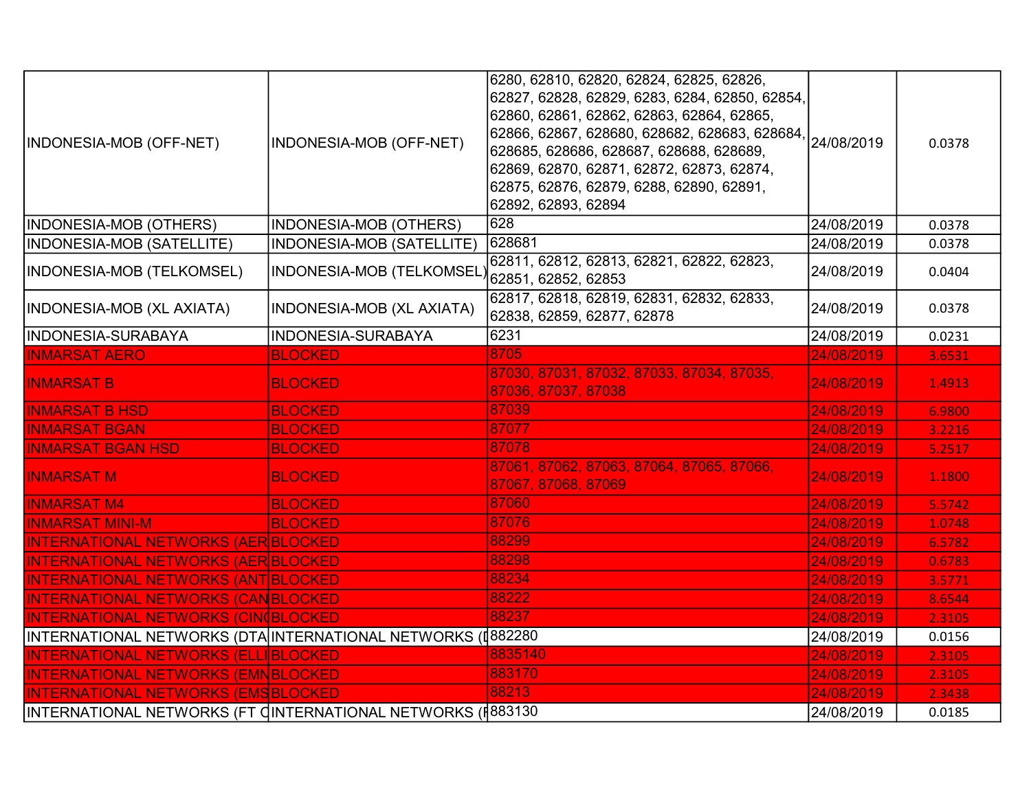| | | | | |
|---|---|---|---|---|
| INDONESIA-MOB (OFF-NET) | INDONESIA-MOB (OFF-NET) | 6280, 62810, 62820, 62824, 62825, 62826, 62827, 62828, 62829, 6283, 6284, 62850, 62854, 62860, 62861, 62862, 62863, 62864, 62865, 62866, 62867, 628680, 628682, 628683, 628684, 628685, 628686, 628687, 628688, 628689, 62869, 62870, 62871, 62872, 62873, 62874, 62875, 62876, 62879, 6288, 62890, 62891, 62892, 62893, 62894 | 24/08/2019 | 0.0378 |
| INDONESIA-MOB (OTHERS) | INDONESIA-MOB (OTHERS) | 628 | 24/08/2019 | 0.0378 |
| INDONESIA-MOB (SATELLITE) | INDONESIA-MOB (SATELLITE) | 628681 | 24/08/2019 | 0.0378 |
| INDONESIA-MOB (TELKOMSEL) | INDONESIA-MOB (TELKOMSEL) | 62811, 62812, 62813, 62821, 62822, 62823, 62851, 62852, 62853 | 24/08/2019 | 0.0404 |
| INDONESIA-MOB (XL AXIATA) | INDONESIA-MOB (XL AXIATA) | 62817, 62818, 62819, 62831, 62832, 62833, 62838, 62859, 62877, 62878 | 24/08/2019 | 0.0378 |
| INDONESIA-SURABAYA | INDONESIA-SURABAYA | 6231 | 24/08/2019 | 0.0231 |
| INMARSAT AERO | BLOCKED | 8705 | 24/08/2019 | 3.6531 |
| INMARSAT B | BLOCKED | 87030, 87031, 87032, 87033, 87034, 87035, 87036, 87037, 87038 | 24/08/2019 | 1.4913 |
| INMARSAT B HSD | BLOCKED | 87039 | 24/08/2019 | 6.9800 |
| INMARSAT BGAN | BLOCKED | 87077 | 24/08/2019 | 3.2216 |
| INMARSAT BGAN HSD | BLOCKED | 87078 | 24/08/2019 | 5.2517 |
| INMARSAT M | BLOCKED | 87061, 87062, 87063, 87064, 87065, 87066, 87067, 87068, 87069 | 24/08/2019 | 1.1800 |
| INMARSAT M4 | BLOCKED | 87060 | 24/08/2019 | 5.5742 |
| INMARSAT MINI-M | BLOCKED | 87076 | 24/08/2019 | 1.0748 |
| INTERNATIONAL NETWORKS (AER | BLOCKED | 88299 | 24/08/2019 | 6.5782 |
| INTERNATIONAL NETWORKS (AER | BLOCKED | 88298 | 24/08/2019 | 0.6783 |
| INTERNATIONAL NETWORKS (ANT | BLOCKED | 88234 | 24/08/2019 | 3.5771 |
| INTERNATIONAL NETWORKS (CAN | BLOCKED | 88222 | 24/08/2019 | 8.6544 |
| INTERNATIONAL NETWORKS (CIN | BLOCKED | 88237 | 24/08/2019 | 2.3105 |
| INTERNATIONAL NETWORKS (DTA | INTERNATIONAL NETWORKS (I | 882280 | 24/08/2019 | 0.0156 |
| INTERNATIONAL NETWORKS (ELLI | BLOCKED | 8835140 | 24/08/2019 | 2.3105 |
| INTERNATIONAL NETWORKS (EMN | BLOCKED | 883170 | 24/08/2019 | 2.3105 |
| INTERNATIONAL NETWORKS (EMS | BLOCKED | 88213 | 24/08/2019 | 2.3438 |
| INTERNATIONAL NETWORKS (FT C | INTERNATIONAL NETWORKS (F | 883130 | 24/08/2019 | 0.0185 |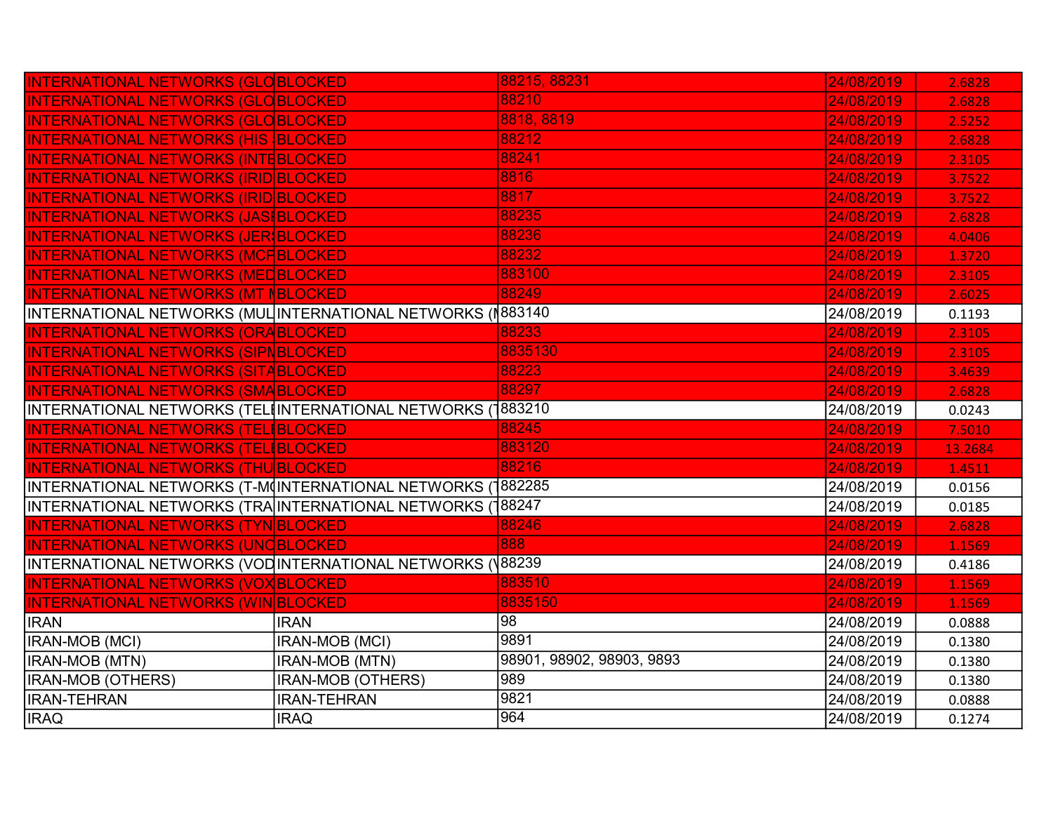| | | | | |
|---|---|---|---|---|
| INTERNATIONAL NETWORKS (GLO | BLOCKED | 88215, 88231 | 24/08/2019 | 2.6828 |
| INTERNATIONAL NETWORKS (GLO | BLOCKED | 88210 | 24/08/2019 | 2.6828 |
| INTERNATIONAL NETWORKS (GLO | BLOCKED | 8818, 8819 | 24/08/2019 | 2.5252 |
| INTERNATIONAL NETWORKS (HIS | BLOCKED | 88212 | 24/08/2019 | 2.6828 |
| INTERNATIONAL NETWORKS (INTE | BLOCKED | 88241 | 24/08/2019 | 2.3105 |
| INTERNATIONAL NETWORKS (IRID | BLOCKED | 8816 | 24/08/2019 | 3.7522 |
| INTERNATIONAL NETWORKS (IRID | BLOCKED | 8817 | 24/08/2019 | 3.7522 |
| INTERNATIONAL NETWORKS (JASI | BLOCKED | 88235 | 24/08/2019 | 2.6828 |
| INTERNATIONAL NETWORKS (JERS | BLOCKED | 88236 | 24/08/2019 | 4.0406 |
| INTERNATIONAL NETWORKS (MCP | BLOCKED | 88232 | 24/08/2019 | 1.3720 |
| INTERNATIONAL NETWORKS (MED | BLOCKED | 883100 | 24/08/2019 | 2.3105 |
| INTERNATIONAL NETWORKS (MT M | BLOCKED | 88249 | 24/08/2019 | 2.6025 |
| INTERNATIONAL NETWORKS (MUL | INTERNATIONAL NETWORKS (M | 883140 | 24/08/2019 | 0.1193 |
| INTERNATIONAL NETWORKS (ORA | BLOCKED | 88233 | 24/08/2019 | 2.3105 |
| INTERNATIONAL NETWORKS (SIPN | BLOCKED | 8835130 | 24/08/2019 | 2.3105 |
| INTERNATIONAL NETWORKS (SITA | BLOCKED | 88223 | 24/08/2019 | 3.4639 |
| INTERNATIONAL NETWORKS (SMA | BLOCKED | 88297 | 24/08/2019 | 2.6828 |
| INTERNATIONAL NETWORKS (TELE | INTERNATIONAL NETWORKS (T | 883210 | 24/08/2019 | 0.0243 |
| INTERNATIONAL NETWORKS (TELE | BLOCKED | 88245 | 24/08/2019 | 7.5010 |
| INTERNATIONAL NETWORKS (TELE | BLOCKED | 883120 | 24/08/2019 | 13.2684 |
| INTERNATIONAL NETWORKS (THU | BLOCKED | 88216 | 24/08/2019 | 1.4511 |
| INTERNATIONAL NETWORKS (T-MO | INTERNATIONAL NETWORKS (T | 882285 | 24/08/2019 | 0.0156 |
| INTERNATIONAL NETWORKS (TRA | INTERNATIONAL NETWORKS (T | 88247 | 24/08/2019 | 0.0185 |
| INTERNATIONAL NETWORKS (TYN | BLOCKED | 88246 | 24/08/2019 | 2.6828 |
| INTERNATIONAL NETWORKS (UNO | BLOCKED | 888 | 24/08/2019 | 1.1569 |
| INTERNATIONAL NETWORKS (VOD | INTERNATIONAL NETWORKS (V | 88239 | 24/08/2019 | 0.4186 |
| INTERNATIONAL NETWORKS (VOX | BLOCKED | 883510 | 24/08/2019 | 1.1569 |
| INTERNATIONAL NETWORKS (WIN | BLOCKED | 8835150 | 24/08/2019 | 1.1569 |
| IRAN | IRAN | 98 | 24/08/2019 | 0.0888 |
| IRAN-MOB (MCI) | IRAN-MOB (MCI) | 9891 | 24/08/2019 | 0.1380 |
| IRAN-MOB (MTN) | IRAN-MOB (MTN) | 98901, 98902, 98903, 9893 | 24/08/2019 | 0.1380 |
| IRAN-MOB (OTHERS) | IRAN-MOB (OTHERS) | 989 | 24/08/2019 | 0.1380 |
| IRAN-TEHRAN | IRAN-TEHRAN | 9821 | 24/08/2019 | 0.0888 |
| IRAQ | IRAQ | 964 | 24/08/2019 | 0.1274 |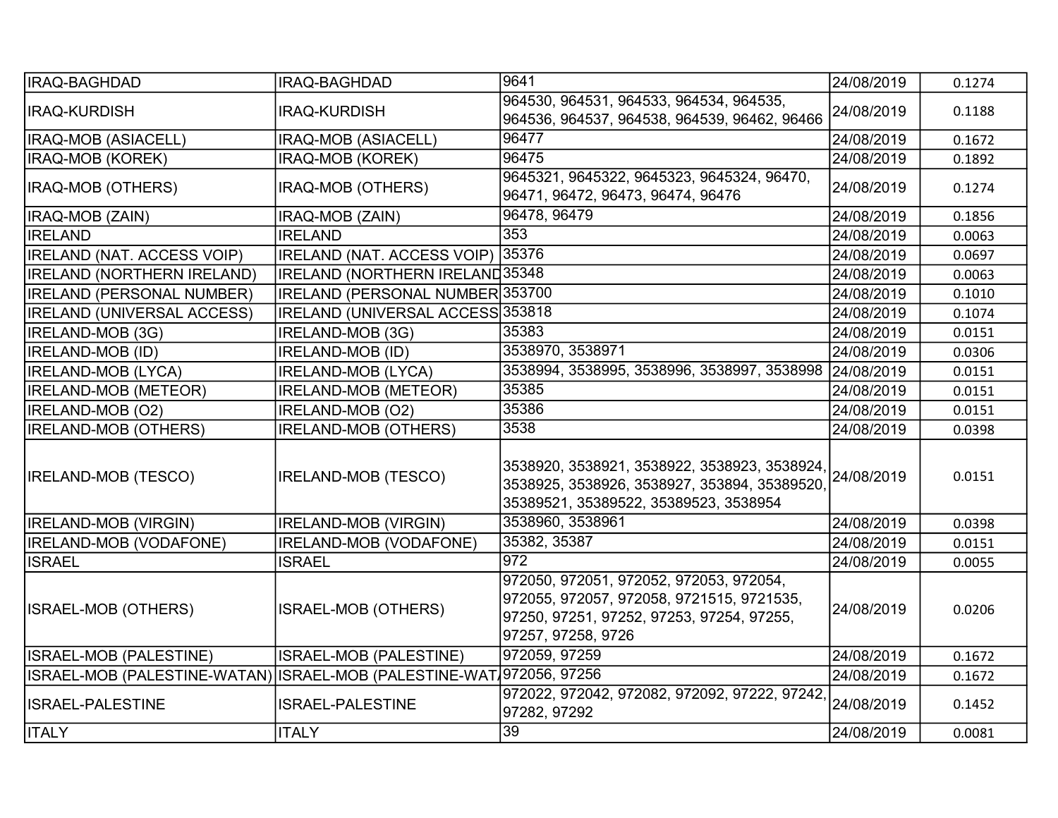| IRAQ-BAGHDAD | IRAQ-BAGHDAD | 9641 | 24/08/2019 | 0.1274 |
|---|---|---|---|---|
| IRAQ-KURDISH | IRAQ-KURDISH | 964530, 964531, 964533, 964534, 964535, 964536, 964537, 964538, 964539, 96462, 96466 | 24/08/2019 | 0.1188 |
| IRAQ-MOB (ASIACELL) | IRAQ-MOB (ASIACELL) | 96477 | 24/08/2019 | 0.1672 |
| IRAQ-MOB (KOREK) | IRAQ-MOB (KOREK) | 96475 | 24/08/2019 | 0.1892 |
| IRAQ-MOB (OTHERS) | IRAQ-MOB (OTHERS) | 9645321, 9645322, 9645323, 9645324, 96470, 96471, 96472, 96473, 96474, 96476 | 24/08/2019 | 0.1274 |
| IRAQ-MOB (ZAIN) | IRAQ-MOB (ZAIN) | 96478, 96479 | 24/08/2019 | 0.1856 |
| IRELAND | IRELAND | 353 | 24/08/2019 | 0.0063 |
| IRELAND (NAT. ACCESS VOIP) | IRELAND (NAT. ACCESS VOIP) | 35376 | 24/08/2019 | 0.0697 |
| IRELAND (NORTHERN IRELAND) | IRELAND (NORTHERN IRELAND | 35348 | 24/08/2019 | 0.0063 |
| IRELAND (PERSONAL NUMBER) | IRELAND (PERSONAL NUMBER | 353700 | 24/08/2019 | 0.1010 |
| IRELAND (UNIVERSAL ACCESS) | IRELAND (UNIVERSAL ACCESS | 353818 | 24/08/2019 | 0.1074 |
| IRELAND-MOB (3G) | IRELAND-MOB (3G) | 35383 | 24/08/2019 | 0.0151 |
| IRELAND-MOB (ID) | IRELAND-MOB (ID) | 3538970, 3538971 | 24/08/2019 | 0.0306 |
| IRELAND-MOB (LYCA) | IRELAND-MOB (LYCA) | 3538994, 3538995, 3538996, 3538997, 3538998 | 24/08/2019 | 0.0151 |
| IRELAND-MOB (METEOR) | IRELAND-MOB (METEOR) | 35385 | 24/08/2019 | 0.0151 |
| IRELAND-MOB (O2) | IRELAND-MOB (O2) | 35386 | 24/08/2019 | 0.0151 |
| IRELAND-MOB (OTHERS) | IRELAND-MOB (OTHERS) | 3538 | 24/08/2019 | 0.0398 |
| IRELAND-MOB (TESCO) | IRELAND-MOB (TESCO) | 3538920, 3538921, 3538922, 3538923, 3538924, 3538925, 3538926, 3538927, 353894, 35389520, 35389521, 35389522, 35389523, 3538954 | 24/08/2019 | 0.0151 |
| IRELAND-MOB (VIRGIN) | IRELAND-MOB (VIRGIN) | 3538960, 3538961 | 24/08/2019 | 0.0398 |
| IRELAND-MOB (VODAFONE) | IRELAND-MOB (VODAFONE) | 35382, 35387 | 24/08/2019 | 0.0151 |
| ISRAEL | ISRAEL | 972 | 24/08/2019 | 0.0055 |
| ISRAEL-MOB (OTHERS) | ISRAEL-MOB (OTHERS) | 972050, 972051, 972052, 972053, 972054, 972055, 972057, 972058, 9721515, 9721535, 97250, 97251, 97252, 97253, 97254, 97255, 97257, 97258, 9726 | 24/08/2019 | 0.0206 |
| ISRAEL-MOB (PALESTINE) | ISRAEL-MOB (PALESTINE) | 972059, 97259 | 24/08/2019 | 0.1672 |
| ISRAEL-MOB (PALESTINE-WATAN) | ISRAEL-MOB (PALESTINE-WAT/ | 972056, 97256 | 24/08/2019 | 0.1672 |
| ISRAEL-PALESTINE | ISRAEL-PALESTINE | 972022, 972042, 972082, 972092, 97222, 97242, 97282, 97292 | 24/08/2019 | 0.1452 |
| ITALY | ITALY | 39 | 24/08/2019 | 0.0081 |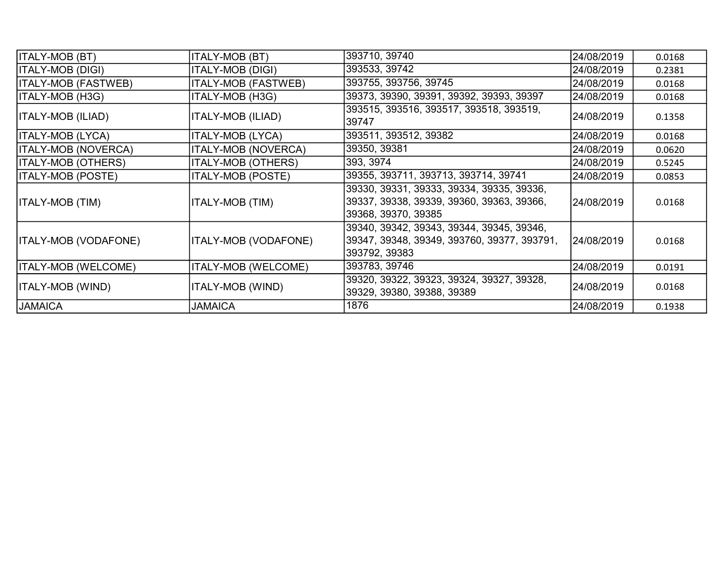| | | | | |
|---|---|---|---|---|
| ITALY-MOB (BT) | ITALY-MOB (BT) | 393710, 39740 | 24/08/2019 | 0.0168 |
| ITALY-MOB (DIGI) | ITALY-MOB (DIGI) | 393533, 39742 | 24/08/2019 | 0.2381 |
| ITALY-MOB (FASTWEB) | ITALY-MOB (FASTWEB) | 393755, 393756, 39745 | 24/08/2019 | 0.0168 |
| ITALY-MOB (H3G) | ITALY-MOB (H3G) | 39373, 39390, 39391, 39392, 39393, 39397 | 24/08/2019 | 0.0168 |
| ITALY-MOB (ILIAD) | ITALY-MOB (ILIAD) | 393515, 393516, 393517, 393518, 393519, 39747 | 24/08/2019 | 0.1358 |
| ITALY-MOB (LYCA) | ITALY-MOB (LYCA) | 393511, 393512, 39382 | 24/08/2019 | 0.0168 |
| ITALY-MOB (NOVERCA) | ITALY-MOB (NOVERCA) | 39350, 39381 | 24/08/2019 | 0.0620 |
| ITALY-MOB (OTHERS) | ITALY-MOB (OTHERS) | 393, 3974 | 24/08/2019 | 0.5245 |
| ITALY-MOB (POSTE) | ITALY-MOB (POSTE) | 39355, 393711, 393713, 393714, 39741 | 24/08/2019 | 0.0853 |
| ITALY-MOB (TIM) | ITALY-MOB (TIM) | 39330, 39331, 39333, 39334, 39335, 39336, 39337, 39338, 39339, 39360, 39363, 39366, 39368, 39370, 39385 | 24/08/2019 | 0.0168 |
| ITALY-MOB (VODAFONE) | ITALY-MOB (VODAFONE) | 39340, 39342, 39343, 39344, 39345, 39346, 39347, 39348, 39349, 393760, 39377, 393791, 393792, 39383 | 24/08/2019 | 0.0168 |
| ITALY-MOB (WELCOME) | ITALY-MOB (WELCOME) | 393783, 39746 | 24/08/2019 | 0.0191 |
| ITALY-MOB (WIND) | ITALY-MOB (WIND) | 39320, 39322, 39323, 39324, 39327, 39328, 39329, 39380, 39388, 39389 | 24/08/2019 | 0.0168 |
| JAMAICA | JAMAICA | 1876 | 24/08/2019 | 0.1938 |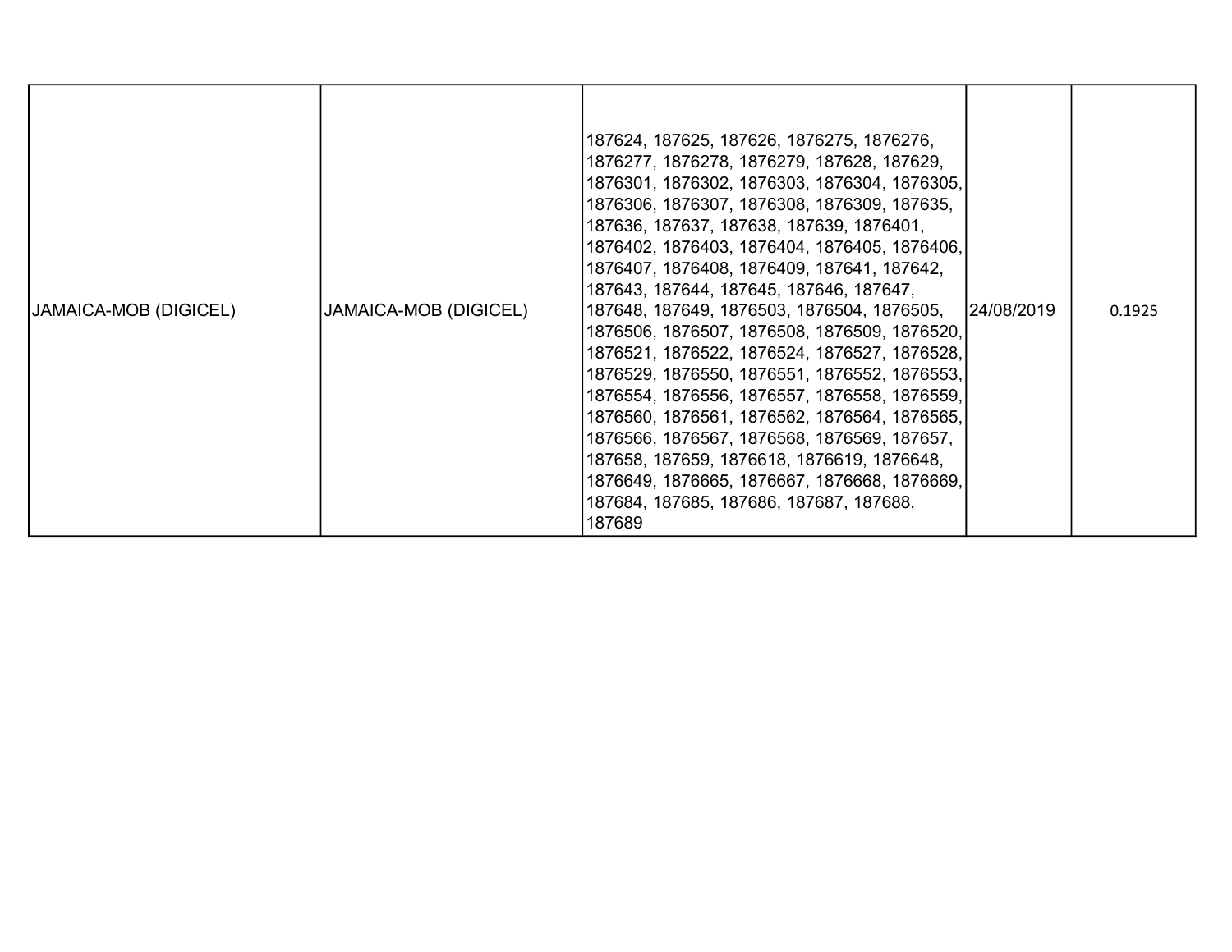| | | | | |
|---|---|---|---|---|
| JAMAICA-MOB (DIGICEL) | JAMAICA-MOB (DIGICEL) | 187624, 187625, 187626, 1876275, 1876276, 1876277, 1876278, 1876279, 187628, 187629, 1876301, 1876302, 1876303, 1876304, 1876305, 1876306, 1876307, 1876308, 1876309, 187635, 187636, 187637, 187638, 187639, 1876401, 1876402, 1876403, 1876404, 1876405, 1876406, 1876407, 1876408, 1876409, 187641, 187642, 187643, 187644, 187645, 187646, 187647, 187648, 187649, 1876503, 1876504, 1876505, 1876506, 1876507, 1876508, 1876509, 1876520, 1876521, 1876522, 1876524, 1876527, 1876528, 1876529, 1876550, 1876551, 1876552, 1876553, 1876554, 1876556, 1876557, 1876558, 1876559, 1876560, 1876561, 1876562, 1876564, 1876565, 1876566, 1876567, 1876568, 1876569, 187657, 187658, 187659, 1876618, 1876619, 1876648, 1876649, 1876665, 1876667, 1876668, 1876669, 187684, 187685, 187686, 187687, 187688, 187689 | 24/08/2019 | 0.1925 |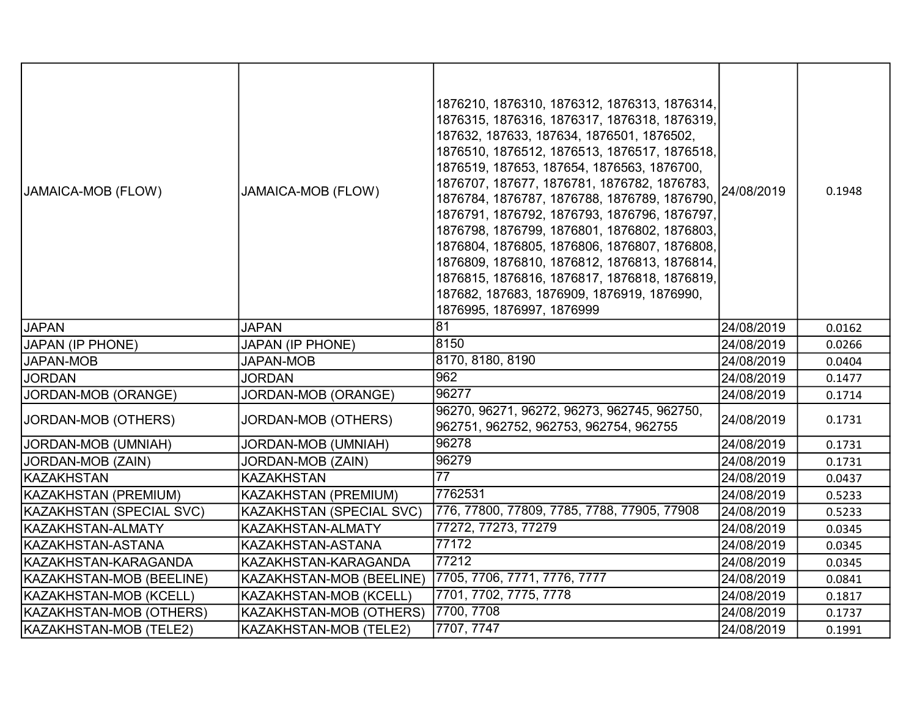| JAMAICA-MOB (FLOW) | JAMAICA-MOB (FLOW) | 1876210, 1876310, 1876312, 1876313, 1876314, 1876315, 1876316, 1876317, 1876318, 1876319, 187632, 187633, 187634, 1876501, 1876502, 1876510, 1876512, 1876513, 1876517, 1876518, 1876519, 187653, 187654, 1876563, 1876700, 1876707, 187677, 1876781, 1876782, 1876783, 1876784, 1876787, 1876788, 1876789, 1876790, 1876791, 1876792, 1876793, 1876796, 1876797, 1876798, 1876799, 1876801, 1876802, 1876803, 1876804, 1876805, 1876806, 1876807, 1876808, 1876809, 1876810, 1876812, 1876813, 1876814, 1876815, 1876816, 1876817, 1876818, 1876819, 187682, 187683, 1876909, 1876919, 1876990, 1876995, 1876997, 1876999 | 24/08/2019 | 0.1948 |
|---|---|---|---|---|
| JAPAN | JAPAN | 81 | 24/08/2019 | 0.0162 |
| JAPAN (IP PHONE) | JAPAN (IP PHONE) | 8150 | 24/08/2019 | 0.0266 |
| JAPAN-MOB | JAPAN-MOB | 8170, 8180, 8190 | 24/08/2019 | 0.0404 |
| JORDAN | JORDAN | 962 | 24/08/2019 | 0.1477 |
| JORDAN-MOB (ORANGE) | JORDAN-MOB (ORANGE) | 96277 | 24/08/2019 | 0.1714 |
| JORDAN-MOB (OTHERS) | JORDAN-MOB (OTHERS) | 96270, 96271, 96272, 96273, 962745, 962750, 962751, 962752, 962753, 962754, 962755 | 24/08/2019 | 0.1731 |
| JORDAN-MOB (UMNIAH) | JORDAN-MOB (UMNIAH) | 96278 | 24/08/2019 | 0.1731 |
| JORDAN-MOB (ZAIN) | JORDAN-MOB (ZAIN) | 96279 | 24/08/2019 | 0.1731 |
| KAZAKHSTAN | KAZAKHSTAN | 77 | 24/08/2019 | 0.0437 |
| KAZAKHSTAN (PREMIUM) | KAZAKHSTAN (PREMIUM) | 7762531 | 24/08/2019 | 0.5233 |
| KAZAKHSTAN (SPECIAL SVC) | KAZAKHSTAN (SPECIAL SVC) | 776, 77800, 77809, 7785, 7788, 77905, 77908 | 24/08/2019 | 0.5233 |
| KAZAKHSTAN-ALMATY | KAZAKHSTAN-ALMATY | 77272, 77273, 77279 | 24/08/2019 | 0.0345 |
| KAZAKHSTAN-ASTANA | KAZAKHSTAN-ASTANA | 77172 | 24/08/2019 | 0.0345 |
| KAZAKHSTAN-KARAGANDA | KAZAKHSTAN-KARAGANDA | 77212 | 24/08/2019 | 0.0345 |
| KAZAKHSTAN-MOB (BEELINE) | KAZAKHSTAN-MOB (BEELINE) | 7705, 7706, 7771, 7776, 7777 | 24/08/2019 | 0.0841 |
| KAZAKHSTAN-MOB (KCELL) | KAZAKHSTAN-MOB (KCELL) | 7701, 7702, 7775, 7778 | 24/08/2019 | 0.1817 |
| KAZAKHSTAN-MOB (OTHERS) | KAZAKHSTAN-MOB (OTHERS) | 7700, 7708 | 24/08/2019 | 0.1737 |
| KAZAKHSTAN-MOB (TELE2) | KAZAKHSTAN-MOB (TELE2) | 7707, 7747 | 24/08/2019 | 0.1991 |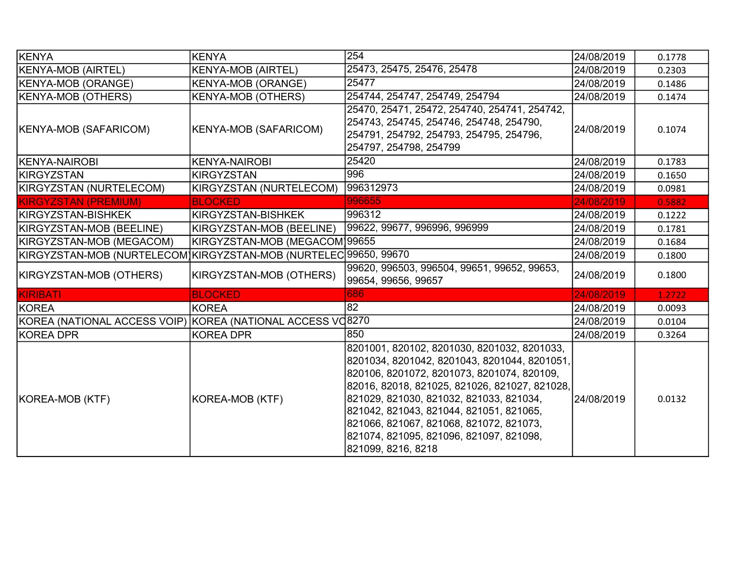| KENYA | KENYA | 254 | 24/08/2019 | 0.1778 |
|---|---|---|---|---|
| KENYA-MOB (AIRTEL) | KENYA-MOB (AIRTEL) | 25473, 25475, 25476, 25478 | 24/08/2019 | 0.2303 |
| KENYA-MOB (ORANGE) | KENYA-MOB (ORANGE) | 25477 | 24/08/2019 | 0.1486 |
| KENYA-MOB (OTHERS) | KENYA-MOB (OTHERS) | 254744, 254747, 254749, 254794 | 24/08/2019 | 0.1474 |
| KENYA-MOB (SAFARICOM) | KENYA-MOB (SAFARICOM) | 25470, 25471, 25472, 254740, 254741, 254742, 254743, 254745, 254746, 254748, 254790, 254791, 254792, 254793, 254795, 254796, 254797, 254798, 254799 | 24/08/2019 | 0.1074 |
| KENYA-NAIROBI | KENYA-NAIROBI | 25420 | 24/08/2019 | 0.1783 |
| KIRGYZSTAN | KIRGYZSTAN | 996 | 24/08/2019 | 0.1650 |
| KIRGYZSTAN (NURTELECOM) | KIRGYZSTAN (NURTELECOM) | 996312973 | 24/08/2019 | 0.0981 |
| KIRGYZSTAN (PREMIUM) | BLOCKED | 996655 | 24/08/2019 | 0.5882 |
| KIRGYZSTAN-BISHKEK | KIRGYZSTAN-BISHKEK | 996312 | 24/08/2019 | 0.1222 |
| KIRGYZSTAN-MOB (BEELINE) | KIRGYZSTAN-MOB (BEELINE) | 99622, 99677, 996996, 996999 | 24/08/2019 | 0.1781 |
| KIRGYZSTAN-MOB (MEGACOM) | KIRGYZSTAN-MOB (MEGACOM | 99655 | 24/08/2019 | 0.1684 |
| KIRGYZSTAN-MOB (NURTELECOM) | KIRGYZSTAN-MOB (NURTELEC | 99650, 99670 | 24/08/2019 | 0.1800 |
| KIRGYZSTAN-MOB (OTHERS) | KIRGYZSTAN-MOB (OTHERS) | 99620, 996503, 996504, 99651, 99652, 99653, 99654, 99656, 99657 | 24/08/2019 | 0.1800 |
| KIRIBATI | BLOCKED | 686 | 24/08/2019 | 1.2722 |
| KOREA | KOREA | 82 | 24/08/2019 | 0.0093 |
| KOREA (NATIONAL ACCESS VOIP) | KOREA (NATIONAL ACCESS VO | 8270 | 24/08/2019 | 0.0104 |
| KOREA DPR | KOREA DPR | 850 | 24/08/2019 | 0.3264 |
| KOREA-MOB (KTF) | KOREA-MOB (KTF) | 8201001, 820102, 8201030, 8201032, 8201033, 8201034, 8201042, 8201043, 8201044, 8201051, 820106, 8201072, 8201073, 8201074, 820109, 82016, 82018, 821025, 821026, 821027, 821028, 821029, 821030, 821032, 821033, 821034, 821042, 821043, 821044, 821051, 821065, 821066, 821067, 821068, 821072, 821073, 821074, 821095, 821096, 821097, 821098, 821099, 8216, 8218 | 24/08/2019 | 0.0132 |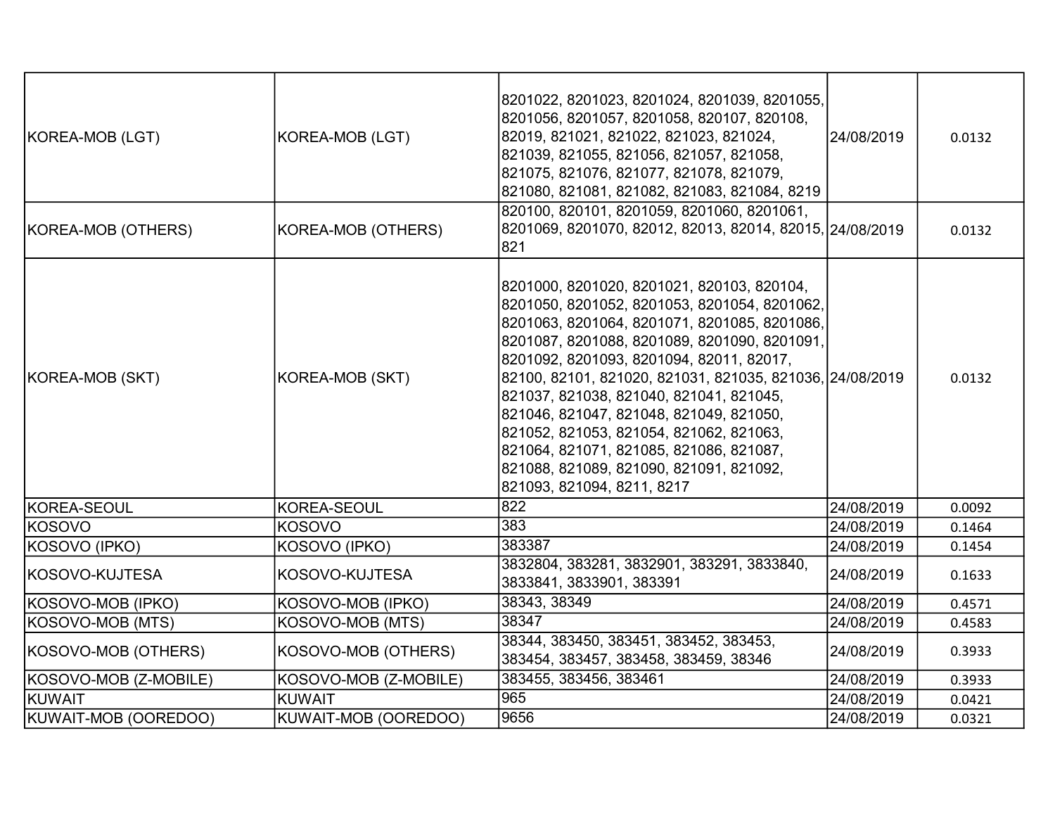| | | | | |
|---|---|---|---|---|
| KOREA-MOB (LGT) | KOREA-MOB (LGT) | 8201022, 8201023, 8201024, 8201039, 8201055, 8201056, 8201057, 8201058, 820107, 820108, 82019, 821021, 821022, 821023, 821024, 821039, 821055, 821056, 821057, 821058, 821075, 821076, 821077, 821078, 821079, 821080, 821081, 821082, 821083, 821084, 8219 | 24/08/2019 | 0.0132 |
| KOREA-MOB (OTHERS) | KOREA-MOB (OTHERS) | 820100, 820101, 8201059, 8201060, 8201061, 8201069, 8201070, 82012, 82013, 82014, 82015, 821 | 24/08/2019 | 0.0132 |
| KOREA-MOB (SKT) | KOREA-MOB (SKT) | 8201000, 8201020, 8201021, 820103, 820104, 8201050, 8201052, 8201053, 8201054, 8201062, 8201063, 8201064, 8201071, 8201085, 8201086, 8201087, 8201088, 8201089, 8201090, 8201091, 8201092, 8201093, 8201094, 82011, 82017, 82100, 82101, 821020, 821031, 821035, 821036, 821037, 821038, 821040, 821041, 821045, 821046, 821047, 821048, 821049, 821050, 821052, 821053, 821054, 821062, 821063, 821064, 821071, 821085, 821086, 821087, 821088, 821089, 821090, 821091, 821092, 821093, 821094, 8211, 8217 | 24/08/2019 | 0.0132 |
| KOREA-SEOUL | KOREA-SEOUL | 822 | 24/08/2019 | 0.0092 |
| KOSOVO | KOSOVO | 383 | 24/08/2019 | 0.1464 |
| KOSOVO (IPKO) | KOSOVO (IPKO) | 383387 | 24/08/2019 | 0.1454 |
| KOSOVO-KUJTESA | KOSOVO-KUJTESA | 3832804, 383281, 3832901, 383291, 3833840, 3833841, 3833901, 383391 | 24/08/2019 | 0.1633 |
| KOSOVO-MOB (IPKO) | KOSOVO-MOB (IPKO) | 38343, 38349 | 24/08/2019 | 0.4571 |
| KOSOVO-MOB (MTS) | KOSOVO-MOB (MTS) | 38347 | 24/08/2019 | 0.4583 |
| KOSOVO-MOB (OTHERS) | KOSOVO-MOB (OTHERS) | 38344, 383450, 383451, 383452, 383453, 383454, 383457, 383458, 383459, 38346 | 24/08/2019 | 0.3933 |
| KOSOVO-MOB (Z-MOBILE) | KOSOVO-MOB (Z-MOBILE) | 383455, 383456, 383461 | 24/08/2019 | 0.3933 |
| KUWAIT | KUWAIT | 965 | 24/08/2019 | 0.0421 |
| KUWAIT-MOB (OOREDOO) | KUWAIT-MOB (OOREDOO) | 9656 | 24/08/2019 | 0.0321 |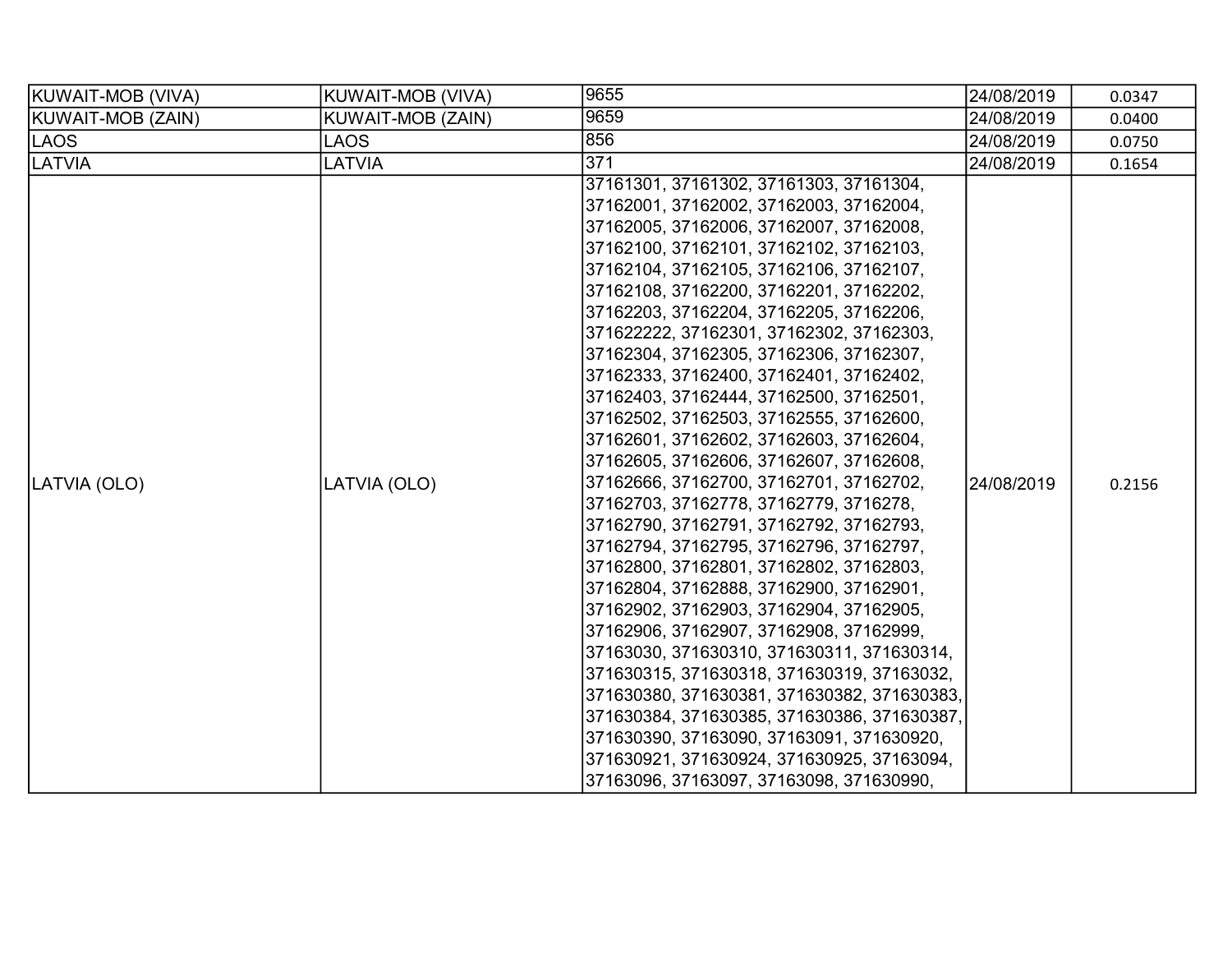| KUWAIT-MOB (VIVA) | KUWAIT-MOB (VIVA) | 9655 | 24/08/2019 | 0.0347 |
|---|---|---|---|---|
| KUWAIT-MOB (ZAIN) | KUWAIT-MOB (ZAIN) | 9659 | 24/08/2019 | 0.0400 |
| LAOS | LAOS | 856 | 24/08/2019 | 0.0750 |
| LATVIA | LATVIA | 371 | 24/08/2019 | 0.1654 |
| LATVIA (OLO) | LATVIA (OLO) | 37161301, 37161302, 37161303, 37161304, 37162001, 37162002, 37162003, 37162004, 37162005, 37162006, 37162007, 37162008, 37162100, 37162101, 37162102, 37162103, 37162104, 37162105, 37162106, 37162107, 37162108, 37162200, 37162201, 37162202, 37162203, 37162204, 37162205, 37162206, 371622222, 37162301, 37162302, 37162303, 37162304, 37162305, 37162306, 37162307, 37162333, 37162400, 37162401, 37162402, 37162403, 37162444, 37162500, 37162501, 37162502, 37162503, 37162555, 37162600, 37162601, 37162602, 37162603, 37162604, 37162605, 37162606, 37162607, 37162608, 37162666, 37162700, 37162701, 37162702, 37162703, 37162778, 37162779, 3716278, 37162790, 37162791, 37162792, 37162793, 37162794, 37162795, 37162796, 37162797, 37162800, 37162801, 37162802, 37162803, 37162804, 37162888, 37162900, 37162901, 37162902, 37162903, 37162904, 37162905, 37162906, 37162907, 37162908, 37162999, 37163030, 371630310, 371630311, 371630314, 371630315, 371630318, 371630319, 37163032, 371630380, 371630381, 371630382, 371630383, 371630384, 371630385, 371630386, 371630387, 371630390, 37163090, 37163091, 371630920, 371630921, 371630924, 371630925, 37163094, 37163096, 37163097, 37163098, 371630990, | 24/08/2019 | 0.2156 |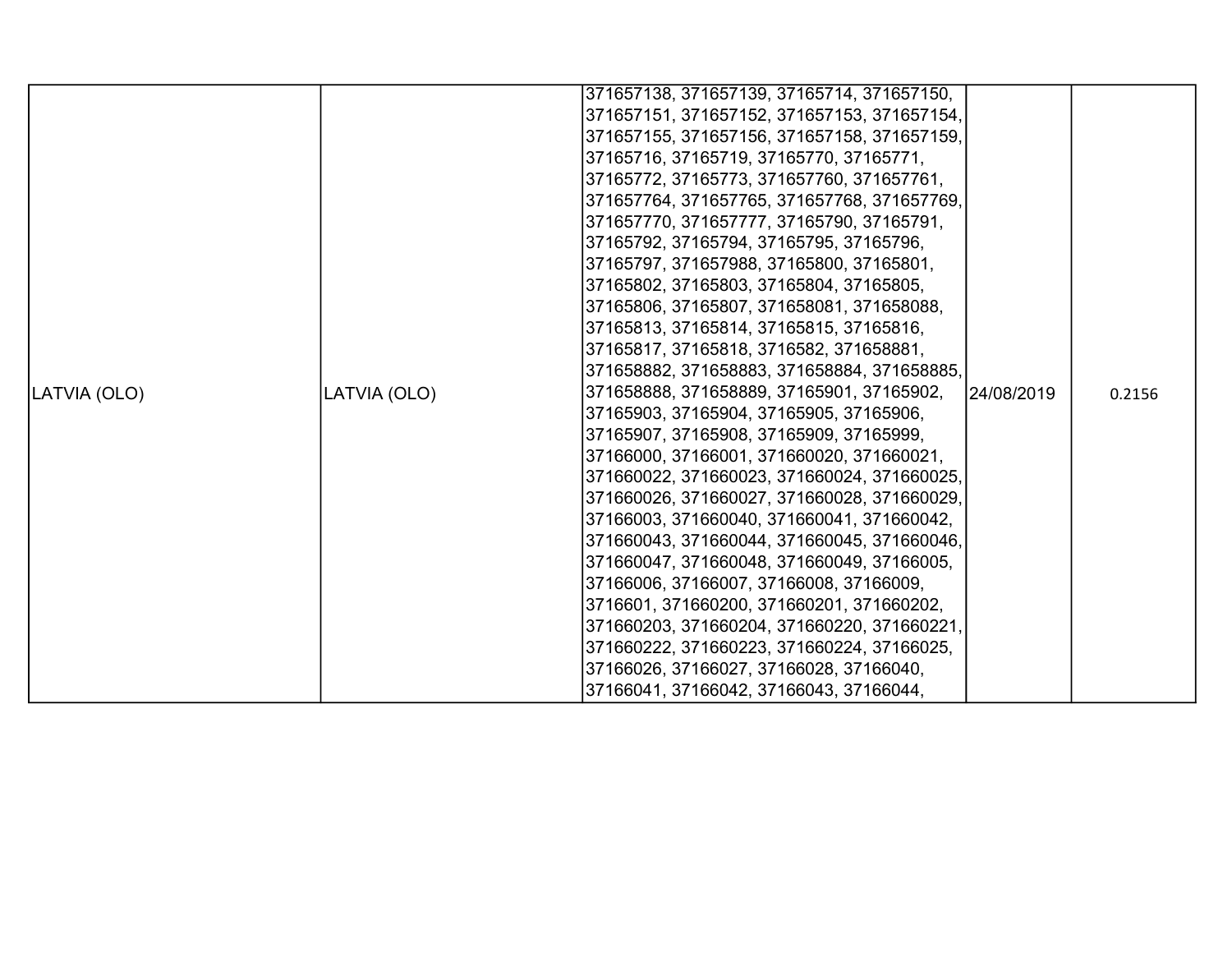| LATVIA (OLO) | LATVIA (OLO) | 371657138, 371657139, 37165714, 371657150, 371657151, 371657152, 371657153, 371657154, 371657155, 371657156, 371657158, 371657159, 37165716, 37165719, 37165770, 37165771, 37165772, 37165773, 371657760, 371657761, 371657764, 371657765, 371657768, 371657769, 371657770, 371657777, 37165790, 37165791, 37165792, 37165794, 37165795, 37165796, 37165797, 371657988, 37165800, 37165801, 37165802, 37165803, 37165804, 37165805, 37165806, 37165807, 371658081, 371658088, 37165813, 37165814, 37165815, 37165816, 37165817, 37165818, 3716582, 371658881, 371658882, 371658883, 371658884, 371658885, 371658888, 371658889, 37165901, 37165902, 37165903, 37165904, 37165905, 37165906, 37165907, 37165908, 37165909, 37165999, 37166000, 37166001, 371660020, 371660021, 371660022, 371660023, 371660024, 371660025, 371660026, 371660027, 371660028, 371660029, 37166003, 371660040, 371660041, 371660042, 371660043, 371660044, 371660045, 371660046, 371660047, 371660048, 371660049, 37166005, 37166006, 37166007, 37166008, 37166009, 3716601, 371660200, 371660201, 371660202, 371660203, 371660204, 371660220, 371660221, 371660222, 371660223, 371660224, 37166025, 37166026, 37166027, 37166028, 37166040, 37166041, 37166042, 37166043, 37166044, | 24/08/2019 | 0.2156 |
|---|---|---|---|---|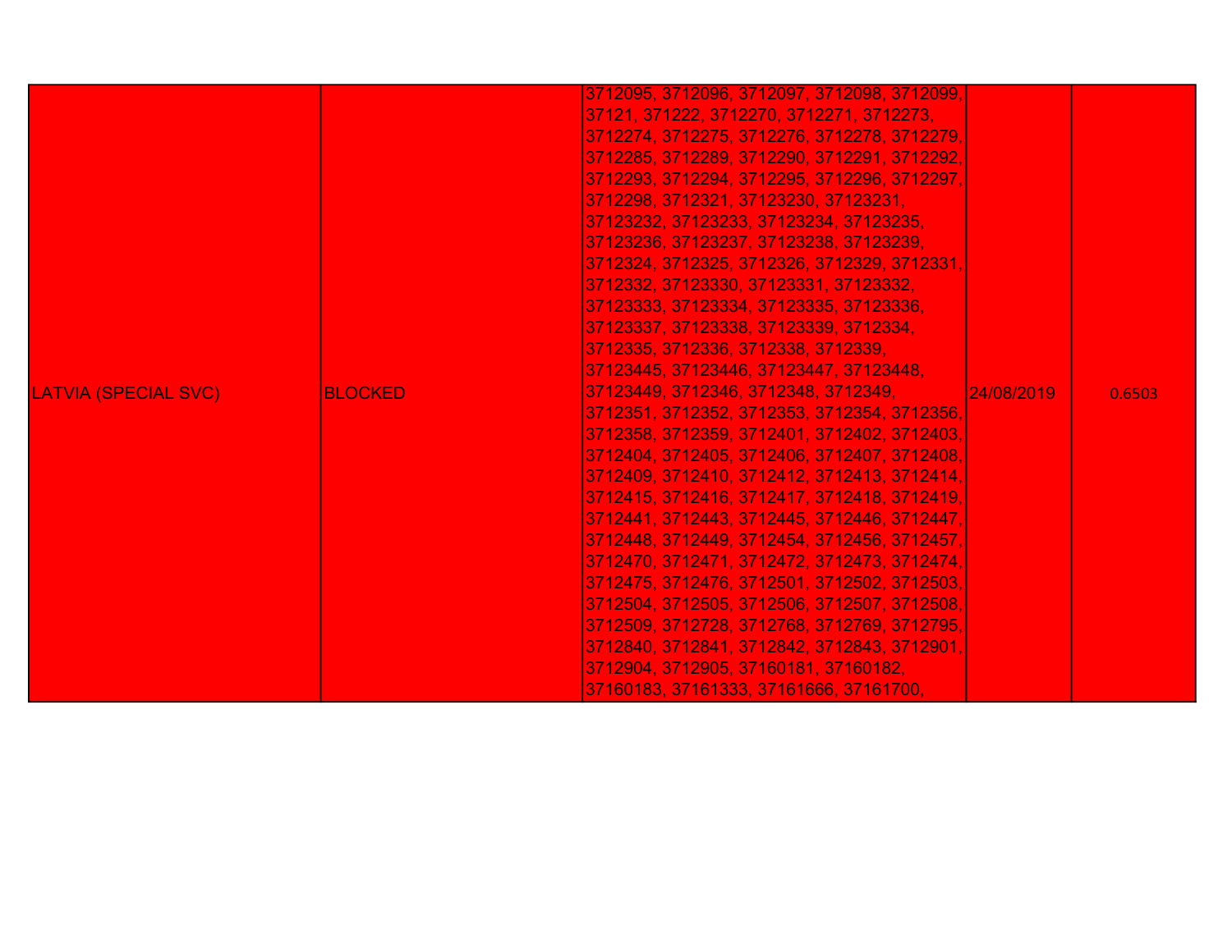| | | | | |
|---|---|---|---|---|
| LATVIA (SPECIAL SVC) | BLOCKED | 3712095, 3712096, 3712097, 3712098, 3712099, 37121, 371222, 3712270, 3712271, 3712273, 3712274, 3712275, 3712276, 3712278, 3712279, 3712285, 3712289, 3712290, 3712291, 3712292, 3712293, 3712294, 3712295, 3712296, 3712297, 3712298, 3712321, 37123230, 37123231, 37123232, 37123233, 37123234, 37123235, 37123236, 37123237, 37123238, 37123239, 3712324, 3712325, 3712326, 3712329, 3712331, 3712332, 37123330, 37123331, 37123332, 37123333, 37123334, 37123335, 37123336, 37123337, 37123338, 37123339, 3712334, 3712335, 3712336, 3712338, 3712339, 37123445, 37123446, 37123447, 37123448, 37123449, 3712346, 3712348, 3712349, 3712351, 3712352, 3712353, 3712354, 3712356, 3712358, 3712359, 3712401, 3712402, 3712403, 3712404, 3712405, 3712406, 3712407, 3712408, 3712409, 3712410, 3712412, 3712413, 3712414, 3712415, 3712416, 3712417, 3712418, 3712419, 3712441, 3712443, 3712445, 3712446, 3712447, 3712448, 3712449, 3712454, 3712456, 3712457, 3712470, 3712471, 3712472, 3712473, 3712474, 3712475, 3712476, 3712501, 3712502, 3712503, 3712504, 3712505, 3712506, 3712507, 3712508, 3712509, 3712728, 3712768, 3712769, 3712795, 3712840, 3712841, 3712842, 3712843, 3712901, 3712904, 3712905, 37160181, 37160182, 37160183, 37161333, 37161666, 37161700, | 24/08/2019 | 0.6503 |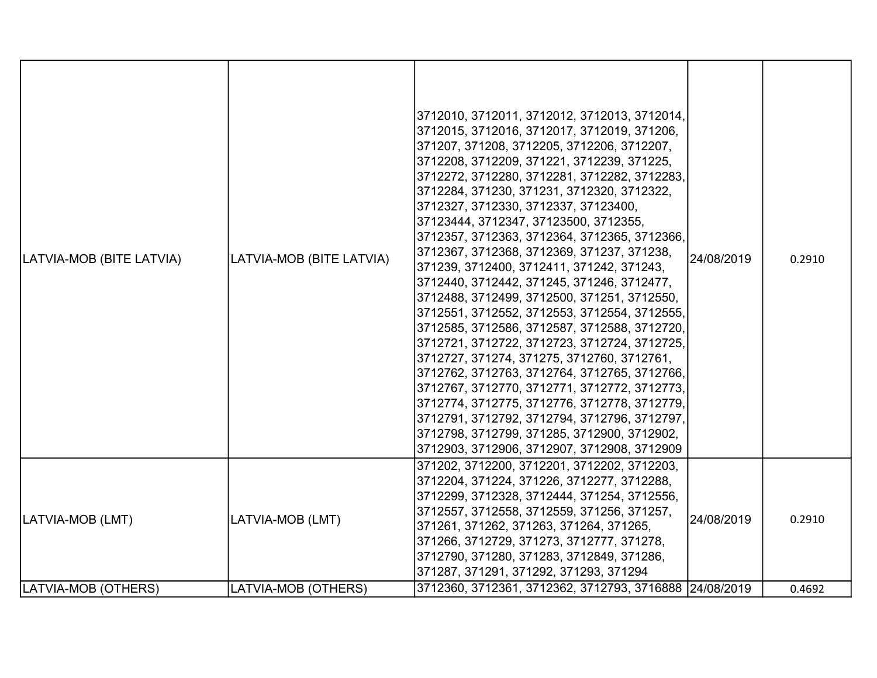| LATVIA-MOB (BITE LATVIA) | LATVIA-MOB (BITE LATVIA) | 3712010, 3712011, 3712012, 3712013, 3712014, 3712015, 3712016, 3712017, 3712019, 371206, 371207, 371208, 3712205, 3712206, 3712207, 3712208, 3712209, 371221, 3712239, 371225, 3712272, 3712280, 3712281, 3712282, 3712283, 3712284, 371230, 371231, 3712320, 3712322, 3712327, 3712330, 3712337, 37123400, 37123444, 3712347, 37123500, 3712355, 3712357, 3712363, 3712364, 3712365, 3712366, 3712367, 3712368, 3712369, 371237, 371238, 371239, 3712400, 3712411, 371242, 371243, 3712440, 3712442, 371245, 371246, 3712477, 3712488, 3712499, 3712500, 371251, 3712550, 3712551, 3712552, 3712553, 3712554, 3712555, 3712585, 3712586, 3712587, 3712588, 3712720, 3712721, 3712722, 3712723, 3712724, 3712725, 3712727, 371274, 371275, 3712760, 3712761, 3712762, 3712763, 3712764, 3712765, 3712766, 3712767, 3712770, 3712771, 3712772, 3712773, 3712774, 3712775, 3712776, 3712778, 3712779, 3712791, 3712792, 3712794, 3712796, 3712797, 3712798, 3712799, 371285, 3712900, 3712902, 3712903, 3712906, 3712907, 3712908, 3712909 | 24/08/2019 | 0.2910 |
|---|---|---|---|---|
| LATVIA-MOB (LMT) | LATVIA-MOB (LMT) | 371202, 3712200, 3712201, 3712202, 3712203, 3712204, 371224, 371226, 3712277, 3712288, 3712299, 3712328, 3712444, 371254, 3712556, 3712557, 3712558, 3712559, 371256, 371257, 371261, 371262, 371263, 371264, 371265, 371266, 3712729, 371273, 3712777, 371278, 3712790, 371280, 371283, 3712849, 371286, 371287, 371291, 371292, 371293, 371294 | 24/08/2019 | 0.2910 |
| LATVIA-MOB (OTHERS) | LATVIA-MOB (OTHERS) | 3712360, 3712361, 3712362, 3712793, 3716888 | 24/08/2019 | 0.4692 |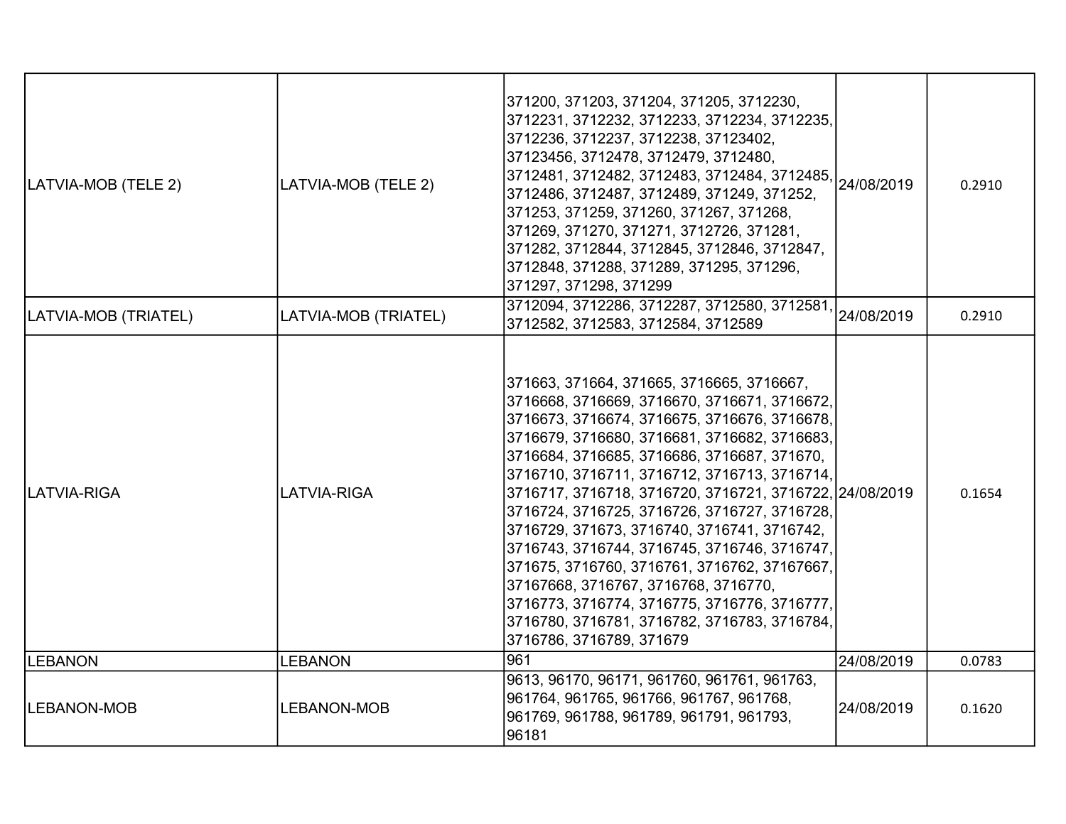| | | | | |
|---|---|---|---|---|
| LATVIA-MOB (TELE 2) | LATVIA-MOB (TELE 2) | 371200, 371203, 371204, 371205, 3712230, 3712231, 3712232, 3712233, 3712234, 3712235, 3712236, 3712237, 3712238, 37123402, 37123456, 3712478, 3712479, 3712480, 3712481, 3712482, 3712483, 3712484, 3712485, 3712486, 3712487, 3712489, 371249, 371252, 371253, 371259, 371260, 371267, 371268, 371269, 371270, 371271, 3712726, 371281, 371282, 3712844, 3712845, 3712846, 3712847, 3712848, 371288, 371289, 371295, 371296, 371297, 371298, 371299 | 24/08/2019 | 0.2910 |
| LATVIA-MOB (TRIATEL) | LATVIA-MOB (TRIATEL) | 3712094, 3712286, 3712287, 3712580, 3712581, 3712582, 3712583, 3712584, 3712589 | 24/08/2019 | 0.2910 |
| LATVIA-RIGA | LATVIA-RIGA | 371663, 371664, 371665, 3716665, 3716667, 3716668, 3716669, 3716670, 3716671, 3716672, 3716673, 3716674, 3716675, 3716676, 3716678, 3716679, 3716680, 3716681, 3716682, 3716683, 3716684, 3716685, 3716686, 3716687, 371670, 3716710, 3716711, 3716712, 3716713, 3716714, 3716717, 3716718, 3716720, 3716721, 3716722, 3716724, 3716725, 3716726, 3716727, 3716728, 3716729, 371673, 3716740, 3716741, 3716742, 3716743, 3716744, 3716745, 3716746, 3716747, 371675, 3716760, 3716761, 3716762, 37167667, 37167668, 3716767, 3716768, 3716770, 3716773, 3716774, 3716775, 3716776, 3716777, 3716780, 3716781, 3716782, 3716783, 3716784, 3716786, 3716789, 371679 | 24/08/2019 | 0.1654 |
| LEBANON | LEBANON | 961 | 24/08/2019 | 0.0783 |
| LEBANON-MOB | LEBANON-MOB | 9613, 96170, 96171, 961760, 961761, 961763, 961764, 961765, 961766, 961767, 961768, 961769, 961788, 961789, 961791, 961793, 96181 | 24/08/2019 | 0.1620 |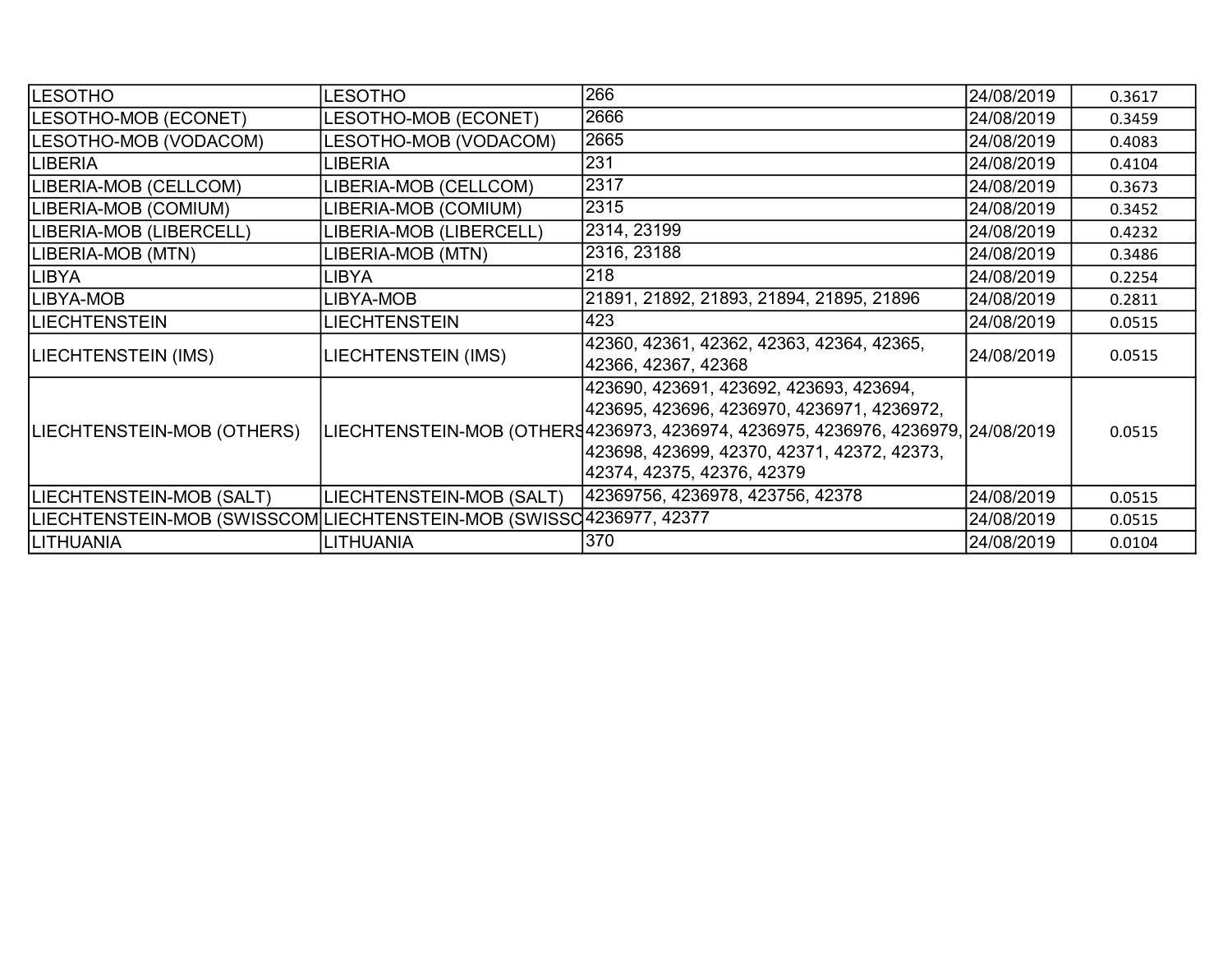| LESOTHO | LESOTHO | 266 | 24/08/2019 | 0.3617 |
|---|---|---|---|---|
| LESOTHO-MOB (ECONET) | LESOTHO-MOB (ECONET) | 2666 | 24/08/2019 | 0.3459 |
| LESOTHO-MOB (VODACOM) | LESOTHO-MOB (VODACOM) | 2665 | 24/08/2019 | 0.4083 |
| LIBERIA | LIBERIA | 231 | 24/08/2019 | 0.4104 |
| LIBERIA-MOB (CELLCOM) | LIBERIA-MOB (CELLCOM) | 2317 | 24/08/2019 | 0.3673 |
| LIBERIA-MOB (COMIUM) | LIBERIA-MOB (COMIUM) | 2315 | 24/08/2019 | 0.3452 |
| LIBERIA-MOB (LIBERCELL) | LIBERIA-MOB (LIBERCELL) | 2314, 23199 | 24/08/2019 | 0.4232 |
| LIBERIA-MOB (MTN) | LIBERIA-MOB (MTN) | 2316, 23188 | 24/08/2019 | 0.3486 |
| LIBYA | LIBYA | 218 | 24/08/2019 | 0.2254 |
| LIBYA-MOB | LIBYA-MOB | 21891, 21892, 21893, 21894, 21895, 21896 | 24/08/2019 | 0.2811 |
| LIECHTENSTEIN | LIECHTENSTEIN | 423 | 24/08/2019 | 0.0515 |
| LIECHTENSTEIN (IMS) | LIECHTENSTEIN (IMS) | 42360, 42361, 42362, 42363, 42364, 42365, 42366, 42367, 42368 | 24/08/2019 | 0.0515 |
| LIECHTENSTEIN-MOB (OTHERS) | LIECHTENSTEIN-MOB (OTHERS | 423690, 423691, 423692, 423693, 423694, 423695, 423696, 4236970, 4236971, 4236972, 4236973, 4236974, 4236975, 4236976, 4236979, 423698, 423699, 42370, 42371, 42372, 42373, 42374, 42375, 42376, 42379 | 24/08/2019 | 0.0515 |
| LIECHTENSTEIN-MOB (SALT) | LIECHTENSTEIN-MOB (SALT) | 42369756, 4236978, 423756, 42378 | 24/08/2019 | 0.0515 |
| LIECHTENSTEIN-MOB (SWISSCOM | LIECHTENSTEIN-MOB (SWISSC | 4236977, 42377 | 24/08/2019 | 0.0515 |
| LITHUANIA | LITHUANIA | 370 | 24/08/2019 | 0.0104 |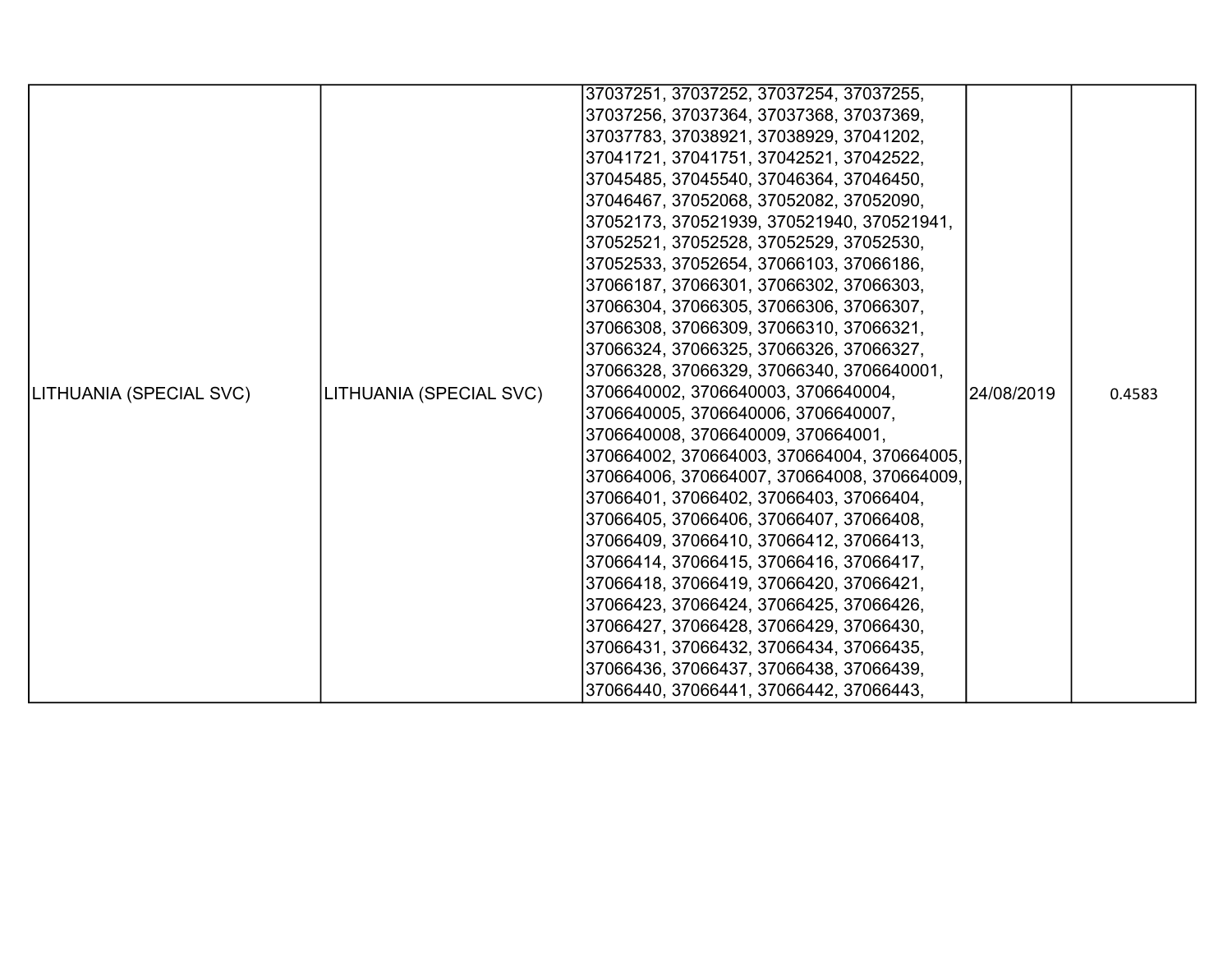| LITHUANIA (SPECIAL SVC) | LITHUANIA (SPECIAL SVC) | 37037251, 37037252, 37037254, 37037255, 37037256, 37037364, 37037368, 37037369, 37037783, 37038921, 37038929, 37041202, 37041721, 37041751, 37042521, 37042522, 37045485, 37045540, 37046364, 37046450, 37046467, 37052068, 37052082, 37052090, 37052173, 370521939, 370521940, 370521941, 37052521, 37052528, 37052529, 37052530, 37052533, 37052654, 37066103, 37066186, 37066187, 37066301, 37066302, 37066303, 37066304, 37066305, 37066306, 37066307, 37066308, 37066309, 37066310, 37066321, 37066324, 37066325, 37066326, 37066327, 37066328, 37066329, 37066340, 3706640001, 3706640002, 3706640003, 3706640004, 3706640005, 3706640006, 3706640007, 3706640008, 3706640009, 370664001, 370664002, 370664003, 370664004, 370664005, 370664006, 370664007, 370664008, 370664009, 37066401, 37066402, 37066403, 37066404, 37066405, 37066406, 37066407, 37066408, 37066409, 37066410, 37066412, 37066413, 37066414, 37066415, 37066416, 37066417, 37066418, 37066419, 37066420, 37066421, 37066423, 37066424, 37066425, 37066426, 37066427, 37066428, 37066429, 37066430, 37066431, 37066432, 37066434, 37066435, 37066436, 37066437, 37066438, 37066439, 37066440, 37066441, 37066442, 37066443, | 24/08/2019 | 0.4583 |
|---|---|---|---|---|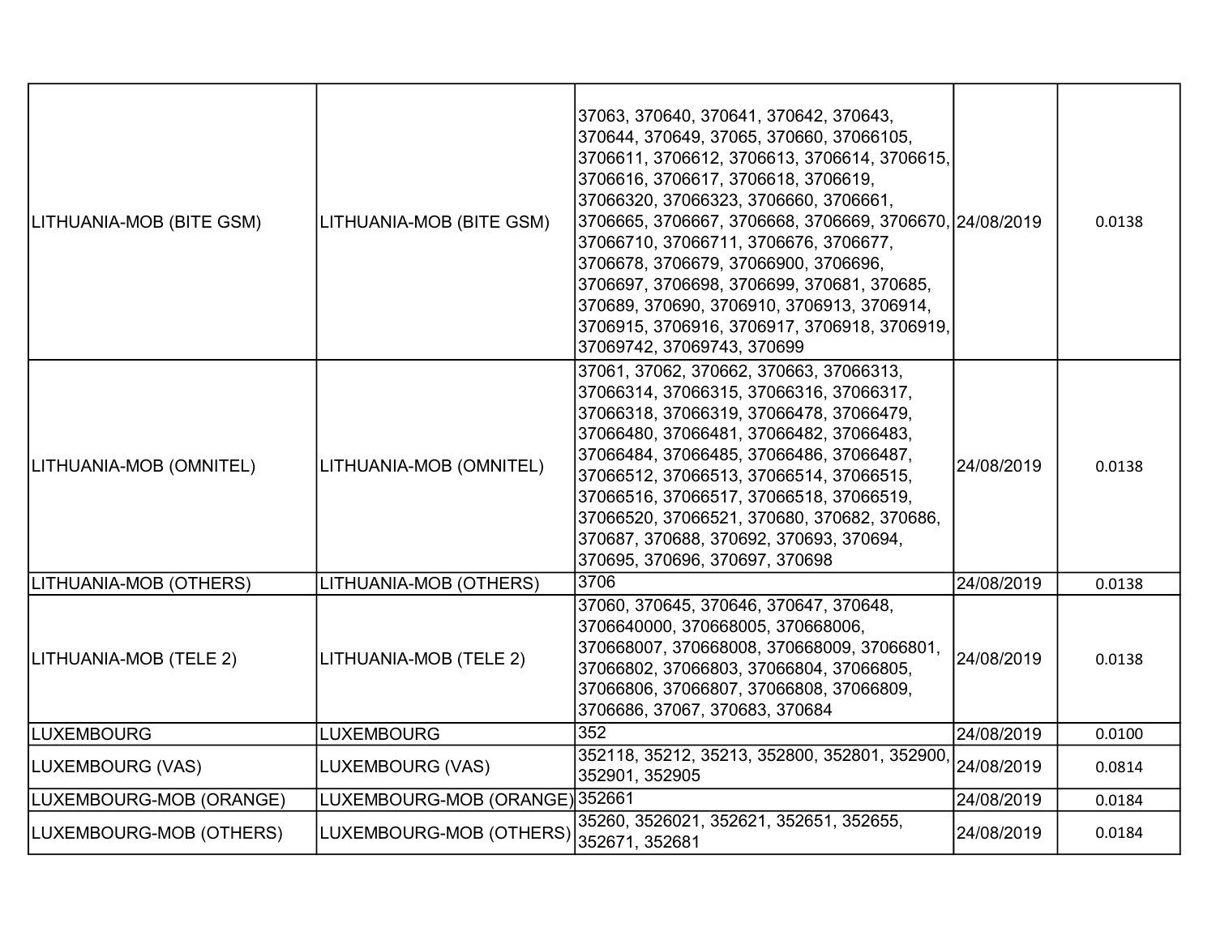| | | | | |
|---|---|---|---|---|
| LITHUANIA-MOB (BITE GSM) | LITHUANIA-MOB (BITE GSM) | 37063, 370640, 370641, 370642, 370643, 370644, 370649, 37065, 370660, 37066105, 3706611, 3706612, 3706613, 3706614, 3706615, 3706616, 3706617, 3706618, 3706619, 37066320, 37066323, 3706660, 3706661, 3706665, 3706667, 3706668, 3706669, 3706670, 37066710, 37066711, 3706676, 3706677, 3706678, 3706679, 37066900, 3706696, 3706697, 3706698, 3706699, 370681, 370685, 370689, 370690, 3706910, 3706913, 3706914, 3706915, 3706916, 3706917, 3706918, 3706919, 37069742, 37069743, 370699 | 24/08/2019 | 0.0138 |
| LITHUANIA-MOB (OMNITEL) | LITHUANIA-MOB (OMNITEL) | 37061, 37062, 370662, 370663, 37066313, 37066314, 37066315, 37066316, 37066317, 37066318, 37066319, 37066478, 37066479, 37066480, 37066481, 37066482, 37066483, 37066484, 37066485, 37066486, 37066487, 37066512, 37066513, 37066514, 37066515, 37066516, 37066517, 37066518, 37066519, 37066520, 37066521, 370680, 370682, 370686, 370687, 370688, 370692, 370693, 370694, 370695, 370696, 370697, 370698 | 24/08/2019 | 0.0138 |
| LITHUANIA-MOB (OTHERS) | LITHUANIA-MOB (OTHERS) | 3706 | 24/08/2019 | 0.0138 |
| LITHUANIA-MOB (TELE 2) | LITHUANIA-MOB (TELE 2) | 37060, 370645, 370646, 370647, 370648, 3706640000, 370668005, 370668006, 370668007, 370668008, 370668009, 37066801, 37066802, 37066803, 37066804, 37066805, 37066806, 37066807, 37066808, 37066809, 3706686, 37067, 370683, 370684 | 24/08/2019 | 0.0138 |
| LUXEMBOURG | LUXEMBOURG | 352 | 24/08/2019 | 0.0100 |
| LUXEMBOURG (VAS) | LUXEMBOURG (VAS) | 352118, 35212, 35213, 352800, 352801, 352900, 352901, 352905 | 24/08/2019 | 0.0814 |
| LUXEMBOURG-MOB (ORANGE) | LUXEMBOURG-MOB (ORANGE) | 352661 | 24/08/2019 | 0.0184 |
| LUXEMBOURG-MOB (OTHERS) | LUXEMBOURG-MOB (OTHERS) | 35260, 3526021, 352621, 352651, 352655, 352671, 352681 | 24/08/2019 | 0.0184 |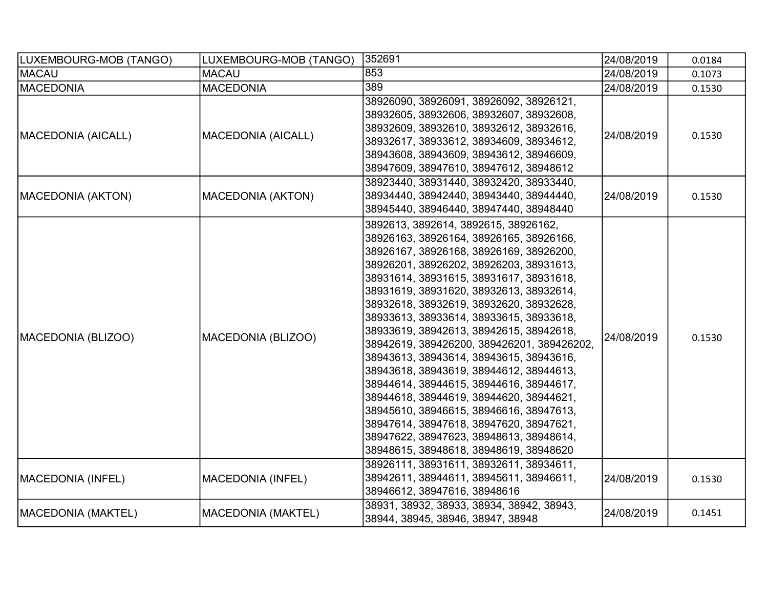| | | | | |
|---|---|---|---|---|
| LUXEMBOURG-MOB (TANGO) | LUXEMBOURG-MOB (TANGO) | 352691 | 24/08/2019 | 0.0184 |
| MACAU | MACAU | 853 | 24/08/2019 | 0.1073 |
| MACEDONIA | MACEDONIA | 389 | 24/08/2019 | 0.1530 |
| MACEDONIA (AICALL) | MACEDONIA (AICALL) | 38926090, 38926091, 38926092, 38926121, 38932605, 38932606, 38932607, 38932608, 38932609, 38932610, 38932612, 38932616, 38932617, 38933612, 38934609, 38934612, 38943608, 38943609, 38943612, 38946609, 38947609, 38947610, 38947612, 38948612 | 24/08/2019 | 0.1530 |
| MACEDONIA (AKTON) | MACEDONIA (AKTON) | 38923440, 38931440, 38932420, 38933440, 38934440, 38942440, 38943440, 38944440, 38945440, 38946440, 38947440, 38948440 | 24/08/2019 | 0.1530 |
| MACEDONIA (BLIZOO) | MACEDONIA (BLIZOO) | 3892613, 3892614, 3892615, 38926162, 38926163, 38926164, 38926165, 38926166, 38926167, 38926168, 38926169, 38926200, 38926201, 38926202, 38926203, 38931613, 38931614, 38931615, 38931617, 38931618, 38931619, 38931620, 38932613, 38932614, 38932618, 38932619, 38932620, 38932628, 38933613, 38933614, 38933615, 38933618, 38933619, 38942613, 38942615, 38942618, 38942619, 389426200, 389426201, 389426202, 38943613, 38943614, 38943615, 38943616, 38943618, 38943619, 38944612, 38944613, 38944614, 38944615, 38944616, 38944617, 38944618, 38944619, 38944620, 38944621, 38945610, 38946615, 38946616, 38947613, 38947614, 38947618, 38947620, 38947621, 38947622, 38947623, 38948613, 38948614, 38948615, 38948618, 38948619, 38948620 | 24/08/2019 | 0.1530 |
| MACEDONIA (INFEL) | MACEDONIA (INFEL) | 38926111, 38931611, 38932611, 38934611, 38942611, 38944611, 38945611, 38946611, 38946612, 38947616, 38948616 | 24/08/2019 | 0.1530 |
| MACEDONIA (MAKTEL) | MACEDONIA (MAKTEL) | 38931, 38932, 38933, 38934, 38942, 38943, 38944, 38945, 38946, 38947, 38948 | 24/08/2019 | 0.1451 |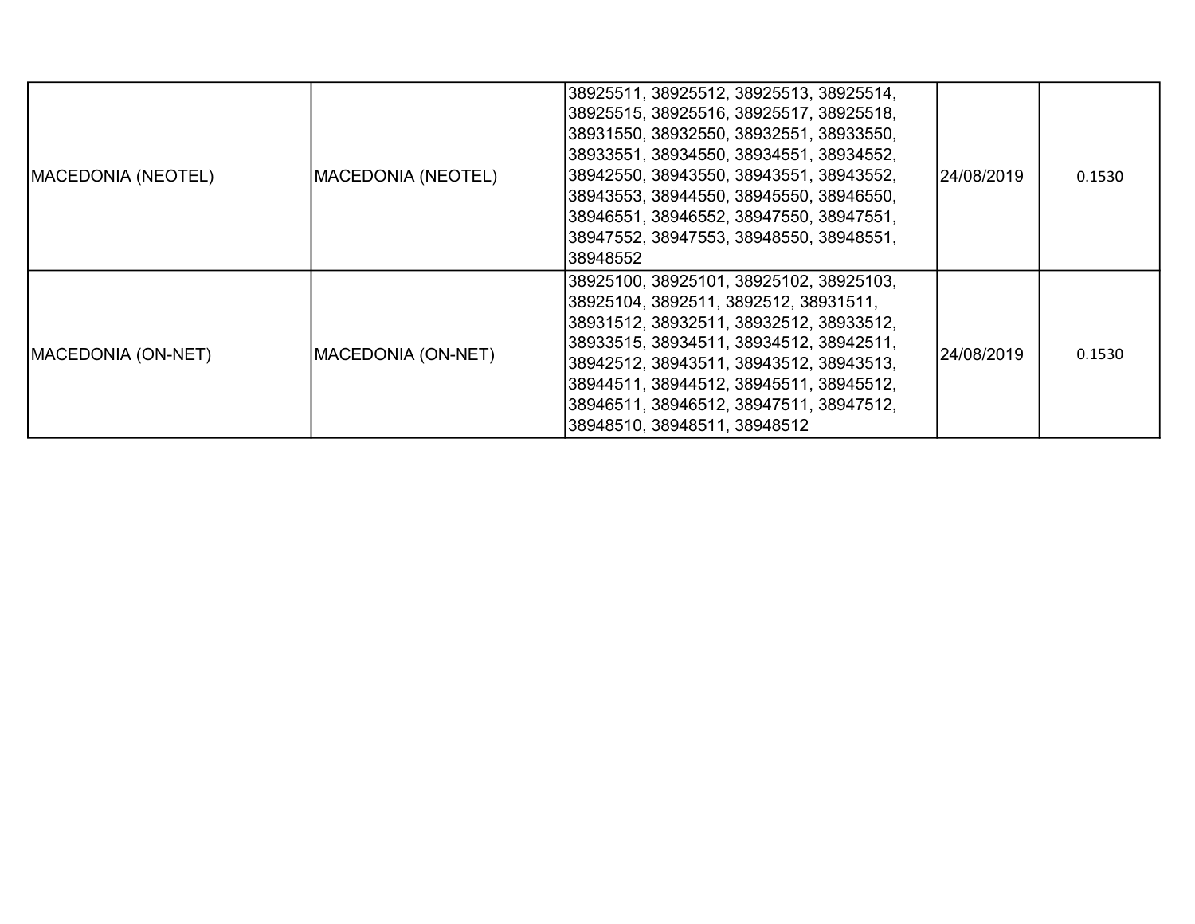| MACEDONIA (NEOTEL) | MACEDONIA (NEOTEL) | 38925511, 38925512, 38925513, 38925514, 38925515, 38925516, 38925517, 38925518, 38931550, 38932550, 38932551, 38933550, 38933551, 38934550, 38934551, 38934552, 38942550, 38943550, 38943551, 38943552, 38943553, 38944550, 38945550, 38946550, 38946551, 38946552, 38947550, 38947551, 38947552, 38947553, 38948550, 38948551, 38948552 | 24/08/2019 | 0.1530 |
|---|---|---|---|---|
| MACEDONIA (ON-NET) | MACEDONIA (ON-NET) | 38925100, 38925101, 38925102, 38925103, 38925104, 3892511, 3892512, 38931511, 38931512, 38932511, 38932512, 38933512, 38933515, 38934511, 38934512, 38942511, 38942512, 38943511, 38943512, 38943513, 38944511, 38944512, 38945511, 38945512, 38946511, 38946512, 38947511, 38947512, 38948510, 38948511, 38948512 | 24/08/2019 | 0.1530 |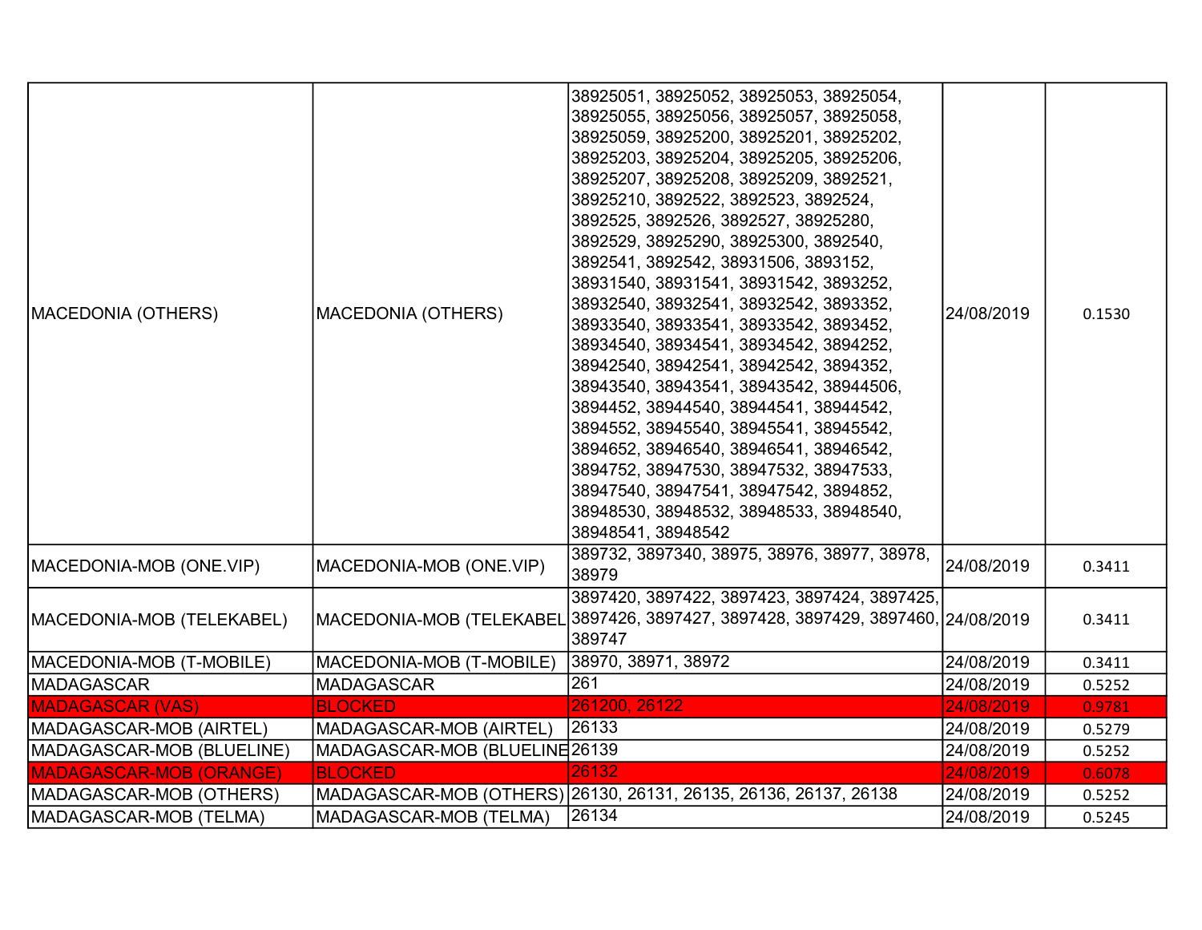| | | | | |
|---|---|---|---|---|
| MACEDONIA (OTHERS) | MACEDONIA (OTHERS) | 38925051, 38925052, 38925053, 38925054, 38925055, 38925056, 38925057, 38925058, 38925059, 38925200, 38925201, 38925202, 38925203, 38925204, 38925205, 38925206, 38925207, 38925208, 38925209, 3892521, 38925210, 3892522, 3892523, 3892524, 3892525, 3892526, 3892527, 38925280, 3892529, 38925290, 38925300, 3892540, 3892541, 3892542, 38931506, 3893152, 38931540, 38931541, 38931542, 3893252, 38932540, 38932541, 38932542, 3893352, 38933540, 38933541, 38933542, 3893452, 38934540, 38934541, 38934542, 3894252, 38942540, 38942541, 38942542, 3894352, 38943540, 38943541, 38943542, 38944506, 3894452, 38944540, 38944541, 38944542, 3894552, 38945540, 38945541, 38945542, 3894652, 38946540, 38946541, 38946542, 3894752, 38947530, 38947532, 38947533, 38947540, 38947541, 38947542, 3894852, 38948530, 38948532, 38948533, 38948540, 38948541, 38948542 | 24/08/2019 | 0.1530 |
| MACEDONIA-MOB (ONE.VIP) | MACEDONIA-MOB (ONE.VIP) | 389732, 3897340, 38975, 38976, 38977, 38978, 38979 | 24/08/2019 | 0.3411 |
| MACEDONIA-MOB (TELEKABEL) | MACEDONIA-MOB (TELEKABEL | 3897420, 3897422, 3897423, 3897424, 3897425, 3897426, 3897427, 3897428, 3897429, 3897460, 389747 | 24/08/2019 | 0.3411 |
| MACEDONIA-MOB (T-MOBILE) | MACEDONIA-MOB (T-MOBILE) | 38970, 38971, 38972 | 24/08/2019 | 0.3411 |
| MADAGASCAR | MADAGASCAR | 261 | 24/08/2019 | 0.5252 |
| MADAGASCAR (VAS) | BLOCKED | 261200, 26122 | 24/08/2019 | 0.9781 |
| MADAGASCAR-MOB (AIRTEL) | MADAGASCAR-MOB (AIRTEL) | 26133 | 24/08/2019 | 0.5279 |
| MADAGASCAR-MOB (BLUELINE) | MADAGASCAR-MOB (BLUELINE | 26139 | 24/08/2019 | 0.5252 |
| MADAGASCAR-MOB (ORANGE) | BLOCKED | 26132 | 24/08/2019 | 0.6078 |
| MADAGASCAR-MOB (OTHERS) | MADAGASCAR-MOB (OTHERS) | 26130, 26131, 26135, 26136, 26137, 26138 | 24/08/2019 | 0.5252 |
| MADAGASCAR-MOB (TELMA) | MADAGASCAR-MOB (TELMA) | 26134 | 24/08/2019 | 0.5245 |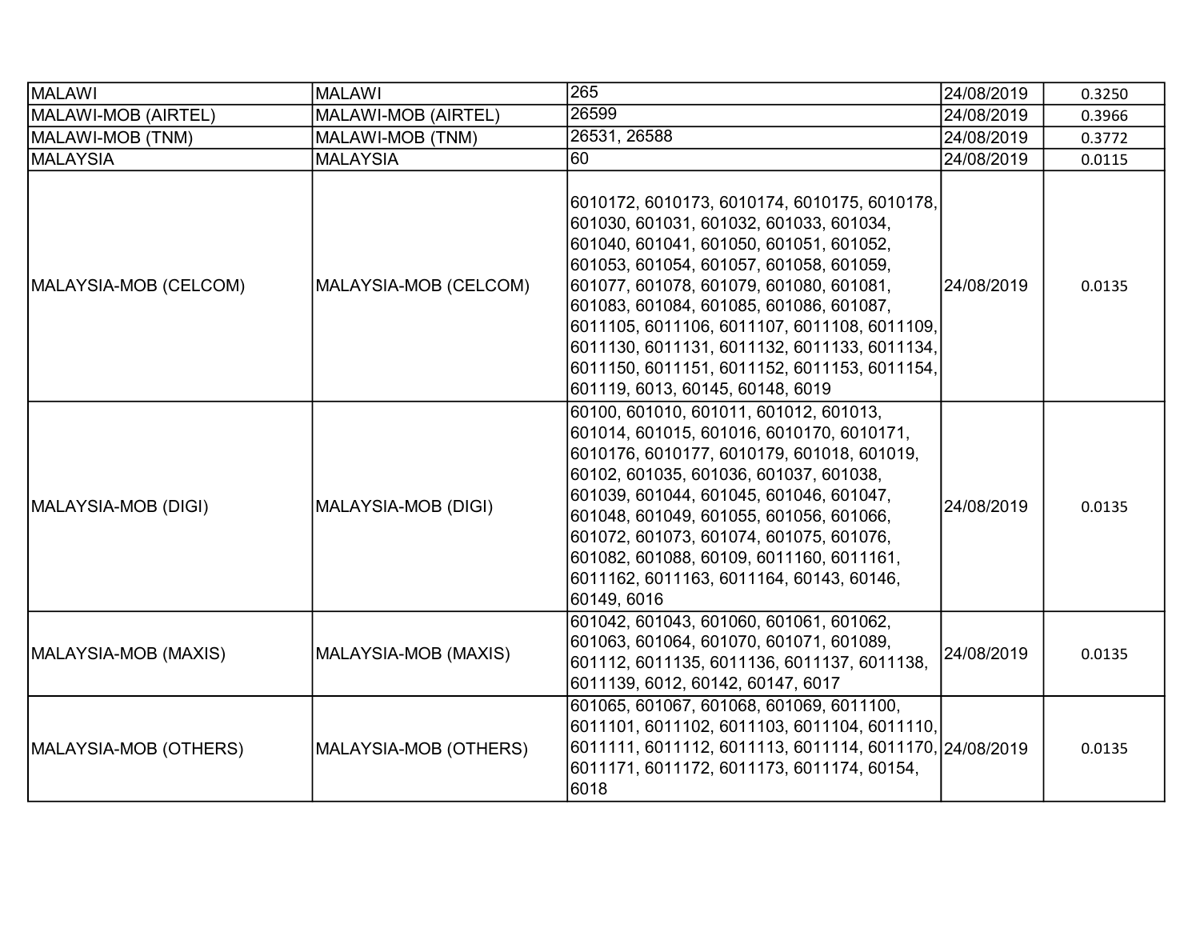| MALAWI | MALAWI | 265 | 24/08/2019 | 0.3250 |
|---|---|---|---|---|
| MALAWI-MOB (AIRTEL) | MALAWI-MOB (AIRTEL) | 26599 | 24/08/2019 | 0.3966 |
| MALAWI-MOB (TNM) | MALAWI-MOB (TNM) | 26531, 26588 | 24/08/2019 | 0.3772 |
| MALAYSIA | MALAYSIA | 60 | 24/08/2019 | 0.0115 |
| MALAYSIA-MOB (CELCOM) | MALAYSIA-MOB (CELCOM) | 6010172, 6010173, 6010174, 6010175, 6010178, 601030, 601031, 601032, 601033, 601034, 601040, 601041, 601050, 601051, 601052, 601053, 601054, 601057, 601058, 601059, 601077, 601078, 601079, 601080, 601081, 601083, 601084, 601085, 601086, 601087, 6011105, 6011106, 6011107, 6011108, 6011109, 6011130, 6011131, 6011132, 6011133, 6011134, 6011150, 6011151, 6011152, 6011153, 6011154, 601119, 6013, 60145, 60148, 6019 | 24/08/2019 | 0.0135 |
| MALAYSIA-MOB (DIGI) | MALAYSIA-MOB (DIGI) | 60100, 601010, 601011, 601012, 601013, 601014, 601015, 601016, 6010170, 6010171, 6010176, 6010177, 6010179, 601018, 601019, 60102, 601035, 601036, 601037, 601038, 601039, 601044, 601045, 601046, 601047, 601048, 601049, 601055, 601056, 601066, 601072, 601073, 601074, 601075, 601076, 601082, 601088, 60109, 6011160, 6011161, 6011162, 6011163, 6011164, 60143, 60146, 60149, 6016 | 24/08/2019 | 0.0135 |
| MALAYSIA-MOB (MAXIS) | MALAYSIA-MOB (MAXIS) | 601042, 601043, 601060, 601061, 601062, 601063, 601064, 601070, 601071, 601089, 601112, 6011135, 6011136, 6011137, 6011138, 6011139, 6012, 60142, 60147, 6017 | 24/08/2019 | 0.0135 |
| MALAYSIA-MOB (OTHERS) | MALAYSIA-MOB (OTHERS) | 601065, 601067, 601068, 601069, 6011100, 6011101, 6011102, 6011103, 6011104, 6011110, 6011111, 6011112, 6011113, 6011114, 6011170, 6011171, 6011172, 6011173, 6011174, 60154, 6018 | 24/08/2019 | 0.0135 |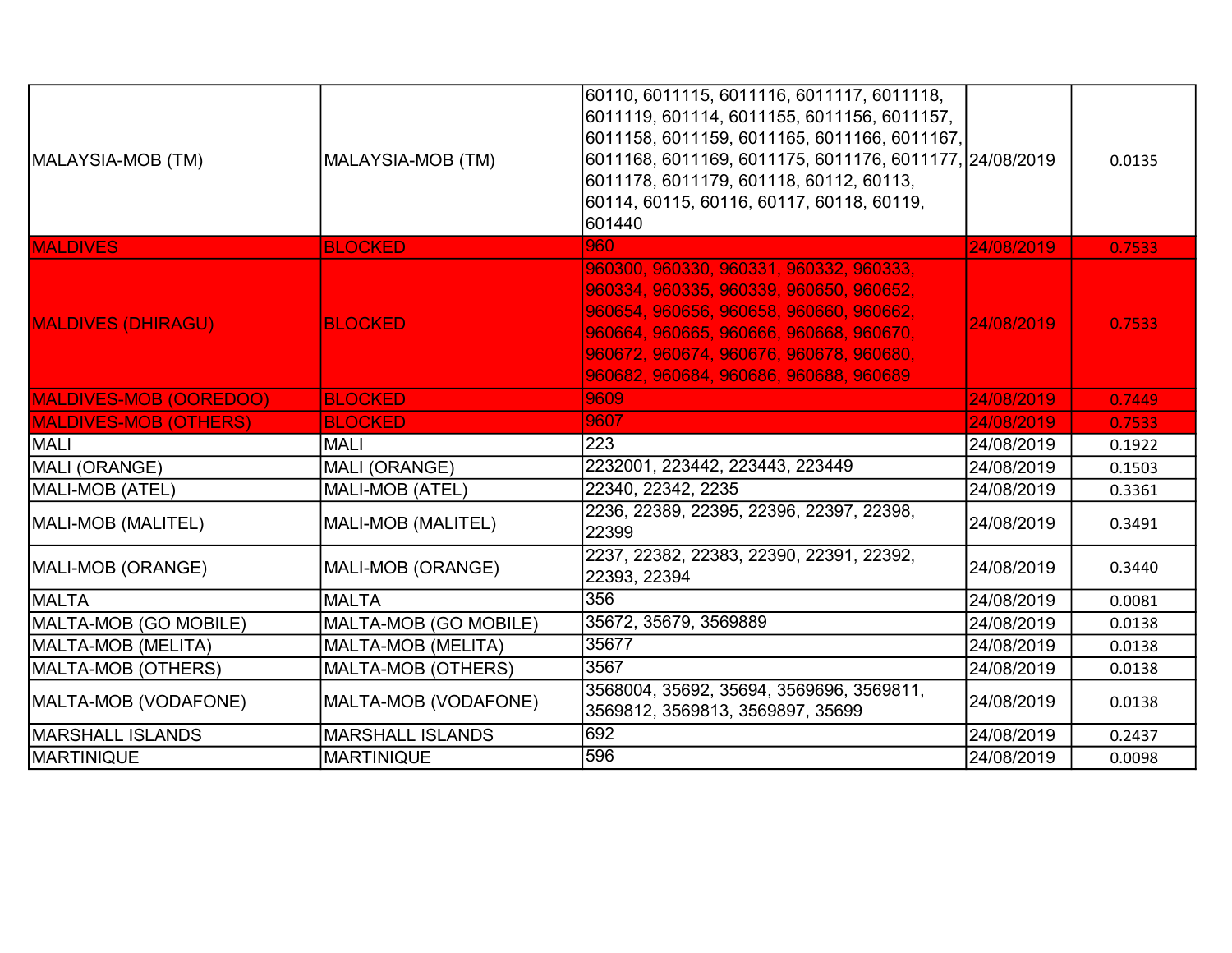| | | | | |
|---|---|---|---|---|
| MALAYSIA-MOB (TM) | MALAYSIA-MOB (TM) | 60110, 6011115, 6011116, 6011117, 6011118, 6011119, 601114, 6011155, 6011156, 6011157, 6011158, 6011159, 6011165, 6011166, 6011167, 6011168, 6011169, 6011175, 6011176, 6011177, 6011178, 6011179, 601118, 60112, 60113, 60114, 60115, 60116, 60117, 60118, 60119, 601440 | 24/08/2019 | 0.0135 |
| MALDIVES | BLOCKED | 960 | 24/08/2019 | 0.7533 |
| MALDIVES (DHIRAGU) | BLOCKED | 960300, 960330, 960331, 960332, 960333, 960334, 960335, 960339, 960650, 960652, 960654, 960656, 960658, 960660, 960662, 960664, 960665, 960666, 960668, 960670, 960672, 960674, 960676, 960678, 960680, 960682, 960684, 960686, 960688, 960689 | 24/08/2019 | 0.7533 |
| MALDIVES-MOB (OOREDOO) | BLOCKED | 9609 | 24/08/2019 | 0.7449 |
| MALDIVES-MOB (OTHERS) | BLOCKED | 9607 | 24/08/2019 | 0.7533 |
| MALI | MALI | 223 | 24/08/2019 | 0.1922 |
| MALI (ORANGE) | MALI (ORANGE) | 2232001, 223442, 223443, 223449 | 24/08/2019 | 0.1503 |
| MALI-MOB (ATEL) | MALI-MOB (ATEL) | 22340, 22342, 2235 | 24/08/2019 | 0.3361 |
| MALI-MOB (MALITEL) | MALI-MOB (MALITEL) | 2236, 22389, 22395, 22396, 22397, 22398, 22399 | 24/08/2019 | 0.3491 |
| MALI-MOB (ORANGE) | MALI-MOB (ORANGE) | 2237, 22382, 22383, 22390, 22391, 22392, 22393, 22394 | 24/08/2019 | 0.3440 |
| MALTA | MALTA | 356 | 24/08/2019 | 0.0081 |
| MALTA-MOB (GO MOBILE) | MALTA-MOB (GO MOBILE) | 35672, 35679, 3569889 | 24/08/2019 | 0.0138 |
| MALTA-MOB (MELITA) | MALTA-MOB (MELITA) | 35677 | 24/08/2019 | 0.0138 |
| MALTA-MOB (OTHERS) | MALTA-MOB (OTHERS) | 3567 | 24/08/2019 | 0.0138 |
| MALTA-MOB (VODAFONE) | MALTA-MOB (VODAFONE) | 3568004, 35692, 35694, 3569696, 3569811, 3569812, 3569813, 3569897, 35699 | 24/08/2019 | 0.0138 |
| MARSHALL ISLANDS | MARSHALL ISLANDS | 692 | 24/08/2019 | 0.2437 |
| MARTINIQUE | MARTINIQUE | 596 | 24/08/2019 | 0.0098 |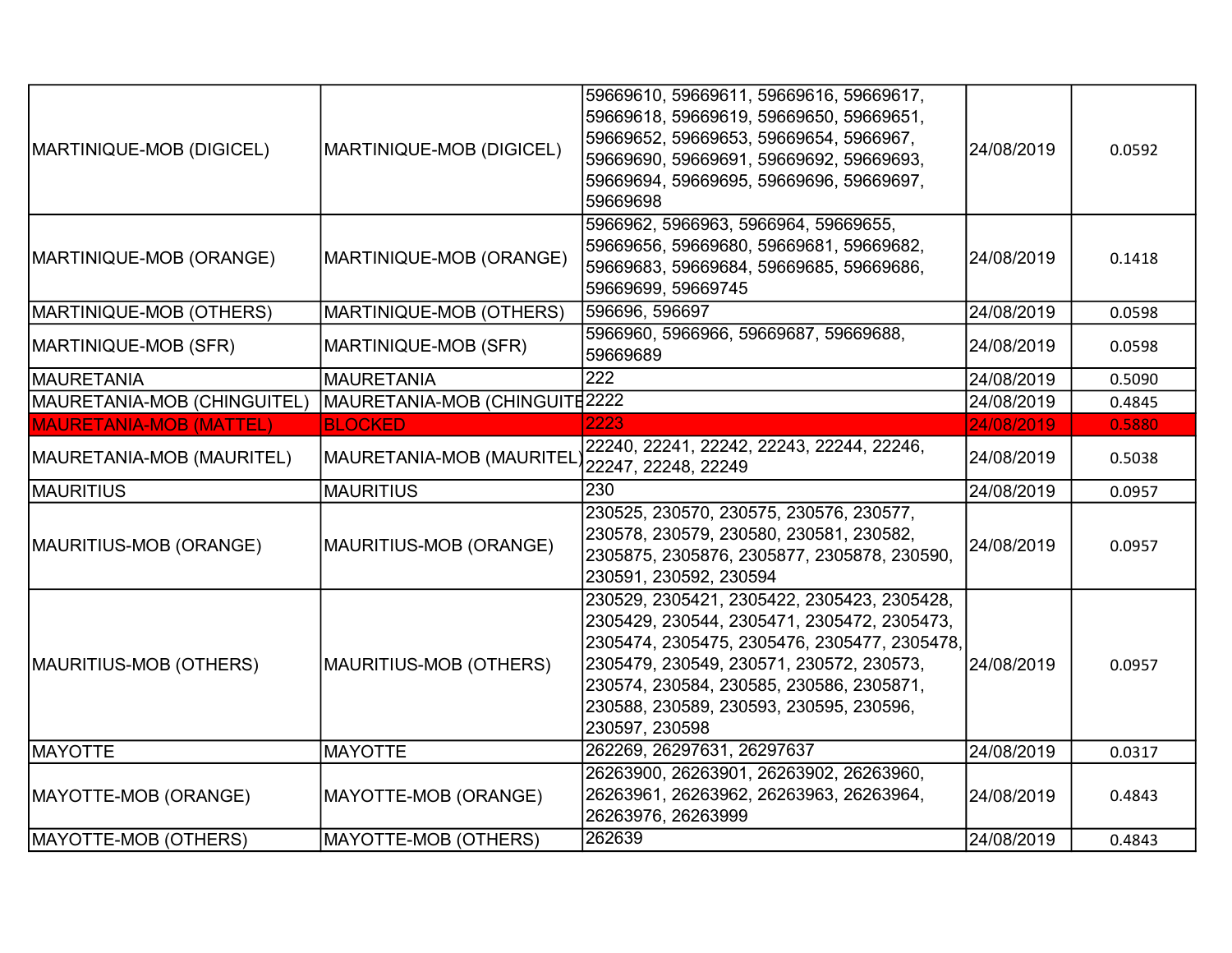| | | | | |
|---|---|---|---|---|
| MARTINIQUE-MOB (DIGICEL) | MARTINIQUE-MOB (DIGICEL) | 59669610, 59669611, 59669616, 59669617, 59669618, 59669619, 59669650, 59669651, 59669652, 59669653, 59669654, 5966967, 59669690, 59669691, 59669692, 59669693, 59669694, 59669695, 59669696, 59669697, 59669698 | 24/08/2019 | 0.0592 |
| MARTINIQUE-MOB (ORANGE) | MARTINIQUE-MOB (ORANGE) | 5966962, 5966963, 5966964, 59669655, 59669656, 59669680, 59669681, 59669682, 59669683, 59669684, 59669685, 59669686, 59669699, 59669745 | 24/08/2019 | 0.1418 |
| MARTINIQUE-MOB (OTHERS) | MARTINIQUE-MOB (OTHERS) | 596696, 596697 | 24/08/2019 | 0.0598 |
| MARTINIQUE-MOB (SFR) | MARTINIQUE-MOB (SFR) | 5966960, 5966966, 59669687, 59669688, 59669689 | 24/08/2019 | 0.0598 |
| MAURETANIA | MAURETANIA | 222 | 24/08/2019 | 0.5090 |
| MAURETANIA-MOB (CHINGUITEL) | MAURETANIA-MOB (CHINGUITE | 2222 | 24/08/2019 | 0.4845 |
| MAURETANIA-MOB (MATTEL) | BLOCKED | 2223 | 24/08/2019 | 0.5880 |
| MAURETANIA-MOB (MAURITEL) | MAURETANIA-MOB (MAURITEL) | 22240, 22241, 22242, 22243, 22244, 22246, 22247, 22248, 22249 | 24/08/2019 | 0.5038 |
| MAURITIUS | MAURITIUS | 230 | 24/08/2019 | 0.0957 |
| MAURITIUS-MOB (ORANGE) | MAURITIUS-MOB (ORANGE) | 230525, 230570, 230575, 230576, 230577, 230578, 230579, 230580, 230581, 230582, 2305875, 2305876, 2305877, 2305878, 230590, 230591, 230592, 230594 | 24/08/2019 | 0.0957 |
| MAURITIUS-MOB (OTHERS) | MAURITIUS-MOB (OTHERS) | 230529, 2305421, 2305422, 2305423, 2305428, 2305429, 230544, 2305471, 2305472, 2305473, 2305474, 2305475, 2305476, 2305477, 2305478, 2305479, 230549, 230571, 230572, 230573, 230574, 230584, 230585, 230586, 2305871, 230588, 230589, 230593, 230595, 230596, 230597, 230598 | 24/08/2019 | 0.0957 |
| MAYOTTE | MAYOTTE | 262269, 26297631, 26297637 | 24/08/2019 | 0.0317 |
| MAYOTTE-MOB (ORANGE) | MAYOTTE-MOB (ORANGE) | 26263900, 26263901, 26263902, 26263960, 26263961, 26263962, 26263963, 26263964, 26263976, 26263999 | 24/08/2019 | 0.4843 |
| MAYOTTE-MOB (OTHERS) | MAYOTTE-MOB (OTHERS) | 262639 | 24/08/2019 | 0.4843 |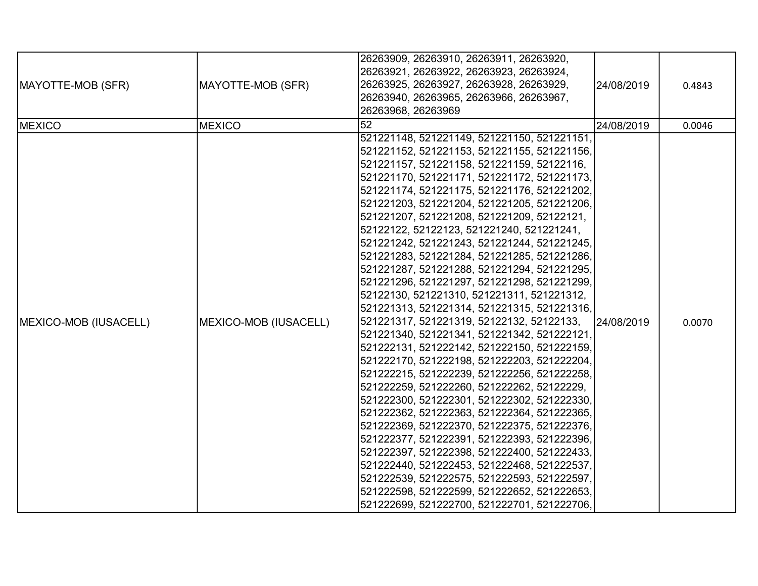| MAYOTTE-MOB (SFR) | MAYOTTE-MOB (SFR) | 26263909, 26263910, 26263911, 26263920, 26263921, 26263922, 26263923, 26263924, 26263925, 26263927, 26263928, 26263929, 26263940, 26263965, 26263966, 26263967, 26263968, 26263969 | 24/08/2019 | 0.4843 |
|---|---|---|---|---|
| MEXICO | MEXICO | 52 | 24/08/2019 | 0.0046 |
| MEXICO-MOB (IUSACELL) | MEXICO-MOB (IUSACELL) | 521221148, 521221149, 521221150, 521221151, 521221152, 521221153, 521221155, 521221156, 521221157, 521221158, 521221159, 52122116, 521221170, 521221171, 521221172, 521221173, 521221174, 521221175, 521221176, 521221202, 521221203, 521221204, 521221205, 521221206, 521221207, 521221208, 521221209, 52122121, 52122122, 52122123, 521221240, 521221241, 521221242, 521221243, 521221244, 521221245, 521221283, 521221284, 521221285, 521221286, 521221287, 521221288, 521221294, 521221295, 521221296, 521221297, 521221298, 521221299, 52122130, 521221310, 521221311, 521221312, 521221313, 521221314, 521221315, 521221316, 521221317, 521221319, 52122132, 52122133, 521221340, 521221341, 521221342, 521222121, 521222131, 521222142, 521222150, 521222159, 521222170, 521222198, 521222203, 521222204, 521222215, 521222239, 521222256, 521222258, 521222259, 521222260, 521222262, 52122229, 521222300, 521222301, 521222302, 521222330, 521222362, 521222363, 521222364, 521222365, 521222369, 521222370, 521222375, 521222376, 521222377, 521222391, 521222393, 521222396, 521222397, 521222398, 521222400, 521222433, 521222440, 521222453, 521222468, 521222537, 521222539, 521222575, 521222593, 521222597, 521222598, 521222599, 521222652, 521222653, 521222699, 521222700, 521222701, 521222706, | 24/08/2019 | 0.0070 |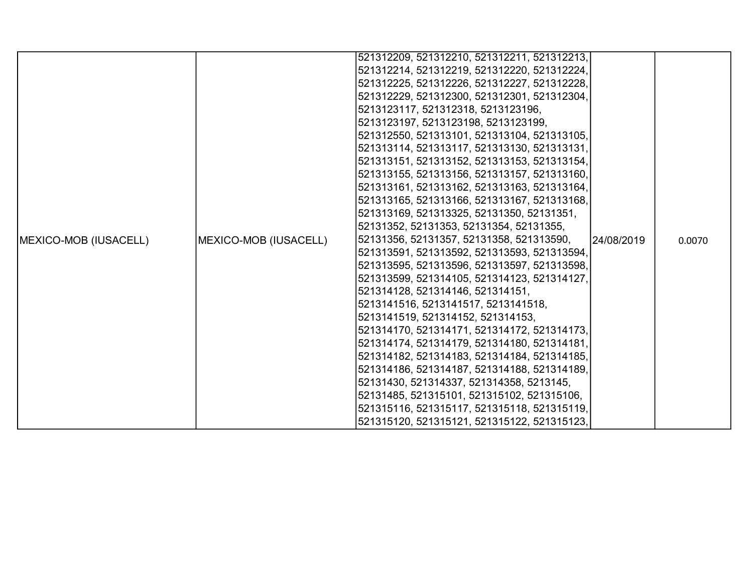| | | | | |
|---|---|---|---|---|
| MEXICO-MOB (IUSACELL) | MEXICO-MOB (IUSACELL) | 521312209, 521312210, 521312211, 521312213, 521312214, 521312219, 521312220, 521312224, 521312225, 521312226, 521312227, 521312228, 521312229, 521312300, 521312301, 521312304, 5213123117, 521312318, 5213123196, 5213123197, 5213123198, 5213123199, 521312550, 521313101, 521313104, 521313105, 521313114, 521313117, 521313130, 521313131, 521313151, 521313152, 521313153, 521313154, 521313155, 521313156, 521313157, 521313160, 521313161, 521313162, 521313163, 521313164, 521313165, 521313166, 521313167, 521313168, 521313169, 521313325, 52131350, 52131351, 52131352, 52131353, 52131354, 52131355, 52131356, 52131357, 52131358, 521313590, 521313591, 521313592, 521313593, 521313594, 521313595, 521313596, 521313597, 521313598, 521313599, 521314105, 521314123, 521314127, 521314128, 521314146, 521314151, 5213141516, 5213141517, 5213141518, 5213141519, 521314152, 521314153, 521314170, 521314171, 521314172, 521314173, 521314174, 521314179, 521314180, 521314181, 521314182, 521314183, 521314184, 521314185, 521314186, 521314187, 521314188, 521314189, 52131430, 521314337, 521314358, 5213145, 52131485, 521315101, 521315102, 521315106, 521315116, 521315117, 521315118, 521315119, 521315120, 521315121, 521315122, 521315123, | 24/08/2019 | 0.0070 |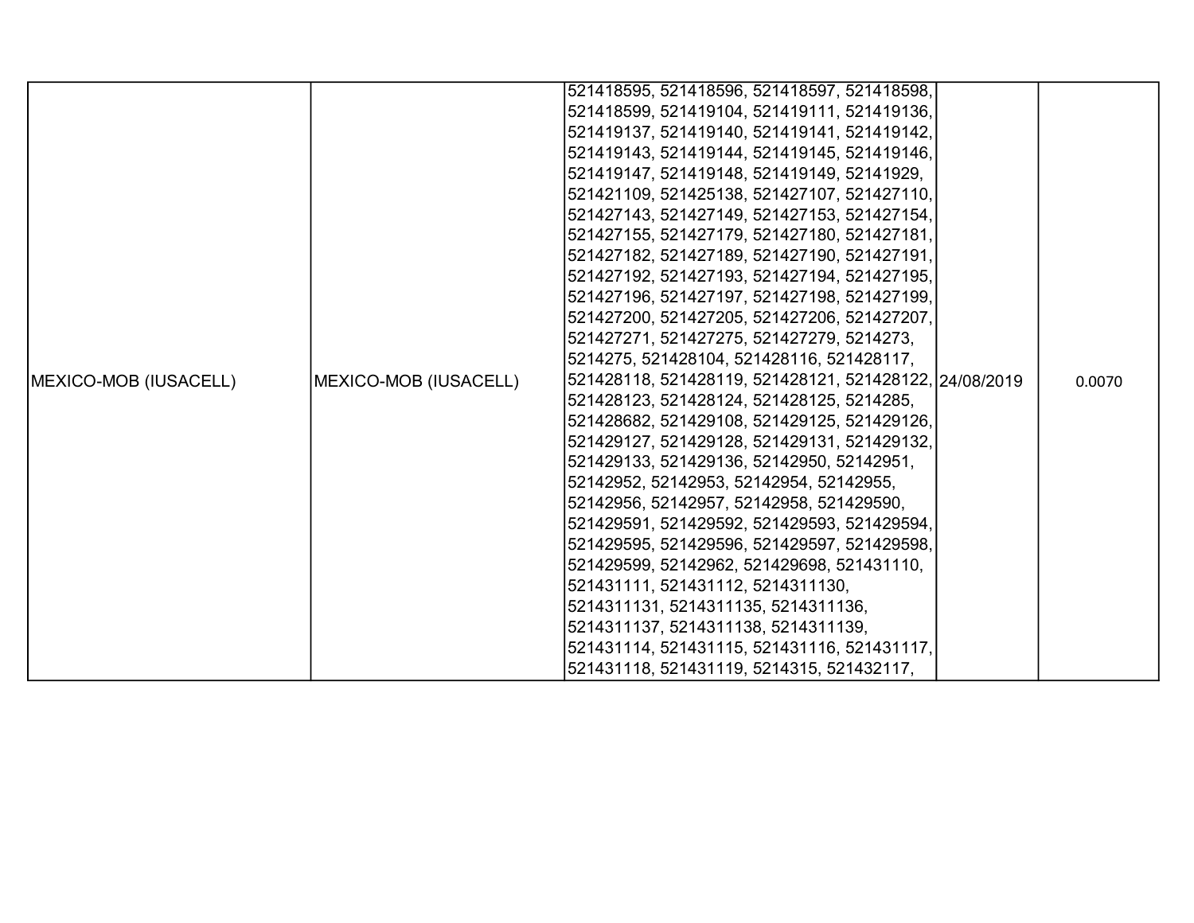| | | | | |
|---|---|---|---|---|
| MEXICO-MOB (IUSACELL) | MEXICO-MOB (IUSACELL) | 521418595, 521418596, 521418597, 521418598, 521418599, 521419104, 521419111, 521419136, 521419137, 521419140, 521419141, 521419142, 521419143, 521419144, 521419145, 521419146, 521419147, 521419148, 521419149, 52141929, 521421109, 521425138, 521427107, 521427110, 521427143, 521427149, 521427153, 521427154, 521427155, 521427179, 521427180, 521427181, 521427182, 521427189, 521427190, 521427191, 521427192, 521427193, 521427194, 521427195, 521427196, 521427197, 521427198, 521427199, 521427200, 521427205, 521427206, 521427207, 521427271, 521427275, 521427279, 5214273, 5214275, 521428104, 521428116, 521428117, 521428118, 521428119, 521428121, 521428122, 521428123, 521428124, 521428125, 5214285, 521428682, 521429108, 521429125, 521429126, 521429127, 521429128, 521429131, 521429132, 521429133, 521429136, 52142950, 52142951, 52142952, 52142953, 52142954, 52142955, 52142956, 52142957, 52142958, 521429590, 521429591, 521429592, 521429593, 521429594, 521429595, 521429596, 521429597, 521429598, 521429599, 52142962, 521429698, 521431110, 521431111, 521431112, 5214311130, 5214311131, 5214311135, 5214311136, 5214311137, 5214311138, 5214311139, 521431114, 521431115, 521431116, 521431117, 521431118, 521431119, 5214315, 521432117, | 24/08/2019 | 0.0070 |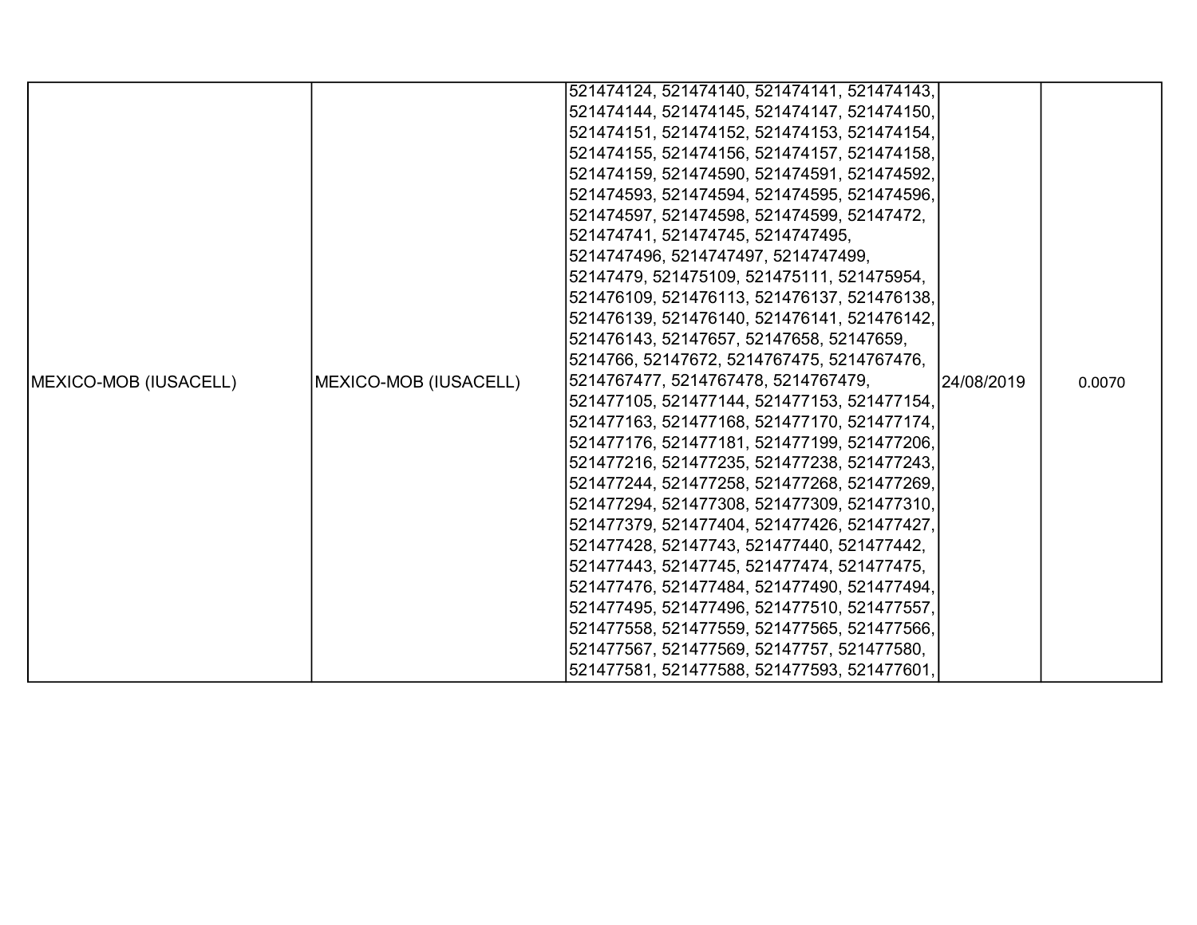| MEXICO-MOB (IUSACELL) | MEXICO-MOB (IUSACELL) | 521474124, 521474140, 521474141, 521474143, 521474144, 521474145, 521474147, 521474150, 521474151, 521474152, 521474153, 521474154, 521474155, 521474156, 521474157, 521474158, 521474159, 521474590, 521474591, 521474592, 521474593, 521474594, 521474595, 521474596, 521474597, 521474598, 521474599, 52147472, 521474741, 521474745, 5214747495, 5214747496, 5214747497, 5214747499, 52147479, 521475109, 521475111, 521475954, 521476109, 521476113, 521476137, 521476138, 521476139, 521476140, 521476141, 521476142, 521476143, 52147657, 52147658, 52147659, 5214766, 52147672, 5214767475, 5214767476, 5214767477, 5214767478, 5214767479, 521477105, 521477144, 521477153, 521477154, 521477163, 521477168, 521477170, 521477174, 521477176, 521477181, 521477199, 521477206, 521477216, 521477235, 521477238, 521477243, 521477244, 521477258, 521477268, 521477269, 521477294, 521477308, 521477309, 521477310, 521477379, 521477404, 521477426, 521477427, 521477428, 52147743, 521477440, 521477442, 521477443, 52147745, 521477474, 521477475, 521477476, 521477484, 521477490, 521477494, 521477495, 521477496, 521477510, 521477557, 521477558, 521477559, 521477565, 521477566, 521477567, 521477569, 52147757, 521477580, 521477581, 521477588, 521477593, 521477601, | 24/08/2019 | 0.0070 |
|---|---|---|---|---|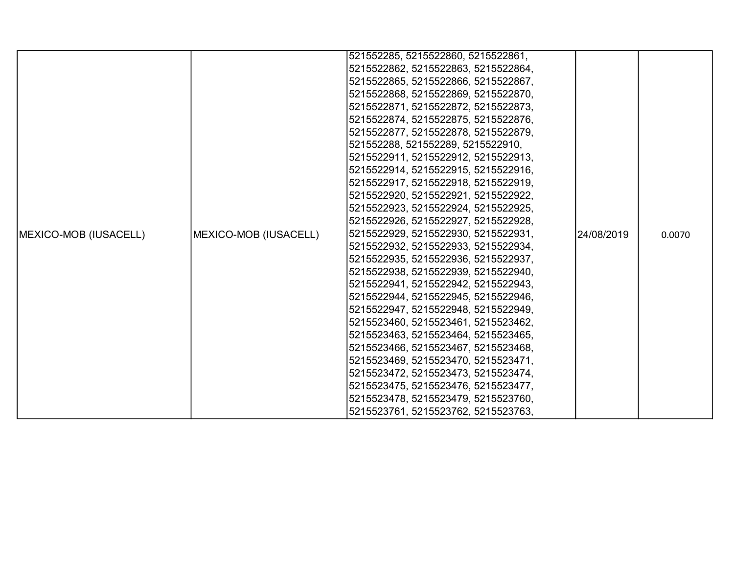| | | | | |
|---|---|---|---|---|
| MEXICO-MOB (IUSACELL) | MEXICO-MOB (IUSACELL) | 521552285, 5215522860, 5215522861, 5215522862, 5215522863, 5215522864, 5215522865, 5215522866, 5215522867, 5215522868, 5215522869, 5215522870, 5215522871, 5215522872, 5215522873, 5215522874, 5215522875, 5215522876, 5215522877, 5215522878, 5215522879, 521552288, 521552289, 5215522910, 5215522911, 5215522912, 5215522913, 5215522914, 5215522915, 5215522916, 5215522917, 5215522918, 5215522919, 5215522920, 5215522921, 5215522922, 5215522923, 5215522924, 5215522925, 5215522926, 5215522927, 5215522928, 5215522929, 5215522930, 5215522931, 5215522932, 5215522933, 5215522934, 5215522935, 5215522936, 5215522937, 5215522938, 5215522939, 5215522940, 5215522941, 5215522942, 5215522943, 5215522944, 5215522945, 5215522946, 5215522947, 5215522948, 5215522949, 5215523460, 5215523461, 5215523462, 5215523463, 5215523464, 5215523465, 5215523466, 5215523467, 5215523468, 5215523469, 5215523470, 5215523471, 5215523472, 5215523473, 5215523474, 5215523475, 5215523476, 5215523477, 5215523478, 5215523479, 5215523760, 5215523761, 5215523762, 5215523763, | 24/08/2019 | 0.0070 |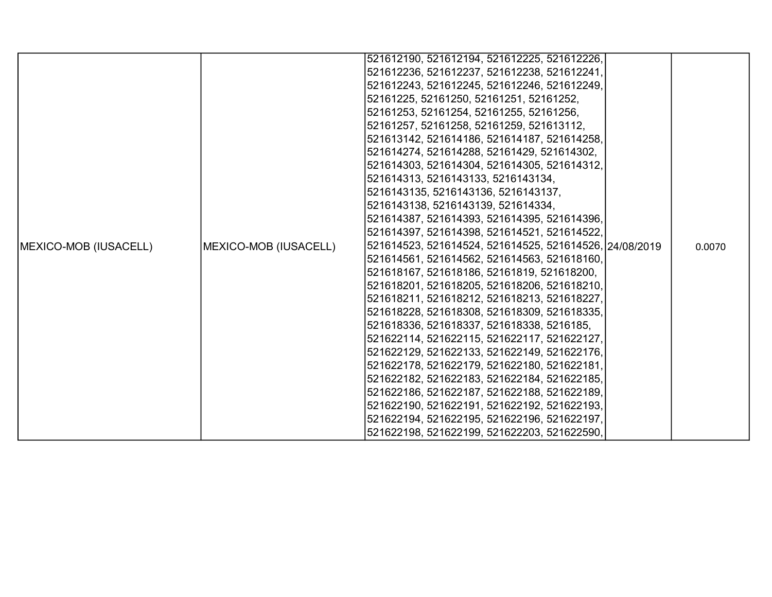| MEXICO-MOB (IUSACELL) | MEXICO-MOB (IUSACELL) | 521612190, 521612194, 521612225, 521612226, 521612236, 521612237, 521612238, 521612241, 521612243, 521612245, 521612246, 521612249, 52161225, 52161250, 52161251, 52161252, 52161253, 52161254, 52161255, 52161256, 52161257, 52161258, 52161259, 521613112, 521613142, 521614186, 521614187, 521614258, 521614274, 521614288, 52161429, 521614302, 521614303, 521614304, 521614305, 521614312, 521614313, 5216143133, 5216143134, 5216143135, 5216143136, 5216143137, 5216143138, 5216143139, 521614334, 521614387, 521614393, 521614395, 521614396, 521614397, 521614398, 521614521, 521614522, 521614523, 521614524, 521614525, 521614526, 521614561, 521614562, 521614563, 521618160, 521618167, 521618186, 52161819, 521618200, 521618201, 521618205, 521618206, 521618210, 521618211, 521618212, 521618213, 521618227, 521618228, 521618308, 521618309, 521618335, 521618336, 521618337, 521618338, 5216185, 521622114, 521622115, 521622117, 521622127, 521622129, 521622133, 521622149, 521622176, 521622178, 521622179, 521622180, 521622181, 521622182, 521622183, 521622184, 521622185, 521622186, 521622187, 521622188, 521622189, 521622190, 521622191, 521622192, 521622193, 521622194, 521622195, 521622196, 521622197, 521622198, 521622199, 521622203, 521622590, | 24/08/2019 | 0.0070 |
|---|---|---|---|---|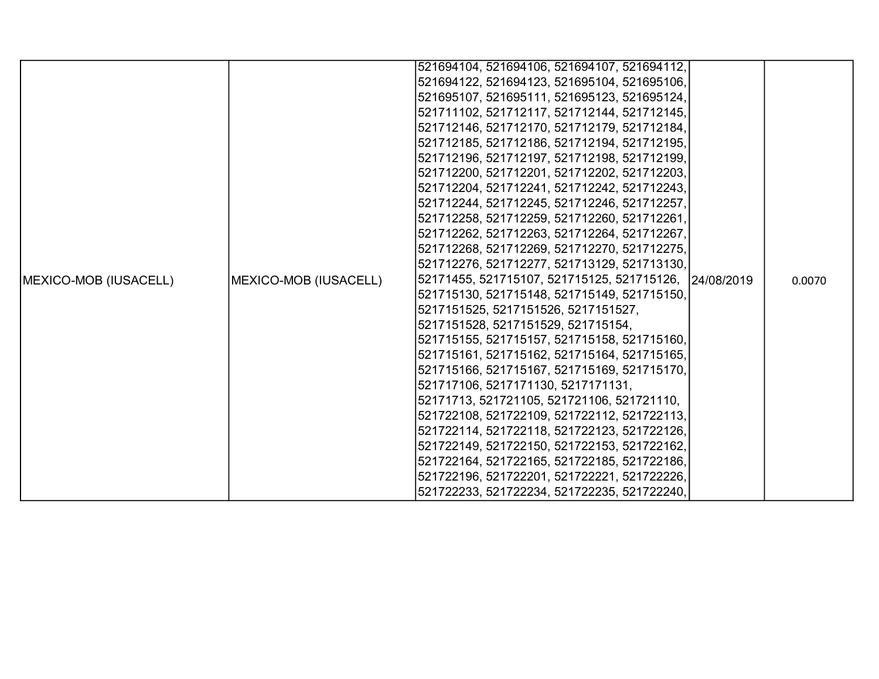| MEXICO-MOB (IUSACELL) | MEXICO-MOB (IUSACELL) | 521694104, 521694106, 521694107, 521694112, 521694122, 521694123, 521695104, 521695106, 521695107, 521695111, 521695123, 521695124, 521711102, 521712117, 521712144, 521712145, 521712146, 521712170, 521712179, 521712184, 521712185, 521712186, 521712194, 521712195, 521712196, 521712197, 521712198, 521712199, 521712200, 521712201, 521712202, 521712203, 521712204, 521712241, 521712242, 521712243, 521712244, 521712245, 521712246, 521712257, 521712258, 521712259, 521712260, 521712261, 521712262, 521712263, 521712264, 521712267, 521712268, 521712269, 521712270, 521712275, 521712276, 521712277, 521713129, 521713130, 52171455, 521715107, 521715125, 521715126, 521715130, 521715148, 521715149, 521715150, 5217151525, 5217151526, 5217151527, 5217151528, 5217151529, 521715154, 521715155, 521715157, 521715158, 521715160, 521715161, 521715162, 521715164, 521715165, 521715166, 521715167, 521715169, 521715170, 521717106, 5217171130, 5217171131, 52171713, 521721105, 521721106, 521721110, 521722108, 521722109, 521722112, 521722113, 521722114, 521722118, 521722123, 521722126, 521722149, 521722150, 521722153, 521722162, 521722164, 521722165, 521722185, 521722186, 521722196, 521722201, 521722221, 521722226, 521722233, 521722234, 521722235, 521722240, | 24/08/2019 | 0.0070 |
|---|---|---|---|---|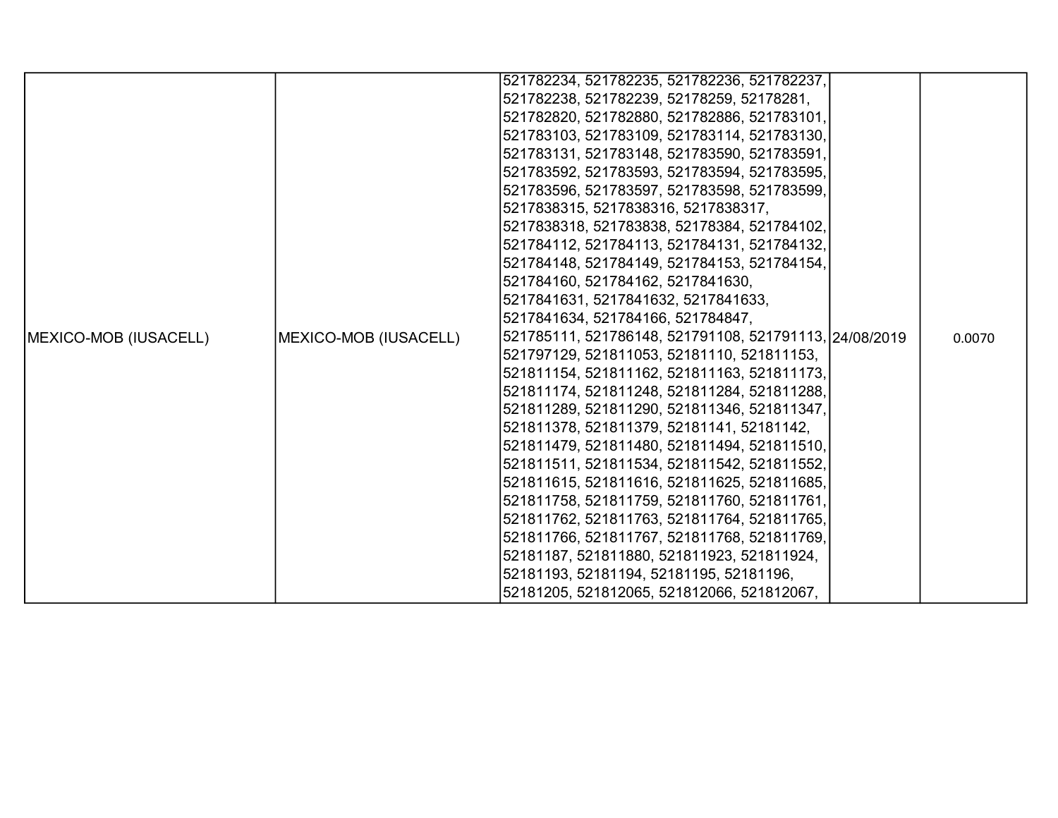| MEXICO-MOB (IUSACELL) | MEXICO-MOB (IUSACELL) | 521782234, 521782235, 521782236, 521782237, 521782238, 521782239, 52178259, 52178281, 521782820, 521782880, 521782886, 521783101, 521783103, 521783109, 521783114, 521783130, 521783131, 521783148, 521783590, 521783591, 521783592, 521783593, 521783594, 521783595, 521783596, 521783597, 521783598, 521783599, 5217838315, 5217838316, 5217838317, 5217838318, 521783838, 52178384, 521784102, 521784112, 521784113, 521784131, 521784132, 521784148, 521784149, 521784153, 521784154, 521784160, 521784162, 5217841630, 5217841631, 5217841632, 5217841633, 5217841634, 521784166, 521784847, 521785111, 521786148, 521791108, 521791113, 521797129, 521811053, 52181110, 521811153, 521811154, 521811162, 521811163, 521811173, 521811174, 521811248, 521811284, 521811288, 521811289, 521811290, 521811346, 521811347, 521811378, 521811379, 52181141, 52181142, 521811479, 521811480, 521811494, 521811510, 521811511, 521811534, 521811542, 521811552, 521811615, 521811616, 521811625, 521811685, 521811758, 521811759, 521811760, 521811761, 521811762, 521811763, 521811764, 521811765, 521811766, 521811767, 521811768, 521811769, 52181187, 521811880, 521811923, 521811924, 52181193, 52181194, 52181195, 52181196, 52181205, 521812065, 521812066, 521812067, | 24/08/2019 | 0.0070 |
|---|---|---|---|---|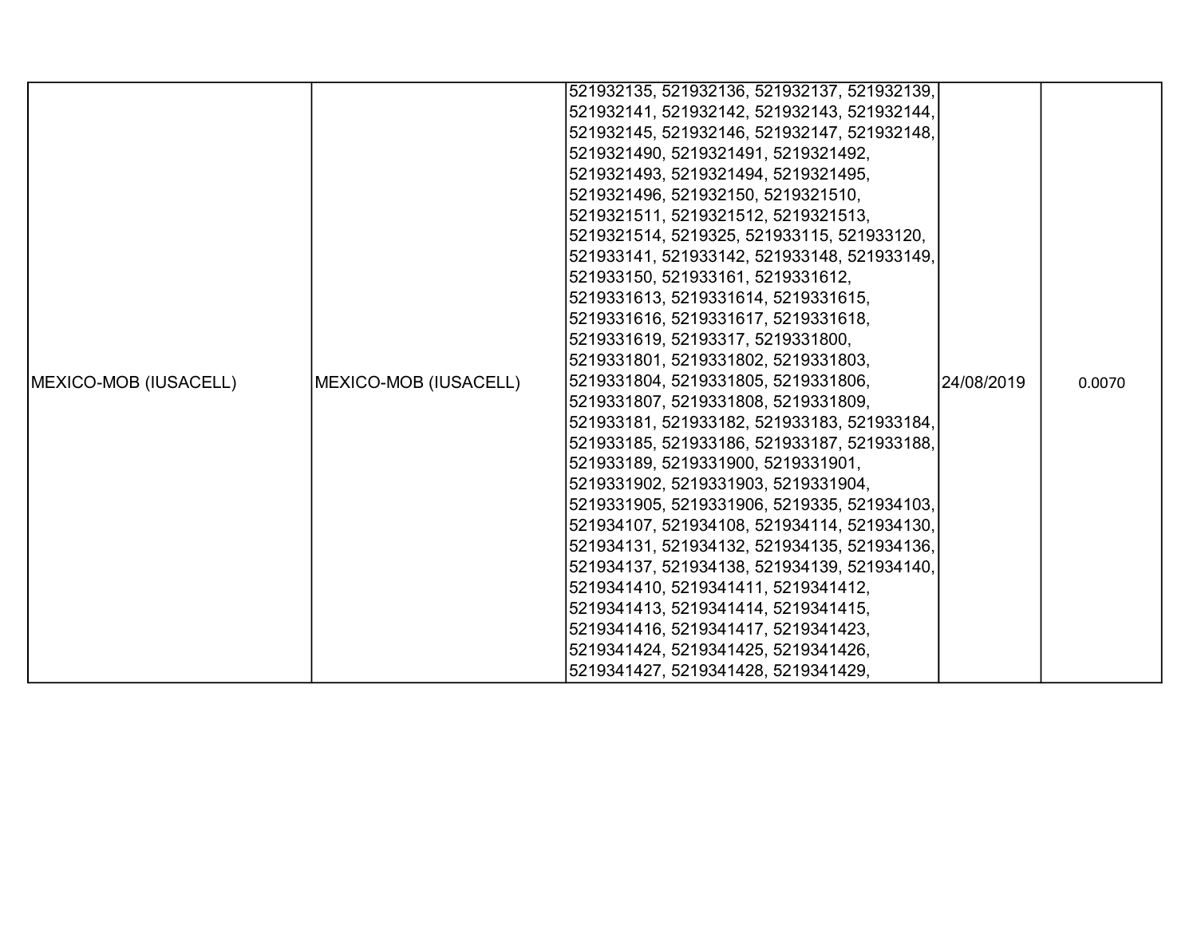| | | | | |
|---|---|---|---|---|
| MEXICO-MOB (IUSACELL) | MEXICO-MOB (IUSACELL) | 521932135, 521932136, 521932137, 521932139, 521932141, 521932142, 521932143, 521932144, 521932145, 521932146, 521932147, 521932148, 5219321490, 5219321491, 5219321492, 5219321493, 5219321494, 5219321495, 5219321496, 521932150, 5219321510, 5219321511, 5219321512, 5219321513, 5219321514, 5219325, 521933115, 521933120, 521933141, 521933142, 521933148, 521933149, 521933150, 521933161, 5219331612, 5219331613, 5219331614, 5219331615, 5219331616, 5219331617, 5219331618, 5219331619, 52193317, 5219331800, 5219331801, 5219331802, 5219331803, 5219331804, 5219331805, 5219331806, 5219331807, 5219331808, 5219331809, 521933181, 521933182, 521933183, 521933184, 521933185, 521933186, 521933187, 521933188, 521933189, 5219331900, 5219331901, 5219331902, 5219331903, 5219331904, 5219331905, 5219331906, 5219335, 521934103, 521934107, 521934108, 521934114, 521934130, 521934131, 521934132, 521934135, 521934136, 521934137, 521934138, 521934139, 521934140, 5219341410, 5219341411, 5219341412, 5219341413, 5219341414, 5219341415, 5219341416, 5219341417, 5219341423, 5219341424, 5219341425, 5219341426, 5219341427, 5219341428, 5219341429, | 24/08/2019 | 0.0070 |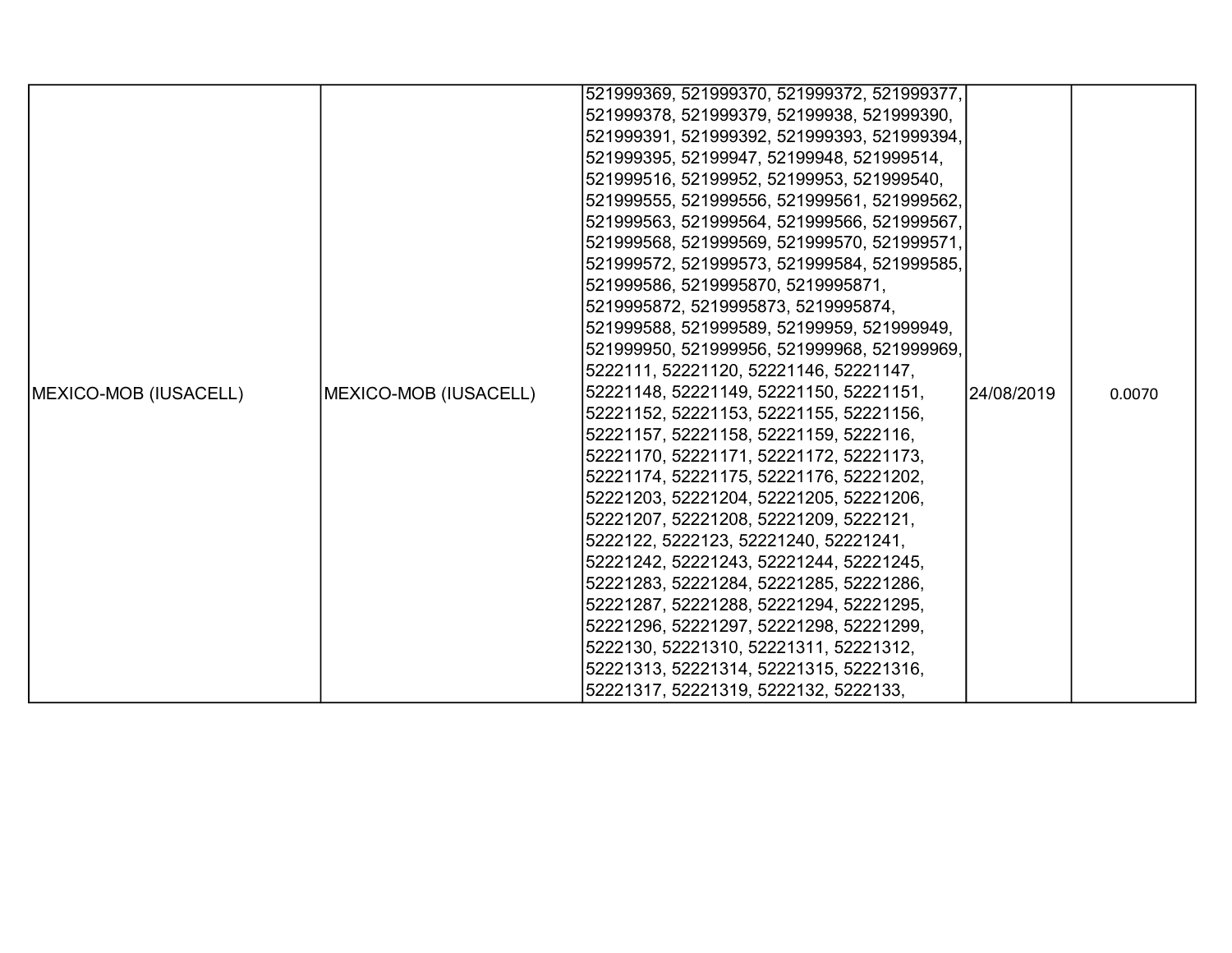| | | | | |
|---|---|---|---|---|
| MEXICO-MOB (IUSACELL) | MEXICO-MOB (IUSACELL) | 521999369, 521999370, 521999372, 521999377, 521999378, 521999379, 52199938, 521999390, 521999391, 521999392, 521999393, 521999394, 521999395, 52199947, 52199948, 521999514, 521999516, 52199952, 52199953, 521999540, 521999555, 521999556, 521999561, 521999562, 521999563, 521999564, 521999566, 521999567, 521999568, 521999569, 521999570, 521999571, 521999572, 521999573, 521999584, 521999585, 521999586, 5219995870, 5219995871, 5219995872, 5219995873, 5219995874, 521999588, 521999589, 52199959, 521999949, 521999950, 521999956, 521999968, 521999969, 5222111, 52221120, 52221146, 52221147, 52221148, 52221149, 52221150, 52221151, 52221152, 52221153, 52221155, 52221156, 52221157, 52221158, 52221159, 5222116, 52221170, 52221171, 52221172, 52221173, 52221174, 52221175, 52221176, 52221202, 52221203, 52221204, 52221205, 52221206, 52221207, 52221208, 52221209, 5222121, 5222122, 5222123, 52221240, 52221241, 52221242, 52221243, 52221244, 52221245, 52221283, 52221284, 52221285, 52221286, 52221287, 52221288, 52221294, 52221295, 52221296, 52221297, 52221298, 52221299, 5222130, 52221310, 52221311, 52221312, 52221313, 52221314, 52221315, 52221316, 52221317, 52221319, 5222132, 5222133, | 24/08/2019 | 0.0070 |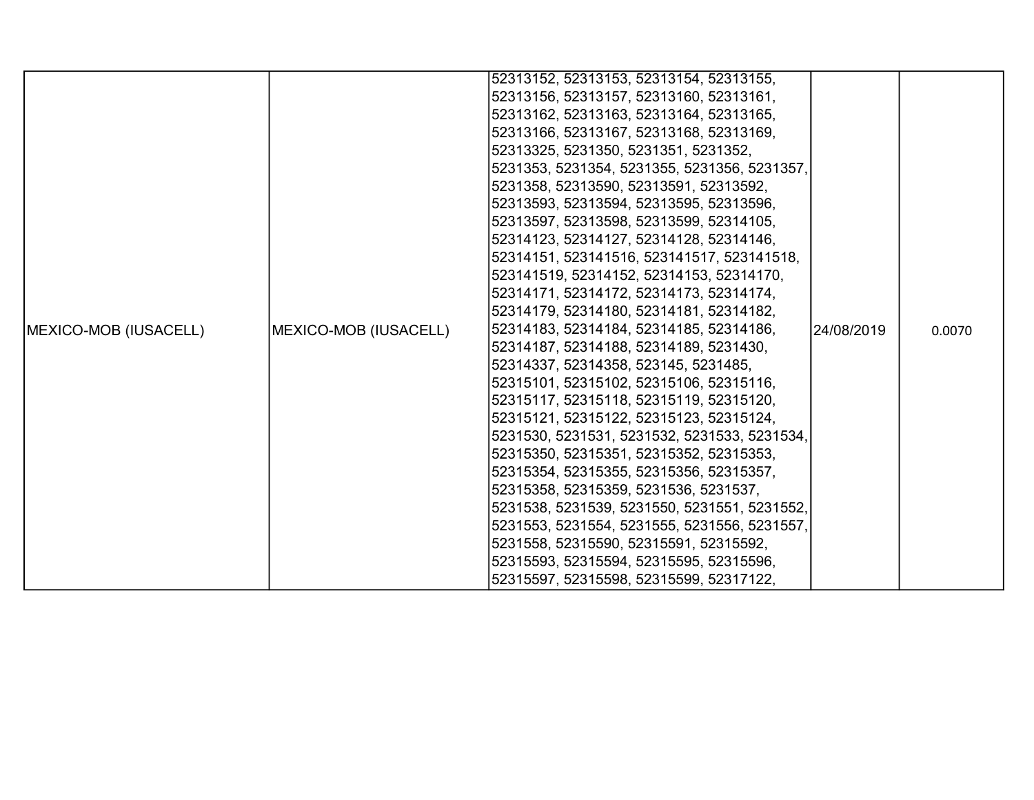| | | | | |
|---|---|---|---|---|
| MEXICO-MOB (IUSACELL) | MEXICO-MOB (IUSACELL) | 52313152, 52313153, 52313154, 52313155, 52313156, 52313157, 52313160, 52313161, 52313162, 52313163, 52313164, 52313165, 52313166, 52313167, 52313168, 52313169, 52313325, 5231350, 5231351, 5231352, 5231353, 5231354, 5231355, 5231356, 5231357, 5231358, 52313590, 52313591, 52313592, 52313593, 52313594, 52313595, 52313596, 52313597, 52313598, 52313599, 52314105, 52314123, 52314127, 52314128, 52314146, 52314151, 523141516, 523141517, 523141518, 523141519, 52314152, 52314153, 52314170, 52314171, 52314172, 52314173, 52314174, 52314179, 52314180, 52314181, 52314182, 52314183, 52314184, 52314185, 52314186, 52314187, 52314188, 52314189, 5231430, 52314337, 52314358, 523145, 5231485, 52315101, 52315102, 52315106, 52315116, 52315117, 52315118, 52315119, 52315120, 52315121, 52315122, 52315123, 52315124, 5231530, 5231531, 5231532, 5231533, 5231534, 52315350, 52315351, 52315352, 52315353, 52315354, 52315355, 52315356, 52315357, 52315358, 52315359, 5231536, 5231537, 5231538, 5231539, 5231550, 5231551, 5231552, 5231553, 5231554, 5231555, 5231556, 5231557, 5231558, 52315590, 52315591, 52315592, 52315593, 52315594, 52315595, 52315596, 52315597, 52315598, 52315599, 52317122, | 24/08/2019 | 0.0070 |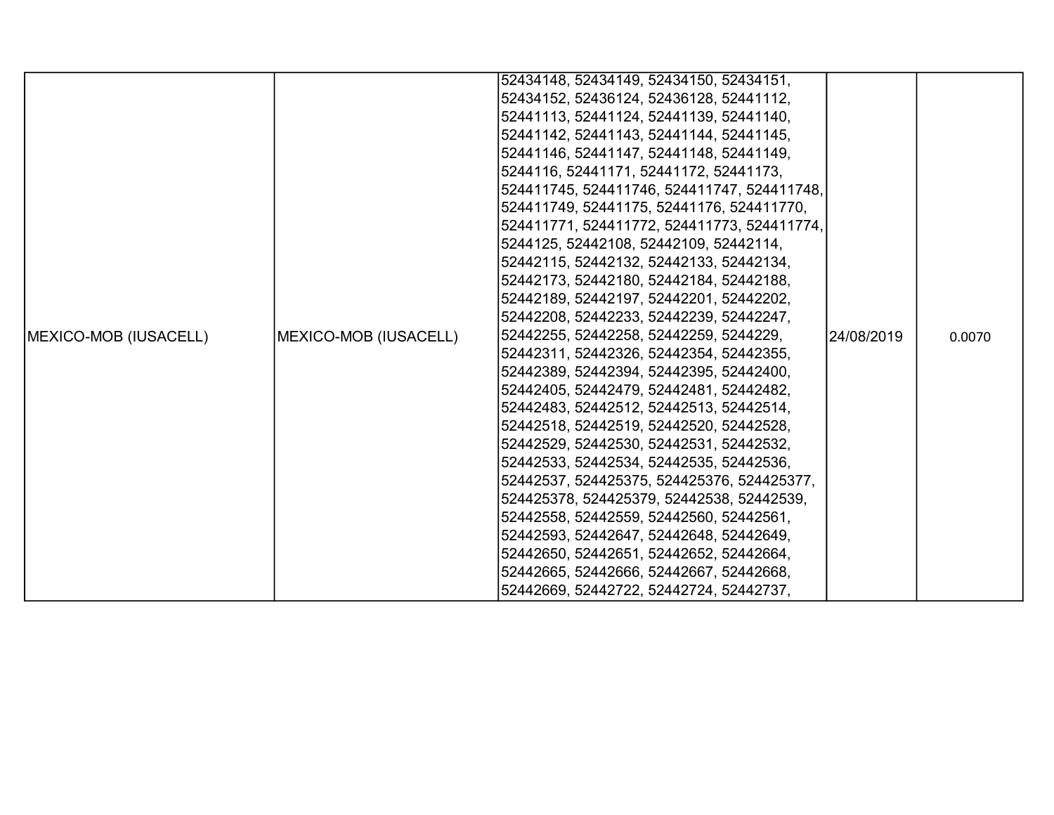| MEXICO-MOB (IUSACELL) | MEXICO-MOB (IUSACELL) | 52434148, 52434149, 52434150, 52434151, 52434152, 52436124, 52436128, 52441112, 52441113, 52441124, 52441139, 52441140, 52441142, 52441143, 52441144, 52441145, 52441146, 52441147, 52441148, 52441149, 5244116, 52441171, 52441172, 52441173, 524411745, 524411746, 524411747, 524411748, 524411749, 52441175, 52441176, 524411770, 524411771, 524411772, 524411773, 524411774, 5244125, 52442108, 52442109, 52442114, 52442115, 52442132, 52442133, 52442134, 52442173, 52442180, 52442184, 52442188, 52442189, 52442197, 52442201, 52442202, 52442208, 52442233, 52442239, 52442247, 52442255, 52442258, 52442259, 5244229, 52442311, 52442326, 52442354, 52442355, 52442389, 52442394, 52442395, 52442400, 52442405, 52442479, 52442481, 52442482, 52442483, 52442512, 52442513, 52442514, 52442518, 52442519, 52442520, 52442528, 52442529, 52442530, 52442531, 52442532, 52442533, 52442534, 52442535, 52442536, 52442537, 524425375, 524425376, 524425377, 524425378, 524425379, 52442538, 52442539, 52442558, 52442559, 52442560, 52442561, 52442593, 52442647, 52442648, 52442649, 52442650, 52442651, 52442652, 52442664, 52442665, 52442666, 52442667, 52442668, 52442669, 52442722, 52442724, 52442737, | 24/08/2019 | 0.0070 |
|---|---|---|---|---|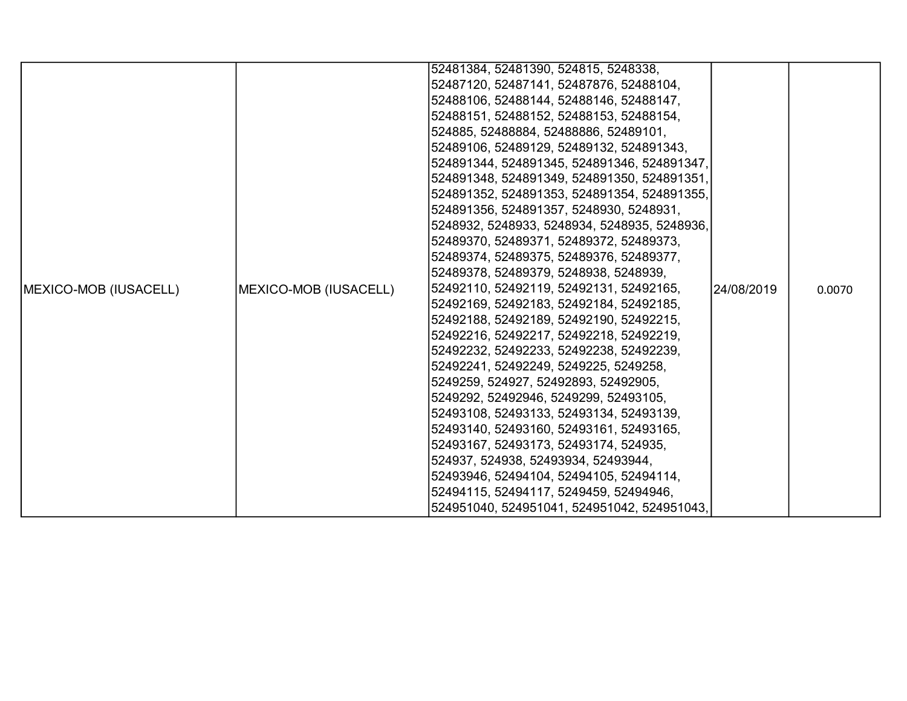| MEXICO-MOB (IUSACELL) | MEXICO-MOB (IUSACELL) | 52481384, 52481390, 524815, 5248338, 52487120, 52487141, 52487876, 52488104, 52488106, 52488144, 52488146, 52488147, 52488151, 52488152, 52488153, 52488154, 524885, 52488884, 52488886, 52489101, 52489106, 52489129, 52489132, 524891343, 524891344, 524891345, 524891346, 524891347, 524891348, 524891349, 524891350, 524891351, 524891352, 524891353, 524891354, 524891355, 524891356, 524891357, 5248930, 5248931, 5248932, 5248933, 5248934, 5248935, 5248936, 52489370, 52489371, 52489372, 52489373, 52489374, 52489375, 52489376, 52489377, 52489378, 52489379, 5248938, 5248939, 52492110, 52492119, 52492131, 52492165, 52492169, 52492183, 52492184, 52492185, 52492188, 52492189, 52492190, 52492215, 52492216, 52492217, 52492218, 52492219, 52492232, 52492233, 52492238, 52492239, 52492241, 52492249, 5249225, 5249258, 5249259, 524927, 52492893, 52492905, 5249292, 52492946, 5249299, 52493105, 52493108, 52493133, 52493134, 52493139, 52493140, 52493160, 52493161, 52493165, 52493167, 52493173, 52493174, 524935, 524937, 524938, 52493934, 52493944, 52493946, 52494104, 52494105, 52494114, 52494115, 52494117, 5249459, 52494946, 524951040, 524951041, 524951042, 524951043, | 24/08/2019 | 0.0070 |
|---|---|---|---|---|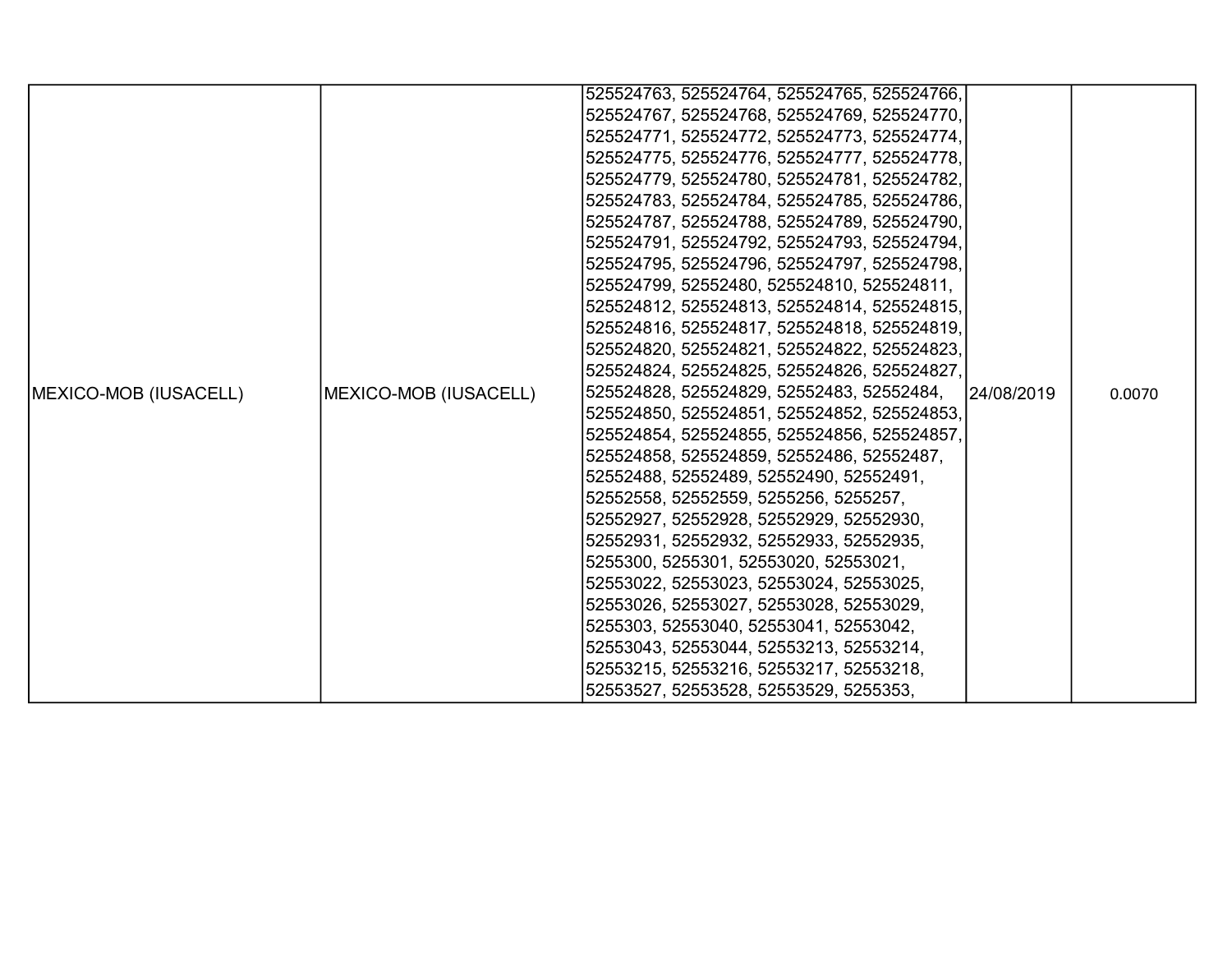| MEXICO-MOB (IUSACELL) | MEXICO-MOB (IUSACELL) | 525524763, 525524764, 525524765, 525524766, 525524767, 525524768, 525524769, 525524770, 525524771, 525524772, 525524773, 525524774, 525524775, 525524776, 525524777, 525524778, 525524779, 525524780, 525524781, 525524782, 525524783, 525524784, 525524785, 525524786, 525524787, 525524788, 525524789, 525524790, 525524791, 525524792, 525524793, 525524794, 525524795, 525524796, 525524797, 525524798, 525524799, 52552480, 525524810, 525524811, 525524812, 525524813, 525524814, 525524815, 525524816, 525524817, 525524818, 525524819, 525524820, 525524821, 525524822, 525524823, 525524824, 525524825, 525524826, 525524827, 525524828, 525524829, 52552483, 52552484, 525524850, 525524851, 525524852, 525524853, 525524854, 525524855, 525524856, 525524857, 525524858, 525524859, 52552486, 52552487, 52552488, 52552489, 52552490, 52552491, 52552558, 52552559, 5255256, 5255257, 52552927, 52552928, 52552929, 52552930, 52552931, 52552932, 52552933, 52552935, 5255300, 5255301, 52553020, 52553021, 52553022, 52553023, 52553024, 52553025, 52553026, 52553027, 52553028, 52553029, 5255303, 52553040, 52553041, 52553042, 52553043, 52553044, 52553213, 52553214, 52553215, 52553216, 52553217, 52553218, 52553527, 52553528, 52553529, 5255353, | 24/08/2019 | 0.0070 |
|---|---|---|---|---|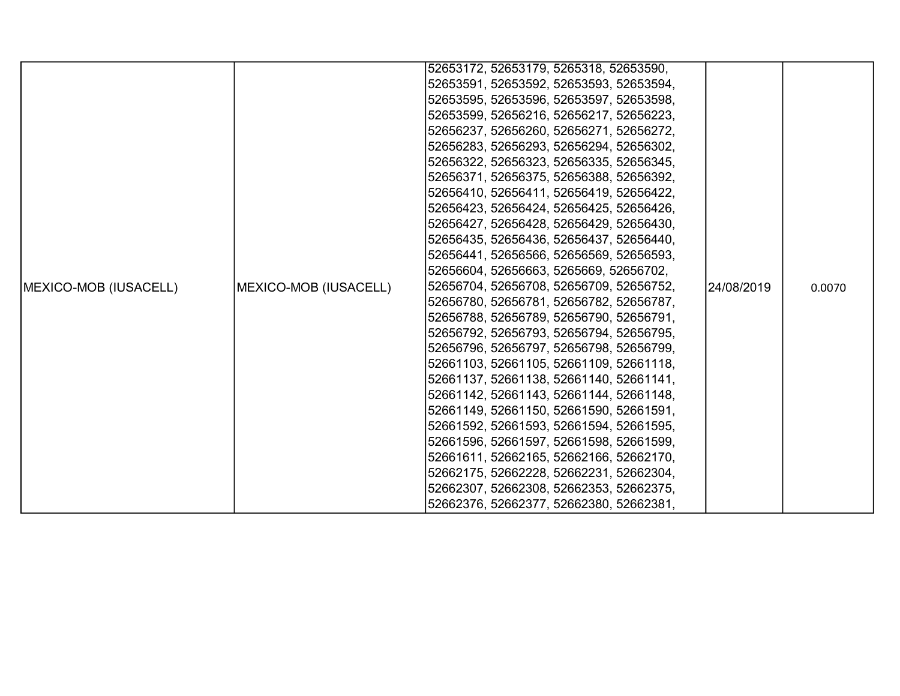| MEXICO-MOB (IUSACELL) | MEXICO-MOB (IUSACELL) | 52653172, 52653179, 5265318, 52653590, 52653591, 52653592, 52653593, 52653594, 52653595, 52653596, 52653597, 52653598, 52653599, 52656216, 52656217, 52656223, 52656237, 52656260, 52656271, 52656272, 52656283, 52656293, 52656294, 52656302, 52656322, 52656323, 52656335, 52656345, 52656371, 52656375, 52656388, 52656392, 52656410, 52656411, 52656419, 52656422, 52656423, 52656424, 52656425, 52656426, 52656427, 52656428, 52656429, 52656430, 52656435, 52656436, 52656437, 52656440, 52656441, 52656566, 52656569, 52656593, 52656604, 52656663, 5265669, 52656702, 52656704, 52656708, 52656709, 52656752, 52656780, 52656781, 52656782, 52656787, 52656788, 52656789, 52656790, 52656791, 52656792, 52656793, 52656794, 52656795, 52656796, 52656797, 52656798, 52656799, 52661103, 52661105, 52661109, 52661118, 52661137, 52661138, 52661140, 52661141, 52661142, 52661143, 52661144, 52661148, 52661149, 52661150, 52661590, 52661591, 52661592, 52661593, 52661594, 52661595, 52661596, 52661597, 52661598, 52661599, 52661611, 52662165, 52662166, 52662170, 52662175, 52662228, 52662231, 52662304, 52662307, 52662308, 52662353, 52662375, 52662376, 52662377, 52662380, 52662381, | 24/08/2019 | 0.0070 |
|---|---|---|---|---|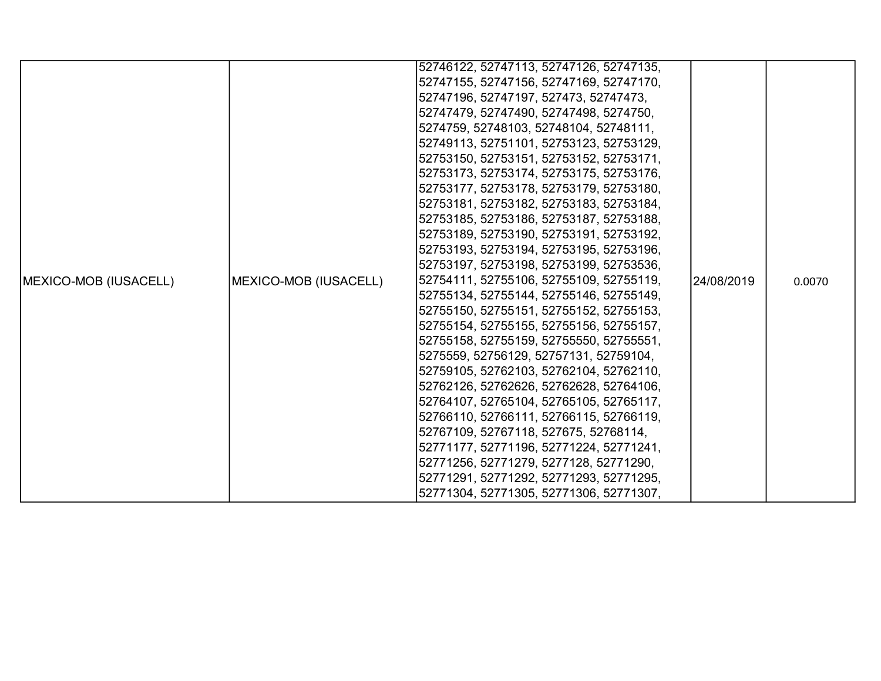| | | | | |
|---|---|---|---|---|
| MEXICO-MOB (IUSACELL) | MEXICO-MOB (IUSACELL) | 52746122, 52747113, 52747126, 52747135, 52747155, 52747156, 52747169, 52747170, 52747196, 52747197, 527473, 52747473, 52747479, 52747490, 52747498, 5274750, 5274759, 52748103, 52748104, 52748111, 52749113, 52751101, 52753123, 52753129, 52753150, 52753151, 52753152, 52753171, 52753173, 52753174, 52753175, 52753176, 52753177, 52753178, 52753179, 52753180, 52753181, 52753182, 52753183, 52753184, 52753185, 52753186, 52753187, 52753188, 52753189, 52753190, 52753191, 52753192, 52753193, 52753194, 52753195, 52753196, 52753197, 52753198, 52753199, 52753536, 52754111, 52755106, 52755109, 52755119, 52755134, 52755144, 52755146, 52755149, 52755150, 52755151, 52755152, 52755153, 52755154, 52755155, 52755156, 52755157, 52755158, 52755159, 52755550, 52755551, 5275559, 52756129, 52757131, 52759104, 52759105, 52762103, 52762104, 52762110, 52762126, 52762626, 52762628, 52764106, 52764107, 52765104, 52765105, 52765117, 52766110, 52766111, 52766115, 52766119, 52767109, 52767118, 527675, 52768114, 52771177, 52771196, 52771224, 52771241, 52771256, 52771279, 5277128, 52771290, 52771291, 52771292, 52771293, 52771295, 52771304, 52771305, 52771306, 52771307, | 24/08/2019 | 0.0070 |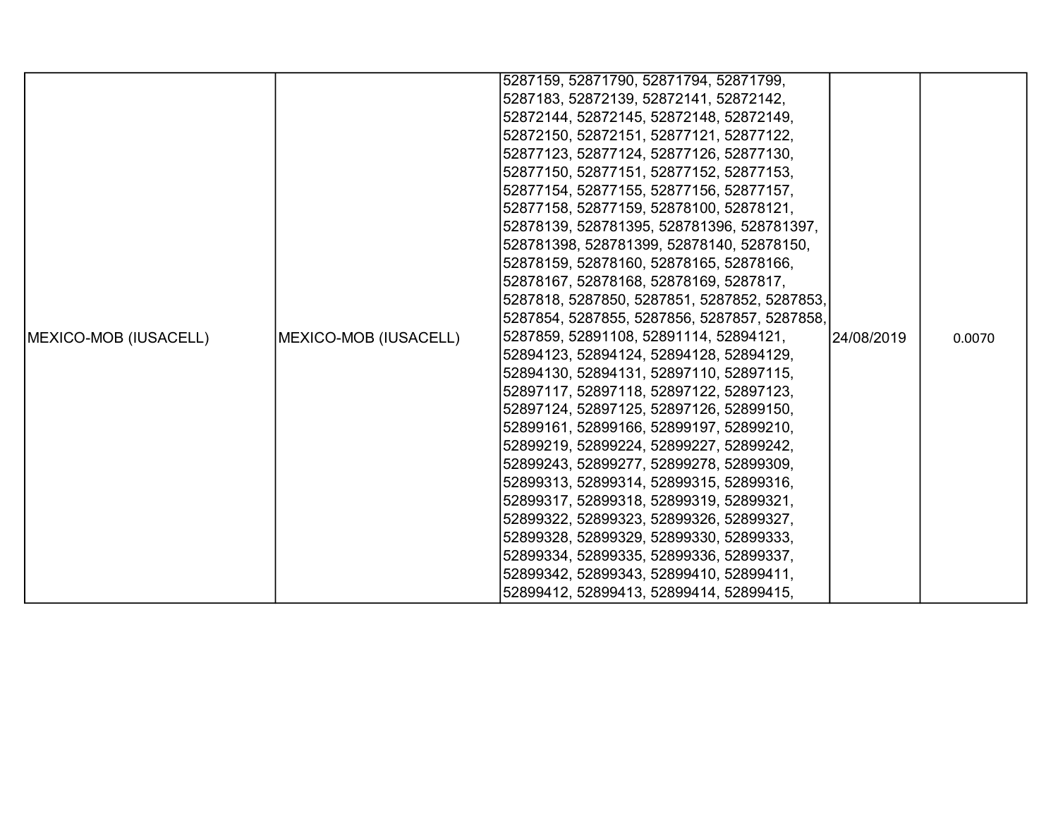| | | | | |
|---|---|---|---|---|
| MEXICO-MOB (IUSACELL) | MEXICO-MOB (IUSACELL) | 5287159, 52871790, 52871794, 52871799, 5287183, 52872139, 52872141, 52872142, 52872144, 52872145, 52872148, 52872149, 52872150, 52872151, 52877121, 52877122, 52877123, 52877124, 52877126, 52877130, 52877150, 52877151, 52877152, 52877153, 52877154, 52877155, 52877156, 52877157, 52877158, 52877159, 52878100, 52878121, 52878139, 528781395, 528781396, 528781397, 528781398, 528781399, 52878140, 52878150, 52878159, 52878160, 52878165, 52878166, 52878167, 52878168, 52878169, 5287817, 5287818, 5287850, 5287851, 5287852, 5287853, 5287854, 5287855, 5287856, 5287857, 5287858, 5287859, 52891108, 52891114, 52894121, 52894123, 52894124, 52894128, 52894129, 52894130, 52894131, 52897110, 52897115, 52897117, 52897118, 52897122, 52897123, 52897124, 52897125, 52897126, 52899150, 52899161, 52899166, 52899197, 52899210, 52899219, 52899224, 52899227, 52899242, 52899243, 52899277, 52899278, 52899309, 52899313, 52899314, 52899315, 52899316, 52899317, 52899318, 52899319, 52899321, 52899322, 52899323, 52899326, 52899327, 52899328, 52899329, 52899330, 52899333, 52899334, 52899335, 52899336, 52899337, 52899342, 52899343, 52899410, 52899411, 52899412, 52899413, 52899414, 52899415, | 24/08/2019 | 0.0070 |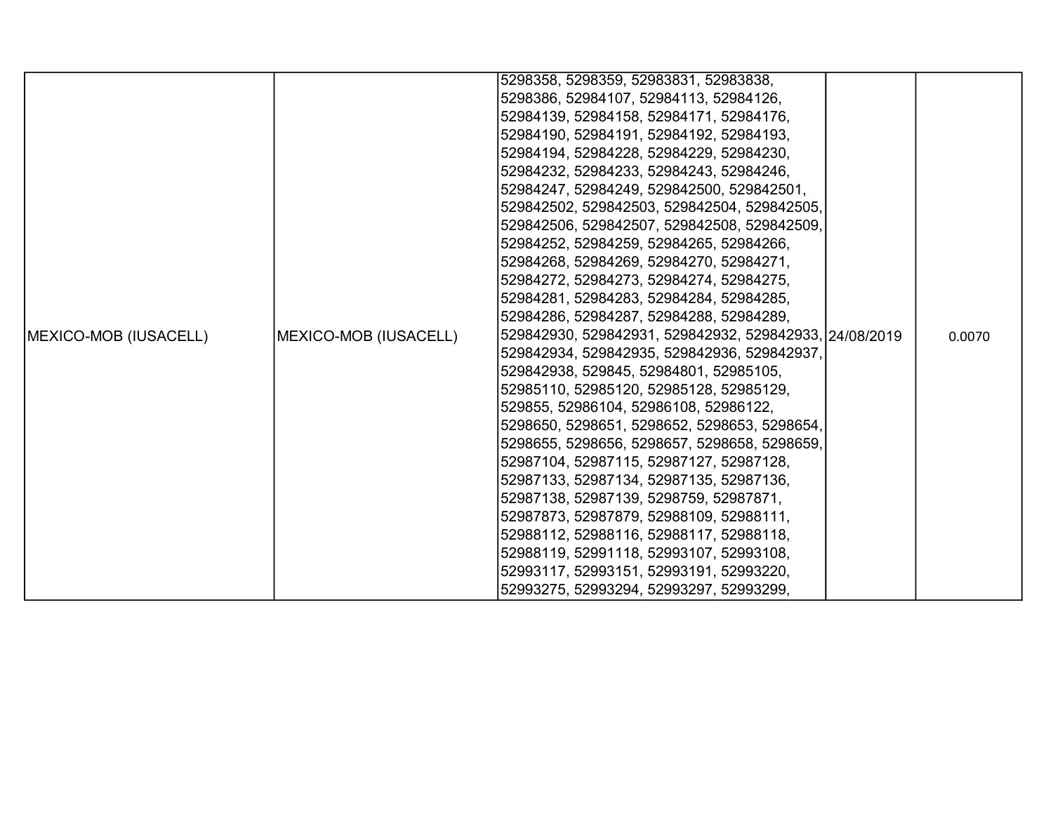| MEXICO-MOB (IUSACELL) | MEXICO-MOB (IUSACELL) | 5298358, 5298359, 52983831, 52983838, 5298386, 52984107, 52984113, 52984126, 52984139, 52984158, 52984171, 52984176, 52984190, 52984191, 52984192, 52984193, 52984194, 52984228, 52984229, 52984230, 52984232, 52984233, 52984243, 52984246, 52984247, 52984249, 529842500, 529842501, 529842502, 529842503, 529842504, 529842505, 529842506, 529842507, 529842508, 529842509, 52984252, 52984259, 52984265, 52984266, 52984268, 52984269, 52984270, 52984271, 52984272, 52984273, 52984274, 52984275, 52984281, 52984283, 52984284, 52984285, 52984286, 52984287, 52984288, 52984289, 529842930, 529842931, 529842932, 529842933, 529842934, 529842935, 529842936, 529842937, 529842938, 529845, 52984801, 52985105, 52985110, 52985120, 52985128, 52985129, 529855, 52986104, 52986108, 52986122, 5298650, 5298651, 5298652, 5298653, 5298654, 5298655, 5298656, 5298657, 5298658, 5298659, 52987104, 52987115, 52987127, 52987128, 52987133, 52987134, 52987135, 52987136, 52987138, 52987139, 5298759, 52987871, 52987873, 52987879, 52988109, 52988111, 52988112, 52988116, 52988117, 52988118, 52988119, 52991118, 52993107, 52993108, 52993117, 52993151, 52993191, 52993220, 52993275, 52993294, 52993297, 52993299, | 24/08/2019 | 0.0070 |
|---|---|---|---|---|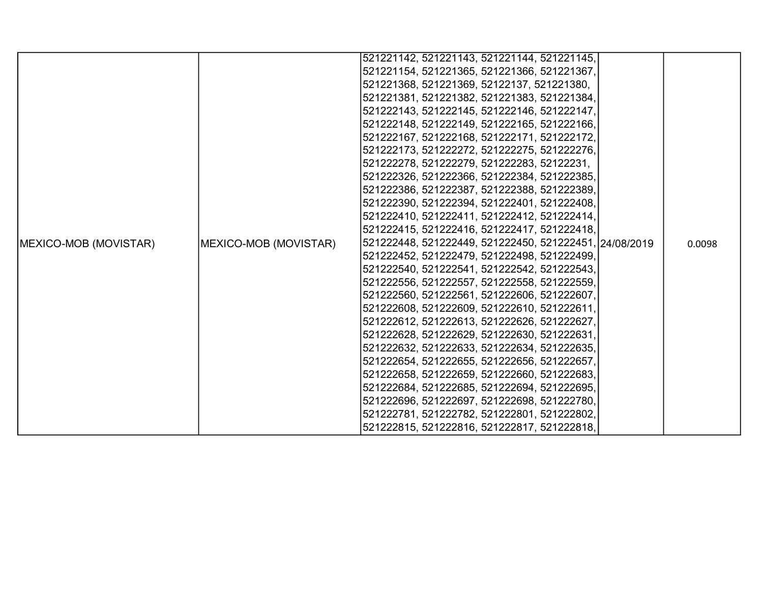| | | | | |
|---|---|---|---|---|
| MEXICO-MOB (MOVISTAR) | MEXICO-MOB (MOVISTAR) | 521221142, 521221143, 521221144, 521221145, 521221154, 521221365, 521221366, 521221367, 521221368, 521221369, 52122137, 521221380, 521221381, 521221382, 521221383, 521221384, 521222143, 521222145, 521222146, 521222147, 521222148, 521222149, 521222165, 521222166, 521222167, 521222168, 521222171, 521222172, 521222173, 521222272, 521222275, 521222276, 521222278, 521222279, 521222283, 52122231, 521222326, 521222366, 521222384, 521222385, 521222386, 521222387, 521222388, 521222389, 521222390, 521222394, 521222401, 521222408, 521222410, 521222411, 521222412, 521222414, 521222415, 521222416, 521222417, 521222418, 521222448, 521222449, 521222450, 521222451, 521222452, 521222479, 521222498, 521222499, 521222540, 521222541, 521222542, 521222543, 521222556, 521222557, 521222558, 521222559, 521222560, 521222561, 521222606, 521222607, 521222608, 521222609, 521222610, 521222611, 521222612, 521222613, 521222626, 521222627, 521222628, 521222629, 521222630, 521222631, 521222632, 521222633, 521222634, 521222635, 521222654, 521222655, 521222656, 521222657, 521222658, 521222659, 521222660, 521222683, 521222684, 521222685, 521222694, 521222695, 521222696, 521222697, 521222698, 521222780, 521222781, 521222782, 521222801, 521222802, 521222815, 521222816, 521222817, 521222818, | 24/08/2019 | 0.0098 |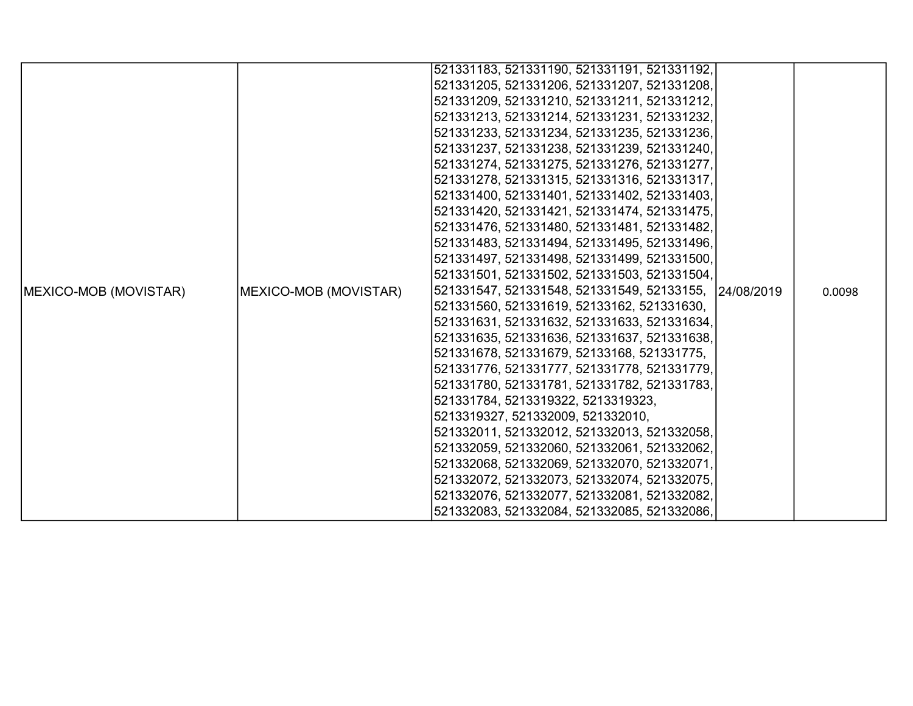| | | | | |
|---|---|---|---|---|
| MEXICO-MOB (MOVISTAR) | MEXICO-MOB (MOVISTAR) | 521331183, 521331190, 521331191, 521331192, 521331205, 521331206, 521331207, 521331208, 521331209, 521331210, 521331211, 521331212, 521331213, 521331214, 521331231, 521331232, 521331233, 521331234, 521331235, 521331236, 521331237, 521331238, 521331239, 521331240, 521331274, 521331275, 521331276, 521331277, 521331278, 521331315, 521331316, 521331317, 521331400, 521331401, 521331402, 521331403, 521331420, 521331421, 521331474, 521331475, 521331476, 521331480, 521331481, 521331482, 521331483, 521331494, 521331495, 521331496, 521331497, 521331498, 521331499, 521331500, 521331501, 521331502, 521331503, 521331504, 521331547, 521331548, 521331549, 52133155, 521331560, 521331619, 52133162, 521331630, 521331631, 521331632, 521331633, 521331634, 521331635, 521331636, 521331637, 521331638, 521331678, 521331679, 52133168, 521331775, 521331776, 521331777, 521331778, 521331779, 521331780, 521331781, 521331782, 521331783, 521331784, 5213319322, 5213319323, 5213319327, 521332009, 521332010, 521332011, 521332012, 521332013, 521332058, 521332059, 521332060, 521332061, 521332062, 521332068, 521332069, 521332070, 521332071, 521332072, 521332073, 521332074, 521332075, 521332076, 521332077, 521332081, 521332082, 521332083, 521332084, 521332085, 521332086, | 24/08/2019 | 0.0098 |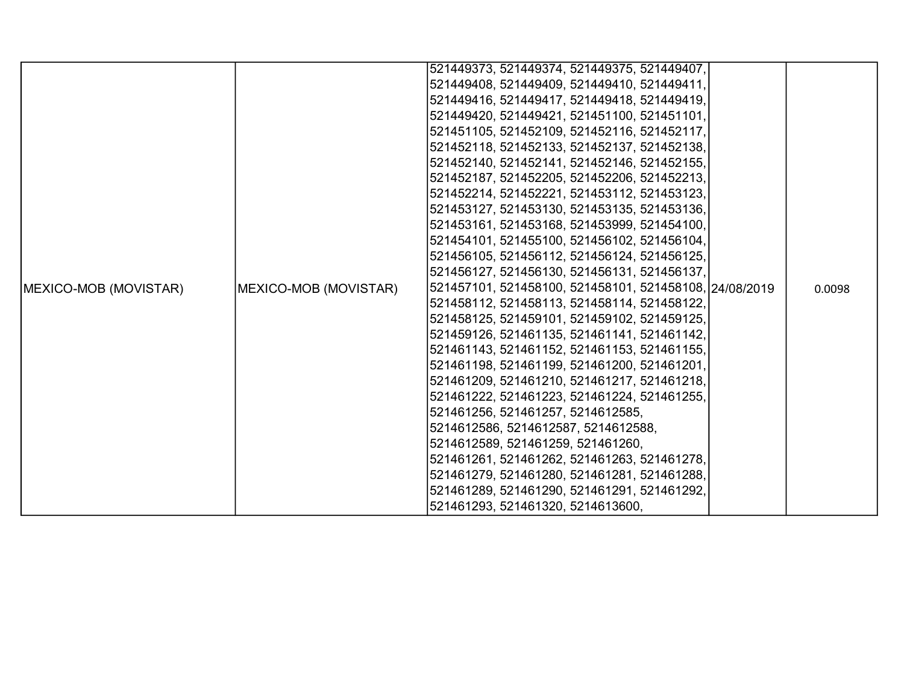| | | | | |
|---|---|---|---|---|
| MEXICO-MOB (MOVISTAR) | MEXICO-MOB (MOVISTAR) | 521449373, 521449374, 521449375, 521449407, 521449408, 521449409, 521449410, 521449411, 521449416, 521449417, 521449418, 521449419, 521449420, 521449421, 521451100, 521451101, 521451105, 521452109, 521452116, 521452117, 521452118, 521452133, 521452137, 521452138, 521452140, 521452141, 521452146, 521452155, 521452187, 521452205, 521452206, 521452213, 521452214, 521452221, 521453112, 521453123, 521453127, 521453130, 521453135, 521453136, 521453161, 521453168, 521453999, 521454100, 521454101, 521455100, 521456102, 521456104, 521456105, 521456112, 521456124, 521456125, 521456127, 521456130, 521456131, 521456137, 521457101, 521458100, 521458101, 521458108, 521458112, 521458113, 521458114, 521458122, 521458125, 521459101, 521459102, 521459125, 521459126, 521461135, 521461141, 521461142, 521461143, 521461152, 521461153, 521461155, 521461198, 521461199, 521461200, 521461201, 521461209, 521461210, 521461217, 521461218, 521461222, 521461223, 521461224, 521461255, 521461256, 521461257, 5214612585, 5214612586, 5214612587, 5214612588, 5214612589, 521461259, 521461260, 521461261, 521461262, 521461263, 521461278, 521461279, 521461280, 521461281, 521461288, 521461289, 521461290, 521461291, 521461292, 521461293, 521461320, 5214613600, | 24/08/2019 | 0.0098 |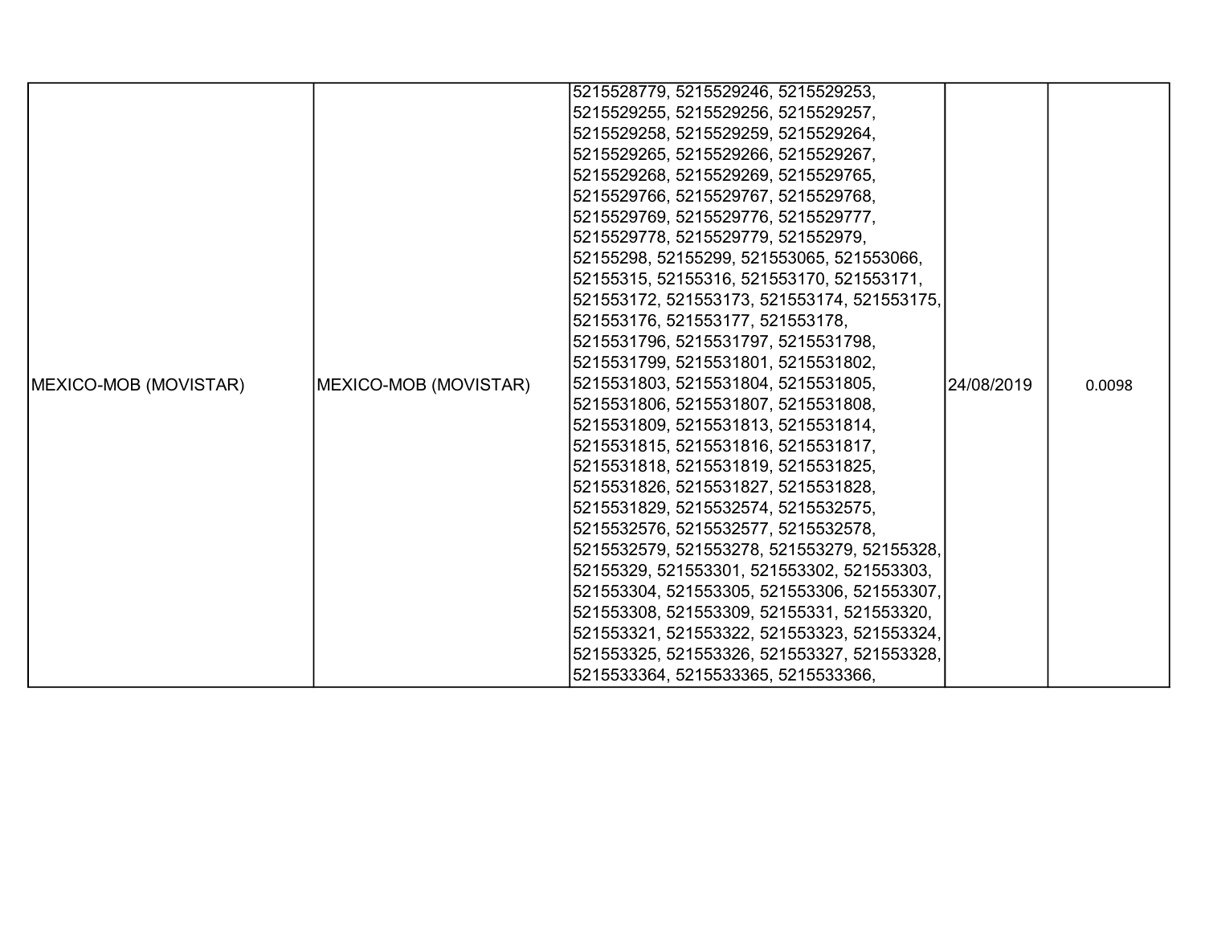| | | | | |
|---|---|---|---|---|
| MEXICO-MOB (MOVISTAR) | MEXICO-MOB (MOVISTAR) | 5215528779, 5215529246, 5215529253, 5215529255, 5215529256, 5215529257, 5215529258, 5215529259, 5215529264, 5215529265, 5215529266, 5215529267, 5215529268, 5215529269, 5215529765, 5215529766, 5215529767, 5215529768, 5215529769, 5215529776, 5215529777, 5215529778, 5215529779, 521552979, 52155298, 52155299, 521553065, 521553066, 52155315, 52155316, 521553170, 521553171, 521553172, 521553173, 521553174, 521553175, 521553176, 521553177, 521553178, 5215531796, 5215531797, 5215531798, 5215531799, 5215531801, 5215531802, 5215531803, 5215531804, 5215531805, 5215531806, 5215531807, 5215531808, 5215531809, 5215531813, 5215531814, 5215531815, 5215531816, 5215531817, 5215531818, 5215531819, 5215531825, 5215531826, 5215531827, 5215531828, 5215531829, 5215532574, 5215532575, 5215532576, 5215532577, 5215532578, 5215532579, 521553278, 521553279, 52155328, 52155329, 521553301, 521553302, 521553303, 521553304, 521553305, 521553306, 521553307, 521553308, 521553309, 52155331, 521553320, 521553321, 521553322, 521553323, 521553324, 521553325, 521553326, 521553327, 521553328, 5215533364, 5215533365, 5215533366, | 24/08/2019 | 0.0098 |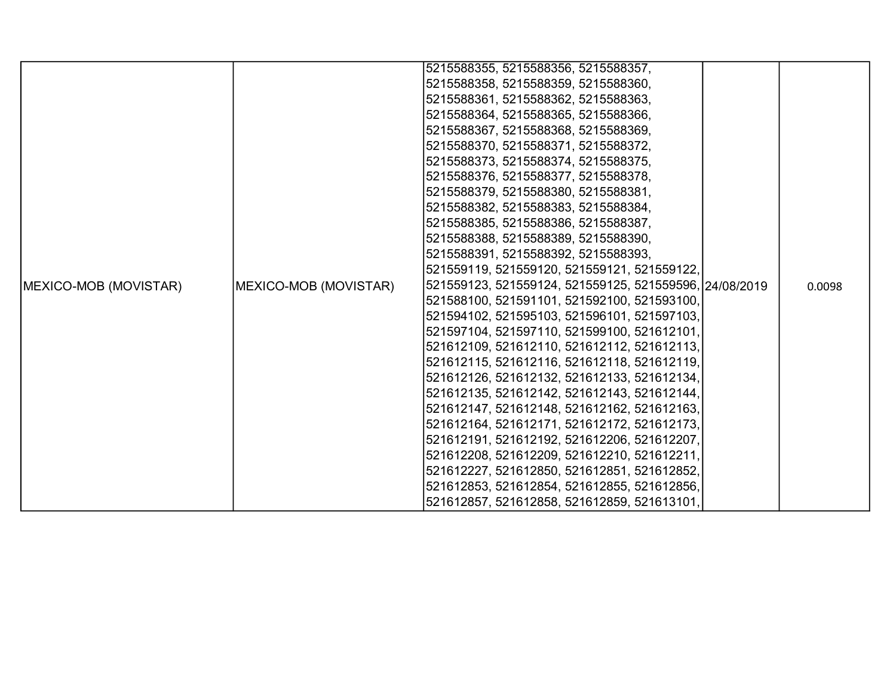| | | | | |
|---|---|---|---|---|
| MEXICO-MOB (MOVISTAR) | MEXICO-MOB (MOVISTAR) | 5215588355, 5215588356, 5215588357, 5215588358, 5215588359, 5215588360, 5215588361, 5215588362, 5215588363, 5215588364, 5215588365, 5215588366, 5215588367, 5215588368, 5215588369, 5215588370, 5215588371, 5215588372, 5215588373, 5215588374, 5215588375, 5215588376, 5215588377, 5215588378, 5215588379, 5215588380, 5215588381, 5215588382, 5215588383, 5215588384, 5215588385, 5215588386, 5215588387, 5215588388, 5215588389, 5215588390, 5215588391, 5215588392, 5215588393, 521559119, 521559120, 521559121, 521559122, 521559123, 521559124, 521559125, 521559596, 521588100, 521591101, 521592100, 521593100, 521594102, 521595103, 521596101, 521597103, 521597104, 521597110, 521599100, 521612101, 521612109, 521612110, 521612112, 521612113, 521612115, 521612116, 521612118, 521612119, 521612126, 521612132, 521612133, 521612134, 521612135, 521612142, 521612143, 521612144, 521612147, 521612148, 521612162, 521612163, 521612164, 521612171, 521612172, 521612173, 521612191, 521612192, 521612206, 521612207, 521612208, 521612209, 521612210, 521612211, 521612227, 521612850, 521612851, 521612852, 521612853, 521612854, 521612855, 521612856, 521612857, 521612858, 521612859, 521613101, | 24/08/2019 | 0.0098 |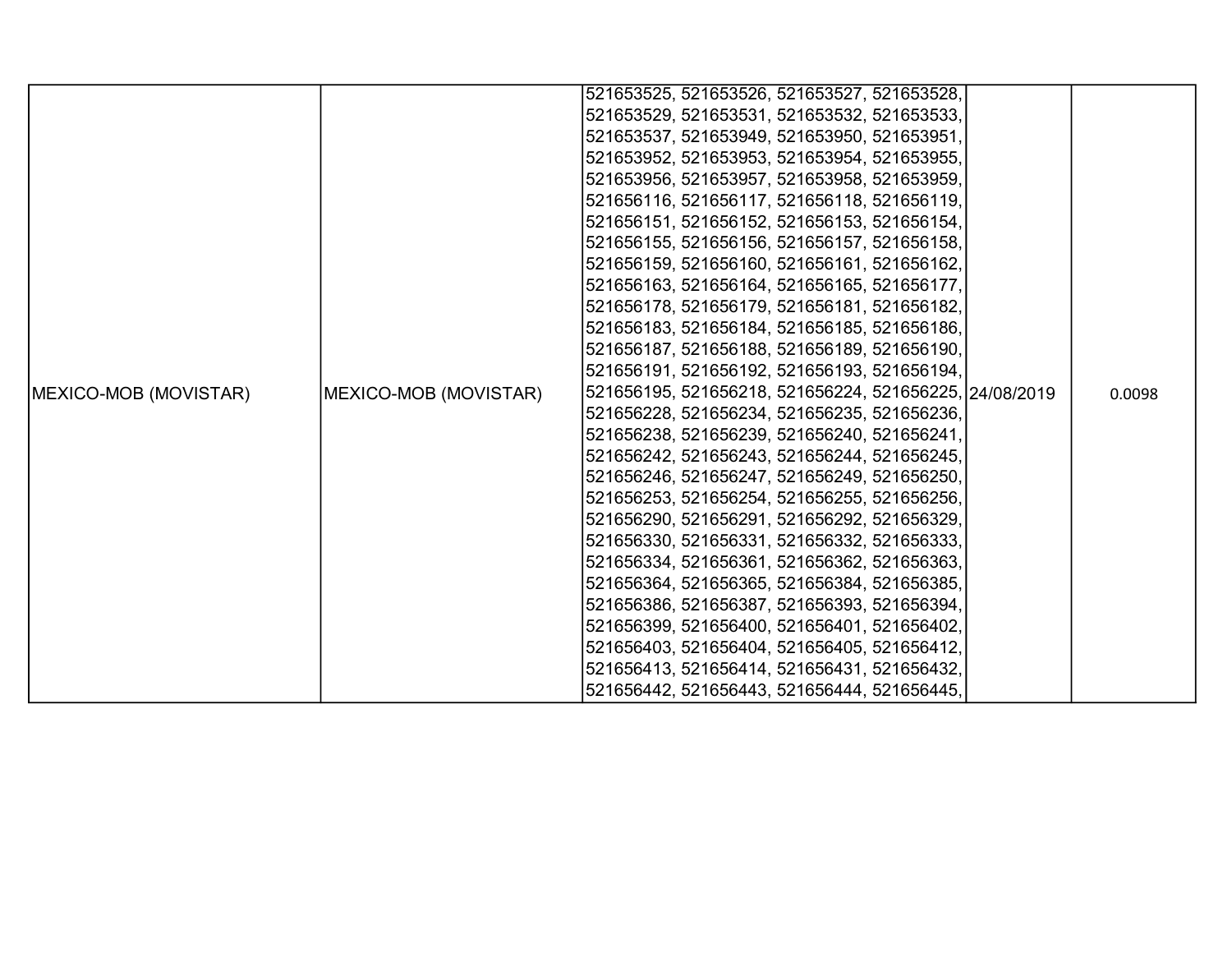| | | | | |
|---|---|---|---|---|
| MEXICO-MOB (MOVISTAR) | MEXICO-MOB (MOVISTAR) | 521653525, 521653526, 521653527, 521653528, 521653529, 521653531, 521653532, 521653533, 521653537, 521653949, 521653950, 521653951, 521653952, 521653953, 521653954, 521653955, 521653956, 521653957, 521653958, 521653959, 521656116, 521656117, 521656118, 521656119, 521656151, 521656152, 521656153, 521656154, 521656155, 521656156, 521656157, 521656158, 521656159, 521656160, 521656161, 521656162, 521656163, 521656164, 521656165, 521656177, 521656178, 521656179, 521656181, 521656182, 521656183, 521656184, 521656185, 521656186, 521656187, 521656188, 521656189, 521656190, 521656191, 521656192, 521656193, 521656194, 521656195, 521656218, 521656224, 521656225, 521656228, 521656234, 521656235, 521656236, 521656238, 521656239, 521656240, 521656241, 521656242, 521656243, 521656244, 521656245, 521656246, 521656247, 521656249, 521656250, 521656253, 521656254, 521656255, 521656256, 521656290, 521656291, 521656292, 521656329, 521656330, 521656331, 521656332, 521656333, 521656334, 521656361, 521656362, 521656363, 521656364, 521656365, 521656384, 521656385, 521656386, 521656387, 521656393, 521656394, 521656399, 521656400, 521656401, 521656402, 521656403, 521656404, 521656405, 521656412, 521656413, 521656414, 521656431, 521656432, 521656442, 521656443, 521656444, 521656445, | 24/08/2019 | 0.0098 |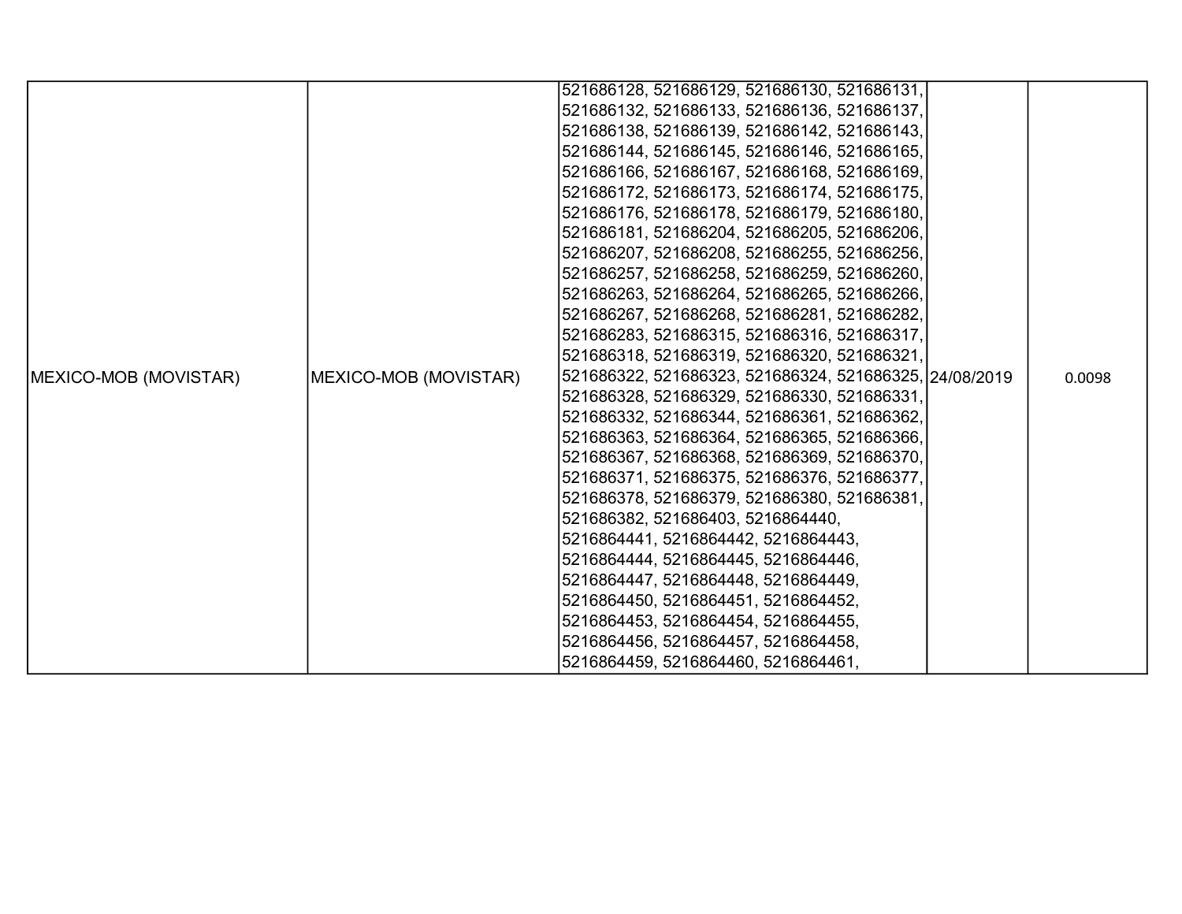| MEXICO-MOB (MOVISTAR) | MEXICO-MOB (MOVISTAR) | 521686128, 521686129, 521686130, 521686131, 521686132, 521686133, 521686136, 521686137, 521686138, 521686139, 521686142, 521686143, 521686144, 521686145, 521686146, 521686165, 521686166, 521686167, 521686168, 521686169, 521686172, 521686173, 521686174, 521686175, 521686176, 521686178, 521686179, 521686180, 521686181, 521686204, 521686205, 521686206, 521686207, 521686208, 521686255, 521686256, 521686257, 521686258, 521686259, 521686260, 521686263, 521686264, 521686265, 521686266, 521686267, 521686268, 521686281, 521686282, 521686283, 521686315, 521686316, 521686317, 521686318, 521686319, 521686320, 521686321, 521686322, 521686323, 521686324, 521686325, 521686328, 521686329, 521686330, 521686331, 521686332, 521686344, 521686361, 521686362, 521686363, 521686364, 521686365, 521686366, 521686367, 521686368, 521686369, 521686370, 521686371, 521686375, 521686376, 521686377, 521686378, 521686379, 521686380, 521686381, 521686382, 521686403, 5216864440, 5216864441, 5216864442, 5216864443, 5216864444, 5216864445, 5216864446, 5216864447, 5216864448, 5216864449, 5216864450, 5216864451, 5216864452, 5216864453, 5216864454, 5216864455, 5216864456, 5216864457, 5216864458, 5216864459, 5216864460, 5216864461, | 24/08/2019 | 0.0098 |
|---|---|---|---|---|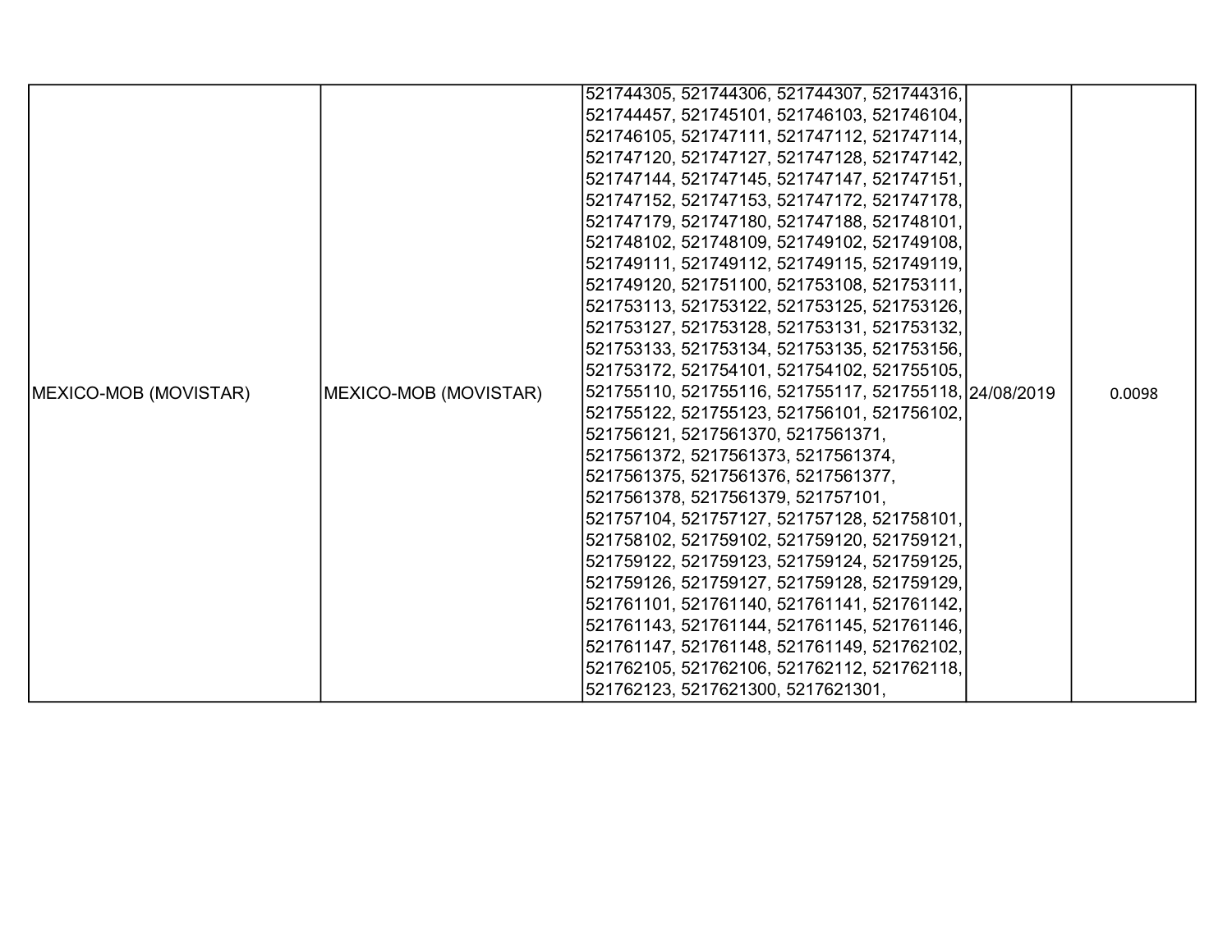| MEXICO-MOB (MOVISTAR) | MEXICO-MOB (MOVISTAR) | 521744305, 521744306, 521744307, 521744316, 521744457, 521745101, 521746103, 521746104, 521746105, 521747111, 521747112, 521747114, 521747120, 521747127, 521747128, 521747142, 521747144, 521747145, 521747147, 521747151, 521747152, 521747153, 521747172, 521747178, 521747179, 521747180, 521747188, 521748101, 521748102, 521748109, 521749102, 521749108, 521749111, 521749112, 521749115, 521749119, 521749120, 521751100, 521753108, 521753111, 521753113, 521753122, 521753125, 521753126, 521753127, 521753128, 521753131, 521753132, 521753133, 521753134, 521753135, 521753156, 521753172, 521754101, 521754102, 521755105, 521755110, 521755116, 521755117, 521755118, 521755122, 521755123, 521756101, 521756102, 521756121, 5217561370, 5217561371, 5217561372, 5217561373, 5217561374, 5217561375, 5217561376, 5217561377, 5217561378, 5217561379, 521757101, 521757104, 521757127, 521757128, 521758101, 521758102, 521759102, 521759120, 521759121, 521759122, 521759123, 521759124, 521759125, 521759126, 521759127, 521759128, 521759129, 521761101, 521761140, 521761141, 521761142, 521761143, 521761144, 521761145, 521761146, 521761147, 521761148, 521761149, 521762102, 521762105, 521762106, 521762112, 521762118, 521762123, 5217621300, 5217621301, | 24/08/2019 | 0.0098 |
|---|---|---|---|---|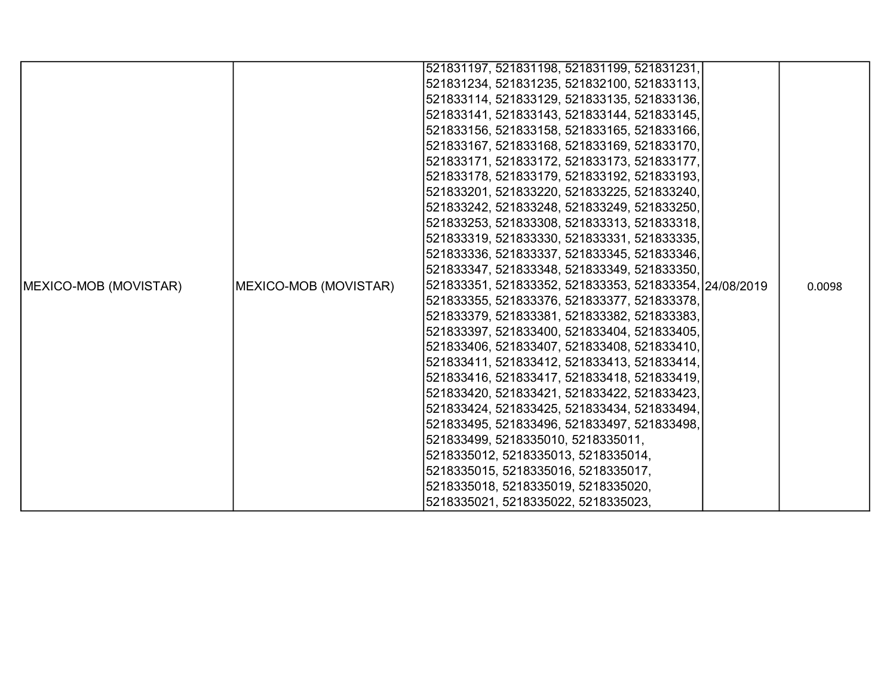| | | | | |
|---|---|---|---|---|
| MEXICO-MOB (MOVISTAR) | MEXICO-MOB (MOVISTAR) | 521831197, 521831198, 521831199, 521831231, 521831234, 521831235, 521832100, 521833113, 521833114, 521833129, 521833135, 521833136, 521833141, 521833143, 521833144, 521833145, 521833156, 521833158, 521833165, 521833166, 521833167, 521833168, 521833169, 521833170, 521833171, 521833172, 521833173, 521833177, 521833178, 521833179, 521833192, 521833193, 521833201, 521833220, 521833225, 521833240, 521833242, 521833248, 521833249, 521833250, 521833253, 521833308, 521833313, 521833318, 521833319, 521833330, 521833331, 521833335, 521833336, 521833337, 521833345, 521833346, 521833347, 521833348, 521833349, 521833350, 521833351, 521833352, 521833353, 521833354, 521833355, 521833376, 521833377, 521833378, 521833379, 521833381, 521833382, 521833383, 521833397, 521833400, 521833404, 521833405, 521833406, 521833407, 521833408, 521833410, 521833411, 521833412, 521833413, 521833414, 521833416, 521833417, 521833418, 521833419, 521833420, 521833421, 521833422, 521833423, 521833424, 521833425, 521833434, 521833494, 521833495, 521833496, 521833497, 521833498, 521833499, 5218335010, 5218335011, 5218335012, 5218335013, 5218335014, 5218335015, 5218335016, 5218335017, 5218335018, 5218335019, 5218335020, 5218335021, 5218335022, 5218335023, | 24/08/2019 | 0.0098 |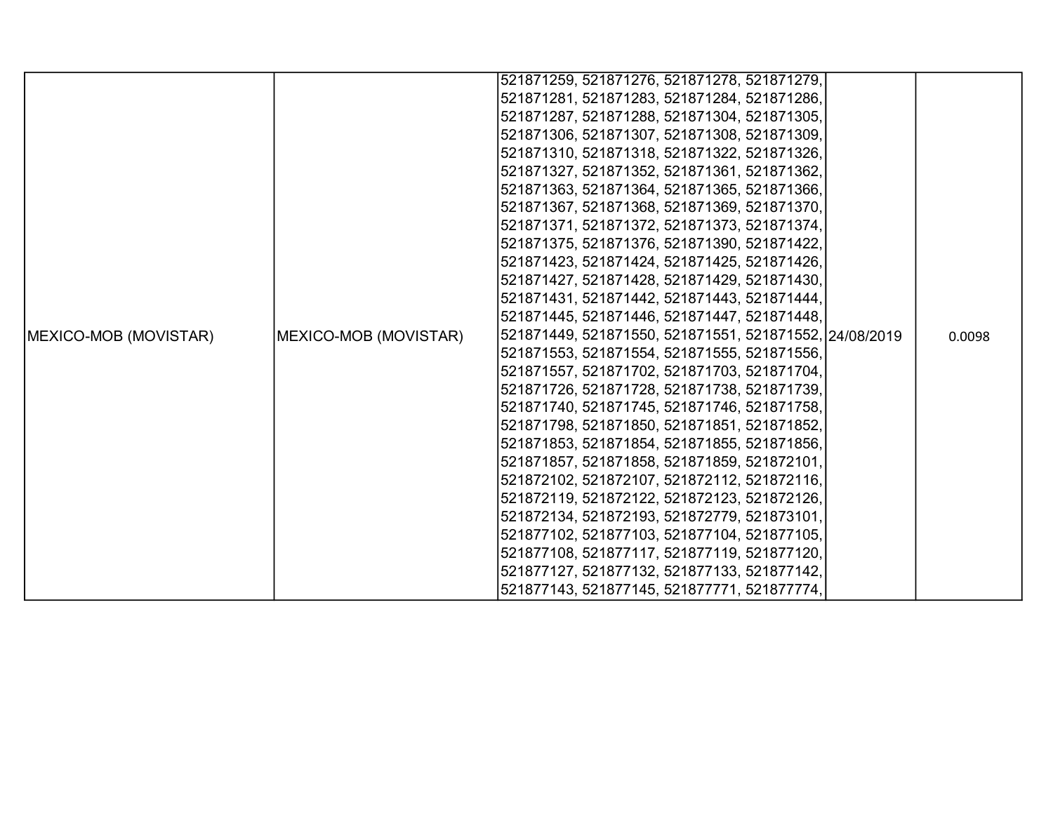| MEXICO-MOB (MOVISTAR) | MEXICO-MOB (MOVISTAR) | 521871259, 521871276, 521871278, 521871279, 521871281, 521871283, 521871284, 521871286, 521871287, 521871288, 521871304, 521871305, 521871306, 521871307, 521871308, 521871309, 521871310, 521871318, 521871322, 521871326, 521871327, 521871352, 521871361, 521871362, 521871363, 521871364, 521871365, 521871366, 521871367, 521871368, 521871369, 521871370, 521871371, 521871372, 521871373, 521871374, 521871375, 521871376, 521871390, 521871422, 521871423, 521871424, 521871425, 521871426, 521871427, 521871428, 521871429, 521871430, 521871431, 521871442, 521871443, 521871444, 521871445, 521871446, 521871447, 521871448, 521871449, 521871550, 521871551, 521871552, 521871553, 521871554, 521871555, 521871556, 521871557, 521871702, 521871703, 521871704, 521871726, 521871728, 521871738, 521871739, 521871740, 521871745, 521871746, 521871758, 521871798, 521871850, 521871851, 521871852, 521871853, 521871854, 521871855, 521871856, 521871857, 521871858, 521871859, 521872101, 521872102, 521872107, 521872112, 521872116, 521872119, 521872122, 521872123, 521872126, 521872134, 521872193, 521872779, 521873101, 521877102, 521877103, 521877104, 521877105, 521877108, 521877117, 521877119, 521877120, 521877127, 521877132, 521877133, 521877142, 521877143, 521877145, 521877771, 521877774, | 24/08/2019 | 0.0098 |
|---|---|---|---|---|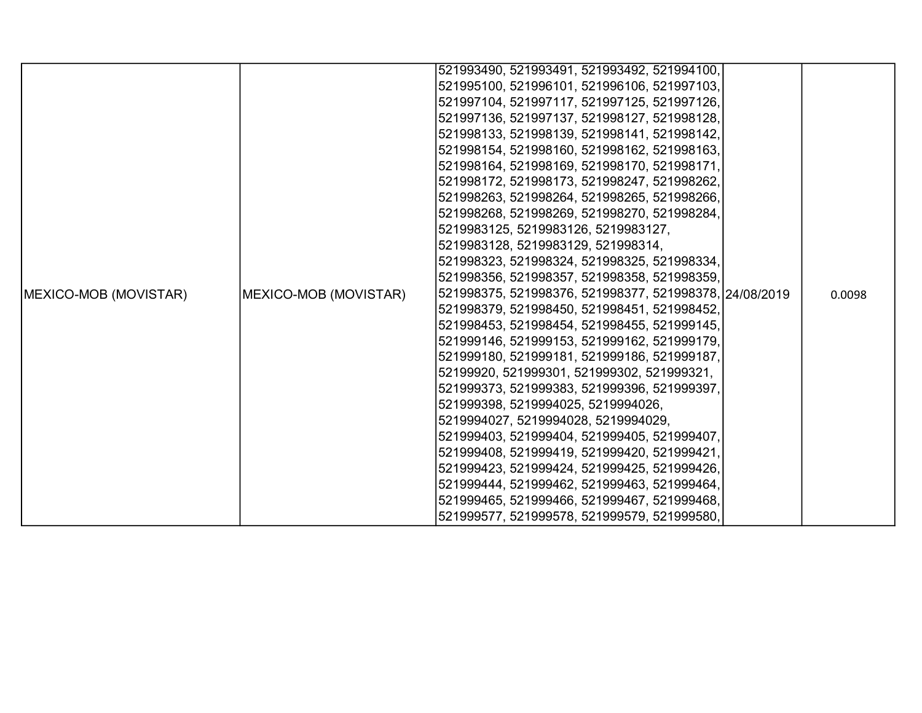| MEXICO-MOB (MOVISTAR) | MEXICO-MOB (MOVISTAR) | 521993490, 521993491, 521993492, 521994100, 521995100, 521996101, 521996106, 521997103, 521997104, 521997117, 521997125, 521997126, 521997136, 521997137, 521998127, 521998128, 521998133, 521998139, 521998141, 521998142, 521998154, 521998160, 521998162, 521998163, 521998164, 521998169, 521998170, 521998171, 521998172, 521998173, 521998247, 521998262, 521998263, 521998264, 521998265, 521998266, 521998268, 521998269, 521998270, 521998284, 5219983125, 5219983126, 5219983127, 5219983128, 5219983129, 521998314, 521998323, 521998324, 521998325, 521998334, 521998356, 521998357, 521998358, 521998359, 521998375, 521998376, 521998377, 521998378, 521998379, 521998450, 521998451, 521998452, 521998453, 521998454, 521998455, 521999145, 521999146, 521999153, 521999162, 521999179, 521999180, 521999181, 521999186, 521999187, 52199920, 521999301, 521999302, 521999321, 521999373, 521999383, 521999396, 521999397, 521999398, 5219994025, 5219994026, 5219994027, 5219994028, 5219994029, 521999403, 521999404, 521999405, 521999407, 521999408, 521999419, 521999420, 521999421, 521999423, 521999424, 521999425, 521999426, 521999444, 521999462, 521999463, 521999464, 521999465, 521999466, 521999467, 521999468, 521999577, 521999578, 521999579, 521999580, | 24/08/2019 | 0.0098 |
|---|---|---|---|---|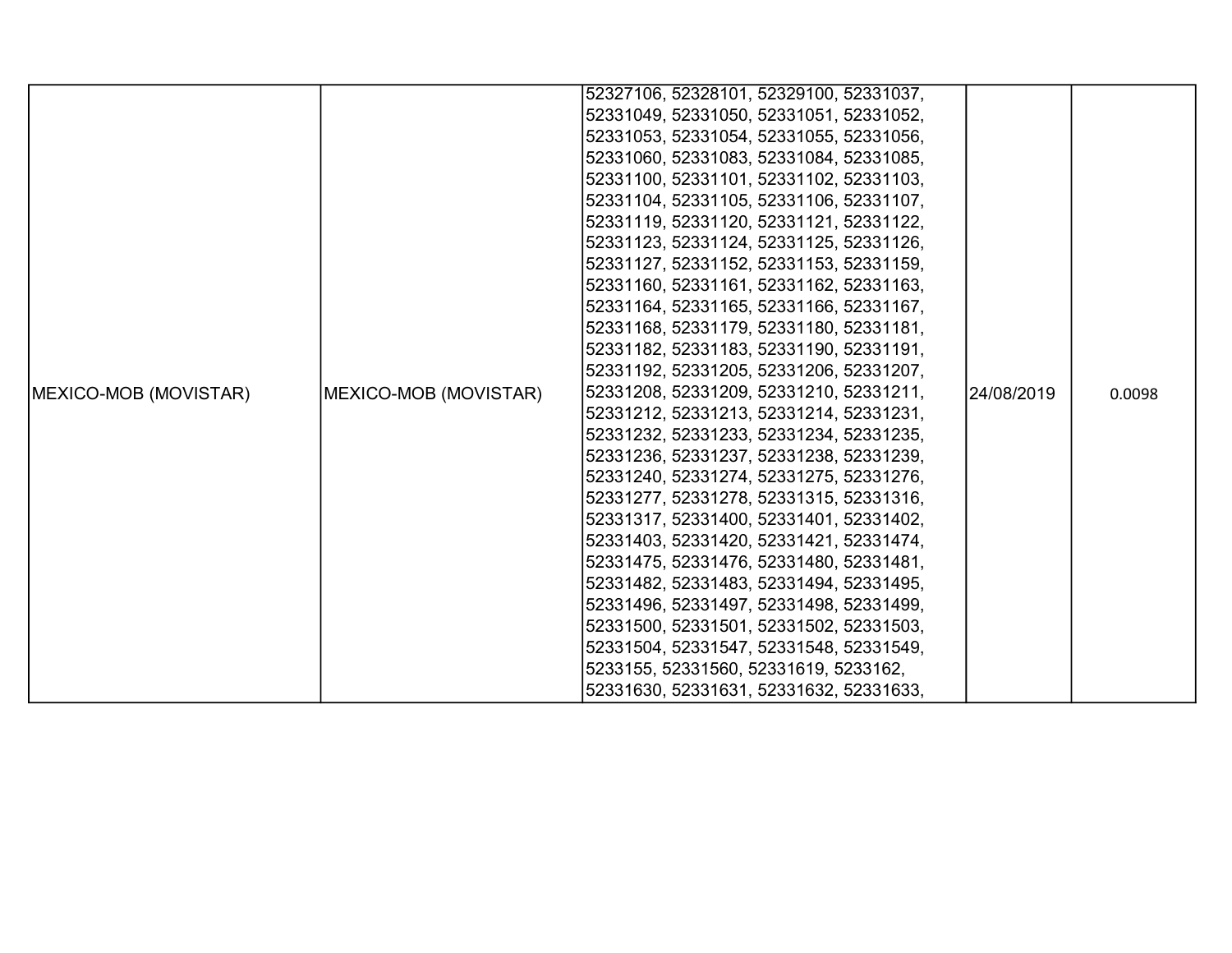| | | | | |
|---|---|---|---|---|
| MEXICO-MOB (MOVISTAR) | MEXICO-MOB (MOVISTAR) | 52327106, 52328101, 52329100, 52331037, 52331049, 52331050, 52331051, 52331052, 52331053, 52331054, 52331055, 52331056, 52331060, 52331083, 52331084, 52331085, 52331100, 52331101, 52331102, 52331103, 52331104, 52331105, 52331106, 52331107, 52331119, 52331120, 52331121, 52331122, 52331123, 52331124, 52331125, 52331126, 52331127, 52331152, 52331153, 52331159, 52331160, 52331161, 52331162, 52331163, 52331164, 52331165, 52331166, 52331167, 52331168, 52331179, 52331180, 52331181, 52331182, 52331183, 52331190, 52331191, 52331192, 52331205, 52331206, 52331207, 52331208, 52331209, 52331210, 52331211, 52331212, 52331213, 52331214, 52331231, 52331232, 52331233, 52331234, 52331235, 52331236, 52331237, 52331238, 52331239, 52331240, 52331274, 52331275, 52331276, 52331277, 52331278, 52331315, 52331316, 52331317, 52331400, 52331401, 52331402, 52331403, 52331420, 52331421, 52331474, 52331475, 52331476, 52331480, 52331481, 52331482, 52331483, 52331494, 52331495, 52331496, 52331497, 52331498, 52331499, 52331500, 52331501, 52331502, 52331503, 52331504, 52331547, 52331548, 52331549, 5233155, 52331560, 52331619, 5233162, 52331630, 52331631, 52331632, 52331633, | 24/08/2019 | 0.0098 |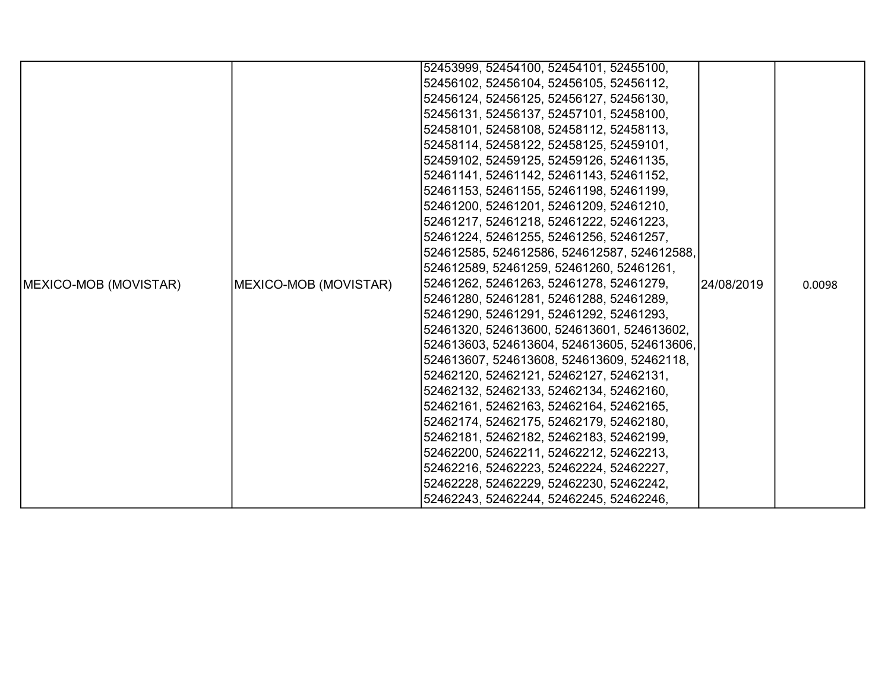| | | | | |
|---|---|---|---|---|
| MEXICO-MOB (MOVISTAR) | MEXICO-MOB (MOVISTAR) | 52453999, 52454100, 52454101, 52455100, 52456102, 52456104, 52456105, 52456112, 52456124, 52456125, 52456127, 52456130, 52456131, 52456137, 52457101, 52458100, 52458101, 52458108, 52458112, 52458113, 52458114, 52458122, 52458125, 52459101, 52459102, 52459125, 52459126, 52461135, 52461141, 52461142, 52461143, 52461152, 52461153, 52461155, 52461198, 52461199, 52461200, 52461201, 52461209, 52461210, 52461217, 52461218, 52461222, 52461223, 52461224, 52461255, 52461256, 52461257, 524612585, 524612586, 524612587, 524612588, 524612589, 52461259, 52461260, 52461261, 52461262, 52461263, 52461278, 52461279, 52461280, 52461281, 52461288, 52461289, 52461290, 52461291, 52461292, 52461293, 52461320, 524613600, 524613601, 524613602, 524613603, 524613604, 524613605, 524613606, 524613607, 524613608, 524613609, 52462118, 52462120, 52462121, 52462127, 52462131, 52462132, 52462133, 52462134, 52462160, 52462161, 52462163, 52462164, 52462165, 52462174, 52462175, 52462179, 52462180, 52462181, 52462182, 52462183, 52462199, 52462200, 52462211, 52462212, 52462213, 52462216, 52462223, 52462224, 52462227, 52462228, 52462229, 52462230, 52462242, 52462243, 52462244, 52462245, 52462246, | 24/08/2019 | 0.0098 |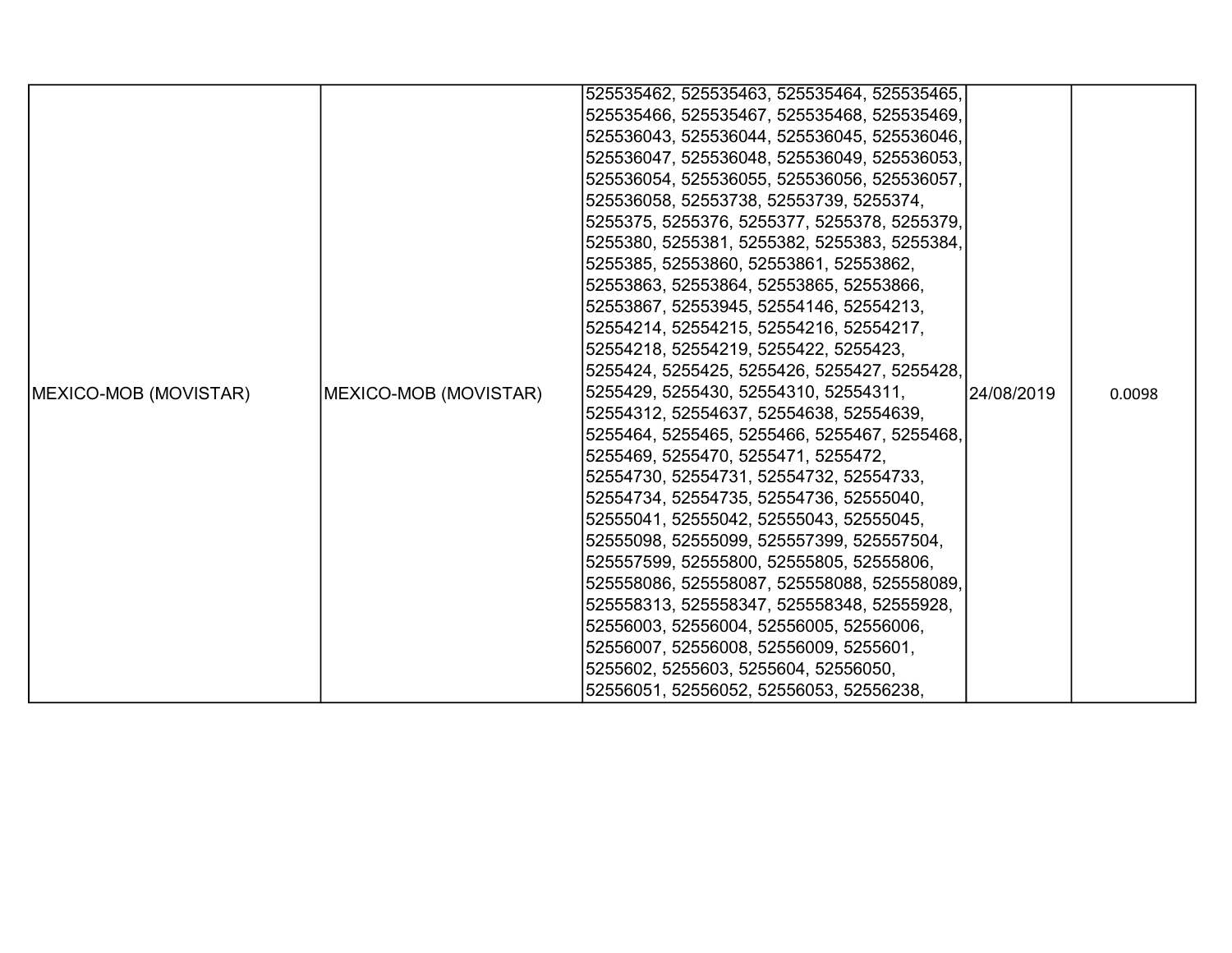| MEXICO-MOB (MOVISTAR) | MEXICO-MOB (MOVISTAR) | 525535462, 525535463, 525535464, 525535465, 525535466, 525535467, 525535468, 525535469, 525536043, 525536044, 525536045, 525536046, 525536047, 525536048, 525536049, 525536053, 525536054, 525536055, 525536056, 525536057, 525536058, 52553738, 52553739, 5255374, 5255375, 5255376, 5255377, 5255378, 5255379, 5255380, 5255381, 5255382, 5255383, 5255384, 5255385, 52553860, 52553861, 52553862, 52553863, 52553864, 52553865, 52553866, 52553867, 52553945, 52554146, 52554213, 52554214, 52554215, 52554216, 52554217, 52554218, 52554219, 5255422, 5255423, 5255424, 5255425, 5255426, 5255427, 5255428, 5255429, 5255430, 52554310, 52554311, 52554312, 52554637, 52554638, 52554639, 5255464, 5255465, 5255466, 5255467, 5255468, 5255469, 5255470, 5255471, 5255472, 52554730, 52554731, 52554732, 52554733, 52554734, 52554735, 52554736, 52555040, 52555041, 52555042, 52555043, 52555045, 52555098, 52555099, 525557399, 525557504, 525557599, 52555800, 52555805, 52555806, 525558086, 525558087, 525558088, 525558089, 525558313, 525558347, 525558348, 52555928, 52556003, 52556004, 52556005, 52556006, 52556007, 52556008, 52556009, 5255601, 5255602, 5255603, 5255604, 52556050, 52556051, 52556052, 52556053, 52556238, | 24/08/2019 | 0.0098 |
|---|---|---|---|---|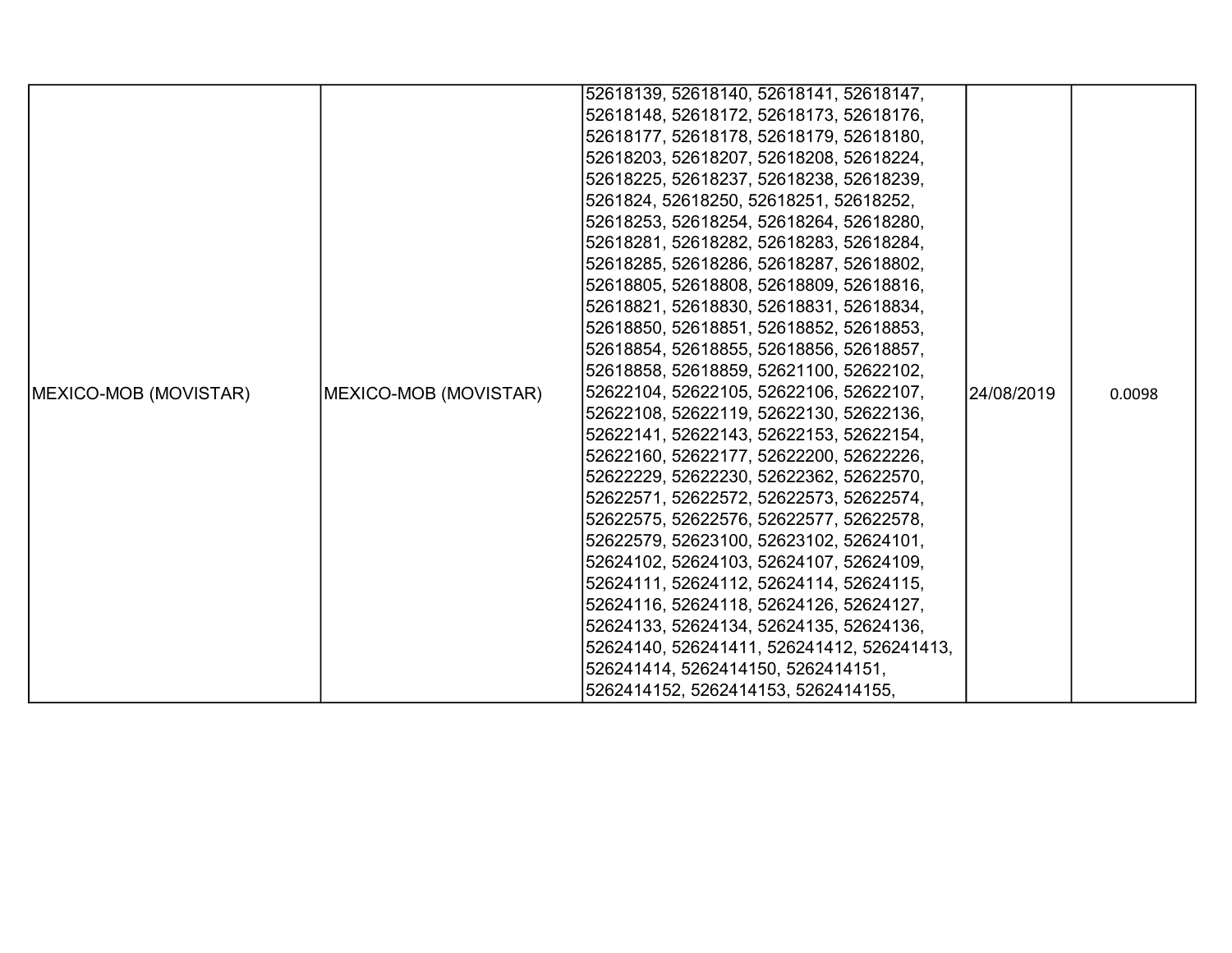| MEXICO-MOB (MOVISTAR) | MEXICO-MOB (MOVISTAR) | 52618139, 52618140, 52618141, 52618147, 52618148, 52618172, 52618173, 52618176, 52618177, 52618178, 52618179, 52618180, 52618203, 52618207, 52618208, 52618224, 52618225, 52618237, 52618238, 52618239, 5261824, 52618250, 52618251, 52618252, 52618253, 52618254, 52618264, 52618280, 52618281, 52618282, 52618283, 52618284, 52618285, 52618286, 52618287, 52618802, 52618805, 52618808, 52618809, 52618816, 52618821, 52618830, 52618831, 52618834, 52618850, 52618851, 52618852, 52618853, 52618854, 52618855, 52618856, 52618857, 52618858, 52618859, 52621100, 52622102, 52622104, 52622105, 52622106, 52622107, 52622108, 52622119, 52622130, 52622136, 52622141, 52622143, 52622153, 52622154, 52622160, 52622177, 52622200, 52622226, 52622229, 52622230, 52622362, 52622570, 52622571, 52622572, 52622573, 52622574, 52622575, 52622576, 52622577, 52622578, 52622579, 52623100, 52623102, 52624101, 52624102, 52624103, 52624107, 52624109, 52624111, 52624112, 52624114, 52624115, 52624116, 52624118, 52624126, 52624127, 52624133, 52624134, 52624135, 52624136, 52624140, 526241411, 526241412, 526241413, 526241414, 5262414150, 5262414151, 5262414152, 5262414153, 5262414155, | 24/08/2019 | 0.0098 |
|---|---|---|---|---|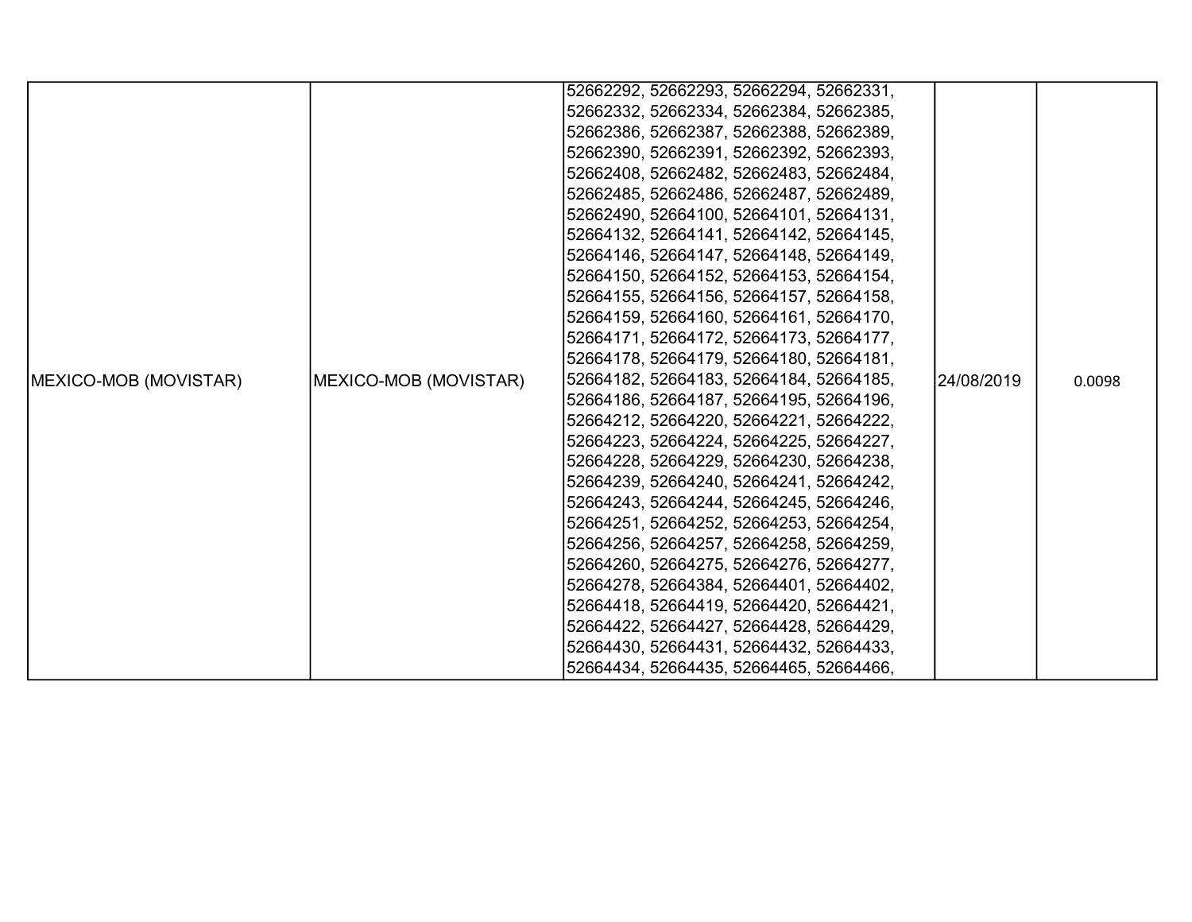| | | | | |
|---|---|---|---|---|
| MEXICO-MOB (MOVISTAR) | MEXICO-MOB (MOVISTAR) | 52662292, 52662293, 52662294, 52662331, 52662332, 52662334, 52662384, 52662385, 52662386, 52662387, 52662388, 52662389, 52662390, 52662391, 52662392, 52662393, 52662408, 52662482, 52662483, 52662484, 52662485, 52662486, 52662487, 52662489, 52662490, 52664100, 52664101, 52664131, 52664132, 52664141, 52664142, 52664145, 52664146, 52664147, 52664148, 52664149, 52664150, 52664152, 52664153, 52664154, 52664155, 52664156, 52664157, 52664158, 52664159, 52664160, 52664161, 52664170, 52664171, 52664172, 52664173, 52664177, 52664178, 52664179, 52664180, 52664181, 52664182, 52664183, 52664184, 52664185, 52664186, 52664187, 52664195, 52664196, 52664212, 52664220, 52664221, 52664222, 52664223, 52664224, 52664225, 52664227, 52664228, 52664229, 52664230, 52664238, 52664239, 52664240, 52664241, 52664242, 52664243, 52664244, 52664245, 52664246, 52664251, 52664252, 52664253, 52664254, 52664256, 52664257, 52664258, 52664259, 52664260, 52664275, 52664276, 52664277, 52664278, 52664384, 52664401, 52664402, 52664418, 52664419, 52664420, 52664421, 52664422, 52664427, 52664428, 52664429, 52664430, 52664431, 52664432, 52664433, 52664434, 52664435, 52664465, 52664466, | 24/08/2019 | 0.0098 |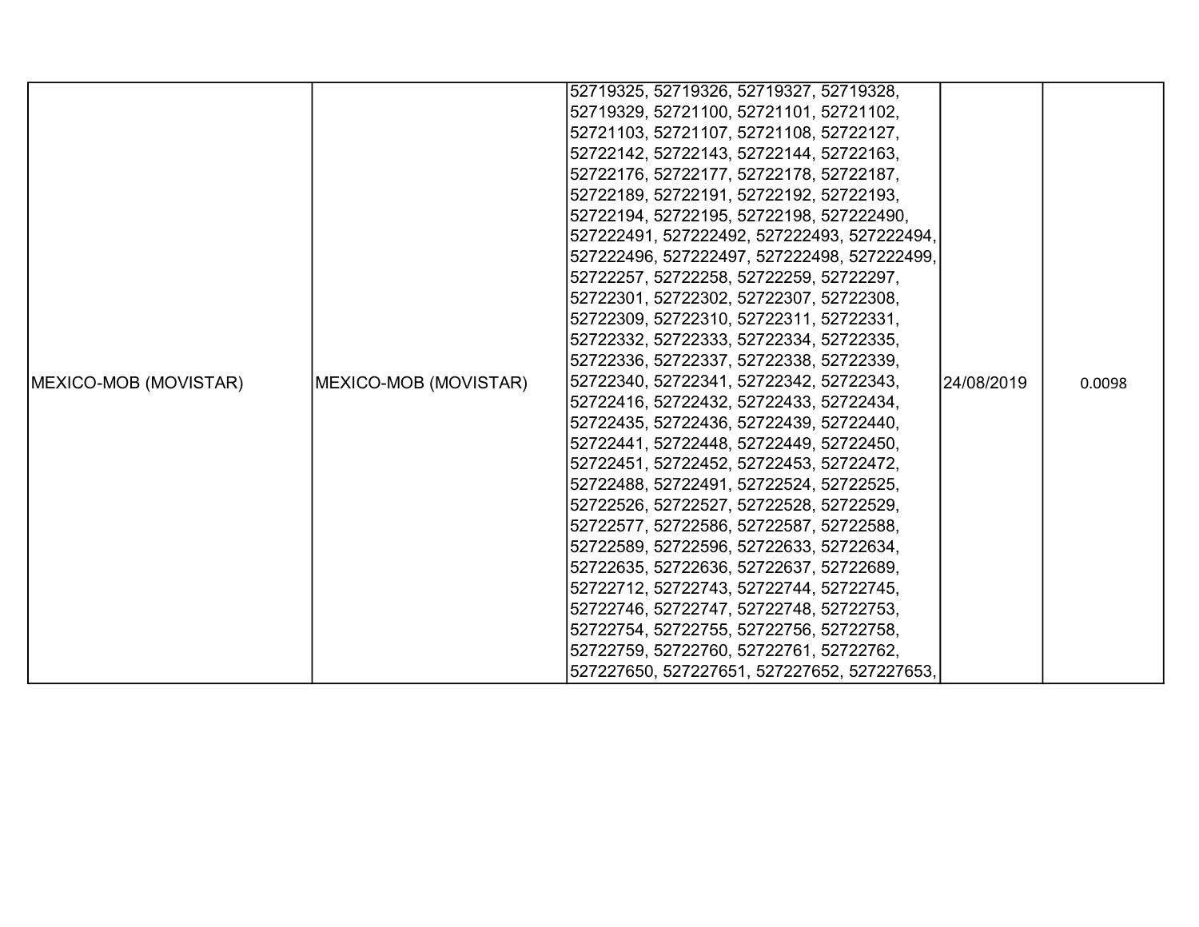| | | | | |
|---|---|---|---|---|
| MEXICO-MOB (MOVISTAR) | MEXICO-MOB (MOVISTAR) | 52719325, 52719326, 52719327, 52719328, 52719329, 52721100, 52721101, 52721102, 52721103, 52721107, 52721108, 52722127, 52722142, 52722143, 52722144, 52722163, 52722176, 52722177, 52722178, 52722187, 52722189, 52722191, 52722192, 52722193, 52722194, 52722195, 52722198, 527222490, 527222491, 527222492, 527222493, 527222494, 527222496, 527222497, 527222498, 527222499, 52722257, 52722258, 52722259, 52722297, 52722301, 52722302, 52722307, 52722308, 52722309, 52722310, 52722311, 52722331, 52722332, 52722333, 52722334, 52722335, 52722336, 52722337, 52722338, 52722339, 52722340, 52722341, 52722342, 52722343, 52722416, 52722432, 52722433, 52722434, 52722435, 52722436, 52722439, 52722440, 52722441, 52722448, 52722449, 52722450, 52722451, 52722452, 52722453, 52722472, 52722488, 52722491, 52722524, 52722525, 52722526, 52722527, 52722528, 52722529, 52722577, 52722586, 52722587, 52722588, 52722589, 52722596, 52722633, 52722634, 52722635, 52722636, 52722637, 52722689, 52722712, 52722743, 52722744, 52722745, 52722746, 52722747, 52722748, 52722753, 52722754, 52722755, 52722756, 52722758, 52722759, 52722760, 52722761, 52722762, 527227650, 527227651, 527227652, 527227653, | 24/08/2019 | 0.0098 |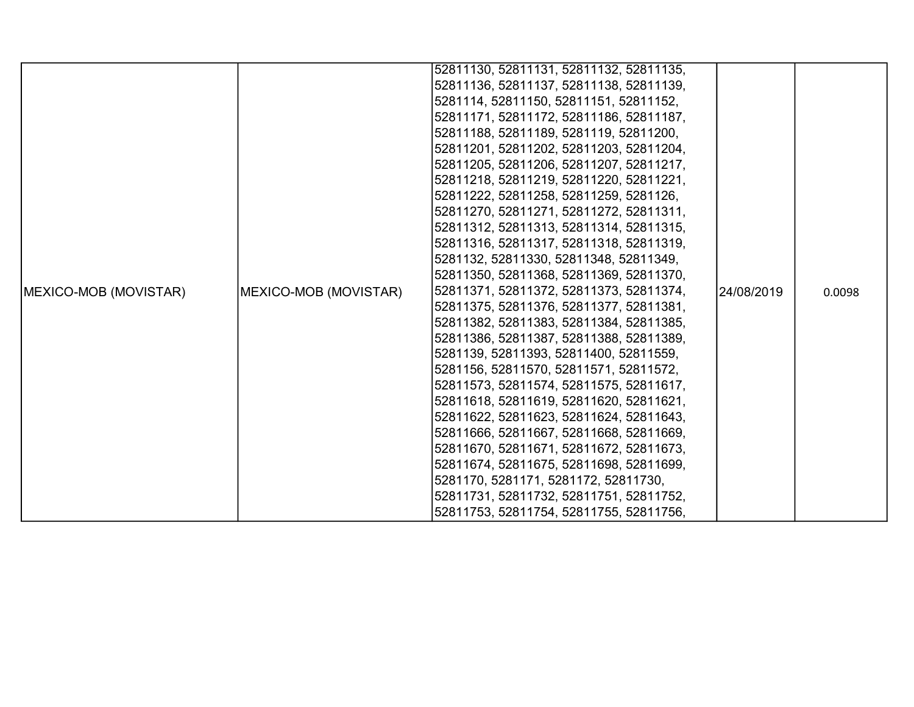| MEXICO-MOB (MOVISTAR) | MEXICO-MOB (MOVISTAR) | 52811130, 52811131, 52811132, 52811135, 52811136, 52811137, 52811138, 52811139, 5281114, 52811150, 52811151, 52811152, 52811171, 52811172, 52811186, 52811187, 52811188, 52811189, 5281119, 52811200, 52811201, 52811202, 52811203, 52811204, 52811205, 52811206, 52811207, 52811217, 52811218, 52811219, 52811220, 52811221, 52811222, 52811258, 52811259, 5281126, 52811270, 52811271, 52811272, 52811311, 52811312, 52811313, 52811314, 52811315, 52811316, 52811317, 52811318, 52811319, 5281132, 52811330, 52811348, 52811349, 52811350, 52811368, 52811369, 52811370, 52811371, 52811372, 52811373, 52811374, 52811375, 52811376, 52811377, 52811381, 52811382, 52811383, 52811384, 52811385, 52811386, 52811387, 52811388, 52811389, 5281139, 52811393, 52811400, 52811559, 5281156, 52811570, 52811571, 52811572, 52811573, 52811574, 52811575, 52811617, 52811618, 52811619, 52811620, 52811621, 52811622, 52811623, 52811624, 52811643, 52811666, 52811667, 52811668, 52811669, 52811670, 52811671, 52811672, 52811673, 52811674, 52811675, 52811698, 52811699, 5281170, 5281171, 5281172, 52811730, 52811731, 52811732, 52811751, 52811752, 52811753, 52811754, 52811755, 52811756, | 24/08/2019 | 0.0098 |
|---|---|---|---|---|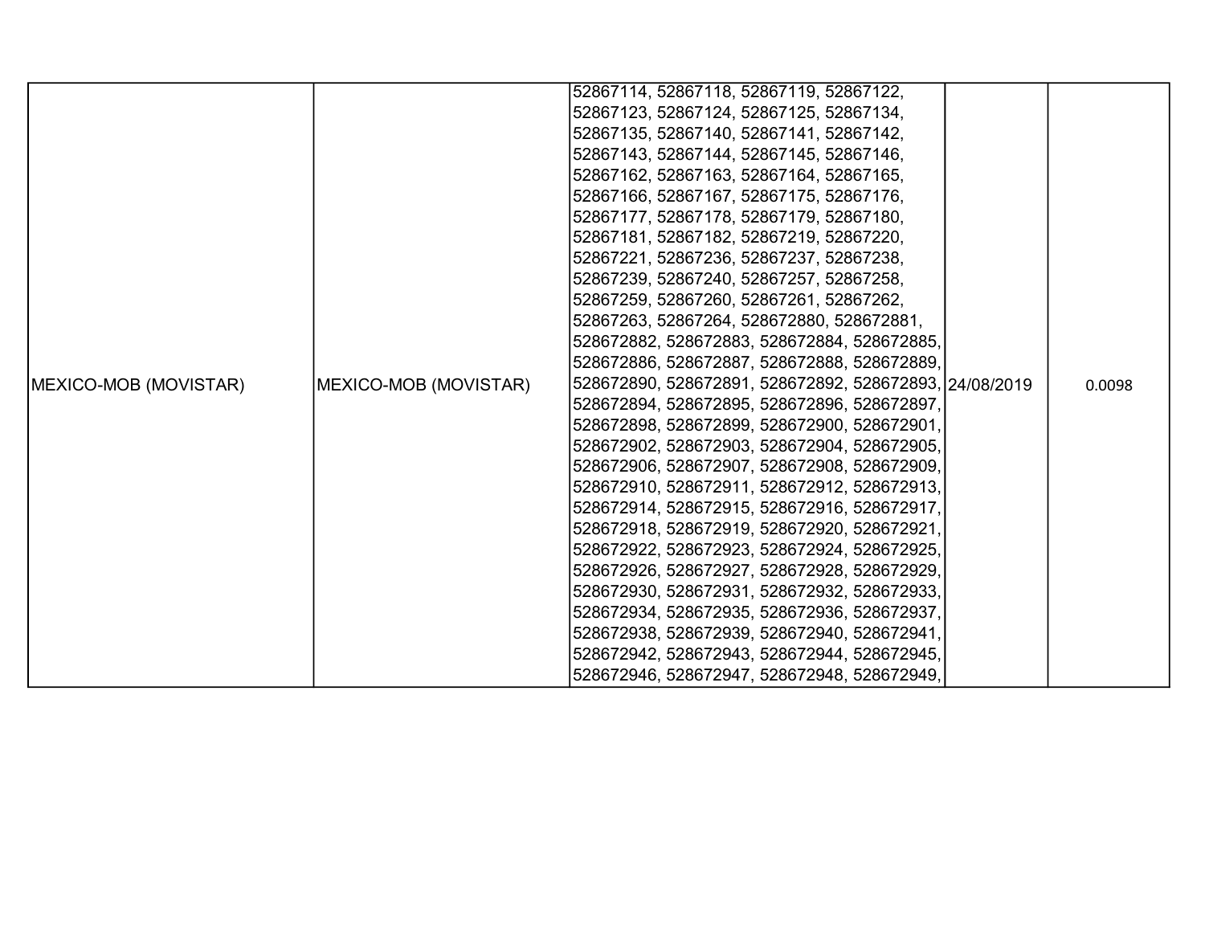| MEXICO-MOB (MOVISTAR) | MEXICO-MOB (MOVISTAR) | 52867114, 52867118, 52867119, 52867122, 52867123, 52867124, 52867125, 52867134, 52867135, 52867140, 52867141, 52867142, 52867143, 52867144, 52867145, 52867146, 52867162, 52867163, 52867164, 52867165, 52867166, 52867167, 52867175, 52867176, 52867177, 52867178, 52867179, 52867180, 52867181, 52867182, 52867219, 52867220, 52867221, 52867236, 52867237, 52867238, 52867239, 52867240, 52867257, 52867258, 52867259, 52867260, 52867261, 52867262, 52867263, 52867264, 528672880, 528672881, 528672882, 528672883, 528672884, 528672885, 528672886, 528672887, 528672888, 528672889, 528672890, 528672891, 528672892, 528672893, 528672894, 528672895, 528672896, 528672897, 528672898, 528672899, 528672900, 528672901, 528672902, 528672903, 528672904, 528672905, 528672906, 528672907, 528672908, 528672909, 528672910, 528672911, 528672912, 528672913, 528672914, 528672915, 528672916, 528672917, 528672918, 528672919, 528672920, 528672921, 528672922, 528672923, 528672924, 528672925, 528672926, 528672927, 528672928, 528672929, 528672930, 528672931, 528672932, 528672933, 528672934, 528672935, 528672936, 528672937, 528672938, 528672939, 528672940, 528672941, 528672942, 528672943, 528672944, 528672945, 528672946, 528672947, 528672948, 528672949, | 24/08/2019 | 0.0098 |
|---|---|---|---|---|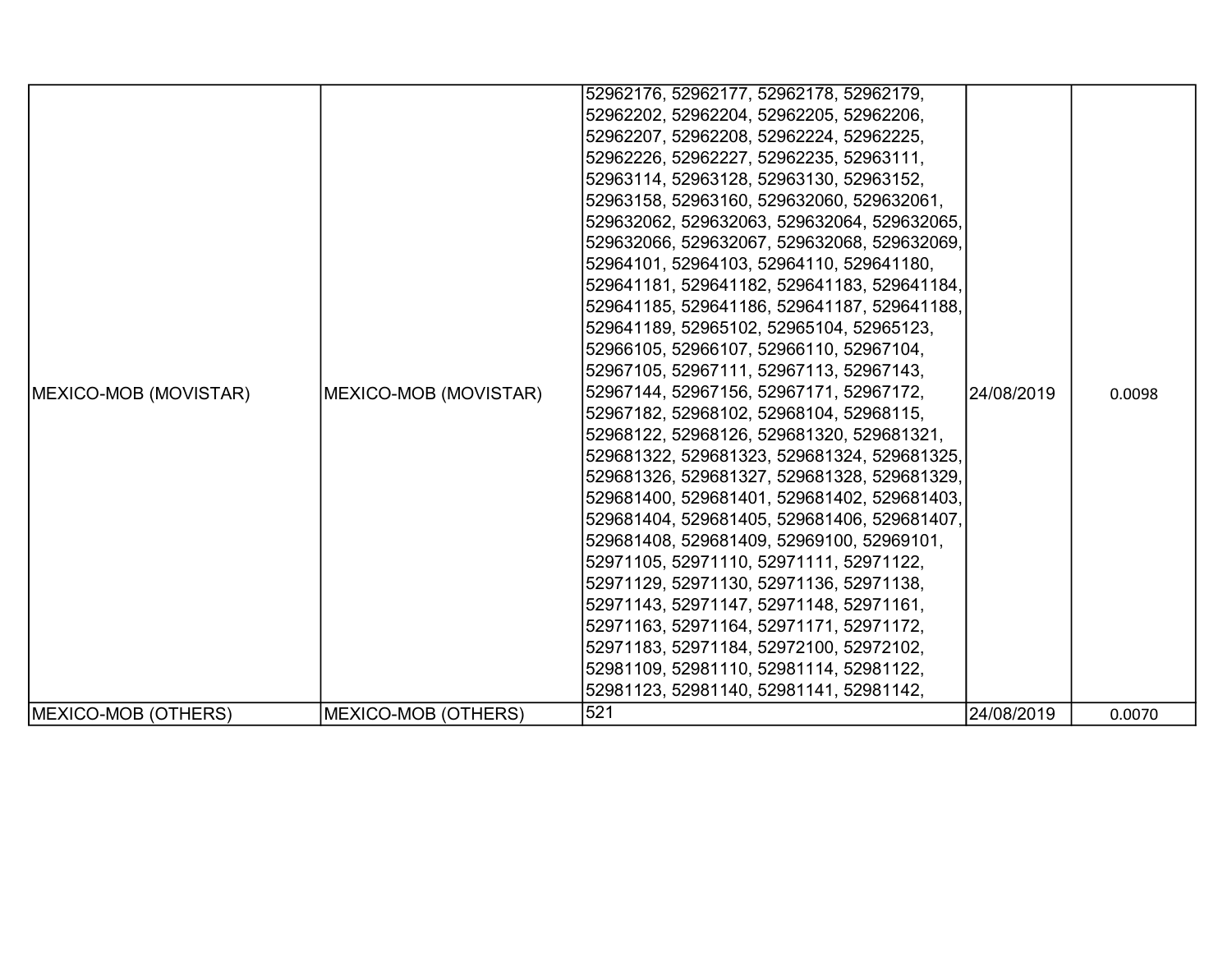| | | | | |
|---|---|---|---|---|
| MEXICO-MOB (MOVISTAR) | MEXICO-MOB (MOVISTAR) | 52962176, 52962177, 52962178, 52962179, 52962202, 52962204, 52962205, 52962206, 52962207, 52962208, 52962224, 52962225, 52962226, 52962227, 52962235, 52963111, 52963114, 52963128, 52963130, 52963152, 52963158, 52963160, 529632060, 529632061, 529632062, 529632063, 529632064, 529632065, 529632066, 529632067, 529632068, 529632069, 52964101, 52964103, 52964110, 529641180, 529641181, 529641182, 529641183, 529641184, 529641185, 529641186, 529641187, 529641188, 529641189, 52965102, 52965104, 52965123, 52966105, 52966107, 52966110, 52967104, 52967105, 52967111, 52967113, 52967143, 52967144, 52967156, 52967171, 52967172, 52967182, 52968102, 52968104, 52968115, 52968122, 52968126, 529681320, 529681321, 529681322, 529681323, 529681324, 529681325, 529681326, 529681327, 529681328, 529681329, 529681400, 529681401, 529681402, 529681403, 529681404, 529681405, 529681406, 529681407, 529681408, 529681409, 52969100, 52969101, 52971105, 52971110, 52971111, 52971122, 52971129, 52971130, 52971136, 52971138, 52971143, 52971147, 52971148, 52971161, 52971163, 52971164, 52971171, 52971172, 52971183, 52971184, 52972100, 52972102, 52981109, 52981110, 52981114, 52981122, 52981123, 52981140, 52981141, 52981142, | 24/08/2019 | 0.0098 |
| MEXICO-MOB (OTHERS) | MEXICO-MOB (OTHERS) | 521 | 24/08/2019 | 0.0070 |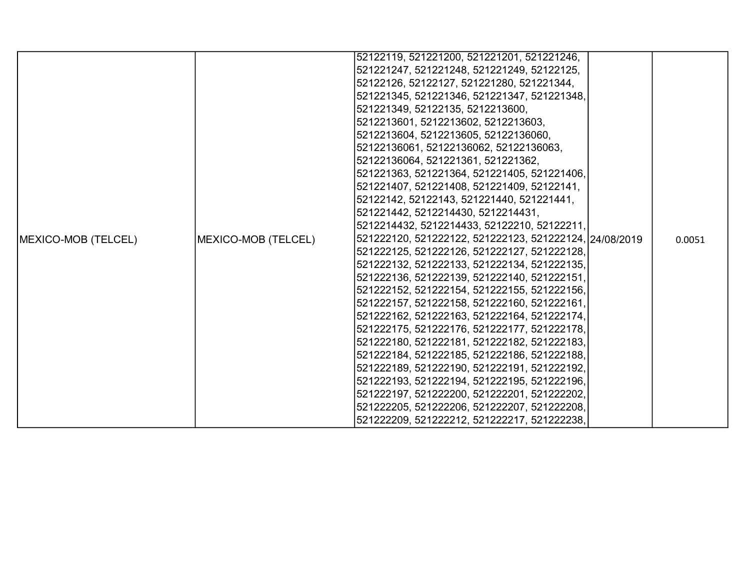| | | | | |
|---|---|---|---|---|
| MEXICO-MOB (TELCEL) | MEXICO-MOB (TELCEL) | 52122119, 521221200, 521221201, 521221246, 521221247, 521221248, 521221249, 52122125, 52122126, 52122127, 521221280, 521221344, 521221345, 521221346, 521221347, 521221348, 521221349, 52122135, 5212213600, 5212213601, 5212213602, 5212213603, 5212213604, 5212213605, 52122136060, 52122136061, 52122136062, 52122136063, 52122136064, 521221361, 521221362, 521221363, 521221364, 521221405, 521221406, 521221407, 521221408, 521221409, 52122141, 52122142, 52122143, 521221440, 521221441, 521221442, 5212214430, 5212214431, 5212214432, 5212214433, 52122210, 52122211, 521222120, 521222122, 521222123, 521222124, 521222125, 521222126, 521222127, 521222128, 521222132, 521222133, 521222134, 521222135, 521222136, 521222139, 521222140, 521222151, 521222152, 521222154, 521222155, 521222156, 521222157, 521222158, 521222160, 521222161, 521222162, 521222163, 521222164, 521222174, 521222175, 521222176, 521222177, 521222178, 521222180, 521222181, 521222182, 521222183, 521222184, 521222185, 521222186, 521222188, 521222189, 521222190, 521222191, 521222192, 521222193, 521222194, 521222195, 521222196, 521222197, 521222200, 521222201, 521222202, 521222205, 521222206, 521222207, 521222208, 521222209, 521222212, 521222217, 521222238, | 24/08/2019 | 0.0051 |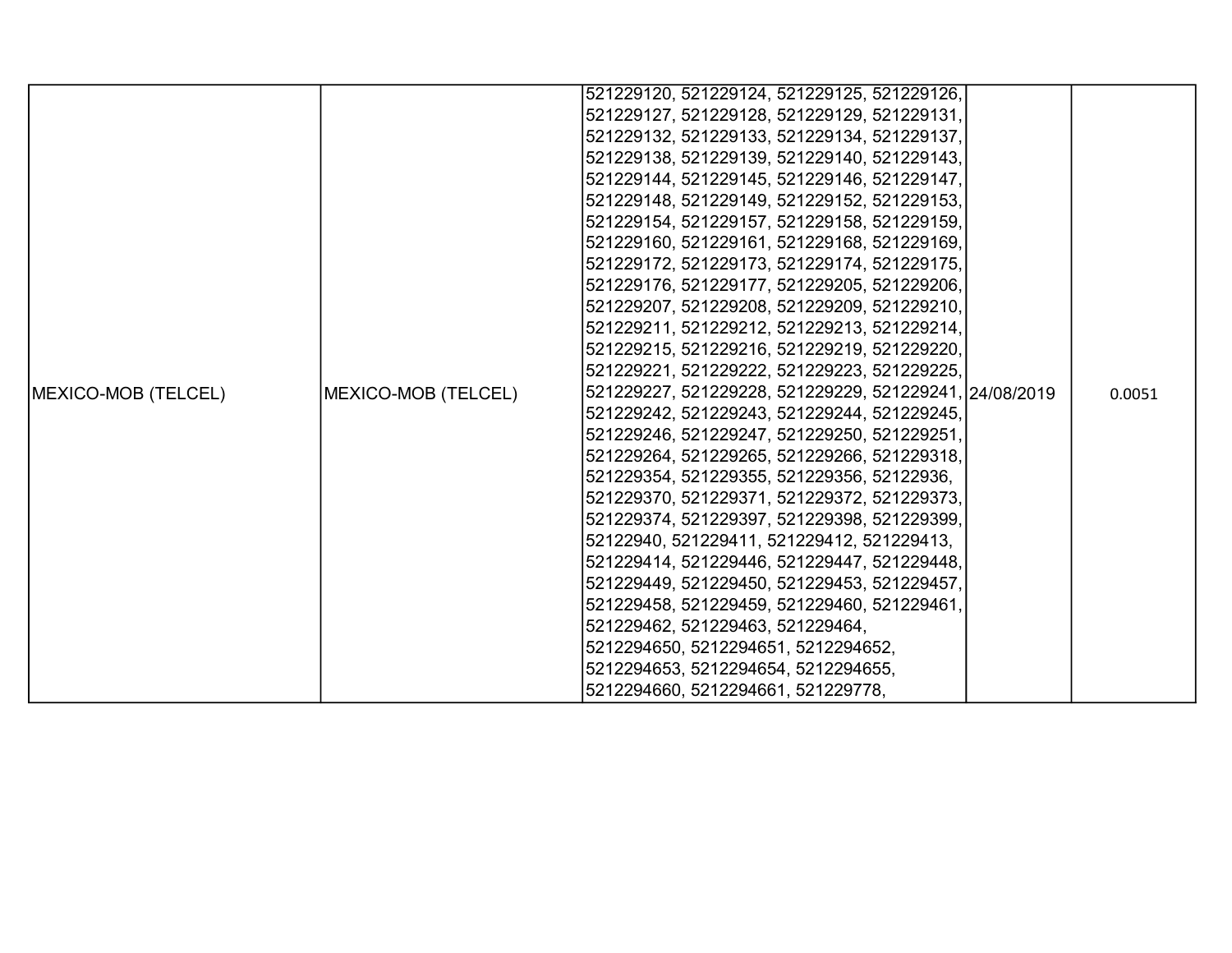| MEXICO-MOB (TELCEL) | MEXICO-MOB (TELCEL) | 521229120, 521229124, 521229125, 521229126, 521229127, 521229128, 521229129, 521229131, 521229132, 521229133, 521229134, 521229137, 521229138, 521229139, 521229140, 521229143, 521229144, 521229145, 521229146, 521229147, 521229148, 521229149, 521229152, 521229153, 521229154, 521229157, 521229158, 521229159, 521229160, 521229161, 521229168, 521229169, 521229172, 521229173, 521229174, 521229175, 521229176, 521229177, 521229205, 521229206, 521229207, 521229208, 521229209, 521229210, 521229211, 521229212, 521229213, 521229214, 521229215, 521229216, 521229219, 521229220, 521229221, 521229222, 521229223, 521229225, 521229227, 521229228, 521229229, 521229241, 521229242, 521229243, 521229244, 521229245, 521229246, 521229247, 521229250, 521229251, 521229264, 521229265, 521229266, 521229318, 521229354, 521229355, 521229356, 52122936, 521229370, 521229371, 521229372, 521229373, 521229374, 521229397, 521229398, 521229399, 52122940, 521229411, 521229412, 521229413, 521229414, 521229446, 521229447, 521229448, 521229449, 521229450, 521229453, 521229457, 521229458, 521229459, 521229460, 521229461, 521229462, 521229463, 521229464, 5212294650, 5212294651, 5212294652, 5212294653, 5212294654, 5212294655, 5212294660, 5212294661, 521229778, | 24/08/2019 | 0.0051 |
|---|---|---|---|---|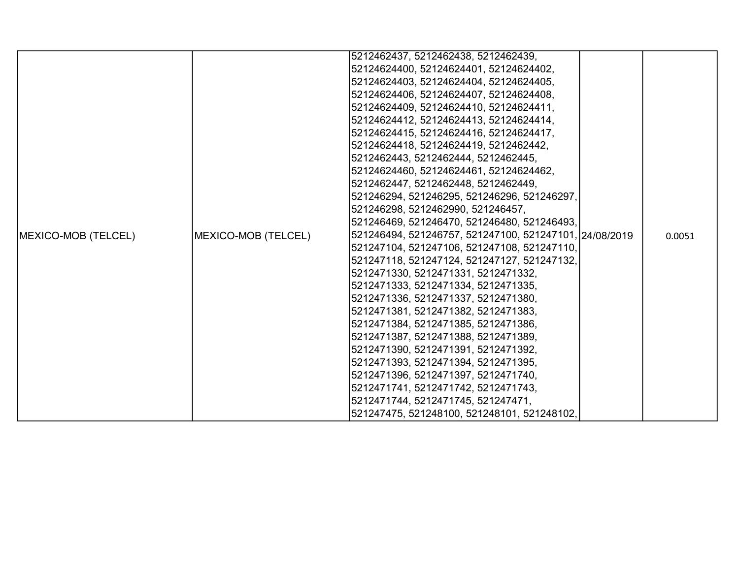| | | | | |
|---|---|---|---|---|
| MEXICO-MOB (TELCEL) | MEXICO-MOB (TELCEL) | 5212462437, 5212462438, 5212462439, 52124624400, 52124624401, 52124624402, 52124624403, 52124624404, 52124624405, 52124624406, 52124624407, 52124624408, 52124624409, 52124624410, 52124624411, 52124624412, 52124624413, 52124624414, 52124624415, 52124624416, 52124624417, 52124624418, 52124624419, 5212462442, 5212462443, 5212462444, 5212462445, 52124624460, 52124624461, 52124624462, 5212462447, 5212462448, 5212462449, 521246294, 521246295, 521246296, 521246297, 521246298, 5212462990, 521246457, 521246469, 521246470, 521246480, 521246493, 521246494, 521246757, 521247100, 521247101, 521247104, 521247106, 521247108, 521247110, 521247118, 521247124, 521247127, 521247132, 5212471330, 5212471331, 5212471332, 5212471333, 5212471334, 5212471335, 5212471336, 5212471337, 5212471380, 5212471381, 5212471382, 5212471383, 5212471384, 5212471385, 5212471386, 5212471387, 5212471388, 5212471389, 5212471390, 5212471391, 5212471392, 5212471393, 5212471394, 5212471395, 5212471396, 5212471397, 5212471740, 5212471741, 5212471742, 5212471743, 5212471744, 5212471745, 521247471, 521247475, 521248100, 521248101, 521248102, | 24/08/2019 | 0.0051 |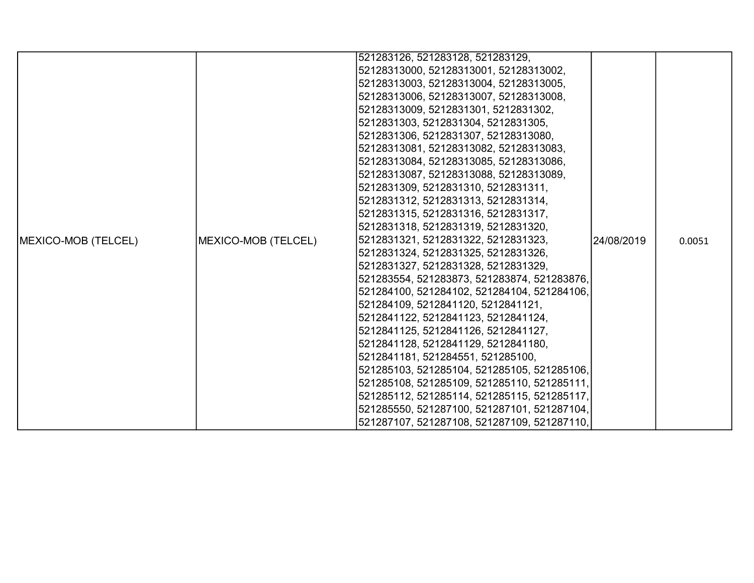| MEXICO-MOB (TELCEL) | MEXICO-MOB (TELCEL) | 521283126, 521283128, 521283129, 52128313000, 52128313001, 52128313002, 52128313003, 52128313004, 52128313005, 52128313006, 52128313007, 52128313008, 52128313009, 5212831301, 5212831302, 5212831303, 5212831304, 5212831305, 5212831306, 5212831307, 52128313080, 52128313081, 52128313082, 52128313083, 52128313084, 52128313085, 52128313086, 52128313087, 52128313088, 52128313089, 5212831309, 5212831310, 5212831311, 5212831312, 5212831313, 5212831314, 5212831315, 5212831316, 5212831317, 5212831318, 5212831319, 5212831320, 5212831321, 5212831322, 5212831323, 5212831324, 5212831325, 5212831326, 5212831327, 5212831328, 5212831329, 521283554, 521283873, 521283874, 521283876, 521284100, 521284102, 521284104, 521284106, 521284109, 5212841120, 5212841121, 5212841122, 5212841123, 5212841124, 5212841125, 5212841126, 5212841127, 5212841128, 5212841129, 5212841180, 5212841181, 521284551, 521285100, 521285103, 521285104, 521285105, 521285106, 521285108, 521285109, 521285110, 521285111, 521285112, 521285114, 521285115, 521285117, 521285550, 521287100, 521287101, 521287104, 521287107, 521287108, 521287109, 521287110, | 24/08/2019 | 0.0051 |
|---|---|---|---|---|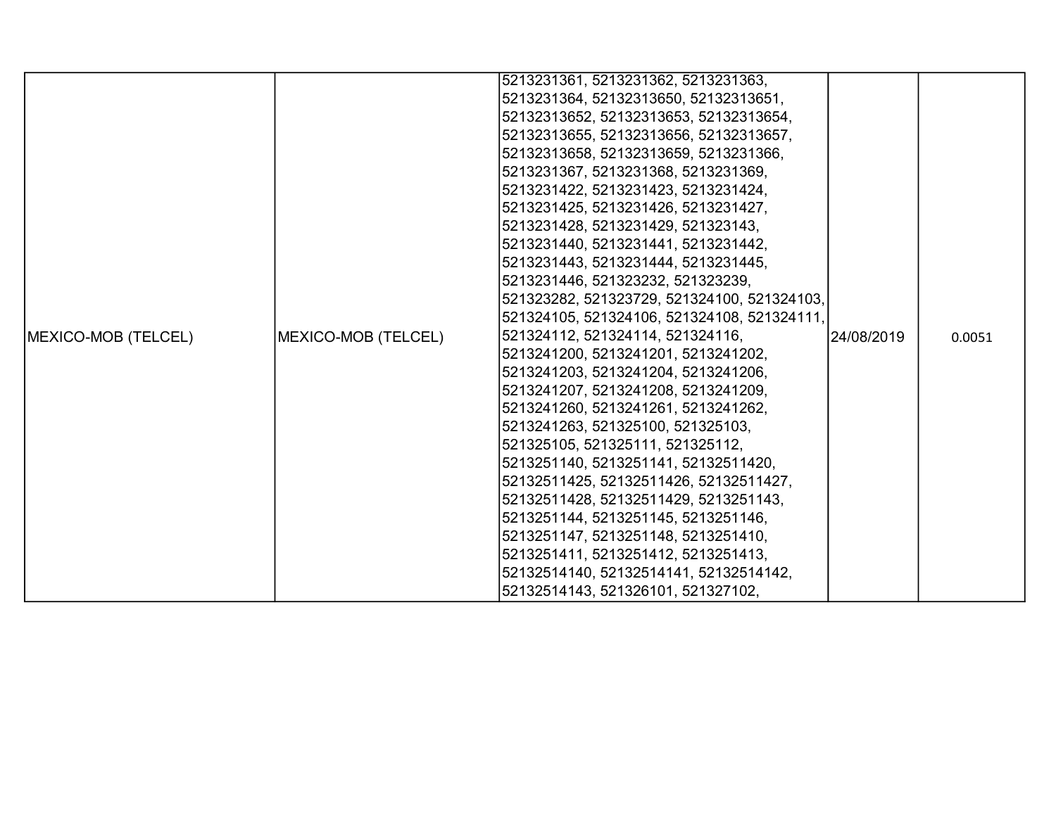| | | | | |
|---|---|---|---|---|
| MEXICO-MOB (TELCEL) | MEXICO-MOB (TELCEL) | 5213231361, 5213231362, 5213231363, 5213231364, 52132313650, 52132313651, 52132313652, 52132313653, 52132313654, 52132313655, 52132313656, 52132313657, 52132313658, 52132313659, 5213231366, 5213231367, 5213231368, 5213231369, 5213231422, 5213231423, 5213231424, 5213231425, 5213231426, 5213231427, 5213231428, 5213231429, 521323143, 5213231440, 5213231441, 5213231442, 5213231443, 5213231444, 5213231445, 5213231446, 521323232, 521323239, 521323282, 521323729, 521324100, 521324103, 521324105, 521324106, 521324108, 521324111, 521324112, 521324114, 521324116, 5213241200, 5213241201, 5213241202, 5213241203, 5213241204, 5213241206, 5213241207, 5213241208, 5213241209, 5213241260, 5213241261, 5213241262, 5213241263, 521325100, 521325103, 521325105, 521325111, 521325112, 5213251140, 5213251141, 52132511420, 52132511425, 52132511426, 52132511427, 52132511428, 52132511429, 5213251143, 5213251144, 5213251145, 5213251146, 5213251147, 5213251148, 5213251410, 5213251411, 5213251412, 5213251413, 52132514140, 52132514141, 52132514142, 52132514143, 521326101, 521327102, | 24/08/2019 | 0.0051 |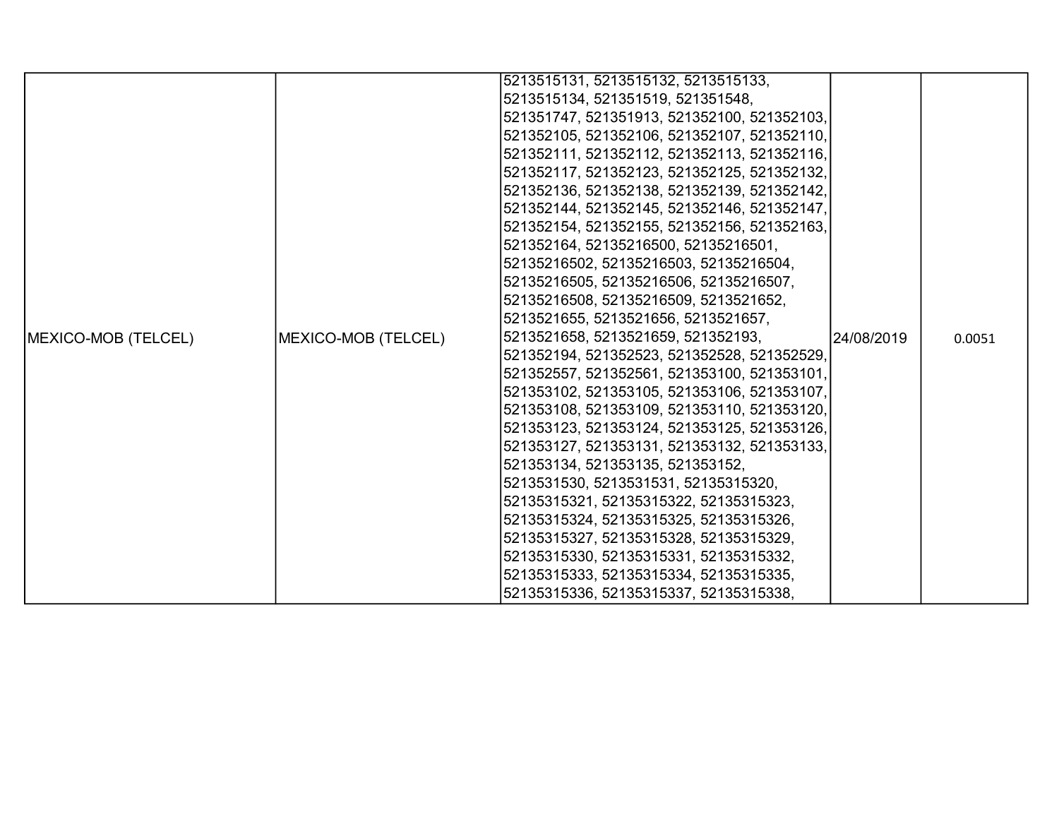| | | | | |
|---|---|---|---|---|
| MEXICO-MOB (TELCEL) | MEXICO-MOB (TELCEL) | 5213515131, 5213515132, 5213515133, 5213515134, 521351519, 521351548, 521351747, 521351913, 521352100, 521352103, 521352105, 521352106, 521352107, 521352110, 521352111, 521352112, 521352113, 521352116, 521352117, 521352123, 521352125, 521352132, 521352136, 521352138, 521352139, 521352142, 521352144, 521352145, 521352146, 521352147, 521352154, 521352155, 521352156, 521352163, 521352164, 52135216500, 52135216501, 52135216502, 52135216503, 52135216504, 52135216505, 52135216506, 52135216507, 52135216508, 52135216509, 5213521652, 5213521655, 5213521656, 5213521657, 5213521658, 5213521659, 521352193, 521352194, 521352523, 521352528, 521352529, 521352557, 521352561, 521353100, 521353101, 521353102, 521353105, 521353106, 521353107, 521353108, 521353109, 521353110, 521353120, 521353123, 521353124, 521353125, 521353126, 521353127, 521353131, 521353132, 521353133, 521353134, 521353135, 521353152, 5213531530, 5213531531, 52135315320, 52135315321, 52135315322, 52135315323, 52135315324, 52135315325, 52135315326, 52135315327, 52135315328, 52135315329, 52135315330, 52135315331, 52135315332, 52135315333, 52135315334, 52135315335, 52135315336, 52135315337, 52135315338, | 24/08/2019 | 0.0051 |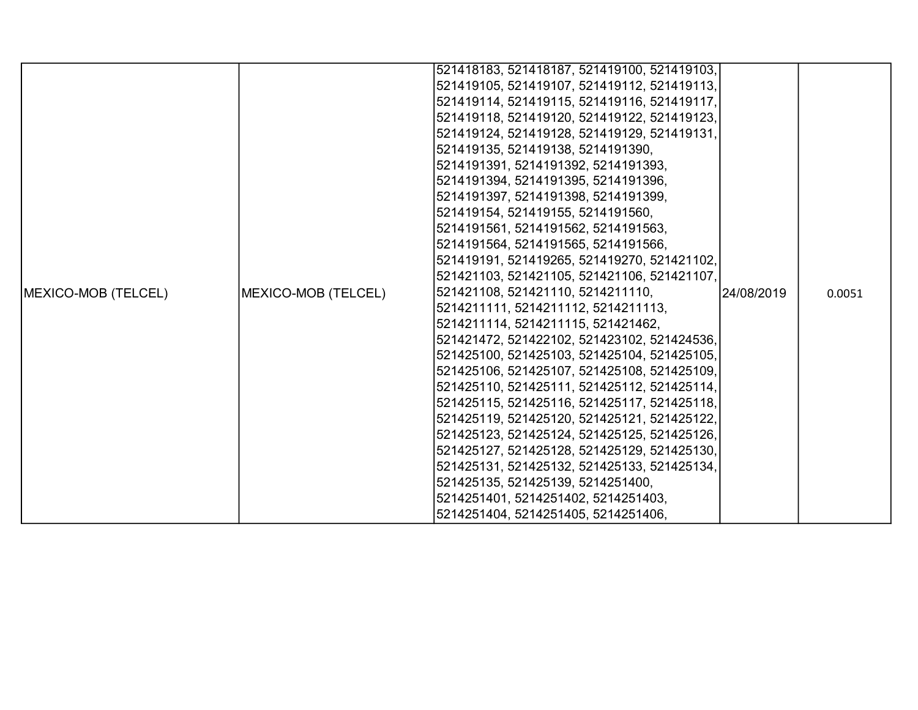| | | | | |
|---|---|---|---|---|
| MEXICO-MOB (TELCEL) | MEXICO-MOB (TELCEL) | 521418183, 521418187, 521419100, 521419103, 521419105, 521419107, 521419112, 521419113, 521419114, 521419115, 521419116, 521419117, 521419118, 521419120, 521419122, 521419123, 521419124, 521419128, 521419129, 521419131, 521419135, 521419138, 5214191390, 5214191391, 5214191392, 5214191393, 5214191394, 5214191395, 5214191396, 5214191397, 5214191398, 5214191399, 521419154, 521419155, 5214191560, 5214191561, 5214191562, 5214191563, 5214191564, 5214191565, 5214191566, 521419191, 521419265, 521419270, 521421102, 521421103, 521421105, 521421106, 521421107, 521421108, 521421110, 5214211110, 5214211111, 5214211112, 5214211113, 5214211114, 5214211115, 521421462, 521421472, 521422102, 521423102, 521424536, 521425100, 521425103, 521425104, 521425105, 521425106, 521425107, 521425108, 521425109, 521425110, 521425111, 521425112, 521425114, 521425115, 521425116, 521425117, 521425118, 521425119, 521425120, 521425121, 521425122, 521425123, 521425124, 521425125, 521425126, 521425127, 521425128, 521425129, 521425130, 521425131, 521425132, 521425133, 521425134, 521425135, 521425139, 5214251400, 5214251401, 5214251402, 5214251403, 5214251404, 5214251405, 5214251406, | 24/08/2019 | 0.0051 |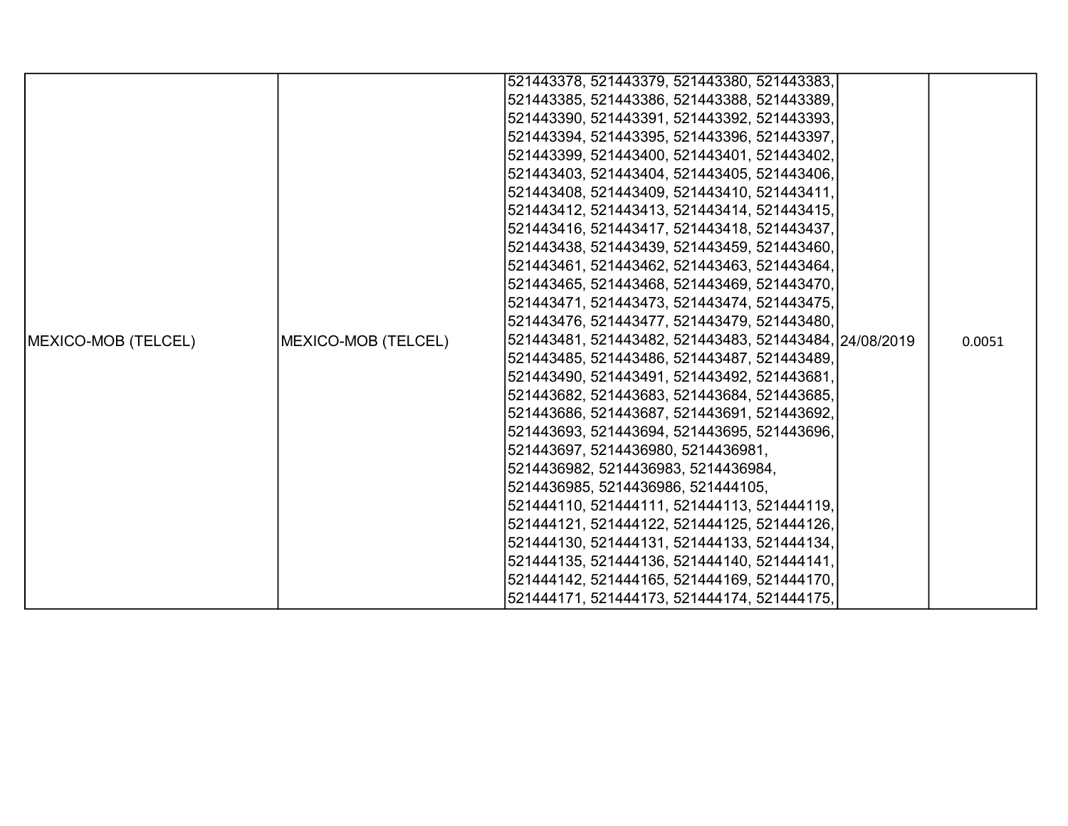| MEXICO-MOB (TELCEL) | MEXICO-MOB (TELCEL) | 521443378, 521443379, 521443380, 521443383, 521443385, 521443386, 521443388, 521443389, 521443390, 521443391, 521443392, 521443393, 521443394, 521443395, 521443396, 521443397, 521443399, 521443400, 521443401, 521443402, 521443403, 521443404, 521443405, 521443406, 521443408, 521443409, 521443410, 521443411, 521443412, 521443413, 521443414, 521443415, 521443416, 521443417, 521443418, 521443437, 521443438, 521443439, 521443459, 521443460, 521443461, 521443462, 521443463, 521443464, 521443465, 521443468, 521443469, 521443470, 521443471, 521443473, 521443474, 521443475, 521443476, 521443477, 521443479, 521443480, 521443481, 521443482, 521443483, 521443484, 521443485, 521443486, 521443487, 521443489, 521443490, 521443491, 521443492, 521443681, 521443682, 521443683, 521443684, 521443685, 521443686, 521443687, 521443691, 521443692, 521443693, 521443694, 521443695, 521443696, 521443697, 5214436980, 5214436981, 5214436982, 5214436983, 5214436984, 5214436985, 5214436986, 521444105, 521444110, 521444111, 521444113, 521444119, 521444121, 521444122, 521444125, 521444126, 521444130, 521444131, 521444133, 521444134, 521444135, 521444136, 521444140, 521444141, 521444142, 521444165, 521444169, 521444170, 521444171, 521444173, 521444174, 521444175, | 24/08/2019 | 0.0051 |
|---|---|---|---|---|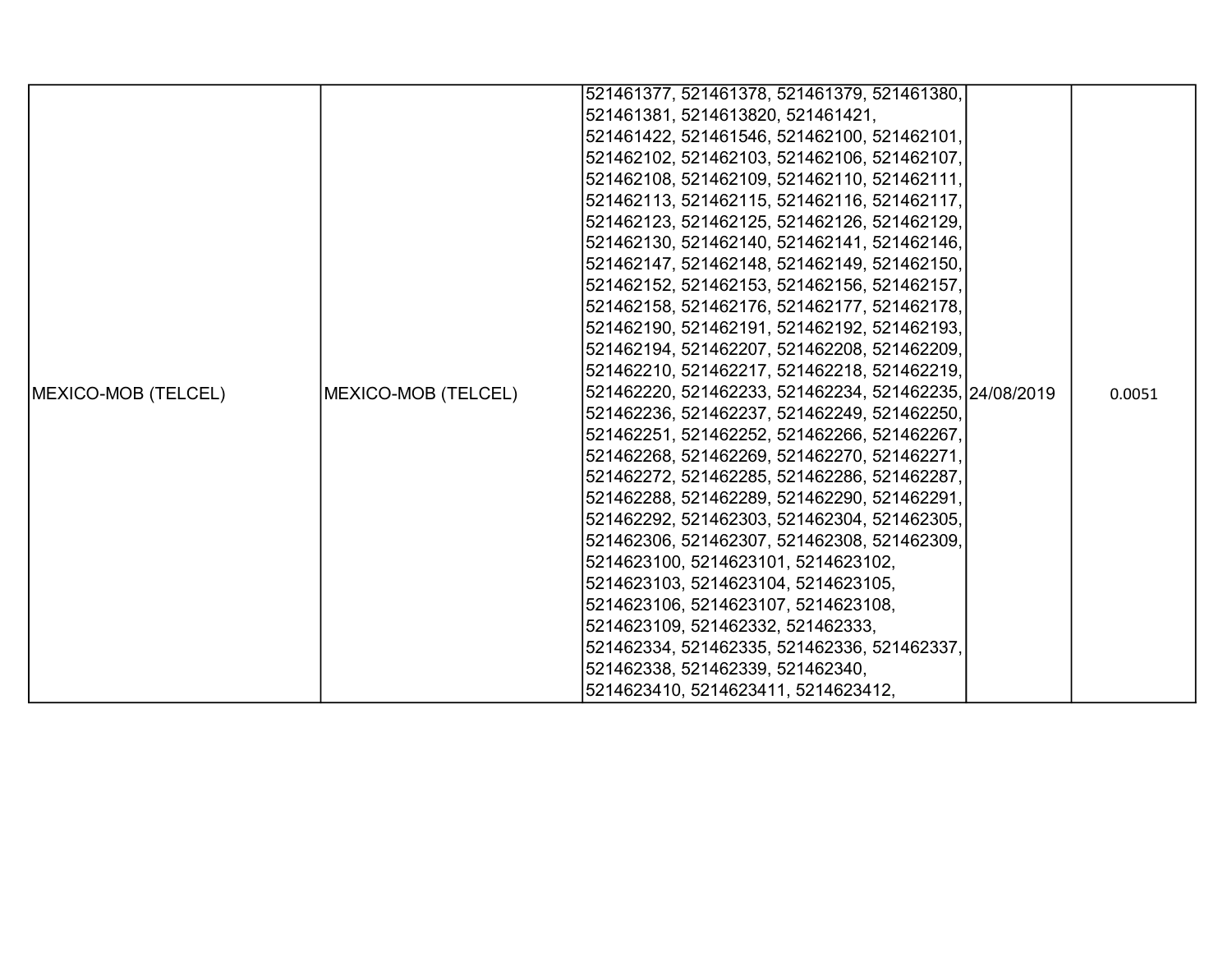| | | | | |
|---|---|---|---|---|
| MEXICO-MOB (TELCEL) | MEXICO-MOB (TELCEL) | 521461377, 521461378, 521461379, 521461380, 521461381, 5214613820, 521461421, 521461422, 521461546, 521462100, 521462101, 521462102, 521462103, 521462106, 521462107, 521462108, 521462109, 521462110, 521462111, 521462113, 521462115, 521462116, 521462117, 521462123, 521462125, 521462126, 521462129, 521462130, 521462140, 521462141, 521462146, 521462147, 521462148, 521462149, 521462150, 521462152, 521462153, 521462156, 521462157, 521462158, 521462176, 521462177, 521462178, 521462190, 521462191, 521462192, 521462193, 521462194, 521462207, 521462208, 521462209, 521462210, 521462217, 521462218, 521462219, 521462220, 521462233, 521462234, 521462235, 521462236, 521462237, 521462249, 521462250, 521462251, 521462252, 521462266, 521462267, 521462268, 521462269, 521462270, 521462271, 521462272, 521462285, 521462286, 521462287, 521462288, 521462289, 521462290, 521462291, 521462292, 521462303, 521462304, 521462305, 521462306, 521462307, 521462308, 521462309, 5214623100, 5214623101, 5214623102, 5214623103, 5214623104, 5214623105, 5214623106, 5214623107, 5214623108, 5214623109, 521462332, 521462333, 521462334, 521462335, 521462336, 521462337, 521462338, 521462339, 521462340, 5214623410, 5214623411, 5214623412, | 24/08/2019 | 0.0051 |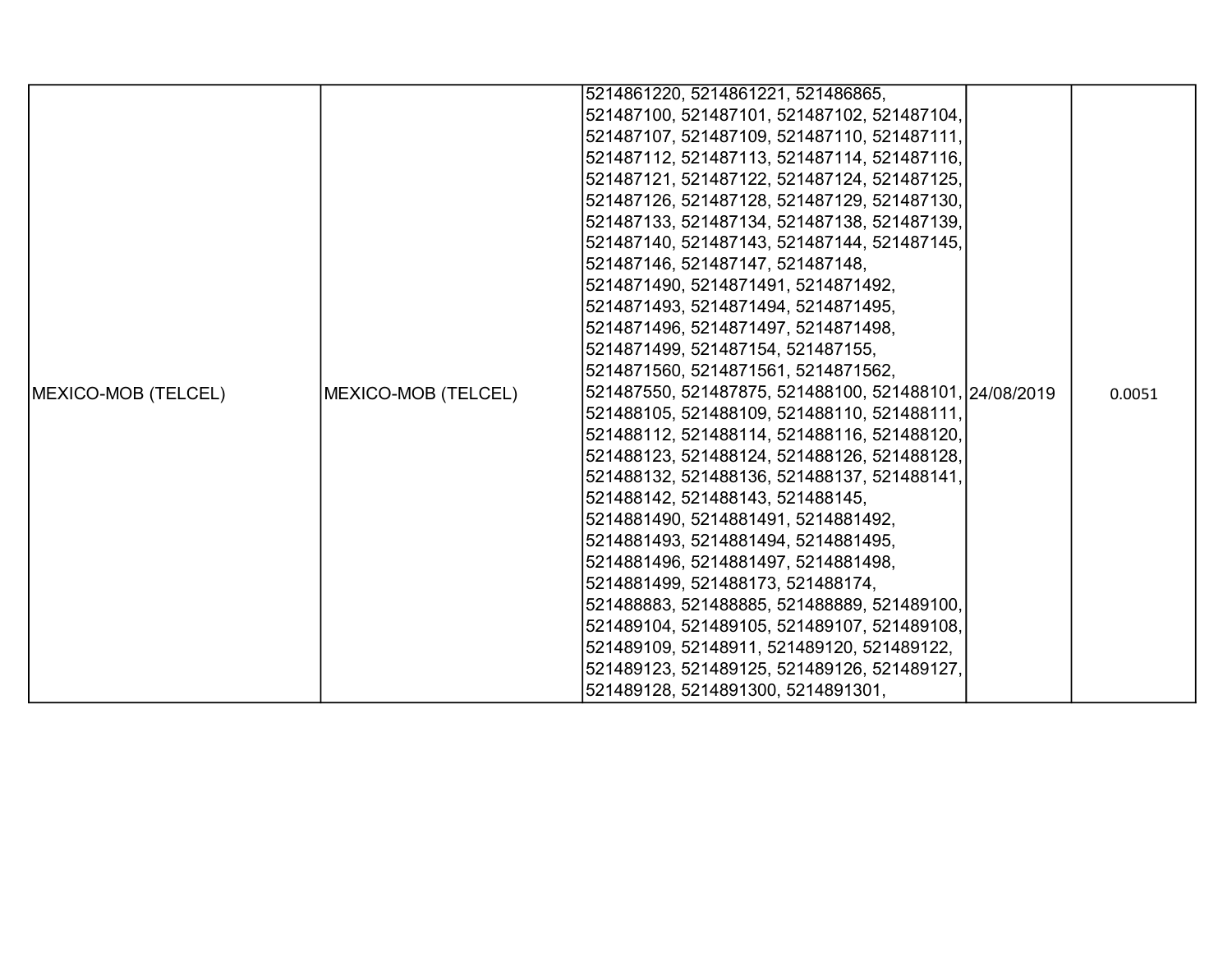| MEXICO-MOB (TELCEL) | MEXICO-MOB (TELCEL) | 5214861220, 5214861221, 521486865, 521487100, 521487101, 521487102, 521487104, 521487107, 521487109, 521487110, 521487111, 521487112, 521487113, 521487114, 521487116, 521487121, 521487122, 521487124, 521487125, 521487126, 521487128, 521487129, 521487130, 521487133, 521487134, 521487138, 521487139, 521487140, 521487143, 521487144, 521487145, 521487146, 521487147, 521487148, 5214871490, 5214871491, 5214871492, 5214871493, 5214871494, 5214871495, 5214871496, 5214871497, 5214871498, 5214871499, 521487154, 521487155, 5214871560, 5214871561, 5214871562, 521487550, 521487875, 521488100, 521488101, 521488105, 521488109, 521488110, 521488111, 521488112, 521488114, 521488116, 521488120, 521488123, 521488124, 521488126, 521488128, 521488132, 521488136, 521488137, 521488141, 521488142, 521488143, 521488145, 5214881490, 5214881491, 5214881492, 5214881493, 5214881494, 5214881495, 5214881496, 5214881497, 5214881498, 5214881499, 521488173, 521488174, 521488883, 521488885, 521488889, 521489100, 521489104, 521489105, 521489107, 521489108, 521489109, 52148911, 521489120, 521489122, 521489123, 521489125, 521489126, 521489127, 521489128, 5214891300, 5214891301, | 24/08/2019 | 0.0051 |
|---|---|---|---|---|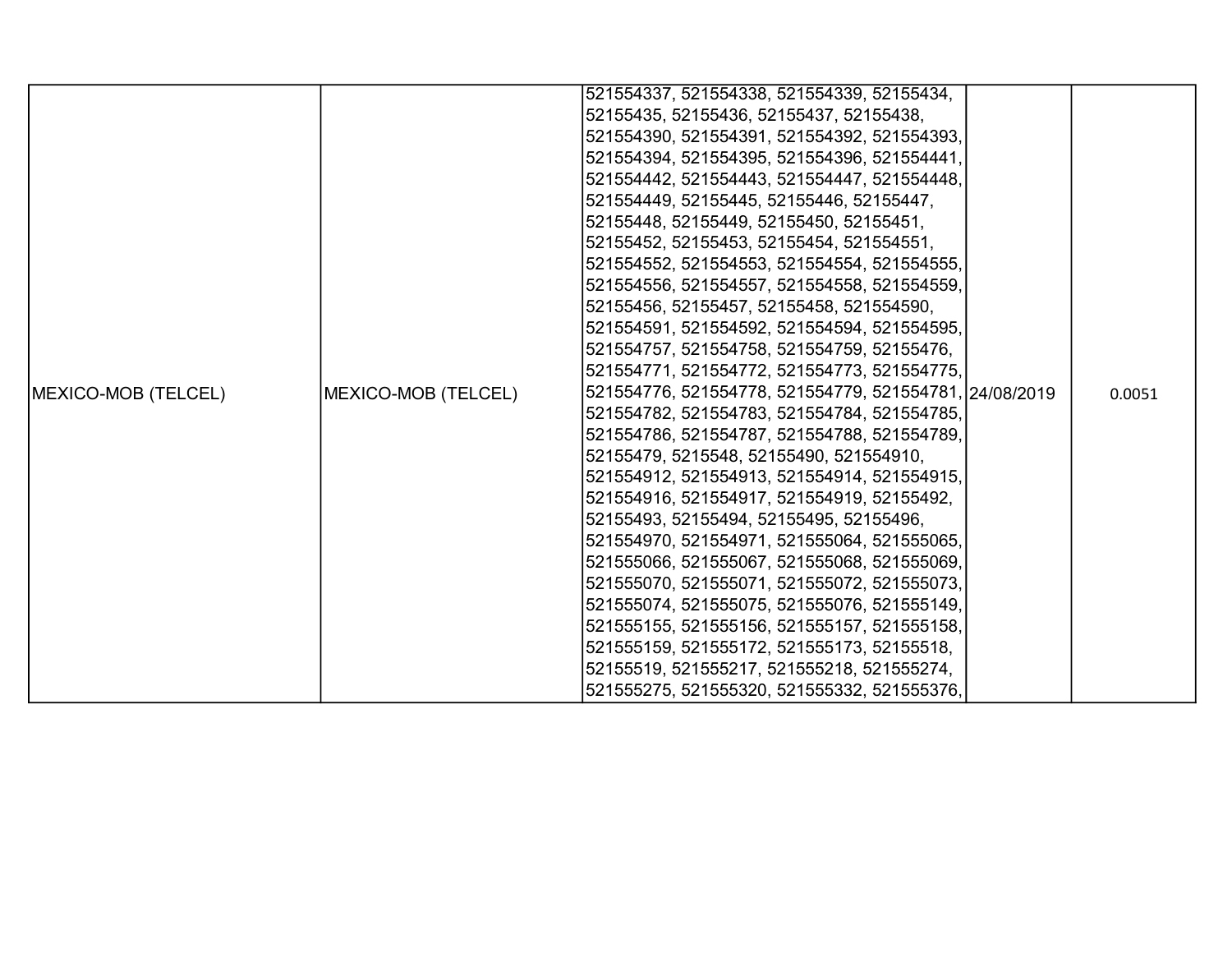| | | | | |
|---|---|---|---|---|
| MEXICO-MOB (TELCEL) | MEXICO-MOB (TELCEL) | 521554337, 521554338, 521554339, 52155434, 52155435, 52155436, 52155437, 52155438, 521554390, 521554391, 521554392, 521554393, 521554394, 521554395, 521554396, 521554441, 521554442, 521554443, 521554447, 521554448, 521554449, 52155445, 52155446, 52155447, 52155448, 52155449, 52155450, 52155451, 52155452, 52155453, 52155454, 521554551, 521554552, 521554553, 521554554, 521554555, 521554556, 521554557, 521554558, 521554559, 52155456, 52155457, 52155458, 521554590, 521554591, 521554592, 521554594, 521554595, 521554757, 521554758, 521554759, 52155476, 521554771, 521554772, 521554773, 521554775, 521554776, 521554778, 521554779, 521554781, 521554782, 521554783, 521554784, 521554785, 521554786, 521554787, 521554788, 521554789, 52155479, 5215548, 52155490, 521554910, 521554912, 521554913, 521554914, 521554915, 521554916, 521554917, 521554919, 52155492, 52155493, 52155494, 52155495, 52155496, 521554970, 521554971, 521555064, 521555065, 521555066, 521555067, 521555068, 521555069, 521555070, 521555071, 521555072, 521555073, 521555074, 521555075, 521555076, 521555149, 521555155, 521555156, 521555157, 521555158, 521555159, 521555172, 521555173, 52155518, 52155519, 521555217, 521555218, 521555274, 521555275, 521555320, 521555332, 521555376, | 24/08/2019 | 0.0051 |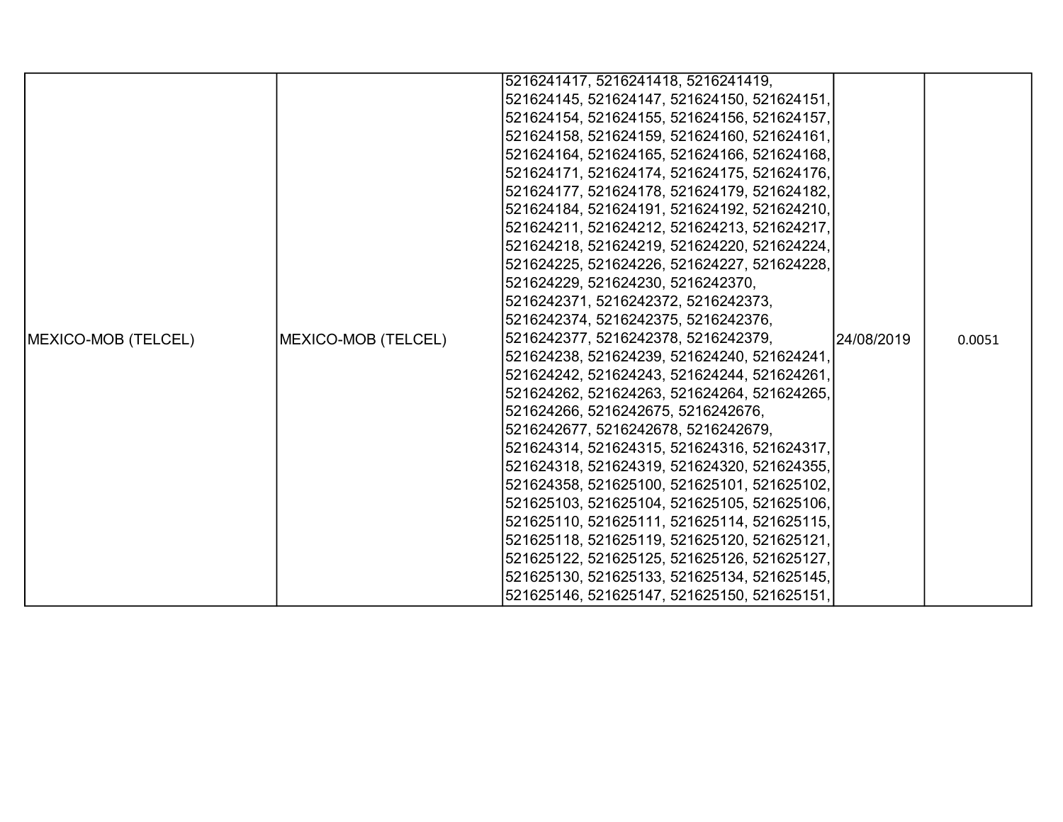| MEXICO-MOB (TELCEL) | MEXICO-MOB (TELCEL) | 5216241417, 5216241418, 5216241419, 521624145, 521624147, 521624150, 521624151, 521624154, 521624155, 521624156, 521624157, 521624158, 521624159, 521624160, 521624161, 521624164, 521624165, 521624166, 521624168, 521624171, 521624174, 521624175, 521624176, 521624177, 521624178, 521624179, 521624182, 521624184, 521624191, 521624192, 521624210, 521624211, 521624212, 521624213, 521624217, 521624218, 521624219, 521624220, 521624224, 521624225, 521624226, 521624227, 521624228, 521624229, 521624230, 5216242370, 5216242371, 5216242372, 5216242373, 5216242374, 5216242375, 5216242376, 5216242377, 5216242378, 5216242379, 521624238, 521624239, 521624240, 521624241, 521624242, 521624243, 521624244, 521624261, 521624262, 521624263, 521624264, 521624265, 521624266, 5216242675, 5216242676, 5216242677, 5216242678, 5216242679, 521624314, 521624315, 521624316, 521624317, 521624318, 521624319, 521624320, 521624355, 521624358, 521625100, 521625101, 521625102, 521625103, 521625104, 521625105, 521625106, 521625110, 521625111, 521625114, 521625115, 521625118, 521625119, 521625120, 521625121, 521625122, 521625125, 521625126, 521625127, 521625130, 521625133, 521625134, 521625145, 521625146, 521625147, 521625150, 521625151, | 24/08/2019 | 0.0051 |
|---|---|---|---|---|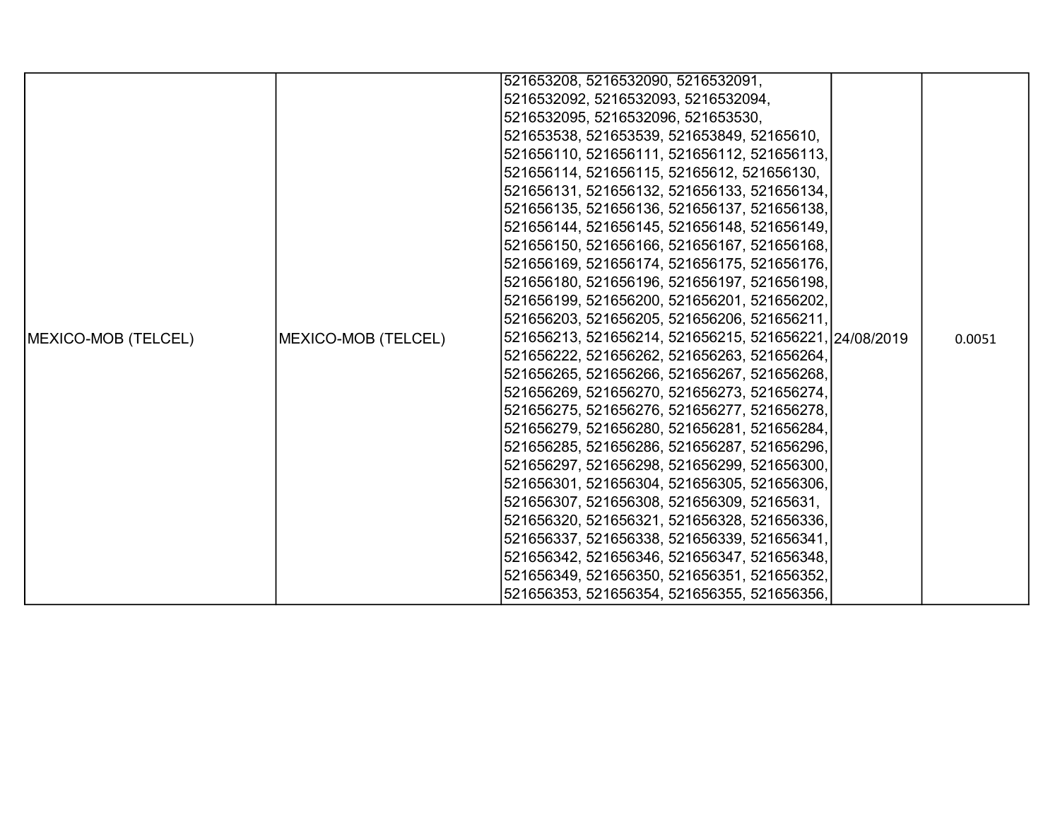| | | | | |
|---|---|---|---|---|
| MEXICO-MOB (TELCEL) | MEXICO-MOB (TELCEL) | 521653208, 5216532090, 5216532091, 5216532092, 5216532093, 5216532094, 5216532095, 5216532096, 521653530, 521653538, 521653539, 521653849, 52165610, 521656110, 521656111, 521656112, 521656113, 521656114, 521656115, 52165612, 521656130, 521656131, 521656132, 521656133, 521656134, 521656135, 521656136, 521656137, 521656138, 521656144, 521656145, 521656148, 521656149, 521656150, 521656166, 521656167, 521656168, 521656169, 521656174, 521656175, 521656176, 521656180, 521656196, 521656197, 521656198, 521656199, 521656200, 521656201, 521656202, 521656203, 521656205, 521656206, 521656211, 521656213, 521656214, 521656215, 521656221, 521656222, 521656262, 521656263, 521656264, 521656265, 521656266, 521656267, 521656268, 521656269, 521656270, 521656273, 521656274, 521656275, 521656276, 521656277, 521656278, 521656279, 521656280, 521656281, 521656284, 521656285, 521656286, 521656287, 521656296, 521656297, 521656298, 521656299, 521656300, 521656301, 521656304, 521656305, 521656306, 521656307, 521656308, 521656309, 52165631, 521656320, 521656321, 521656328, 521656336, 521656337, 521656338, 521656339, 521656341, 521656342, 521656346, 521656347, 521656348, 521656349, 521656350, 521656351, 521656352, 521656353, 521656354, 521656355, 521656356, | 24/08/2019 | 0.0051 |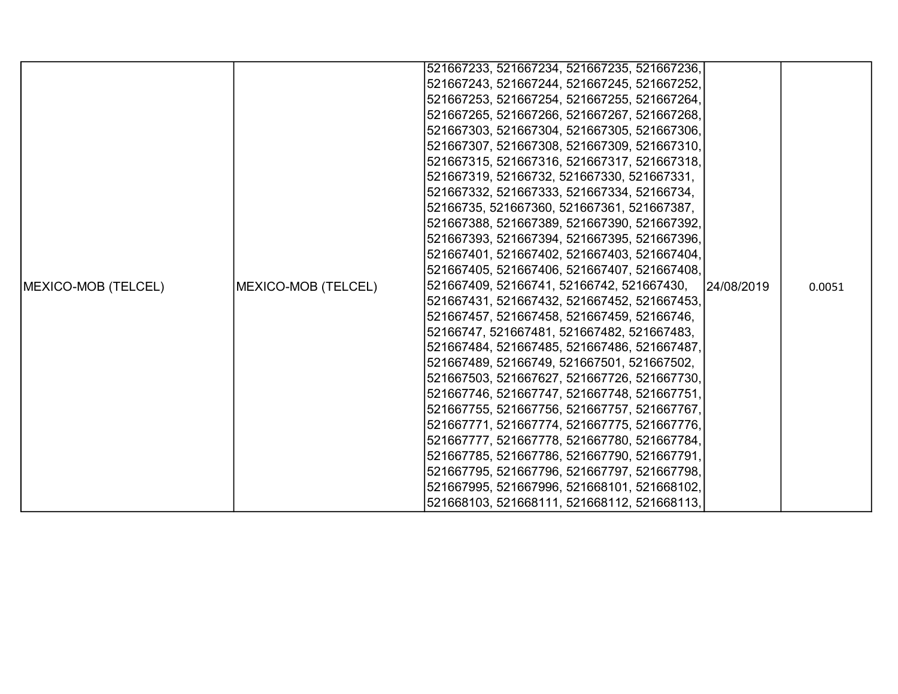| MEXICO-MOB (TELCEL) | MEXICO-MOB (TELCEL) | 521667233, 521667234, 521667235, 521667236, 521667243, 521667244, 521667245, 521667252, 521667253, 521667254, 521667255, 521667264, 521667265, 521667266, 521667267, 521667268, 521667303, 521667304, 521667305, 521667306, 521667307, 521667308, 521667309, 521667310, 521667315, 521667316, 521667317, 521667318, 521667319, 52166732, 521667330, 521667331, 521667332, 521667333, 521667334, 52166734, 52166735, 521667360, 521667361, 521667387, 521667388, 521667389, 521667390, 521667392, 521667393, 521667394, 521667395, 521667396, 521667401, 521667402, 521667403, 521667404, 521667405, 521667406, 521667407, 521667408, 521667409, 52166741, 52166742, 521667430, 521667431, 521667432, 521667452, 521667453, 521667457, 521667458, 521667459, 52166746, 52166747, 521667481, 521667482, 521667483, 521667484, 521667485, 521667486, 521667487, 521667489, 52166749, 521667501, 521667502, 521667503, 521667627, 521667726, 521667730, 521667746, 521667747, 521667748, 521667751, 521667755, 521667756, 521667757, 521667767, 521667771, 521667774, 521667775, 521667776, 521667777, 521667778, 521667780, 521667784, 521667785, 521667786, 521667790, 521667791, 521667795, 521667796, 521667797, 521667798, 521667995, 521667996, 521668101, 521668102, 521668103, 521668111, 521668112, 521668113, | 24/08/2019 | 0.0051 |
|---|---|---|---|---|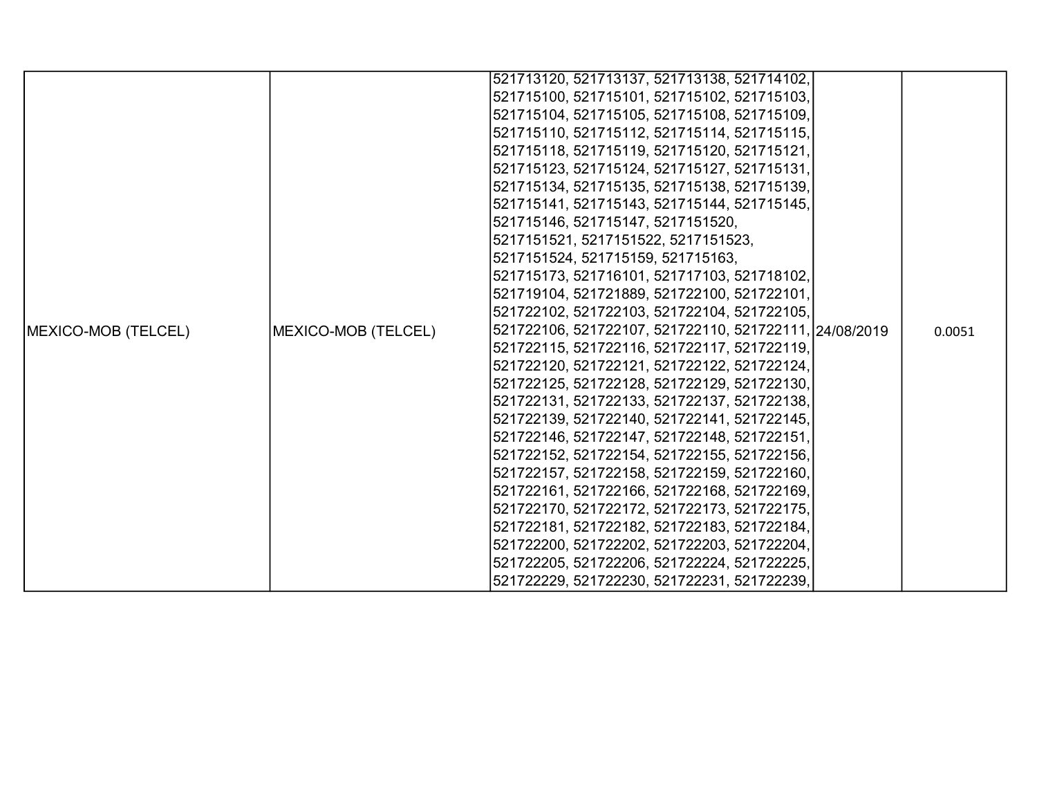| MEXICO-MOB (TELCEL) | MEXICO-MOB (TELCEL) | 521713120, 521713137, 521713138, 521714102, 521715100, 521715101, 521715102, 521715103, 521715104, 521715105, 521715108, 521715109, 521715110, 521715112, 521715114, 521715115, 521715118, 521715119, 521715120, 521715121, 521715123, 521715124, 521715127, 521715131, 521715134, 521715135, 521715138, 521715139, 521715141, 521715143, 521715144, 521715145, 521715146, 521715147, 5217151520, 5217151521, 5217151522, 5217151523, 5217151524, 521715159, 521715163, 521715173, 521716101, 521717103, 521718102, 521719104, 521721889, 521722100, 521722101, 521722102, 521722103, 521722104, 521722105, 521722106, 521722107, 521722110, 521722111, 521722115, 521722116, 521722117, 521722119, 521722120, 521722121, 521722122, 521722124, 521722125, 521722128, 521722129, 521722130, 521722131, 521722133, 521722137, 521722138, 521722139, 521722140, 521722141, 521722145, 521722146, 521722147, 521722148, 521722151, 521722152, 521722154, 521722155, 521722156, 521722157, 521722158, 521722159, 521722160, 521722161, 521722166, 521722168, 521722169, 521722170, 521722172, 521722173, 521722175, 521722181, 521722182, 521722183, 521722184, 521722200, 521722202, 521722203, 521722204, 521722205, 521722206, 521722224, 521722225, 521722229, 521722230, 521722231, 521722239, | 24/08/2019 | 0.0051 |
|---|---|---|---|---|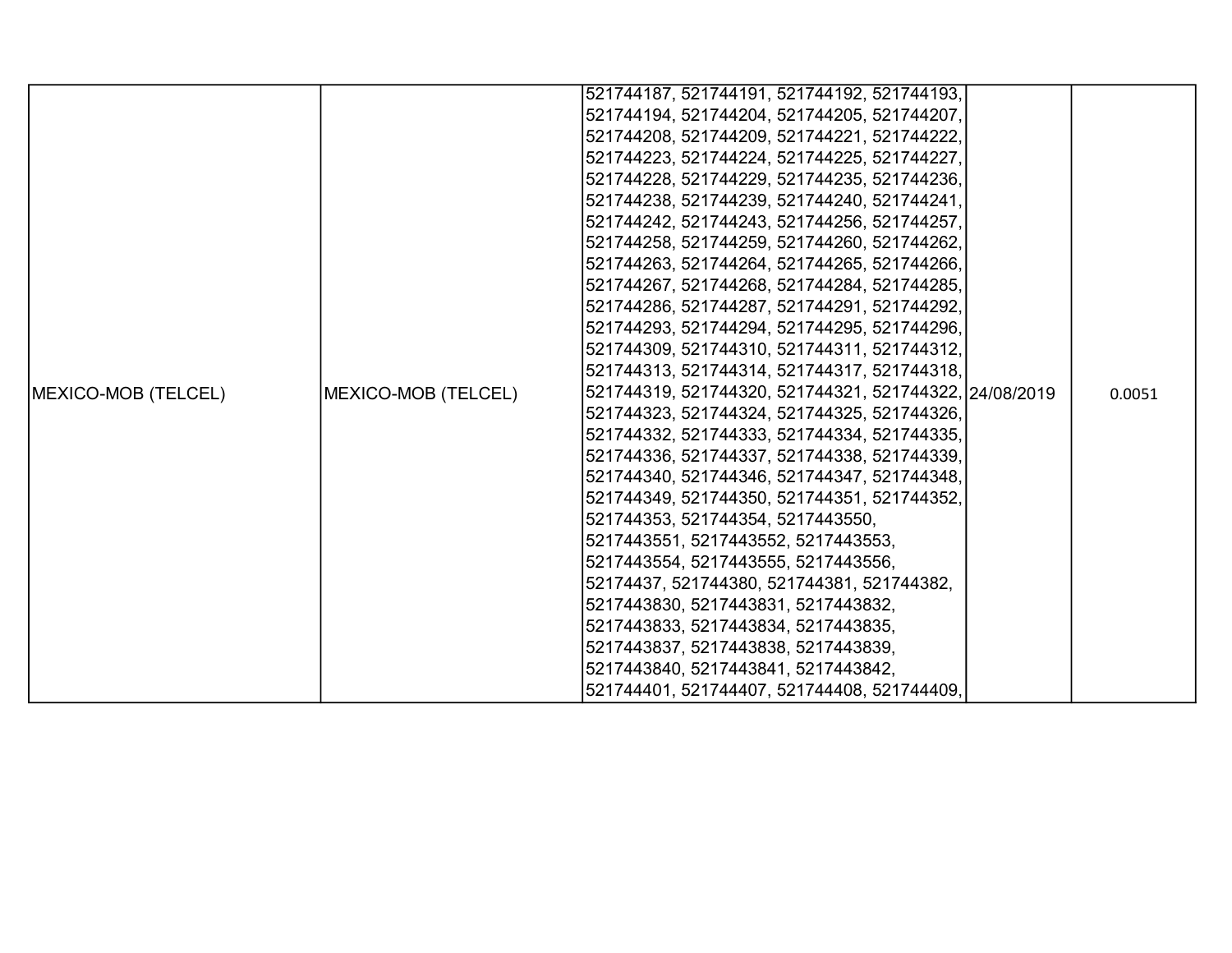| MEXICO-MOB (TELCEL) | MEXICO-MOB (TELCEL) | 521744187, 521744191, 521744192, 521744193, 521744194, 521744204, 521744205, 521744207, 521744208, 521744209, 521744221, 521744222, 521744223, 521744224, 521744225, 521744227, 521744228, 521744229, 521744235, 521744236, 521744238, 521744239, 521744240, 521744241, 521744242, 521744243, 521744256, 521744257, 521744258, 521744259, 521744260, 521744262, 521744263, 521744264, 521744265, 521744266, 521744267, 521744268, 521744284, 521744285, 521744286, 521744287, 521744291, 521744292, 521744293, 521744294, 521744295, 521744296, 521744309, 521744310, 521744311, 521744312, 521744313, 521744314, 521744317, 521744318, 521744319, 521744320, 521744321, 521744322, 521744323, 521744324, 521744325, 521744326, 521744332, 521744333, 521744334, 521744335, 521744336, 521744337, 521744338, 521744339, 521744340, 521744346, 521744347, 521744348, 521744349, 521744350, 521744351, 521744352, 521744353, 521744354, 5217443550, 5217443551, 5217443552, 5217443553, 5217443554, 5217443555, 5217443556, 52174437, 521744380, 521744381, 521744382, 5217443830, 5217443831, 5217443832, 5217443833, 5217443834, 5217443835, 5217443837, 5217443838, 5217443839, 5217443840, 5217443841, 5217443842, 521744401, 521744407, 521744408, 521744409, | 24/08/2019 | 0.0051 |
|---|---|---|---|---|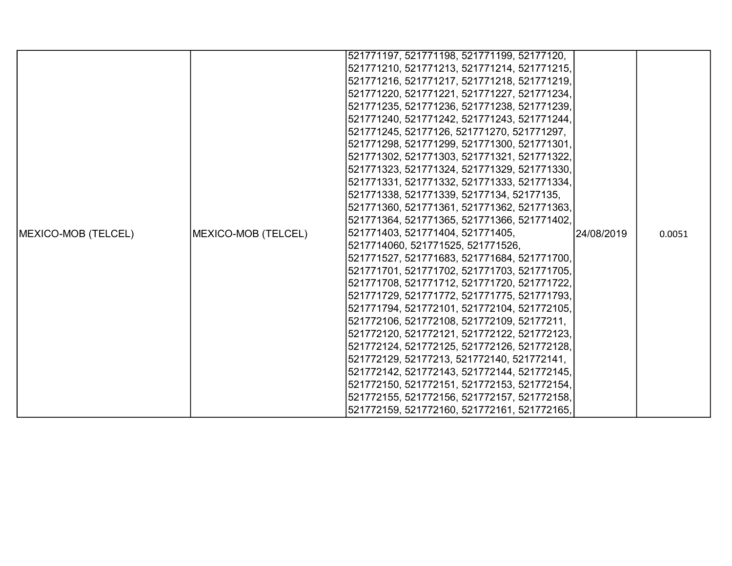| MEXICO-MOB (TELCEL) | MEXICO-MOB (TELCEL) | 521771197, 521771198, 521771199, 52177120, 521771210, 521771213, 521771214, 521771215, 521771216, 521771217, 521771218, 521771219, 521771220, 521771221, 521771227, 521771234, 521771235, 521771236, 521771238, 521771239, 521771240, 521771242, 521771243, 521771244, 521771245, 52177126, 521771270, 521771297, 521771298, 521771299, 521771300, 521771301, 521771302, 521771303, 521771321, 521771322, 521771323, 521771324, 521771329, 521771330, 521771331, 521771332, 521771333, 521771334, 521771338, 521771339, 52177134, 52177135, 521771360, 521771361, 521771362, 521771363, 521771364, 521771365, 521771366, 521771402, 521771403, 521771404, 521771405, 5217714060, 521771525, 521771526, 521771527, 521771683, 521771684, 521771700, 521771701, 521771702, 521771703, 521771705, 521771708, 521771712, 521771720, 521771722, 521771729, 521771772, 521771775, 521771793, 521771794, 521772101, 521772104, 521772105, 521772106, 521772108, 521772109, 52177211, 521772120, 521772121, 521772122, 521772123, 521772124, 521772125, 521772126, 521772128, 521772129, 52177213, 521772140, 521772141, 521772142, 521772143, 521772144, 521772145, 521772150, 521772151, 521772153, 521772154, 521772155, 521772156, 521772157, 521772158, 521772159, 521772160, 521772161, 521772165, | 24/08/2019 | 0.0051 |
|---|---|---|---|---|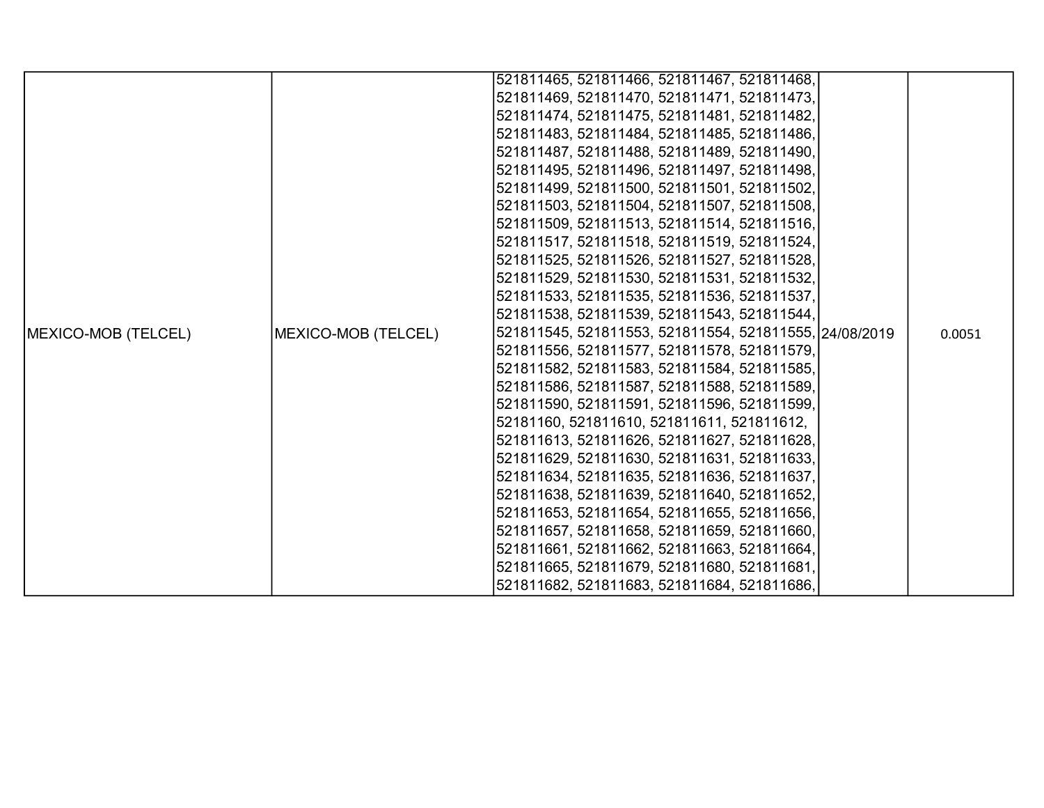| MEXICO-MOB (TELCEL) | MEXICO-MOB (TELCEL) | 521811465, 521811466, 521811467, 521811468, 521811469, 521811470, 521811471, 521811473, 521811474, 521811475, 521811481, 521811482, 521811483, 521811484, 521811485, 521811486, 521811487, 521811488, 521811489, 521811490, 521811495, 521811496, 521811497, 521811498, 521811499, 521811500, 521811501, 521811502, 521811503, 521811504, 521811507, 521811508, 521811509, 521811513, 521811514, 521811516, 521811517, 521811518, 521811519, 521811524, 521811525, 521811526, 521811527, 521811528, 521811529, 521811530, 521811531, 521811532, 521811533, 521811535, 521811536, 521811537, 521811538, 521811539, 521811543, 521811544, 521811545, 521811553, 521811554, 521811555, 521811556, 521811577, 521811578, 521811579, 521811582, 521811583, 521811584, 521811585, 521811586, 521811587, 521811588, 521811589, 521811590, 521811591, 521811596, 521811599, 52181160, 521811610, 521811611, 521811612, 521811613, 521811626, 521811627, 521811628, 521811629, 521811630, 521811631, 521811633, 521811634, 521811635, 521811636, 521811637, 521811638, 521811639, 521811640, 521811652, 521811653, 521811654, 521811655, 521811656, 521811657, 521811658, 521811659, 521811660, 521811661, 521811662, 521811663, 521811664, 521811665, 521811679, 521811680, 521811681, 521811682, 521811683, 521811684, 521811686, | 24/08/2019 | 0.0051 |
|---|---|---|---|---|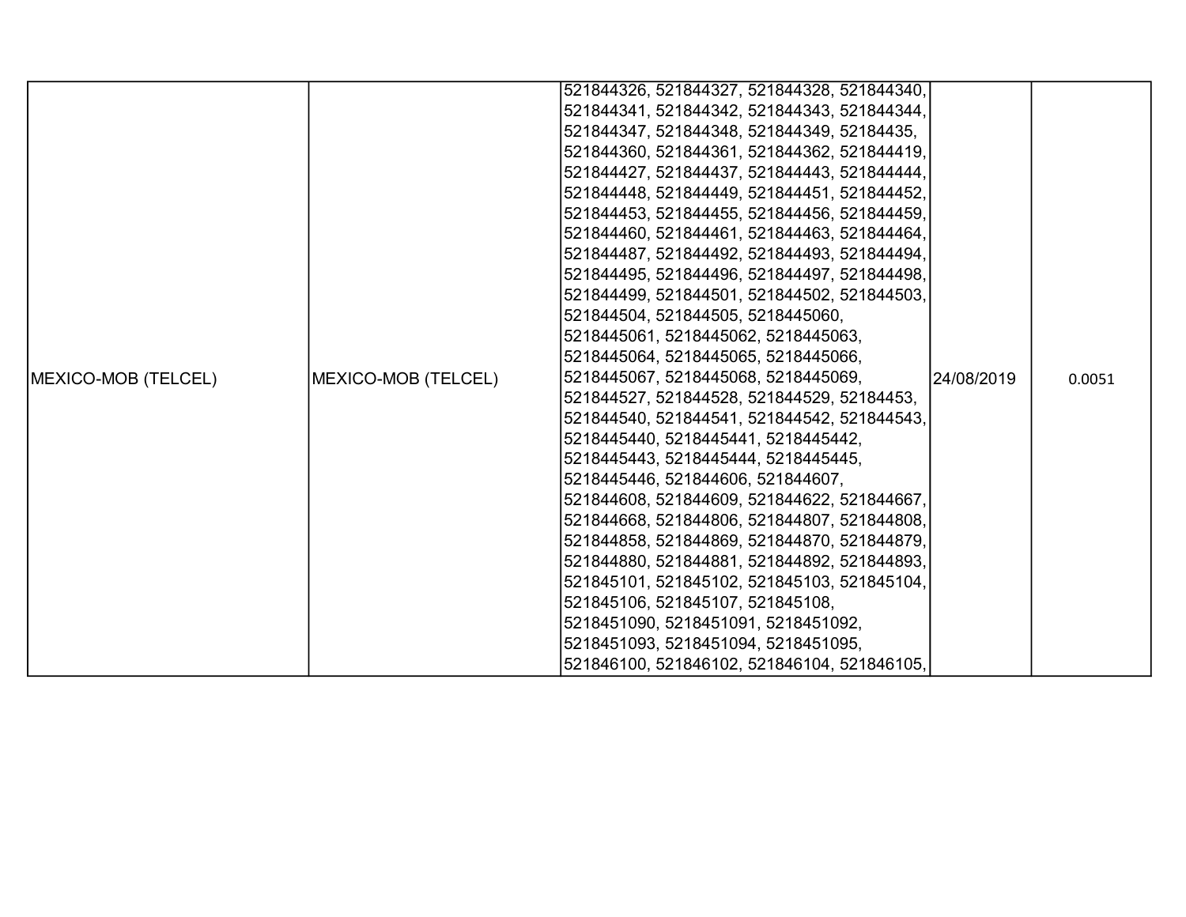| MEXICO-MOB (TELCEL) | MEXICO-MOB (TELCEL) | 521844326, 521844327, 521844328, 521844340, 521844341, 521844342, 521844343, 521844344, 521844347, 521844348, 521844349, 52184435, 521844360, 521844361, 521844362, 521844419, 521844427, 521844437, 521844443, 521844444, 521844448, 521844449, 521844451, 521844452, 521844453, 521844455, 521844456, 521844459, 521844460, 521844461, 521844463, 521844464, 521844487, 521844492, 521844493, 521844494, 521844495, 521844496, 521844497, 521844498, 521844499, 521844501, 521844502, 521844503, 521844504, 521844505, 5218445060, 5218445061, 5218445062, 5218445063, 5218445064, 5218445065, 5218445066, 5218445067, 5218445068, 5218445069, 521844527, 521844528, 521844529, 52184453, 521844540, 521844541, 521844542, 521844543, 5218445440, 5218445441, 5218445442, 5218445443, 5218445444, 5218445445, 5218445446, 521844606, 521844607, 521844608, 521844609, 521844622, 521844667, 521844668, 521844806, 521844807, 521844808, 521844858, 521844869, 521844870, 521844879, 521844880, 521844881, 521844892, 521844893, 521845101, 521845102, 521845103, 521845104, 521845106, 521845107, 521845108, 5218451090, 5218451091, 5218451092, 5218451093, 5218451094, 5218451095, 521846100, 521846102, 521846104, 521846105, | 24/08/2019 | 0.0051 |
|---|---|---|---|---|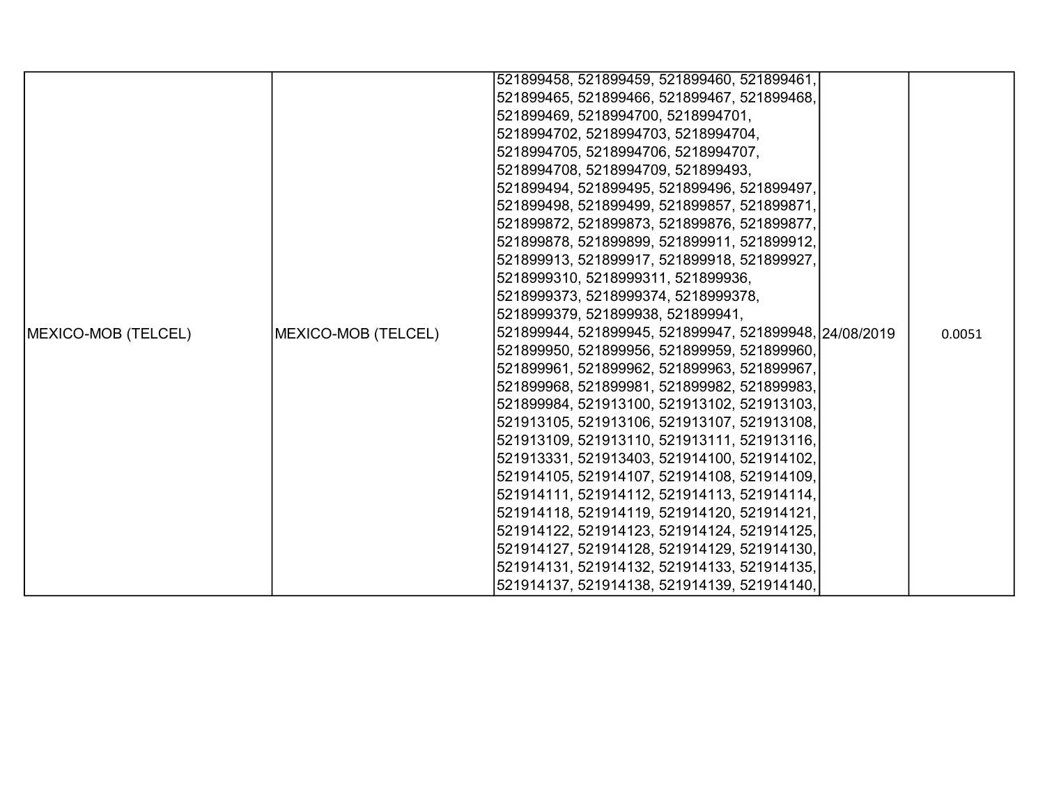| MEXICO-MOB (TELCEL) | MEXICO-MOB (TELCEL) | 521899458, 521899459, 521899460, 521899461, 521899465, 521899466, 521899467, 521899468, 521899469, 5218994700, 5218994701, 5218994702, 5218994703, 5218994704, 5218994705, 5218994706, 5218994707, 5218994708, 5218994709, 521899493, 521899494, 521899495, 521899496, 521899497, 521899498, 521899499, 521899857, 521899871, 521899872, 521899873, 521899876, 521899877, 521899878, 521899899, 521899911, 521899912, 521899913, 521899917, 521899918, 521899927, 5218999310, 5218999311, 521899936, 5218999373, 5218999374, 5218999378, 5218999379, 521899938, 521899941, 521899944, 521899945, 521899947, 521899948, 521899950, 521899956, 521899959, 521899960, 521899961, 521899962, 521899963, 521899967, 521899968, 521899981, 521899982, 521899983, 521899984, 521913100, 521913102, 521913103, 521913105, 521913106, 521913107, 521913108, 521913109, 521913110, 521913111, 521913116, 521913331, 521913403, 521914100, 521914102, 521914105, 521914107, 521914108, 521914109, 521914111, 521914112, 521914113, 521914114, 521914118, 521914119, 521914120, 521914121, 521914122, 521914123, 521914124, 521914125, 521914127, 521914128, 521914129, 521914130, 521914131, 521914132, 521914133, 521914135, 521914137, 521914138, 521914139, 521914140, | 24/08/2019 | 0.0051 |
|---|---|---|---|---|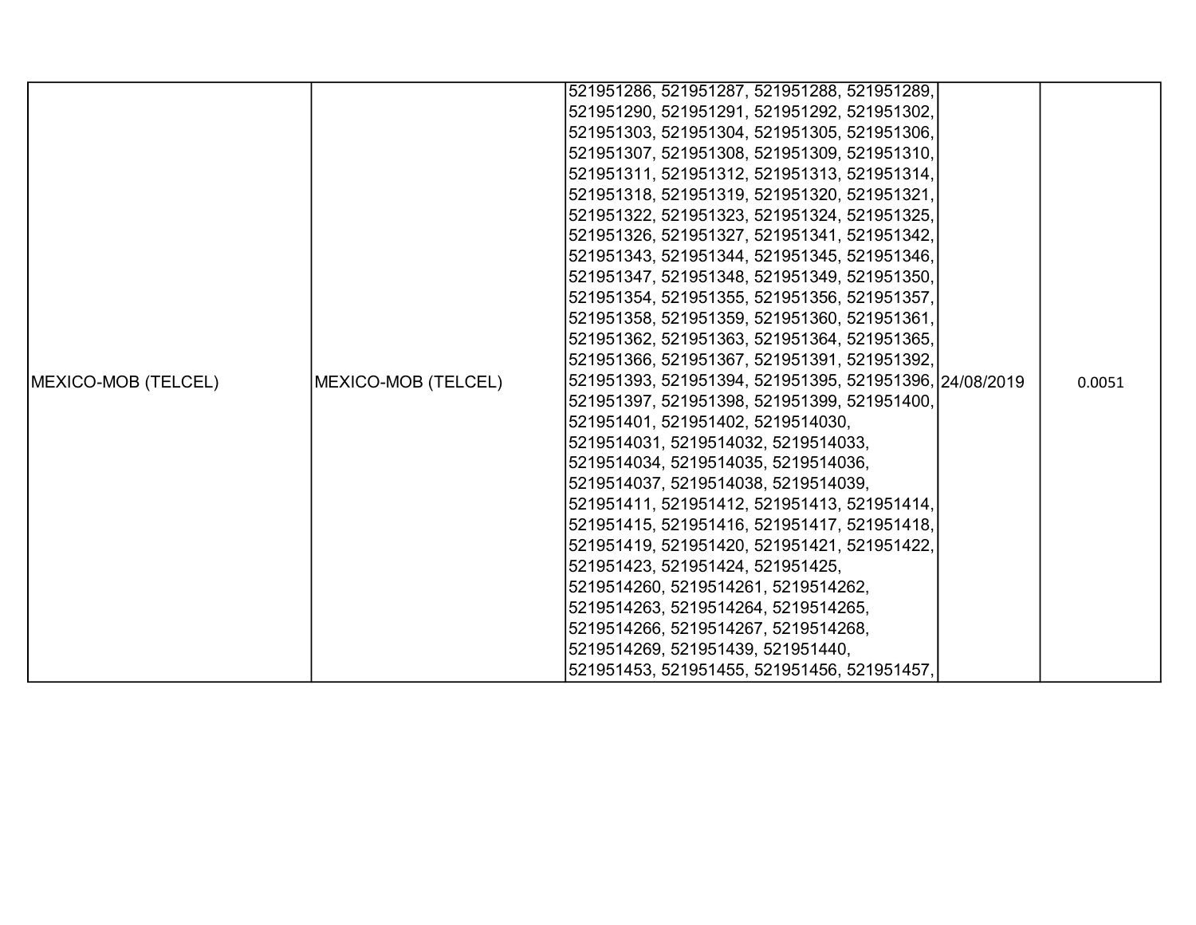| MEXICO-MOB (TELCEL) | MEXICO-MOB (TELCEL) | 521951286, 521951287, 521951288, 521951289, 521951290, 521951291, 521951292, 521951302, 521951303, 521951304, 521951305, 521951306, 521951307, 521951308, 521951309, 521951310, 521951311, 521951312, 521951313, 521951314, 521951318, 521951319, 521951320, 521951321, 521951322, 521951323, 521951324, 521951325, 521951326, 521951327, 521951341, 521951342, 521951343, 521951344, 521951345, 521951346, 521951347, 521951348, 521951349, 521951350, 521951354, 521951355, 521951356, 521951357, 521951358, 521951359, 521951360, 521951361, 521951362, 521951363, 521951364, 521951365, 521951366, 521951367, 521951391, 521951392, 521951393, 521951394, 521951395, 521951396, 521951397, 521951398, 521951399, 521951400, 521951401, 521951402, 5219514030, 5219514031, 5219514032, 5219514033, 5219514034, 5219514035, 5219514036, 5219514037, 5219514038, 5219514039, 521951411, 521951412, 521951413, 521951414, 521951415, 521951416, 521951417, 521951418, 521951419, 521951420, 521951421, 521951422, 521951423, 521951424, 521951425, 5219514260, 5219514261, 5219514262, 5219514263, 5219514264, 5219514265, 5219514266, 5219514267, 5219514268, 5219514269, 521951439, 521951440, 521951453, 521951455, 521951456, 521951457, | 24/08/2019 | 0.0051 |
|---|---|---|---|---|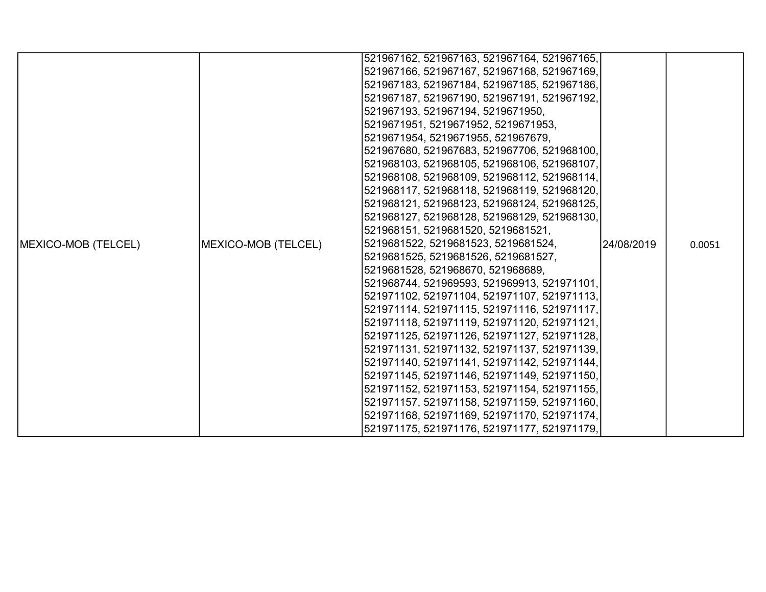| | | | | |
|---|---|---|---|---|
| MEXICO-MOB (TELCEL) | MEXICO-MOB (TELCEL) | 521967162, 521967163, 521967164, 521967165, 521967166, 521967167, 521967168, 521967169, 521967183, 521967184, 521967185, 521967186, 521967187, 521967190, 521967191, 521967192, 521967193, 521967194, 5219671950, 5219671951, 5219671952, 5219671953, 5219671954, 5219671955, 521967679, 521967680, 521967683, 521967706, 521968100, 521968103, 521968105, 521968106, 521968107, 521968108, 521968109, 521968112, 521968114, 521968117, 521968118, 521968119, 521968120, 521968121, 521968123, 521968124, 521968125, 521968127, 521968128, 521968129, 521968130, 521968151, 5219681520, 5219681521, 5219681522, 5219681523, 5219681524, 5219681525, 5219681526, 5219681527, 5219681528, 521968670, 521968689, 521968744, 521969593, 521969913, 521971101, 521971102, 521971104, 521971107, 521971113, 521971114, 521971115, 521971116, 521971117, 521971118, 521971119, 521971120, 521971121, 521971125, 521971126, 521971127, 521971128, 521971131, 521971132, 521971137, 521971139, 521971140, 521971141, 521971142, 521971144, 521971145, 521971146, 521971149, 521971150, 521971152, 521971153, 521971154, 521971155, 521971157, 521971158, 521971159, 521971160, 521971168, 521971169, 521971170, 521971174, 521971175, 521971176, 521971177, 521971179, | 24/08/2019 | 0.0051 |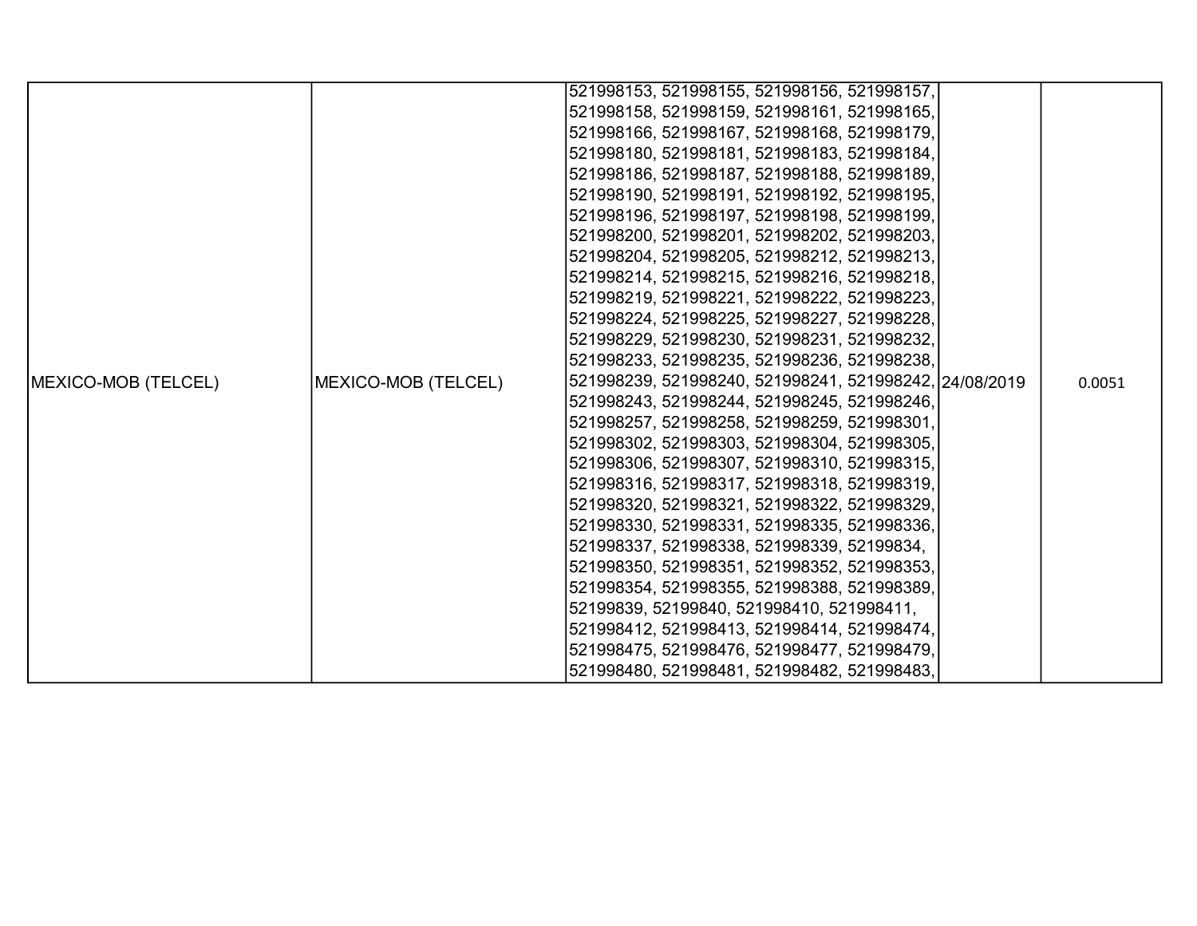| MEXICO-MOB (TELCEL) | MEXICO-MOB (TELCEL) | 521998153, 521998155, 521998156, 521998157, 521998158, 521998159, 521998161, 521998165, 521998166, 521998167, 521998168, 521998179, 521998180, 521998181, 521998183, 521998184, 521998186, 521998187, 521998188, 521998189, 521998190, 521998191, 521998192, 521998195, 521998196, 521998197, 521998198, 521998199, 521998200, 521998201, 521998202, 521998203, 521998204, 521998205, 521998212, 521998213, 521998214, 521998215, 521998216, 521998218, 521998219, 521998221, 521998222, 521998223, 521998224, 521998225, 521998227, 521998228, 521998229, 521998230, 521998231, 521998232, 521998233, 521998235, 521998236, 521998238, 521998239, 521998240, 521998241, 521998242, 521998243, 521998244, 521998245, 521998246, 521998257, 521998258, 521998259, 521998301, 521998302, 521998303, 521998304, 521998305, 521998306, 521998307, 521998310, 521998315, 521998316, 521998317, 521998318, 521998319, 521998320, 521998321, 521998322, 521998329, 521998330, 521998331, 521998335, 521998336, 521998337, 521998338, 521998339, 52199834, 521998350, 521998351, 521998352, 521998353, 521998354, 521998355, 521998388, 521998389, 52199839, 52199840, 521998410, 521998411, 521998412, 521998413, 521998414, 521998474, 521998475, 521998476, 521998477, 521998479, 521998480, 521998481, 521998482, 521998483, | 24/08/2019 | 0.0051 |
|---|---|---|---|---|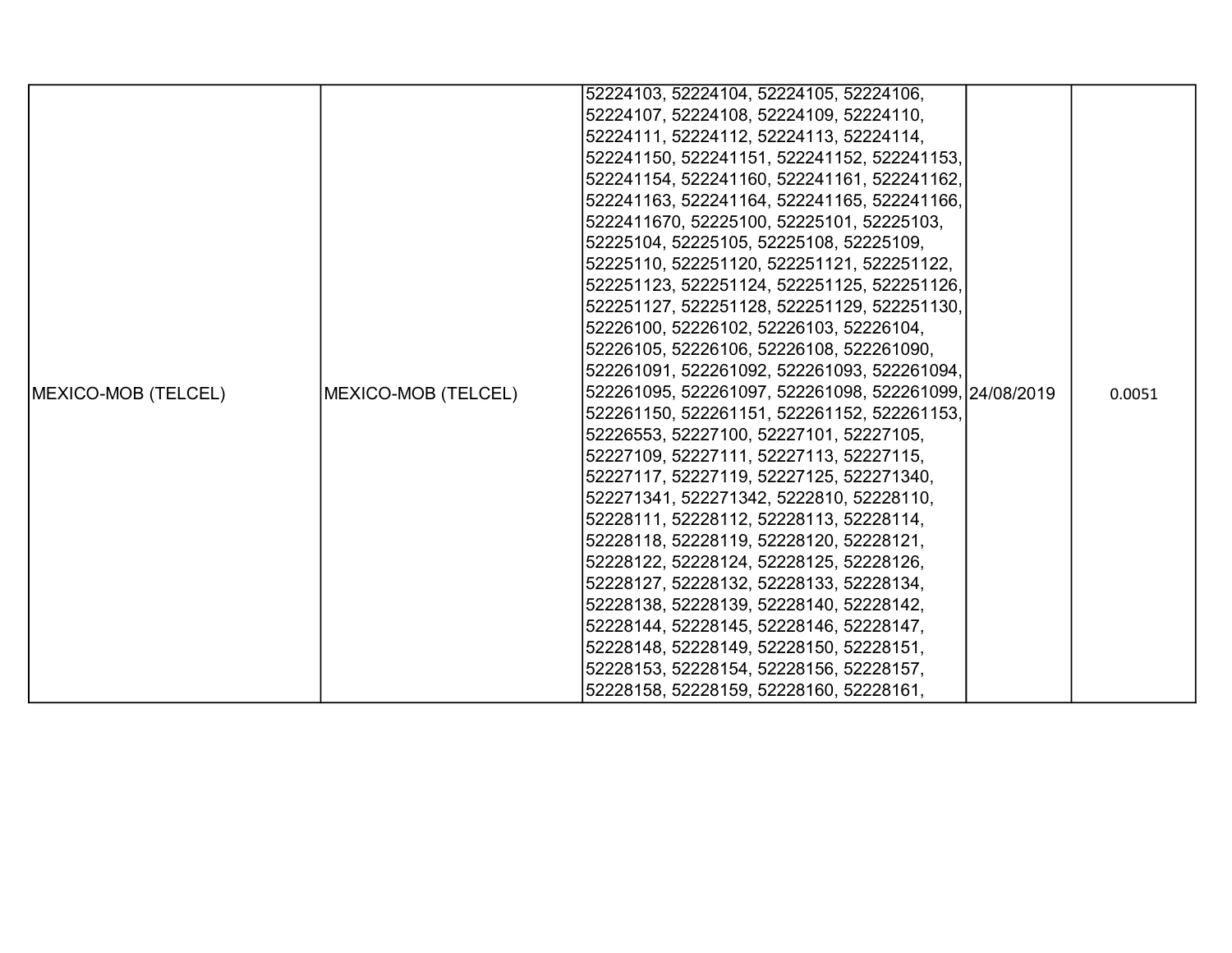| MEXICO-MOB (TELCEL) | MEXICO-MOB (TELCEL) | 52224103, 52224104, 52224105, 52224106, 52224107, 52224108, 52224109, 52224110, 52224111, 52224112, 52224113, 52224114, 522241150, 522241151, 522241152, 522241153, 522241154, 522241160, 522241161, 522241162, 522241163, 522241164, 522241165, 522241166, 5222411670, 52225100, 52225101, 52225103, 52225104, 52225105, 52225108, 52225109, 52225110, 522251120, 522251121, 522251122, 522251123, 522251124, 522251125, 522251126, 522251127, 522251128, 522251129, 522251130, 52226100, 52226102, 52226103, 52226104, 52226105, 52226106, 52226108, 522261090, 522261091, 522261092, 522261093, 522261094, 522261095, 522261097, 522261098, 522261099, 522261150, 522261151, 522261152, 522261153, 52226553, 52227100, 52227101, 52227105, 52227109, 52227111, 52227113, 52227115, 52227117, 52227119, 52227125, 522271340, 522271341, 522271342, 5222810, 52228110, 52228111, 52228112, 52228113, 52228114, 52228118, 52228119, 52228120, 52228121, 52228122, 52228124, 52228125, 52228126, 52228127, 52228132, 52228133, 52228134, 52228138, 52228139, 52228140, 52228142, 52228144, 52228145, 52228146, 52228147, 52228148, 52228149, 52228150, 52228151, 52228153, 52228154, 52228156, 52228157, 52228158, 52228159, 52228160, 52228161, | 24/08/2019 | 0.0051 |
|---|---|---|---|---|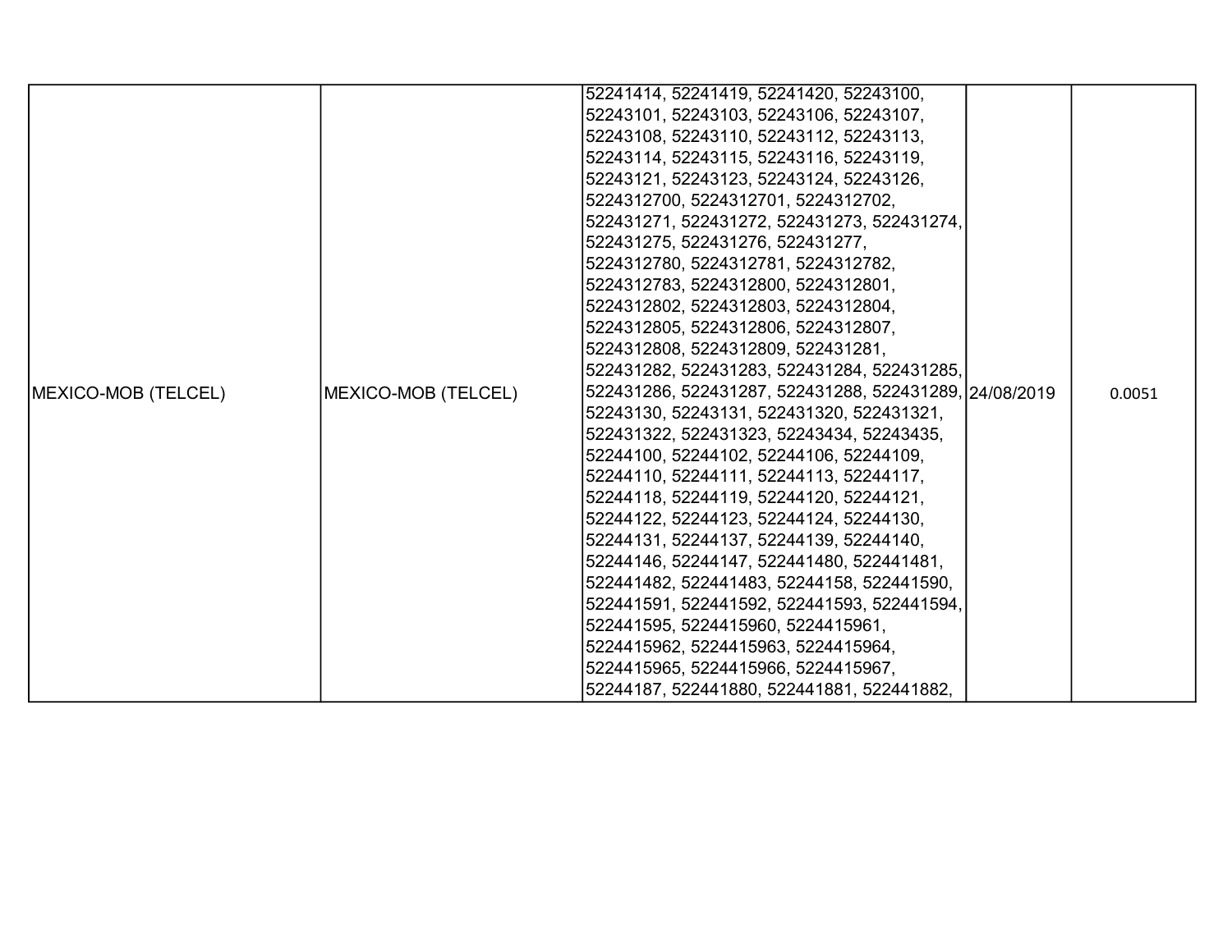| MEXICO-MOB (TELCEL) | MEXICO-MOB (TELCEL) | 52241414, 52241419, 52241420, 52243100, 52243101, 52243103, 52243106, 52243107, 52243108, 52243110, 52243112, 52243113, 52243114, 52243115, 52243116, 52243119, 52243121, 52243123, 52243124, 52243126, 5224312700, 5224312701, 5224312702, 522431271, 522431272, 522431273, 522431274, 522431275, 522431276, 522431277, 5224312780, 5224312781, 5224312782, 5224312783, 5224312800, 5224312801, 5224312802, 5224312803, 5224312804, 5224312805, 5224312806, 5224312807, 5224312808, 5224312809, 522431281, 522431282, 522431283, 522431284, 522431285, 522431286, 522431287, 522431288, 522431289, 52243130, 52243131, 522431320, 522431321, 522431322, 522431323, 52243434, 52243435, 52244100, 52244102, 52244106, 52244109, 52244110, 52244111, 52244113, 52244117, 52244118, 52244119, 52244120, 52244121, 52244122, 52244123, 52244124, 52244130, 52244131, 52244137, 52244139, 52244140, 52244146, 52244147, 522441480, 522441481, 522441482, 522441483, 52244158, 522441590, 522441591, 522441592, 522441593, 522441594, 522441595, 5224415960, 5224415961, 5224415962, 5224415963, 5224415964, 5224415965, 5224415966, 5224415967, 52244187, 522441880, 522441881, 522441882, | 24/08/2019 | 0.0051 |
|---|---|---|---|---|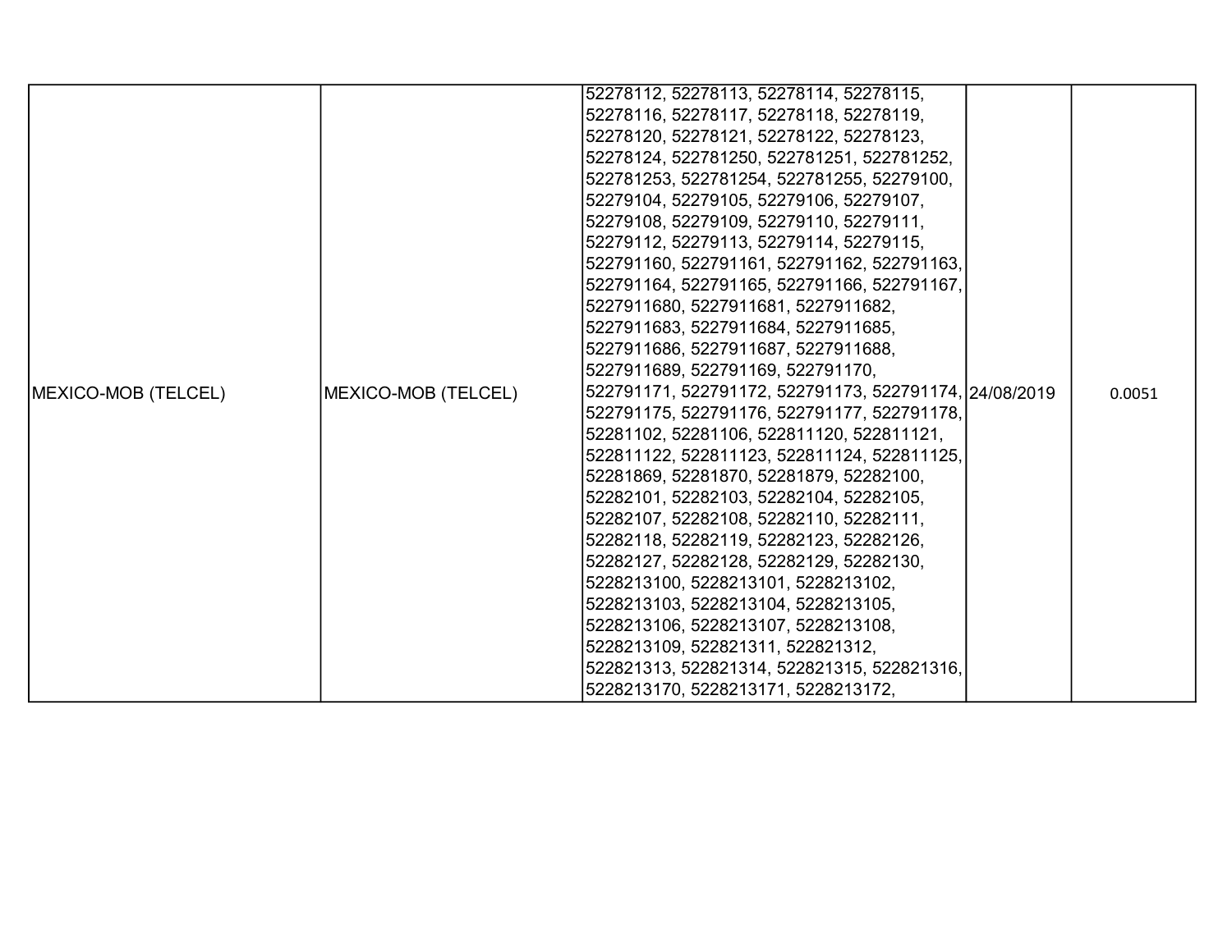| | | | | |
|---|---|---|---|---|
| MEXICO-MOB (TELCEL) | MEXICO-MOB (TELCEL) | 52278112, 52278113, 52278114, 52278115, 52278116, 52278117, 52278118, 52278119, 52278120, 52278121, 52278122, 52278123, 52278124, 522781250, 522781251, 522781252, 522781253, 522781254, 522781255, 52279100, 52279104, 52279105, 52279106, 52279107, 52279108, 52279109, 52279110, 52279111, 52279112, 52279113, 52279114, 52279115, 522791160, 522791161, 522791162, 522791163, 522791164, 522791165, 522791166, 522791167, 5227911680, 5227911681, 5227911682, 5227911683, 5227911684, 5227911685, 5227911686, 5227911687, 5227911688, 5227911689, 522791169, 522791170, 522791171, 522791172, 522791173, 522791174, 522791175, 522791176, 522791177, 522791178, 52281102, 52281106, 522811120, 522811121, 522811122, 522811123, 522811124, 522811125, 52281869, 52281870, 52281879, 52282100, 52282101, 52282103, 52282104, 52282105, 52282107, 52282108, 52282110, 52282111, 52282118, 52282119, 52282123, 52282126, 52282127, 52282128, 52282129, 52282130, 5228213100, 5228213101, 5228213102, 5228213103, 5228213104, 5228213105, 5228213106, 5228213107, 5228213108, 5228213109, 522821311, 522821312, 522821313, 522821314, 522821315, 522821316, 5228213170, 5228213171, 5228213172, | 24/08/2019 | 0.0051 |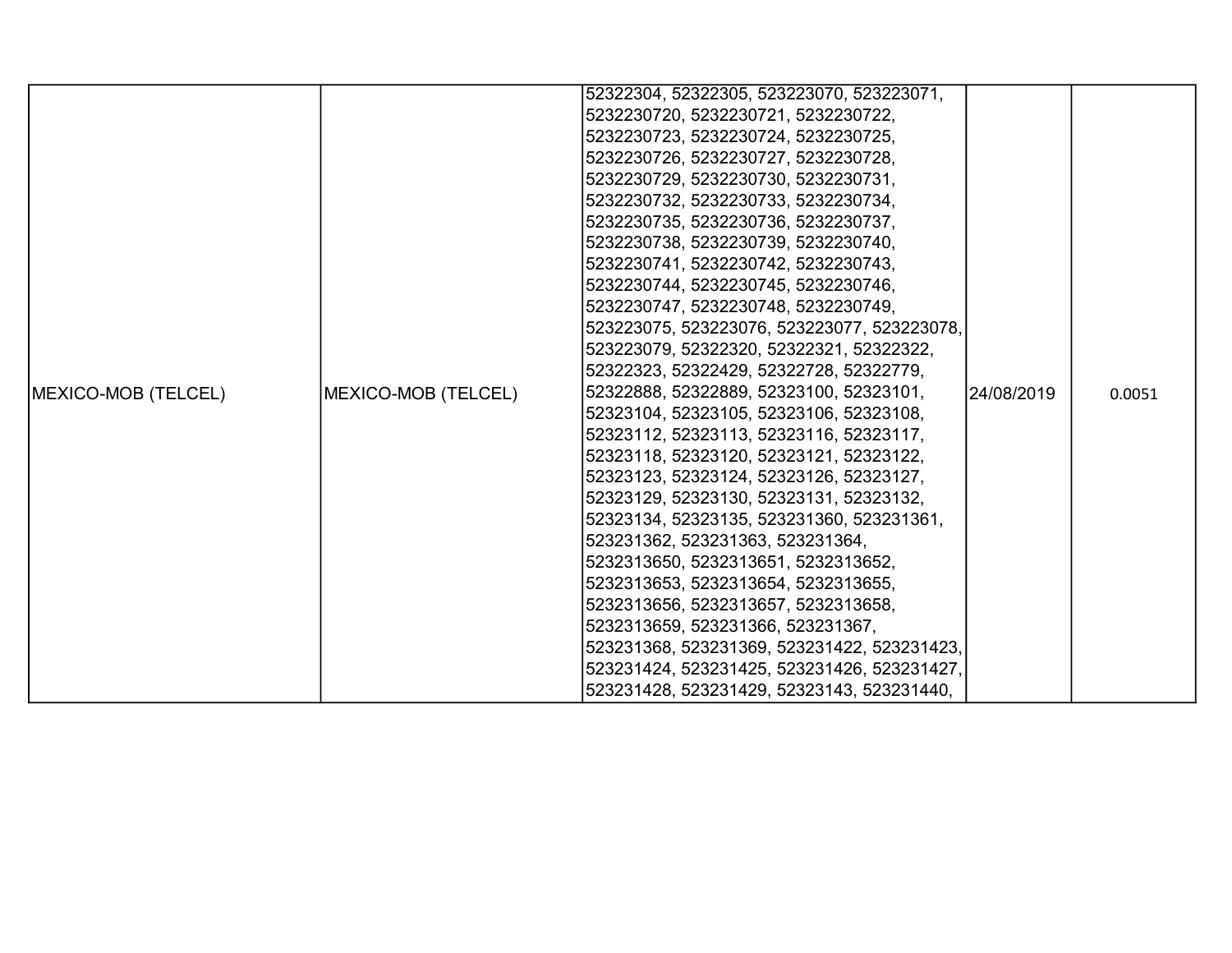| | | | | |
|---|---|---|---|---|
| MEXICO-MOB (TELCEL) | MEXICO-MOB (TELCEL) | 52322304, 52322305, 523223070, 523223071, 5232230720, 5232230721, 5232230722, 5232230723, 5232230724, 5232230725, 5232230726, 5232230727, 5232230728, 5232230729, 5232230730, 5232230731, 5232230732, 5232230733, 5232230734, 5232230735, 5232230736, 5232230737, 5232230738, 5232230739, 5232230740, 5232230741, 5232230742, 5232230743, 5232230744, 5232230745, 5232230746, 5232230747, 5232230748, 5232230749, 523223075, 523223076, 523223077, 523223078, 523223079, 52322320, 52322321, 52322322, 52322323, 52322429, 52322728, 52322779, 52322888, 52322889, 52323100, 52323101, 52323104, 52323105, 52323106, 52323108, 52323112, 52323113, 52323116, 52323117, 52323118, 52323120, 52323121, 52323122, 52323123, 52323124, 52323126, 52323127, 52323129, 52323130, 52323131, 52323132, 52323134, 52323135, 523231360, 523231361, 523231362, 523231363, 523231364, 5232313650, 5232313651, 5232313652, 5232313653, 5232313654, 5232313655, 5232313656, 5232313657, 5232313658, 5232313659, 523231366, 523231367, 523231368, 523231369, 523231422, 523231423, 523231424, 523231425, 523231426, 523231427, 523231428, 523231429, 52323143, 523231440, | 24/08/2019 | 0.0051 |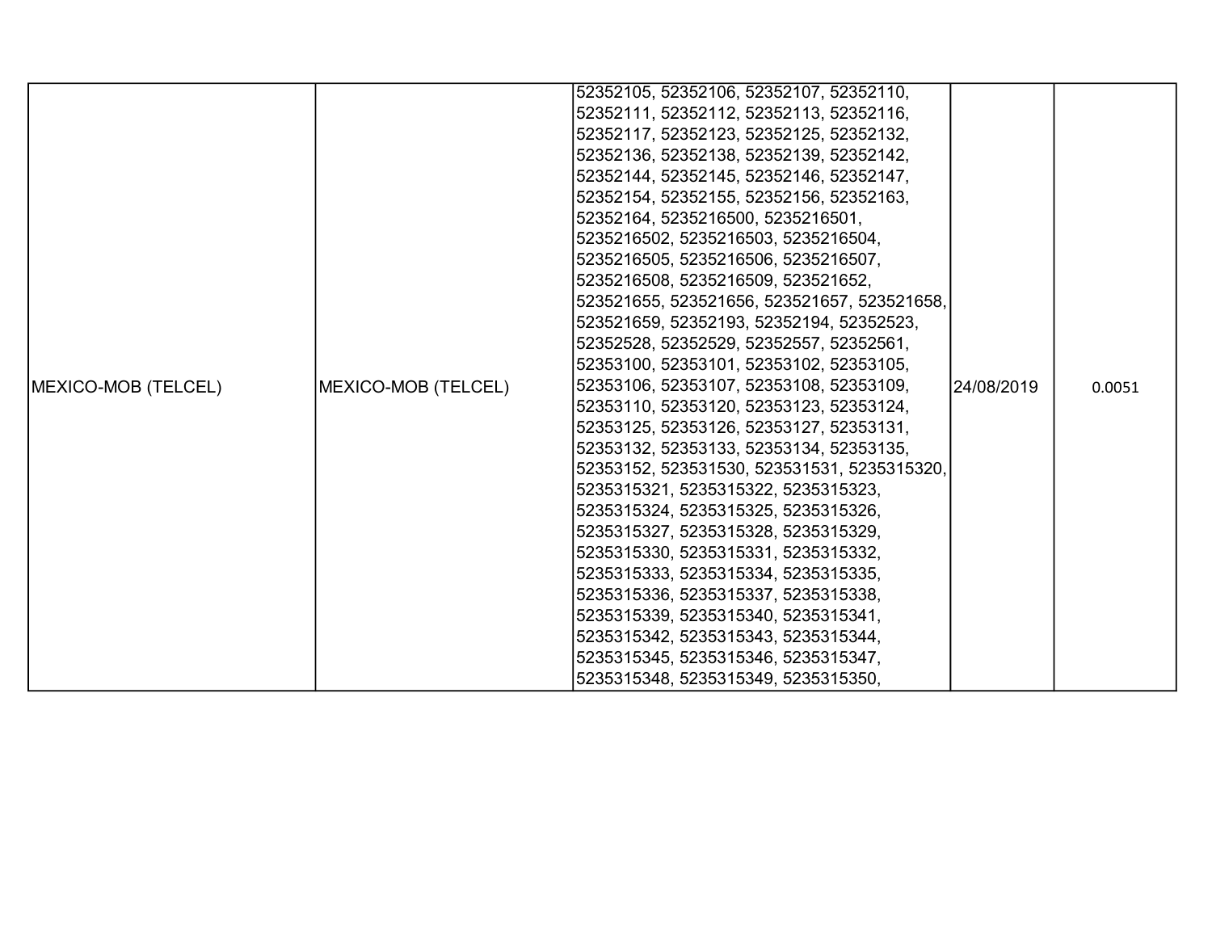| | | | | |
|---|---|---|---|---|
| MEXICO-MOB (TELCEL) | MEXICO-MOB (TELCEL) | 52352105, 52352106, 52352107, 52352110, 52352111, 52352112, 52352113, 52352116, 52352117, 52352123, 52352125, 52352132, 52352136, 52352138, 52352139, 52352142, 52352144, 52352145, 52352146, 52352147, 52352154, 52352155, 52352156, 52352163, 52352164, 5235216500, 5235216501, 5235216502, 5235216503, 5235216504, 5235216505, 5235216506, 5235216507, 5235216508, 5235216509, 523521652, 523521655, 523521656, 523521657, 523521658, 523521659, 52352193, 52352194, 52352523, 52352528, 52352529, 52352557, 52352561, 52353100, 52353101, 52353102, 52353105, 52353106, 52353107, 52353108, 52353109, 52353110, 52353120, 52353123, 52353124, 52353125, 52353126, 52353127, 52353131, 52353132, 52353133, 52353134, 52353135, 52353152, 523531530, 523531531, 5235315320, 5235315321, 5235315322, 5235315323, 5235315324, 5235315325, 5235315326, 5235315327, 5235315328, 5235315329, 5235315330, 5235315331, 5235315332, 5235315333, 5235315334, 5235315335, 5235315336, 5235315337, 5235315338, 5235315339, 5235315340, 5235315341, 5235315342, 5235315343, 5235315344, 5235315345, 5235315346, 5235315347, 5235315348, 5235315349, 5235315350, | 24/08/2019 | 0.0051 |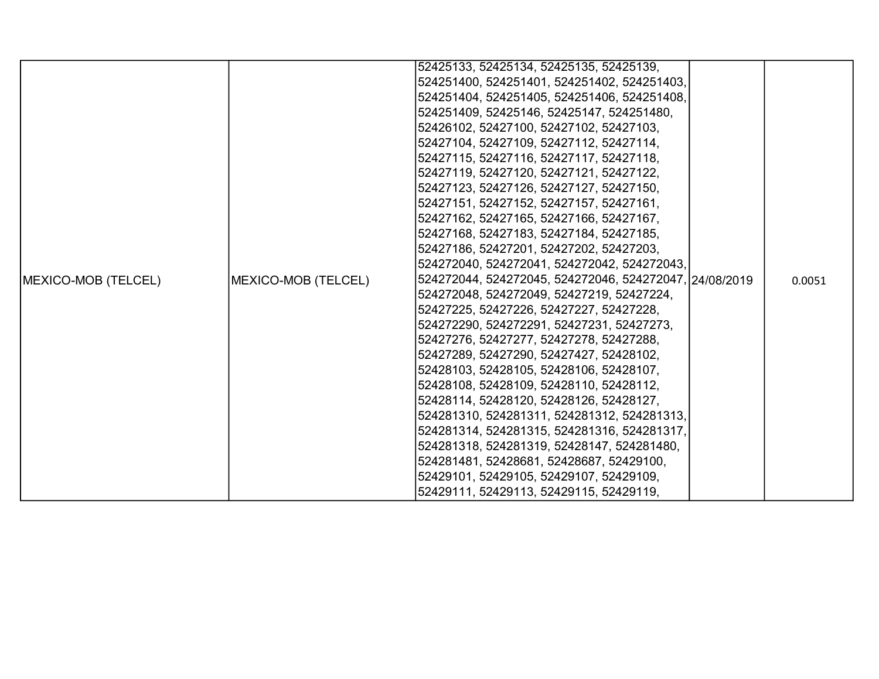| MEXICO-MOB (TELCEL) | MEXICO-MOB (TELCEL) | 52425133, 52425134, 52425135, 52425139, 524251400, 524251401, 524251402, 524251403, 524251404, 524251405, 524251406, 524251408, 524251409, 52425146, 52425147, 524251480, 52426102, 52427100, 52427102, 52427103, 52427104, 52427109, 52427112, 52427114, 52427115, 52427116, 52427117, 52427118, 52427119, 52427120, 52427121, 52427122, 52427123, 52427126, 52427127, 52427150, 52427151, 52427152, 52427157, 52427161, 52427162, 52427165, 52427166, 52427167, 52427168, 52427183, 52427184, 52427185, 52427186, 52427201, 52427202, 52427203, 524272040, 524272041, 524272042, 524272043, 524272044, 524272045, 524272046, 524272047, 524272048, 524272049, 52427219, 52427224, 52427225, 52427226, 52427227, 52427228, 524272290, 524272291, 52427231, 52427273, 52427276, 52427277, 52427278, 52427288, 52427289, 52427290, 52427427, 52428102, 52428103, 52428105, 52428106, 52428107, 52428108, 52428109, 52428110, 52428112, 52428114, 52428120, 52428126, 52428127, 524281310, 524281311, 524281312, 524281313, 524281314, 524281315, 524281316, 524281317, 524281318, 524281319, 52428147, 524281480, 524281481, 52428681, 52428687, 52429100, 52429101, 52429105, 52429107, 52429109, 52429111, 52429113, 52429115, 52429119, | 24/08/2019 | 0.0051 |
|---|---|---|---|---|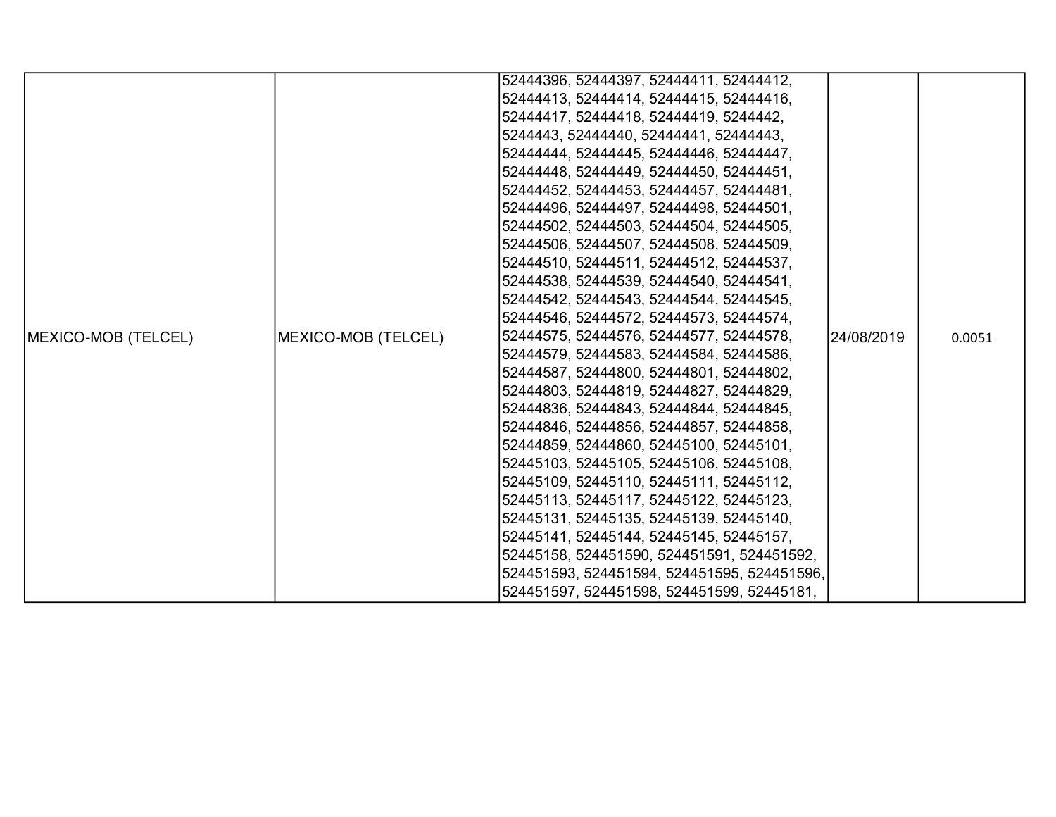| | | | | |
|---|---|---|---|---|
| MEXICO-MOB (TELCEL) | MEXICO-MOB (TELCEL) | 52444396, 52444397, 52444411, 52444412, 52444413, 52444414, 52444415, 52444416, 52444417, 52444418, 52444419, 5244442, 5244443, 52444440, 52444441, 52444443, 52444444, 52444445, 52444446, 52444447, 52444448, 52444449, 52444450, 52444451, 52444452, 52444453, 52444457, 52444481, 52444496, 52444497, 52444498, 52444501, 52444502, 52444503, 52444504, 52444505, 52444506, 52444507, 52444508, 52444509, 52444510, 52444511, 52444512, 52444537, 52444538, 52444539, 52444540, 52444541, 52444542, 52444543, 52444544, 52444545, 52444546, 52444572, 52444573, 52444574, 52444575, 52444576, 52444577, 52444578, 52444579, 52444583, 52444584, 52444586, 52444587, 52444800, 52444801, 52444802, 52444803, 52444819, 52444827, 52444829, 52444836, 52444843, 52444844, 52444845, 52444846, 52444856, 52444857, 52444858, 52444859, 52444860, 52445100, 52445101, 52445103, 52445105, 52445106, 52445108, 52445109, 52445110, 52445111, 52445112, 52445113, 52445117, 52445122, 52445123, 52445131, 52445135, 52445139, 52445140, 52445141, 52445144, 52445145, 52445157, 52445158, 524451590, 524451591, 524451592, 524451593, 524451594, 524451595, 524451596, 524451597, 524451598, 524451599, 52445181, | 24/08/2019 | 0.0051 |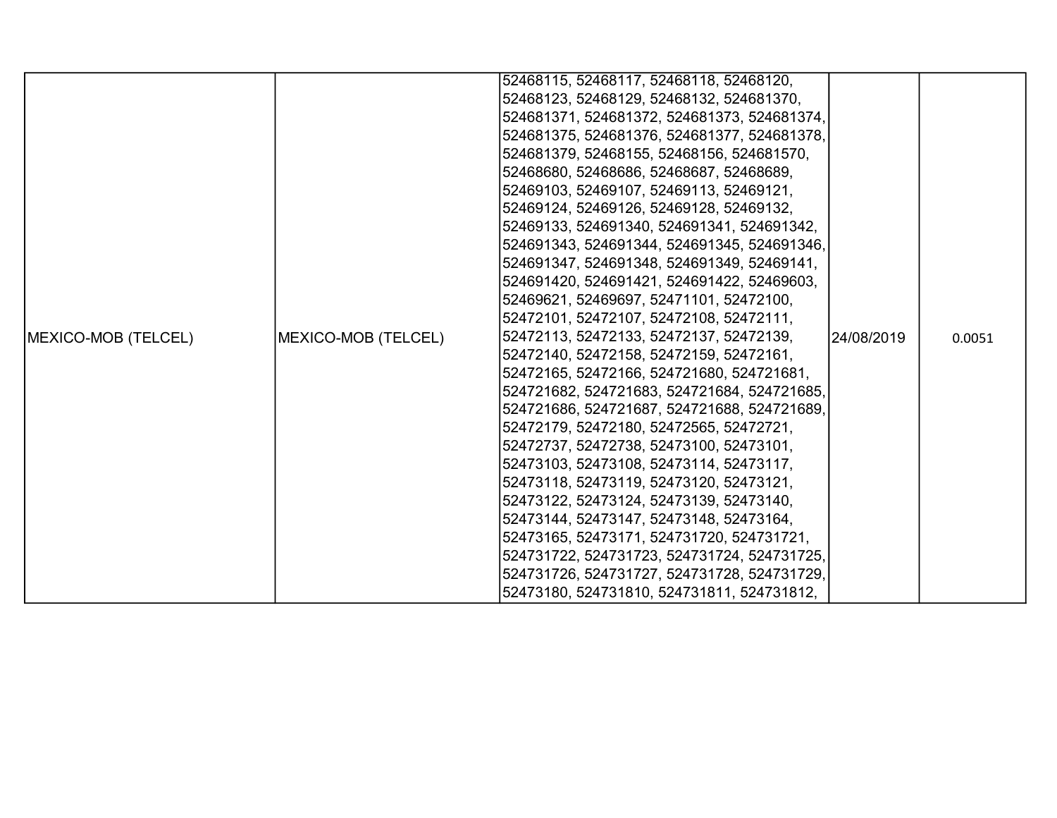| MEXICO-MOB (TELCEL) | MEXICO-MOB (TELCEL) | 52468115, 52468117, 52468118, 52468120, 52468123, 52468129, 52468132, 524681370, 524681371, 524681372, 524681373, 524681374, 524681375, 524681376, 524681377, 524681378, 524681379, 52468155, 52468156, 524681570, 52468680, 52468686, 52468687, 52468689, 52469103, 52469107, 52469113, 52469121, 52469124, 52469126, 52469128, 52469132, 52469133, 524691340, 524691341, 524691342, 524691343, 524691344, 524691345, 524691346, 524691347, 524691348, 524691349, 52469141, 524691420, 524691421, 524691422, 52469603, 52469621, 52469697, 52471101, 52472100, 52472101, 52472107, 52472108, 52472111, 52472113, 52472133, 52472137, 52472139, 52472140, 52472158, 52472159, 52472161, 52472165, 52472166, 524721680, 524721681, 524721682, 524721683, 524721684, 524721685, 524721686, 524721687, 524721688, 524721689, 52472179, 52472180, 52472565, 52472721, 52472737, 52472738, 52473100, 52473101, 52473103, 52473108, 52473114, 52473117, 52473118, 52473119, 52473120, 52473121, 52473122, 52473124, 52473139, 52473140, 52473144, 52473147, 52473148, 52473164, 52473165, 52473171, 524731720, 524731721, 524731722, 524731723, 524731724, 524731725, 524731726, 524731727, 524731728, 524731729, 52473180, 524731810, 524731811, 524731812, | 24/08/2019 | 0.0051 |
|---|---|---|---|---|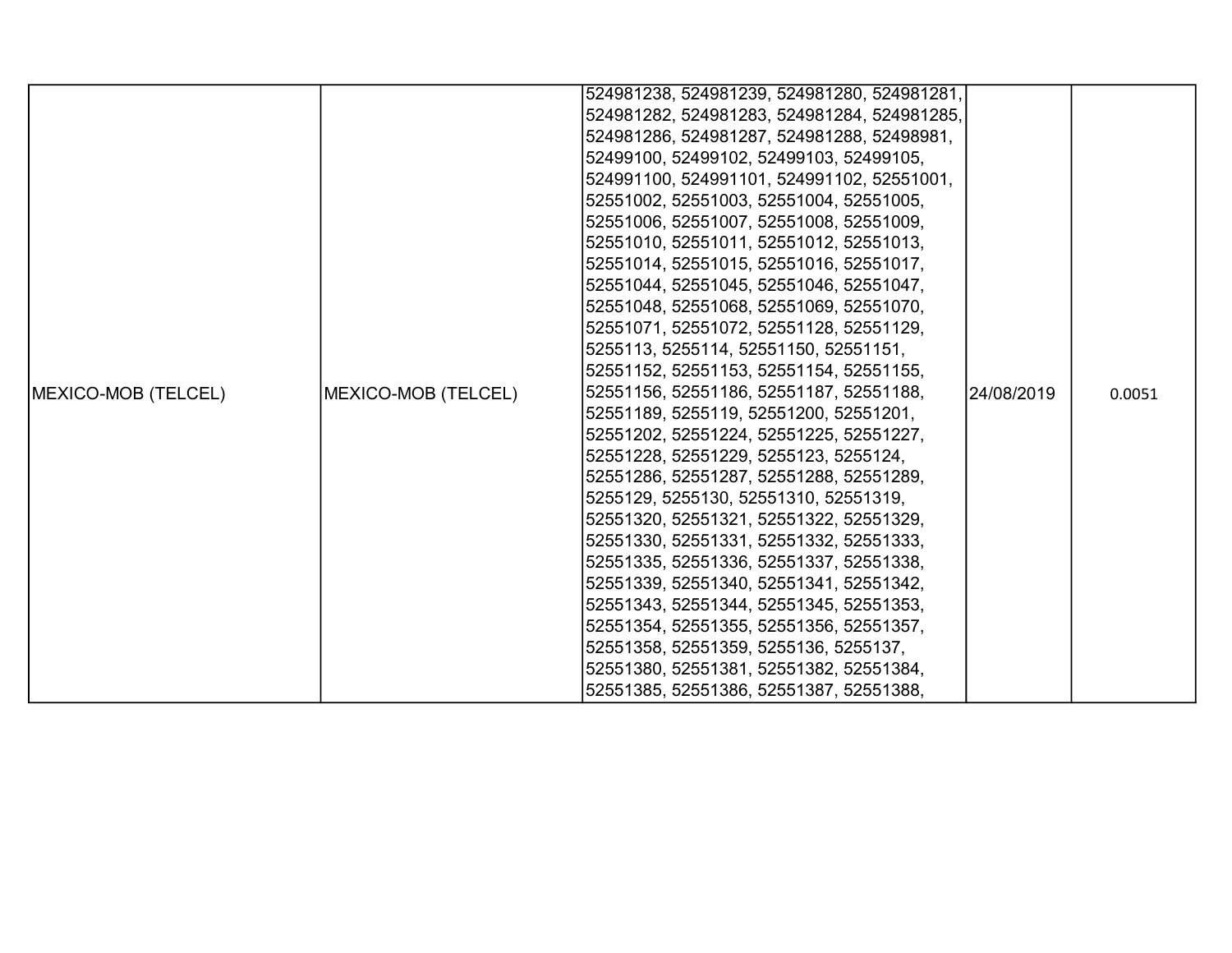| MEXICO-MOB (TELCEL) | MEXICO-MOB (TELCEL) | 524981238, 524981239, 524981280, 524981281, 524981282, 524981283, 524981284, 524981285, 524981286, 524981287, 524981288, 52498981, 52499100, 52499102, 52499103, 52499105, 524991100, 524991101, 524991102, 52551001, 52551002, 52551003, 52551004, 52551005, 52551006, 52551007, 52551008, 52551009, 52551010, 52551011, 52551012, 52551013, 52551014, 52551015, 52551016, 52551017, 52551044, 52551045, 52551046, 52551047, 52551048, 52551068, 52551069, 52551070, 52551071, 52551072, 52551128, 52551129, 5255113, 5255114, 52551150, 52551151, 52551152, 52551153, 52551154, 52551155, 52551156, 52551186, 52551187, 52551188, 52551189, 5255119, 52551200, 52551201, 52551202, 52551224, 52551225, 52551227, 52551228, 52551229, 5255123, 5255124, 52551286, 52551287, 52551288, 52551289, 5255129, 5255130, 52551310, 52551319, 52551320, 52551321, 52551322, 52551329, 52551330, 52551331, 52551332, 52551333, 52551335, 52551336, 52551337, 52551338, 52551339, 52551340, 52551341, 52551342, 52551343, 52551344, 52551345, 52551353, 52551354, 52551355, 52551356, 52551357, 52551358, 52551359, 5255136, 5255137, 52551380, 52551381, 52551382, 52551384, 52551385, 52551386, 52551387, 52551388, | 24/08/2019 | 0.0051 |
|---|---|---|---|---|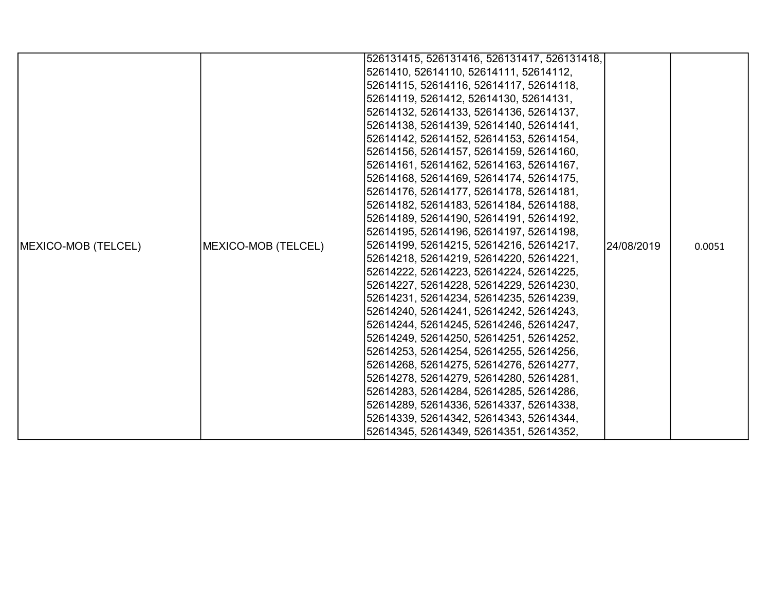| | | | | |
|---|---|---|---|---|
| MEXICO-MOB (TELCEL) | MEXICO-MOB (TELCEL) | 526131415, 526131416, 526131417, 526131418, 5261410, 52614110, 52614111, 52614112, 52614115, 52614116, 52614117, 52614118, 52614119, 5261412, 52614130, 52614131, 52614132, 52614133, 52614136, 52614137, 52614138, 52614139, 52614140, 52614141, 52614142, 52614152, 52614153, 52614154, 52614156, 52614157, 52614159, 52614160, 52614161, 52614162, 52614163, 52614167, 52614168, 52614169, 52614174, 52614175, 52614176, 52614177, 52614178, 52614181, 52614182, 52614183, 52614184, 52614188, 52614189, 52614190, 52614191, 52614192, 52614195, 52614196, 52614197, 52614198, 52614199, 52614215, 52614216, 52614217, 52614218, 52614219, 52614220, 52614221, 52614222, 52614223, 52614224, 52614225, 52614227, 52614228, 52614229, 52614230, 52614231, 52614234, 52614235, 52614239, 52614240, 52614241, 52614242, 52614243, 52614244, 52614245, 52614246, 52614247, 52614249, 52614250, 52614251, 52614252, 52614253, 52614254, 52614255, 52614256, 52614268, 52614275, 52614276, 52614277, 52614278, 52614279, 52614280, 52614281, 52614283, 52614284, 52614285, 52614286, 52614289, 52614336, 52614337, 52614338, 52614339, 52614342, 52614343, 52614344, 52614345, 52614349, 52614351, 52614352, | 24/08/2019 | 0.0051 |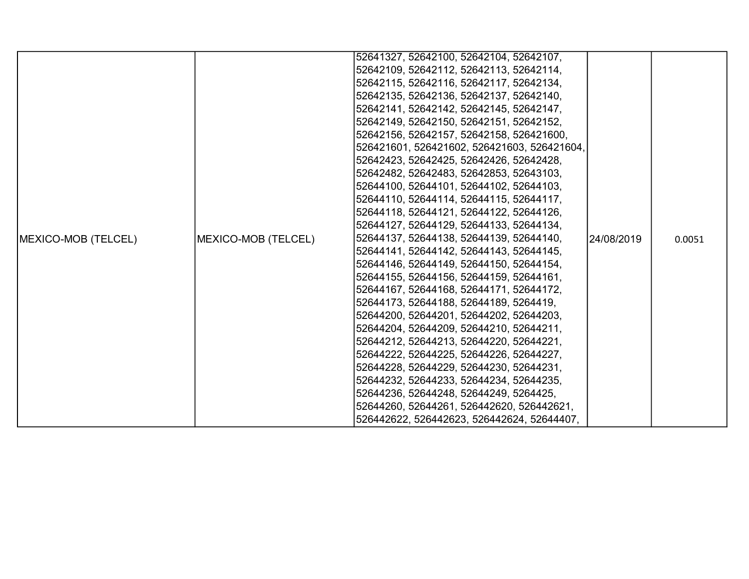| MEXICO-MOB (TELCEL) | MEXICO-MOB (TELCEL) | 52641327, 52642100, 52642104, 52642107, 52642109, 52642112, 52642113, 52642114, 52642115, 52642116, 52642117, 52642134, 52642135, 52642136, 52642137, 52642140, 52642141, 52642142, 52642145, 52642147, 52642149, 52642150, 52642151, 52642152, 52642156, 52642157, 52642158, 526421600, 526421601, 526421602, 526421603, 526421604, 52642423, 52642425, 52642426, 52642428, 52642482, 52642483, 52642853, 52643103, 52644100, 52644101, 52644102, 52644103, 52644110, 52644114, 52644115, 52644117, 52644118, 52644121, 52644122, 52644126, 52644127, 52644129, 52644133, 52644134, 52644137, 52644138, 52644139, 52644140, 52644141, 52644142, 52644143, 52644145, 52644146, 52644149, 52644150, 52644154, 52644155, 52644156, 52644159, 52644161, 52644167, 52644168, 52644171, 52644172, 52644173, 52644188, 52644189, 5264419, 52644200, 52644201, 52644202, 52644203, 52644204, 52644209, 52644210, 52644211, 52644212, 52644213, 52644220, 52644221, 52644222, 52644225, 52644226, 52644227, 52644228, 52644229, 52644230, 52644231, 52644232, 52644233, 52644234, 52644235, 52644236, 52644248, 52644249, 5264425, 52644260, 52644261, 526442620, 526442621, 526442622, 526442623, 526442624, 52644407, | 24/08/2019 | 0.0051 |
|---|---|---|---|---|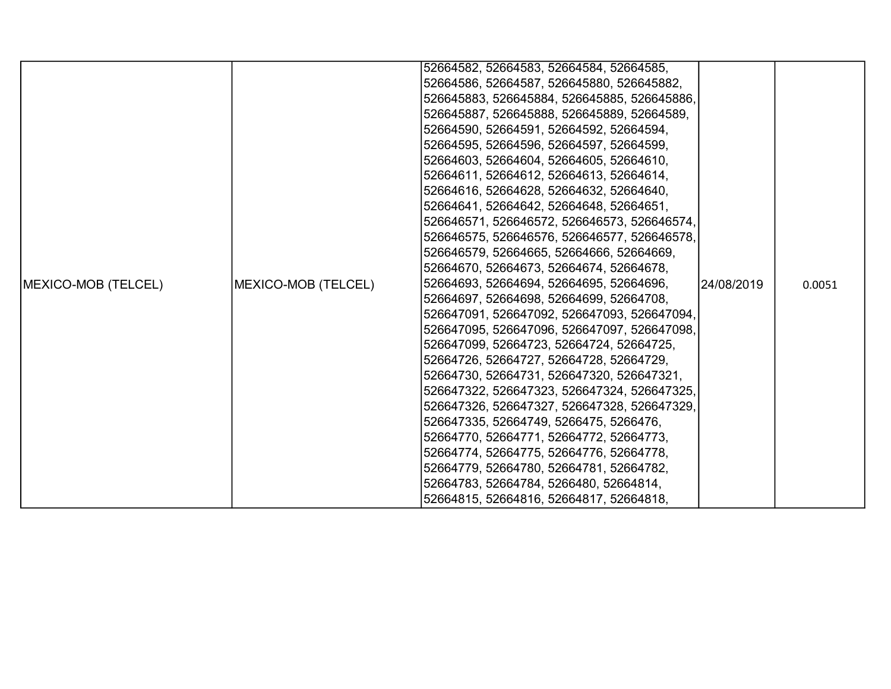| MEXICO-MOB (TELCEL) | MEXICO-MOB (TELCEL) | 52664582, 52664583, 52664584, 52664585, 52664586, 52664587, 526645880, 526645882, 526645883, 526645884, 526645885, 526645886, 526645887, 526645888, 526645889, 52664589, 52664590, 52664591, 52664592, 52664594, 52664595, 52664596, 52664597, 52664599, 52664603, 52664604, 52664605, 52664610, 52664611, 52664612, 52664613, 52664614, 52664616, 52664628, 52664632, 52664640, 52664641, 52664642, 52664648, 52664651, 526646571, 526646572, 526646573, 526646574, 526646575, 526646576, 526646577, 526646578, 526646579, 52664665, 52664666, 52664669, 52664670, 52664673, 52664674, 52664678, 52664693, 52664694, 52664695, 52664696, 52664697, 52664698, 52664699, 52664708, 526647091, 526647092, 526647093, 526647094, 526647095, 526647096, 526647097, 526647098, 526647099, 52664723, 52664724, 52664725, 52664726, 52664727, 52664728, 52664729, 52664730, 52664731, 526647320, 526647321, 526647322, 526647323, 526647324, 526647325, 526647326, 526647327, 526647328, 526647329, 526647335, 52664749, 5266475, 5266476, 52664770, 52664771, 52664772, 52664773, 52664774, 52664775, 52664776, 52664778, 52664779, 52664780, 52664781, 52664782, 52664783, 52664784, 5266480, 52664814, 52664815, 52664816, 52664817, 52664818, | 24/08/2019 | 0.0051 |
|---|---|---|---|---|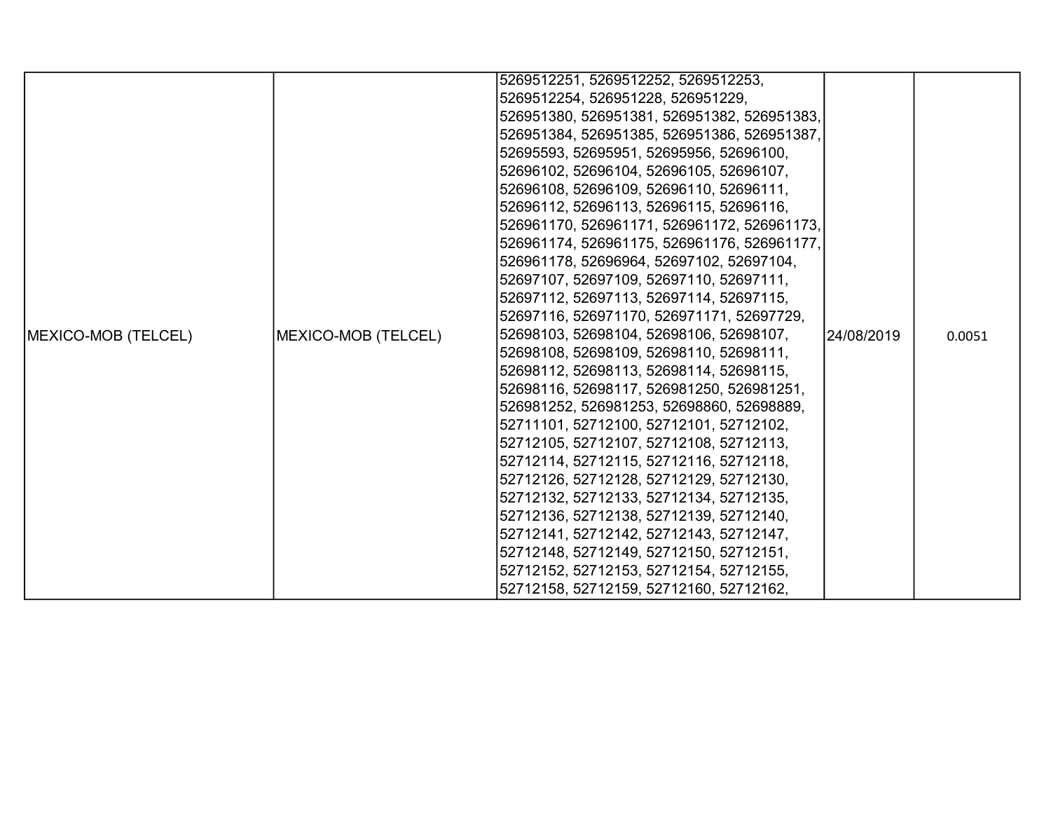| | | | | |
|---|---|---|---|---|
| MEXICO-MOB (TELCEL) | MEXICO-MOB (TELCEL) | 5269512251, 5269512252, 5269512253, 5269512254, 526951228, 526951229, 526951380, 526951381, 526951382, 526951383, 526951384, 526951385, 526951386, 526951387, 52695593, 52695951, 52695956, 52696100, 52696102, 52696104, 52696105, 52696107, 52696108, 52696109, 52696110, 52696111, 52696112, 52696113, 52696115, 52696116, 526961170, 526961171, 526961172, 526961173, 526961174, 526961175, 526961176, 526961177, 526961178, 52696964, 52697102, 52697104, 52697107, 52697109, 52697110, 52697111, 52697112, 52697113, 52697114, 52697115, 52697116, 526971170, 526971171, 52697729, 52698103, 52698104, 52698106, 52698107, 52698108, 52698109, 52698110, 52698111, 52698112, 52698113, 52698114, 52698115, 52698116, 52698117, 526981250, 526981251, 526981252, 526981253, 52698860, 52698889, 52711101, 52712100, 52712101, 52712102, 52712105, 52712107, 52712108, 52712113, 52712114, 52712115, 52712116, 52712118, 52712126, 52712128, 52712129, 52712130, 52712132, 52712133, 52712134, 52712135, 52712136, 52712138, 52712139, 52712140, 52712141, 52712142, 52712143, 52712147, 52712148, 52712149, 52712150, 52712151, 52712152, 52712153, 52712154, 52712155, 52712158, 52712159, 52712160, 52712162, | 24/08/2019 | 0.0051 |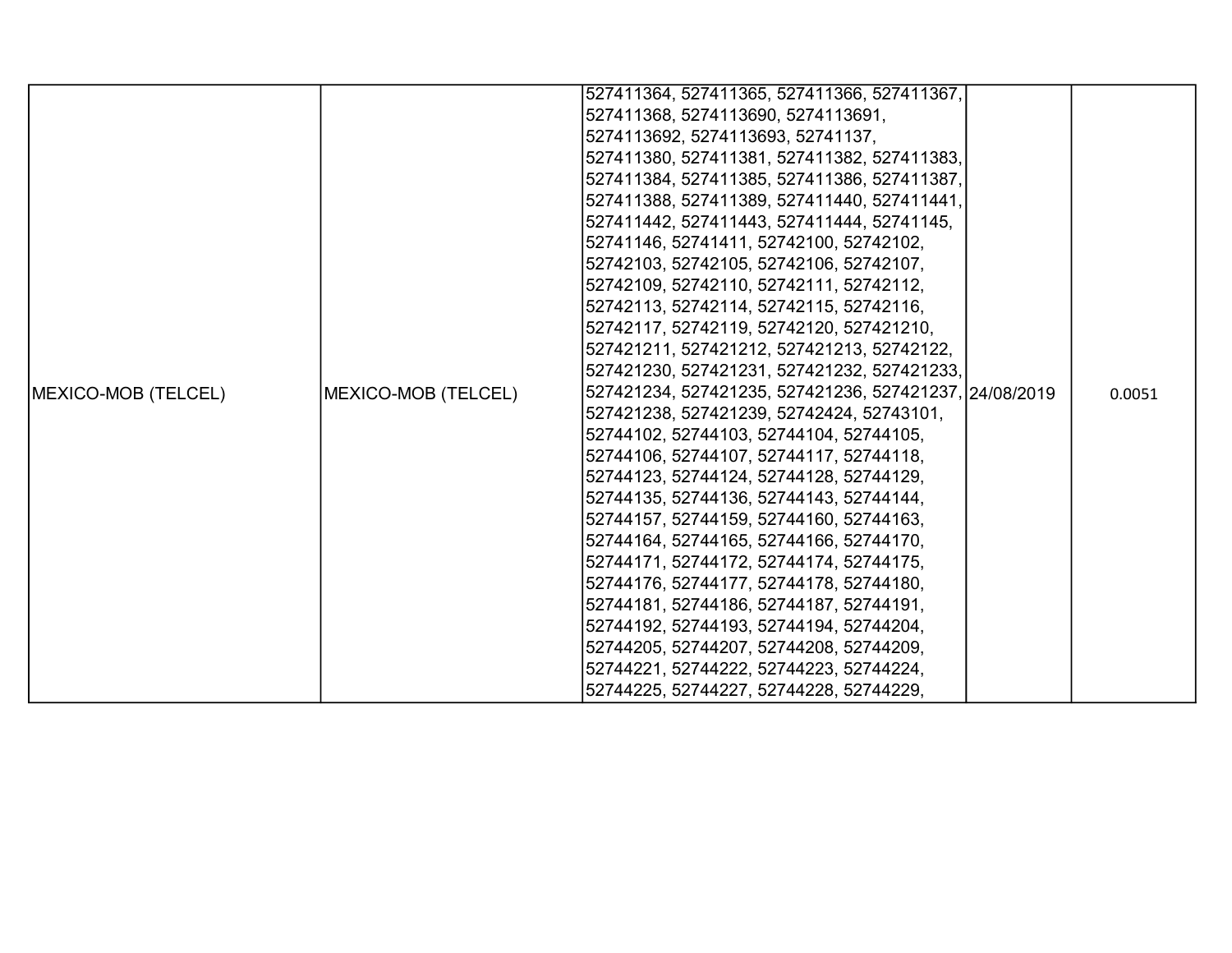| MEXICO-MOB (TELCEL) | MEXICO-MOB (TELCEL) | 527411364, 527411365, 527411366, 527411367, 527411368, 5274113690, 5274113691, 5274113692, 5274113693, 52741137, 527411380, 527411381, 527411382, 527411383, 527411384, 527411385, 527411386, 527411387, 527411388, 527411389, 527411440, 527411441, 527411442, 527411443, 527411444, 52741145, 52741146, 52741411, 52742100, 52742102, 52742103, 52742105, 52742106, 52742107, 52742109, 52742110, 52742111, 52742112, 52742113, 52742114, 52742115, 52742116, 52742117, 52742119, 52742120, 527421210, 527421211, 527421212, 527421213, 52742122, 527421230, 527421231, 527421232, 527421233, 527421234, 527421235, 527421236, 527421237, 527421238, 527421239, 52742424, 52743101, 52744102, 52744103, 52744104, 52744105, 52744106, 52744107, 52744117, 52744118, 52744123, 52744124, 52744128, 52744129, 52744135, 52744136, 52744143, 52744144, 52744157, 52744159, 52744160, 52744163, 52744164, 52744165, 52744166, 52744170, 52744171, 52744172, 52744174, 52744175, 52744176, 52744177, 52744178, 52744180, 52744181, 52744186, 52744187, 52744191, 52744192, 52744193, 52744194, 52744204, 52744205, 52744207, 52744208, 52744209, 52744221, 52744222, 52744223, 52744224, 52744225, 52744227, 52744228, 52744229, | 24/08/2019 | 0.0051 |
|---|---|---|---|---|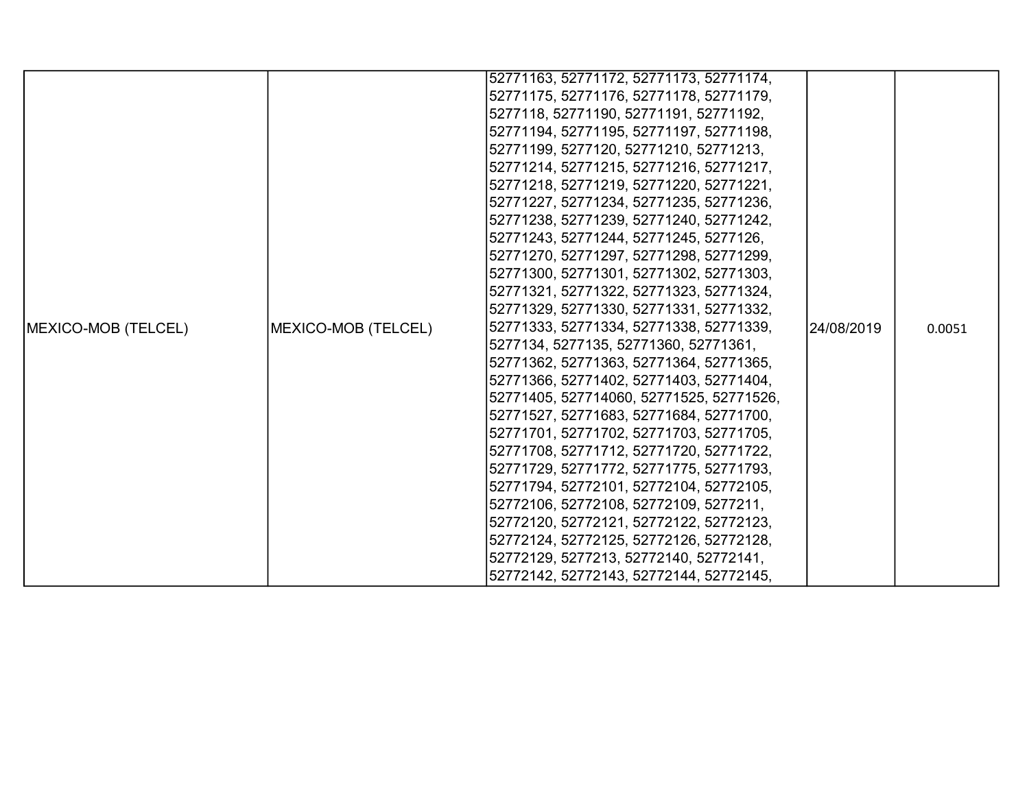| MEXICO-MOB (TELCEL) | MEXICO-MOB (TELCEL) | 52771163, 52771172, 52771173, 52771174, 52771175, 52771176, 52771178, 52771179, 5277118, 52771190, 52771191, 52771192, 52771194, 52771195, 52771197, 52771198, 52771199, 5277120, 52771210, 52771213, 52771214, 52771215, 52771216, 52771217, 52771218, 52771219, 52771220, 52771221, 52771227, 52771234, 52771235, 52771236, 52771238, 52771239, 52771240, 52771242, 52771243, 52771244, 52771245, 5277126, 52771270, 52771297, 52771298, 52771299, 52771300, 52771301, 52771302, 52771303, 52771321, 52771322, 52771323, 52771324, 52771329, 52771330, 52771331, 52771332, 52771333, 52771334, 52771338, 52771339, 5277134, 5277135, 52771360, 52771361, 52771362, 52771363, 52771364, 52771365, 52771366, 52771402, 52771403, 52771404, 52771405, 527714060, 52771525, 52771526, 52771527, 52771683, 52771684, 52771700, 52771701, 52771702, 52771703, 52771705, 52771708, 52771712, 52771720, 52771722, 52771729, 52771772, 52771775, 52771793, 52771794, 52772101, 52772104, 52772105, 52772106, 52772108, 52772109, 5277211, 52772120, 52772121, 52772122, 52772123, 52772124, 52772125, 52772126, 52772128, 52772129, 5277213, 52772140, 52772141, 52772142, 52772143, 52772144, 52772145, | 24/08/2019 | 0.0051 |
|---|---|---|---|---|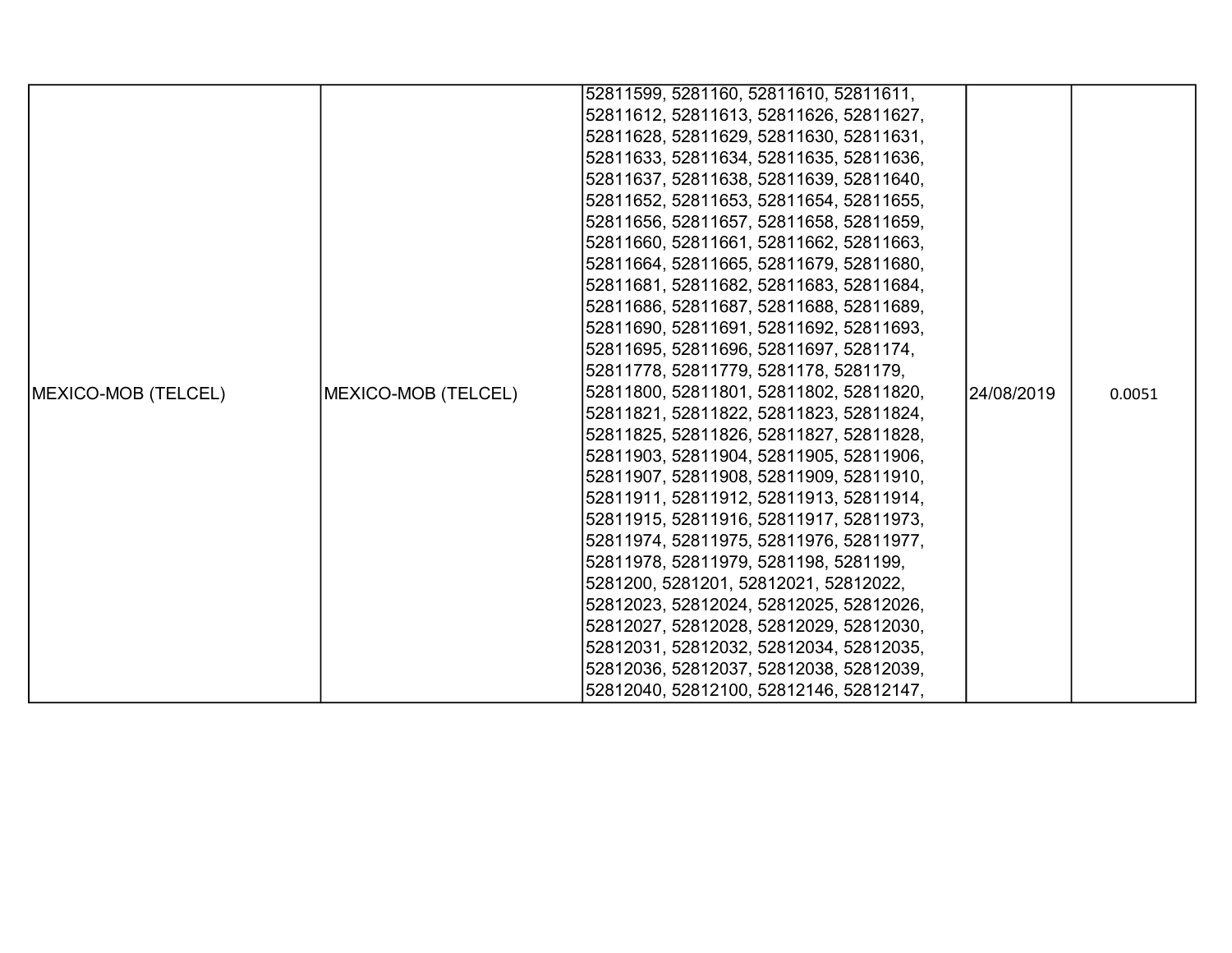| | | | | |
|---|---|---|---|---|
| MEXICO-MOB (TELCEL) | MEXICO-MOB (TELCEL) | 52811599, 5281160, 52811610, 52811611, 52811612, 52811613, 52811626, 52811627, 52811628, 52811629, 52811630, 52811631, 52811633, 52811634, 52811635, 52811636, 52811637, 52811638, 52811639, 52811640, 52811652, 52811653, 52811654, 52811655, 52811656, 52811657, 52811658, 52811659, 52811660, 52811661, 52811662, 52811663, 52811664, 52811665, 52811679, 52811680, 52811681, 52811682, 52811683, 52811684, 52811686, 52811687, 52811688, 52811689, 52811690, 52811691, 52811692, 52811693, 52811695, 52811696, 52811697, 5281174, 52811778, 52811779, 5281178, 5281179, 52811800, 52811801, 52811802, 52811820, 52811821, 52811822, 52811823, 52811824, 52811825, 52811826, 52811827, 52811828, 52811903, 52811904, 52811905, 52811906, 52811907, 52811908, 52811909, 52811910, 52811911, 52811912, 52811913, 52811914, 52811915, 52811916, 52811917, 52811973, 52811974, 52811975, 52811976, 52811977, 52811978, 52811979, 5281198, 5281199, 5281200, 5281201, 52812021, 52812022, 52812023, 52812024, 52812025, 52812026, 52812027, 52812028, 52812029, 52812030, 52812031, 52812032, 52812034, 52812035, 52812036, 52812037, 52812038, 52812039, 52812040, 52812100, 52812146, 52812147, | 24/08/2019 | 0.0051 |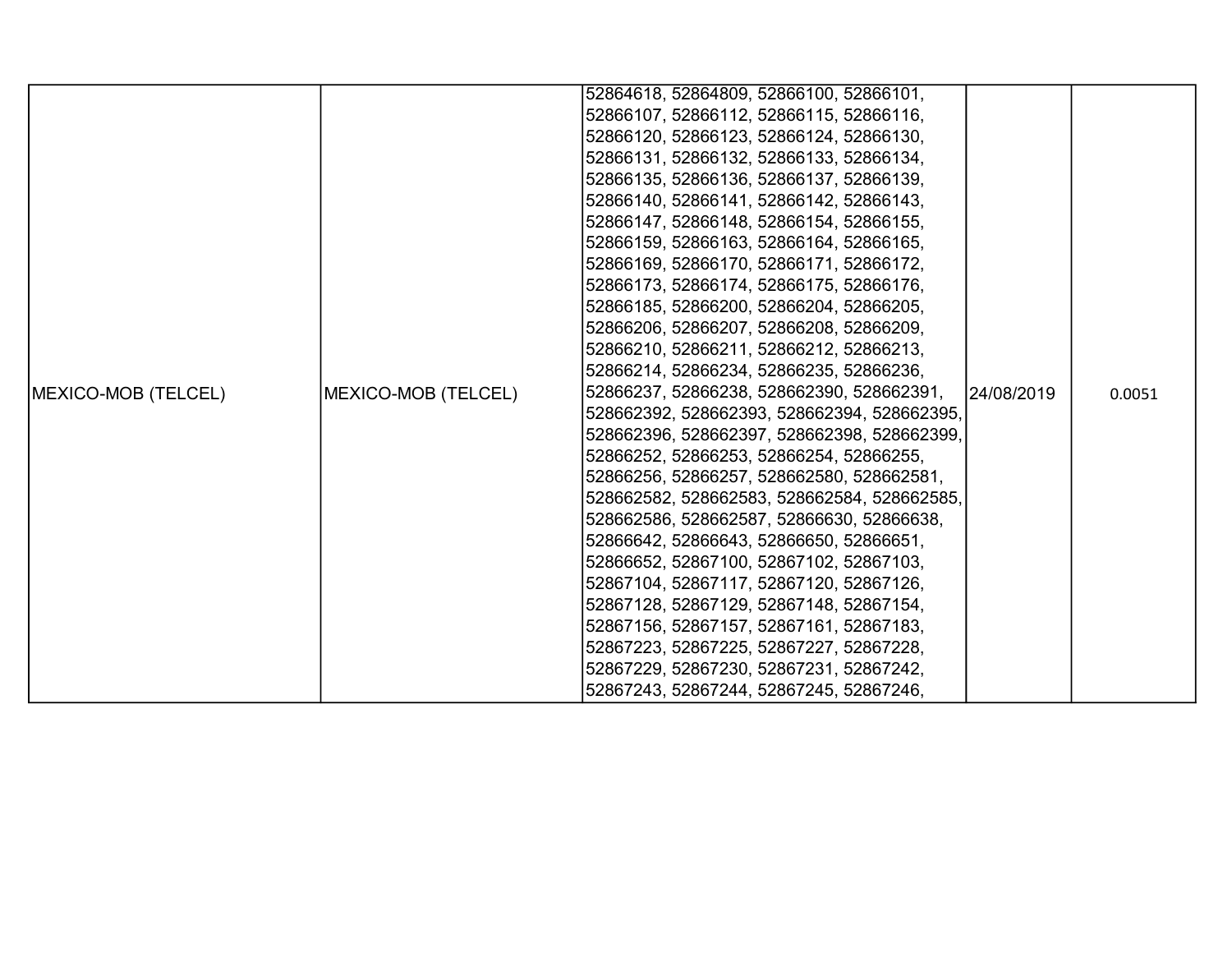| MEXICO-MOB (TELCEL) | MEXICO-MOB (TELCEL) | 52864618, 52864809, 52866100, 52866101, 52866107, 52866112, 52866115, 52866116, 52866120, 52866123, 52866124, 52866130, 52866131, 52866132, 52866133, 52866134, 52866135, 52866136, 52866137, 52866139, 52866140, 52866141, 52866142, 52866143, 52866147, 52866148, 52866154, 52866155, 52866159, 52866163, 52866164, 52866165, 52866169, 52866170, 52866171, 52866172, 52866173, 52866174, 52866175, 52866176, 52866185, 52866200, 52866204, 52866205, 52866206, 52866207, 52866208, 52866209, 52866210, 52866211, 52866212, 52866213, 52866214, 52866234, 52866235, 52866236, 52866237, 52866238, 528662390, 528662391, 528662392, 528662393, 528662394, 528662395, 528662396, 528662397, 528662398, 528662399, 52866252, 52866253, 52866254, 52866255, 52866256, 52866257, 528662580, 528662581, 528662582, 528662583, 528662584, 528662585, 528662586, 528662587, 52866630, 52866638, 52866642, 52866643, 52866650, 52866651, 52866652, 52867100, 52867102, 52867103, 52867104, 52867117, 52867120, 52867126, 52867128, 52867129, 52867148, 52867154, 52867156, 52867157, 52867161, 52867183, 52867223, 52867225, 52867227, 52867228, 52867229, 52867230, 52867231, 52867242, 52867243, 52867244, 52867245, 52867246, | 24/08/2019 | 0.0051 |
|---|---|---|---|---|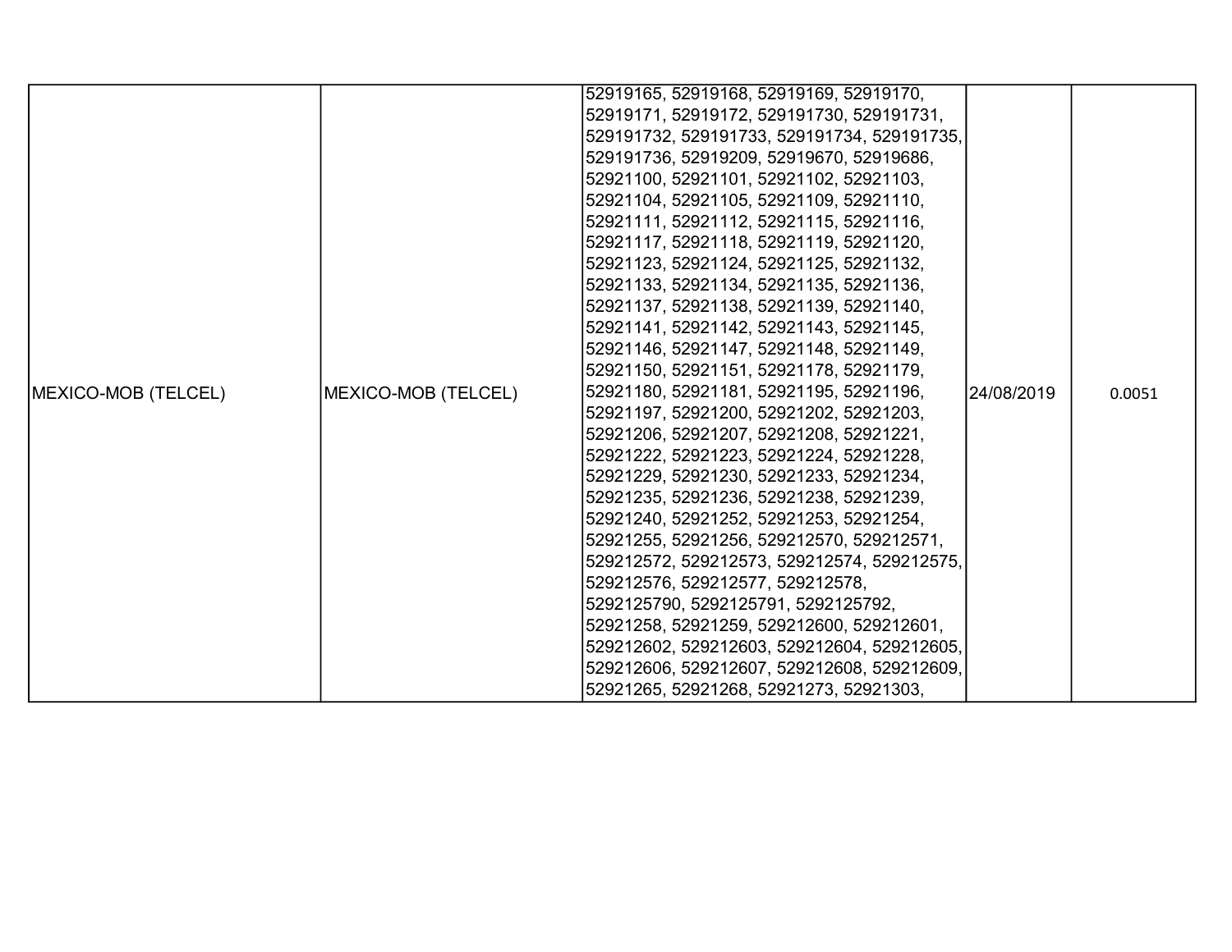| MEXICO-MOB (TELCEL) | MEXICO-MOB (TELCEL) | 52919165, 52919168, 52919169, 52919170, 52919171, 52919172, 529191730, 529191731, 529191732, 529191733, 529191734, 529191735, 529191736, 52919209, 52919670, 52919686, 52921100, 52921101, 52921102, 52921103, 52921104, 52921105, 52921109, 52921110, 52921111, 52921112, 52921115, 52921116, 52921117, 52921118, 52921119, 52921120, 52921123, 52921124, 52921125, 52921132, 52921133, 52921134, 52921135, 52921136, 52921137, 52921138, 52921139, 52921140, 52921141, 52921142, 52921143, 52921145, 52921146, 52921147, 52921148, 52921149, 52921150, 52921151, 52921178, 52921179, 52921180, 52921181, 52921195, 52921196, 52921197, 52921200, 52921202, 52921203, 52921206, 52921207, 52921208, 52921221, 52921222, 52921223, 52921224, 52921228, 52921229, 52921230, 52921233, 52921234, 52921235, 52921236, 52921238, 52921239, 52921240, 52921252, 52921253, 52921254, 52921255, 52921256, 529212570, 529212571, 529212572, 529212573, 529212574, 529212575, 529212576, 529212577, 529212578, 5292125790, 5292125791, 5292125792, 52921258, 52921259, 529212600, 529212601, 529212602, 529212603, 529212604, 529212605, 529212606, 529212607, 529212608, 529212609, 52921265, 52921268, 52921273, 52921303, | 24/08/2019 | 0.0051 |
|---|---|---|---|---|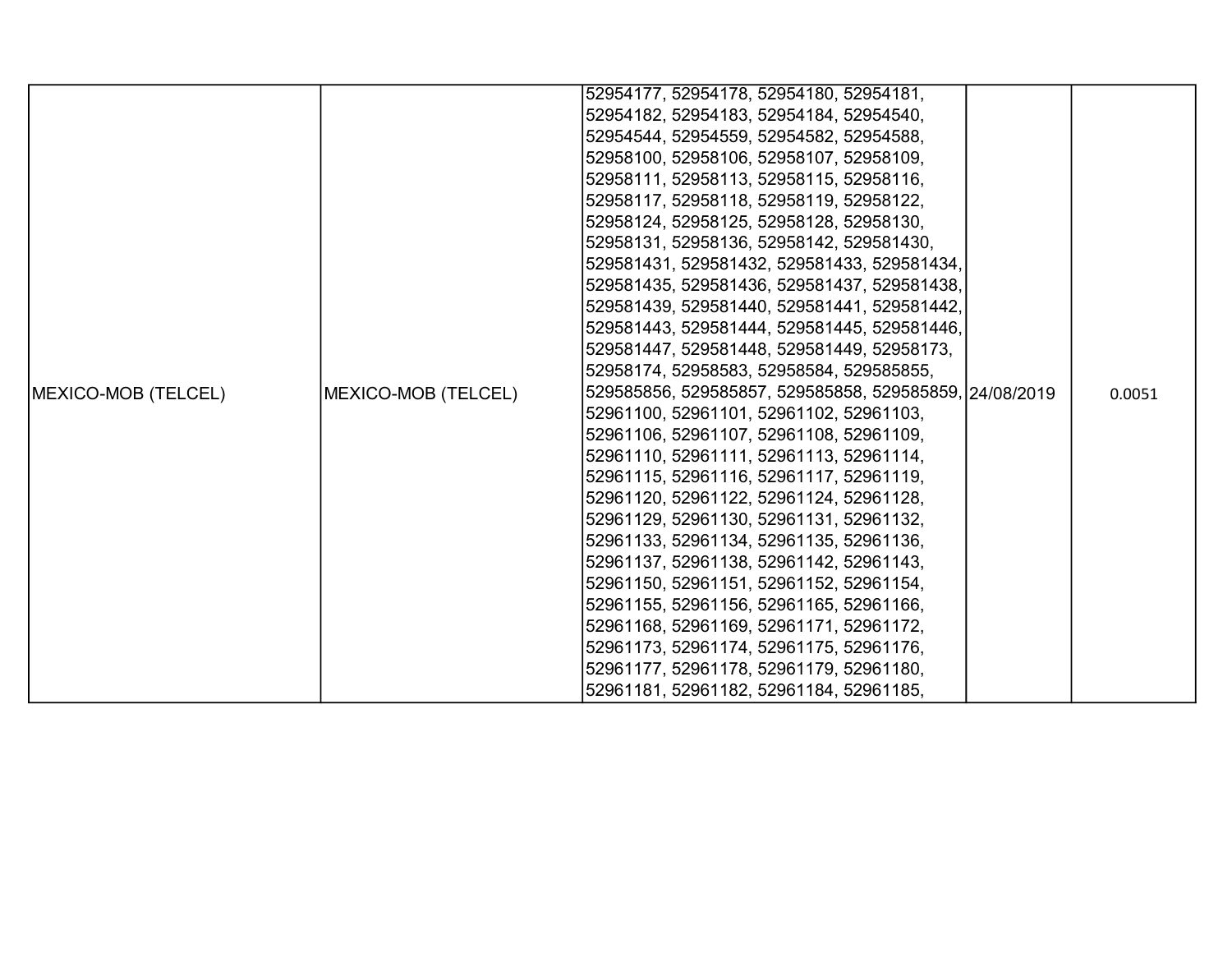| MEXICO-MOB (TELCEL) | MEXICO-MOB (TELCEL) | 52954177, 52954178, 52954180, 52954181, 52954182, 52954183, 52954184, 52954540, 52954544, 52954559, 52954582, 52954588, 52958100, 52958106, 52958107, 52958109, 52958111, 52958113, 52958115, 52958116, 52958117, 52958118, 52958119, 52958122, 52958124, 52958125, 52958128, 52958130, 52958131, 52958136, 52958142, 529581430, 529581431, 529581432, 529581433, 529581434, 529581435, 529581436, 529581437, 529581438, 529581439, 529581440, 529581441, 529581442, 529581443, 529581444, 529581445, 529581446, 529581447, 529581448, 529581449, 52958173, 52958174, 52958583, 52958584, 529585855, 529585856, 529585857, 529585858, 529585859, 52961100, 52961101, 52961102, 52961103, 52961106, 52961107, 52961108, 52961109, 52961110, 52961111, 52961113, 52961114, 52961115, 52961116, 52961117, 52961119, 52961120, 52961122, 52961124, 52961128, 52961129, 52961130, 52961131, 52961132, 52961133, 52961134, 52961135, 52961136, 52961137, 52961138, 52961142, 52961143, 52961150, 52961151, 52961152, 52961154, 52961155, 52961156, 52961165, 52961166, 52961168, 52961169, 52961171, 52961172, 52961173, 52961174, 52961175, 52961176, 52961177, 52961178, 52961179, 52961180, 52961181, 52961182, 52961184, 52961185, | 24/08/2019 | 0.0051 |
|---|---|---|---|---|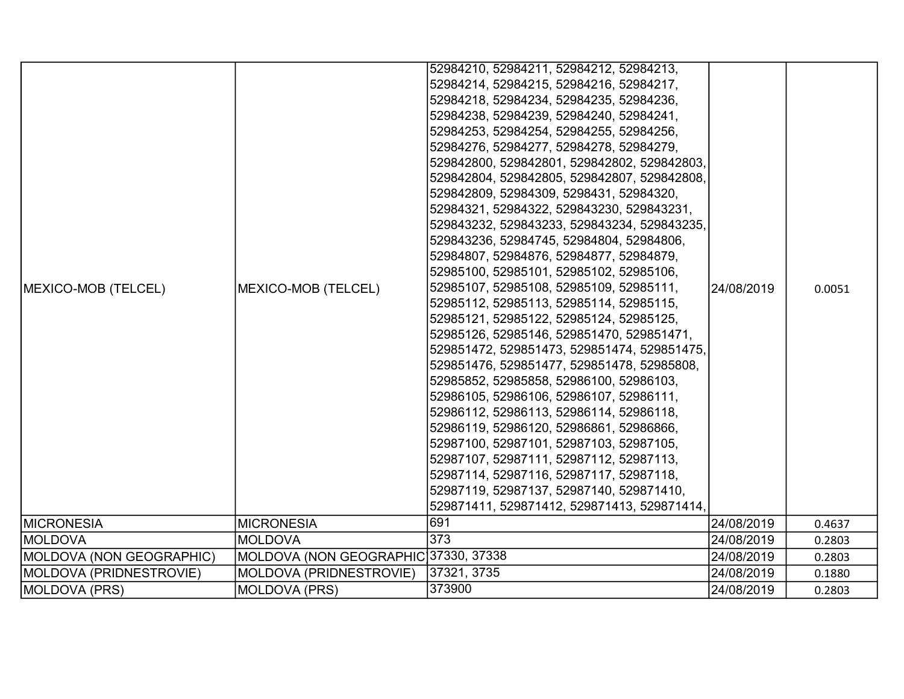| | | | | |
|---|---|---|---|---|
| MEXICO-MOB (TELCEL) | MEXICO-MOB (TELCEL) | 52984210, 52984211, 52984212, 52984213, 52984214, 52984215, 52984216, 52984217, 52984218, 52984234, 52984235, 52984236, 52984238, 52984239, 52984240, 52984241, 52984253, 52984254, 52984255, 52984256, 52984276, 52984277, 52984278, 52984279, 529842800, 529842801, 529842802, 529842803, 529842804, 529842805, 529842807, 529842808, 529842809, 52984309, 5298431, 52984320, 52984321, 52984322, 529843230, 529843231, 529843232, 529843233, 529843234, 529843235, 529843236, 52984745, 52984804, 52984806, 52984807, 52984876, 52984877, 52984879, 52985100, 52985101, 52985102, 52985106, 52985107, 52985108, 52985109, 52985111, 52985112, 52985113, 52985114, 52985115, 52985121, 52985122, 52985124, 52985125, 52985126, 52985146, 529851470, 529851471, 529851472, 529851473, 529851474, 529851475, 529851476, 529851477, 529851478, 52985808, 52985852, 52985858, 52986100, 52986103, 52986105, 52986106, 52986107, 52986111, 52986112, 52986113, 52986114, 52986118, 52986119, 52986120, 52986861, 52986866, 52987100, 52987101, 52987103, 52987105, 52987107, 52987111, 52987112, 52987113, 52987114, 52987116, 52987117, 52987118, 52987119, 52987137, 52987140, 529871410, 529871411, 529871412, 529871413, 529871414, | 24/08/2019 | 0.0051 |
| MICRONESIA | MICRONESIA | 691 | 24/08/2019 | 0.4637 |
| MOLDOVA | MOLDOVA | 373 | 24/08/2019 | 0.2803 |
| MOLDOVA (NON GEOGRAPHIC) | MOLDOVA (NON GEOGRAPHIC | 37330, 37338 | 24/08/2019 | 0.2803 |
| MOLDOVA (PRIDNESTROVIE) | MOLDOVA (PRIDNESTROVIE) | 37321, 3735 | 24/08/2019 | 0.1880 |
| MOLDOVA (PRS) | MOLDOVA (PRS) | 373900 | 24/08/2019 | 0.2803 |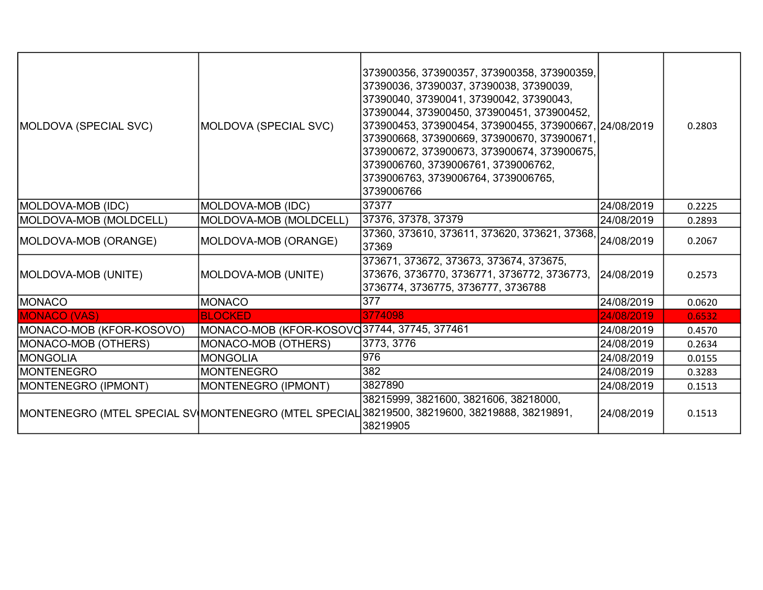| | | | | |
|---|---|---|---|---|
| MOLDOVA (SPECIAL SVC) | MOLDOVA (SPECIAL SVC) | 373900356, 373900357, 373900358, 373900359, 37390036, 37390037, 37390038, 37390039, 37390040, 37390041, 37390042, 37390043, 37390044, 373900450, 373900451, 373900452, 373900453, 373900454, 373900455, 373900667, 373900668, 373900669, 373900670, 373900671, 373900672, 373900673, 373900674, 373900675, 3739006760, 3739006761, 3739006762, 3739006763, 3739006764, 3739006765, 3739006766 | 24/08/2019 | 0.2803 |
| MOLDOVA-MOB (IDC) | MOLDOVA-MOB (IDC) | 37377 | 24/08/2019 | 0.2225 |
| MOLDOVA-MOB (MOLDCELL) | MOLDOVA-MOB (MOLDCELL) | 37376, 37378, 37379 | 24/08/2019 | 0.2893 |
| MOLDOVA-MOB (ORANGE) | MOLDOVA-MOB (ORANGE) | 37360, 373610, 373611, 373620, 373621, 37368, 37369 | 24/08/2019 | 0.2067 |
| MOLDOVA-MOB (UNITE) | MOLDOVA-MOB (UNITE) | 373671, 373672, 373673, 373674, 373675, 373676, 3736770, 3736771, 3736772, 3736773, 3736774, 3736775, 3736777, 3736788 | 24/08/2019 | 0.2573 |
| MONACO | MONACO | 377 | 24/08/2019 | 0.0620 |
| MONACO (VAS) | BLOCKED | 3774098 | 24/08/2019 | 0.6532 |
| MONACO-MOB (KFOR-KOSOVO) | MONACO-MOB (KFOR-KOSOVO | 37744, 37745, 377461 | 24/08/2019 | 0.4570 |
| MONACO-MOB (OTHERS) | MONACO-MOB (OTHERS) | 3773, 3776 | 24/08/2019 | 0.2634 |
| MONGOLIA | MONGOLIA | 976 | 24/08/2019 | 0.0155 |
| MONTENEGRO | MONTENEGRO | 382 | 24/08/2019 | 0.3283 |
| MONTENEGRO (IPMONT) | MONTENEGRO (IPMONT) | 3827890 | 24/08/2019 | 0.1513 |
| MONTENEGRO (MTEL SPECIAL SV | MONTENEGRO (MTEL SPECIAL | 38215999, 3821600, 3821606, 38218000, 38219500, 38219600, 38219888, 38219891, 38219905 | 24/08/2019 | 0.1513 |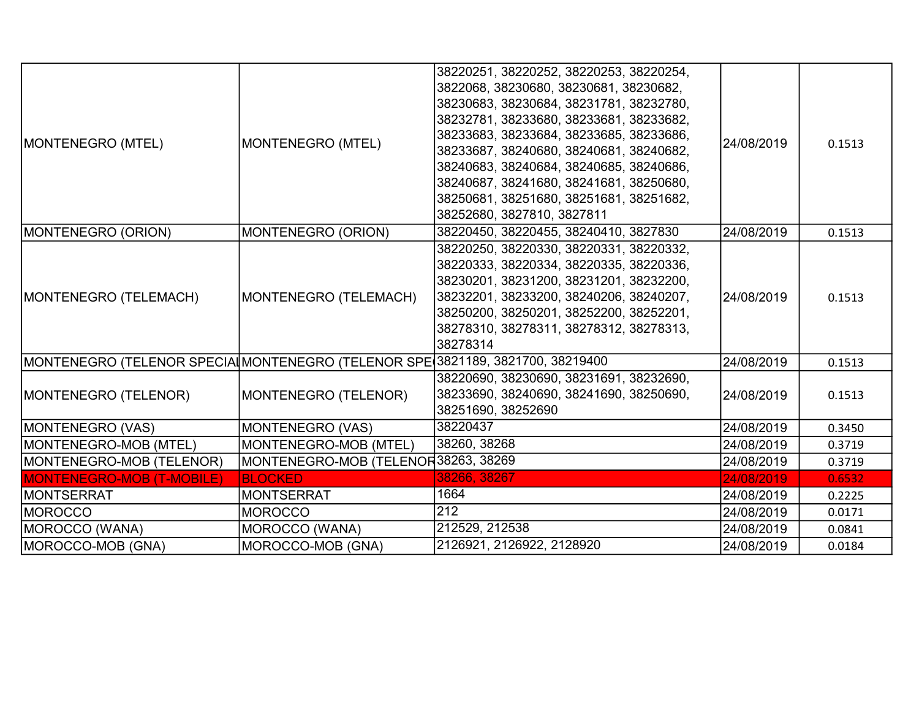| | | | | |
|---|---|---|---|---|
| MONTENEGRO (MTEL) | MONTENEGRO (MTEL) | 38220251, 38220252, 38220253, 38220254, 3822068, 38230680, 38230681, 38230682, 38230683, 38230684, 38231781, 38232780, 38232781, 38233680, 38233681, 38233682, 38233683, 38233684, 38233685, 38233686, 38233687, 38240680, 38240681, 38240682, 38240683, 38240684, 38240685, 38240686, 38240687, 38241680, 38241681, 38250680, 38250681, 38251680, 38251681, 38251682, 38252680, 3827810, 3827811 | 24/08/2019 | 0.1513 |
| MONTENEGRO (ORION) | MONTENEGRO (ORION) | 38220450, 38220455, 38240410, 3827830 | 24/08/2019 | 0.1513 |
| MONTENEGRO (TELEMACH) | MONTENEGRO (TELEMACH) | 38220250, 38220330, 38220331, 38220332, 38220333, 38220334, 38220335, 38220336, 38230201, 38231200, 38231201, 38232200, 38232201, 38233200, 38240206, 38240207, 38250200, 38250201, 38252200, 38252201, 38278310, 38278311, 38278312, 38278313, 38278314 | 24/08/2019 | 0.1513 |
| MONTENEGRO (TELENOR SPECIAL | MONTENEGRO (TELENOR SPE( | 3821189, 3821700, 38219400 | 24/08/2019 | 0.1513 |
| MONTENEGRO (TELENOR) | MONTENEGRO (TELENOR) | 38220690, 38230690, 38231691, 38232690, 38233690, 38240690, 38241690, 38250690, 38251690, 38252690 | 24/08/2019 | 0.1513 |
| MONTENEGRO (VAS) | MONTENEGRO (VAS) | 38220437 | 24/08/2019 | 0.3450 |
| MONTENEGRO-MOB (MTEL) | MONTENEGRO-MOB (MTEL) | 38260, 38268 | 24/08/2019 | 0.3719 |
| MONTENEGRO-MOB (TELENOR) | MONTENEGRO-MOB (TELENOR | 38263, 38269 | 24/08/2019 | 0.3719 |
| MONTENEGRO-MOB (T-MOBILE) | BLOCKED | 38266, 38267 | 24/08/2019 | 0.6532 |
| MONTSERRAT | MONTSERRAT | 1664 | 24/08/2019 | 0.2225 |
| MOROCCO | MOROCCO | 212 | 24/08/2019 | 0.0171 |
| MOROCCO (WANA) | MOROCCO (WANA) | 212529, 212538 | 24/08/2019 | 0.0841 |
| MOROCCO-MOB (GNA) | MOROCCO-MOB (GNA) | 2126921, 2126922, 2128920 | 24/08/2019 | 0.0184 |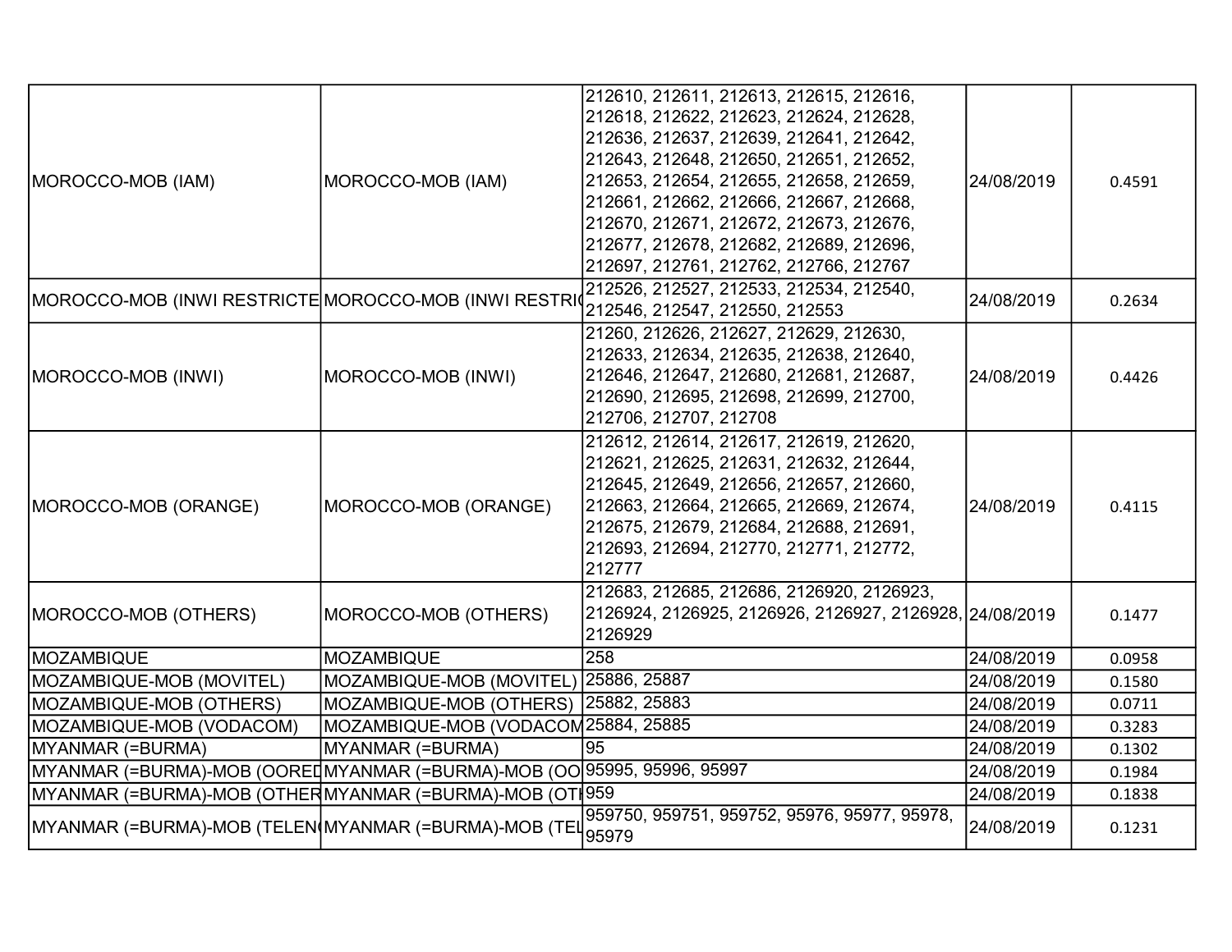| MOROCCO-MOB (IAM) | MOROCCO-MOB (IAM) | 212610, 212611, 212613, 212615, 212616, 212618, 212622, 212623, 212624, 212628, 212636, 212637, 212639, 212641, 212642, 212643, 212648, 212650, 212651, 212652, 212653, 212654, 212655, 212658, 212659, 212661, 212662, 212666, 212667, 212668, 212670, 212671, 212672, 212673, 212676, 212677, 212678, 212682, 212689, 212696, 212697, 212761, 212762, 212766, 212767 | 24/08/2019 | 0.4591 |
|---|---|---|---|---|
| MOROCCO-MOB (INWI RESTRICTE | MOROCCO-MOB (INWI RESTRI( | 212526, 212527, 212533, 212534, 212540, 212546, 212547, 212550, 212553 | 24/08/2019 | 0.2634 |
| MOROCCO-MOB (INWI) | MOROCCO-MOB (INWI) | 21260, 212626, 212627, 212629, 212630, 212633, 212634, 212635, 212638, 212640, 212646, 212647, 212680, 212681, 212687, 212690, 212695, 212698, 212699, 212700, 212706, 212707, 212708 | 24/08/2019 | 0.4426 |
| MOROCCO-MOB (ORANGE) | MOROCCO-MOB (ORANGE) | 212612, 212614, 212617, 212619, 212620, 212621, 212625, 212631, 212632, 212644, 212645, 212649, 212656, 212657, 212660, 212663, 212664, 212665, 212669, 212674, 212675, 212679, 212684, 212688, 212691, 212693, 212694, 212770, 212771, 212772, 212777 | 24/08/2019 | 0.4115 |
| MOROCCO-MOB (OTHERS) | MOROCCO-MOB (OTHERS) | 212683, 212685, 212686, 2126920, 2126923, 2126924, 2126925, 2126926, 2126927, 2126928, 2126929 | 24/08/2019 | 0.1477 |
| MOZAMBIQUE | MOZAMBIQUE | 258 | 24/08/2019 | 0.0958 |
| MOZAMBIQUE-MOB (MOVITEL) | MOZAMBIQUE-MOB (MOVITEL) | 25886, 25887 | 24/08/2019 | 0.1580 |
| MOZAMBIQUE-MOB (OTHERS) | MOZAMBIQUE-MOB (OTHERS) | 25882, 25883 | 24/08/2019 | 0.0711 |
| MOZAMBIQUE-MOB (VODACOM) | MOZAMBIQUE-MOB (VODACOM | 25884, 25885 | 24/08/2019 | 0.3283 |
| MYANMAR (=BURMA) | MYANMAR (=BURMA) | 95 | 24/08/2019 | 0.1302 |
| MYANMAR (=BURMA)-MOB (OOREI | MYANMAR (=BURMA)-MOB (OO | 95995, 95996, 95997 | 24/08/2019 | 0.1984 |
| MYANMAR (=BURMA)-MOB (OTHER | MYANMAR (=BURMA)-MOB (OTI | 959 | 24/08/2019 | 0.1838 |
| MYANMAR (=BURMA)-MOB (TELEN | MYANMAR (=BURMA)-MOB (TEL | 959750, 959751, 959752, 95976, 95977, 95978, 95979 | 24/08/2019 | 0.1231 |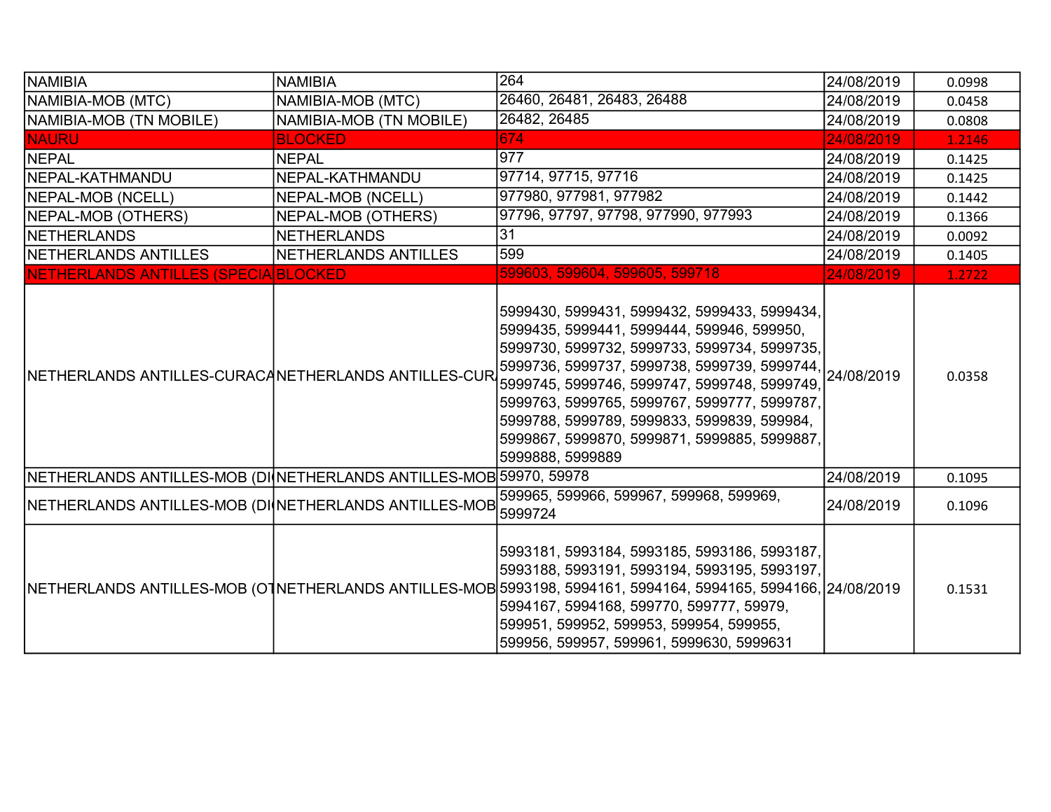| NAMIBIA | NAMIBIA | 264 | 24/08/2019 | 0.0998 |
|---|---|---|---|---|
| NAMIBIA-MOB (MTC) | NAMIBIA-MOB (MTC) | 26460, 26481, 26483, 26488 | 24/08/2019 | 0.0458 |
| NAMIBIA-MOB (TN MOBILE) | NAMIBIA-MOB (TN MOBILE) | 26482, 26485 | 24/08/2019 | 0.0808 |
| NAURU | BLOCKED | 674 | 24/08/2019 | 1.2146 |
| NEPAL | NEPAL | 977 | 24/08/2019 | 0.1425 |
| NEPAL-KATHMANDU | NEPAL-KATHMANDU | 97714, 97715, 97716 | 24/08/2019 | 0.1425 |
| NEPAL-MOB (NCELL) | NEPAL-MOB (NCELL) | 977980, 977981, 977982 | 24/08/2019 | 0.1442 |
| NEPAL-MOB (OTHERS) | NEPAL-MOB (OTHERS) | 97796, 97797, 97798, 977990, 977993 | 24/08/2019 | 0.1366 |
| NETHERLANDS | NETHERLANDS | 31 | 24/08/2019 | 0.0092 |
| NETHERLANDS ANTILLES | NETHERLANDS ANTILLES | 599 | 24/08/2019 | 0.1405 |
| NETHERLANDS ANTILLES (SPECIA | BLOCKED | 599603, 599604, 599605, 599718 | 24/08/2019 | 1.2722 |
| NETHERLANDS ANTILLES-CURACA | NETHERLANDS ANTILLES-CUR | 5999430, 5999431, 5999432, 5999433, 5999434, 5999435, 5999441, 5999444, 599946, 599950, 5999730, 5999732, 5999733, 5999734, 5999735, 5999736, 5999737, 5999738, 5999739, 5999744, 5999745, 5999746, 5999747, 5999748, 5999749, 5999763, 5999765, 5999767, 5999777, 5999787, 5999788, 5999789, 5999833, 5999839, 599984, 5999867, 5999870, 5999871, 5999885, 5999887, 5999888, 5999889 | 24/08/2019 | 0.0358 |
| NETHERLANDS ANTILLES-MOB (DI | NETHERLANDS ANTILLES-MOB | 59970, 59978 | 24/08/2019 | 0.1095 |
| NETHERLANDS ANTILLES-MOB (DI | NETHERLANDS ANTILLES-MOB | 599965, 599966, 599967, 599968, 599969, 5999724 | 24/08/2019 | 0.1096 |
| NETHERLANDS ANTILLES-MOB (OT | NETHERLANDS ANTILLES-MOB | 5993181, 5993184, 5993185, 5993186, 5993187, 5993188, 5993191, 5993194, 5993195, 5993197, 5993198, 5994161, 5994164, 5994165, 5994166, 5994167, 5994168, 599770, 599777, 59979, 599951, 599952, 599953, 599954, 599955, 599956, 599957, 599961, 5999630, 5999631 | 24/08/2019 | 0.1531 |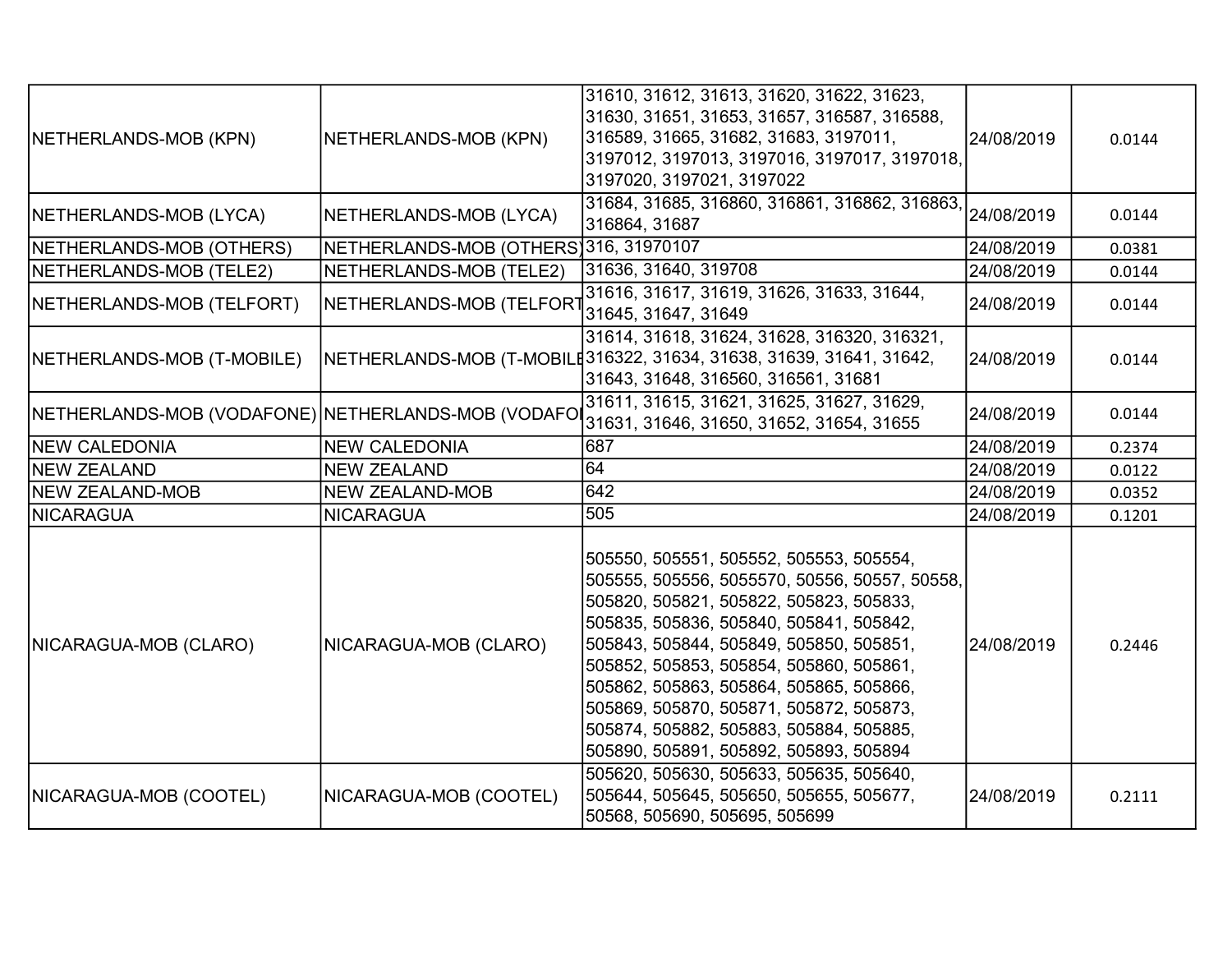| NETHERLANDS-MOB (KPN) | NETHERLANDS-MOB (KPN) | 31610, 31612, 31613, 31620, 31622, 31623, 31630, 31651, 31653, 31657, 316587, 316588, 316589, 31665, 31682, 31683, 3197011, 3197012, 3197013, 3197016, 3197017, 3197018, 3197020, 3197021, 3197022 | 24/08/2019 | 0.0144 |
|---|---|---|---|---|
| NETHERLANDS-MOB (LYCA) | NETHERLANDS-MOB (LYCA) | 31684, 31685, 316860, 316861, 316862, 316863, 316864, 31687 | 24/08/2019 | 0.0144 |
| NETHERLANDS-MOB (OTHERS) | NETHERLANDS-MOB (OTHERS) | 316, 31970107 | 24/08/2019 | 0.0381 |
| NETHERLANDS-MOB (TELE2) | NETHERLANDS-MOB (TELE2) | 31636, 31640, 319708 | 24/08/2019 | 0.0144 |
| NETHERLANDS-MOB (TELFORT) | NETHERLANDS-MOB (TELFORT | 31616, 31617, 31619, 31626, 31633, 31644, 31645, 31647, 31649 | 24/08/2019 | 0.0144 |
| NETHERLANDS-MOB (T-MOBILE) | NETHERLANDS-MOB (T-MOBILE | 31614, 31618, 31624, 31628, 316320, 316321, 316322, 31634, 31638, 31639, 31641, 31642, 31643, 31648, 316560, 316561, 31681 | 24/08/2019 | 0.0144 |
| NETHERLANDS-MOB (VODAFONE) | NETHERLANDS-MOB (VODAFO | 31611, 31615, 31621, 31625, 31627, 31629, 31631, 31646, 31650, 31652, 31654, 31655 | 24/08/2019 | 0.0144 |
| NEW CALEDONIA | NEW CALEDONIA | 687 | 24/08/2019 | 0.2374 |
| NEW ZEALAND | NEW ZEALAND | 64 | 24/08/2019 | 0.0122 |
| NEW ZEALAND-MOB | NEW ZEALAND-MOB | 642 | 24/08/2019 | 0.0352 |
| NICARAGUA | NICARAGUA | 505 | 24/08/2019 | 0.1201 |
| NICARAGUA-MOB (CLARO) | NICARAGUA-MOB (CLARO) | 505550, 505551, 505552, 505553, 505554, 505555, 505556, 5055570, 50556, 50557, 50558, 505820, 505821, 505822, 505823, 505833, 505835, 505836, 505840, 505841, 505842, 505843, 505844, 505849, 505850, 505851, 505852, 505853, 505854, 505860, 505861, 505862, 505863, 505864, 505865, 505866, 505869, 505870, 505871, 505872, 505873, 505874, 505882, 505883, 505884, 505885, 505890, 505891, 505892, 505893, 505894 | 24/08/2019 | 0.2446 |
| NICARAGUA-MOB (COOTEL) | NICARAGUA-MOB (COOTEL) | 505620, 505630, 505633, 505635, 505640, 505644, 505645, 505650, 505655, 505677, 50568, 505690, 505695, 505699 | 24/08/2019 | 0.2111 |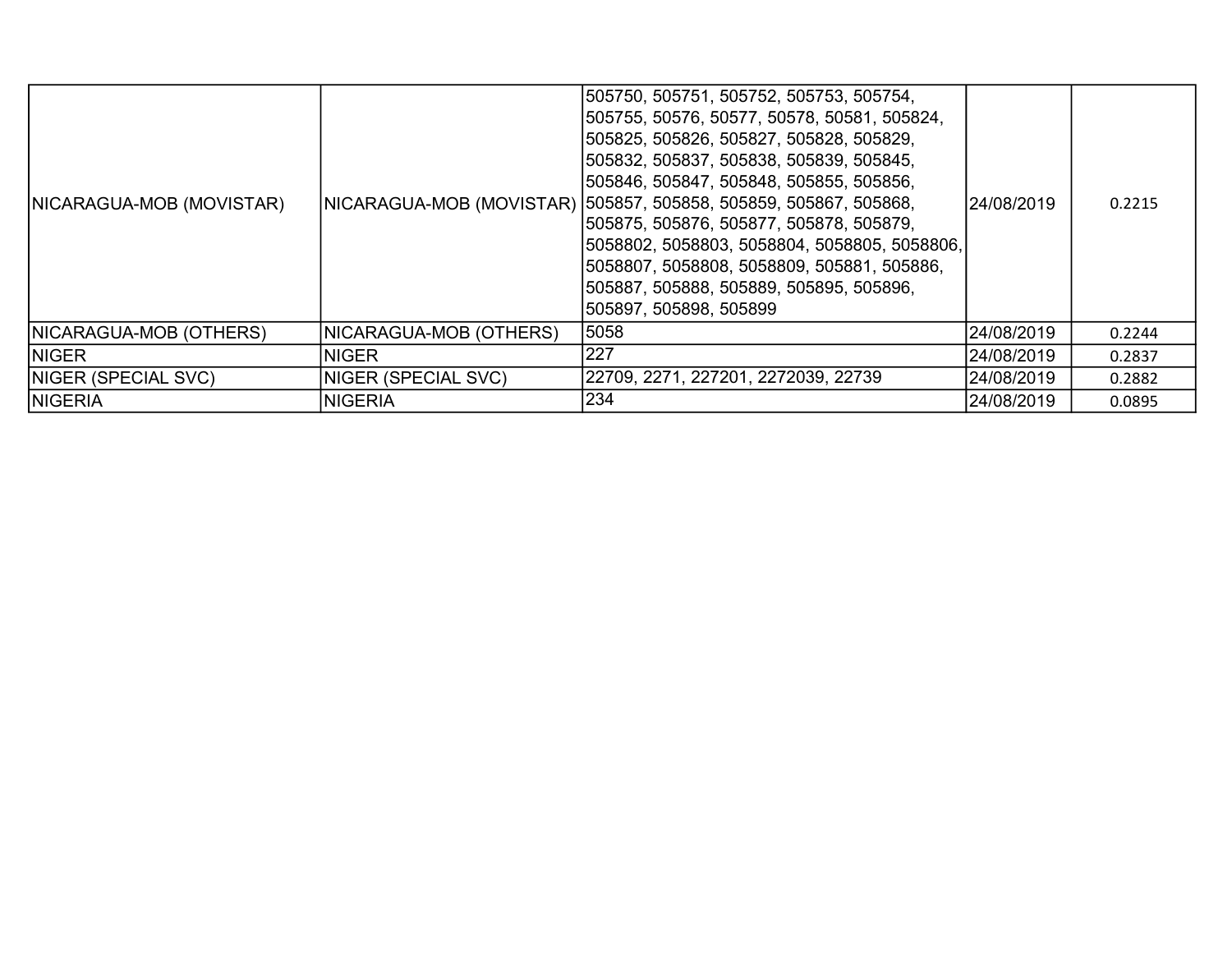| NICARAGUA-MOB (MOVISTAR) | NICARAGUA-MOB (MOVISTAR) | 505750, 505751, 505752, 505753, 505754, 505755, 50576, 50577, 50578, 50581, 505824, 505825, 505826, 505827, 505828, 505829, 505832, 505837, 505838, 505839, 505845, 505846, 505847, 505848, 505855, 505856, 505857, 505858, 505859, 505867, 505868, 505875, 505876, 505877, 505878, 505879, 5058802, 5058803, 5058804, 5058805, 5058806, 5058807, 5058808, 5058809, 505881, 505886, 505887, 505888, 505889, 505895, 505896, 505897, 505898, 505899 | 24/08/2019 | 0.2215 |
|---|---|---|---|---|
| NICARAGUA-MOB (OTHERS) | NICARAGUA-MOB (OTHERS) | 5058 | 24/08/2019 | 0.2244 |
| NIGER | NIGER | 227 | 24/08/2019 | 0.2837 |
| NIGER (SPECIAL SVC) | NIGER (SPECIAL SVC) | 22709, 2271, 227201, 2272039, 22739 | 24/08/2019 | 0.2882 |
| NIGERIA | NIGERIA | 234 | 24/08/2019 | 0.0895 |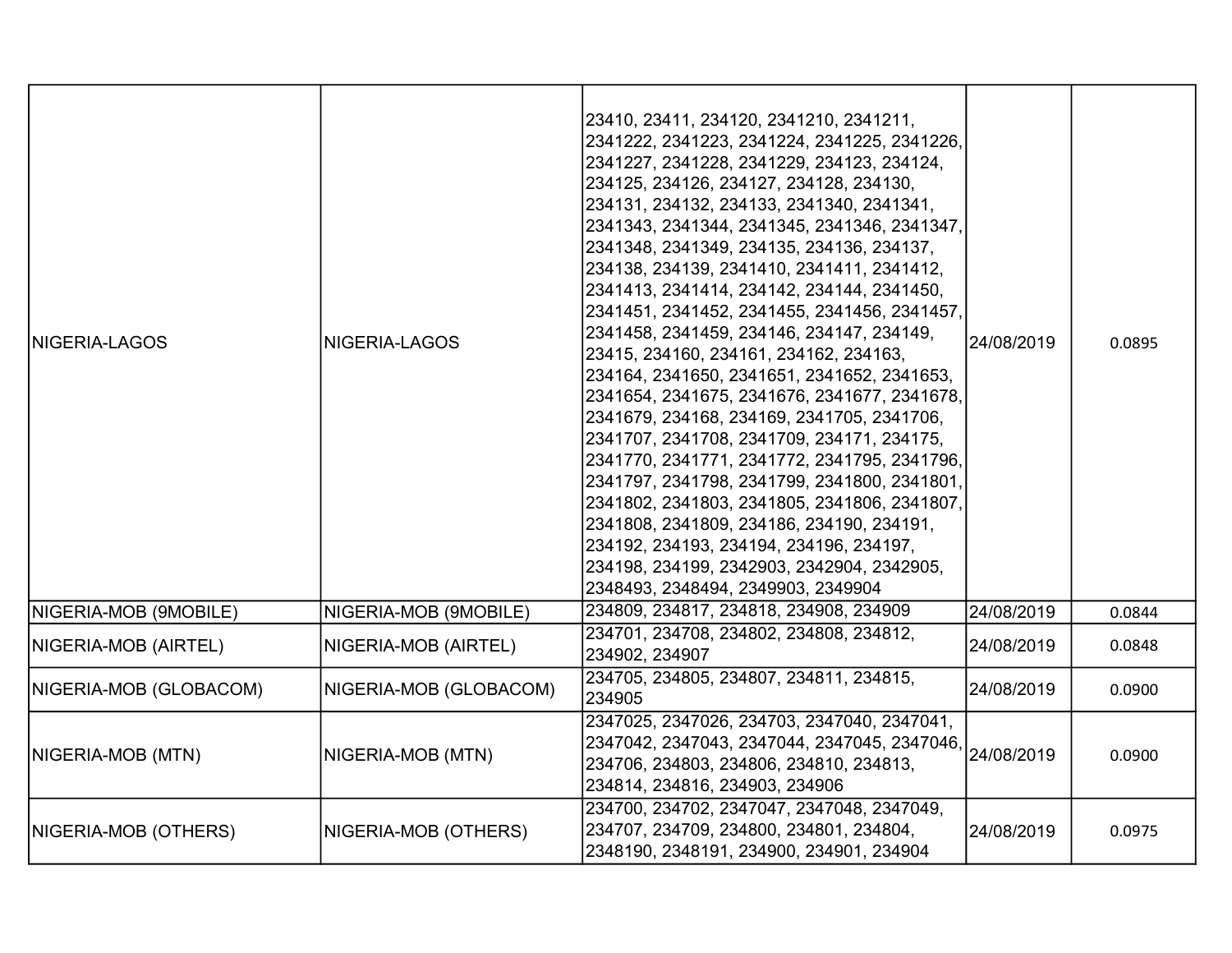| NIGERIA-LAGOS | NIGERIA-LAGOS | 23410, 23411, 234120, 2341210, 2341211, 2341222, 2341223, 2341224, 2341225, 2341226, 2341227, 2341228, 2341229, 234123, 234124, 234125, 234126, 234127, 234128, 234130, 234131, 234132, 234133, 2341340, 2341341, 2341343, 2341344, 2341345, 2341346, 2341347, 2341348, 2341349, 234135, 234136, 234137, 234138, 234139, 2341410, 2341411, 2341412, 2341413, 2341414, 234142, 234144, 2341450, 2341451, 2341452, 2341455, 2341456, 2341457, 2341458, 2341459, 234146, 234147, 234149, 23415, 234160, 234161, 234162, 234163, 234164, 2341650, 2341651, 2341652, 2341653, 2341654, 2341675, 2341676, 2341677, 2341678, 2341679, 234168, 234169, 2341705, 2341706, 2341707, 2341708, 2341709, 234171, 234175, 2341770, 2341771, 2341772, 2341795, 2341796, 2341797, 2341798, 2341799, 2341800, 2341801, 2341802, 2341803, 2341805, 2341806, 2341807, 2341808, 2341809, 234186, 234190, 234191, 234192, 234193, 234194, 234196, 234197, 234198, 234199, 2342903, 2342904, 2342905, 2348493, 2348494, 2349903, 2349904 | 24/08/2019 | 0.0895 |
|---|---|---|---|---|
| NIGERIA-MOB (9MOBILE) | NIGERIA-MOB (9MOBILE) | 234809, 234817, 234818, 234908, 234909 | 24/08/2019 | 0.0844 |
| NIGERIA-MOB (AIRTEL) | NIGERIA-MOB (AIRTEL) | 234701, 234708, 234802, 234808, 234812, 234902, 234907 | 24/08/2019 | 0.0848 |
| NIGERIA-MOB (GLOBACOM) | NIGERIA-MOB (GLOBACOM) | 234705, 234805, 234807, 234811, 234815, 234905 | 24/08/2019 | 0.0900 |
| NIGERIA-MOB (MTN) | NIGERIA-MOB (MTN) | 2347025, 2347026, 234703, 2347040, 2347041, 2347042, 2347043, 2347044, 2347045, 2347046, 234706, 234803, 234806, 234810, 234813, 234814, 234816, 234903, 234906 | 24/08/2019 | 0.0900 |
| NIGERIA-MOB (OTHERS) | NIGERIA-MOB (OTHERS) | 234700, 234702, 2347047, 2347048, 2347049, 234707, 234709, 234800, 234801, 234804, 2348190, 2348191, 234900, 234901, 234904 | 24/08/2019 | 0.0975 |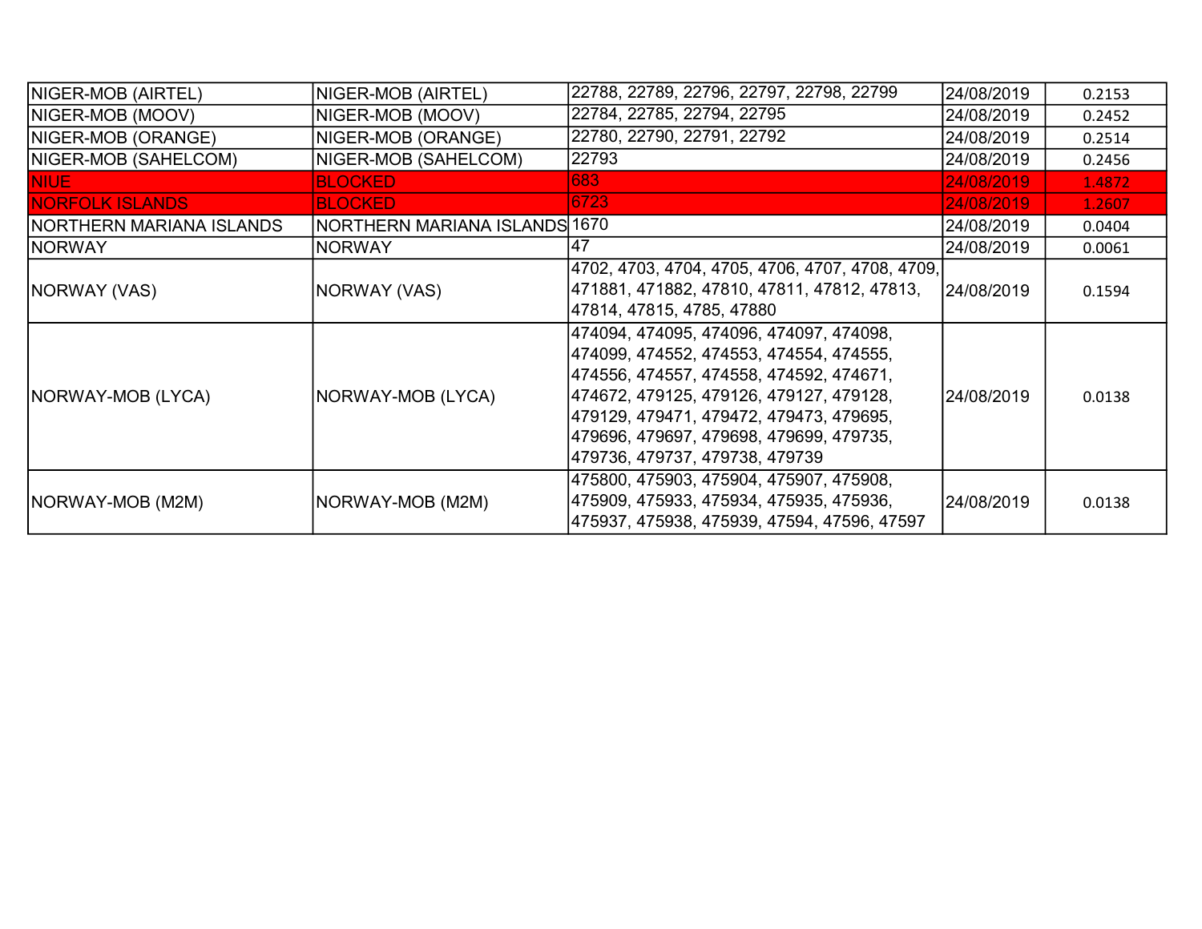| | | | | |
|---|---|---|---|---|
| NIGER-MOB (AIRTEL) | NIGER-MOB (AIRTEL) | 22788, 22789, 22796, 22797, 22798, 22799 | 24/08/2019 | 0.2153 |
| NIGER-MOB (MOOV) | NIGER-MOB (MOOV) | 22784, 22785, 22794, 22795 | 24/08/2019 | 0.2452 |
| NIGER-MOB (ORANGE) | NIGER-MOB (ORANGE) | 22780, 22790, 22791, 22792 | 24/08/2019 | 0.2514 |
| NIGER-MOB (SAHELCOM) | NIGER-MOB (SAHELCOM) | 22793 | 24/08/2019 | 0.2456 |
| NIUE | BLOCKED | 683 | 24/08/2019 | 1.4872 |
| NORFOLK ISLANDS | BLOCKED | 6723 | 24/08/2019 | 1.2607 |
| NORTHERN MARIANA ISLANDS | NORTHERN MARIANA ISLANDS | 1670 | 24/08/2019 | 0.0404 |
| NORWAY | NORWAY | 47 | 24/08/2019 | 0.0061 |
| NORWAY (VAS) | NORWAY (VAS) | 4702, 4703, 4704, 4705, 4706, 4707, 4708, 4709, 471881, 471882, 47810, 47811, 47812, 47813, 47814, 47815, 4785, 47880 | 24/08/2019 | 0.1594 |
| NORWAY-MOB (LYCA) | NORWAY-MOB (LYCA) | 474094, 474095, 474096, 474097, 474098, 474099, 474552, 474553, 474554, 474555, 474556, 474557, 474558, 474592, 474671, 474672, 479125, 479126, 479127, 479128, 479129, 479471, 479472, 479473, 479695, 479696, 479697, 479698, 479699, 479735, 479736, 479737, 479738, 479739 | 24/08/2019 | 0.0138 |
| NORWAY-MOB (M2M) | NORWAY-MOB (M2M) | 475800, 475903, 475904, 475907, 475908, 475909, 475933, 475934, 475935, 475936, 475937, 475938, 475939, 47594, 47596, 47597 | 24/08/2019 | 0.0138 |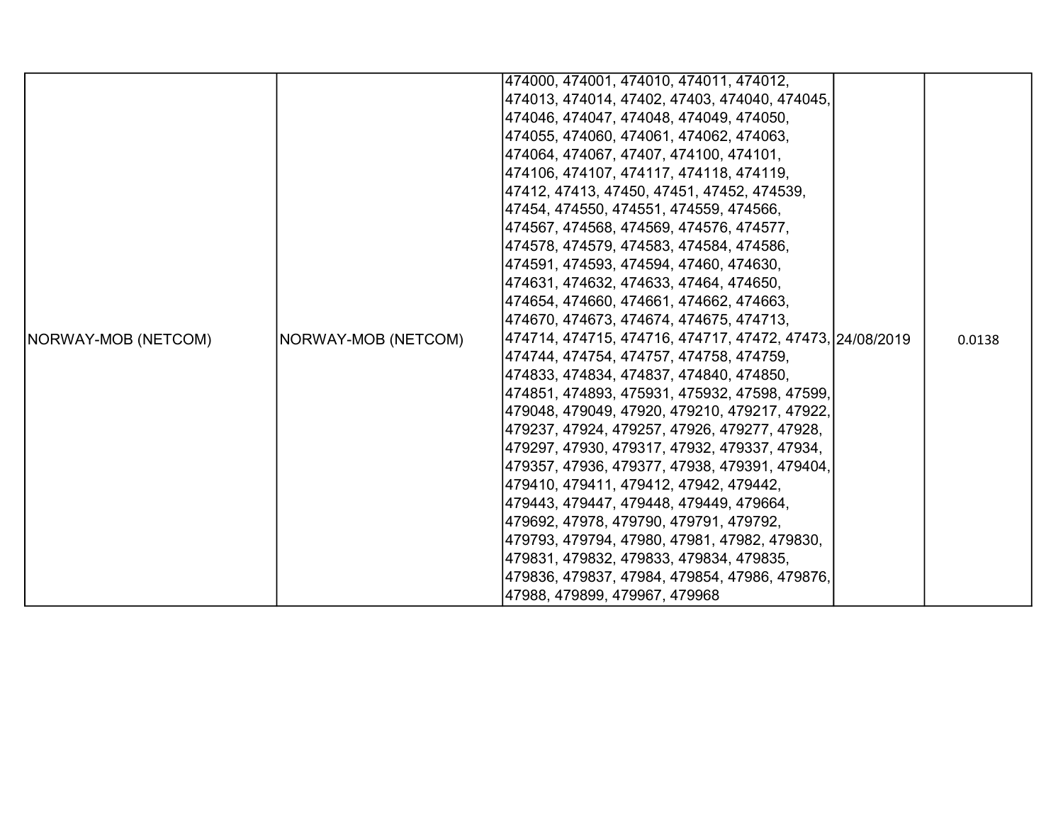| NORWAY-MOB (NETCOM) | NORWAY-MOB (NETCOM) | 474000, 474001, 474010, 474011, 474012, 474013, 474014, 47402, 47403, 474040, 474045, 474046, 474047, 474048, 474049, 474050, 474055, 474060, 474061, 474062, 474063, 474064, 474067, 47407, 474100, 474101, 474106, 474107, 474117, 474118, 474119, 47412, 47413, 47450, 47451, 47452, 474539, 47454, 474550, 474551, 474559, 474566, 474567, 474568, 474569, 474576, 474577, 474578, 474579, 474583, 474584, 474586, 474591, 474593, 474594, 47460, 474630, 474631, 474632, 474633, 47464, 474650, 474654, 474660, 474661, 474662, 474663, 474670, 474673, 474674, 474675, 474713, 474714, 474715, 474716, 474717, 47472, 47473, 474744, 474754, 474757, 474758, 474759, 474833, 474834, 474837, 474840, 474850, 474851, 474893, 475931, 475932, 47598, 47599, 479048, 479049, 47920, 479210, 479217, 47922, 479237, 47924, 479257, 47926, 479277, 47928, 479297, 47930, 479317, 47932, 479337, 47934, 479357, 47936, 479377, 47938, 479391, 479404, 479410, 479411, 479412, 47942, 479442, 479443, 479447, 479448, 479449, 479664, 479692, 47978, 479790, 479791, 479792, 479793, 479794, 47980, 47981, 47982, 479830, 479831, 479832, 479833, 479834, 479835, 479836, 479837, 47984, 479854, 47986, 479876, 47988, 479899, 479967, 479968 | 24/08/2019 | 0.0138 |
|---|---|---|---|---|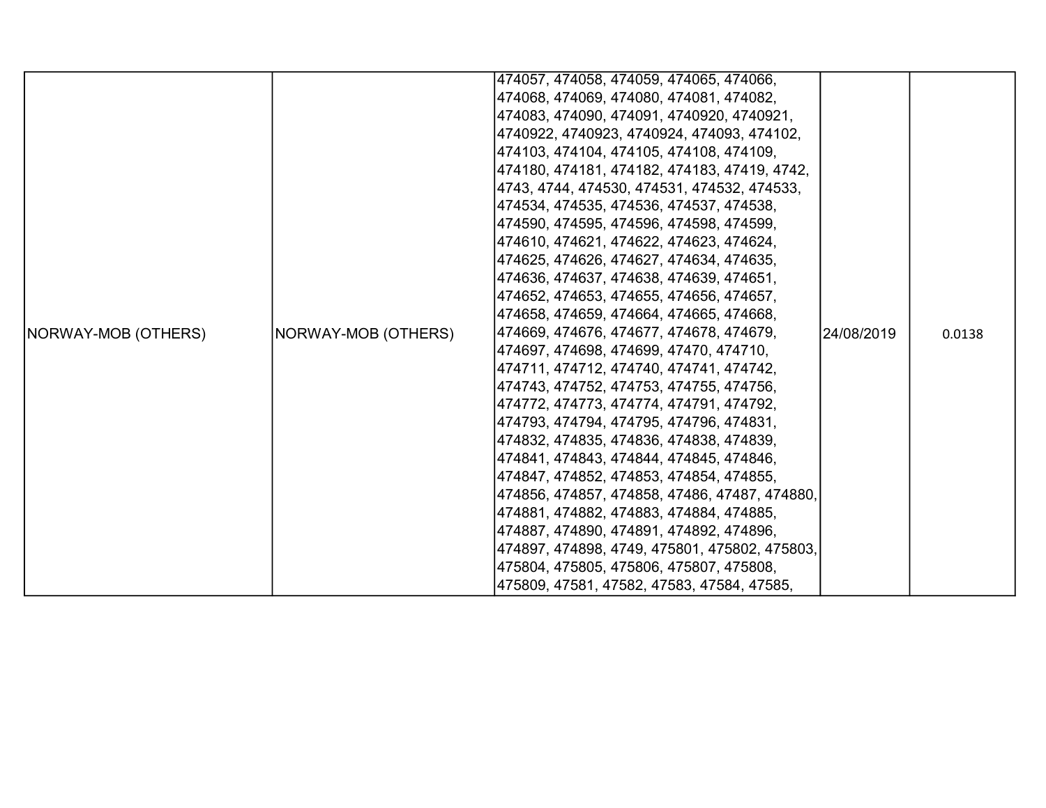| NORWAY-MOB (OTHERS) | NORWAY-MOB (OTHERS) | 474057, 474058, 474059, 474065, 474066, 474068, 474069, 474080, 474081, 474082, 474083, 474090, 474091, 4740920, 4740921, 4740922, 4740923, 4740924, 474093, 474102, 474103, 474104, 474105, 474108, 474109, 474180, 474181, 474182, 474183, 47419, 4742, 4743, 4744, 474530, 474531, 474532, 474533, 474534, 474535, 474536, 474537, 474538, 474590, 474595, 474596, 474598, 474599, 474610, 474621, 474622, 474623, 474624, 474625, 474626, 474627, 474634, 474635, 474636, 474637, 474638, 474639, 474651, 474652, 474653, 474655, 474656, 474657, 474658, 474659, 474664, 474665, 474668, 474669, 474676, 474677, 474678, 474679, 474697, 474698, 474699, 47470, 474710, 474711, 474712, 474740, 474741, 474742, 474743, 474752, 474753, 474755, 474756, 474772, 474773, 474774, 474791, 474792, 474793, 474794, 474795, 474796, 474831, 474832, 474835, 474836, 474838, 474839, 474841, 474843, 474844, 474845, 474846, 474847, 474852, 474853, 474854, 474855, 474856, 474857, 474858, 47486, 47487, 474880, 474881, 474882, 474883, 474884, 474885, 474887, 474890, 474891, 474892, 474896, 474897, 474898, 4749, 475801, 475802, 475803, 475804, 475805, 475806, 475807, 475808, 475809, 47581, 47582, 47583, 47584, 47585, | 24/08/2019 | 0.0138 |
|---|---|---|---|---|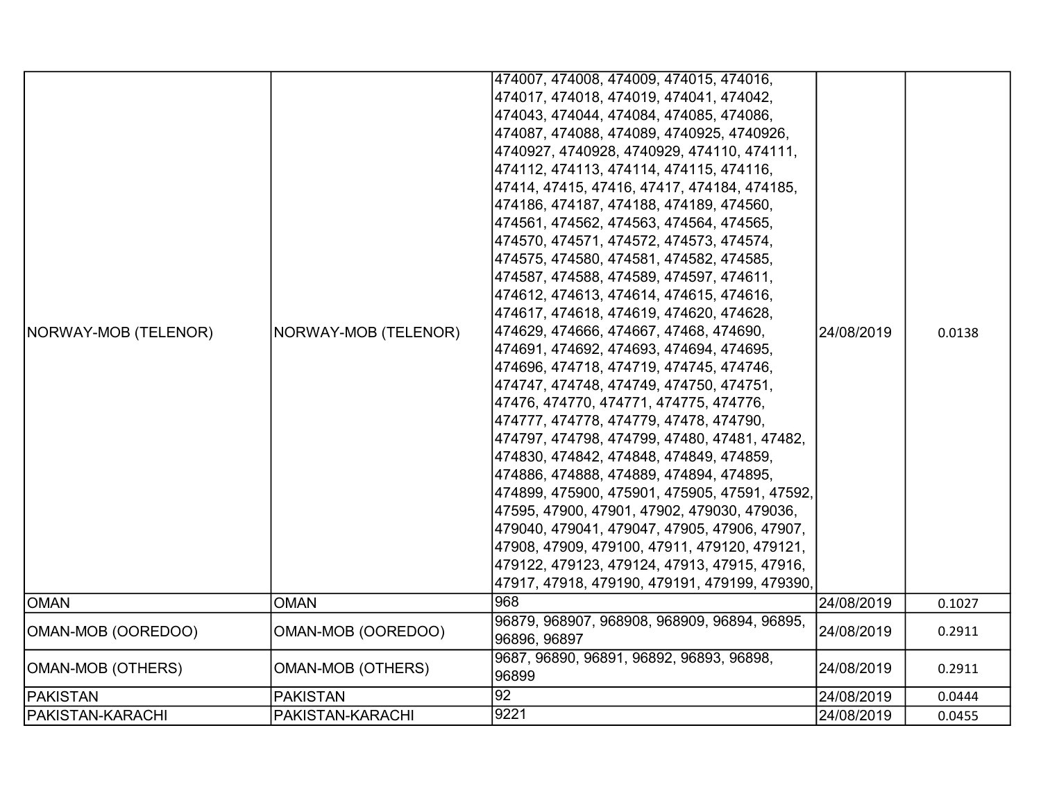| | | | | |
|---|---|---|---|---|
| NORWAY-MOB (TELENOR) | NORWAY-MOB (TELENOR) | 474007, 474008, 474009, 474015, 474016, 474017, 474018, 474019, 474041, 474042, 474043, 474044, 474084, 474085, 474086, 474087, 474088, 474089, 4740925, 4740926, 4740927, 4740928, 4740929, 474110, 474111, 474112, 474113, 474114, 474115, 474116, 47414, 47415, 47416, 47417, 474184, 474185, 474186, 474187, 474188, 474189, 474560, 474561, 474562, 474563, 474564, 474565, 474570, 474571, 474572, 474573, 474574, 474575, 474580, 474581, 474582, 474585, 474587, 474588, 474589, 474597, 474611, 474612, 474613, 474614, 474615, 474616, 474617, 474618, 474619, 474620, 474628, 474629, 474666, 474667, 47468, 474690, 474691, 474692, 474693, 474694, 474695, 474696, 474718, 474719, 474745, 474746, 474747, 474748, 474749, 474750, 474751, 47476, 474770, 474771, 474775, 474776, 474777, 474778, 474779, 47478, 474790, 474797, 474798, 474799, 47480, 47481, 47482, 474830, 474842, 474848, 474849, 474859, 474886, 474888, 474889, 474894, 474895, 474899, 475900, 475901, 475905, 47591, 47592, 47595, 47900, 47901, 47902, 479030, 479036, 479040, 479041, 479047, 47905, 47906, 47907, 47908, 47909, 479100, 47911, 479120, 479121, 479122, 479123, 479124, 47913, 47915, 47916, 47917, 47918, 479190, 479191, 479199, 479390, | 24/08/2019 | 0.0138 |
| OMAN | OMAN | 968 | 24/08/2019 | 0.1027 |
| OMAN-MOB (OOREDOO) | OMAN-MOB (OOREDOO) | 96879, 968907, 968908, 968909, 96894, 96895, 96896, 96897 | 24/08/2019 | 0.2911 |
| OMAN-MOB (OTHERS) | OMAN-MOB (OTHERS) | 9687, 96890, 96891, 96892, 96893, 96898, 96899 | 24/08/2019 | 0.2911 |
| PAKISTAN | PAKISTAN | 92 | 24/08/2019 | 0.0444 |
| PAKISTAN-KARACHI | PAKISTAN-KARACHI | 9221 | 24/08/2019 | 0.0455 |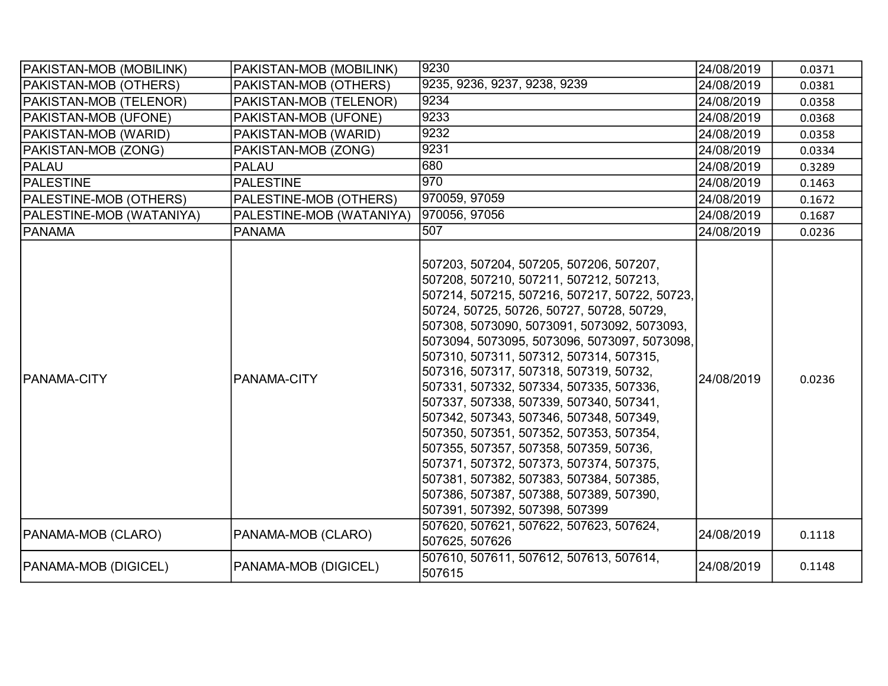| | | | | |
|---|---|---|---|---|
| PAKISTAN-MOB (MOBILINK) | PAKISTAN-MOB (MOBILINK) | 9230 | 24/08/2019 | 0.0371 |
| PAKISTAN-MOB (OTHERS) | PAKISTAN-MOB (OTHERS) | 9235, 9236, 9237, 9238, 9239 | 24/08/2019 | 0.0381 |
| PAKISTAN-MOB (TELENOR) | PAKISTAN-MOB (TELENOR) | 9234 | 24/08/2019 | 0.0358 |
| PAKISTAN-MOB (UFONE) | PAKISTAN-MOB (UFONE) | 9233 | 24/08/2019 | 0.0368 |
| PAKISTAN-MOB (WARID) | PAKISTAN-MOB (WARID) | 9232 | 24/08/2019 | 0.0358 |
| PAKISTAN-MOB (ZONG) | PAKISTAN-MOB (ZONG) | 9231 | 24/08/2019 | 0.0334 |
| PALAU | PALAU | 680 | 24/08/2019 | 0.3289 |
| PALESTINE | PALESTINE | 970 | 24/08/2019 | 0.1463 |
| PALESTINE-MOB (OTHERS) | PALESTINE-MOB (OTHERS) | 970059, 97059 | 24/08/2019 | 0.1672 |
| PALESTINE-MOB (WATANIYA) | PALESTINE-MOB (WATANIYA) | 970056, 97056 | 24/08/2019 | 0.1687 |
| PANAMA | PANAMA | 507 | 24/08/2019 | 0.0236 |
| PANAMA-CITY | PANAMA-CITY | 507203, 507204, 507205, 507206, 507207, 507208, 507210, 507211, 507212, 507213, 507214, 507215, 507216, 507217, 50722, 50723, 50724, 50725, 50726, 50727, 50728, 50729, 507308, 5073090, 5073091, 5073092, 5073093, 5073094, 5073095, 5073096, 5073097, 5073098, 507310, 507311, 507312, 507314, 507315, 507316, 507317, 507318, 507319, 50732, 507331, 507332, 507334, 507335, 507336, 507337, 507338, 507339, 507340, 507341, 507342, 507343, 507346, 507348, 507349, 507350, 507351, 507352, 507353, 507354, 507355, 507357, 507358, 507359, 50736, 507371, 507372, 507373, 507374, 507375, 507381, 507382, 507383, 507384, 507385, 507386, 507387, 507388, 507389, 507390, 507391, 507392, 507398, 507399 | 24/08/2019 | 0.0236 |
| PANAMA-MOB (CLARO) | PANAMA-MOB (CLARO) | 507620, 507621, 507622, 507623, 507624, 507625, 507626 | 24/08/2019 | 0.1118 |
| PANAMA-MOB (DIGICEL) | PANAMA-MOB (DIGICEL) | 507610, 507611, 507612, 507613, 507614, 507615 | 24/08/2019 | 0.1148 |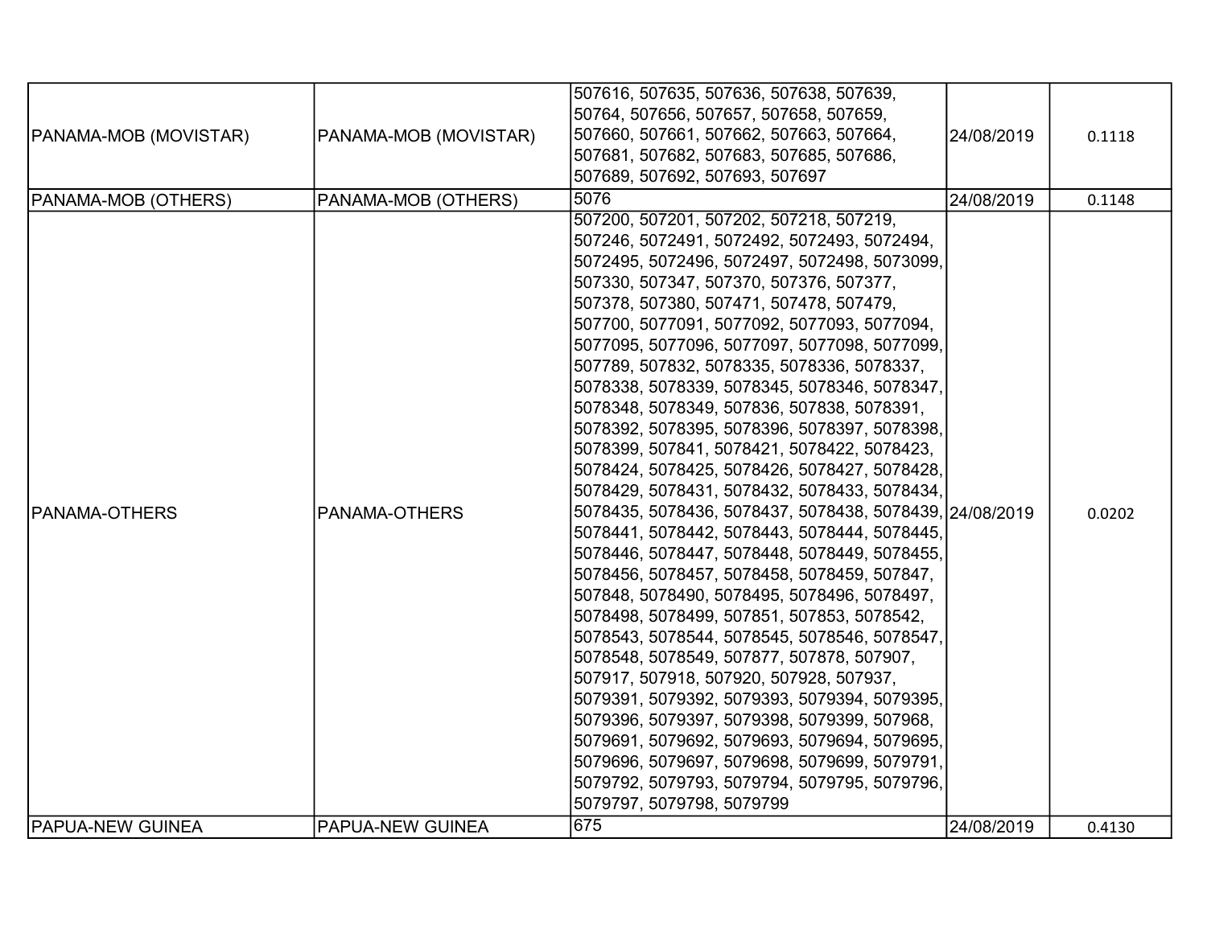| PANAMA-MOB (MOVISTAR) | PANAMA-MOB (MOVISTAR) | 507616, 507635, 507636, 507638, 507639, 50764, 507656, 507657, 507658, 507659, 507660, 507661, 507662, 507663, 507664, 507681, 507682, 507683, 507685, 507686, 507689, 507692, 507693, 507697 | 24/08/2019 | 0.1118 |
|---|---|---|---|---|
| PANAMA-MOB (OTHERS) | PANAMA-MOB (OTHERS) | 5076 | 24/08/2019 | 0.1148 |
| PANAMA-OTHERS | PANAMA-OTHERS | 507200, 507201, 507202, 507218, 507219, 507246, 5072491, 5072492, 5072493, 5072494, 5072495, 5072496, 5072497, 5072498, 5073099, 507330, 507347, 507370, 507376, 507377, 507378, 507380, 507471, 507478, 507479, 507700, 5077091, 5077092, 5077093, 5077094, 5077095, 5077096, 5077097, 5077098, 5077099, 507789, 507832, 5078335, 5078336, 5078337, 5078338, 5078339, 5078345, 5078346, 5078347, 5078348, 5078349, 507836, 507838, 5078391, 5078392, 5078395, 5078396, 5078397, 5078398, 5078399, 507841, 5078421, 5078422, 5078423, 5078424, 5078425, 5078426, 5078427, 5078428, 5078429, 5078431, 5078432, 5078433, 5078434, 5078435, 5078436, 5078437, 5078438, 5078439, 5078441, 5078442, 5078443, 5078444, 5078445, 5078446, 5078447, 5078448, 5078449, 5078455, 5078456, 5078457, 5078458, 5078459, 507847, 507848, 5078490, 5078495, 5078496, 5078497, 5078498, 5078499, 507851, 507853, 5078542, 5078543, 5078544, 5078545, 5078546, 5078547, 5078548, 5078549, 507877, 507878, 507907, 507917, 507918, 507920, 507928, 507937, 5079391, 5079392, 5079393, 5079394, 5079395, 5079396, 5079397, 5079398, 5079399, 507968, 5079691, 5079692, 5079693, 5079694, 5079695, 5079696, 5079697, 5079698, 5079699, 5079791, 5079792, 5079793, 5079794, 5079795, 5079796, 5079797, 5079798, 5079799 | 24/08/2019 | 0.0202 |
| PAPUA-NEW GUINEA | PAPUA-NEW GUINEA | 675 | 24/08/2019 | 0.4130 |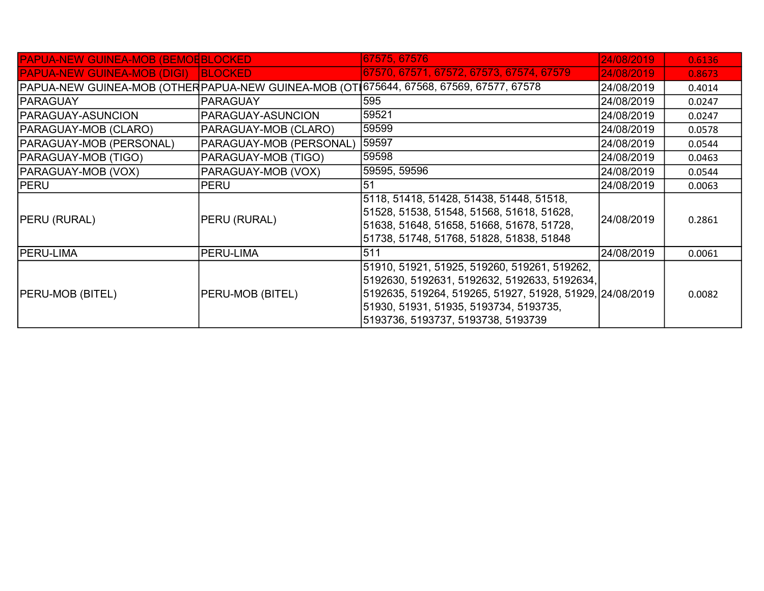| PAPUA-NEW GUINEA-MOB (BEMOB | BLOCKED | 67575, 67576 | 24/08/2019 | 0.6136 |
|---|---|---|---|---|
| PAPUA-NEW GUINEA-MOB (DIGI) | BLOCKED | 67570, 67571, 67572, 67573, 67574, 67579 | 24/08/2019 | 0.8673 |
| PAPUA-NEW GUINEA-MOB (OTHER | PAPUA-NEW GUINEA-MOB (OTI | 675644, 67568, 67569, 67577, 67578 | 24/08/2019 | 0.4014 |
| PARAGUAY | PARAGUAY | 595 | 24/08/2019 | 0.0247 |
| PARAGUAY-ASUNCION | PARAGUAY-ASUNCION | 59521 | 24/08/2019 | 0.0247 |
| PARAGUAY-MOB (CLARO) | PARAGUAY-MOB (CLARO) | 59599 | 24/08/2019 | 0.0578 |
| PARAGUAY-MOB (PERSONAL) | PARAGUAY-MOB (PERSONAL) | 59597 | 24/08/2019 | 0.0544 |
| PARAGUAY-MOB (TIGO) | PARAGUAY-MOB (TIGO) | 59598 | 24/08/2019 | 0.0463 |
| PARAGUAY-MOB (VOX) | PARAGUAY-MOB (VOX) | 59595, 59596 | 24/08/2019 | 0.0544 |
| PERU | PERU | 51 | 24/08/2019 | 0.0063 |
| PERU (RURAL) | PERU (RURAL) | 5118, 51418, 51428, 51438, 51448, 51518, 51528, 51538, 51548, 51568, 51618, 51628, 51638, 51648, 51658, 51668, 51678, 51728, 51738, 51748, 51768, 51828, 51838, 51848 | 24/08/2019 | 0.2861 |
| PERU-LIMA | PERU-LIMA | 511 | 24/08/2019 | 0.0061 |
| PERU-MOB (BITEL) | PERU-MOB (BITEL) | 51910, 51921, 51925, 519260, 519261, 519262, 5192630, 5192631, 5192632, 5192633, 5192634, 5192635, 519264, 519265, 51927, 51928, 51929, 51930, 51931, 51935, 5193734, 5193735, 5193736, 5193737, 5193738, 5193739 | 24/08/2019 | 0.0082 |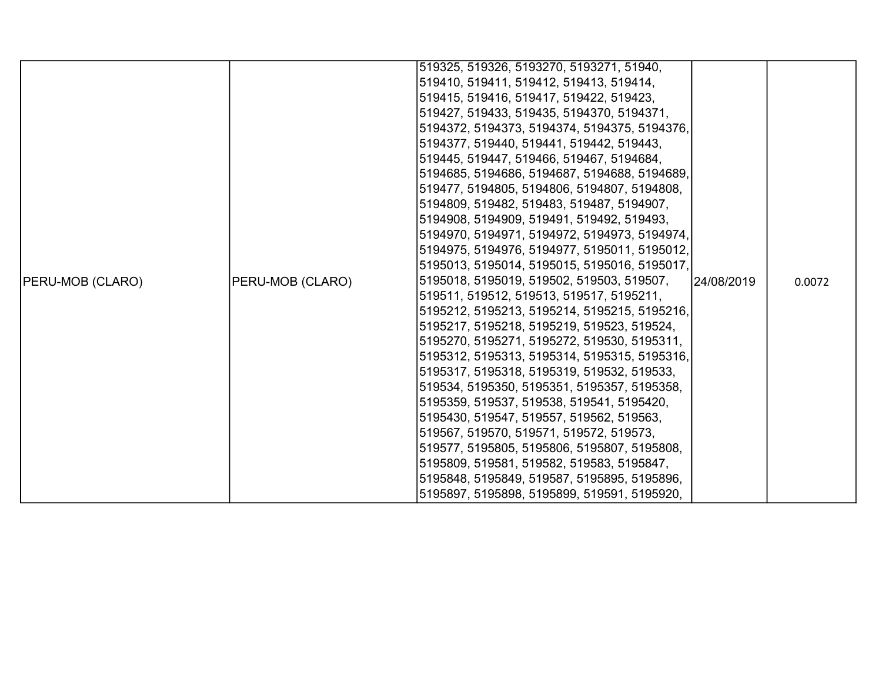| | | | | |
|---|---|---|---|---|
| PERU-MOB (CLARO) | PERU-MOB (CLARO) | 519325, 519326, 5193270, 5193271, 51940, 519410, 519411, 519412, 519413, 519414, 519415, 519416, 519417, 519422, 519423, 519427, 519433, 519435, 5194370, 5194371, 5194372, 5194373, 5194374, 5194375, 5194376, 5194377, 519440, 519441, 519442, 519443, 519445, 519447, 519466, 519467, 5194684, 5194685, 5194686, 5194687, 5194688, 5194689, 519477, 5194805, 5194806, 5194807, 5194808, 5194809, 519482, 519483, 519487, 5194907, 5194908, 5194909, 519491, 519492, 519493, 5194970, 5194971, 5194972, 5194973, 5194974, 5194975, 5194976, 5194977, 5195011, 5195012, 5195013, 5195014, 5195015, 5195016, 5195017, 5195018, 5195019, 519502, 519503, 519507, 519511, 519512, 519513, 519517, 5195211, 5195212, 5195213, 5195214, 5195215, 5195216, 5195217, 5195218, 5195219, 519523, 519524, 5195270, 5195271, 5195272, 519530, 5195311, 5195312, 5195313, 5195314, 5195315, 5195316, 5195317, 5195318, 5195319, 519532, 519533, 519534, 5195350, 5195351, 5195357, 5195358, 5195359, 519537, 519538, 519541, 5195420, 5195430, 519547, 519557, 519562, 519563, 519567, 519570, 519571, 519572, 519573, 519577, 5195805, 5195806, 5195807, 5195808, 5195809, 519581, 519582, 519583, 5195847, 5195848, 5195849, 519587, 5195895, 5195896, 5195897, 5195898, 5195899, 519591, 5195920, | 24/08/2019 | 0.0072 |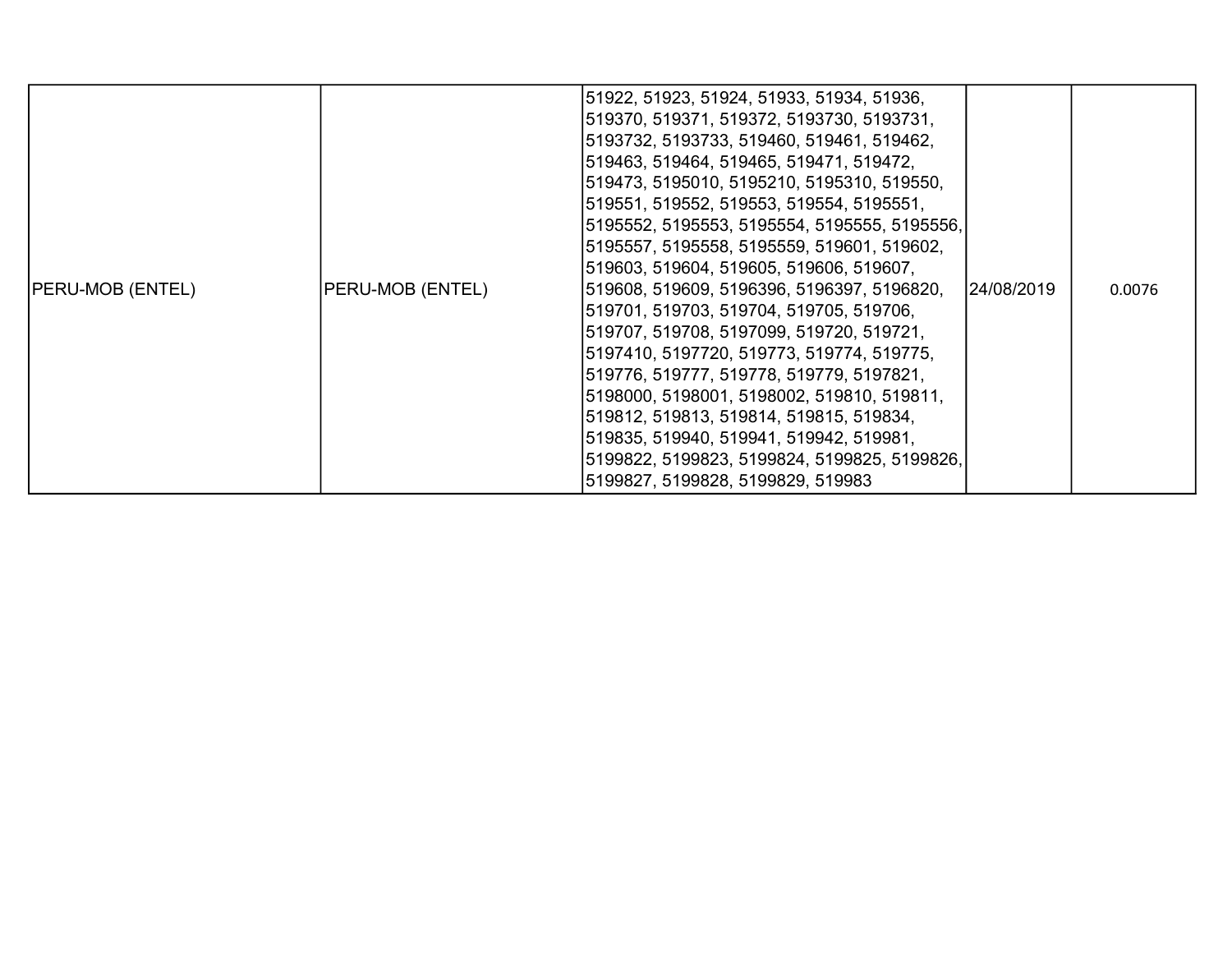| PERU-MOB (ENTEL) | PERU-MOB (ENTEL) | 51922, 51923, 51924, 51933, 51934, 51936, 519370, 519371, 519372, 5193730, 5193731, 5193732, 5193733, 519460, 519461, 519462, 519463, 519464, 519465, 519471, 519472, 519473, 5195010, 5195210, 5195310, 519550, 519551, 519552, 519553, 519554, 5195551, 5195552, 5195553, 5195554, 5195555, 5195556, 5195557, 5195558, 5195559, 519601, 519602, 519603, 519604, 519605, 519606, 519607, 519608, 519609, 5196396, 5196397, 5196820, 519701, 519703, 519704, 519705, 519706, 519707, 519708, 5197099, 519720, 519721, 5197410, 5197720, 519773, 519774, 519775, 519776, 519777, 519778, 519779, 5197821, 5198000, 5198001, 5198002, 519810, 519811, 519812, 519813, 519814, 519815, 519834, 519835, 519940, 519941, 519942, 519981, 5199822, 5199823, 5199824, 5199825, 5199826, 5199827, 5199828, 5199829, 519983 | 24/08/2019 | 0.0076 |
|---|---|---|---|---|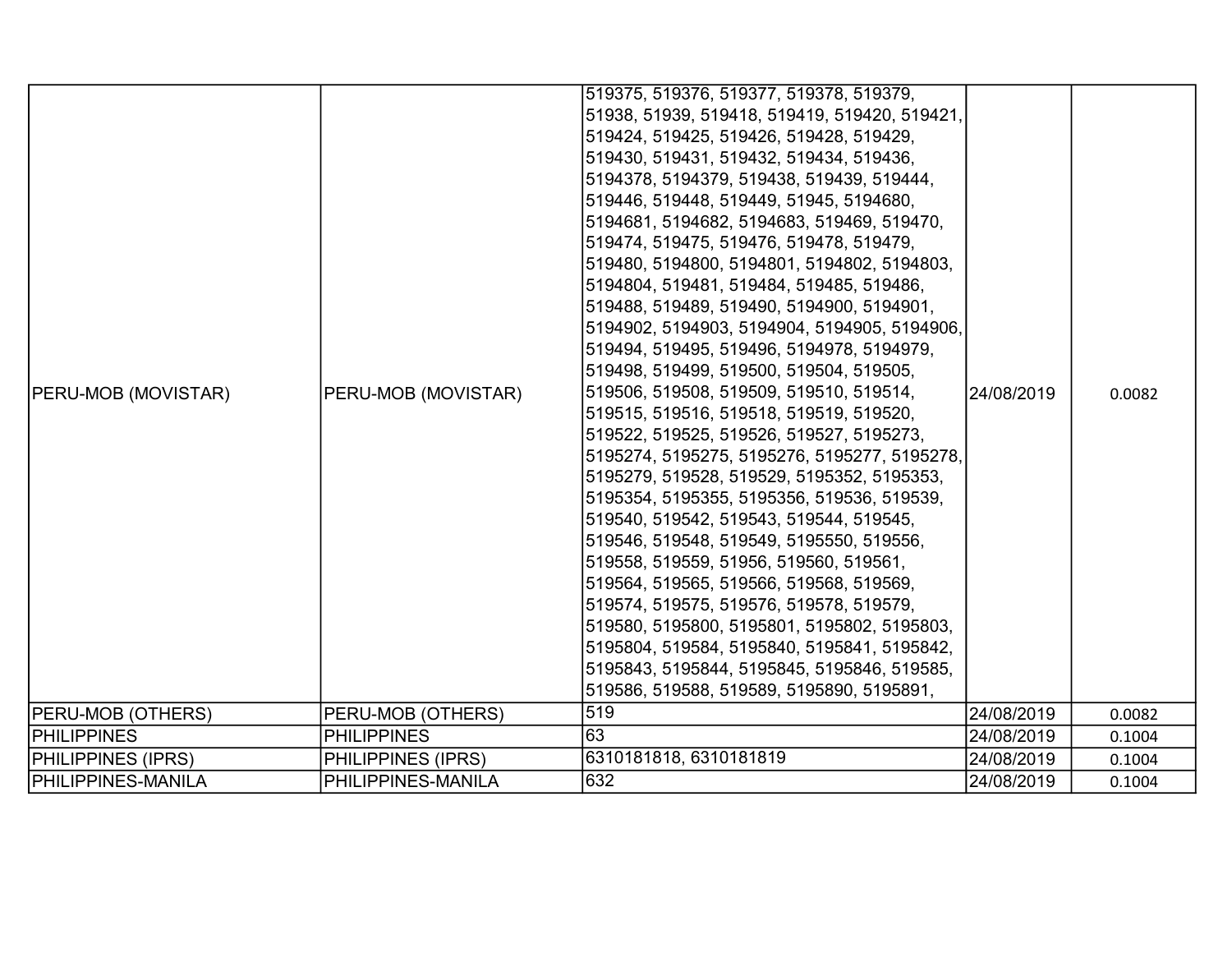| | | | | |
|---|---|---|---|---|
| PERU-MOB (MOVISTAR) | PERU-MOB (MOVISTAR) | 519375, 519376, 519377, 519378, 519379, 51938, 51939, 519418, 519419, 519420, 519421, 519424, 519425, 519426, 519428, 519429, 519430, 519431, 519432, 519434, 519436, 5194378, 5194379, 519438, 519439, 519444, 519446, 519448, 519449, 51945, 5194680, 5194681, 5194682, 5194683, 519469, 519470, 519474, 519475, 519476, 519478, 519479, 519480, 5194800, 5194801, 5194802, 5194803, 5194804, 519481, 519484, 519485, 519486, 519488, 519489, 519490, 5194900, 5194901, 5194902, 5194903, 5194904, 5194905, 5194906, 519494, 519495, 519496, 5194978, 5194979, 519498, 519499, 519500, 519504, 519505, 519506, 519508, 519509, 519510, 519514, 519515, 519516, 519518, 519519, 519520, 519522, 519525, 519526, 519527, 5195273, 5195274, 5195275, 5195276, 5195277, 5195278, 5195279, 519528, 519529, 5195352, 5195353, 5195354, 5195355, 5195356, 519536, 519539, 519540, 519542, 519543, 519544, 519545, 519546, 519548, 519549, 5195550, 519556, 519558, 519559, 51956, 519560, 519561, 519564, 519565, 519566, 519568, 519569, 519574, 519575, 519576, 519578, 519579, 519580, 5195800, 5195801, 5195802, 5195803, 5195804, 519584, 5195840, 5195841, 5195842, 5195843, 5195844, 5195845, 5195846, 519585, 519586, 519588, 519589, 5195890, 5195891, | 24/08/2019 | 0.0082 |
| PERU-MOB (OTHERS) | PERU-MOB (OTHERS) | 519 | 24/08/2019 | 0.0082 |
| PHILIPPINES | PHILIPPINES | 63 | 24/08/2019 | 0.1004 |
| PHILIPPINES (IPRS) | PHILIPPINES (IPRS) | 6310181818, 6310181819 | 24/08/2019 | 0.1004 |
| PHILIPPINES-MANILA | PHILIPPINES-MANILA | 632 | 24/08/2019 | 0.1004 |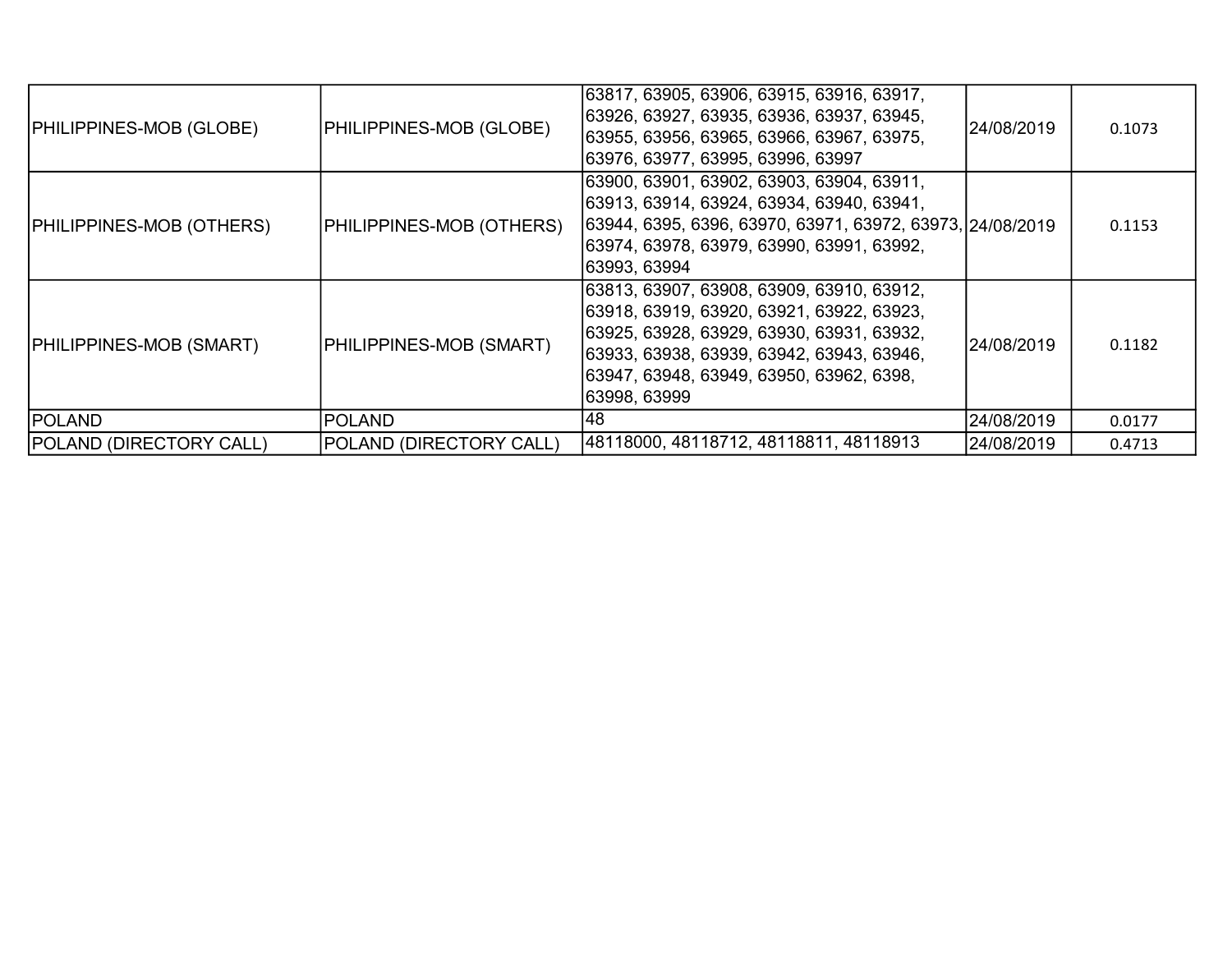| | | | | |
|---|---|---|---|---|
| PHILIPPINES-MOB (GLOBE) | PHILIPPINES-MOB (GLOBE) | 63817, 63905, 63906, 63915, 63916, 63917, 63926, 63927, 63935, 63936, 63937, 63945, 63955, 63956, 63965, 63966, 63967, 63975, 63976, 63977, 63995, 63996, 63997 | 24/08/2019 | 0.1073 |
| PHILIPPINES-MOB (OTHERS) | PHILIPPINES-MOB (OTHERS) | 63900, 63901, 63902, 63903, 63904, 63911, 63913, 63914, 63924, 63934, 63940, 63941, 63944, 6395, 6396, 63970, 63971, 63972, 63973, 63974, 63978, 63979, 63990, 63991, 63992, 63993, 63994 | 24/08/2019 | 0.1153 |
| PHILIPPINES-MOB (SMART) | PHILIPPINES-MOB (SMART) | 63813, 63907, 63908, 63909, 63910, 63912, 63918, 63919, 63920, 63921, 63922, 63923, 63925, 63928, 63929, 63930, 63931, 63932, 63933, 63938, 63939, 63942, 63943, 63946, 63947, 63948, 63949, 63950, 63962, 6398, 63998, 63999 | 24/08/2019 | 0.1182 |
| POLAND | POLAND | 48 | 24/08/2019 | 0.0177 |
| POLAND (DIRECTORY CALL) | POLAND (DIRECTORY CALL) | 48118000, 48118712, 48118811, 48118913 | 24/08/2019 | 0.4713 |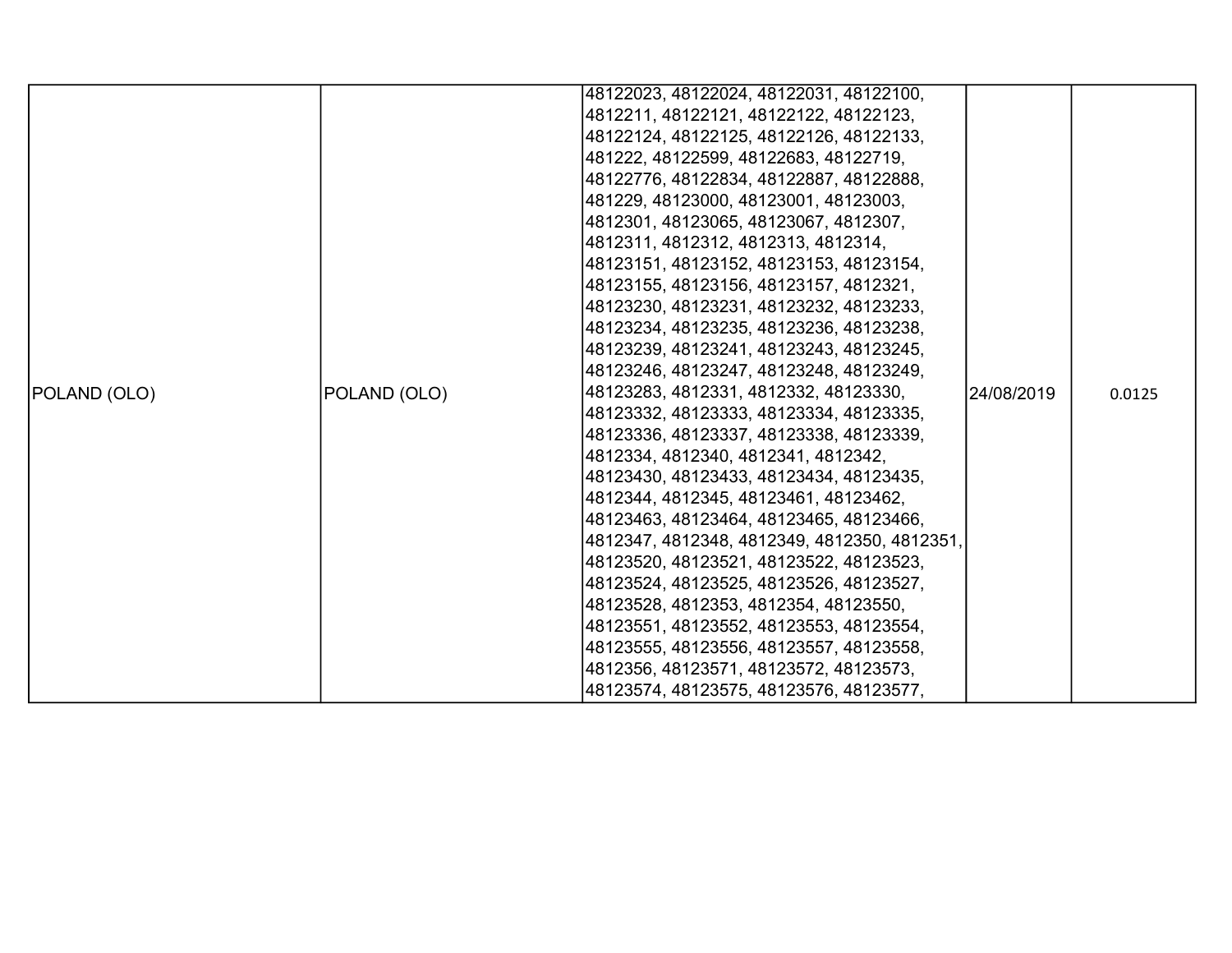| POLAND (OLO) | POLAND (OLO) | 48122023, 48122024, 48122031, 48122100, 4812211, 48122121, 48122122, 48122123, 48122124, 48122125, 48122126, 48122133, 481222, 48122599, 48122683, 48122719, 48122776, 48122834, 48122887, 48122888, 481229, 48123000, 48123001, 48123003, 4812301, 48123065, 48123067, 4812307, 4812311, 4812312, 4812313, 4812314, 48123151, 48123152, 48123153, 48123154, 48123155, 48123156, 48123157, 4812321, 48123230, 48123231, 48123232, 48123233, 48123234, 48123235, 48123236, 48123238, 48123239, 48123241, 48123243, 48123245, 48123246, 48123247, 48123248, 48123249, 48123283, 4812331, 4812332, 48123330, 48123332, 48123333, 48123334, 48123335, 48123336, 48123337, 48123338, 48123339, 4812334, 4812340, 4812341, 4812342, 48123430, 48123433, 48123434, 48123435, 4812344, 4812345, 48123461, 48123462, 48123463, 48123464, 48123465, 48123466, 4812347, 4812348, 4812349, 4812350, 4812351, 48123520, 48123521, 48123522, 48123523, 48123524, 48123525, 48123526, 48123527, 48123528, 4812353, 4812354, 48123550, 48123551, 48123552, 48123553, 48123554, 48123555, 48123556, 48123557, 48123558, 4812356, 48123571, 48123572, 48123573, 48123574, 48123575, 48123576, 48123577, | 24/08/2019 | 0.0125 |
|---|---|---|---|---|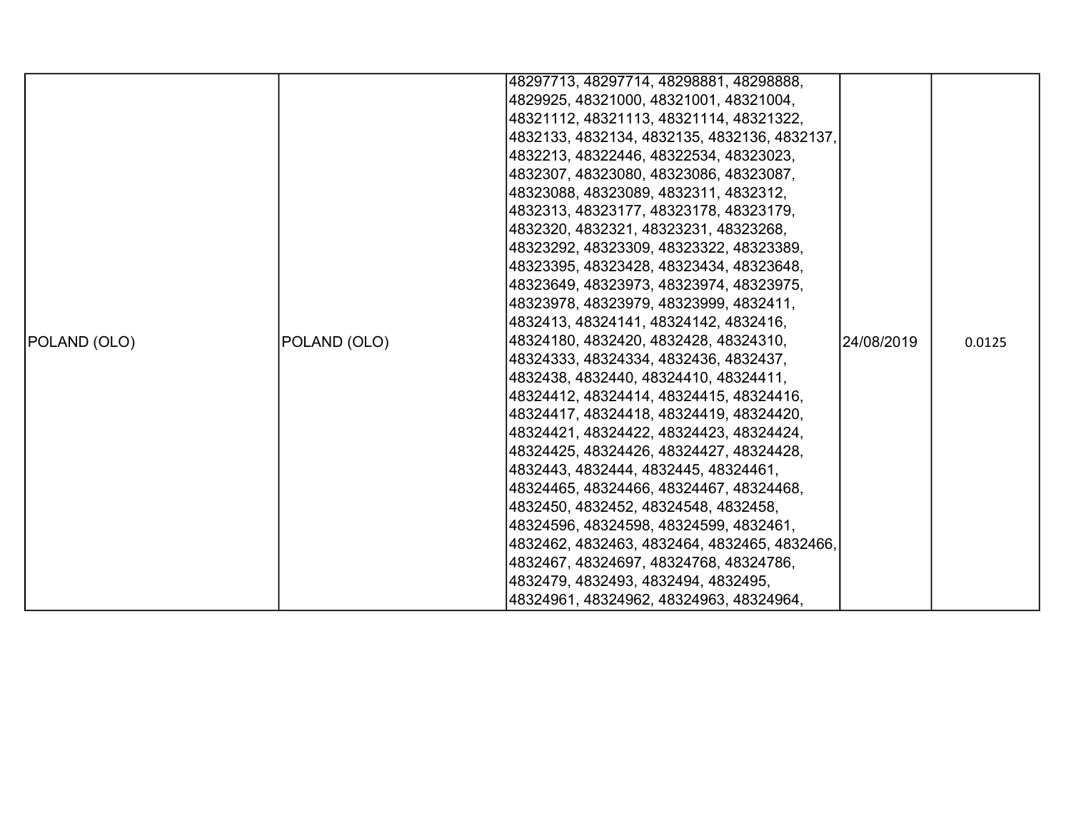| POLAND (OLO) | POLAND (OLO) | 48297713, 48297714, 48298881, 48298888, 4829925, 48321000, 48321001, 48321004, 48321112, 48321113, 48321114, 48321322, 4832133, 4832134, 4832135, 4832136, 4832137, 4832213, 48322446, 48322534, 48323023, 4832307, 48323080, 48323086, 48323087, 48323088, 48323089, 4832311, 4832312, 4832313, 48323177, 48323178, 48323179, 4832320, 4832321, 48323231, 48323268, 48323292, 48323309, 48323322, 48323389, 48323395, 48323428, 48323434, 48323648, 48323649, 48323973, 48323974, 48323975, 48323978, 48323979, 48323999, 4832411, 4832413, 48324141, 48324142, 4832416, 48324180, 4832420, 4832428, 48324310, 48324333, 48324334, 4832436, 4832437, 4832438, 4832440, 48324410, 48324411, 48324412, 48324414, 48324415, 48324416, 48324417, 48324418, 48324419, 48324420, 48324421, 48324422, 48324423, 48324424, 48324425, 48324426, 48324427, 48324428, 4832443, 4832444, 4832445, 48324461, 48324465, 48324466, 48324467, 48324468, 4832450, 4832452, 48324548, 4832458, 48324596, 48324598, 48324599, 4832461, 4832462, 4832463, 4832464, 4832465, 4832466, 4832467, 48324697, 48324768, 48324786, 4832479, 4832493, 4832494, 4832495, 48324961, 48324962, 48324963, 48324964, | 24/08/2019 | 0.0125 |
|---|---|---|---|---|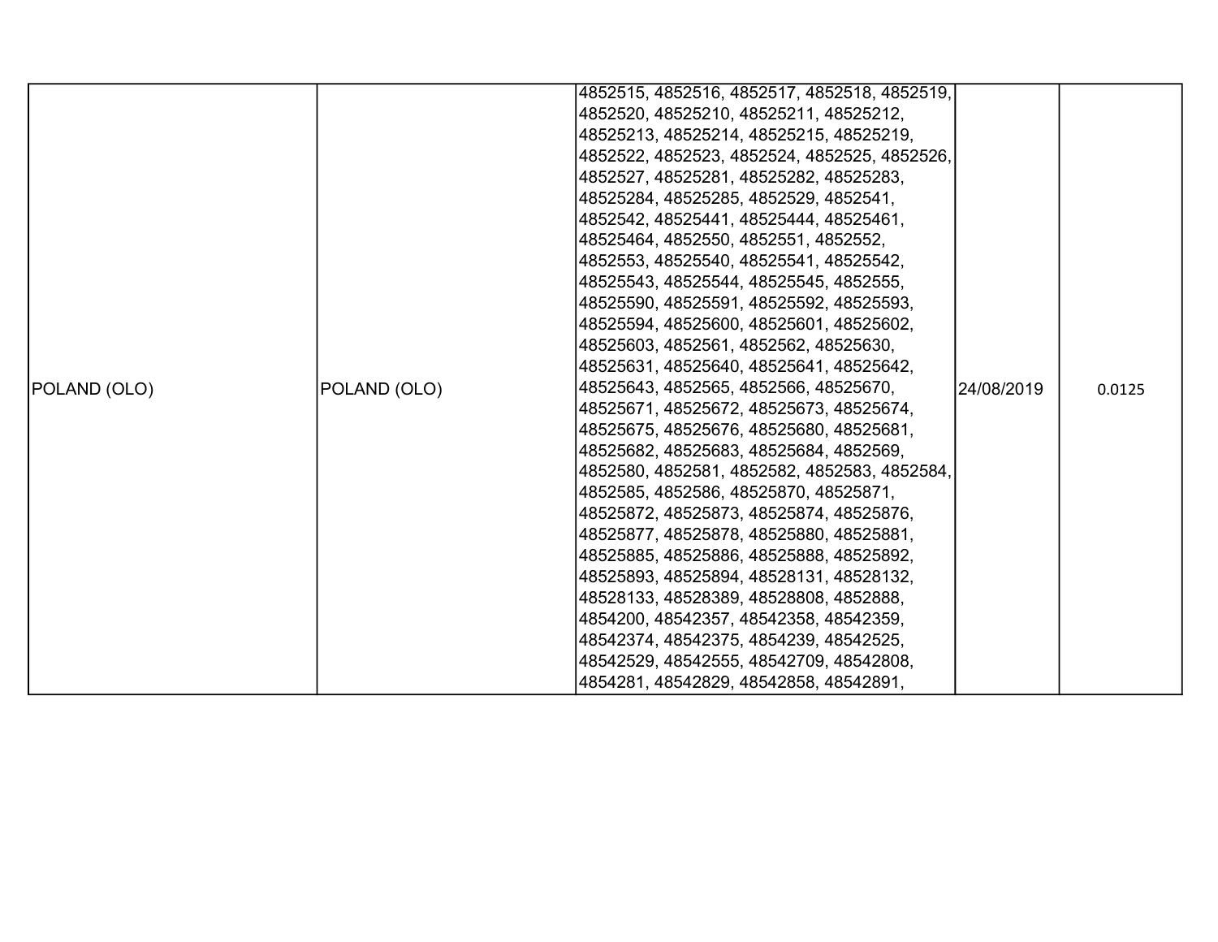| | | | | |
|---|---|---|---|---|
| POLAND (OLO) | POLAND (OLO) | 4852515, 4852516, 4852517, 4852518, 4852519, 4852520, 48525210, 48525211, 48525212, 48525213, 48525214, 48525215, 48525219, 4852522, 4852523, 4852524, 4852525, 4852526, 4852527, 48525281, 48525282, 48525283, 48525284, 48525285, 4852529, 4852541, 4852542, 48525441, 48525444, 48525461, 48525464, 4852550, 4852551, 4852552, 4852553, 48525540, 48525541, 48525542, 48525543, 48525544, 48525545, 4852555, 48525590, 48525591, 48525592, 48525593, 48525594, 48525600, 48525601, 48525602, 48525603, 4852561, 4852562, 48525630, 48525631, 48525640, 48525641, 48525642, 48525643, 4852565, 4852566, 48525670, 48525671, 48525672, 48525673, 48525674, 48525675, 48525676, 48525680, 48525681, 48525682, 48525683, 48525684, 4852569, 4852580, 4852581, 4852582, 4852583, 4852584, 4852585, 4852586, 48525870, 48525871, 48525872, 48525873, 48525874, 48525876, 48525877, 48525878, 48525880, 48525881, 48525885, 48525886, 48525888, 48525892, 48525893, 48525894, 48528131, 48528132, 48528133, 48528389, 48528808, 4852888, 4854200, 48542357, 48542358, 48542359, 48542374, 48542375, 4854239, 48542525, 48542529, 48542555, 48542709, 48542808, 4854281, 48542829, 48542858, 48542891, | 24/08/2019 | 0.0125 |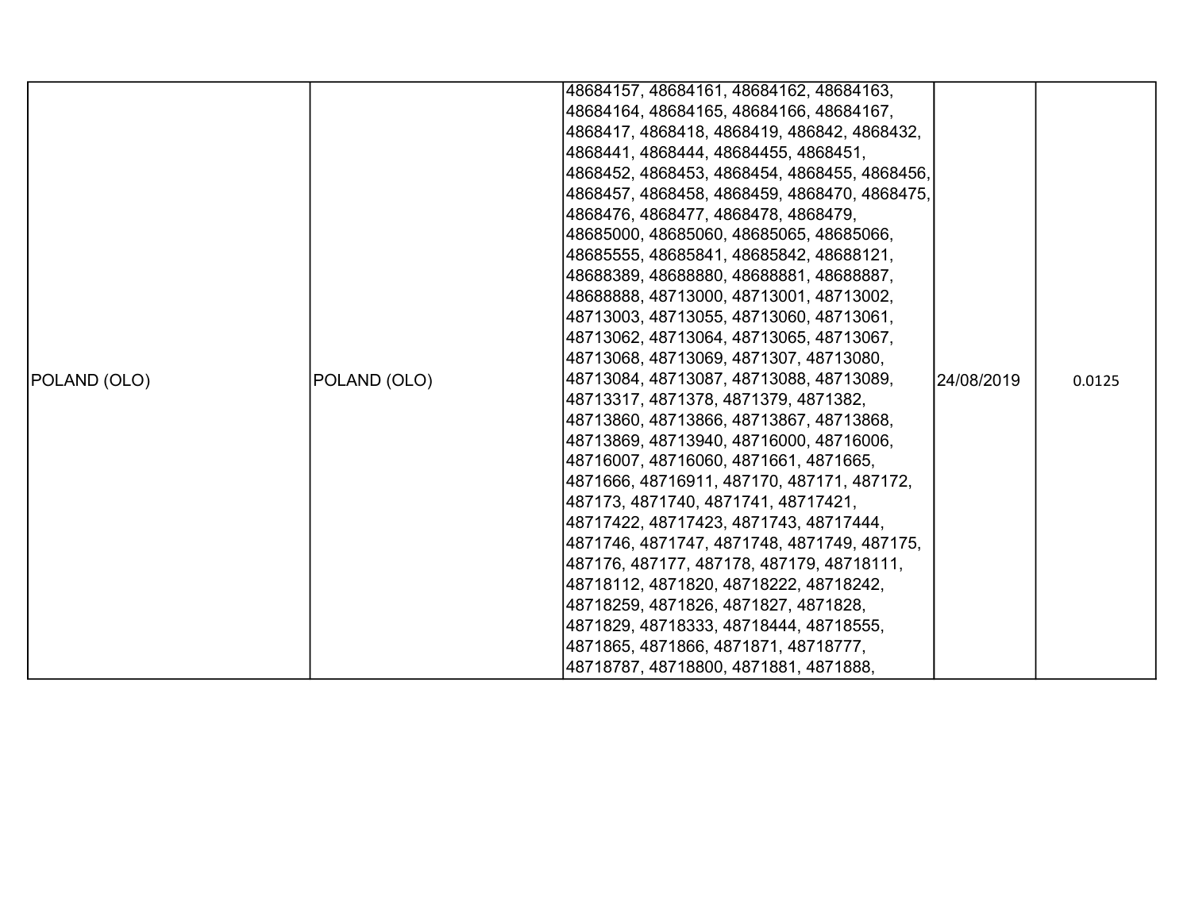| POLAND (OLO) | POLAND (OLO) | 48684157, 48684161, 48684162, 48684163, 48684164, 48684165, 48684166, 48684167, 4868417, 4868418, 4868419, 486842, 4868432, 4868441, 4868444, 48684455, 4868451, 4868452, 4868453, 4868454, 4868455, 4868456, 4868457, 4868458, 4868459, 4868470, 4868475, 4868476, 4868477, 4868478, 4868479, 48685000, 48685060, 48685065, 48685066, 48685555, 48685841, 48685842, 48688121, 48688389, 48688880, 48688881, 48688887, 48688888, 48713000, 48713001, 48713002, 48713003, 48713055, 48713060, 48713061, 48713062, 48713064, 48713065, 48713067, 48713068, 48713069, 4871307, 48713080, 48713084, 48713087, 48713088, 48713089, 48713317, 4871378, 4871379, 4871382, 48713860, 48713866, 48713867, 48713868, 48713869, 48713940, 48716000, 48716006, 48716007, 48716060, 4871661, 4871665, 4871666, 48716911, 487170, 487171, 487172, 487173, 4871740, 4871741, 48717421, 48717422, 48717423, 4871743, 48717444, 4871746, 4871747, 4871748, 4871749, 487175, 487176, 487177, 487178, 487179, 48718111, 48718112, 4871820, 48718222, 48718242, 48718259, 4871826, 4871827, 4871828, 4871829, 48718333, 48718444, 48718555, 4871865, 4871866, 4871871, 48718777, 48718787, 48718800, 4871881, 4871888, | 24/08/2019 | 0.0125 |
|---|---|---|---|---|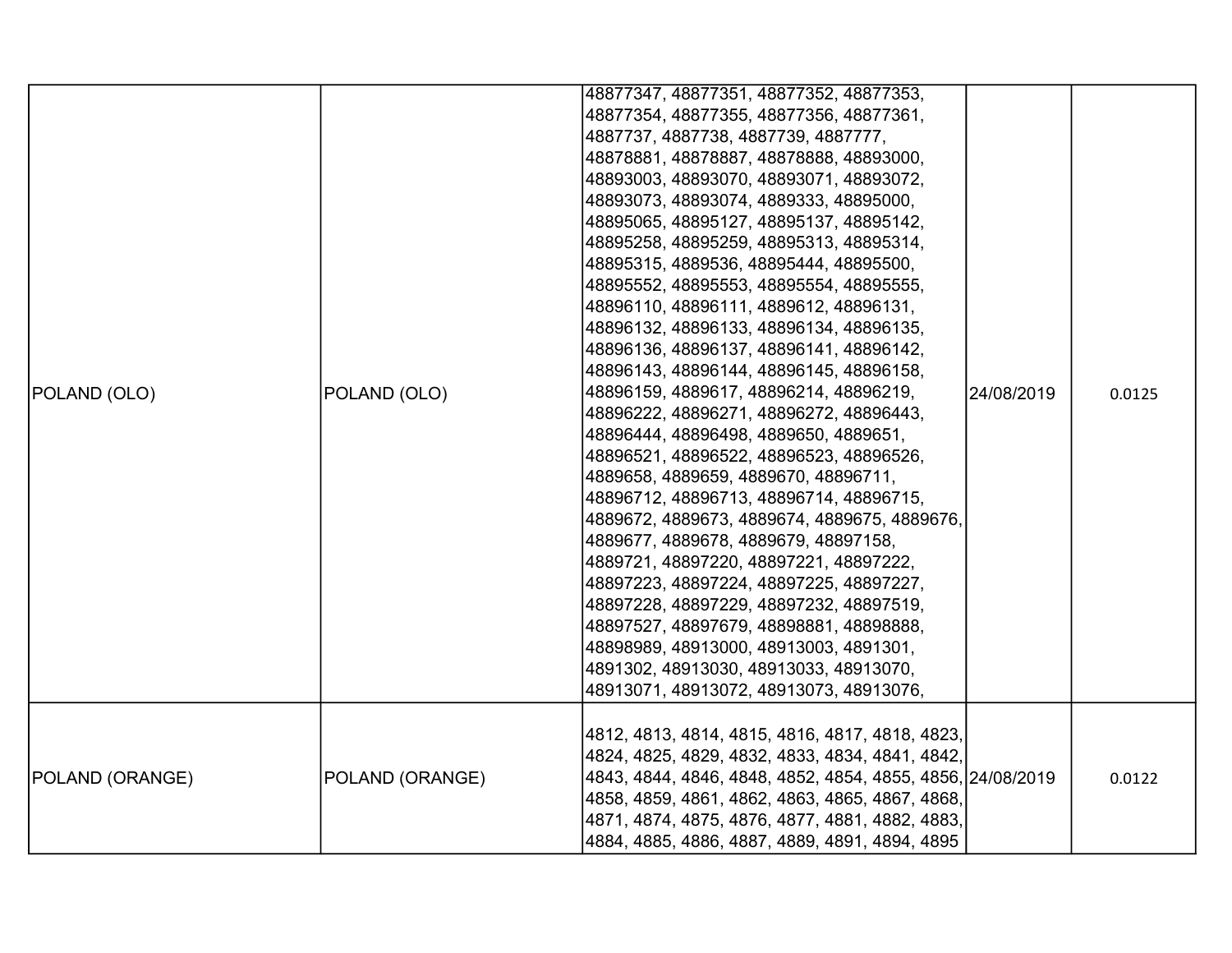| | | | | |
|---|---|---|---|---|
| POLAND (OLO) | POLAND (OLO) | 48877347, 48877351, 48877352, 48877353, 48877354, 48877355, 48877356, 48877361, 4887737, 4887738, 4887739, 4887777, 48878881, 48878887, 48878888, 48893000, 48893003, 48893070, 48893071, 48893072, 48893073, 48893074, 4889333, 48895000, 48895065, 48895127, 48895137, 48895142, 48895258, 48895259, 48895313, 48895314, 48895315, 4889536, 48895444, 48895500, 48895552, 48895553, 48895554, 48895555, 48896110, 48896111, 4889612, 48896131, 48896132, 48896133, 48896134, 48896135, 48896136, 48896137, 48896141, 48896142, 48896143, 48896144, 48896145, 48896158, 48896159, 4889617, 48896214, 48896219, 48896222, 48896271, 48896272, 48896443, 48896444, 48896498, 4889650, 4889651, 48896521, 48896522, 48896523, 48896526, 4889658, 4889659, 4889670, 48896711, 48896712, 48896713, 48896714, 48896715, 4889672, 4889673, 4889674, 4889675, 4889676, 4889677, 4889678, 4889679, 48897158, 4889721, 48897220, 48897221, 48897222, 48897223, 48897224, 48897225, 48897227, 48897228, 48897229, 48897232, 48897519, 48897527, 48897679, 48898881, 48898888, 48898989, 48913000, 48913003, 4891301, 4891302, 48913030, 48913033, 48913070, 48913071, 48913072, 48913073, 48913076, | 24/08/2019 | 0.0125 |
| POLAND (ORANGE) | POLAND (ORANGE) | 4812, 4813, 4814, 4815, 4816, 4817, 4818, 4823, 4824, 4825, 4829, 4832, 4833, 4834, 4841, 4842, 4843, 4844, 4846, 4848, 4852, 4854, 4855, 4856, 4858, 4859, 4861, 4862, 4863, 4865, 4867, 4868, 4871, 4874, 4875, 4876, 4877, 4881, 4882, 4883, 4884, 4885, 4886, 4887, 4889, 4891, 4894, 4895 | 24/08/2019 | 0.0122 |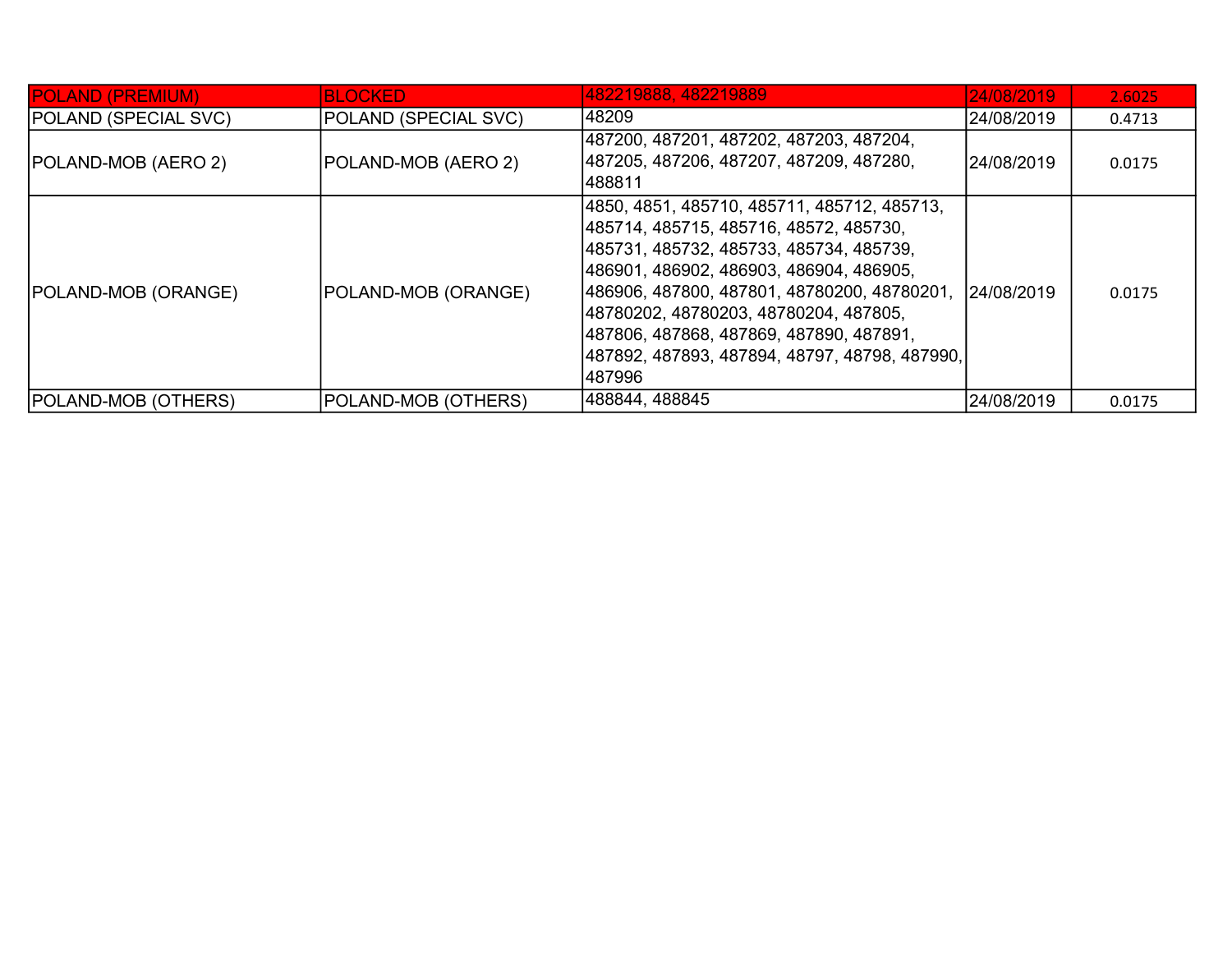| POLAND (PREMIUM) | BLOCKED | 482219888, 482219889 | 24/08/2019 | 2.6025 |
|---|---|---|---|---|
| POLAND (SPECIAL SVC) | POLAND (SPECIAL SVC) | 48209 | 24/08/2019 | 0.4713 |
| POLAND-MOB (AERO 2) | POLAND-MOB (AERO 2) | 487200, 487201, 487202, 487203, 487204, 487205, 487206, 487207, 487209, 487280, 488811 | 24/08/2019 | 0.0175 |
| POLAND-MOB (ORANGE) | POLAND-MOB (ORANGE) | 4850, 4851, 485710, 485711, 485712, 485713, 485714, 485715, 485716, 48572, 485730, 485731, 485732, 485733, 485734, 485739, 486901, 486902, 486903, 486904, 486905, 486906, 487800, 487801, 48780200, 48780201, 48780202, 48780203, 48780204, 487805, 487806, 487868, 487869, 487890, 487891, 487892, 487893, 487894, 48797, 48798, 487990, 487996 | 24/08/2019 | 0.0175 |
| POLAND-MOB (OTHERS) | POLAND-MOB (OTHERS) | 488844, 488845 | 24/08/2019 | 0.0175 |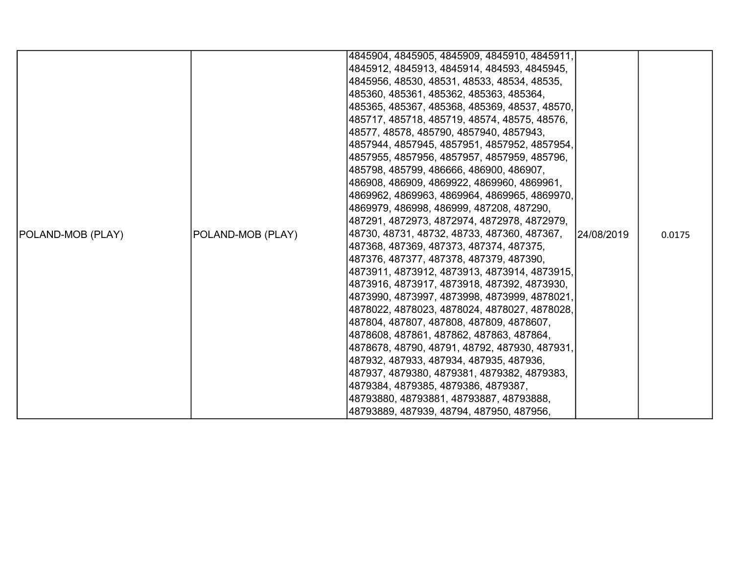| | | | | |
|---|---|---|---|---|
| POLAND-MOB (PLAY) | POLAND-MOB (PLAY) | 4845904, 4845905, 4845909, 4845910, 4845911, 4845912, 4845913, 4845914, 484593, 4845945, 4845956, 48530, 48531, 48533, 48534, 48535, 485360, 485361, 485362, 485363, 485364, 485365, 485367, 485368, 485369, 48537, 48570, 485717, 485718, 485719, 48574, 48575, 48576, 48577, 48578, 485790, 4857940, 4857943, 4857944, 4857945, 4857951, 4857952, 4857954, 4857955, 4857956, 4857957, 4857959, 485796, 485798, 485799, 486666, 486900, 486907, 486908, 486909, 4869922, 4869960, 4869961, 4869962, 4869963, 4869964, 4869965, 4869970, 4869979, 486998, 486999, 487208, 487290, 487291, 4872973, 4872974, 4872978, 4872979, 48730, 48731, 48732, 48733, 487360, 487367, 487368, 487369, 487373, 487374, 487375, 487376, 487377, 487378, 487379, 487390, 4873911, 4873912, 4873913, 4873914, 4873915, 4873916, 4873917, 4873918, 487392, 4873930, 4873990, 4873997, 4873998, 4873999, 4878021, 4878022, 4878023, 4878024, 4878027, 4878028, 487804, 487807, 487808, 487809, 4878607, 4878608, 487861, 487862, 487863, 487864, 4878678, 48790, 48791, 48792, 487930, 487931, 487932, 487933, 487934, 487935, 487936, 487937, 4879380, 4879381, 4879382, 4879383, 4879384, 4879385, 4879386, 4879387, 48793880, 48793881, 48793887, 48793888, 48793889, 487939, 48794, 487950, 487956, | 24/08/2019 | 0.0175 |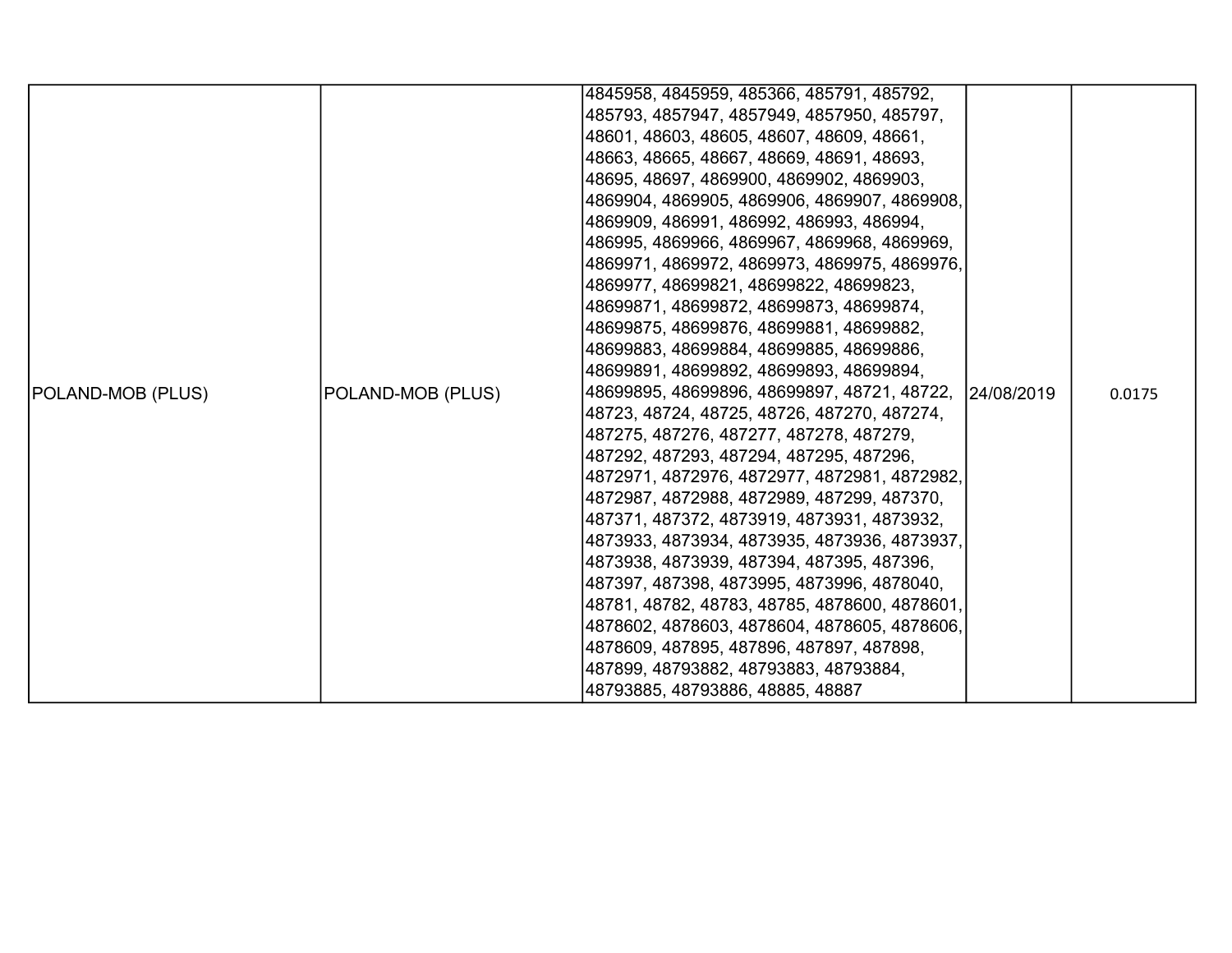| POLAND-MOB (PLUS) | POLAND-MOB (PLUS) | 4845958, 4845959, 485366, 485791, 485792, 485793, 4857947, 4857949, 4857950, 485797, 48601, 48603, 48605, 48607, 48609, 48661, 48663, 48665, 48667, 48669, 48691, 48693, 48695, 48697, 4869900, 4869902, 4869903, 4869904, 4869905, 4869906, 4869907, 4869908, 4869909, 486991, 486992, 486993, 486994, 486995, 4869966, 4869967, 4869968, 4869969, 4869971, 4869972, 4869973, 4869975, 4869976, 4869977, 48699821, 48699822, 48699823, 48699871, 48699872, 48699873, 48699874, 48699875, 48699876, 48699881, 48699882, 48699883, 48699884, 48699885, 48699886, 48699891, 48699892, 48699893, 48699894, 48699895, 48699896, 48699897, 48721, 48722, 48723, 48724, 48725, 48726, 487270, 487274, 487275, 487276, 487277, 487278, 487279, 487292, 487293, 487294, 487295, 487296, 4872971, 4872976, 4872977, 4872981, 4872982, 4872987, 4872988, 4872989, 487299, 487370, 487371, 487372, 4873919, 4873931, 4873932, 4873933, 4873934, 4873935, 4873936, 4873937, 4873938, 4873939, 487394, 487395, 487396, 487397, 487398, 4873995, 4873996, 4878040, 48781, 48782, 48783, 48785, 4878600, 4878601, 4878602, 4878603, 4878604, 4878605, 4878606, 4878609, 487895, 487896, 487897, 487898, 487899, 48793882, 48793883, 48793884, 48793885, 48793886, 48885, 48887 | 24/08/2019 | 0.0175 |
|---|---|---|---|---|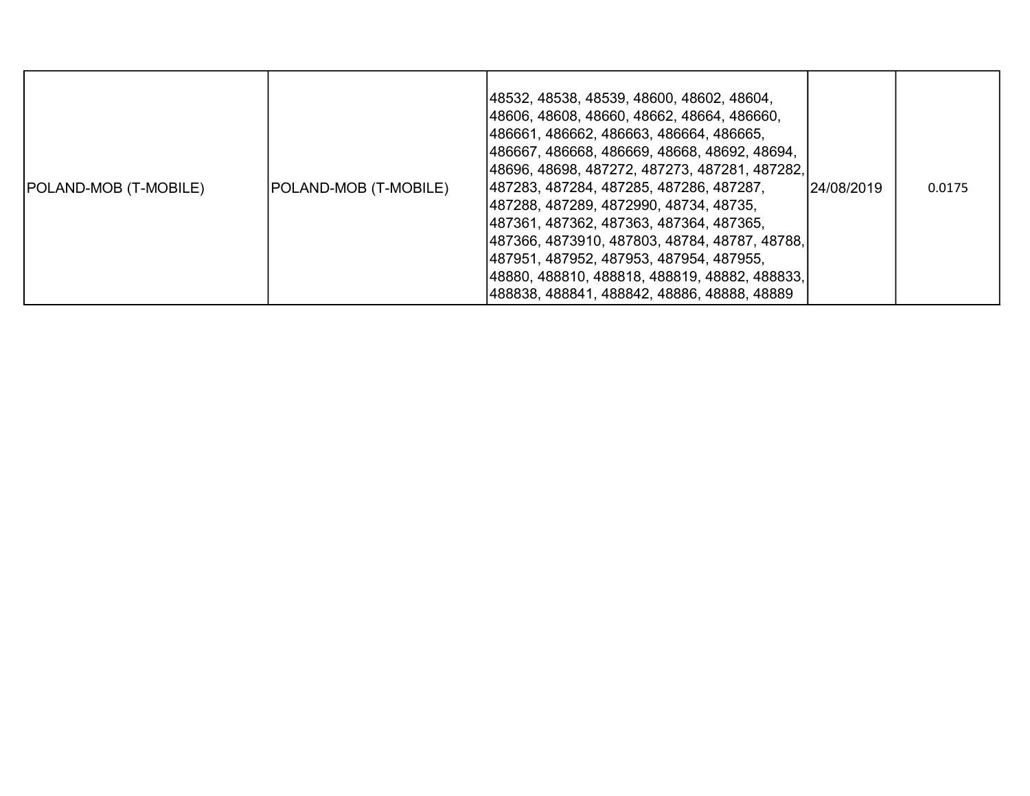| POLAND-MOB (T-MOBILE) | POLAND-MOB (T-MOBILE) | 48532, 48538, 48539, 48600, 48602, 48604, 48606, 48608, 48660, 48662, 48664, 486660, 486661, 486662, 486663, 486664, 486665, 486667, 486668, 486669, 48668, 48692, 48694, 48696, 48698, 487272, 487273, 487281, 487282, 487283, 487284, 487285, 487286, 487287, 487288, 487289, 4872990, 48734, 48735, 487361, 487362, 487363, 487364, 487365, 487366, 4873910, 487803, 48784, 48787, 48788, 487951, 487952, 487953, 487954, 487955, 48880, 488810, 488818, 488819, 48882, 488833, 488838, 488841, 488842, 48886, 48888, 48889 | 24/08/2019 | 0.0175 |
|---|---|---|---|---|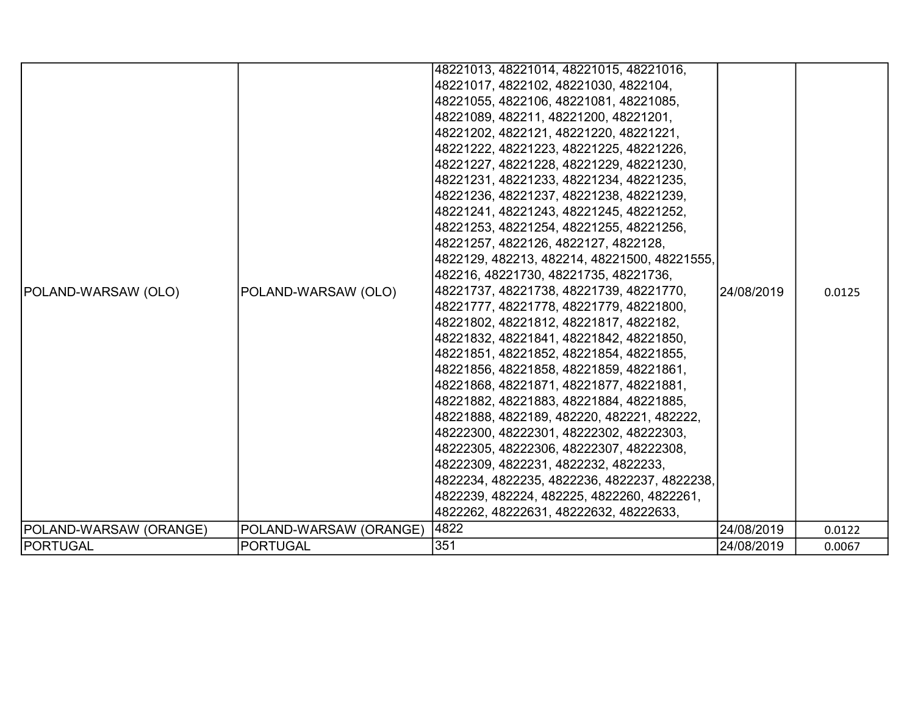| | | | | |
|---|---|---|---|---|
| POLAND-WARSAW (OLO) | POLAND-WARSAW (OLO) | 48221013, 48221014, 48221015, 48221016, 48221017, 4822102, 48221030, 4822104, 48221055, 4822106, 48221081, 48221085, 48221089, 482211, 48221200, 48221201, 48221202, 4822121, 48221220, 48221221, 48221222, 48221223, 48221225, 48221226, 48221227, 48221228, 48221229, 48221230, 48221231, 48221233, 48221234, 48221235, 48221236, 48221237, 48221238, 48221239, 48221241, 48221243, 48221245, 48221252, 48221253, 48221254, 48221255, 48221256, 48221257, 4822126, 4822127, 4822128, 4822129, 482213, 482214, 48221500, 48221555, 482216, 48221730, 48221735, 48221736, 48221737, 48221738, 48221739, 48221770, 48221777, 48221778, 48221779, 48221800, 48221802, 48221812, 48221817, 4822182, 48221832, 48221841, 48221842, 48221850, 48221851, 48221852, 48221854, 48221855, 48221856, 48221858, 48221859, 48221861, 48221868, 48221871, 48221877, 48221881, 48221882, 48221883, 48221884, 48221885, 48221888, 4822189, 482220, 482221, 482222, 48222300, 48222301, 48222302, 48222303, 48222305, 48222306, 48222307, 48222308, 48222309, 4822231, 4822232, 4822233, 4822234, 4822235, 4822236, 4822237, 4822238, 4822239, 482224, 482225, 4822260, 4822261, 4822262, 48222631, 48222632, 48222633, | 24/08/2019 | 0.0125 |
| POLAND-WARSAW (ORANGE) | POLAND-WARSAW (ORANGE) | 4822 | 24/08/2019 | 0.0122 |
| PORTUGAL | PORTUGAL | 351 | 24/08/2019 | 0.0067 |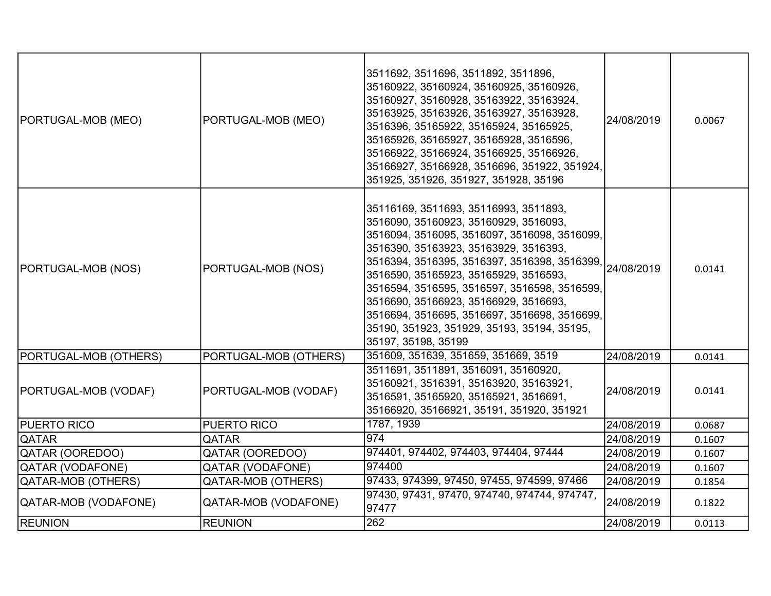| PORTUGAL-MOB (MEO) | PORTUGAL-MOB (MEO) | 3511692, 3511696, 3511892, 3511896, 35160922, 35160924, 35160925, 35160926, 35160927, 35160928, 35163922, 35163924, 35163925, 35163926, 35163927, 35163928, 3516396, 35165922, 35165924, 35165925, 35165926, 35165927, 35165928, 3516596, 35166922, 35166924, 35166925, 35166926, 35166927, 35166928, 3516696, 351922, 351924, 351925, 351926, 351927, 351928, 35196 | 24/08/2019 | 0.0067 |
|---|---|---|---|---|
| PORTUGAL-MOB (NOS) | PORTUGAL-MOB (NOS) | 35116169, 3511693, 35116993, 3511893, 3516090, 35160923, 35160929, 3516093, 3516094, 3516095, 3516097, 3516098, 3516099, 3516390, 35163923, 35163929, 3516393, 3516394, 3516395, 3516397, 3516398, 3516399, 3516590, 35165923, 35165929, 3516593, 3516594, 3516595, 3516597, 3516598, 3516599, 3516690, 35166923, 35166929, 3516693, 3516694, 3516695, 3516697, 3516698, 3516699, 35190, 351923, 351929, 35193, 35194, 35195, 35197, 35198, 35199 | 24/08/2019 | 0.0141 |
| PORTUGAL-MOB (OTHERS) | PORTUGAL-MOB (OTHERS) | 351609, 351639, 351659, 351669, 3519 | 24/08/2019 | 0.0141 |
| PORTUGAL-MOB (VODAF) | PORTUGAL-MOB (VODAF) | 3511691, 3511891, 3516091, 35160920, 35160921, 3516391, 35163920, 35163921, 3516591, 35165920, 35165921, 3516691, 35166920, 35166921, 35191, 351920, 351921 | 24/08/2019 | 0.0141 |
| PUERTO RICO | PUERTO RICO | 1787, 1939 | 24/08/2019 | 0.0687 |
| QATAR | QATAR | 974 | 24/08/2019 | 0.1607 |
| QATAR (OOREDOO) | QATAR (OOREDOO) | 974401, 974402, 974403, 974404, 97444 | 24/08/2019 | 0.1607 |
| QATAR (VODAFONE) | QATAR (VODAFONE) | 974400 | 24/08/2019 | 0.1607 |
| QATAR-MOB (OTHERS) | QATAR-MOB (OTHERS) | 97433, 974399, 97450, 97455, 974599, 97466 | 24/08/2019 | 0.1854 |
| QATAR-MOB (VODAFONE) | QATAR-MOB (VODAFONE) | 97430, 97431, 97470, 974740, 974744, 974747, 97477 | 24/08/2019 | 0.1822 |
| REUNION | REUNION | 262 | 24/08/2019 | 0.0113 |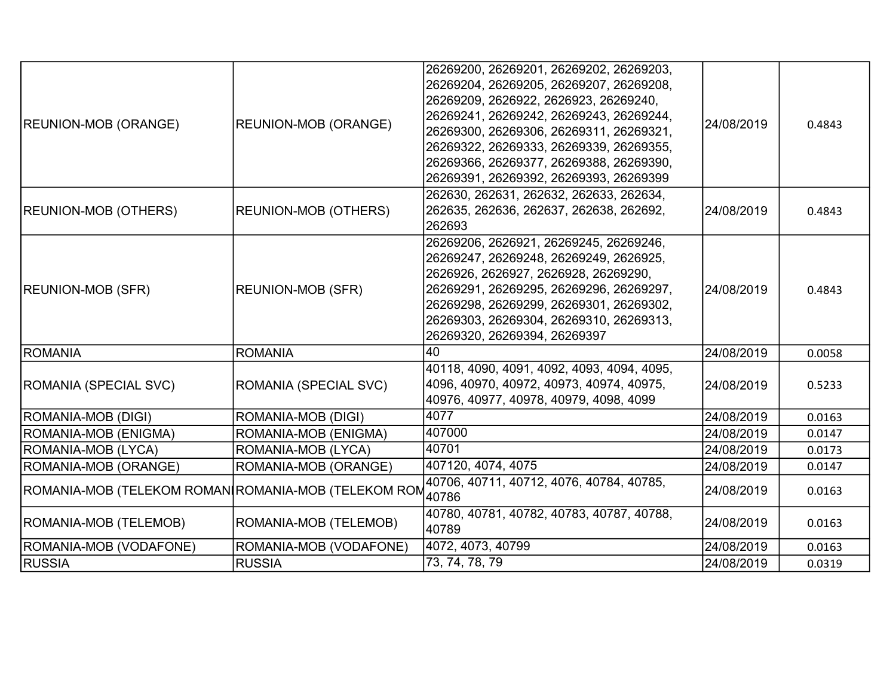| | | | | |
|---|---|---|---|---|
| REUNION-MOB (ORANGE) | REUNION-MOB (ORANGE) | 26269200, 26269201, 26269202, 26269203, 26269204, 26269205, 26269207, 26269208, 26269209, 2626922, 2626923, 26269240, 26269241, 26269242, 26269243, 26269244, 26269300, 26269306, 26269311, 26269321, 26269322, 26269333, 26269339, 26269355, 26269366, 26269377, 26269388, 26269390, 26269391, 26269392, 26269393, 26269399 | 24/08/2019 | 0.4843 |
| REUNION-MOB (OTHERS) | REUNION-MOB (OTHERS) | 262630, 262631, 262632, 262633, 262634, 262635, 262636, 262637, 262638, 262692, 262693 | 24/08/2019 | 0.4843 |
| REUNION-MOB (SFR) | REUNION-MOB (SFR) | 26269206, 2626921, 26269245, 26269246, 26269247, 26269248, 26269249, 2626925, 2626926, 2626927, 2626928, 26269290, 26269291, 26269295, 26269296, 26269297, 26269298, 26269299, 26269301, 26269302, 26269303, 26269304, 26269310, 26269313, 26269320, 26269394, 26269397 | 24/08/2019 | 0.4843 |
| ROMANIA | ROMANIA | 40 | 24/08/2019 | 0.0058 |
| ROMANIA (SPECIAL SVC) | ROMANIA (SPECIAL SVC) | 40118, 4090, 4091, 4092, 4093, 4094, 4095, 4096, 40970, 40972, 40973, 40974, 40975, 40976, 40977, 40978, 40979, 4098, 4099 | 24/08/2019 | 0.5233 |
| ROMANIA-MOB (DIGI) | ROMANIA-MOB (DIGI) | 4077 | 24/08/2019 | 0.0163 |
| ROMANIA-MOB (ENIGMA) | ROMANIA-MOB (ENIGMA) | 407000 | 24/08/2019 | 0.0147 |
| ROMANIA-MOB (LYCA) | ROMANIA-MOB (LYCA) | 40701 | 24/08/2019 | 0.0173 |
| ROMANIA-MOB (ORANGE) | ROMANIA-MOB (ORANGE) | 407120, 4074, 4075 | 24/08/2019 | 0.0147 |
| ROMANIA-MOB (TELEKOM ROMANI | ROMANIA-MOB (TELEKOM ROM | 40706, 40711, 40712, 4076, 40784, 40785, 40786 | 24/08/2019 | 0.0163 |
| ROMANIA-MOB (TELEMOB) | ROMANIA-MOB (TELEMOB) | 40780, 40781, 40782, 40783, 40787, 40788, 40789 | 24/08/2019 | 0.0163 |
| ROMANIA-MOB (VODAFONE) | ROMANIA-MOB (VODAFONE) | 4072, 4073, 40799 | 24/08/2019 | 0.0163 |
| RUSSIA | RUSSIA | 73, 74, 78, 79 | 24/08/2019 | 0.0319 |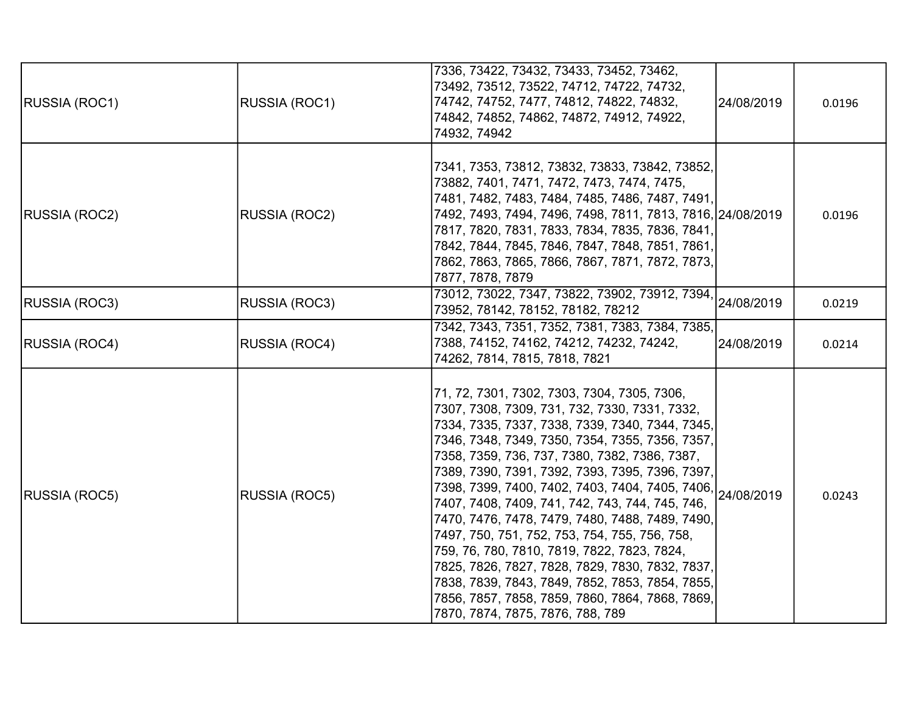| RUSSIA (ROC1) | RUSSIA (ROC1) | 7336, 73422, 73432, 73433, 73452, 73462, 73492, 73512, 73522, 74712, 74722, 74732, 74742, 74752, 7477, 74812, 74822, 74832, 74842, 74852, 74862, 74872, 74912, 74922, 74932, 74942 | 24/08/2019 | 0.0196 |
|---|---|---|---|---|
| RUSSIA (ROC2) | RUSSIA (ROC2) | 7341, 7353, 73812, 73832, 73833, 73842, 73852, 73882, 7401, 7471, 7472, 7473, 7474, 7475, 7481, 7482, 7483, 7484, 7485, 7486, 7487, 7491, 7492, 7493, 7494, 7496, 7498, 7811, 7813, 7816, 7817, 7820, 7831, 7833, 7834, 7835, 7836, 7841, 7842, 7844, 7845, 7846, 7847, 7848, 7851, 7861, 7862, 7863, 7865, 7866, 7867, 7871, 7872, 7873, 7877, 7878, 7879 | 24/08/2019 | 0.0196 |
| RUSSIA (ROC3) | RUSSIA (ROC3) | 73012, 73022, 7347, 73822, 73902, 73912, 7394, 73952, 78142, 78152, 78182, 78212 | 24/08/2019 | 0.0219 |
| RUSSIA (ROC4) | RUSSIA (ROC4) | 7342, 7343, 7351, 7352, 7381, 7383, 7384, 7385, 7388, 74152, 74162, 74212, 74232, 74242, 74262, 7814, 7815, 7818, 7821 | 24/08/2019 | 0.0214 |
| RUSSIA (ROC5) | RUSSIA (ROC5) | 71, 72, 7301, 7302, 7303, 7304, 7305, 7306, 7307, 7308, 7309, 731, 732, 7330, 7331, 7332, 7334, 7335, 7337, 7338, 7339, 7340, 7344, 7345, 7346, 7348, 7349, 7350, 7354, 7355, 7356, 7357, 7358, 7359, 736, 737, 7380, 7382, 7386, 7387, 7389, 7390, 7391, 7392, 7393, 7395, 7396, 7397, 7398, 7399, 7400, 7402, 7403, 7404, 7405, 7406, 7407, 7408, 7409, 741, 742, 743, 744, 745, 746, 7470, 7476, 7478, 7479, 7480, 7488, 7489, 7490, 7497, 750, 751, 752, 753, 754, 755, 756, 758, 759, 76, 780, 7810, 7819, 7822, 7823, 7824, 7825, 7826, 7827, 7828, 7829, 7830, 7832, 7837, 7838, 7839, 7843, 7849, 7852, 7853, 7854, 7855, 7856, 7857, 7858, 7859, 7860, 7864, 7868, 7869, 7870, 7874, 7875, 7876, 788, 789 | 24/08/2019 | 0.0243 |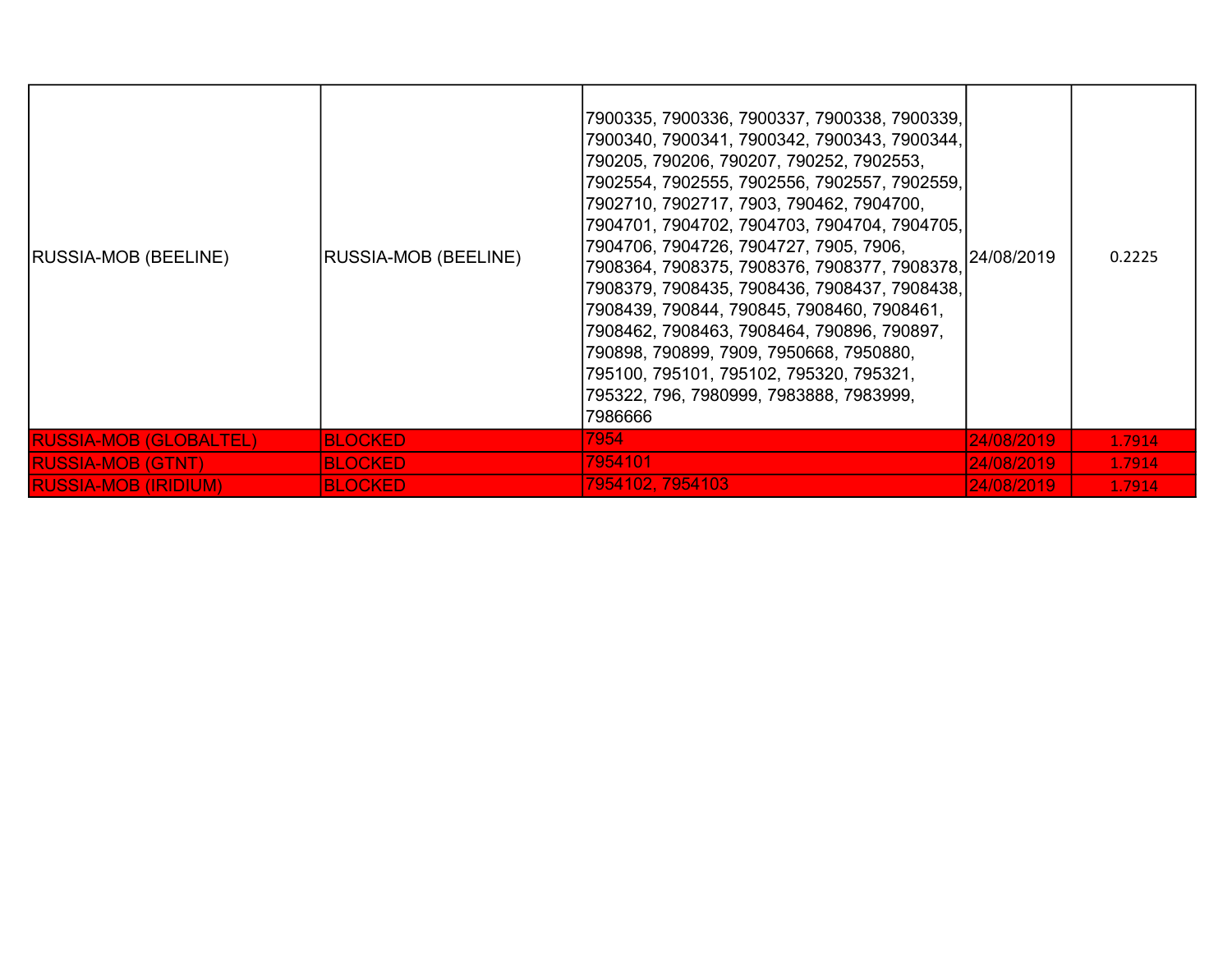| | | | | |
|---|---|---|---|---|
| RUSSIA-MOB (BEELINE) | RUSSIA-MOB (BEELINE) | 7900335, 7900336, 7900337, 7900338, 7900339, 7900340, 7900341, 7900342, 7900343, 7900344, 790205, 790206, 790207, 790252, 7902553, 7902554, 7902555, 7902556, 7902557, 7902559, 7902710, 7902717, 7903, 790462, 7904700, 7904701, 7904702, 7904703, 7904704, 7904705, 7904706, 7904726, 7904727, 7905, 7906, 7908364, 7908375, 7908376, 7908377, 7908378, 7908379, 7908435, 7908436, 7908437, 7908438, 7908439, 790844, 790845, 7908460, 7908461, 7908462, 7908463, 7908464, 790896, 790897, 790898, 790899, 7909, 7950668, 7950880, 795100, 795101, 795102, 795320, 795321, 795322, 796, 7980999, 7983888, 7983999, 7986666 | 24/08/2019 | 0.2225 |
| RUSSIA-MOB (GLOBALTEL) | BLOCKED | 7954 | 24/08/2019 | 1.7914 |
| RUSSIA-MOB (GTNT) | BLOCKED | 7954101 | 24/08/2019 | 1.7914 |
| RUSSIA-MOB (IRIDIUM) | BLOCKED | 7954102, 7954103 | 24/08/2019 | 1.7914 |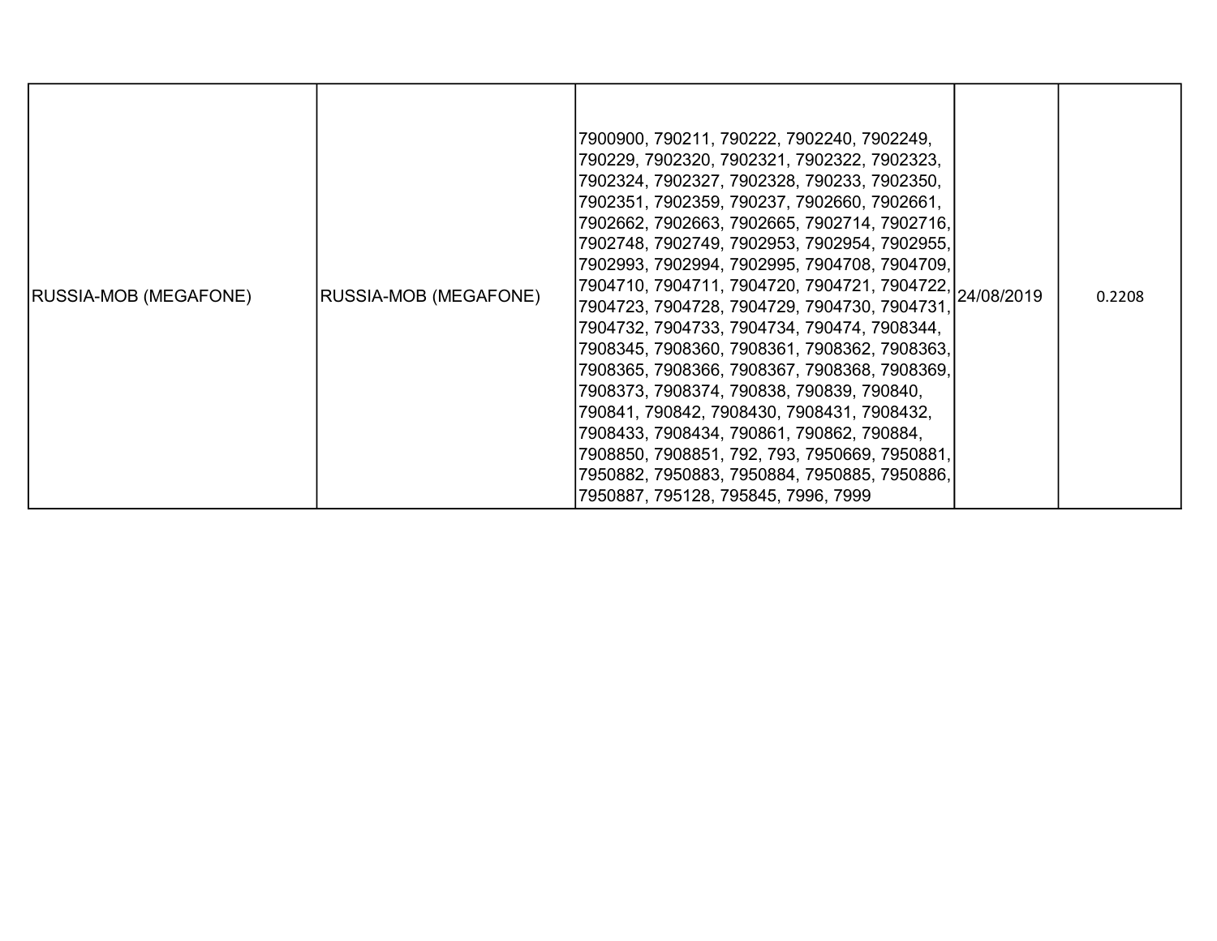| RUSSIA-MOB (MEGAFONE) | RUSSIA-MOB (MEGAFONE) | 7900900, 790211, 790222, 7902240, 7902249, 790229, 7902320, 7902321, 7902322, 7902323, 7902324, 7902327, 7902328, 790233, 7902350, 7902351, 7902359, 790237, 7902660, 7902661, 7902662, 7902663, 7902665, 7902714, 7902716, 7902748, 7902749, 7902953, 7902954, 7902955, 7902993, 7902994, 7902995, 7904708, 7904709, 7904710, 7904711, 7904720, 7904721, 7904722, 7904723, 7904728, 7904729, 7904730, 7904731, 7904732, 7904733, 7904734, 790474, 7908344, 7908345, 7908360, 7908361, 7908362, 7908363, 7908365, 7908366, 7908367, 7908368, 7908369, 7908373, 7908374, 790838, 790839, 790840, 790841, 790842, 7908430, 7908431, 7908432, 7908433, 7908434, 790861, 790862, 790884, 7908850, 7908851, 792, 793, 7950669, 7950881, 7950882, 7950883, 7950884, 7950885, 7950886, 7950887, 795128, 795845, 7996, 7999 | 24/08/2019 | 0.2208 |
|---|---|---|---|---|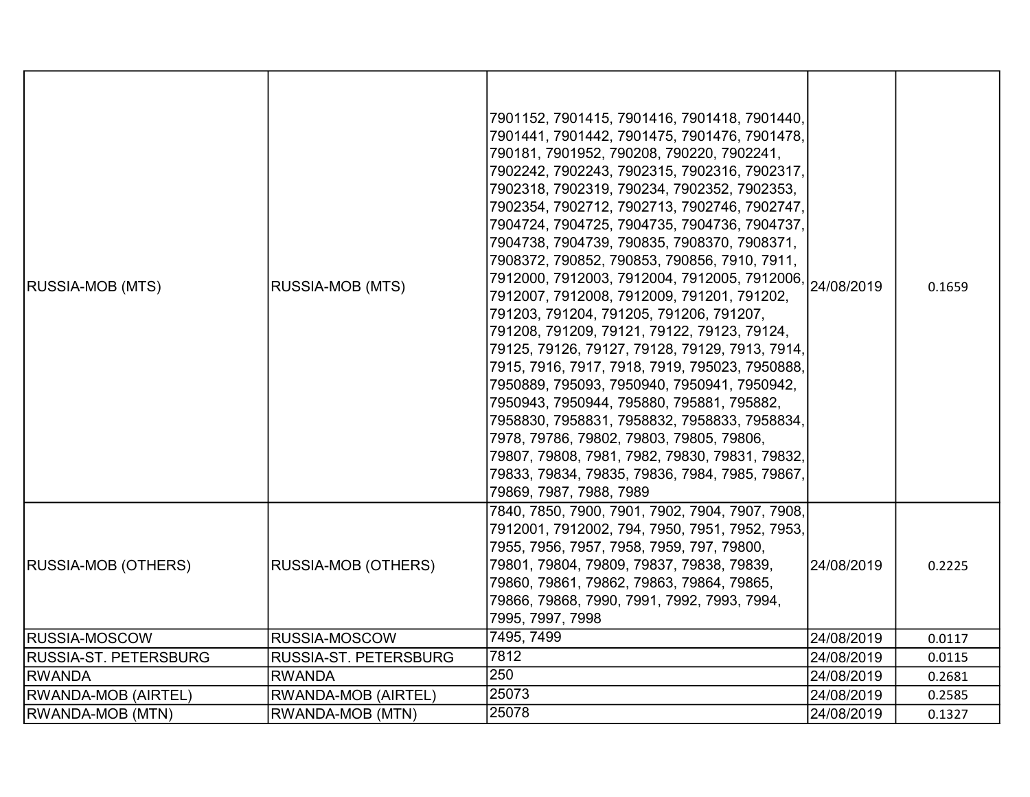| | | | | |
|---|---|---|---|---|
| RUSSIA-MOB (MTS) | RUSSIA-MOB (MTS) | 7901152, 7901415, 7901416, 7901418, 7901440, 7901441, 7901442, 7901475, 7901476, 7901478, 790181, 7901952, 790208, 790220, 7902241, 7902242, 7902243, 7902315, 7902316, 7902317, 7902318, 7902319, 790234, 7902352, 7902353, 7902354, 7902712, 7902713, 7902746, 7902747, 7904724, 7904725, 7904735, 7904736, 7904737, 7904738, 7904739, 790835, 7908370, 7908371, 7908372, 790852, 790853, 790856, 7910, 7911, 7912000, 7912003, 7912004, 7912005, 7912006, 7912007, 7912008, 7912009, 791201, 791202, 791203, 791204, 791205, 791206, 791207, 791208, 791209, 79121, 79122, 79123, 79124, 79125, 79126, 79127, 79128, 79129, 7913, 7914, 7915, 7916, 7917, 7918, 7919, 795023, 7950888, 7950889, 795093, 7950940, 7950941, 7950942, 7950943, 7950944, 795880, 795881, 795882, 7958830, 7958831, 7958832, 7958833, 7958834, 7978, 79786, 79802, 79803, 79805, 79806, 79807, 79808, 7981, 7982, 79830, 79831, 79832, 79833, 79834, 79835, 79836, 7984, 7985, 79867, 79869, 7987, 7988, 7989 | 24/08/2019 | 0.1659 |
| RUSSIA-MOB (OTHERS) | RUSSIA-MOB (OTHERS) | 7840, 7850, 7900, 7901, 7902, 7904, 7907, 7908, 7912001, 7912002, 794, 7950, 7951, 7952, 7953, 7955, 7956, 7957, 7958, 7959, 797, 79800, 79801, 79804, 79809, 79837, 79838, 79839, 79860, 79861, 79862, 79863, 79864, 79865, 79866, 79868, 7990, 7991, 7992, 7993, 7994, 7995, 7997, 7998 | 24/08/2019 | 0.2225 |
| RUSSIA-MOSCOW | RUSSIA-MOSCOW | 7495, 7499 | 24/08/2019 | 0.0117 |
| RUSSIA-ST. PETERSBURG | RUSSIA-ST. PETERSBURG | 7812 | 24/08/2019 | 0.0115 |
| RWANDA | RWANDA | 250 | 24/08/2019 | 0.2681 |
| RWANDA-MOB (AIRTEL) | RWANDA-MOB (AIRTEL) | 25073 | 24/08/2019 | 0.2585 |
| RWANDA-MOB (MTN) | RWANDA-MOB (MTN) | 25078 | 24/08/2019 | 0.1327 |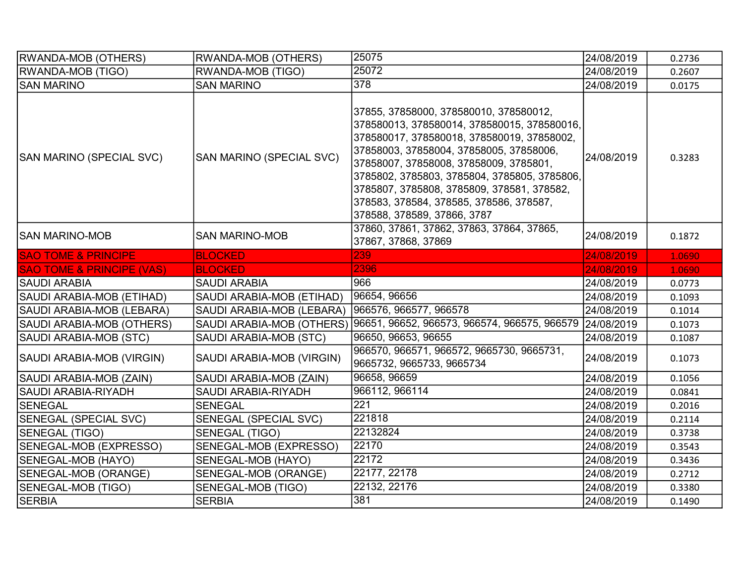| RWANDA-MOB (OTHERS) | RWANDA-MOB (OTHERS) | 25075 | 24/08/2019 | 0.2736 |
|---|---|---|---|---|
| RWANDA-MOB (TIGO) | RWANDA-MOB (TIGO) | 25072 | 24/08/2019 | 0.2607 |
| SAN MARINO | SAN MARINO | 378 | 24/08/2019 | 0.0175 |
| SAN MARINO (SPECIAL SVC) | SAN MARINO (SPECIAL SVC) | 37855, 37858000, 378580010, 378580012, 378580013, 378580014, 378580015, 378580016, 378580017, 378580018, 378580019, 37858002, 37858003, 37858004, 37858005, 37858006, 37858007, 37858008, 37858009, 3785801, 3785802, 3785803, 3785804, 3785805, 3785806, 3785807, 3785808, 3785809, 378581, 378582, 378583, 378584, 378585, 378586, 378587, 378588, 378589, 37866, 3787 | 24/08/2019 | 0.3283 |
| SAN MARINO-MOB | SAN MARINO-MOB | 37860, 37861, 37862, 37863, 37864, 37865, 37867, 37868, 37869 | 24/08/2019 | 0.1872 |
| SAO TOME & PRINCIPE | BLOCKED | 239 | 24/08/2019 | 1.0690 |
| SAO TOME & PRINCIPE (VAS) | BLOCKED | 2396 | 24/08/2019 | 1.0690 |
| SAUDI ARABIA | SAUDI ARABIA | 966 | 24/08/2019 | 0.0773 |
| SAUDI ARABIA-MOB (ETIHAD) | SAUDI ARABIA-MOB (ETIHAD) | 96654, 96656 | 24/08/2019 | 0.1093 |
| SAUDI ARABIA-MOB (LEBARA) | SAUDI ARABIA-MOB (LEBARA) | 966576, 966577, 966578 | 24/08/2019 | 0.1014 |
| SAUDI ARABIA-MOB (OTHERS) | SAUDI ARABIA-MOB (OTHERS) | 96651, 96652, 966573, 966574, 966575, 966579 | 24/08/2019 | 0.1073 |
| SAUDI ARABIA-MOB (STC) | SAUDI ARABIA-MOB (STC) | 96650, 96653, 96655 | 24/08/2019 | 0.1087 |
| SAUDI ARABIA-MOB (VIRGIN) | SAUDI ARABIA-MOB (VIRGIN) | 966570, 966571, 966572, 9665730, 9665731, 9665732, 9665733, 9665734 | 24/08/2019 | 0.1073 |
| SAUDI ARABIA-MOB (ZAIN) | SAUDI ARABIA-MOB (ZAIN) | 96658, 96659 | 24/08/2019 | 0.1056 |
| SAUDI ARABIA-RIYADH | SAUDI ARABIA-RIYADH | 966112, 966114 | 24/08/2019 | 0.0841 |
| SENEGAL | SENEGAL | 221 | 24/08/2019 | 0.2016 |
| SENEGAL (SPECIAL SVC) | SENEGAL (SPECIAL SVC) | 221818 | 24/08/2019 | 0.2114 |
| SENEGAL (TIGO) | SENEGAL (TIGO) | 22132824 | 24/08/2019 | 0.3738 |
| SENEGAL-MOB (EXPRESSO) | SENEGAL-MOB (EXPRESSO) | 22170 | 24/08/2019 | 0.3543 |
| SENEGAL-MOB (HAYO) | SENEGAL-MOB (HAYO) | 22172 | 24/08/2019 | 0.3436 |
| SENEGAL-MOB (ORANGE) | SENEGAL-MOB (ORANGE) | 22177, 22178 | 24/08/2019 | 0.2712 |
| SENEGAL-MOB (TIGO) | SENEGAL-MOB (TIGO) | 22132, 22176 | 24/08/2019 | 0.3380 |
| SERBIA | SERBIA | 381 | 24/08/2019 | 0.1490 |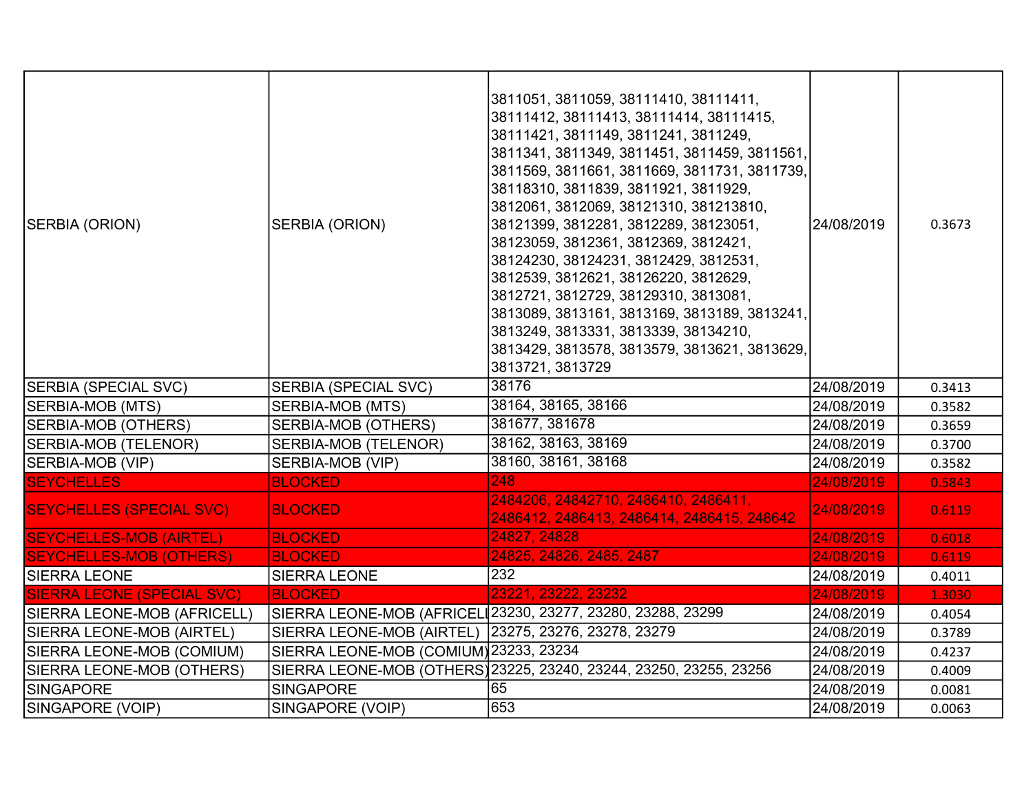| | | | | |
|---|---|---|---|---|
| SERBIA (ORION) | SERBIA (ORION) | 3811051, 3811059, 38111410, 38111411, 38111412, 38111413, 38111414, 38111415, 38111421, 3811149, 3811241, 3811249, 3811341, 3811349, 3811451, 3811459, 3811561, 3811569, 3811661, 3811669, 3811731, 3811739, 38118310, 3811839, 3811921, 3811929, 3812061, 3812069, 38121310, 381213810, 38121399, 3812281, 3812289, 38123051, 38123059, 3812361, 3812369, 3812421, 38124230, 38124231, 3812429, 3812531, 3812539, 3812621, 38126220, 3812629, 3812721, 3812729, 38129310, 3813081, 3813089, 3813161, 3813169, 3813189, 3813241, 3813249, 3813331, 3813339, 38134210, 3813429, 3813578, 3813579, 3813621, 3813629, 3813721, 3813729 | 24/08/2019 | 0.3673 |
| SERBIA (SPECIAL SVC) | SERBIA (SPECIAL SVC) | 38176 | 24/08/2019 | 0.3413 |
| SERBIA-MOB (MTS) | SERBIA-MOB (MTS) | 38164, 38165, 38166 | 24/08/2019 | 0.3582 |
| SERBIA-MOB (OTHERS) | SERBIA-MOB (OTHERS) | 381677, 381678 | 24/08/2019 | 0.3659 |
| SERBIA-MOB (TELENOR) | SERBIA-MOB (TELENOR) | 38162, 38163, 38169 | 24/08/2019 | 0.3700 |
| SERBIA-MOB (VIP) | SERBIA-MOB (VIP) | 38160, 38161, 38168 | 24/08/2019 | 0.3582 |
| SEYCHELLES | BLOCKED | 248 | 24/08/2019 | 0.5843 |
| SEYCHELLES (SPECIAL SVC) | BLOCKED | 2484206, 24842710, 2486410, 2486411, 2486412, 2486413, 2486414, 2486415, 248642 | 24/08/2019 | 0.6119 |
| SEYCHELLES-MOB (AIRTEL) | BLOCKED | 24827, 24828 | 24/08/2019 | 0.6018 |
| SEYCHELLES-MOB (OTHERS) | BLOCKED | 24825, 24826, 2485, 2487 | 24/08/2019 | 0.6119 |
| SIERRA LEONE | SIERRA LEONE | 232 | 24/08/2019 | 0.4011 |
| SIERRA LEONE (SPECIAL SVC) | BLOCKED | 23221, 23222, 23232 | 24/08/2019 | 1.3030 |
| SIERRA LEONE-MOB (AFRICELL) | SIERRA LEONE-MOB (AFRICELL | 23230, 23277, 23280, 23288, 23299 | 24/08/2019 | 0.4054 |
| SIERRA LEONE-MOB (AIRTEL) | SIERRA LEONE-MOB (AIRTEL) | 23275, 23276, 23278, 23279 | 24/08/2019 | 0.3789 |
| SIERRA LEONE-MOB (COMIUM) | SIERRA LEONE-MOB (COMIUM) | 23233, 23234 | 24/08/2019 | 0.4237 |
| SIERRA LEONE-MOB (OTHERS) | SIERRA LEONE-MOB (OTHERS) | 23225, 23240, 23244, 23250, 23255, 23256 | 24/08/2019 | 0.4009 |
| SINGAPORE | SINGAPORE | 65 | 24/08/2019 | 0.0081 |
| SINGAPORE (VOIP) | SINGAPORE (VOIP) | 653 | 24/08/2019 | 0.0063 |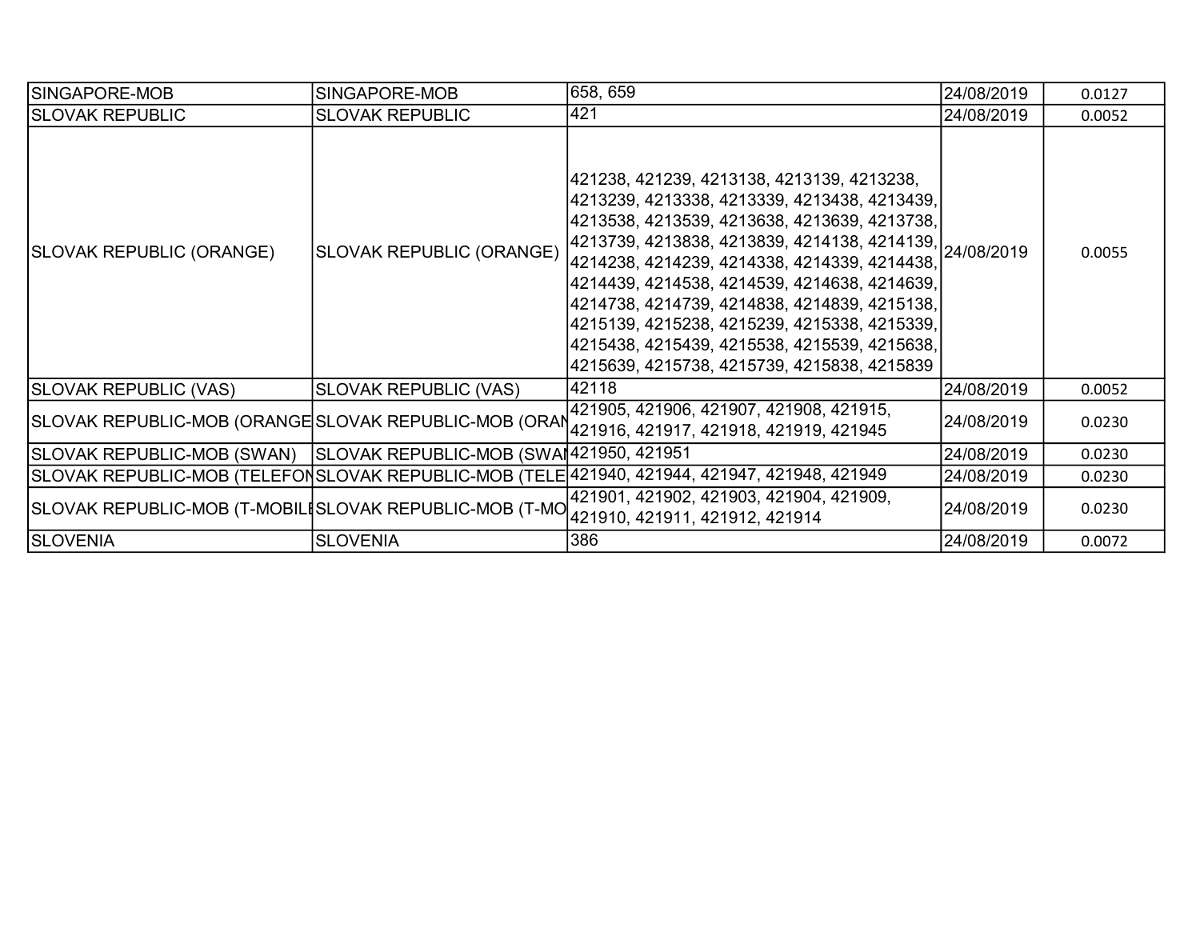| SINGAPORE-MOB | SINGAPORE-MOB | 658, 659 | 24/08/2019 | 0.0127 |
|---|---|---|---|---|
| SLOVAK REPUBLIC | SLOVAK REPUBLIC | 421 | 24/08/2019 | 0.0052 |
| SLOVAK REPUBLIC (ORANGE) | SLOVAK REPUBLIC (ORANGE) | 421238, 421239, 4213138, 4213139, 4213238, 4213239, 4213338, 4213339, 4213438, 4213439, 4213538, 4213539, 4213638, 4213639, 4213738, 4213739, 4213838, 4213839, 4214138, 4214139, 4214238, 4214239, 4214338, 4214339, 4214438, 4214439, 4214538, 4214539, 4214638, 4214639, 4214738, 4214739, 4214838, 4214839, 4215138, 4215139, 4215238, 4215239, 4215338, 4215339, 4215438, 4215439, 4215538, 4215539, 4215638, 4215639, 4215738, 4215739, 4215838, 4215839 | 24/08/2019 | 0.0055 |
| SLOVAK REPUBLIC (VAS) | SLOVAK REPUBLIC (VAS) | 42118 | 24/08/2019 | 0.0052 |
| SLOVAK REPUBLIC-MOB (ORANGE | SLOVAK REPUBLIC-MOB (ORAN | 421905, 421906, 421907, 421908, 421915, 421916, 421917, 421918, 421919, 421945 | 24/08/2019 | 0.0230 |
| SLOVAK REPUBLIC-MOB (SWAN) | SLOVAK REPUBLIC-MOB (SWAN | 421950, 421951 | 24/08/2019 | 0.0230 |
| SLOVAK REPUBLIC-MOB (TELEFON | SLOVAK REPUBLIC-MOB (TELE | 421940, 421944, 421947, 421948, 421949 | 24/08/2019 | 0.0230 |
| SLOVAK REPUBLIC-MOB (T-MOBILE | SLOVAK REPUBLIC-MOB (T-MO | 421901, 421902, 421903, 421904, 421909, 421910, 421911, 421912, 421914 | 24/08/2019 | 0.0230 |
| SLOVENIA | SLOVENIA | 386 | 24/08/2019 | 0.0072 |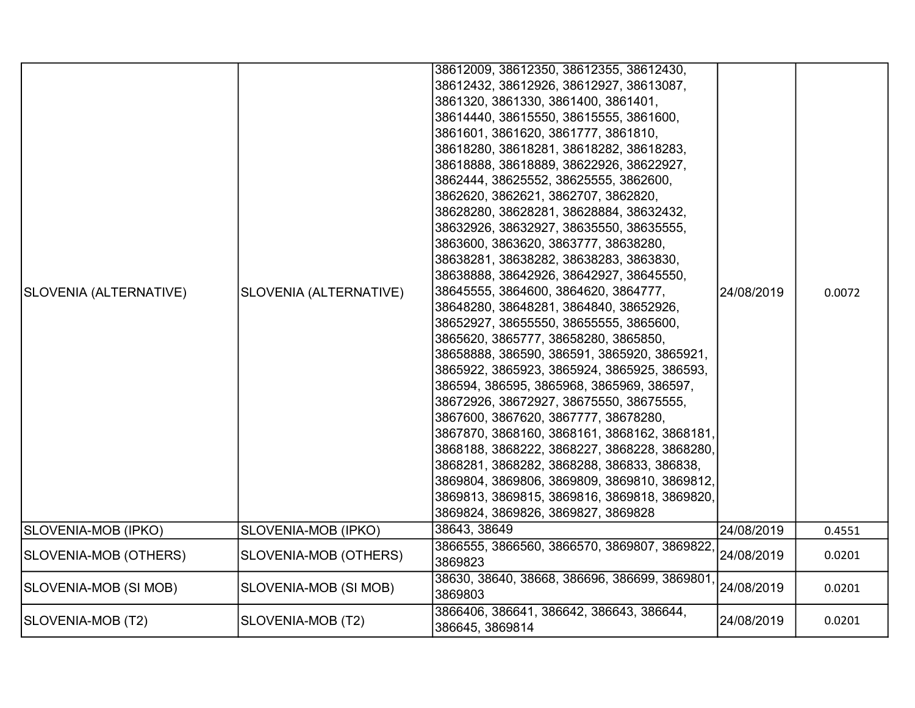| | | | | |
|---|---|---|---|---|
| SLOVENIA (ALTERNATIVE) | SLOVENIA (ALTERNATIVE) | 38612009, 38612350, 38612355, 38612430, 38612432, 38612926, 38612927, 38613087, 3861320, 3861330, 3861400, 3861401, 38614440, 38615550, 38615555, 3861600, 3861601, 3861620, 3861777, 3861810, 38618280, 38618281, 38618282, 38618283, 38618888, 38618889, 38622926, 38622927, 3862444, 38625552, 38625555, 3862600, 3862620, 3862621, 3862707, 3862820, 38628280, 38628281, 38628884, 38632432, 38632926, 38632927, 38635550, 38635555, 3863600, 3863620, 3863777, 38638280, 38638281, 38638282, 38638283, 3863830, 38638888, 38642926, 38642927, 38645550, 38645555, 3864600, 3864620, 3864777, 38648280, 38648281, 3864840, 38652926, 38652927, 38655550, 38655555, 3865600, 3865620, 3865777, 38658280, 3865850, 38658888, 386590, 386591, 3865920, 3865921, 3865922, 3865923, 3865924, 3865925, 386593, 386594, 386595, 3865968, 3865969, 386597, 38672926, 38672927, 38675550, 38675555, 3867600, 3867620, 3867777, 38678280, 3867870, 3868160, 3868161, 3868162, 3868181, 3868188, 3868222, 3868227, 3868228, 3868280, 3868281, 3868282, 3868288, 386833, 386838, 3869804, 3869806, 3869809, 3869810, 3869812, 3869813, 3869815, 3869816, 3869818, 3869820, 3869824, 3869826, 3869827, 3869828 | 24/08/2019 | 0.0072 |
| SLOVENIA-MOB (IPKO) | SLOVENIA-MOB (IPKO) | 38643, 38649 | 24/08/2019 | 0.4551 |
| SLOVENIA-MOB (OTHERS) | SLOVENIA-MOB (OTHERS) | 3866555, 3866560, 3866570, 3869807, 3869822, 3869823 | 24/08/2019 | 0.0201 |
| SLOVENIA-MOB (SI MOB) | SLOVENIA-MOB (SI MOB) | 38630, 38640, 38668, 386696, 386699, 3869801, 3869803 | 24/08/2019 | 0.0201 |
| SLOVENIA-MOB (T2) | SLOVENIA-MOB (T2) | 3866406, 386641, 386642, 386643, 386644, 386645, 3869814 | 24/08/2019 | 0.0201 |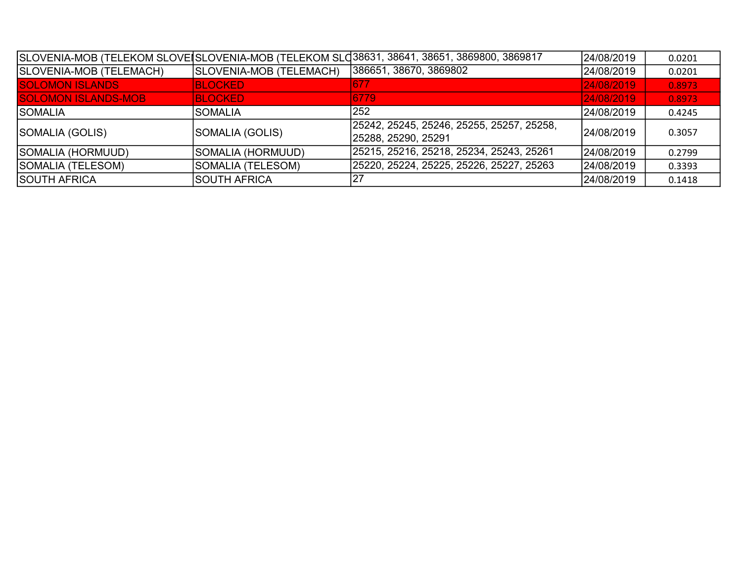| SLOVENIA-MOB (TELEKOM SLOVE | SLOVENIA-MOB (TELEKOM SLO | 38631, 38641, 38651, 3869800, 3869817 | 24/08/2019 | 0.0201 |
|---|---|---|---|---|
| SLOVENIA-MOB (TELEMACH) | SLOVENIA-MOB (TELEMACH) | 386651, 38670, 3869802 | 24/08/2019 | 0.0201 |
| SOLOMON ISLANDS | BLOCKED | 677 | 24/08/2019 | 0.8973 |
| SOLOMON ISLANDS-MOB | BLOCKED | 6779 | 24/08/2019 | 0.8973 |
| SOMALIA | SOMALIA | 252 | 24/08/2019 | 0.4245 |
| SOMALIA (GOLIS) | SOMALIA (GOLIS) | 25242, 25245, 25246, 25255, 25257, 25258, 25288, 25290, 25291 | 24/08/2019 | 0.3057 |
| SOMALIA (HORMUUD) | SOMALIA (HORMUUD) | 25215, 25216, 25218, 25234, 25243, 25261 | 24/08/2019 | 0.2799 |
| SOMALIA (TELESOM) | SOMALIA (TELESOM) | 25220, 25224, 25225, 25226, 25227, 25263 | 24/08/2019 | 0.3393 |
| SOUTH AFRICA | SOUTH AFRICA | 27 | 24/08/2019 | 0.1418 |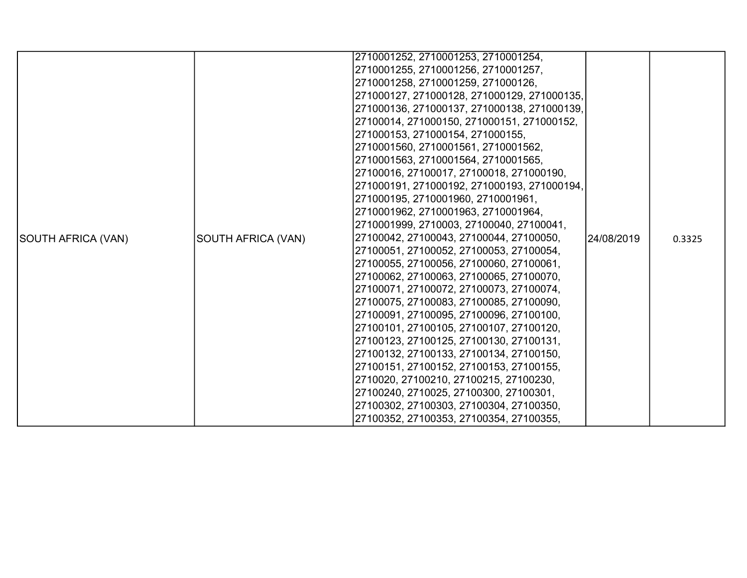| | | | | |
|---|---|---|---|---|
| SOUTH AFRICA (VAN) | SOUTH AFRICA (VAN) | 2710001252, 2710001253, 2710001254, 2710001255, 2710001256, 2710001257, 2710001258, 2710001259, 271000126, 271000127, 271000128, 271000129, 271000135, 271000136, 271000137, 271000138, 271000139, 27100014, 271000150, 271000151, 271000152, 271000153, 271000154, 271000155, 2710001560, 2710001561, 2710001562, 2710001563, 2710001564, 2710001565, 27100016, 27100017, 27100018, 271000190, 271000191, 271000192, 271000193, 271000194, 271000195, 2710001960, 2710001961, 2710001962, 2710001963, 2710001964, 2710001999, 2710003, 27100040, 27100041, 27100042, 27100043, 27100044, 27100050, 27100051, 27100052, 27100053, 27100054, 27100055, 27100056, 27100060, 27100061, 27100062, 27100063, 27100065, 27100070, 27100071, 27100072, 27100073, 27100074, 27100075, 27100083, 27100085, 27100090, 27100091, 27100095, 27100096, 27100100, 27100101, 27100105, 27100107, 27100120, 27100123, 27100125, 27100130, 27100131, 27100132, 27100133, 27100134, 27100150, 27100151, 27100152, 27100153, 27100155, 2710020, 27100210, 27100215, 27100230, 27100240, 2710025, 27100300, 27100301, 27100302, 27100303, 27100304, 27100350, 27100352, 27100353, 27100354, 27100355, | 24/08/2019 | 0.3325 |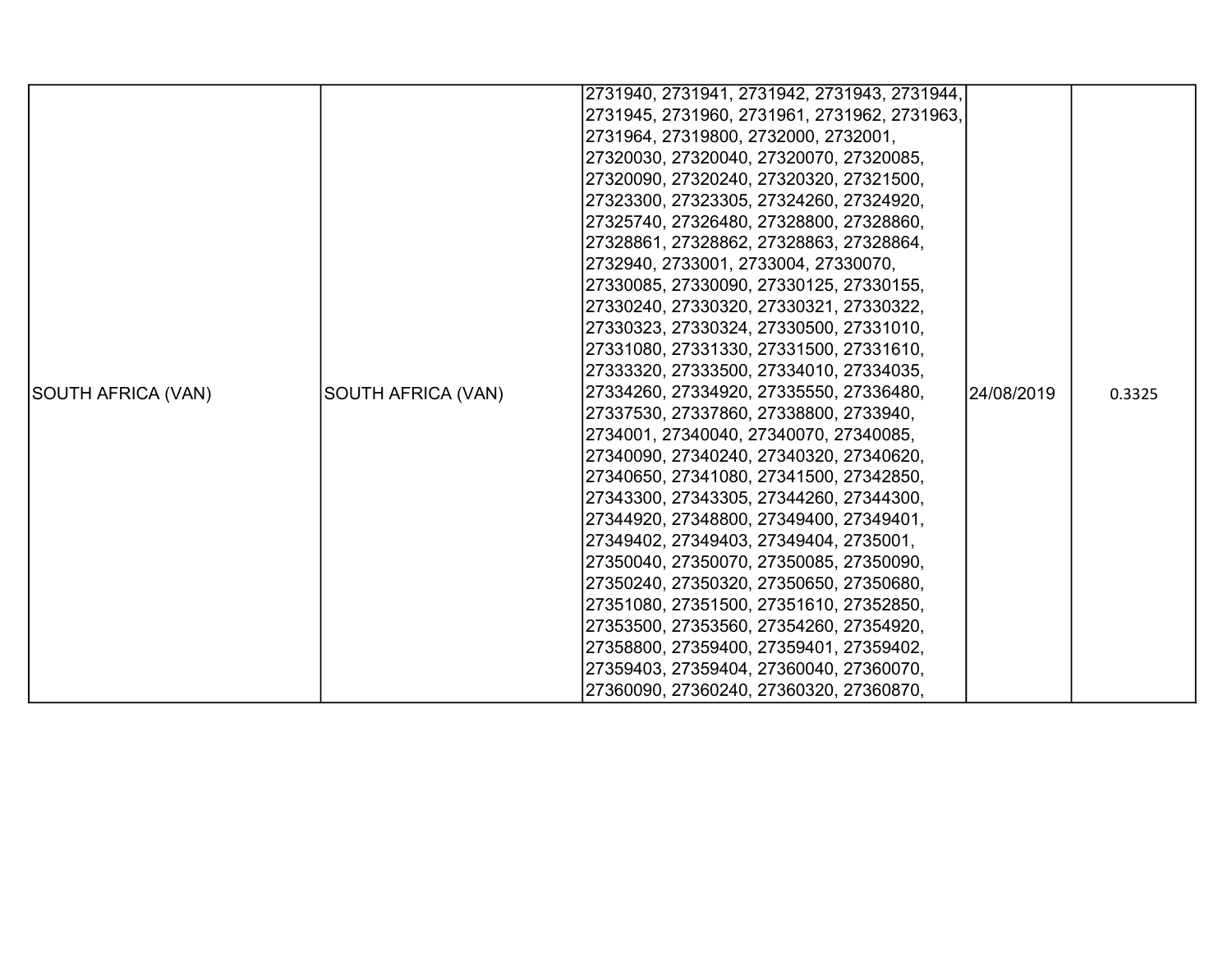| SOUTH AFRICA (VAN) | SOUTH AFRICA (VAN) | 2731940, 2731941, 2731942, 2731943, 2731944, 2731945, 2731960, 2731961, 2731962, 2731963, 2731964, 27319800, 2732000, 2732001, 27320030, 27320040, 27320070, 27320085, 27320090, 27320240, 27320320, 27321500, 27323300, 27323305, 27324260, 27324920, 27325740, 27326480, 27328800, 27328860, 27328861, 27328862, 27328863, 27328864, 2732940, 2733001, 2733004, 27330070, 27330085, 27330090, 27330125, 27330155, 27330240, 27330320, 27330321, 27330322, 27330323, 27330324, 27330500, 27331010, 27331080, 27331330, 27331500, 27331610, 27333320, 27333500, 27334010, 27334035, 27334260, 27334920, 27335550, 27336480, 27337530, 27337860, 27338800, 2733940, 2734001, 27340040, 27340070, 27340085, 27340090, 27340240, 27340320, 27340620, 27340650, 27341080, 27341500, 27342850, 27343300, 27343305, 27344260, 27344300, 27344920, 27348800, 27349400, 27349401, 27349402, 27349403, 27349404, 2735001, 27350040, 27350070, 27350085, 27350090, 27350240, 27350320, 27350650, 27350680, 27351080, 27351500, 27351610, 27352850, 27353500, 27353560, 27354260, 27354920, 27358800, 27359400, 27359401, 27359402, 27359403, 27359404, 27360040, 27360070, 27360090, 27360240, 27360320, 27360870, | 24/08/2019 | 0.3325 |
|---|---|---|---|---|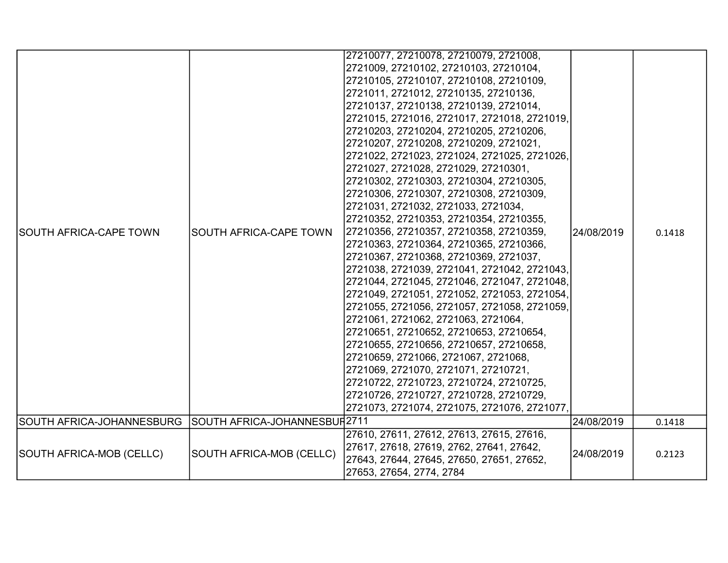| SOUTH AFRICA-CAPE TOWN | SOUTH AFRICA-CAPE TOWN | 27210077, 27210078, 27210079, 2721008, 2721009, 27210102, 27210103, 27210104, 27210105, 27210107, 27210108, 27210109, 2721011, 2721012, 27210135, 27210136, 27210137, 27210138, 27210139, 2721014, 2721015, 2721016, 2721017, 2721018, 2721019, 27210203, 27210204, 27210205, 27210206, 27210207, 27210208, 27210209, 2721021, 2721022, 2721023, 2721024, 2721025, 2721026, 2721027, 2721028, 2721029, 27210301, 27210302, 27210303, 27210304, 27210305, 27210306, 27210307, 27210308, 27210309, 2721031, 2721032, 2721033, 2721034, 27210352, 27210353, 27210354, 27210355, 27210356, 27210357, 27210358, 27210359, 27210363, 27210364, 27210365, 27210366, 27210367, 27210368, 27210369, 2721037, 2721038, 2721039, 2721041, 2721042, 2721043, 2721044, 2721045, 2721046, 2721047, 2721048, 2721049, 2721051, 2721052, 2721053, 2721054, 2721055, 2721056, 2721057, 2721058, 2721059, 2721061, 2721062, 2721063, 2721064, 27210651, 27210652, 27210653, 27210654, 27210655, 27210656, 27210657, 27210658, 27210659, 2721066, 2721067, 2721068, 2721069, 2721070, 2721071, 27210721, 27210722, 27210723, 27210724, 27210725, 27210726, 27210727, 27210728, 27210729, 2721073, 2721074, 2721075, 2721076, 2721077, | 24/08/2019 | 0.1418 |
|---|---|---|---|---|
| SOUTH AFRICA-JOHANNESBURG | SOUTH AFRICA-JOHANNESBUR | 2711 | 24/08/2019 | 0.1418 |
| SOUTH AFRICA-MOB (CELLC) | SOUTH AFRICA-MOB (CELLC) | 27610, 27611, 27612, 27613, 27615, 27616, 27617, 27618, 27619, 2762, 27641, 27642, 27643, 27644, 27645, 27650, 27651, 27652, 27653, 27654, 2774, 2784 | 24/08/2019 | 0.2123 |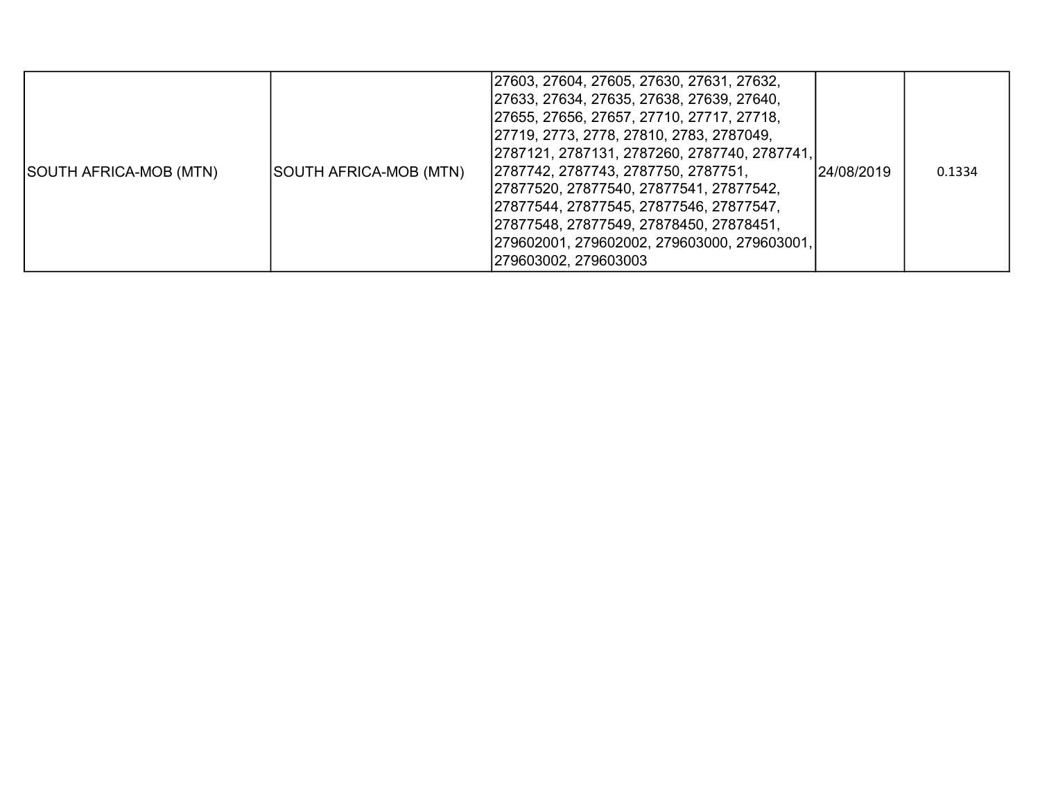| | | | | |
|---|---|---|---|---|
| SOUTH AFRICA-MOB (MTN) | SOUTH AFRICA-MOB (MTN) | 27603, 27604, 27605, 27630, 27631, 27632, 27633, 27634, 27635, 27638, 27639, 27640, 27655, 27656, 27657, 27710, 27717, 27718, 27719, 2773, 2778, 27810, 2783, 2787049, 2787121, 2787131, 2787260, 2787740, 2787741, 2787742, 2787743, 2787750, 2787751, 27877520, 27877540, 27877541, 27877542, 27877544, 27877545, 27877546, 27877547, 27877548, 27877549, 27878450, 27878451, 279602001, 279602002, 279603000, 279603001, 279603002, 279603003 | 24/08/2019 | 0.1334 |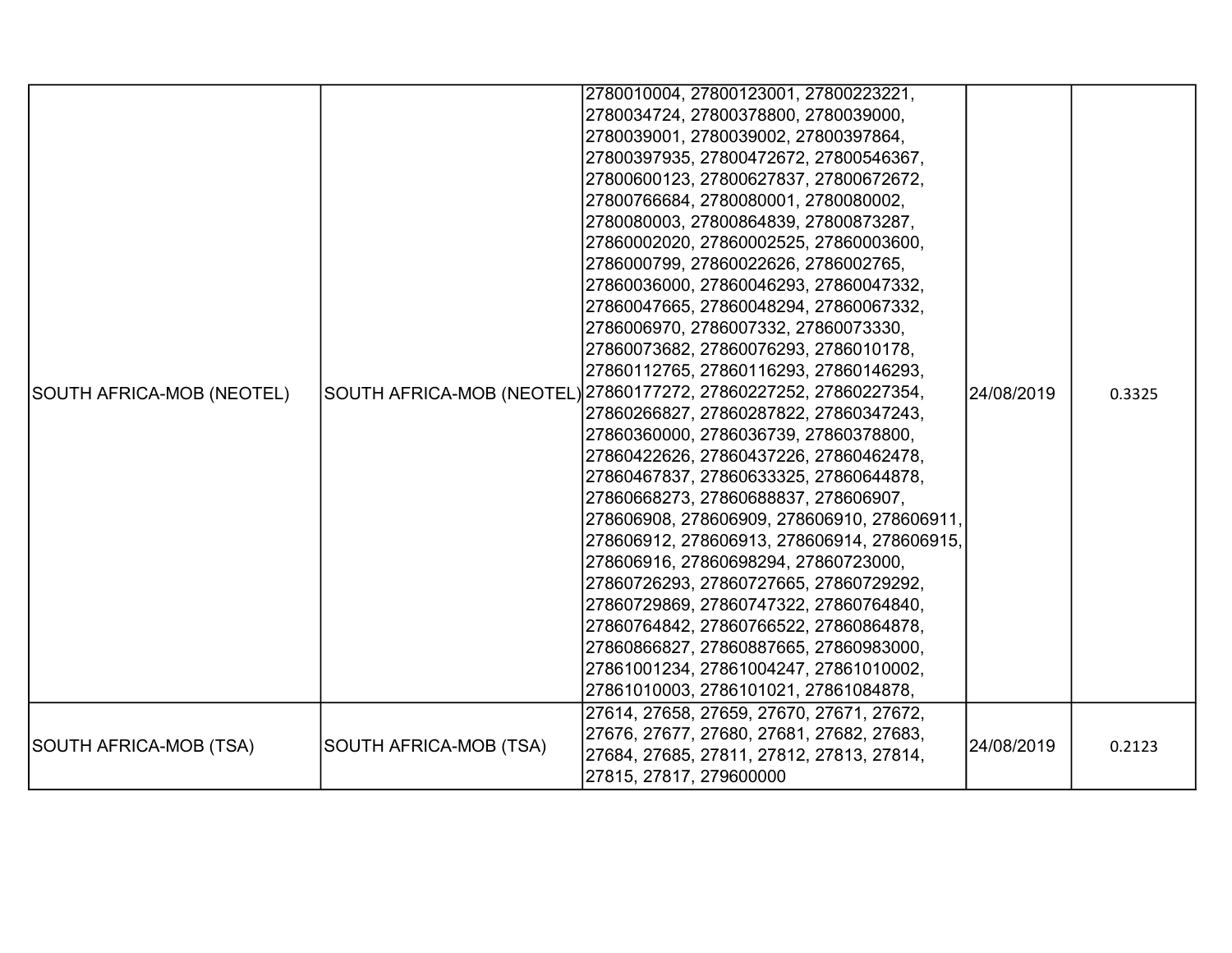| SOUTH AFRICA-MOB (NEOTEL) | SOUTH AFRICA-MOB (NEOTEL) | 2780010004, 27800123001, 27800223221, 2780034724, 27800378800, 2780039000, 2780039001, 2780039002, 27800397864, 27800397935, 27800472672, 27800546367, 27800600123, 27800627837, 27800672672, 27800766684, 2780080001, 2780080002, 2780080003, 27800864839, 27800873287, 27860002020, 27860002525, 27860003600, 2786000799, 27860022626, 2786002765, 27860036000, 27860046293, 27860047332, 27860047665, 27860048294, 27860067332, 2786006970, 2786007332, 27860073330, 27860073682, 27860076293, 2786010178, 27860112765, 27860116293, 27860146293, 27860177272, 27860227252, 27860227354, 27860266827, 27860287822, 27860347243, 27860360000, 2786036739, 27860378800, 27860422626, 27860437226, 27860462478, 27860467837, 27860633325, 27860644878, 27860668273, 27860688837, 278606907, 278606908, 278606909, 278606910, 278606911, 278606912, 278606913, 278606914, 278606915, 278606916, 27860698294, 27860723000, 27860726293, 27860727665, 27860729292, 27860729869, 27860747322, 27860764840, 27860764842, 27860766522, 27860864878, 27860866827, 27860887665, 27860983000, 27861001234, 27861004247, 27861010002, 27861010003, 2786101021, 27861084878, | 24/08/2019 | 0.3325 |
|---|---|---|---|---|
| SOUTH AFRICA-MOB (TSA) | SOUTH AFRICA-MOB (TSA) | 27614, 27658, 27659, 27670, 27671, 27672, 27676, 27677, 27680, 27681, 27682, 27683, 27684, 27685, 27811, 27812, 27813, 27814, 27815, 27817, 279600000 | 24/08/2019 | 0.2123 |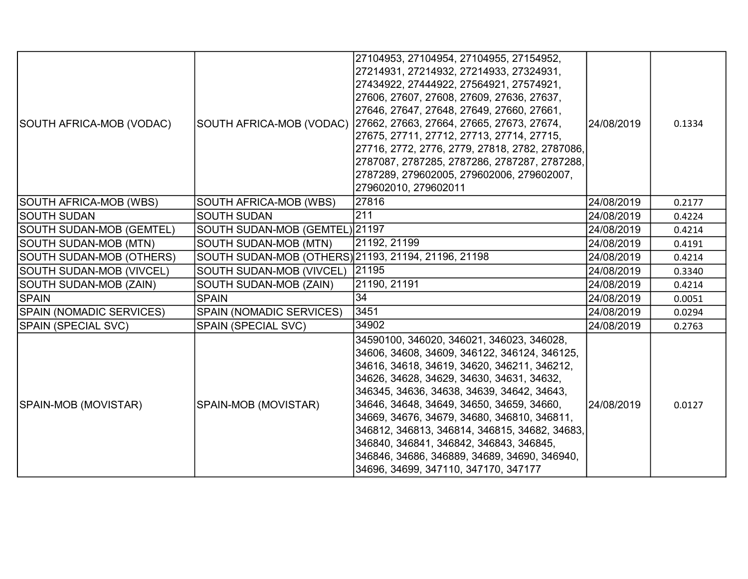| | | | | |
|---|---|---|---|---|
| SOUTH AFRICA-MOB (VODAC) | SOUTH AFRICA-MOB (VODAC) | 27104953, 27104954, 27104955, 27154952, 27214931, 27214932, 27214933, 27324931, 27434922, 27444922, 27564921, 27574921, 27606, 27607, 27608, 27609, 27636, 27637, 27646, 27647, 27648, 27649, 27660, 27661, 27662, 27663, 27664, 27665, 27673, 27674, 27675, 27711, 27712, 27713, 27714, 27715, 27716, 2772, 2776, 2779, 27818, 2782, 2787086, 2787087, 2787285, 2787286, 2787287, 2787288, 2787289, 279602005, 279602006, 279602007, 279602010, 279602011 | 24/08/2019 | 0.1334 |
| SOUTH AFRICA-MOB (WBS) | SOUTH AFRICA-MOB (WBS) | 27816 | 24/08/2019 | 0.2177 |
| SOUTH SUDAN | SOUTH SUDAN | 211 | 24/08/2019 | 0.4224 |
| SOUTH SUDAN-MOB (GEMTEL) | SOUTH SUDAN-MOB (GEMTEL) | 21197 | 24/08/2019 | 0.4214 |
| SOUTH SUDAN-MOB (MTN) | SOUTH SUDAN-MOB (MTN) | 21192, 21199 | 24/08/2019 | 0.4191 |
| SOUTH SUDAN-MOB (OTHERS) | SOUTH SUDAN-MOB (OTHERS) | 21193, 21194, 21196, 21198 | 24/08/2019 | 0.4214 |
| SOUTH SUDAN-MOB (VIVCEL) | SOUTH SUDAN-MOB (VIVCEL) | 21195 | 24/08/2019 | 0.3340 |
| SOUTH SUDAN-MOB (ZAIN) | SOUTH SUDAN-MOB (ZAIN) | 21190, 21191 | 24/08/2019 | 0.4214 |
| SPAIN | SPAIN | 34 | 24/08/2019 | 0.0051 |
| SPAIN (NOMADIC SERVICES) | SPAIN (NOMADIC SERVICES) | 3451 | 24/08/2019 | 0.0294 |
| SPAIN (SPECIAL SVC) | SPAIN (SPECIAL SVC) | 34902 | 24/08/2019 | 0.2763 |
| SPAIN-MOB (MOVISTAR) | SPAIN-MOB (MOVISTAR) | 34590100, 346020, 346021, 346023, 346028, 34606, 34608, 34609, 346122, 346124, 346125, 34616, 34618, 34619, 34620, 346211, 346212, 34626, 34628, 34629, 34630, 34631, 34632, 346345, 34636, 34638, 34639, 34642, 34643, 34646, 34648, 34649, 34650, 34659, 34660, 34669, 34676, 34679, 34680, 346810, 346811, 346812, 346813, 346814, 346815, 34682, 34683, 346840, 346841, 346842, 346843, 346845, 346846, 34686, 346889, 34689, 34690, 346940, 34696, 34699, 347110, 347170, 347177 | 24/08/2019 | 0.0127 |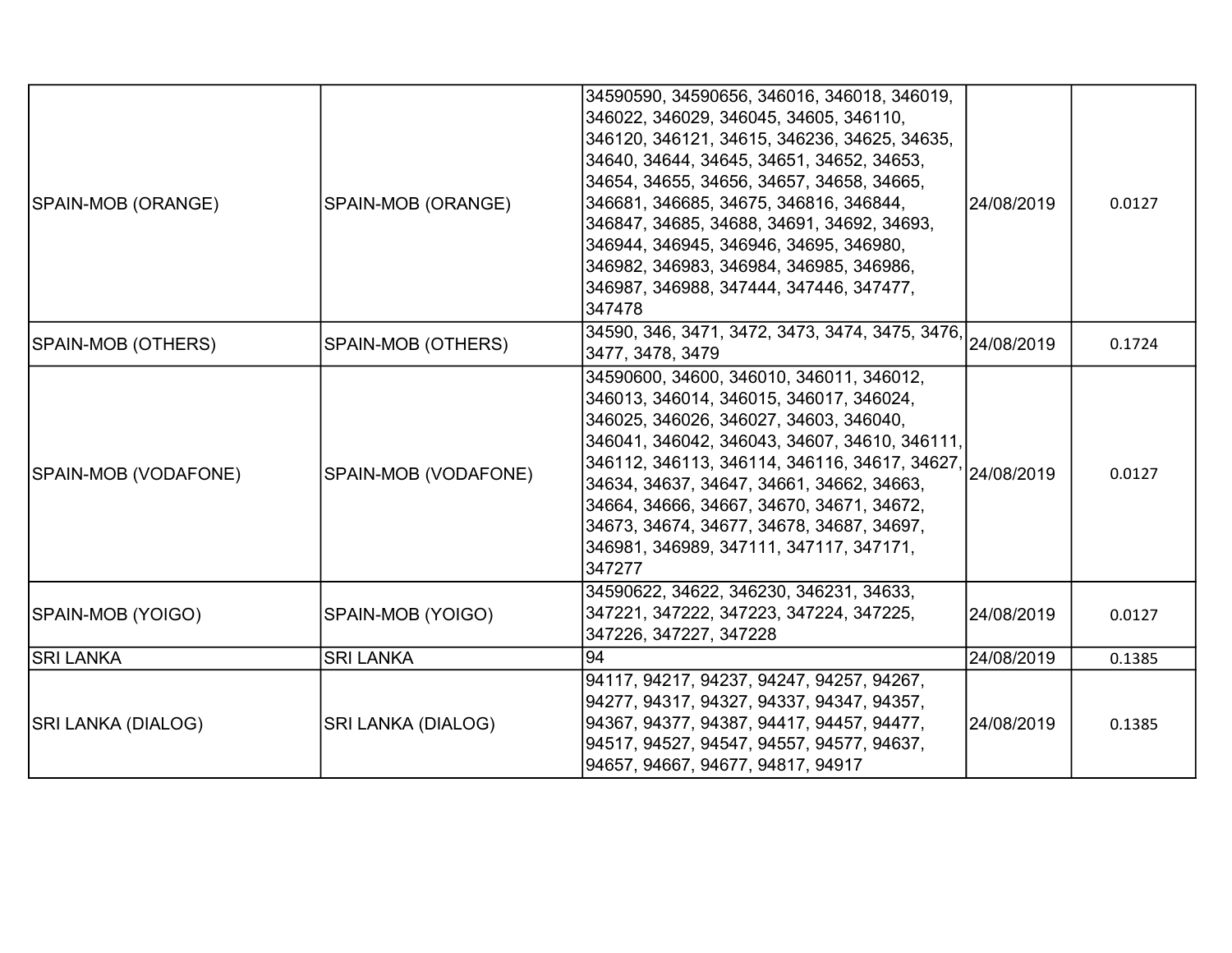| SPAIN-MOB (ORANGE) | SPAIN-MOB (ORANGE) | 34590590, 34590656, 346016, 346018, 346019, 346022, 346029, 346045, 34605, 346110, 346120, 346121, 34615, 346236, 34625, 34635, 34640, 34644, 34645, 34651, 34652, 34653, 34654, 34655, 34656, 34657, 34658, 34665, 346681, 346685, 34675, 346816, 346844, 346847, 34685, 34688, 34691, 34692, 34693, 346944, 346945, 346946, 34695, 346980, 346982, 346983, 346984, 346985, 346986, 346987, 346988, 347444, 347446, 347477, 347478 | 24/08/2019 | 0.0127 |
|---|---|---|---|---|
| SPAIN-MOB (OTHERS) | SPAIN-MOB (OTHERS) | 34590, 346, 3471, 3472, 3473, 3474, 3475, 3476, 3477, 3478, 3479 | 24/08/2019 | 0.1724 |
| SPAIN-MOB (VODAFONE) | SPAIN-MOB (VODAFONE) | 34590600, 34600, 346010, 346011, 346012, 346013, 346014, 346015, 346017, 346024, 346025, 346026, 346027, 34603, 346040, 346041, 346042, 346043, 34607, 34610, 346111, 346112, 346113, 346114, 346116, 34617, 34627, 34634, 34637, 34647, 34661, 34662, 34663, 34664, 34666, 34667, 34670, 34671, 34672, 34673, 34674, 34677, 34678, 34687, 34697, 346981, 346989, 347111, 347117, 347171, 347277 | 24/08/2019 | 0.0127 |
| SPAIN-MOB (YOIGO) | SPAIN-MOB (YOIGO) | 34590622, 34622, 346230, 346231, 34633, 347221, 347222, 347223, 347224, 347225, 347226, 347227, 347228 | 24/08/2019 | 0.0127 |
| SRI LANKA | SRI LANKA | 94 | 24/08/2019 | 0.1385 |
| SRI LANKA (DIALOG) | SRI LANKA (DIALOG) | 94117, 94217, 94237, 94247, 94257, 94267, 94277, 94317, 94327, 94337, 94347, 94357, 94367, 94377, 94387, 94417, 94457, 94477, 94517, 94527, 94547, 94557, 94577, 94637, 94657, 94667, 94677, 94817, 94917 | 24/08/2019 | 0.1385 |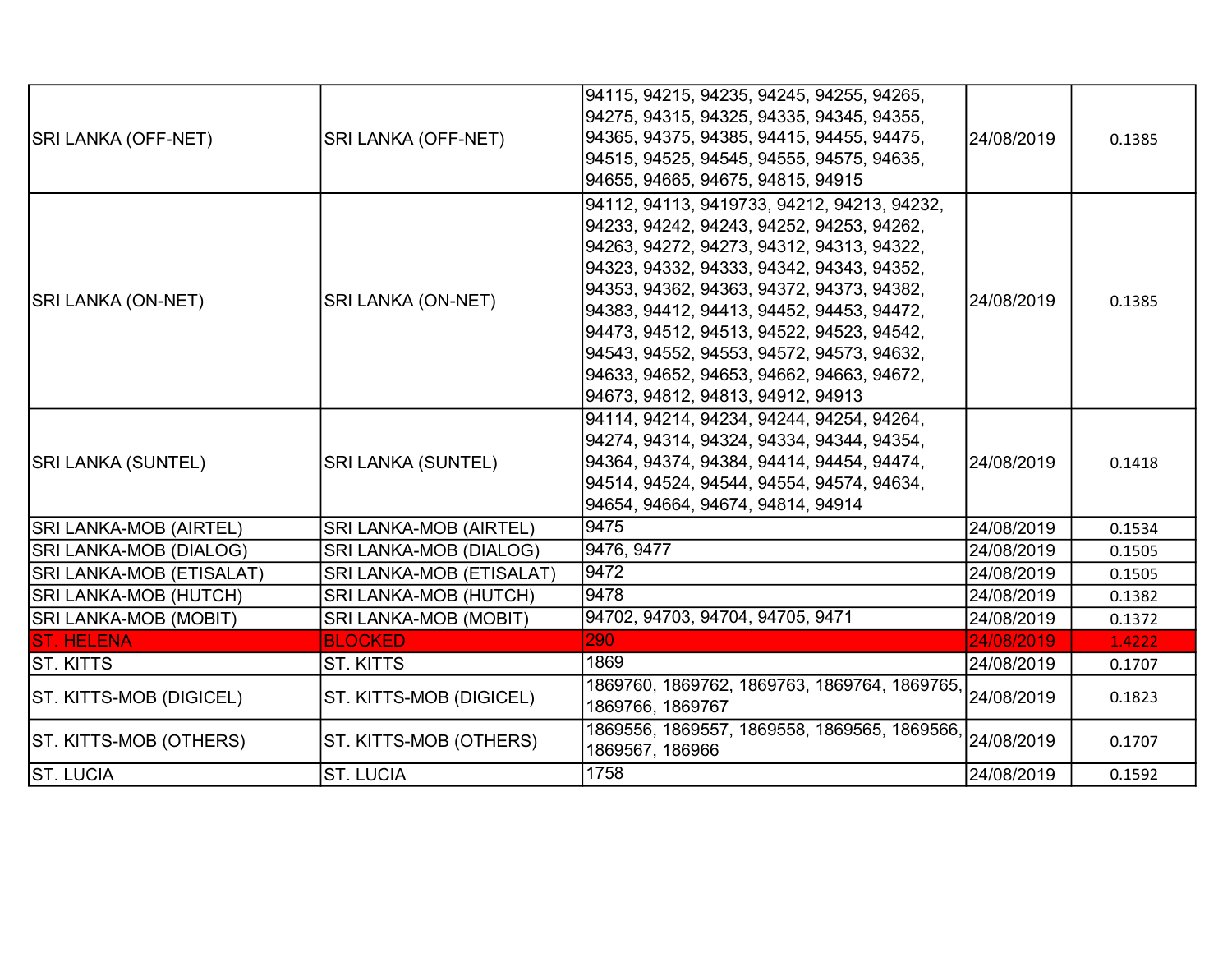| SRI LANKA (OFF-NET) | SRI LANKA (OFF-NET) | 94115, 94215, 94235, 94245, 94255, 94265, 94275, 94315, 94325, 94335, 94345, 94355, 94365, 94375, 94385, 94415, 94455, 94475, 94515, 94525, 94545, 94555, 94575, 94635, 94655, 94665, 94675, 94815, 94915 | 24/08/2019 | 0.1385 |
|---|---|---|---|---|
| SRI LANKA (ON-NET) | SRI LANKA (ON-NET) | 94112, 94113, 9419733, 94212, 94213, 94232, 94233, 94242, 94243, 94252, 94253, 94262, 94263, 94272, 94273, 94312, 94313, 94322, 94323, 94332, 94333, 94342, 94343, 94352, 94353, 94362, 94363, 94372, 94373, 94382, 94383, 94412, 94413, 94452, 94453, 94472, 94473, 94512, 94513, 94522, 94523, 94542, 94543, 94552, 94553, 94572, 94573, 94632, 94633, 94652, 94653, 94662, 94663, 94672, 94673, 94812, 94813, 94912, 94913 | 24/08/2019 | 0.1385 |
| SRI LANKA (SUNTEL) | SRI LANKA (SUNTEL) | 94114, 94214, 94234, 94244, 94254, 94264, 94274, 94314, 94324, 94334, 94344, 94354, 94364, 94374, 94384, 94414, 94454, 94474, 94514, 94524, 94544, 94554, 94574, 94634, 94654, 94664, 94674, 94814, 94914 | 24/08/2019 | 0.1418 |
| SRI LANKA-MOB (AIRTEL) | SRI LANKA-MOB (AIRTEL) | 9475 | 24/08/2019 | 0.1534 |
| SRI LANKA-MOB (DIALOG) | SRI LANKA-MOB (DIALOG) | 9476, 9477 | 24/08/2019 | 0.1505 |
| SRI LANKA-MOB (ETISALAT) | SRI LANKA-MOB (ETISALAT) | 9472 | 24/08/2019 | 0.1505 |
| SRI LANKA-MOB (HUTCH) | SRI LANKA-MOB (HUTCH) | 9478 | 24/08/2019 | 0.1382 |
| SRI LANKA-MOB (MOBIT) | SRI LANKA-MOB (MOBIT) | 94702, 94703, 94704, 94705, 9471 | 24/08/2019 | 0.1372 |
| ST. HELENA | BLOCKED | 290 | 24/08/2019 | 1.4222 |
| ST. KITTS | ST. KITTS | 1869 | 24/08/2019 | 0.1707 |
| ST. KITTS-MOB (DIGICEL) | ST. KITTS-MOB (DIGICEL) | 1869760, 1869762, 1869763, 1869764, 1869765, 1869766, 1869767 | 24/08/2019 | 0.1823 |
| ST. KITTS-MOB (OTHERS) | ST. KITTS-MOB (OTHERS) | 1869556, 1869557, 1869558, 1869565, 1869566, 1869567, 186966 | 24/08/2019 | 0.1707 |
| ST. LUCIA | ST. LUCIA | 1758 | 24/08/2019 | 0.1592 |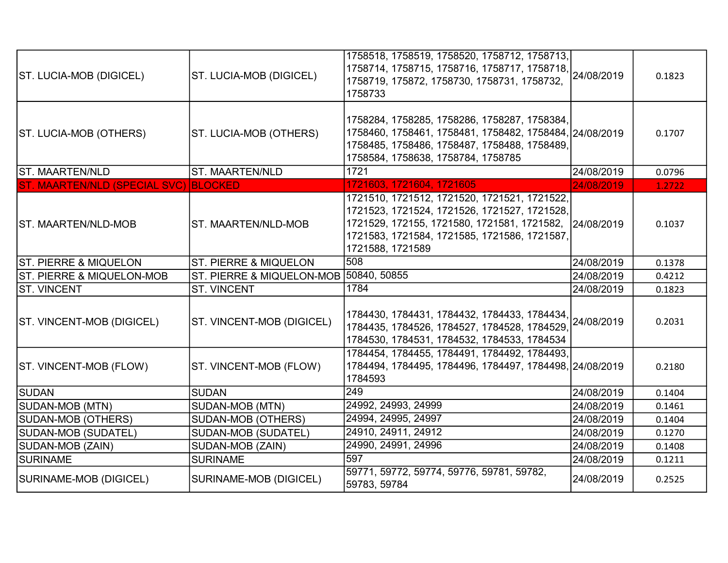| | | | | |
|---|---|---|---|---|
| ST. LUCIA-MOB (DIGICEL) | ST. LUCIA-MOB (DIGICEL) | 1758518, 1758519, 1758520, 1758712, 1758713, 1758714, 1758715, 1758716, 1758717, 1758718, 1758719, 175872, 1758730, 1758731, 1758732, 1758733 | 24/08/2019 | 0.1823 |
| ST. LUCIA-MOB (OTHERS) | ST. LUCIA-MOB (OTHERS) | 1758284, 1758285, 1758286, 1758287, 1758384, 1758460, 1758461, 1758481, 1758482, 1758484, 1758485, 1758486, 1758487, 1758488, 1758489, 1758584, 1758638, 1758784, 1758785 | 24/08/2019 | 0.1707 |
| ST. MAARTEN/NLD | ST. MAARTEN/NLD | 1721 | 24/08/2019 | 0.0796 |
| ST. MAARTEN/NLD (SPECIAL SVC) | BLOCKED | 1721603, 1721604, 1721605 | 24/08/2019 | 1.2722 |
| ST. MAARTEN/NLD-MOB | ST. MAARTEN/NLD-MOB | 1721510, 1721512, 1721520, 1721521, 1721522, 1721523, 1721524, 1721526, 1721527, 1721528, 1721529, 172155, 1721580, 1721581, 1721582, 1721583, 1721584, 1721585, 1721586, 1721587, 1721588, 1721589 | 24/08/2019 | 0.1037 |
| ST. PIERRE & MIQUELON | ST. PIERRE & MIQUELON | 508 | 24/08/2019 | 0.1378 |
| ST. PIERRE & MIQUELON-MOB | ST. PIERRE & MIQUELON-MOB | 50840, 50855 | 24/08/2019 | 0.4212 |
| ST. VINCENT | ST. VINCENT | 1784 | 24/08/2019 | 0.1823 |
| ST. VINCENT-MOB (DIGICEL) | ST. VINCENT-MOB (DIGICEL) | 1784430, 1784431, 1784432, 1784433, 1784434, 1784435, 1784526, 1784527, 1784528, 1784529, 1784530, 1784531, 1784532, 1784533, 1784534 | 24/08/2019 | 0.2031 |
| ST. VINCENT-MOB (FLOW) | ST. VINCENT-MOB (FLOW) | 1784454, 1784455, 1784491, 1784492, 1784493, 1784494, 1784495, 1784496, 1784497, 1784498, 1784593 | 24/08/2019 | 0.2180 |
| SUDAN | SUDAN | 249 | 24/08/2019 | 0.1404 |
| SUDAN-MOB (MTN) | SUDAN-MOB (MTN) | 24992, 24993, 24999 | 24/08/2019 | 0.1461 |
| SUDAN-MOB (OTHERS) | SUDAN-MOB (OTHERS) | 24994, 24995, 24997 | 24/08/2019 | 0.1404 |
| SUDAN-MOB (SUDATEL) | SUDAN-MOB (SUDATEL) | 24910, 24911, 24912 | 24/08/2019 | 0.1270 |
| SUDAN-MOB (ZAIN) | SUDAN-MOB (ZAIN) | 24990, 24991, 24996 | 24/08/2019 | 0.1408 |
| SURINAME | SURINAME | 597 | 24/08/2019 | 0.1211 |
| SURINAME-MOB (DIGICEL) | SURINAME-MOB (DIGICEL) | 59771, 59772, 59774, 59776, 59781, 59782, 59783, 59784 | 24/08/2019 | 0.2525 |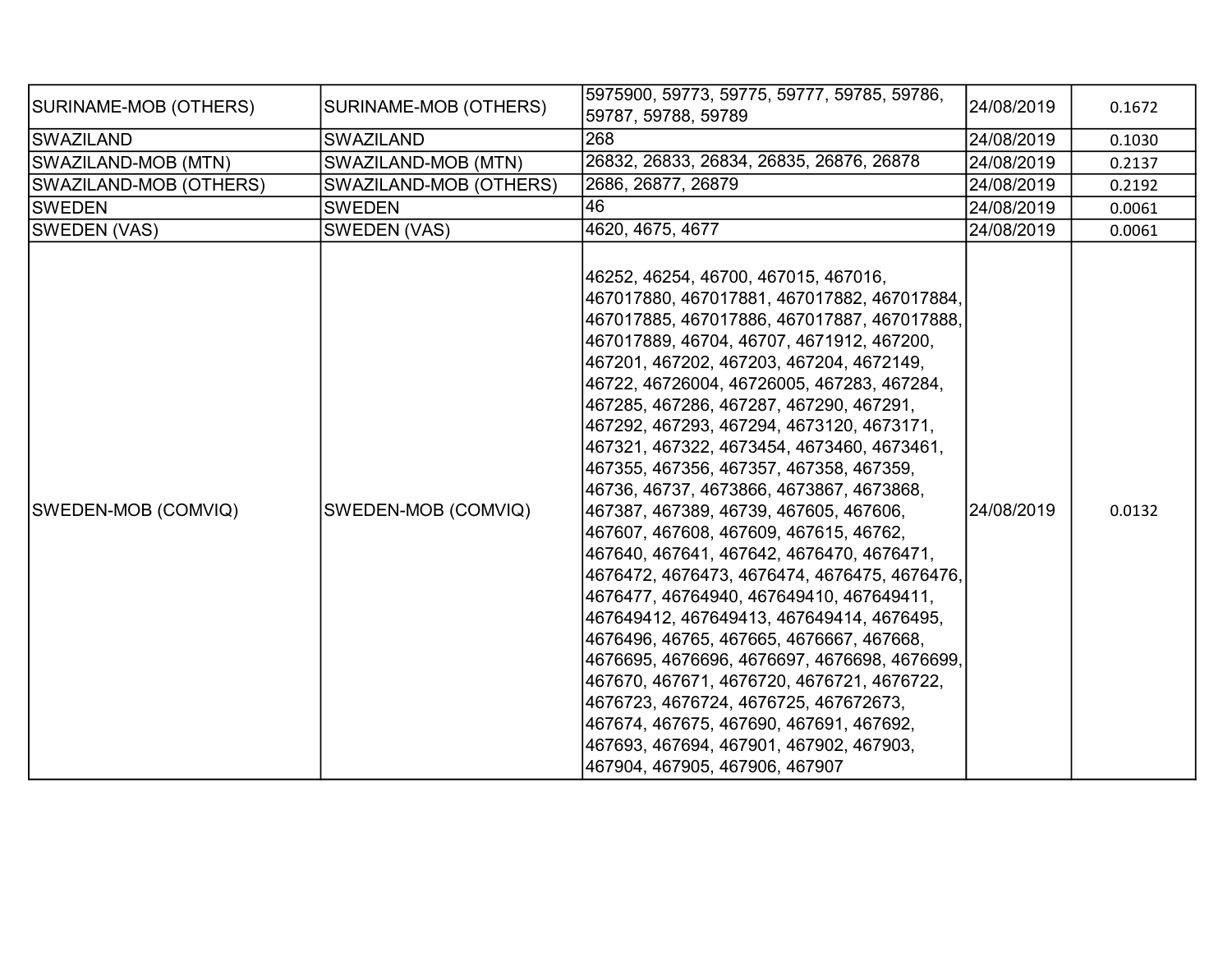| SURINAME-MOB (OTHERS) | SURINAME-MOB (OTHERS) | 5975900, 59773, 59775, 59777, 59785, 59786, 59787, 59788, 59789 | 24/08/2019 | 0.1672 |
|---|---|---|---|---|
| SWAZILAND | SWAZILAND | 268 | 24/08/2019 | 0.1030 |
| SWAZILAND-MOB (MTN) | SWAZILAND-MOB (MTN) | 26832, 26833, 26834, 26835, 26876, 26878 | 24/08/2019 | 0.2137 |
| SWAZILAND-MOB (OTHERS) | SWAZILAND-MOB (OTHERS) | 2686, 26877, 26879 | 24/08/2019 | 0.2192 |
| SWEDEN | SWEDEN | 46 | 24/08/2019 | 0.0061 |
| SWEDEN (VAS) | SWEDEN (VAS) | 4620, 4675, 4677 | 24/08/2019 | 0.0061 |
| SWEDEN-MOB (COMVIQ) | SWEDEN-MOB (COMVIQ) | 46252, 46254, 46700, 467015, 467016, 467017880, 467017881, 467017882, 467017884, 467017885, 467017886, 467017887, 467017888, 467017889, 46704, 46707, 4671912, 467200, 467201, 467202, 467203, 467204, 4672149, 46722, 46726004, 46726005, 467283, 467284, 467285, 467286, 467287, 467290, 467291, 467292, 467293, 467294, 4673120, 4673171, 467321, 467322, 4673454, 4673460, 4673461, 467355, 467356, 467357, 467358, 467359, 46736, 46737, 4673866, 4673867, 4673868, 467387, 467389, 46739, 467605, 467606, 467607, 467608, 467609, 467615, 46762, 467640, 467641, 467642, 4676470, 4676471, 4676472, 4676473, 4676474, 4676475, 4676476, 4676477, 46764940, 467649410, 467649411, 467649412, 467649413, 467649414, 4676495, 4676496, 46765, 467665, 4676667, 467668, 4676695, 4676696, 4676697, 4676698, 4676699, 467670, 467671, 4676720, 4676721, 4676722, 4676723, 4676724, 4676725, 467672673, 467674, 467675, 467690, 467691, 467692, 467693, 467694, 467901, 467902, 467903, 467904, 467905, 467906, 467907 | 24/08/2019 | 0.0132 |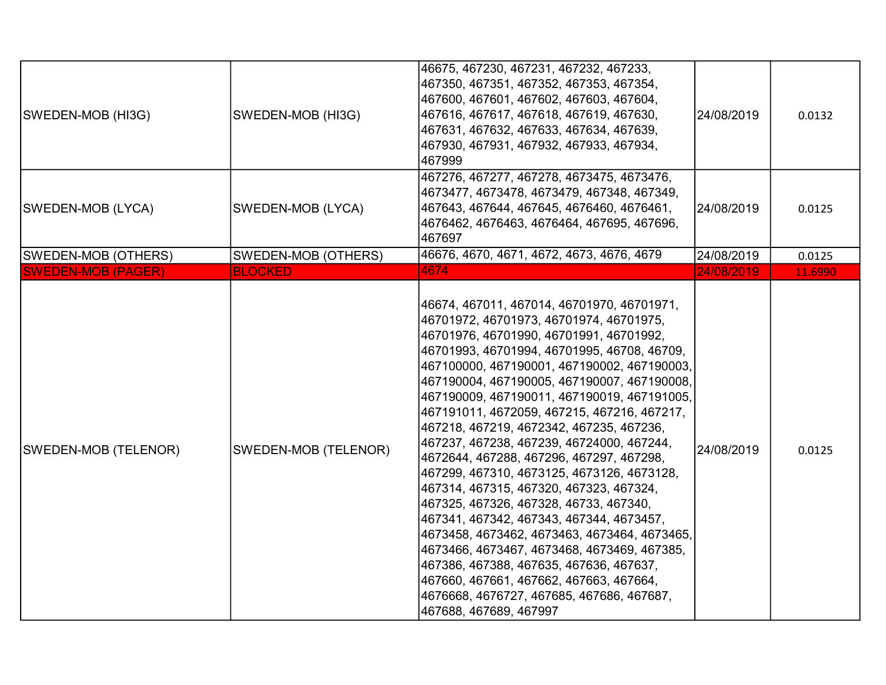| | | | | |
|---|---|---|---|---|
| SWEDEN-MOB (HI3G) | SWEDEN-MOB (HI3G) | 46675, 467230, 467231, 467232, 467233, 467350, 467351, 467352, 467353, 467354, 467600, 467601, 467602, 467603, 467604, 467616, 467617, 467618, 467619, 467630, 467631, 467632, 467633, 467634, 467639, 467930, 467931, 467932, 467933, 467934, 467999 | 24/08/2019 | 0.0132 |
| SWEDEN-MOB (LYCA) | SWEDEN-MOB (LYCA) | 467276, 467277, 467278, 4673475, 4673476, 4673477, 4673478, 4673479, 467348, 467349, 467643, 467644, 467645, 4676460, 4676461, 4676462, 4676463, 4676464, 467695, 467696, 467697 | 24/08/2019 | 0.0125 |
| SWEDEN-MOB (OTHERS) | SWEDEN-MOB (OTHERS) | 46676, 4670, 4671, 4672, 4673, 4676, 4679 | 24/08/2019 | 0.0125 |
| SWEDEN-MOB (PAGER) | BLOCKED | 4674 | 24/08/2019 | 11.6990 |
| SWEDEN-MOB (TELENOR) | SWEDEN-MOB (TELENOR) | 46674, 467011, 467014, 46701970, 46701971, 46701972, 46701973, 46701974, 46701975, 46701976, 46701990, 46701991, 46701992, 46701993, 46701994, 46701995, 46708, 46709, 467100000, 467190001, 467190002, 467190003, 467190004, 467190005, 467190007, 467190008, 467190009, 467190011, 467190019, 467191005, 467191011, 4672059, 467215, 467216, 467217, 467218, 467219, 4672342, 467235, 467236, 467237, 467238, 467239, 46724000, 467244, 4672644, 467288, 467296, 467297, 467298, 467299, 467310, 4673125, 4673126, 4673128, 467314, 467315, 467320, 467323, 467324, 467325, 467326, 467328, 46733, 467340, 467341, 467342, 467343, 467344, 4673457, 4673458, 4673462, 4673463, 4673464, 4673465, 4673466, 4673467, 4673468, 4673469, 467385, 467386, 467388, 467635, 467636, 467637, 467660, 467661, 467662, 467663, 467664, 4676668, 4676727, 467685, 467686, 467687, 467688, 467689, 467997 | 24/08/2019 | 0.0125 |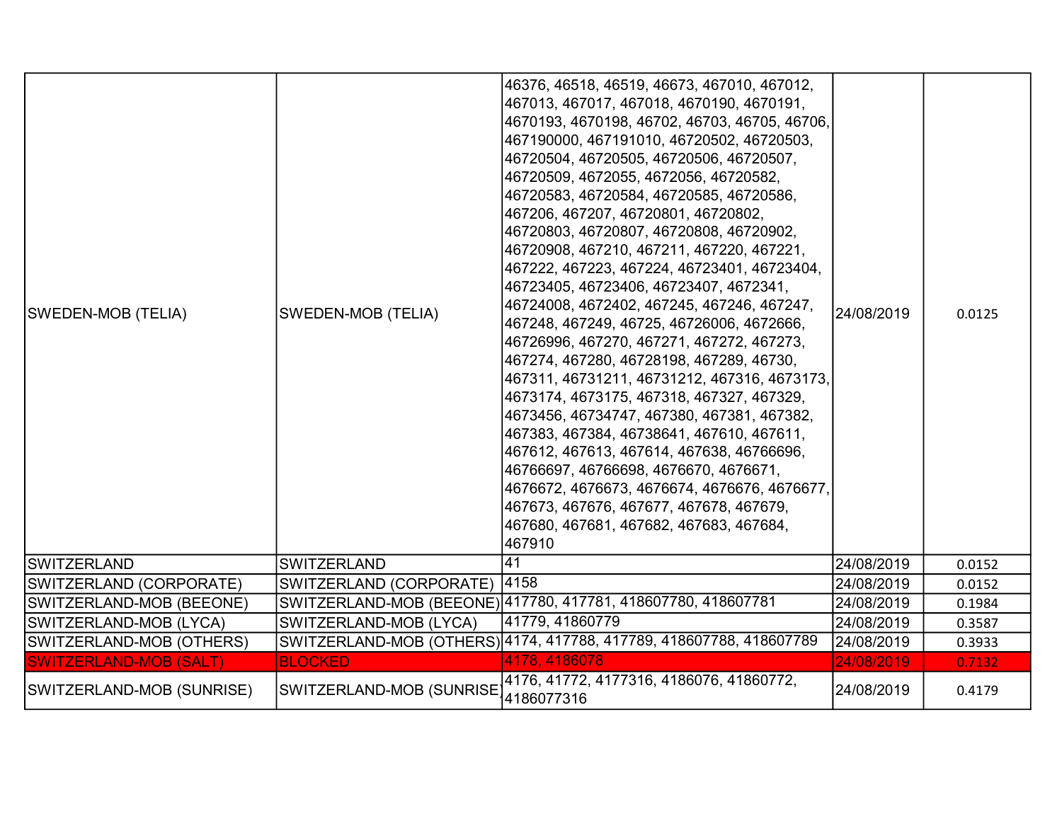| | | | | |
|---|---|---|---|---|
| SWEDEN-MOB (TELIA) | SWEDEN-MOB (TELIA) | 46376, 46518, 46519, 46673, 467010, 467012, 467013, 467017, 467018, 4670190, 4670191, 4670193, 4670198, 46702, 46703, 46705, 46706, 467190000, 467191010, 46720502, 46720503, 46720504, 46720505, 46720506, 46720507, 46720509, 4672055, 4672056, 46720582, 46720583, 46720584, 46720585, 46720586, 467206, 467207, 46720801, 46720802, 46720803, 46720807, 46720808, 46720902, 46720908, 467210, 467211, 467220, 467221, 467222, 467223, 467224, 46723401, 46723404, 46723405, 46723406, 46723407, 4672341, 46724008, 4672402, 467245, 467246, 467247, 467248, 467249, 46725, 46726006, 4672666, 46726996, 467270, 467271, 467272, 467273, 467274, 467280, 46728198, 467289, 46730, 467311, 46731211, 46731212, 467316, 4673173, 4673174, 4673175, 467318, 467327, 467329, 4673456, 46734747, 467380, 467381, 467382, 467383, 467384, 46738641, 467610, 467611, 467612, 467613, 467614, 467638, 46766696, 46766697, 46766698, 4676670, 4676671, 4676672, 4676673, 4676674, 4676676, 4676677, 467673, 467676, 467677, 467678, 467679, 467680, 467681, 467682, 467683, 467684, 467910 | 24/08/2019 | 0.0125 |
| SWITZERLAND | SWITZERLAND | 41 | 24/08/2019 | 0.0152 |
| SWITZERLAND (CORPORATE) | SWITZERLAND (CORPORATE) | 4158 | 24/08/2019 | 0.0152 |
| SWITZERLAND-MOB (BEEONE) | SWITZERLAND-MOB (BEEONE) | 417780, 417781, 418607780, 418607781 | 24/08/2019 | 0.1984 |
| SWITZERLAND-MOB (LYCA) | SWITZERLAND-MOB (LYCA) | 41779, 41860779 | 24/08/2019 | 0.3587 |
| SWITZERLAND-MOB (OTHERS) | SWITZERLAND-MOB (OTHERS) | 4174, 417788, 417789, 418607788, 418607789 | 24/08/2019 | 0.3933 |
| SWITZERLAND-MOB (SALT) | BLOCKED | 4178, 4186078 | 24/08/2019 | 0.7132 |
| SWITZERLAND-MOB (SUNRISE) | SWITZERLAND-MOB (SUNRISE) | 4176, 41772, 4177316, 4186076, 41860772, 4186077316 | 24/08/2019 | 0.4179 |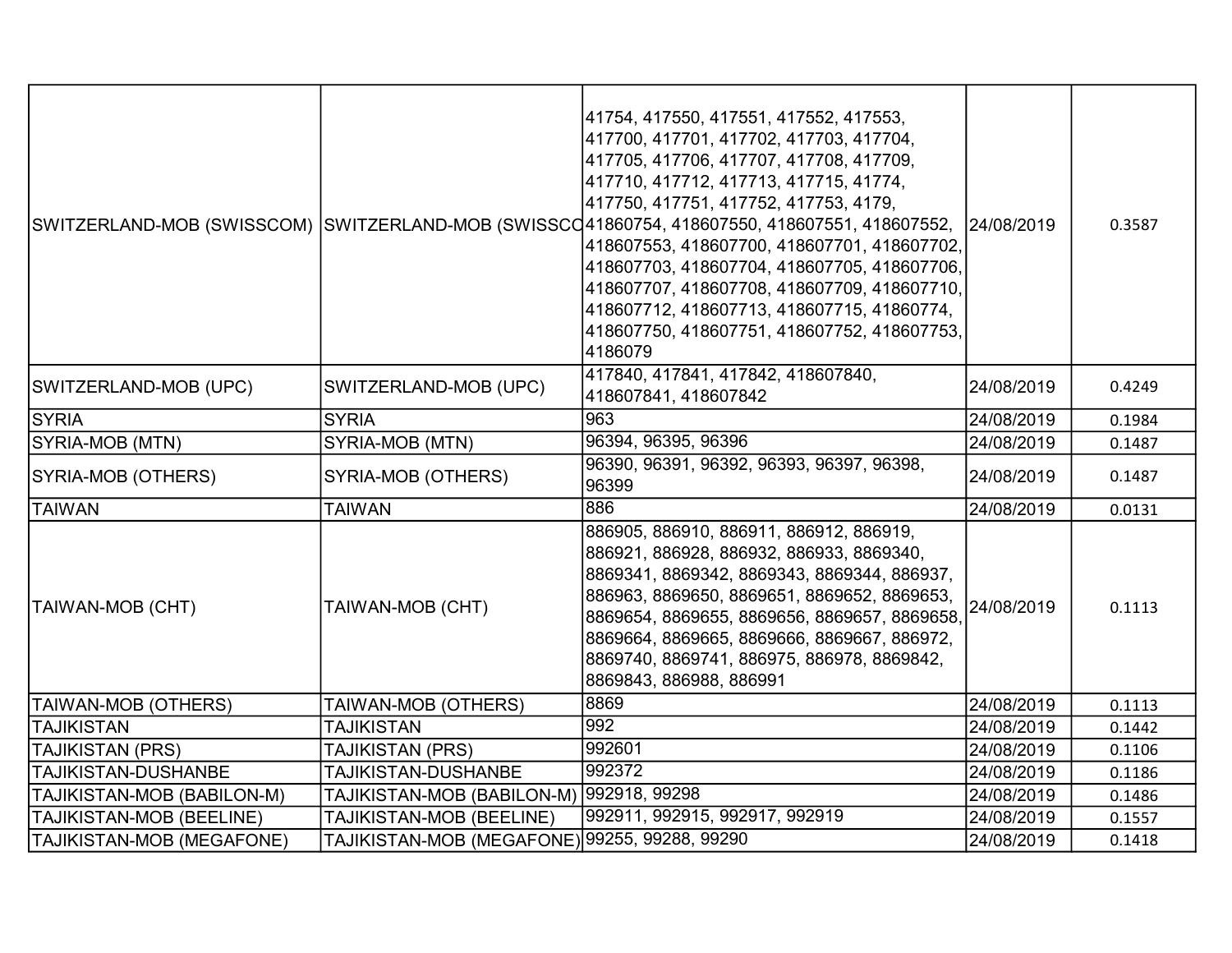| SWITZERLAND-MOB (SWISSCOM) | SWITZERLAND-MOB (SWISSCO | 41754, 417550, 417551, 417552, 417553, 417700, 417701, 417702, 417703, 417704, 417705, 417706, 417707, 417708, 417709, 417710, 417712, 417713, 417715, 41774, 417750, 417751, 417752, 417753, 4179, 41860754, 418607550, 418607551, 418607552, 418607553, 418607700, 418607701, 418607702, 418607703, 418607704, 418607705, 418607706, 418607707, 418607708, 418607709, 418607710, 418607712, 418607713, 418607715, 41860774, 418607750, 418607751, 418607752, 418607753, 4186079 | 24/08/2019 | 0.3587 |
|---|---|---|---|---|
| SWITZERLAND-MOB (UPC) | SWITZERLAND-MOB (UPC) | 417840, 417841, 417842, 418607840, 418607841, 418607842 | 24/08/2019 | 0.4249 |
| SYRIA | SYRIA | 963 | 24/08/2019 | 0.1984 |
| SYRIA-MOB (MTN) | SYRIA-MOB (MTN) | 96394, 96395, 96396 | 24/08/2019 | 0.1487 |
| SYRIA-MOB (OTHERS) | SYRIA-MOB (OTHERS) | 96390, 96391, 96392, 96393, 96397, 96398, 96399 | 24/08/2019 | 0.1487 |
| TAIWAN | TAIWAN | 886 | 24/08/2019 | 0.0131 |
| TAIWAN-MOB (CHT) | TAIWAN-MOB (CHT) | 886905, 886910, 886911, 886912, 886919, 886921, 886928, 886932, 886933, 8869340, 8869341, 8869342, 8869343, 8869344, 886937, 886963, 8869650, 8869651, 8869652, 8869653, 8869654, 8869655, 8869656, 8869657, 8869658, 8869664, 8869665, 8869666, 8869667, 886972, 8869740, 8869741, 886975, 886978, 8869842, 8869843, 886988, 886991 | 24/08/2019 | 0.1113 |
| TAIWAN-MOB (OTHERS) | TAIWAN-MOB (OTHERS) | 8869 | 24/08/2019 | 0.1113 |
| TAJIKISTAN | TAJIKISTAN | 992 | 24/08/2019 | 0.1442 |
| TAJIKISTAN (PRS) | TAJIKISTAN (PRS) | 992601 | 24/08/2019 | 0.1106 |
| TAJIKISTAN-DUSHANBE | TAJIKISTAN-DUSHANBE | 992372 | 24/08/2019 | 0.1186 |
| TAJIKISTAN-MOB (BABILON-M) | TAJIKISTAN-MOB (BABILON-M) | 992918, 99298 | 24/08/2019 | 0.1486 |
| TAJIKISTAN-MOB (BEELINE) | TAJIKISTAN-MOB (BEELINE) | 992911, 992915, 992917, 992919 | 24/08/2019 | 0.1557 |
| TAJIKISTAN-MOB (MEGAFONE) | TAJIKISTAN-MOB (MEGAFONE) | 99255, 99288, 99290 | 24/08/2019 | 0.1418 |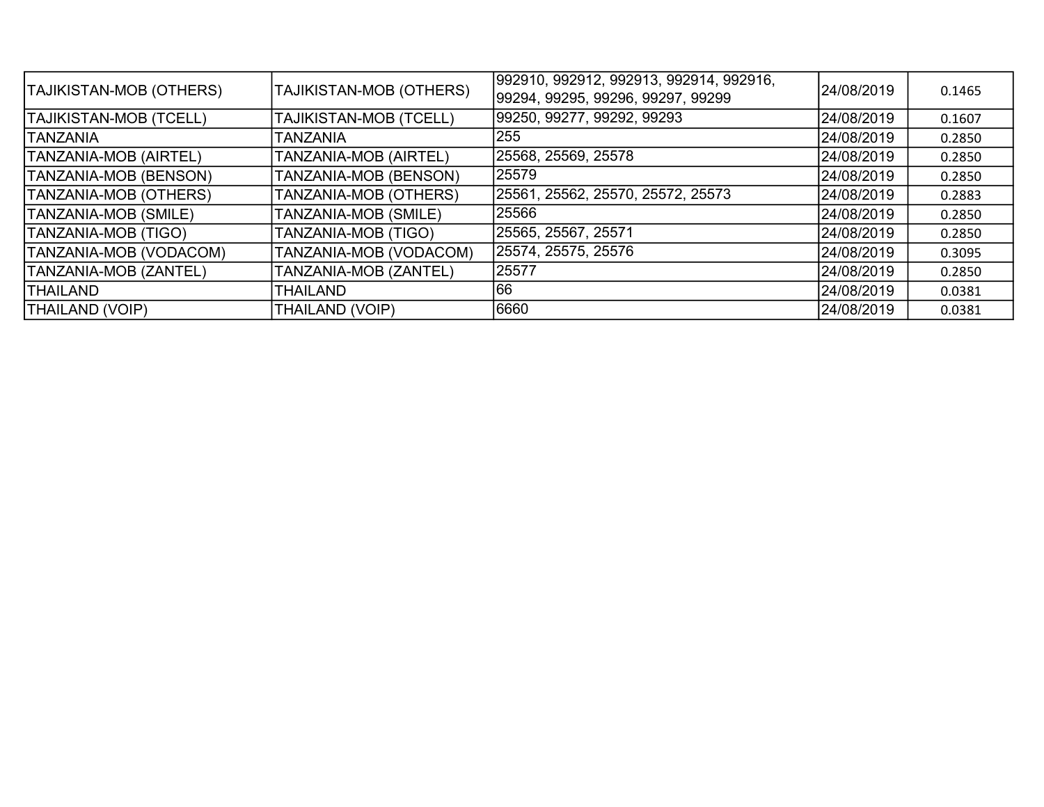| TAJIKISTAN-MOB (OTHERS) | TAJIKISTAN-MOB (OTHERS) | 992910, 992912, 992913, 992914, 992916, 99294, 99295, 99296, 99297, 99299 | 24/08/2019 | 0.1465 |
|---|---|---|---|---|
| TAJIKISTAN-MOB (TCELL) | TAJIKISTAN-MOB (TCELL) | 99250, 99277, 99292, 99293 | 24/08/2019 | 0.1607 |
| TANZANIA | TANZANIA | 255 | 24/08/2019 | 0.2850 |
| TANZANIA-MOB (AIRTEL) | TANZANIA-MOB (AIRTEL) | 25568, 25569, 25578 | 24/08/2019 | 0.2850 |
| TANZANIA-MOB (BENSON) | TANZANIA-MOB (BENSON) | 25579 | 24/08/2019 | 0.2850 |
| TANZANIA-MOB (OTHERS) | TANZANIA-MOB (OTHERS) | 25561, 25562, 25570, 25572, 25573 | 24/08/2019 | 0.2883 |
| TANZANIA-MOB (SMILE) | TANZANIA-MOB (SMILE) | 25566 | 24/08/2019 | 0.2850 |
| TANZANIA-MOB (TIGO) | TANZANIA-MOB (TIGO) | 25565, 25567, 25571 | 24/08/2019 | 0.2850 |
| TANZANIA-MOB (VODACOM) | TANZANIA-MOB (VODACOM) | 25574, 25575, 25576 | 24/08/2019 | 0.3095 |
| TANZANIA-MOB (ZANTEL) | TANZANIA-MOB (ZANTEL) | 25577 | 24/08/2019 | 0.2850 |
| THAILAND | THAILAND | 66 | 24/08/2019 | 0.0381 |
| THAILAND (VOIP) | THAILAND (VOIP) | 6660 | 24/08/2019 | 0.0381 |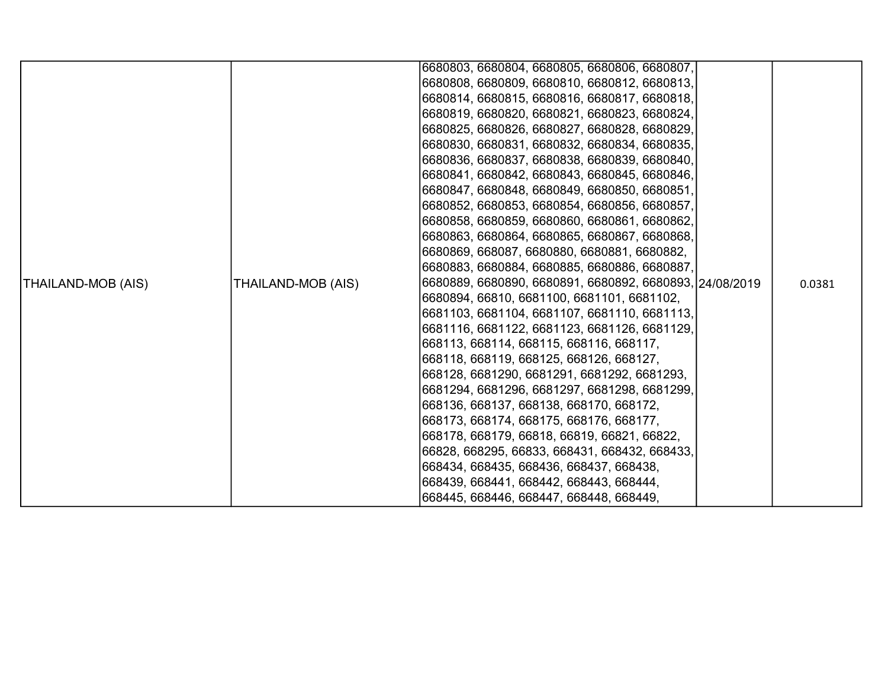| THAILAND-MOB (AIS) | THAILAND-MOB (AIS) | 6680803, 6680804, 6680805, 6680806, 6680807, 6680808, 6680809, 6680810, 6680812, 6680813, 6680814, 6680815, 6680816, 6680817, 6680818, 6680819, 6680820, 6680821, 6680823, 6680824, 6680825, 6680826, 6680827, 6680828, 6680829, 6680830, 6680831, 6680832, 6680834, 6680835, 6680836, 6680837, 6680838, 6680839, 6680840, 6680841, 6680842, 6680843, 6680845, 6680846, 6680847, 6680848, 6680849, 6680850, 6680851, 6680852, 6680853, 6680854, 6680856, 6680857, 6680858, 6680859, 6680860, 6680861, 6680862, 6680863, 6680864, 6680865, 6680867, 6680868, 6680869, 668087, 6680880, 6680881, 6680882, 6680883, 6680884, 6680885, 6680886, 6680887, 6680889, 6680890, 6680891, 6680892, 6680893, 6680894, 66810, 6681100, 6681101, 6681102, 6681103, 6681104, 6681107, 6681110, 6681113, 6681116, 6681122, 6681123, 6681126, 6681129, 668113, 668114, 668115, 668116, 668117, 668118, 668119, 668125, 668126, 668127, 668128, 6681290, 6681291, 6681292, 6681293, 6681294, 6681296, 6681297, 6681298, 6681299, 668136, 668137, 668138, 668170, 668172, 668173, 668174, 668175, 668176, 668177, 668178, 668179, 66818, 66819, 66821, 66822, 66828, 668295, 66833, 668431, 668432, 668433, 668434, 668435, 668436, 668437, 668438, 668439, 668441, 668442, 668443, 668444, 668445, 668446, 668447, 668448, 668449, | 24/08/2019 | 0.0381 |
|---|---|---|---|---|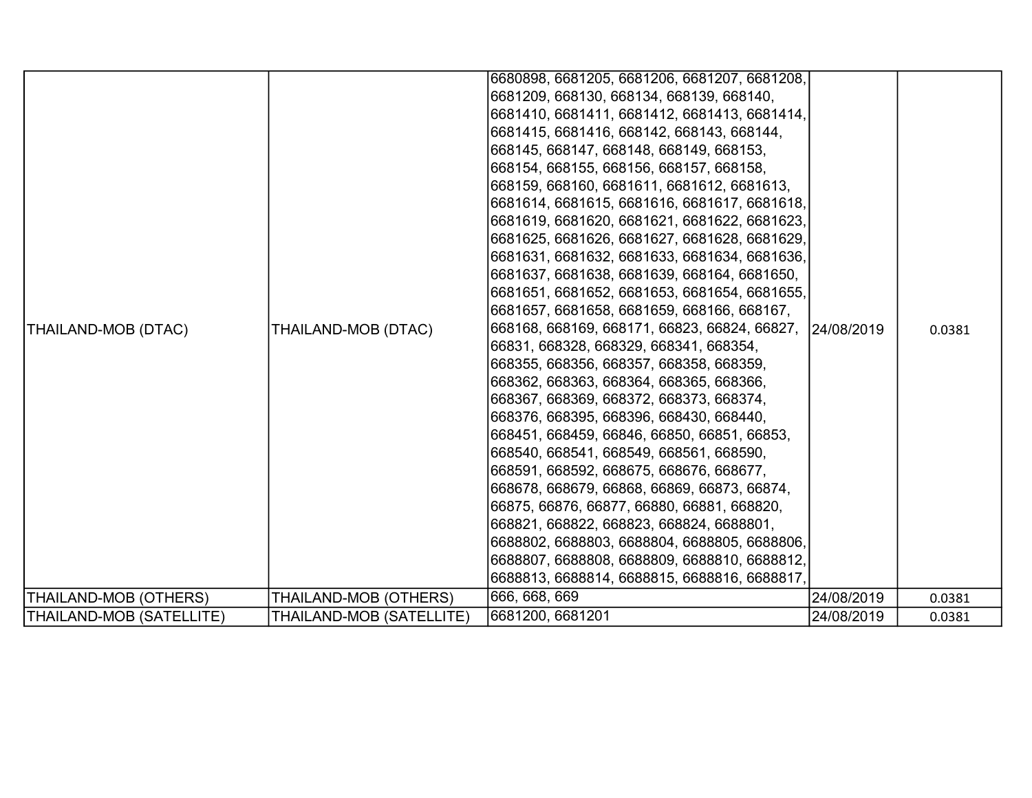| | | | | |
|---|---|---|---|---|
| THAILAND-MOB (DTAC) | THAILAND-MOB (DTAC) | 6680898, 6681205, 6681206, 6681207, 6681208, 6681209, 668130, 668134, 668139, 668140, 6681410, 6681411, 6681412, 6681413, 6681414, 6681415, 6681416, 668142, 668143, 668144, 668145, 668147, 668148, 668149, 668153, 668154, 668155, 668156, 668157, 668158, 668159, 668160, 6681611, 6681612, 6681613, 6681614, 6681615, 6681616, 6681617, 6681618, 6681619, 6681620, 6681621, 6681622, 6681623, 6681625, 6681626, 6681627, 6681628, 6681629, 6681631, 6681632, 6681633, 6681634, 6681636, 6681637, 6681638, 6681639, 668164, 6681650, 6681651, 6681652, 6681653, 6681654, 6681655, 6681657, 6681658, 6681659, 668166, 668167, 668168, 668169, 668171, 66823, 66824, 66827, 66831, 668328, 668329, 668341, 668354, 668355, 668356, 668357, 668358, 668359, 668362, 668363, 668364, 668365, 668366, 668367, 668369, 668372, 668373, 668374, 668376, 668395, 668396, 668430, 668440, 668451, 668459, 66846, 66850, 66851, 66853, 668540, 668541, 668549, 668561, 668590, 668591, 668592, 668675, 668676, 668677, 668678, 668679, 66868, 66869, 66873, 66874, 66875, 66876, 66877, 66880, 66881, 668820, 668821, 668822, 668823, 668824, 6688801, 6688802, 6688803, 6688804, 6688805, 6688806, 6688807, 6688808, 6688809, 6688810, 6688812, 6688813, 6688814, 6688815, 6688816, 6688817, | 24/08/2019 | 0.0381 |
| THAILAND-MOB (OTHERS) | THAILAND-MOB (OTHERS) | 666, 668, 669 | 24/08/2019 | 0.0381 |
| THAILAND-MOB (SATELLITE) | THAILAND-MOB (SATELLITE) | 6681200, 6681201 | 24/08/2019 | 0.0381 |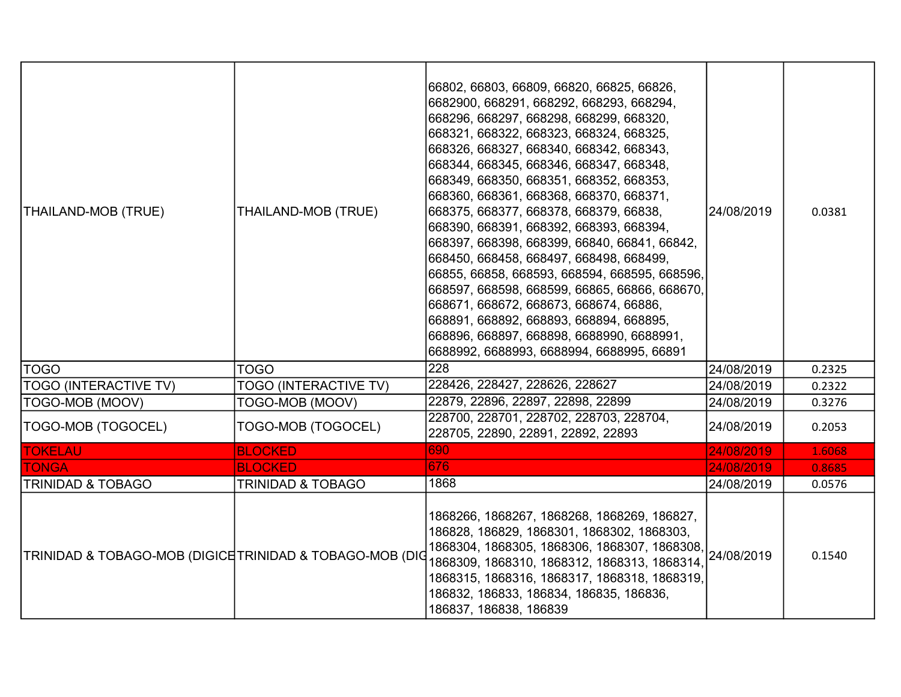| | | | | |
|---|---|---|---|---|
| THAILAND-MOB (TRUE) | THAILAND-MOB (TRUE) | 66802, 66803, 66809, 66820, 66825, 66826, 6682900, 668291, 668292, 668293, 668294, 668296, 668297, 668298, 668299, 668320, 668321, 668322, 668323, 668324, 668325, 668326, 668327, 668340, 668342, 668343, 668344, 668345, 668346, 668347, 668348, 668349, 668350, 668351, 668352, 668353, 668360, 668361, 668368, 668370, 668371, 668375, 668377, 668378, 668379, 66838, 668390, 668391, 668392, 668393, 668394, 668397, 668398, 668399, 66840, 66841, 66842, 668450, 668458, 668497, 668498, 668499, 66855, 66858, 668593, 668594, 668595, 668596, 668597, 668598, 668599, 66865, 66866, 668670, 668671, 668672, 668673, 668674, 66886, 668891, 668892, 668893, 668894, 668895, 668896, 668897, 668898, 6688990, 6688991, 6688992, 6688993, 6688994, 6688995, 66891 | 24/08/2019 | 0.0381 |
| TOGO | TOGO | 228 | 24/08/2019 | 0.2325 |
| TOGO (INTERACTIVE TV) | TOGO (INTERACTIVE TV) | 228426, 228427, 228626, 228627 | 24/08/2019 | 0.2322 |
| TOGO-MOB (MOOV) | TOGO-MOB (MOOV) | 22879, 22896, 22897, 22898, 22899 | 24/08/2019 | 0.3276 |
| TOGO-MOB (TOGOCEL) | TOGO-MOB (TOGOCEL) | 228700, 228701, 228702, 228703, 228704, 228705, 22890, 22891, 22892, 22893 | 24/08/2019 | 0.2053 |
| TOKELAU | BLOCKED | 690 | 24/08/2019 | 1.6068 |
| TONGA | BLOCKED | 676 | 24/08/2019 | 0.8685 |
| TRINIDAD & TOBAGO | TRINIDAD & TOBAGO | 1868 | 24/08/2019 | 0.0576 |
| TRINIDAD & TOBAGO-MOB (DIGICE | TRINIDAD & TOBAGO-MOB (DIG | 1868266, 1868267, 1868268, 1868269, 186827, 186828, 186829, 1868301, 1868302, 1868303, 1868304, 1868305, 1868306, 1868307, 1868308, 1868309, 1868310, 1868312, 1868313, 1868314, 1868315, 1868316, 1868317, 1868318, 1868319, 186832, 186833, 186834, 186835, 186836, 186837, 186838, 186839 | 24/08/2019 | 0.1540 |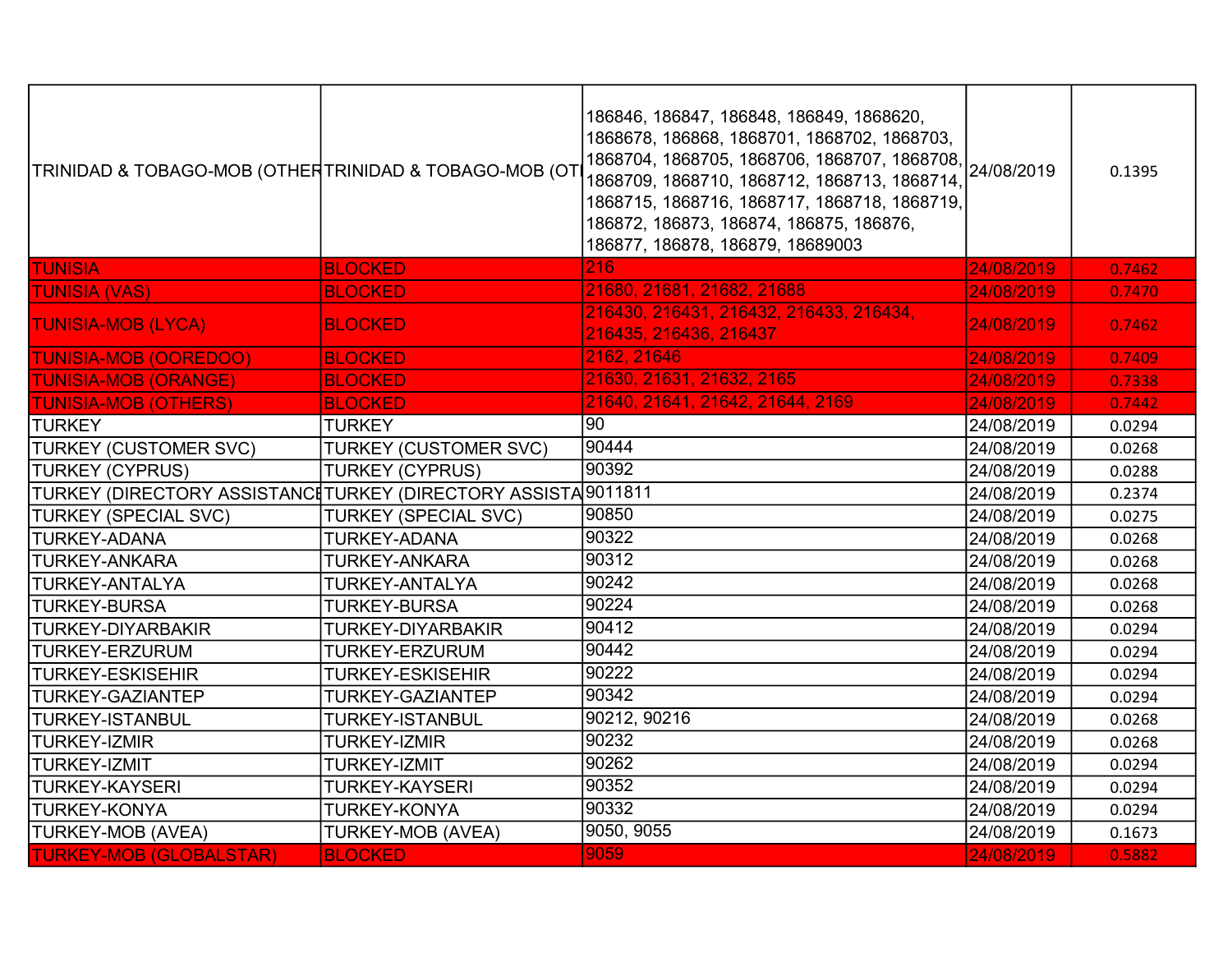| TRINIDAD & TOBAGO-MOB (OTHER | TRINIDAD & TOBAGO-MOB (OT | 186846, 186847, 186848, 186849, 1868620, 1868678, 186868, 1868701, 1868702, 1868703, 1868704, 1868705, 1868706, 1868707, 1868708, 1868709, 1868710, 1868712, 1868713, 1868714, 1868715, 1868716, 1868717, 1868718, 1868719, 186872, 186873, 186874, 186875, 186876, 186877, 186878, 186879, 18689003 | 24/08/2019 | 0.1395 |
|---|---|---|---|---|
| TUNISIA | BLOCKED | 216 | 24/08/2019 | 0.7462 |
| TUNISIA (VAS) | BLOCKED | 21680, 21681, 21682, 21688 | 24/08/2019 | 0.7470 |
| TUNISIA-MOB (LYCA) | BLOCKED | 216430, 216431, 216432, 216433, 216434, 216435, 216436, 216437 | 24/08/2019 | 0.7462 |
| TUNISIA-MOB (OOREDOO) | BLOCKED | 2162, 21646 | 24/08/2019 | 0.7409 |
| TUNISIA-MOB (ORANGE) | BLOCKED | 21630, 21631, 21632, 2165 | 24/08/2019 | 0.7338 |
| TUNISIA-MOB (OTHERS) | BLOCKED | 21640, 21641, 21642, 21644, 2169 | 24/08/2019 | 0.7442 |
| TURKEY | TURKEY | 90 | 24/08/2019 | 0.0294 |
| TURKEY (CUSTOMER SVC) | TURKEY (CUSTOMER SVC) | 90444 | 24/08/2019 | 0.0268 |
| TURKEY (CYPRUS) | TURKEY (CYPRUS) | 90392 | 24/08/2019 | 0.0288 |
| TURKEY (DIRECTORY ASSISTANCE | TURKEY (DIRECTORY ASSISTA | 9011811 | 24/08/2019 | 0.2374 |
| TURKEY (SPECIAL SVC) | TURKEY (SPECIAL SVC) | 90850 | 24/08/2019 | 0.0275 |
| TURKEY-ADANA | TURKEY-ADANA | 90322 | 24/08/2019 | 0.0268 |
| TURKEY-ANKARA | TURKEY-ANKARA | 90312 | 24/08/2019 | 0.0268 |
| TURKEY-ANTALYA | TURKEY-ANTALYA | 90242 | 24/08/2019 | 0.0268 |
| TURKEY-BURSA | TURKEY-BURSA | 90224 | 24/08/2019 | 0.0268 |
| TURKEY-DIYARBAKIR | TURKEY-DIYARBAKIR | 90412 | 24/08/2019 | 0.0294 |
| TURKEY-ERZURUM | TURKEY-ERZURUM | 90442 | 24/08/2019 | 0.0294 |
| TURKEY-ESKISEHIR | TURKEY-ESKISEHIR | 90222 | 24/08/2019 | 0.0294 |
| TURKEY-GAZIANTEP | TURKEY-GAZIANTEP | 90342 | 24/08/2019 | 0.0294 |
| TURKEY-ISTANBUL | TURKEY-ISTANBUL | 90212, 90216 | 24/08/2019 | 0.0268 |
| TURKEY-IZMIR | TURKEY-IZMIR | 90232 | 24/08/2019 | 0.0268 |
| TURKEY-IZMIT | TURKEY-IZMIT | 90262 | 24/08/2019 | 0.0294 |
| TURKEY-KAYSERI | TURKEY-KAYSERI | 90352 | 24/08/2019 | 0.0294 |
| TURKEY-KONYA | TURKEY-KONYA | 90332 | 24/08/2019 | 0.0294 |
| TURKEY-MOB (AVEA) | TURKEY-MOB (AVEA) | 9050, 9055 | 24/08/2019 | 0.1673 |
| TURKEY-MOB (GLOBALSTAR) | BLOCKED | 9059 | 24/08/2019 | 0.5882 |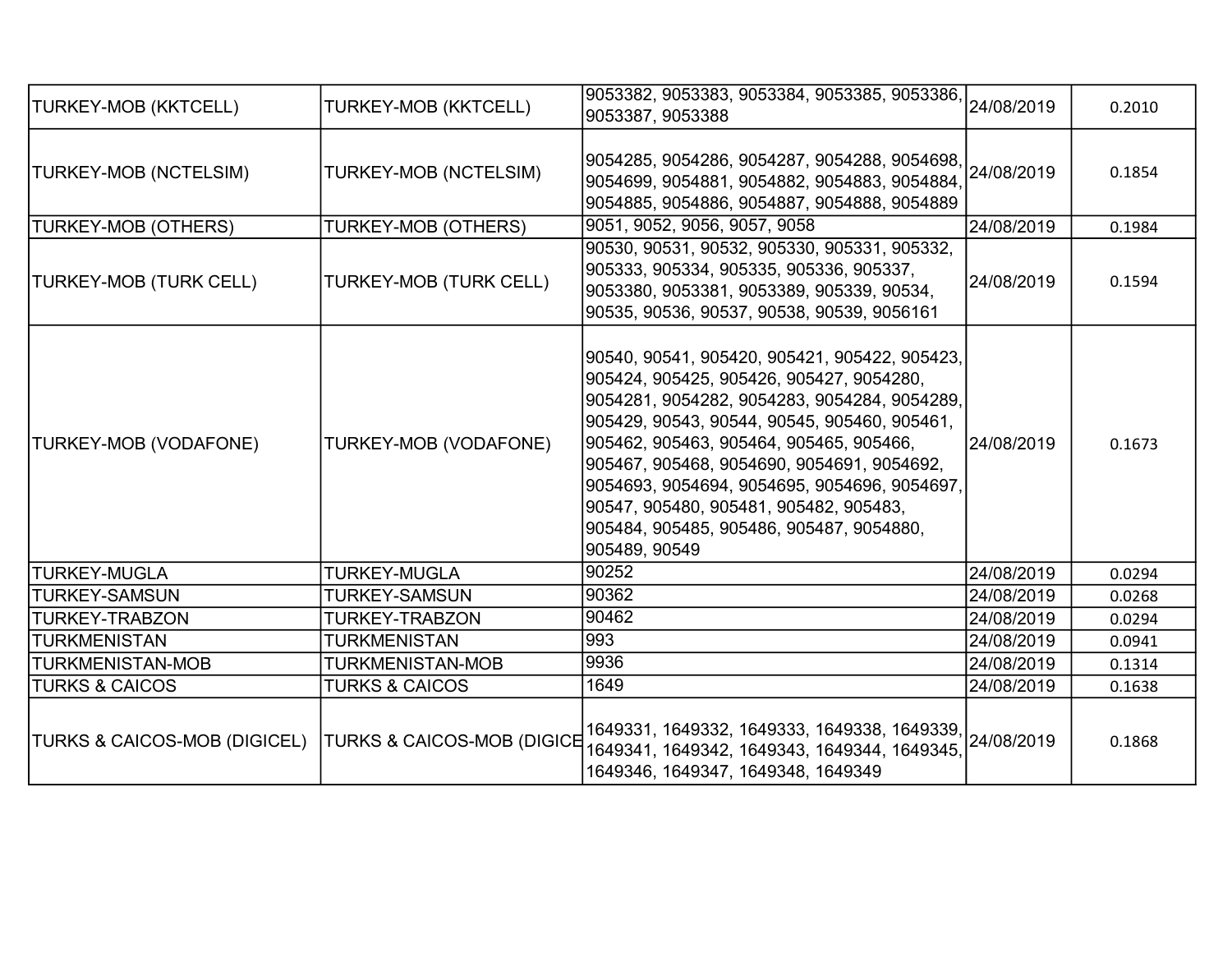| TURKEY-MOB (KKTCELL) | TURKEY-MOB (KKTCELL) | 9053382, 9053383, 9053384, 9053385, 9053386, 9053387, 9053388 | 24/08/2019 | 0.2010 |
|---|---|---|---|---|
| TURKEY-MOB (NCTELSIM) | TURKEY-MOB (NCTELSIM) | 9054285, 9054286, 9054287, 9054288, 9054698, 9054699, 9054881, 9054882, 9054883, 9054884, 9054885, 9054886, 9054887, 9054888, 9054889 | 24/08/2019 | 0.1854 |
| TURKEY-MOB (OTHERS) | TURKEY-MOB (OTHERS) | 9051, 9052, 9056, 9057, 9058 | 24/08/2019 | 0.1984 |
| TURKEY-MOB (TURK CELL) | TURKEY-MOB (TURK CELL) | 90530, 90531, 90532, 905330, 905331, 905332, 905333, 905334, 905335, 905336, 905337, 9053380, 9053381, 9053389, 905339, 90534, 90535, 90536, 90537, 90538, 90539, 9056161 | 24/08/2019 | 0.1594 |
| TURKEY-MOB (VODAFONE) | TURKEY-MOB (VODAFONE) | 90540, 90541, 905420, 905421, 905422, 905423, 905424, 905425, 905426, 905427, 9054280, 9054281, 9054282, 9054283, 9054284, 9054289, 905429, 90543, 90544, 90545, 905460, 905461, 905462, 905463, 905464, 905465, 905466, 905467, 905468, 9054690, 9054691, 9054692, 9054693, 9054694, 9054695, 9054696, 9054697, 90547, 905480, 905481, 905482, 905483, 905484, 905485, 905486, 905487, 9054880, 905489, 90549 | 24/08/2019 | 0.1673 |
| TURKEY-MUGLA | TURKEY-MUGLA | 90252 | 24/08/2019 | 0.0294 |
| TURKEY-SAMSUN | TURKEY-SAMSUN | 90362 | 24/08/2019 | 0.0268 |
| TURKEY-TRABZON | TURKEY-TRABZON | 90462 | 24/08/2019 | 0.0294 |
| TURKMENISTAN | TURKMENISTAN | 993 | 24/08/2019 | 0.0941 |
| TURKMENISTAN-MOB | TURKMENISTAN-MOB | 9936 | 24/08/2019 | 0.1314 |
| TURKS & CAICOS | TURKS & CAICOS | 1649 | 24/08/2019 | 0.1638 |
| TURKS & CAICOS-MOB (DIGICEL) | TURKS & CAICOS-MOB (DIGICE | 1649331, 1649332, 1649333, 1649338, 1649339, 1649341, 1649342, 1649343, 1649344, 1649345, 1649346, 1649347, 1649348, 1649349 | 24/08/2019 | 0.1868 |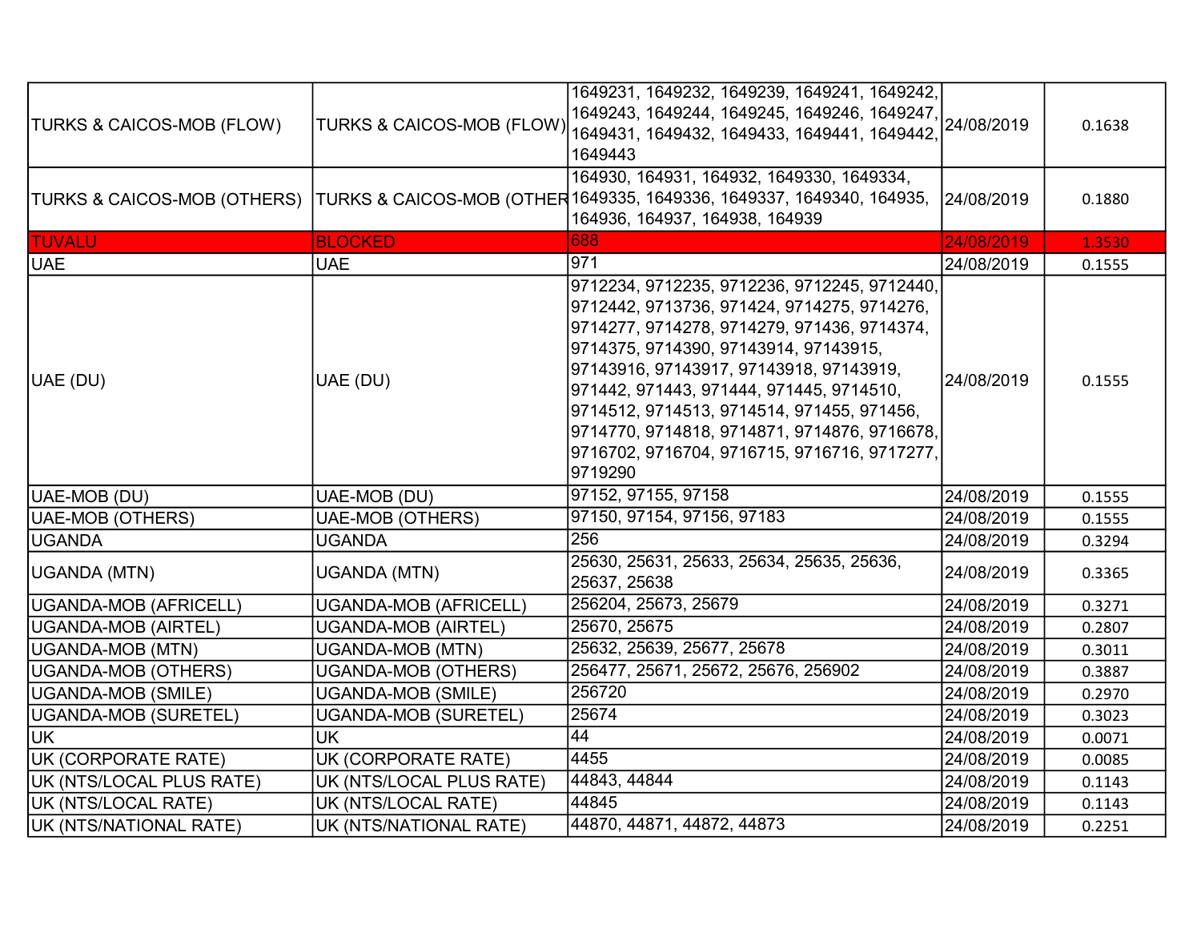| | | | | |
|---|---|---|---|---|
| TURKS & CAICOS-MOB (FLOW) | TURKS & CAICOS-MOB (FLOW) | 1649231, 1649232, 1649239, 1649241, 1649242, 1649243, 1649244, 1649245, 1649246, 1649247, 1649431, 1649432, 1649433, 1649441, 1649442, 1649443 | 24/08/2019 | 0.1638 |
| TURKS & CAICOS-MOB (OTHERS) | TURKS & CAICOS-MOB (OTHER | 164930, 164931, 164932, 1649330, 1649334, 1649335, 1649336, 1649337, 1649340, 164935, 164936, 164937, 164938, 164939 | 24/08/2019 | 0.1880 |
| TUVALU | BLOCKED | 688 | 24/08/2019 | 1.3530 |
| UAE | UAE | 971 | 24/08/2019 | 0.1555 |
| UAE (DU) | UAE (DU) | 9712234, 9712235, 9712236, 9712245, 9712440, 9712442, 9713736, 971424, 9714275, 9714276, 9714277, 9714278, 9714279, 971436, 9714374, 9714375, 9714390, 97143914, 97143915, 97143916, 97143917, 97143918, 97143919, 971442, 971443, 971444, 971445, 9714510, 9714512, 9714513, 9714514, 971455, 971456, 9714770, 9714818, 9714871, 9714876, 9716678, 9716702, 9716704, 9716715, 9716716, 9717277, 9719290 | 24/08/2019 | 0.1555 |
| UAE-MOB (DU) | UAE-MOB (DU) | 97152, 97155, 97158 | 24/08/2019 | 0.1555 |
| UAE-MOB (OTHERS) | UAE-MOB (OTHERS) | 97150, 97154, 97156, 97183 | 24/08/2019 | 0.1555 |
| UGANDA | UGANDA | 256 | 24/08/2019 | 0.3294 |
| UGANDA (MTN) | UGANDA (MTN) | 25630, 25631, 25633, 25634, 25635, 25636, 25637, 25638 | 24/08/2019 | 0.3365 |
| UGANDA-MOB (AFRICELL) | UGANDA-MOB (AFRICELL) | 256204, 25673, 25679 | 24/08/2019 | 0.3271 |
| UGANDA-MOB (AIRTEL) | UGANDA-MOB (AIRTEL) | 25670, 25675 | 24/08/2019 | 0.2807 |
| UGANDA-MOB (MTN) | UGANDA-MOB (MTN) | 25632, 25639, 25677, 25678 | 24/08/2019 | 0.3011 |
| UGANDA-MOB (OTHERS) | UGANDA-MOB (OTHERS) | 256477, 25671, 25672, 25676, 256902 | 24/08/2019 | 0.3887 |
| UGANDA-MOB (SMILE) | UGANDA-MOB (SMILE) | 256720 | 24/08/2019 | 0.2970 |
| UGANDA-MOB (SURETEL) | UGANDA-MOB (SURETEL) | 25674 | 24/08/2019 | 0.3023 |
| UK | UK | 44 | 24/08/2019 | 0.0071 |
| UK (CORPORATE RATE) | UK (CORPORATE RATE) | 4455 | 24/08/2019 | 0.0085 |
| UK (NTS/LOCAL PLUS RATE) | UK (NTS/LOCAL PLUS RATE) | 44843, 44844 | 24/08/2019 | 0.1143 |
| UK (NTS/LOCAL RATE) | UK (NTS/LOCAL RATE) | 44845 | 24/08/2019 | 0.1143 |
| UK (NTS/NATIONAL RATE) | UK (NTS/NATIONAL RATE) | 44870, 44871, 44872, 44873 | 24/08/2019 | 0.2251 |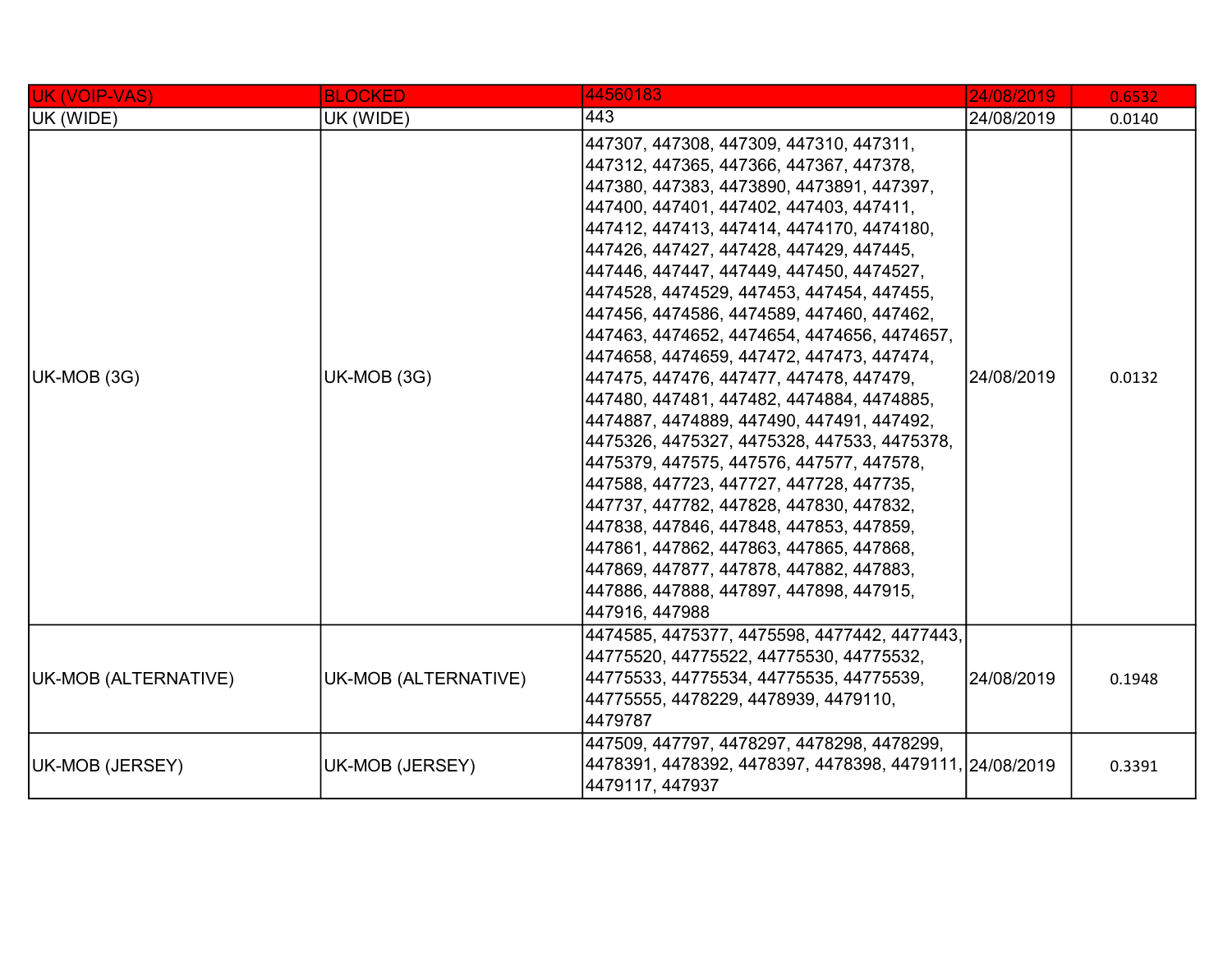| UK (VOIP-VAS) | BLOCKED | 44560183 | 24/08/2019 | 0.6532 |
|---|---|---|---|---|
| UK (WIDE) | UK (WIDE) | 443 | 24/08/2019 | 0.0140 |
| UK-MOB (3G) | UK-MOB (3G) | 447307, 447308, 447309, 447310, 447311, 447312, 447365, 447366, 447367, 447378, 447380, 447383, 4473890, 4473891, 447397, 447400, 447401, 447402, 447403, 447411, 447412, 447413, 447414, 4474170, 4474180, 447426, 447427, 447428, 447429, 447445, 447446, 447447, 447449, 447450, 4474527, 4474528, 4474529, 447453, 447454, 447455, 447456, 4474586, 4474589, 447460, 447462, 447463, 4474652, 4474654, 4474656, 4474657, 4474658, 4474659, 447472, 447473, 447474, 447475, 447476, 447477, 447478, 447479, 447480, 447481, 447482, 4474884, 4474885, 4474887, 4474889, 447490, 447491, 447492, 4475326, 4475327, 4475328, 447533, 4475378, 4475379, 447575, 447576, 447577, 447578, 447588, 447723, 447727, 447728, 447735, 447737, 447782, 447828, 447830, 447832, 447838, 447846, 447848, 447853, 447859, 447861, 447862, 447863, 447865, 447868, 447869, 447877, 447878, 447882, 447883, 447886, 447888, 447897, 447898, 447915, 447916, 447988 | 24/08/2019 | 0.0132 |
| UK-MOB (ALTERNATIVE) | UK-MOB (ALTERNATIVE) | 4474585, 4475377, 4475598, 4477442, 4477443, 44775520, 44775522, 44775530, 44775532, 44775533, 44775534, 44775535, 44775539, 44775555, 4478229, 4478939, 4479110, 4479787 | 24/08/2019 | 0.1948 |
| UK-MOB (JERSEY) | UK-MOB (JERSEY) | 447509, 447797, 4478297, 4478298, 4478299, 4478391, 4478392, 4478397, 4478398, 4479111, 4479117, 447937 | 24/08/2019 | 0.3391 |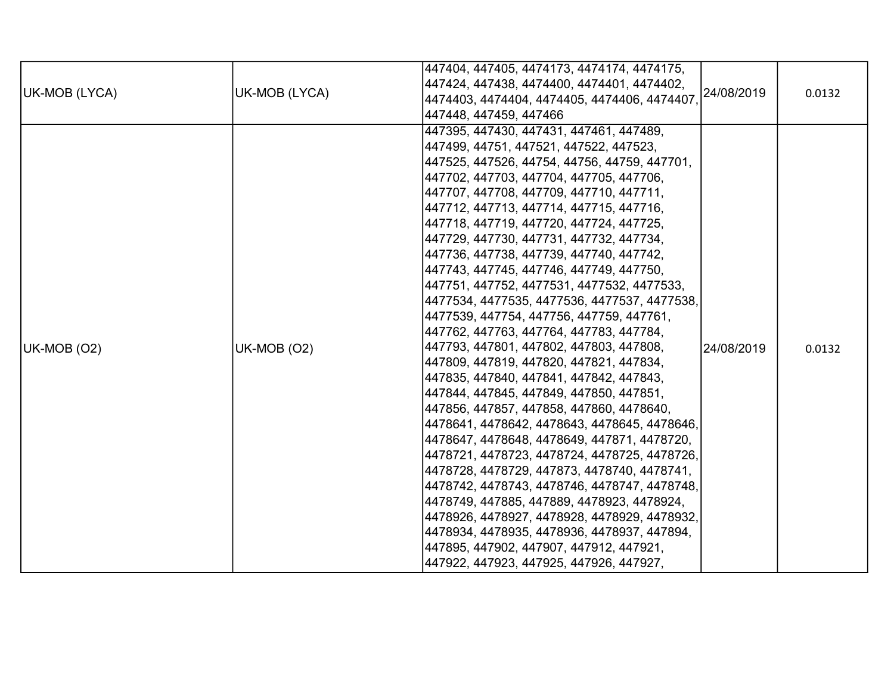| UK-MOB (LYCA) | UK-MOB (LYCA) | 447404, 447405, 4474173, 4474174, 4474175, 447424, 447438, 4474400, 4474401, 4474402, 4474403, 4474404, 4474405, 4474406, 4474407, 447448, 447459, 447466 | 24/08/2019 | 0.0132 |
|---|---|---|---|---|
| UK-MOB (O2) | UK-MOB (O2) | 447395, 447430, 447431, 447461, 447489, 447499, 44751, 447521, 447522, 447523, 447525, 447526, 44754, 44756, 44759, 447701, 447702, 447703, 447704, 447705, 447706, 447707, 447708, 447709, 447710, 447711, 447712, 447713, 447714, 447715, 447716, 447718, 447719, 447720, 447724, 447725, 447729, 447730, 447731, 447732, 447734, 447736, 447738, 447739, 447740, 447742, 447743, 447745, 447746, 447749, 447750, 447751, 447752, 4477531, 4477532, 4477533, 4477534, 4477535, 4477536, 4477537, 4477538, 4477539, 447754, 447756, 447759, 447761, 447762, 447763, 447764, 447783, 447784, 447793, 447801, 447802, 447803, 447808, 447809, 447819, 447820, 447821, 447834, 447835, 447840, 447841, 447842, 447843, 447844, 447845, 447849, 447850, 447851, 447856, 447857, 447858, 447860, 4478640, 4478641, 4478642, 4478643, 4478645, 4478646, 4478647, 4478648, 4478649, 447871, 4478720, 4478721, 4478723, 4478724, 4478725, 4478726, 4478728, 4478729, 447873, 4478740, 4478741, 4478742, 4478743, 4478746, 4478747, 4478748, 4478749, 447885, 447889, 4478923, 4478924, 4478926, 4478927, 4478928, 4478929, 4478932, 4478934, 4478935, 4478936, 4478937, 447894, 447895, 447902, 447907, 447912, 447921, 447922, 447923, 447925, 447926, 447927, | 24/08/2019 | 0.0132 |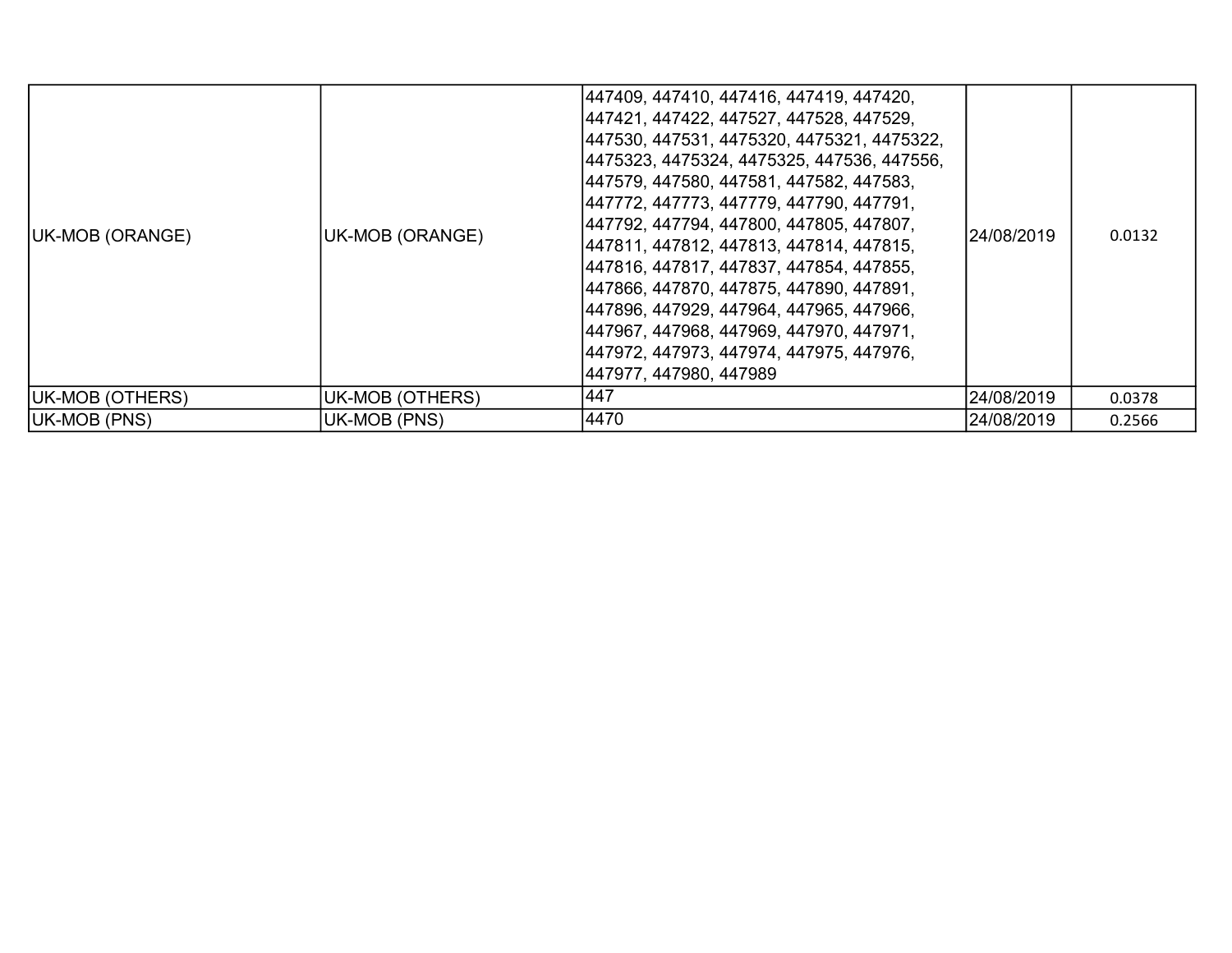| | | | | |
|---|---|---|---|---|
| UK-MOB (ORANGE) | UK-MOB (ORANGE) | 447409, 447410, 447416, 447419, 447420, 447421, 447422, 447527, 447528, 447529, 447530, 447531, 4475320, 4475321, 4475322, 4475323, 4475324, 4475325, 447536, 447556, 447579, 447580, 447581, 447582, 447583, 447772, 447773, 447779, 447790, 447791, 447792, 447794, 447800, 447805, 447807, 447811, 447812, 447813, 447814, 447815, 447816, 447817, 447837, 447854, 447855, 447866, 447870, 447875, 447890, 447891, 447896, 447929, 447964, 447965, 447966, 447967, 447968, 447969, 447970, 447971, 447972, 447973, 447974, 447975, 447976, 447977, 447980, 447989 | 24/08/2019 | 0.0132 |
| UK-MOB (OTHERS) | UK-MOB (OTHERS) | 447 | 24/08/2019 | 0.0378 |
| UK-MOB (PNS) | UK-MOB (PNS) | 4470 | 24/08/2019 | 0.2566 |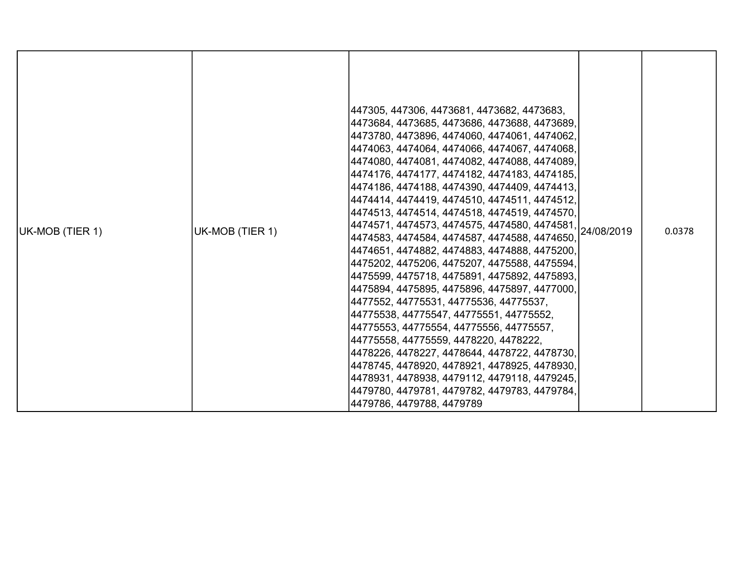| UK-MOB (TIER 1) | UK-MOB (TIER 1) | 447305, 447306, 4473681, 4473682, 4473683, 4473684, 4473685, 4473686, 4473688, 4473689, 4473780, 4473896, 4474060, 4474061, 4474062, 4474063, 4474064, 4474066, 4474067, 4474068, 4474080, 4474081, 4474082, 4474088, 4474089, 4474176, 4474177, 4474182, 4474183, 4474185, 4474186, 4474188, 4474390, 4474409, 4474413, 4474414, 4474419, 4474510, 4474511, 4474512, 4474513, 4474514, 4474518, 4474519, 4474570, 4474571, 4474573, 4474575, 4474580, 4474581, 4474583, 4474584, 4474587, 4474588, 4474650, 4474651, 4474882, 4474883, 4474888, 4475200, 4475202, 4475206, 4475207, 4475588, 4475594, 4475599, 4475718, 4475891, 4475892, 4475893, 4475894, 4475895, 4475896, 4475897, 4477000, 4477552, 44775531, 44775536, 44775537, 44775538, 44775547, 44775551, 44775552, 44775553, 44775554, 44775556, 44775557, 44775558, 44775559, 4478220, 4478222, 4478226, 4478227, 4478644, 4478722, 4478730, 4478745, 4478920, 4478921, 4478925, 4478930, 4478931, 4478938, 4479112, 4479118, 4479245, 4479780, 4479781, 4479782, 4479783, 4479784, 4479786, 4479788, 4479789 | 24/08/2019 | 0.0378 |
|---|---|---|---|---|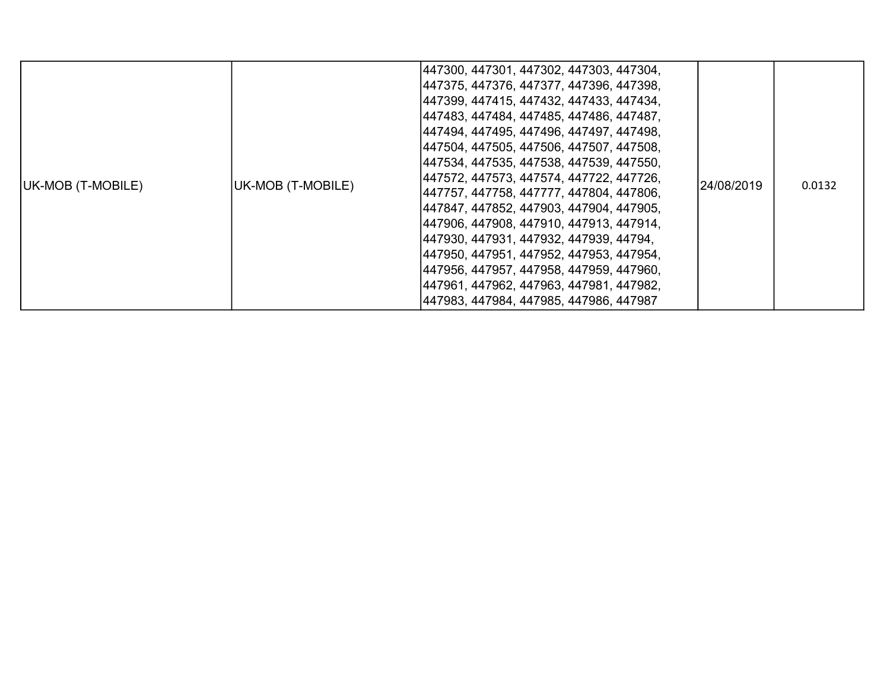| UK-MOB (T-MOBILE) | UK-MOB (T-MOBILE) | 447300, 447301, 447302, 447303, 447304, 447375, 447376, 447377, 447396, 447398, 447399, 447415, 447432, 447433, 447434, 447483, 447484, 447485, 447486, 447487, 447494, 447495, 447496, 447497, 447498, 447504, 447505, 447506, 447507, 447508, 447534, 447535, 447538, 447539, 447550, 447572, 447573, 447574, 447722, 447726, 447757, 447758, 447777, 447804, 447806, 447847, 447852, 447903, 447904, 447905, 447906, 447908, 447910, 447913, 447914, 447930, 447931, 447932, 447939, 44794, 447950, 447951, 447952, 447953, 447954, 447956, 447957, 447958, 447959, 447960, 447961, 447962, 447963, 447981, 447982, 447983, 447984, 447985, 447986, 447987 | 24/08/2019 | 0.0132 |
|---|---|---|---|---|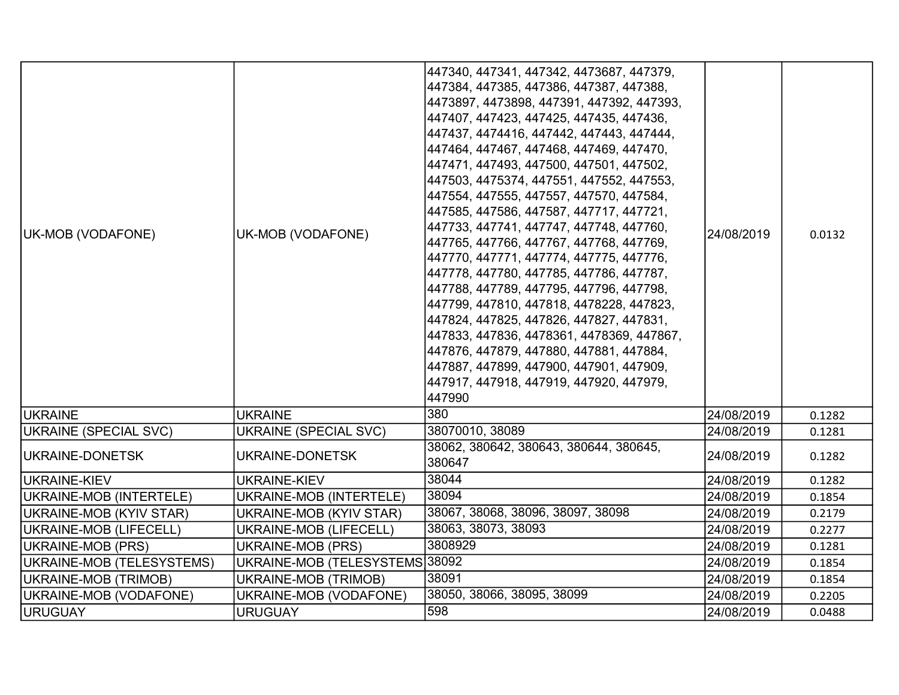| | | | | |
|---|---|---|---|---|
| UK-MOB (VODAFONE) | UK-MOB (VODAFONE) | 447340, 447341, 447342, 4473687, 447379, 447384, 447385, 447386, 447387, 447388, 4473897, 4473898, 447391, 447392, 447393, 447407, 447423, 447425, 447435, 447436, 447437, 4474416, 447442, 447443, 447444, 447464, 447467, 447468, 447469, 447470, 447471, 447493, 447500, 447501, 447502, 447503, 4475374, 447551, 447552, 447553, 447554, 447555, 447557, 447570, 447584, 447585, 447586, 447587, 447717, 447721, 447733, 447741, 447747, 447748, 447760, 447765, 447766, 447767, 447768, 447769, 447770, 447771, 447774, 447775, 447776, 447778, 447780, 447785, 447786, 447787, 447788, 447789, 447795, 447796, 447798, 447799, 447810, 447818, 4478228, 447823, 447824, 447825, 447826, 447827, 447831, 447833, 447836, 4478361, 4478369, 447867, 447876, 447879, 447880, 447881, 447884, 447887, 447899, 447900, 447901, 447909, 447917, 447918, 447919, 447920, 447979, 447990 | 24/08/2019 | 0.0132 |
| UKRAINE | UKRAINE | 380 | 24/08/2019 | 0.1282 |
| UKRAINE (SPECIAL SVC) | UKRAINE (SPECIAL SVC) | 38070010, 38089 | 24/08/2019 | 0.1281 |
| UKRAINE-DONETSK | UKRAINE-DONETSK | 38062, 380642, 380643, 380644, 380645, 380647 | 24/08/2019 | 0.1282 |
| UKRAINE-KIEV | UKRAINE-KIEV | 38044 | 24/08/2019 | 0.1282 |
| UKRAINE-MOB (INTERTELE) | UKRAINE-MOB (INTERTELE) | 38094 | 24/08/2019 | 0.1854 |
| UKRAINE-MOB (KYIV STAR) | UKRAINE-MOB (KYIV STAR) | 38067, 38068, 38096, 38097, 38098 | 24/08/2019 | 0.2179 |
| UKRAINE-MOB (LIFECELL) | UKRAINE-MOB (LIFECELL) | 38063, 38073, 38093 | 24/08/2019 | 0.2277 |
| UKRAINE-MOB (PRS) | UKRAINE-MOB (PRS) | 3808929 | 24/08/2019 | 0.1281 |
| UKRAINE-MOB (TELESYSTEMS) | UKRAINE-MOB (TELESYSTEMS | 38092 | 24/08/2019 | 0.1854 |
| UKRAINE-MOB (TRIMOB) | UKRAINE-MOB (TRIMOB) | 38091 | 24/08/2019 | 0.1854 |
| UKRAINE-MOB (VODAFONE) | UKRAINE-MOB (VODAFONE) | 38050, 38066, 38095, 38099 | 24/08/2019 | 0.2205 |
| URUGUAY | URUGUAY | 598 | 24/08/2019 | 0.0488 |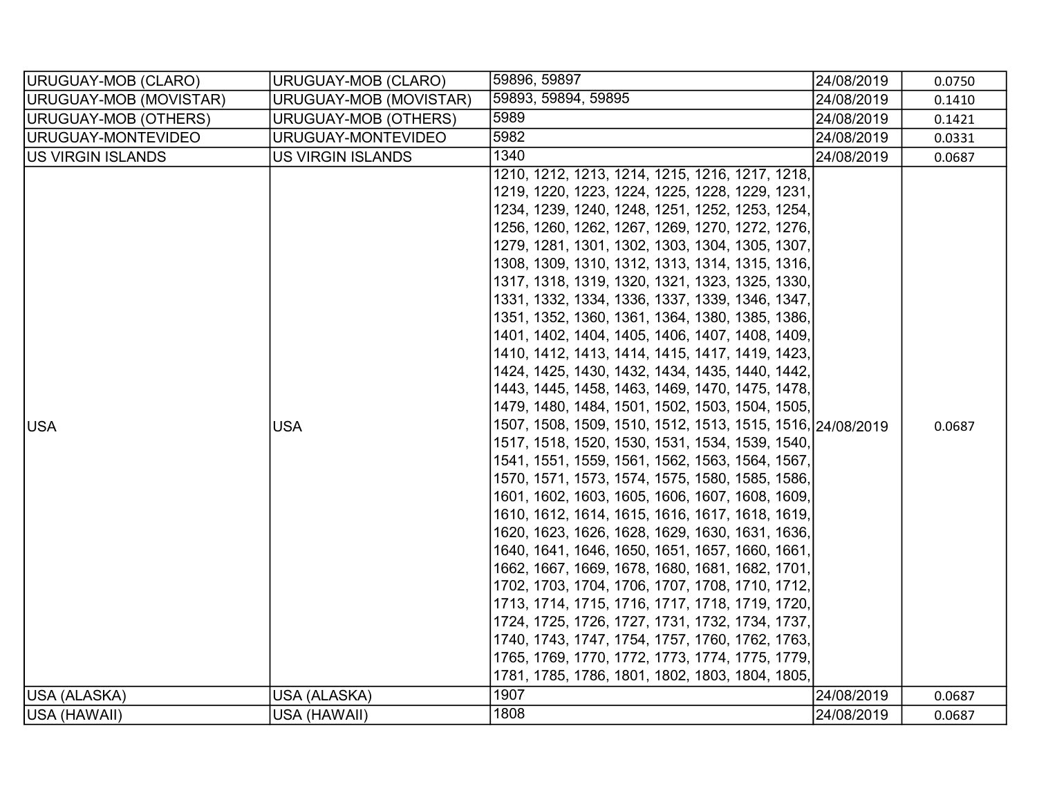| URUGUAY-MOB (CLARO) | URUGUAY-MOB (CLARO) | 59896, 59897 | 24/08/2019 | 0.0750 |
|---|---|---|---|---|
| URUGUAY-MOB (MOVISTAR) | URUGUAY-MOB (MOVISTAR) | 59893, 59894, 59895 | 24/08/2019 | 0.1410 |
| URUGUAY-MOB (OTHERS) | URUGUAY-MOB (OTHERS) | 5989 | 24/08/2019 | 0.1421 |
| URUGUAY-MONTEVIDEO | URUGUAY-MONTEVIDEO | 5982 | 24/08/2019 | 0.0331 |
| US VIRGIN ISLANDS | US VIRGIN ISLANDS | 1340 | 24/08/2019 | 0.0687 |
| USA | USA | 1210, 1212, 1213, 1214, 1215, 1216, 1217, 1218, 1219, 1220, 1223, 1224, 1225, 1228, 1229, 1231, 1234, 1239, 1240, 1248, 1251, 1252, 1253, 1254, 1256, 1260, 1262, 1267, 1269, 1270, 1272, 1276, 1279, 1281, 1301, 1302, 1303, 1304, 1305, 1307, 1308, 1309, 1310, 1312, 1313, 1314, 1315, 1316, 1317, 1318, 1319, 1320, 1321, 1323, 1325, 1330, 1331, 1332, 1334, 1336, 1337, 1339, 1346, 1347, 1351, 1352, 1360, 1361, 1364, 1380, 1385, 1386, 1401, 1402, 1404, 1405, 1406, 1407, 1408, 1409, 1410, 1412, 1413, 1414, 1415, 1417, 1419, 1423, 1424, 1425, 1430, 1432, 1434, 1435, 1440, 1442, 1443, 1445, 1458, 1463, 1469, 1470, 1475, 1478, 1479, 1480, 1484, 1501, 1502, 1503, 1504, 1505, 1507, 1508, 1509, 1510, 1512, 1513, 1515, 1516, 1517, 1518, 1520, 1530, 1531, 1534, 1539, 1540, 1541, 1551, 1559, 1561, 1562, 1563, 1564, 1567, 1570, 1571, 1573, 1574, 1575, 1580, 1585, 1586, 1601, 1602, 1603, 1605, 1606, 1607, 1608, 1609, 1610, 1612, 1614, 1615, 1616, 1617, 1618, 1619, 1620, 1623, 1626, 1628, 1629, 1630, 1631, 1636, 1640, 1641, 1646, 1650, 1651, 1657, 1660, 1661, 1662, 1667, 1669, 1678, 1680, 1681, 1682, 1701, 1702, 1703, 1704, 1706, 1707, 1708, 1710, 1712, 1713, 1714, 1715, 1716, 1717, 1718, 1719, 1720, 1724, 1725, 1726, 1727, 1731, 1732, 1734, 1737, 1740, 1743, 1747, 1754, 1757, 1760, 1762, 1763, 1765, 1769, 1770, 1772, 1773, 1774, 1775, 1779, 1781, 1785, 1786, 1801, 1802, 1803, 1804, 1805, | 24/08/2019 | 0.0687 |
| USA (ALASKA) | USA (ALASKA) | 1907 | 24/08/2019 | 0.0687 |
| USA (HAWAII) | USA (HAWAII) | 1808 | 24/08/2019 | 0.0687 |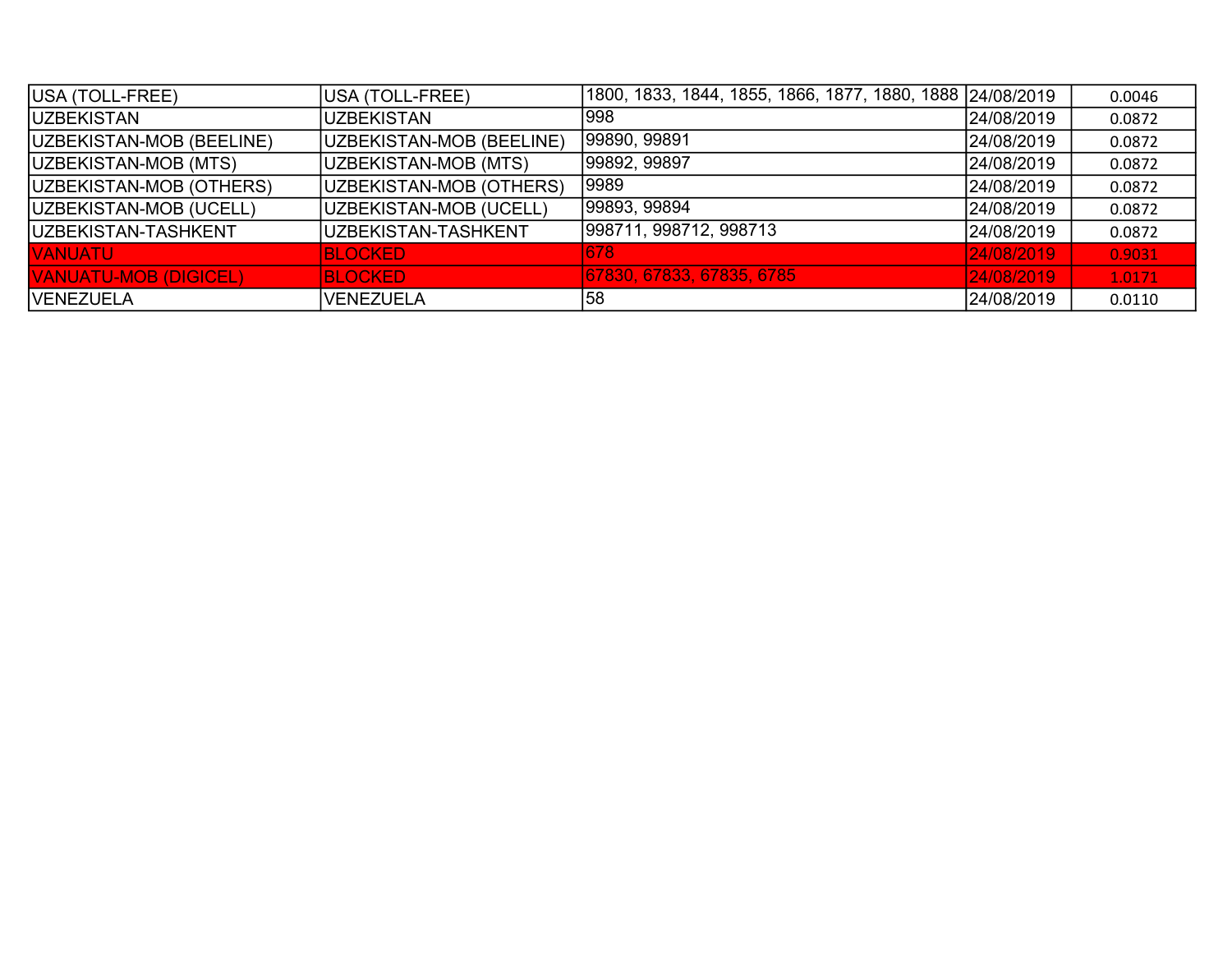| USA (TOLL-FREE) | USA (TOLL-FREE) | 1800, 1833, 1844, 1855, 1866, 1877, 1880, 1888 | 24/08/2019 | 0.0046 |
|---|---|---|---|---|
| UZBEKISTAN | UZBEKISTAN | 998 | 24/08/2019 | 0.0872 |
| UZBEKISTAN-MOB (BEELINE) | UZBEKISTAN-MOB (BEELINE) | 99890, 99891 | 24/08/2019 | 0.0872 |
| UZBEKISTAN-MOB (MTS) | UZBEKISTAN-MOB (MTS) | 99892, 99897 | 24/08/2019 | 0.0872 |
| UZBEKISTAN-MOB (OTHERS) | UZBEKISTAN-MOB (OTHERS) | 9989 | 24/08/2019 | 0.0872 |
| UZBEKISTAN-MOB (UCELL) | UZBEKISTAN-MOB (UCELL) | 99893, 99894 | 24/08/2019 | 0.0872 |
| UZBEKISTAN-TASHKENT | UZBEKISTAN-TASHKENT | 998711, 998712, 998713 | 24/08/2019 | 0.0872 |
| VANUATU | BLOCKED | 678 | 24/08/2019 | 0.9031 |
| VANUATU-MOB (DIGICEL) | BLOCKED | 67830, 67833, 67835, 6785 | 24/08/2019 | 1.0171 |
| VENEZUELA | VENEZUELA | 58 | 24/08/2019 | 0.0110 |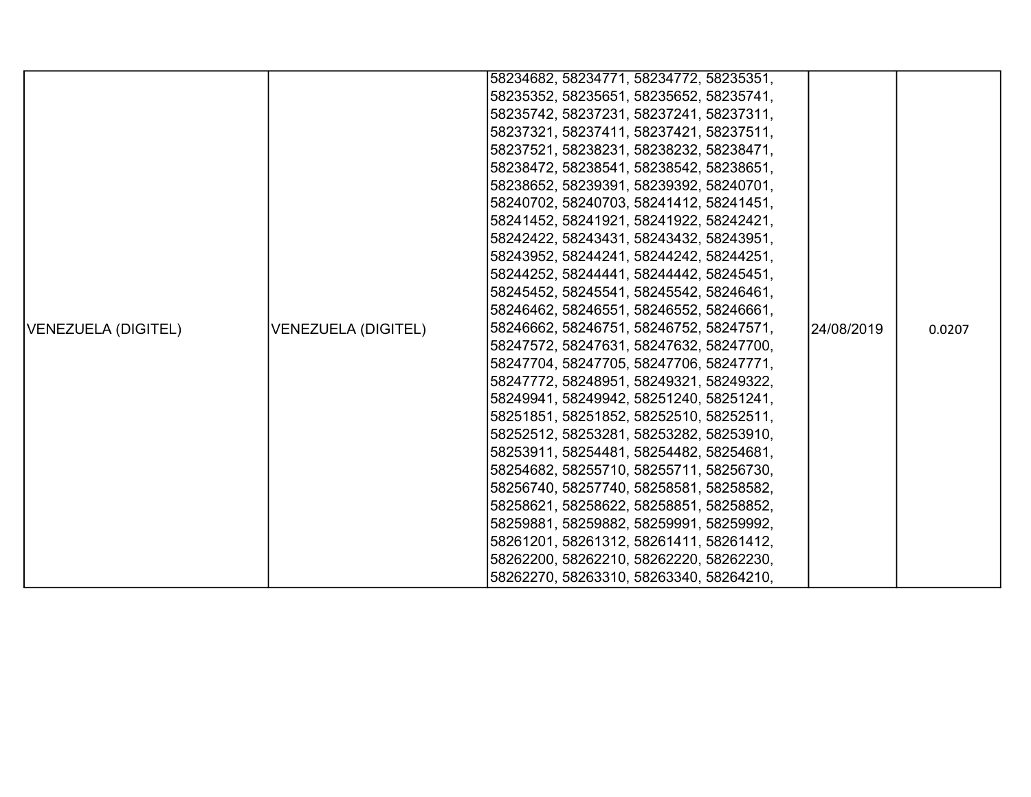| | | | | |
|---|---|---|---|---|
| VENEZUELA (DIGITEL) | VENEZUELA (DIGITEL) | 58234682, 58234771, 58234772, 58235351, 58235352, 58235651, 58235652, 58235741, 58235742, 58237231, 58237241, 58237311, 58237321, 58237411, 58237421, 58237511, 58237521, 58238231, 58238232, 58238471, 58238472, 58238541, 58238542, 58238651, 58238652, 58239391, 58239392, 58240701, 58240702, 58240703, 58241412, 58241451, 58241452, 58241921, 58241922, 58242421, 58242422, 58243431, 58243432, 58243951, 58243952, 58244241, 58244242, 58244251, 58244252, 58244441, 58244442, 58245451, 58245452, 58245541, 58245542, 58246461, 58246462, 58246551, 58246552, 58246661, 58246662, 58246751, 58246752, 58247571, 58247572, 58247631, 58247632, 58247700, 58247704, 58247705, 58247706, 58247771, 58247772, 58248951, 58249321, 58249322, 58249941, 58249942, 58251240, 58251241, 58251851, 58251852, 58252510, 58252511, 58252512, 58253281, 58253282, 58253910, 58253911, 58254481, 58254482, 58254681, 58254682, 58255710, 58255711, 58256730, 58256740, 58257740, 58258581, 58258582, 58258621, 58258622, 58258851, 58258852, 58259881, 58259882, 58259991, 58259992, 58261201, 58261312, 58261411, 58261412, 58262200, 58262210, 58262220, 58262230, 58262270, 58263310, 58263340, 58264210, | 24/08/2019 | 0.0207 |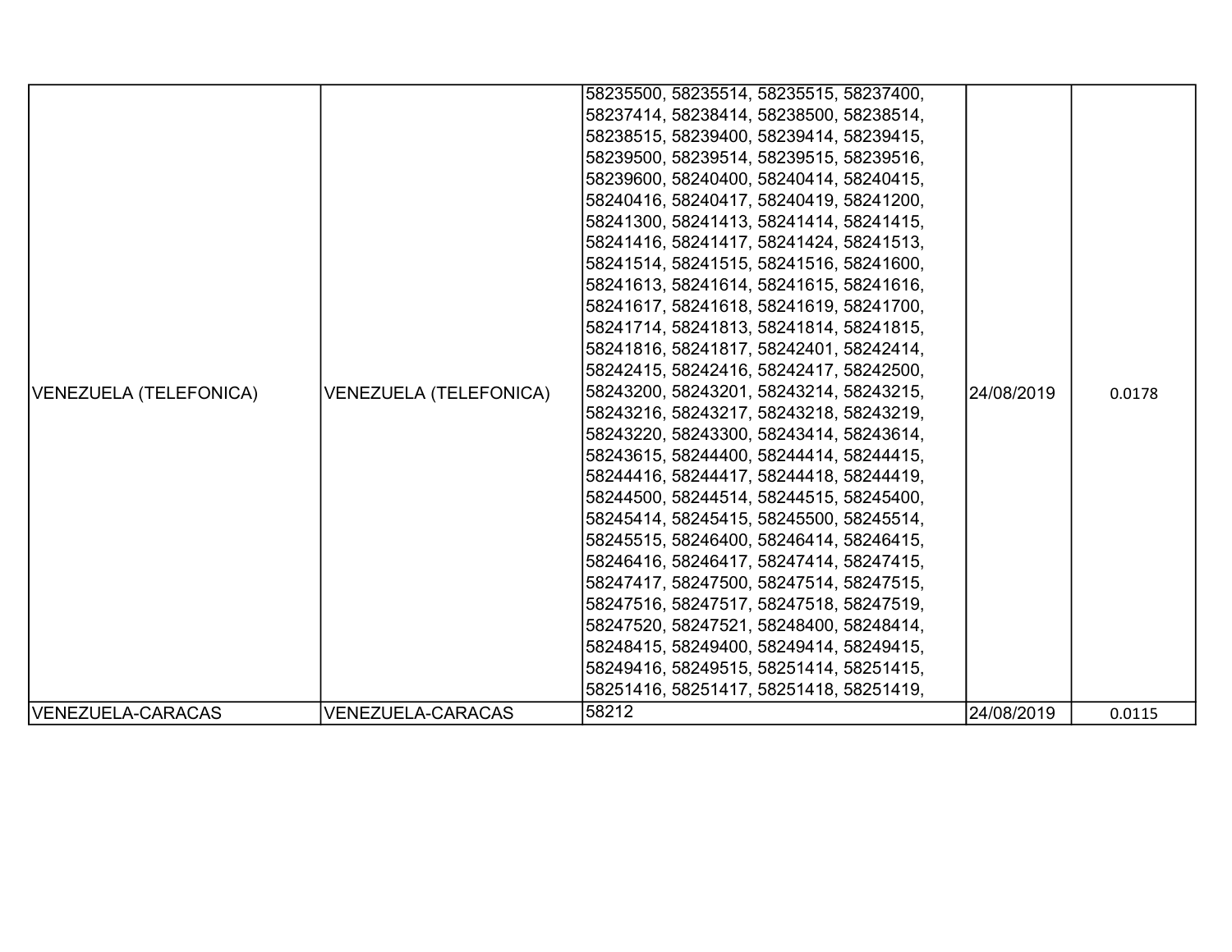| VENEZUELA (TELEFONICA) | VENEZUELA (TELEFONICA) | 58235500, 58235514, 58235515, 58237400, 58237414, 58238414, 58238500, 58238514, 58238515, 58239400, 58239414, 58239415, 58239500, 58239514, 58239515, 58239516, 58239600, 58240400, 58240414, 58240415, 58240416, 58240417, 58240419, 58241200, 58241300, 58241413, 58241414, 58241415, 58241416, 58241417, 58241424, 58241513, 58241514, 58241515, 58241516, 58241600, 58241613, 58241614, 58241615, 58241616, 58241617, 58241618, 58241619, 58241700, 58241714, 58241813, 58241814, 58241815, 58241816, 58241817, 58242401, 58242414, 58242415, 58242416, 58242417, 58242500, 58243200, 58243201, 58243214, 58243215, 58243216, 58243217, 58243218, 58243219, 58243220, 58243300, 58243414, 58243614, 58243615, 58244400, 58244414, 58244415, 58244416, 58244417, 58244418, 58244419, 58244500, 58244514, 58244515, 58245400, 58245414, 58245415, 58245500, 58245514, 58245515, 58246400, 58246414, 58246415, 58246416, 58246417, 58247414, 58247415, 58247417, 58247500, 58247514, 58247515, 58247516, 58247517, 58247518, 58247519, 58247520, 58247521, 58248400, 58248414, 58248415, 58249400, 58249414, 58249415, 58249416, 58249515, 58251414, 58251415, 58251416, 58251417, 58251418, 58251419, | 24/08/2019 | 0.0178 |
|---|---|---|---|---|
| VENEZUELA-CARACAS | VENEZUELA-CARACAS | 58212 | 24/08/2019 | 0.0115 |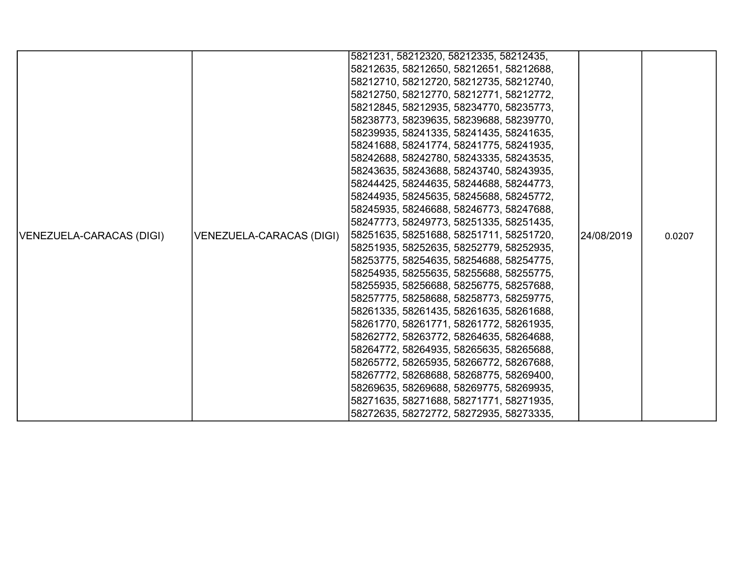| | | | | |
|---|---|---|---|---|
| VENEZUELA-CARACAS (DIGI) | VENEZUELA-CARACAS (DIGI) | 5821231, 58212320, 58212335, 58212435, 58212635, 58212650, 58212651, 58212688, 58212710, 58212720, 58212735, 58212740, 58212750, 58212770, 58212771, 58212772, 58212845, 58212935, 58234770, 58235773, 58238773, 58239635, 58239688, 58239770, 58239935, 58241335, 58241435, 58241635, 58241688, 58241774, 58241775, 58241935, 58242688, 58242780, 58243335, 58243535, 58243635, 58243688, 58243740, 58243935, 58244425, 58244635, 58244688, 58244773, 58244935, 58245635, 58245688, 58245772, 58245935, 58246688, 58246773, 58247688, 58247773, 58249773, 58251335, 58251435, 58251635, 58251688, 58251711, 58251720, 58251935, 58252635, 58252779, 58252935, 58253775, 58254635, 58254688, 58254775, 58254935, 58255635, 58255688, 58255775, 58255935, 58256688, 58256775, 58257688, 58257775, 58258688, 58258773, 58259775, 58261335, 58261435, 58261635, 58261688, 58261770, 58261771, 58261772, 58261935, 58262772, 58263772, 58264635, 58264688, 58264772, 58264935, 58265635, 58265688, 58265772, 58265935, 58266772, 58267688, 58267772, 58268688, 58268775, 58269400, 58269635, 58269688, 58269775, 58269935, 58271635, 58271688, 58271771, 58271935, 58272635, 58272772, 58272935, 58273335, | 24/08/2019 | 0.0207 |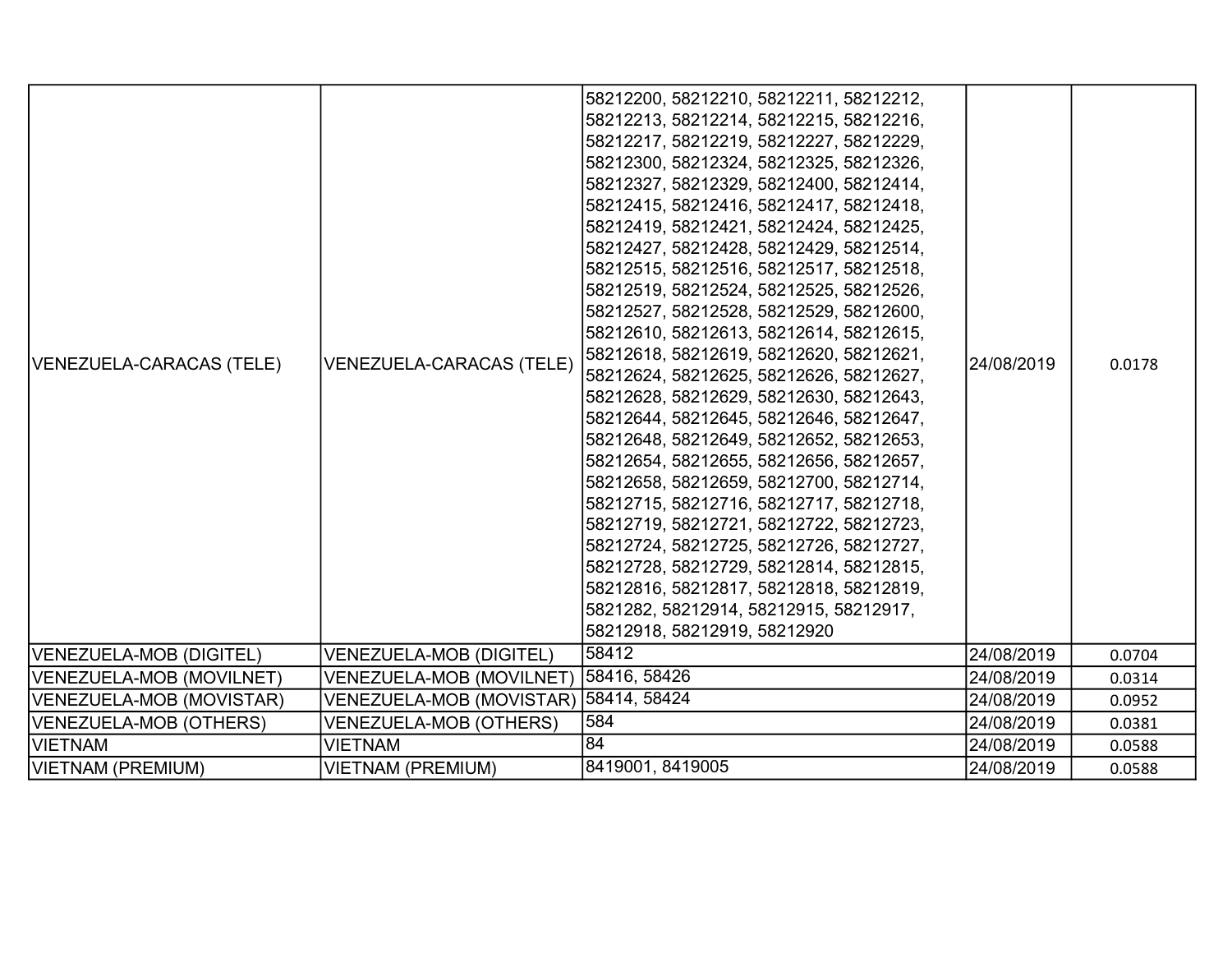| | | | | |
|---|---|---|---|---|
| VENEZUELA-CARACAS (TELE) | VENEZUELA-CARACAS (TELE) | 58212200, 58212210, 58212211, 58212212, 58212213, 58212214, 58212215, 58212216, 58212217, 58212219, 58212227, 58212229, 58212300, 58212324, 58212325, 58212326, 58212327, 58212329, 58212400, 58212414, 58212415, 58212416, 58212417, 58212418, 58212419, 58212421, 58212424, 58212425, 58212427, 58212428, 58212429, 58212514, 58212515, 58212516, 58212517, 58212518, 58212519, 58212524, 58212525, 58212526, 58212527, 58212528, 58212529, 58212600, 58212610, 58212613, 58212614, 58212615, 58212618, 58212619, 58212620, 58212621, 58212624, 58212625, 58212626, 58212627, 58212628, 58212629, 58212630, 58212643, 58212644, 58212645, 58212646, 58212647, 58212648, 58212649, 58212652, 58212653, 58212654, 58212655, 58212656, 58212657, 58212658, 58212659, 58212700, 58212714, 58212715, 58212716, 58212717, 58212718, 58212719, 58212721, 58212722, 58212723, 58212724, 58212725, 58212726, 58212727, 58212728, 58212729, 58212814, 58212815, 58212816, 58212817, 58212818, 58212819, 5821282, 58212914, 58212915, 58212917, 58212918, 58212919, 58212920 | 24/08/2019 | 0.0178 |
| VENEZUELA-MOB (DIGITEL) | VENEZUELA-MOB (DIGITEL) | 58412 | 24/08/2019 | 0.0704 |
| VENEZUELA-MOB (MOVILNET) | VENEZUELA-MOB (MOVILNET) | 58416, 58426 | 24/08/2019 | 0.0314 |
| VENEZUELA-MOB (MOVISTAR) | VENEZUELA-MOB (MOVISTAR) | 58414, 58424 | 24/08/2019 | 0.0952 |
| VENEZUELA-MOB (OTHERS) | VENEZUELA-MOB (OTHERS) | 584 | 24/08/2019 | 0.0381 |
| VIETNAM | VIETNAM | 84 | 24/08/2019 | 0.0588 |
| VIETNAM (PREMIUM) | VIETNAM (PREMIUM) | 8419001, 8419005 | 24/08/2019 | 0.0588 |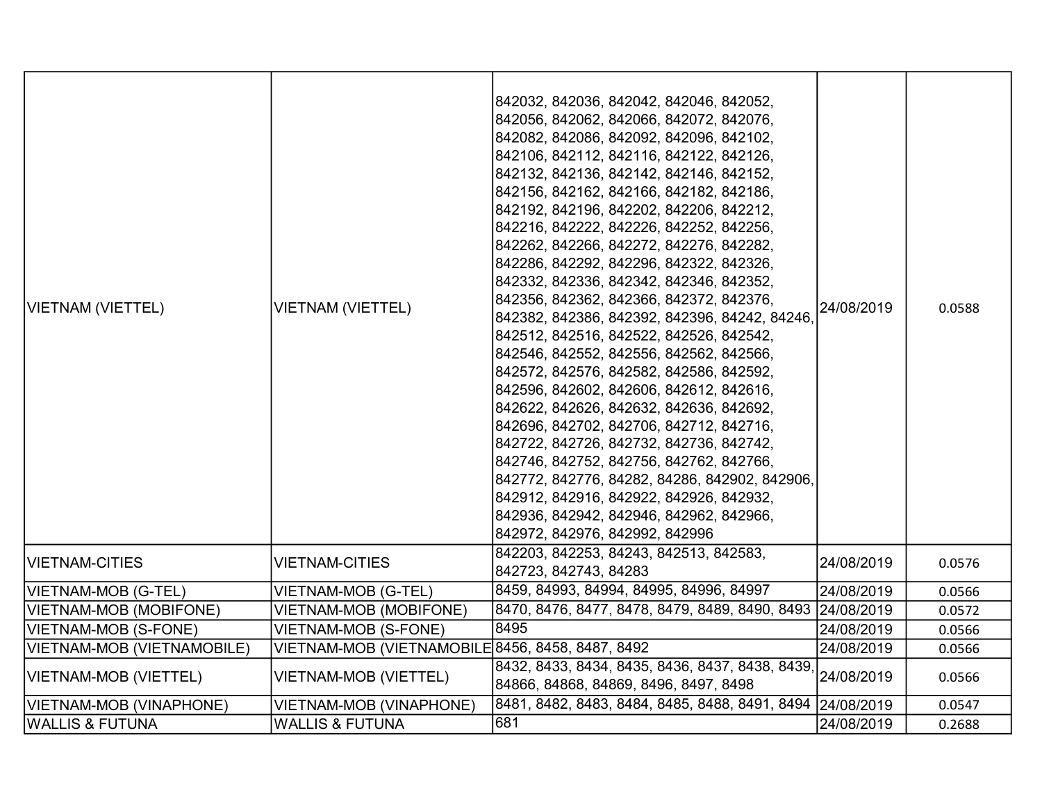| VIETNAM (VIETTEL) | VIETNAM (VIETTEL) | 842032, 842036, 842042, 842046, 842052, 842056, 842062, 842066, 842072, 842076, 842082, 842086, 842092, 842096, 842102, 842106, 842112, 842116, 842122, 842126, 842132, 842136, 842142, 842146, 842152, 842156, 842162, 842166, 842182, 842186, 842192, 842196, 842202, 842206, 842212, 842216, 842222, 842226, 842252, 842256, 842262, 842266, 842272, 842276, 842282, 842286, 842292, 842296, 842322, 842326, 842332, 842336, 842342, 842346, 842352, 842356, 842362, 842366, 842372, 842376, 842382, 842386, 842392, 842396, 84242, 84246, 842512, 842516, 842522, 842526, 842542, 842546, 842552, 842556, 842562, 842566, 842572, 842576, 842582, 842586, 842592, 842596, 842602, 842606, 842612, 842616, 842622, 842626, 842632, 842636, 842692, 842696, 842702, 842706, 842712, 842716, 842722, 842726, 842732, 842736, 842742, 842746, 842752, 842756, 842762, 842766, 842772, 842776, 84282, 84286, 842902, 842906, 842912, 842916, 842922, 842926, 842932, 842936, 842942, 842946, 842962, 842966, 842972, 842976, 842992, 842996 | 24/08/2019 | 0.0588 |
|---|---|---|---|---|
| VIETNAM-CITIES | VIETNAM-CITIES | 842203, 842253, 84243, 842513, 842583, 842723, 842743, 84283 | 24/08/2019 | 0.0576 |
| VIETNAM-MOB (G-TEL) | VIETNAM-MOB (G-TEL) | 8459, 84993, 84994, 84995, 84996, 84997 | 24/08/2019 | 0.0566 |
| VIETNAM-MOB (MOBIFONE) | VIETNAM-MOB (MOBIFONE) | 8470, 8476, 8477, 8478, 8479, 8489, 8490, 8493 | 24/08/2019 | 0.0572 |
| VIETNAM-MOB (S-FONE) | VIETNAM-MOB (S-FONE) | 8495 | 24/08/2019 | 0.0566 |
| VIETNAM-MOB (VIETNAMOBILE) | VIETNAM-MOB (VIETNAMOBILE | 8456, 8458, 8487, 8492 | 24/08/2019 | 0.0566 |
| VIETNAM-MOB (VIETTEL) | VIETNAM-MOB (VIETTEL) | 8432, 8433, 8434, 8435, 8436, 8437, 8438, 8439, 84866, 84868, 84869, 8496, 8497, 8498 | 24/08/2019 | 0.0566 |
| VIETNAM-MOB (VINAPHONE) | VIETNAM-MOB (VINAPHONE) | 8481, 8482, 8483, 8484, 8485, 8488, 8491, 8494 | 24/08/2019 | 0.0547 |
| WALLIS & FUTUNA | WALLIS & FUTUNA | 681 | 24/08/2019 | 0.2688 |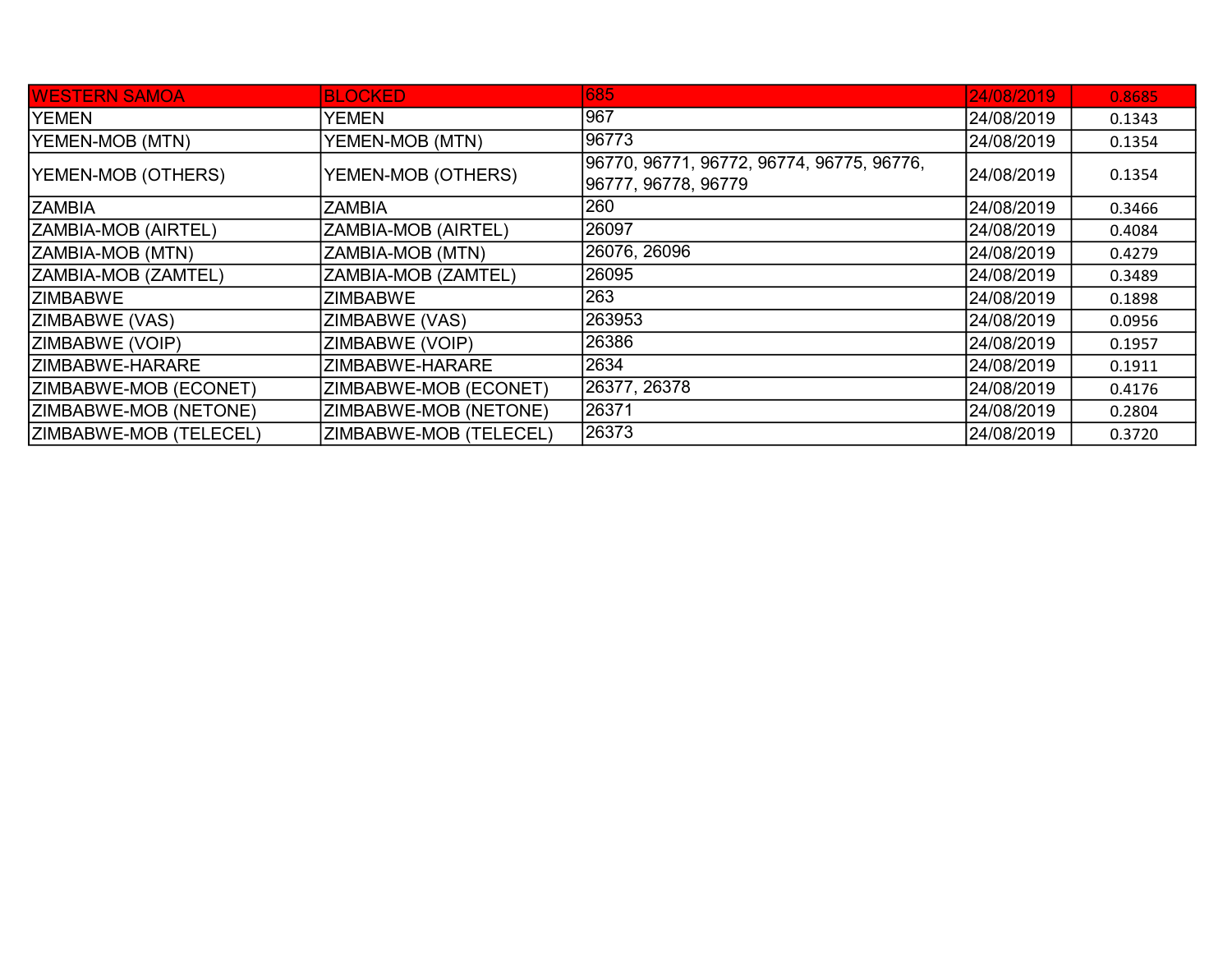| | | | | |
|---|---|---|---|---|
| WESTERN SAMOA | BLOCKED | 685 | 24/08/2019 | 0.8685 |
| YEMEN | YEMEN | 967 | 24/08/2019 | 0.1343 |
| YEMEN-MOB (MTN) | YEMEN-MOB (MTN) | 96773 | 24/08/2019 | 0.1354 |
| YEMEN-MOB (OTHERS) | YEMEN-MOB (OTHERS) | 96770, 96771, 96772, 96774, 96775, 96776, 96777, 96778, 96779 | 24/08/2019 | 0.1354 |
| ZAMBIA | ZAMBIA | 260 | 24/08/2019 | 0.3466 |
| ZAMBIA-MOB (AIRTEL) | ZAMBIA-MOB (AIRTEL) | 26097 | 24/08/2019 | 0.4084 |
| ZAMBIA-MOB (MTN) | ZAMBIA-MOB (MTN) | 26076, 26096 | 24/08/2019 | 0.4279 |
| ZAMBIA-MOB (ZAMTEL) | ZAMBIA-MOB (ZAMTEL) | 26095 | 24/08/2019 | 0.3489 |
| ZIMBABWE | ZIMBABWE | 263 | 24/08/2019 | 0.1898 |
| ZIMBABWE (VAS) | ZIMBABWE (VAS) | 263953 | 24/08/2019 | 0.0956 |
| ZIMBABWE (VOIP) | ZIMBABWE (VOIP) | 26386 | 24/08/2019 | 0.1957 |
| ZIMBABWE-HARARE | ZIMBABWE-HARARE | 2634 | 24/08/2019 | 0.1911 |
| ZIMBABWE-MOB (ECONET) | ZIMBABWE-MOB (ECONET) | 26377, 26378 | 24/08/2019 | 0.4176 |
| ZIMBABWE-MOB (NETONE) | ZIMBABWE-MOB (NETONE) | 26371 | 24/08/2019 | 0.2804 |
| ZIMBABWE-MOB (TELECEL) | ZIMBABWE-MOB (TELECEL) | 26373 | 24/08/2019 | 0.3720 |